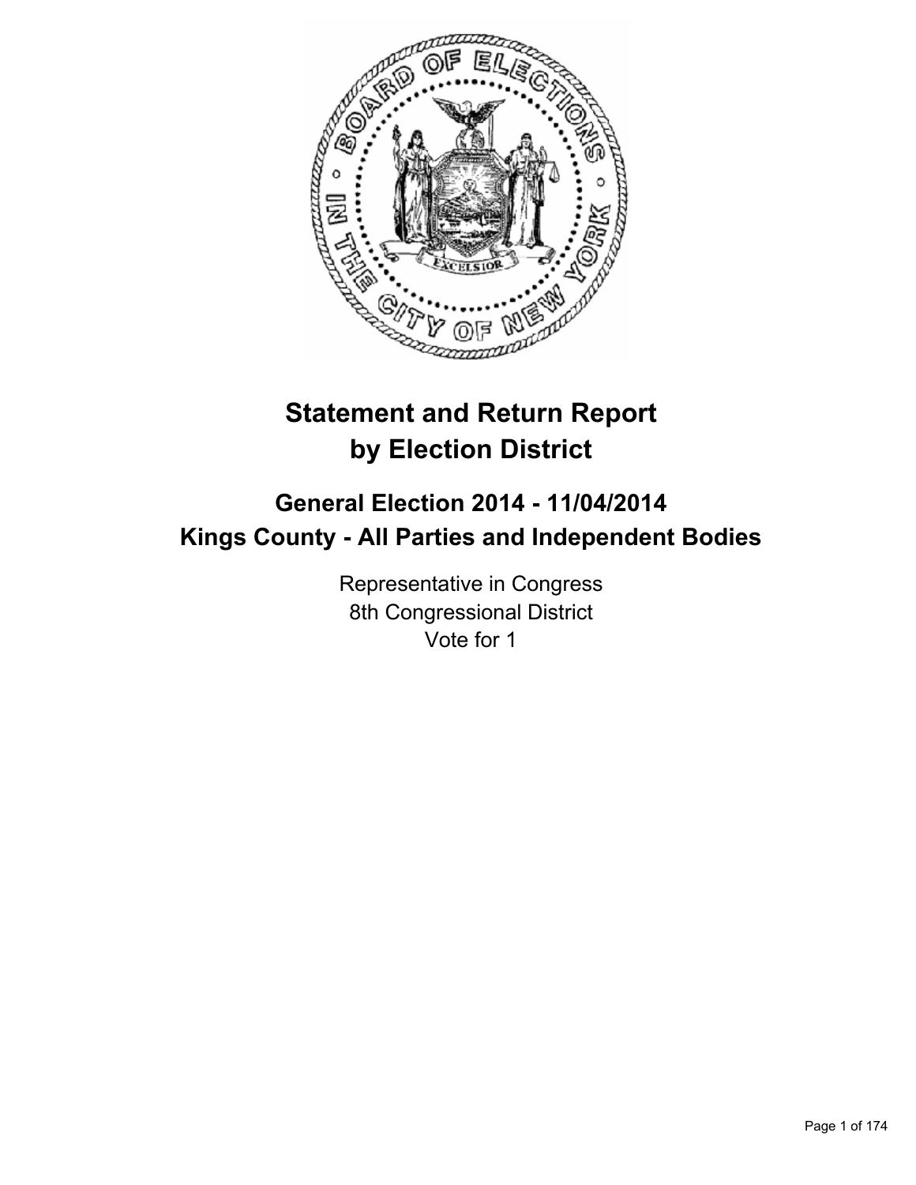# Statement and Return Report by Election District

## General Election 2014 - 11/04/2014
## Kings County - All Parties and Independent Bodies

Representative in Congress
8th Congressional District
Vote for 1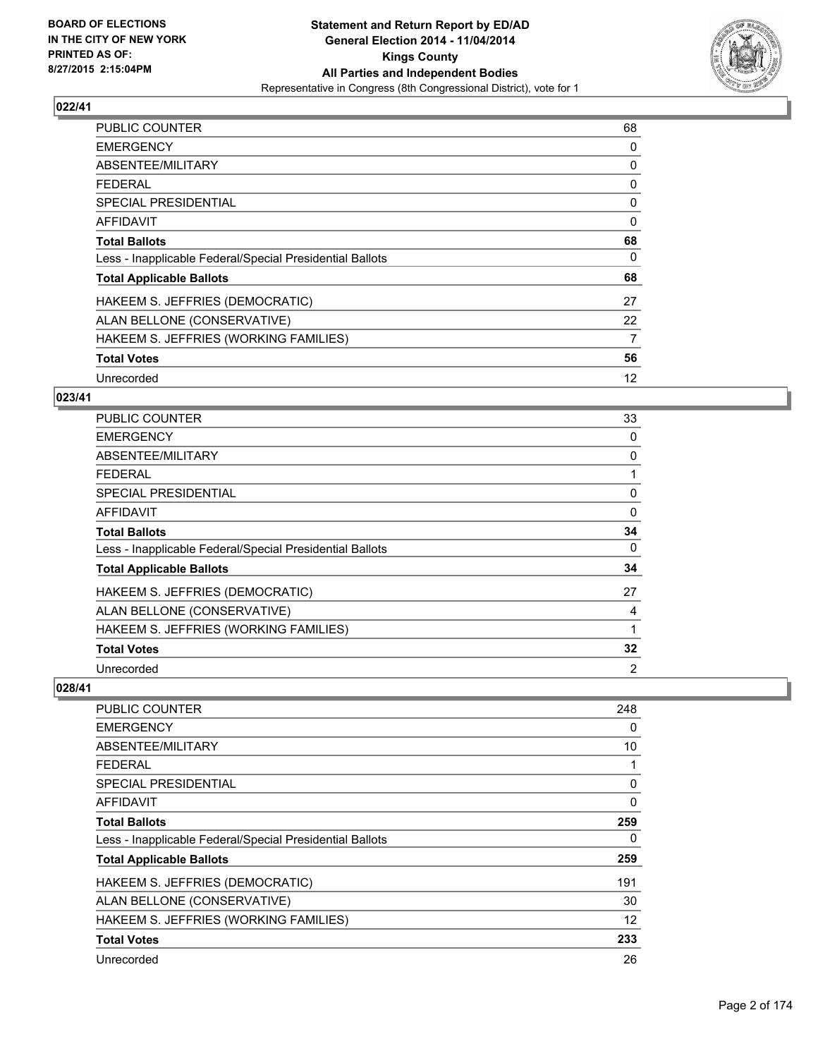**Statement and Return Report by ED/AD**
**General Election 2014 - 11/04/2014**
**Kings County**
**All Parties and Independent Bodies**
Representative in Congress (8th Congressional District), vote for 1

BOARD OF ELECTIONS IN THE CITY OF NEW YORK PRINTED AS OF: 8/27/2015 2:15:04PM

## 022/41

| | |
|---|---|
| PUBLIC COUNTER | 68 |
| EMERGENCY | 0 |
| ABSENTEE/MILITARY | 0 |
| FEDERAL | 0 |
| SPECIAL PRESIDENTIAL | 0 |
| AFFIDAVIT | 0 |
| **Total Ballots** | **68** |
| Less - Inapplicable Federal/Special Presidential Ballots | 0 |
| **Total Applicable Ballots** | **68** |
| HAKEEM S. JEFFRIES (DEMOCRATIC) | 27 |
| ALAN BELLONE (CONSERVATIVE) | 22 |
| HAKEEM S. JEFFRIES (WORKING FAMILIES) | 7 |
| **Total Votes** | **56** |
| Unrecorded | 12 |

## 023/41

| | |
|---|---|
| PUBLIC COUNTER | 33 |
| EMERGENCY | 0 |
| ABSENTEE/MILITARY | 0 |
| FEDERAL | 1 |
| SPECIAL PRESIDENTIAL | 0 |
| AFFIDAVIT | 0 |
| **Total Ballots** | **34** |
| Less - Inapplicable Federal/Special Presidential Ballots | 0 |
| **Total Applicable Ballots** | **34** |
| HAKEEM S. JEFFRIES (DEMOCRATIC) | 27 |
| ALAN BELLONE (CONSERVATIVE) | 4 |
| HAKEEM S. JEFFRIES (WORKING FAMILIES) | 1 |
| **Total Votes** | **32** |
| Unrecorded | 2 |

## 028/41

| | |
|---|---|
| PUBLIC COUNTER | 248 |
| EMERGENCY | 0 |
| ABSENTEE/MILITARY | 10 |
| FEDERAL | 1 |
| SPECIAL PRESIDENTIAL | 0 |
| AFFIDAVIT | 0 |
| **Total Ballots** | **259** |
| Less - Inapplicable Federal/Special Presidential Ballots | 0 |
| **Total Applicable Ballots** | **259** |
| HAKEEM S. JEFFRIES (DEMOCRATIC) | 191 |
| ALAN BELLONE (CONSERVATIVE) | 30 |
| HAKEEM S. JEFFRIES (WORKING FAMILIES) | 12 |
| **Total Votes** | **233** |
| Unrecorded | 26 |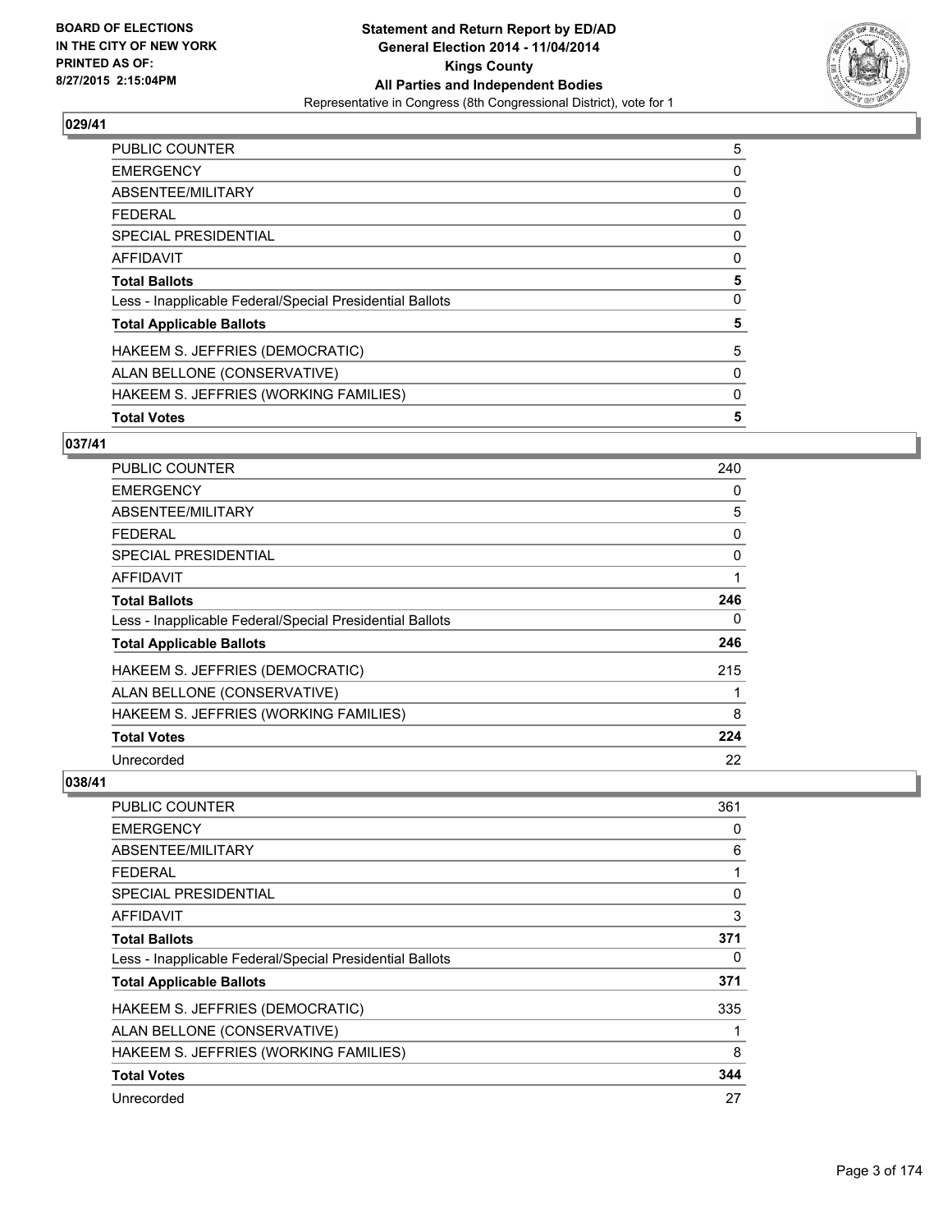BOARD OF ELECTIONS
IN THE CITY OF NEW YORK
PRINTED AS OF:
8/27/2015 2:15:04PM

**Statement and Return Report by ED/AD**
**General Election 2014 - 11/04/2014**
**Kings County**
**All Parties and Independent Bodies**
Representative in Congress (8th Congressional District), vote for 1

## 029/41

| | |
|---|---|
| PUBLIC COUNTER | 5 |
| EMERGENCY | 0 |
| ABSENTEE/MILITARY | 0 |
| FEDERAL | 0 |
| SPECIAL PRESIDENTIAL | 0 |
| AFFIDAVIT | 0 |
| **Total Ballots** | **5** |
| Less - Inapplicable Federal/Special Presidential Ballots | 0 |
| **Total Applicable Ballots** | **5** |
| HAKEEM S. JEFFRIES (DEMOCRATIC) | 5 |
| ALAN BELLONE (CONSERVATIVE) | 0 |
| HAKEEM S. JEFFRIES (WORKING FAMILIES) | 0 |
| **Total Votes** | **5** |

## 037/41

| | |
|---|---|
| PUBLIC COUNTER | 240 |
| EMERGENCY | 0 |
| ABSENTEE/MILITARY | 5 |
| FEDERAL | 0 |
| SPECIAL PRESIDENTIAL | 0 |
| AFFIDAVIT | 1 |
| **Total Ballots** | **246** |
| Less - Inapplicable Federal/Special Presidential Ballots | 0 |
| **Total Applicable Ballots** | **246** |
| HAKEEM S. JEFFRIES (DEMOCRATIC) | 215 |
| ALAN BELLONE (CONSERVATIVE) | 1 |
| HAKEEM S. JEFFRIES (WORKING FAMILIES) | 8 |
| **Total Votes** | **224** |
| Unrecorded | 22 |

## 038/41

| | |
|---|---|
| PUBLIC COUNTER | 361 |
| EMERGENCY | 0 |
| ABSENTEE/MILITARY | 6 |
| FEDERAL | 1 |
| SPECIAL PRESIDENTIAL | 0 |
| AFFIDAVIT | 3 |
| **Total Ballots** | **371** |
| Less - Inapplicable Federal/Special Presidential Ballots | 0 |
| **Total Applicable Ballots** | **371** |
| HAKEEM S. JEFFRIES (DEMOCRATIC) | 335 |
| ALAN BELLONE (CONSERVATIVE) | 1 |
| HAKEEM S. JEFFRIES (WORKING FAMILIES) | 8 |
| **Total Votes** | **344** |
| Unrecorded | 27 |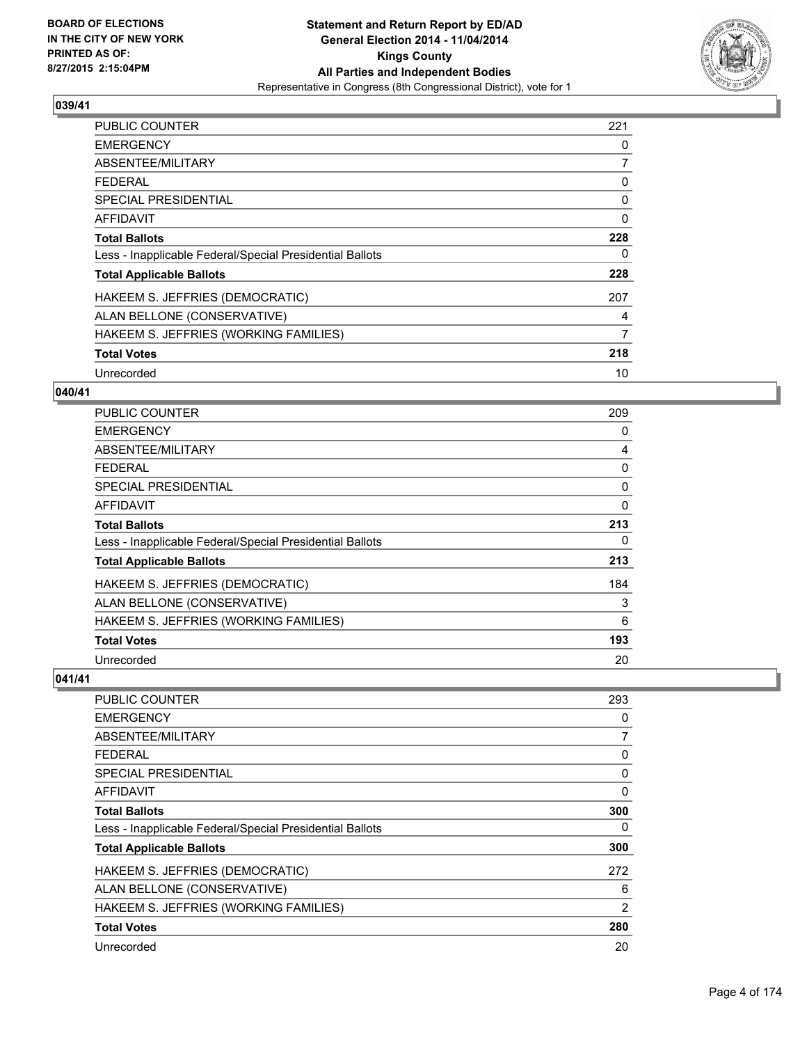**Statement and Return Report by ED/AD**
**General Election 2014 - 11/04/2014**
**Kings County**
**All Parties and Independent Bodies**
Representative in Congress (8th Congressional District), vote for 1

BOARD OF ELECTIONS IN THE CITY OF NEW YORK PRINTED AS OF: 8/27/2015 2:15:04PM

## 039/41

| | |
|---|---|
| PUBLIC COUNTER | 221 |
| EMERGENCY | 0 |
| ABSENTEE/MILITARY | 7 |
| FEDERAL | 0 |
| SPECIAL PRESIDENTIAL | 0 |
| AFFIDAVIT | 0 |
| **Total Ballots** | **228** |
| Less - Inapplicable Federal/Special Presidential Ballots | 0 |
| **Total Applicable Ballots** | **228** |
| HAKEEM S. JEFFRIES (DEMOCRATIC) | 207 |
| ALAN BELLONE (CONSERVATIVE) | 4 |
| HAKEEM S. JEFFRIES (WORKING FAMILIES) | 7 |
| **Total Votes** | **218** |
| Unrecorded | 10 |

## 040/41

| | |
|---|---|
| PUBLIC COUNTER | 209 |
| EMERGENCY | 0 |
| ABSENTEE/MILITARY | 4 |
| FEDERAL | 0 |
| SPECIAL PRESIDENTIAL | 0 |
| AFFIDAVIT | 0 |
| **Total Ballots** | **213** |
| Less - Inapplicable Federal/Special Presidential Ballots | 0 |
| **Total Applicable Ballots** | **213** |
| HAKEEM S. JEFFRIES (DEMOCRATIC) | 184 |
| ALAN BELLONE (CONSERVATIVE) | 3 |
| HAKEEM S. JEFFRIES (WORKING FAMILIES) | 6 |
| **Total Votes** | **193** |
| Unrecorded | 20 |

## 041/41

| | |
|---|---|
| PUBLIC COUNTER | 293 |
| EMERGENCY | 0 |
| ABSENTEE/MILITARY | 7 |
| FEDERAL | 0 |
| SPECIAL PRESIDENTIAL | 0 |
| AFFIDAVIT | 0 |
| **Total Ballots** | **300** |
| Less - Inapplicable Federal/Special Presidential Ballots | 0 |
| **Total Applicable Ballots** | **300** |
| HAKEEM S. JEFFRIES (DEMOCRATIC) | 272 |
| ALAN BELLONE (CONSERVATIVE) | 6 |
| HAKEEM S. JEFFRIES (WORKING FAMILIES) | 2 |
| **Total Votes** | **280** |
| Unrecorded | 20 |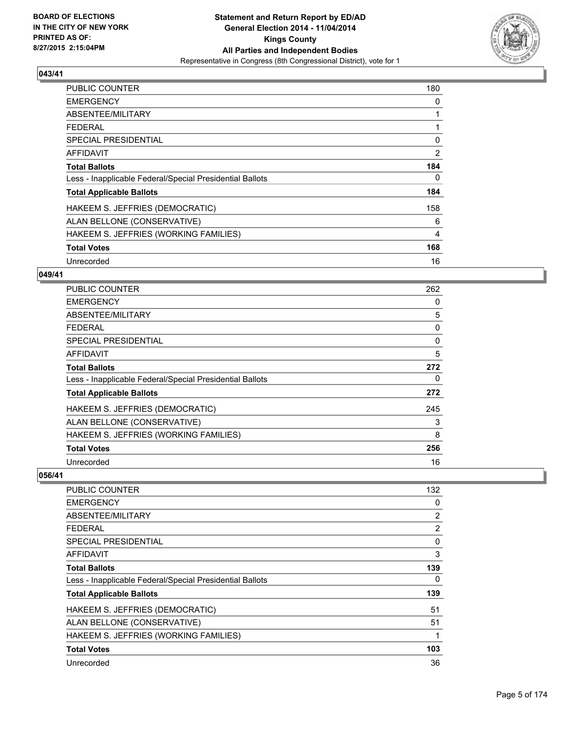## 043/41

| | |
|---|---|
| PUBLIC COUNTER | 180 |
| EMERGENCY | 0 |
| ABSENTEE/MILITARY | 1 |
| FEDERAL | 1 |
| SPECIAL PRESIDENTIAL | 0 |
| AFFIDAVIT | 2 |
| **Total Ballots** | **184** |
| Less - Inapplicable Federal/Special Presidential Ballots | 0 |
| **Total Applicable Ballots** | **184** |
| HAKEEM S. JEFFRIES (DEMOCRATIC) | 158 |
| ALAN BELLONE (CONSERVATIVE) | 6 |
| HAKEEM S. JEFFRIES (WORKING FAMILIES) | 4 |
| **Total Votes** | **168** |
| Unrecorded | 16 |

## 049/41

| | |
|---|---|
| PUBLIC COUNTER | 262 |
| EMERGENCY | 0 |
| ABSENTEE/MILITARY | 5 |
| FEDERAL | 0 |
| SPECIAL PRESIDENTIAL | 0 |
| AFFIDAVIT | 5 |
| **Total Ballots** | **272** |
| Less - Inapplicable Federal/Special Presidential Ballots | 0 |
| **Total Applicable Ballots** | **272** |
| HAKEEM S. JEFFRIES (DEMOCRATIC) | 245 |
| ALAN BELLONE (CONSERVATIVE) | 3 |
| HAKEEM S. JEFFRIES (WORKING FAMILIES) | 8 |
| **Total Votes** | **256** |
| Unrecorded | 16 |

## 056/41

| | |
|---|---|
| PUBLIC COUNTER | 132 |
| EMERGENCY | 0 |
| ABSENTEE/MILITARY | 2 |
| FEDERAL | 2 |
| SPECIAL PRESIDENTIAL | 0 |
| AFFIDAVIT | 3 |
| **Total Ballots** | **139** |
| Less - Inapplicable Federal/Special Presidential Ballots | 0 |
| **Total Applicable Ballots** | **139** |
| HAKEEM S. JEFFRIES (DEMOCRATIC) | 51 |
| ALAN BELLONE (CONSERVATIVE) | 51 |
| HAKEEM S. JEFFRIES (WORKING FAMILIES) | 1 |
| **Total Votes** | **103** |
| Unrecorded | 36 |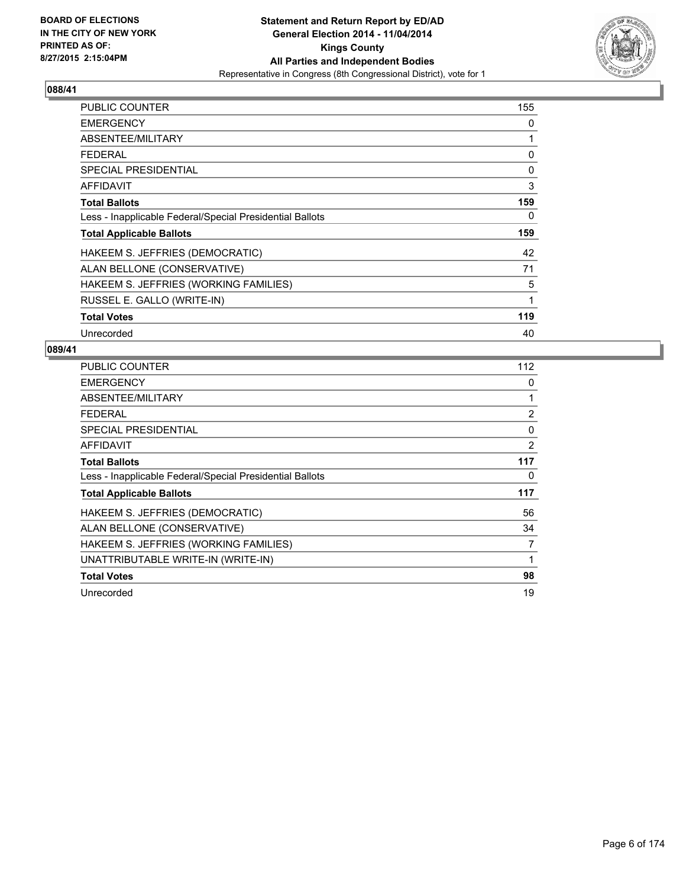**BOARD OF ELECTIONS IN THE CITY OF NEW YORK PRINTED AS OF: 8/27/2015 2:15:04PM**

**Statement and Return Report by ED/AD**
**General Election 2014 - 11/04/2014**
**Kings County**
**All Parties and Independent Bodies**
Representative in Congress (8th Congressional District), vote for 1

## 088/41

| | |
|---|---|
| PUBLIC COUNTER | 155 |
| EMERGENCY | 0 |
| ABSENTEE/MILITARY | 1 |
| FEDERAL | 0 |
| SPECIAL PRESIDENTIAL | 0 |
| AFFIDAVIT | 3 |
| **Total Ballots** | **159** |
| Less - Inapplicable Federal/Special Presidential Ballots | 0 |
| **Total Applicable Ballots** | **159** |
| HAKEEM S. JEFFRIES (DEMOCRATIC) | 42 |
| ALAN BELLONE (CONSERVATIVE) | 71 |
| HAKEEM S. JEFFRIES (WORKING FAMILIES) | 5 |
| RUSSEL E. GALLO (WRITE-IN) | 1 |
| **Total Votes** | **119** |
| Unrecorded | 40 |

## 089/41

| | |
|---|---|
| PUBLIC COUNTER | 112 |
| EMERGENCY | 0 |
| ABSENTEE/MILITARY | 1 |
| FEDERAL | 2 |
| SPECIAL PRESIDENTIAL | 0 |
| AFFIDAVIT | 2 |
| **Total Ballots** | **117** |
| Less - Inapplicable Federal/Special Presidential Ballots | 0 |
| **Total Applicable Ballots** | **117** |
| HAKEEM S. JEFFRIES (DEMOCRATIC) | 56 |
| ALAN BELLONE (CONSERVATIVE) | 34 |
| HAKEEM S. JEFFRIES (WORKING FAMILIES) | 7 |
| UNATTRIBUTABLE WRITE-IN (WRITE-IN) | 1 |
| **Total Votes** | **98** |
| Unrecorded | 19 |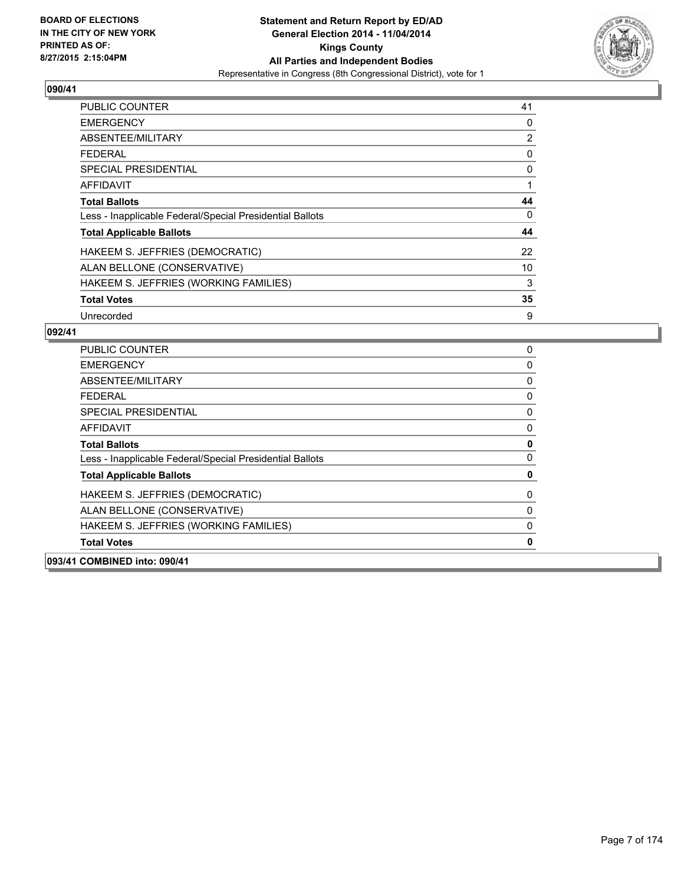**BOARD OF ELECTIONS IN THE CITY OF NEW YORK PRINTED AS OF: 8/27/2015 2:15:04PM**

**Statement and Return Report by ED/AD General Election 2014 - 11/04/2014 Kings County All Parties and Independent Bodies**
Representative in Congress (8th Congressional District), vote for 1

## 090/41

| | |
|---|---|
| PUBLIC COUNTER | 41 |
| EMERGENCY | 0 |
| ABSENTEE/MILITARY | 2 |
| FEDERAL | 0 |
| SPECIAL PRESIDENTIAL | 0 |
| AFFIDAVIT | 1 |
| **Total Ballots** | **44** |
| Less - Inapplicable Federal/Special Presidential Ballots | 0 |
| **Total Applicable Ballots** | **44** |
| HAKEEM S. JEFFRIES (DEMOCRATIC) | 22 |
| ALAN BELLONE (CONSERVATIVE) | 10 |
| HAKEEM S. JEFFRIES (WORKING FAMILIES) | 3 |
| **Total Votes** | **35** |
| Unrecorded | 9 |

## 092/41

| | |
|---|---|
| PUBLIC COUNTER | 0 |
| EMERGENCY | 0 |
| ABSENTEE/MILITARY | 0 |
| FEDERAL | 0 |
| SPECIAL PRESIDENTIAL | 0 |
| AFFIDAVIT | 0 |
| **Total Ballots** | **0** |
| Less - Inapplicable Federal/Special Presidential Ballots | 0 |
| **Total Applicable Ballots** | **0** |
| HAKEEM S. JEFFRIES (DEMOCRATIC) | 0 |
| ALAN BELLONE (CONSERVATIVE) | 0 |
| HAKEEM S. JEFFRIES (WORKING FAMILIES) | 0 |
| **Total Votes** | **0** |

## 093/41 COMBINED into: 090/41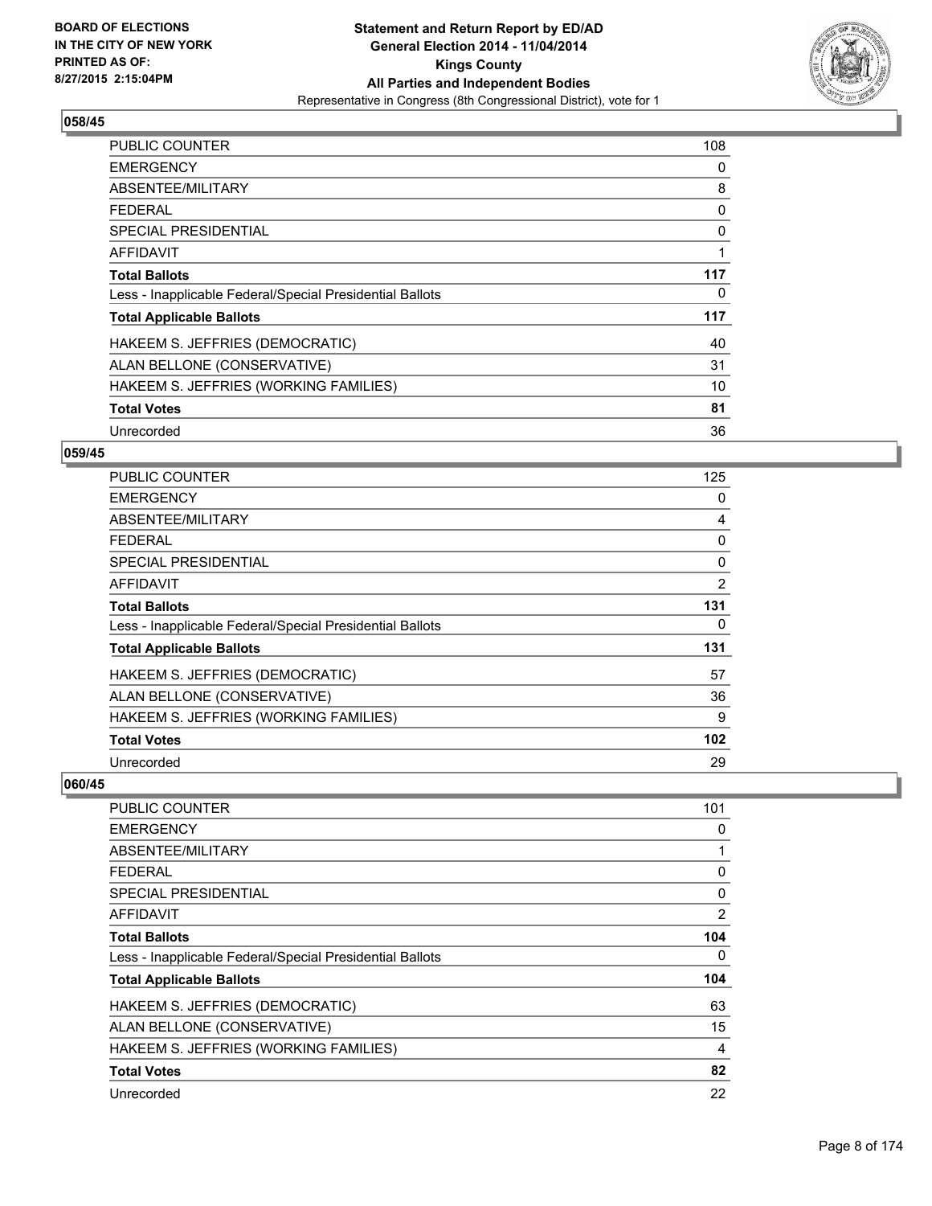### 058/45

| | |
|---|---|
| PUBLIC COUNTER | 108 |
| EMERGENCY | 0 |
| ABSENTEE/MILITARY | 8 |
| FEDERAL | 0 |
| SPECIAL PRESIDENTIAL | 0 |
| AFFIDAVIT | 1 |
| **Total Ballots** | **117** |
| Less - Inapplicable Federal/Special Presidential Ballots | 0 |
| **Total Applicable Ballots** | **117** |
| HAKEEM S. JEFFRIES (DEMOCRATIC) | 40 |
| ALAN BELLONE (CONSERVATIVE) | 31 |
| HAKEEM S. JEFFRIES (WORKING FAMILIES) | 10 |
| **Total Votes** | **81** |
| Unrecorded | 36 |

### 059/45

| | |
|---|---|
| PUBLIC COUNTER | 125 |
| EMERGENCY | 0 |
| ABSENTEE/MILITARY | 4 |
| FEDERAL | 0 |
| SPECIAL PRESIDENTIAL | 0 |
| AFFIDAVIT | 2 |
| **Total Ballots** | **131** |
| Less - Inapplicable Federal/Special Presidential Ballots | 0 |
| **Total Applicable Ballots** | **131** |
| HAKEEM S. JEFFRIES (DEMOCRATIC) | 57 |
| ALAN BELLONE (CONSERVATIVE) | 36 |
| HAKEEM S. JEFFRIES (WORKING FAMILIES) | 9 |
| **Total Votes** | **102** |
| Unrecorded | 29 |

### 060/45

| | |
|---|---|
| PUBLIC COUNTER | 101 |
| EMERGENCY | 0 |
| ABSENTEE/MILITARY | 1 |
| FEDERAL | 0 |
| SPECIAL PRESIDENTIAL | 0 |
| AFFIDAVIT | 2 |
| **Total Ballots** | **104** |
| Less - Inapplicable Federal/Special Presidential Ballots | 0 |
| **Total Applicable Ballots** | **104** |
| HAKEEM S. JEFFRIES (DEMOCRATIC) | 63 |
| ALAN BELLONE (CONSERVATIVE) | 15 |
| HAKEEM S. JEFFRIES (WORKING FAMILIES) | 4 |
| **Total Votes** | **82** |
| Unrecorded | 22 |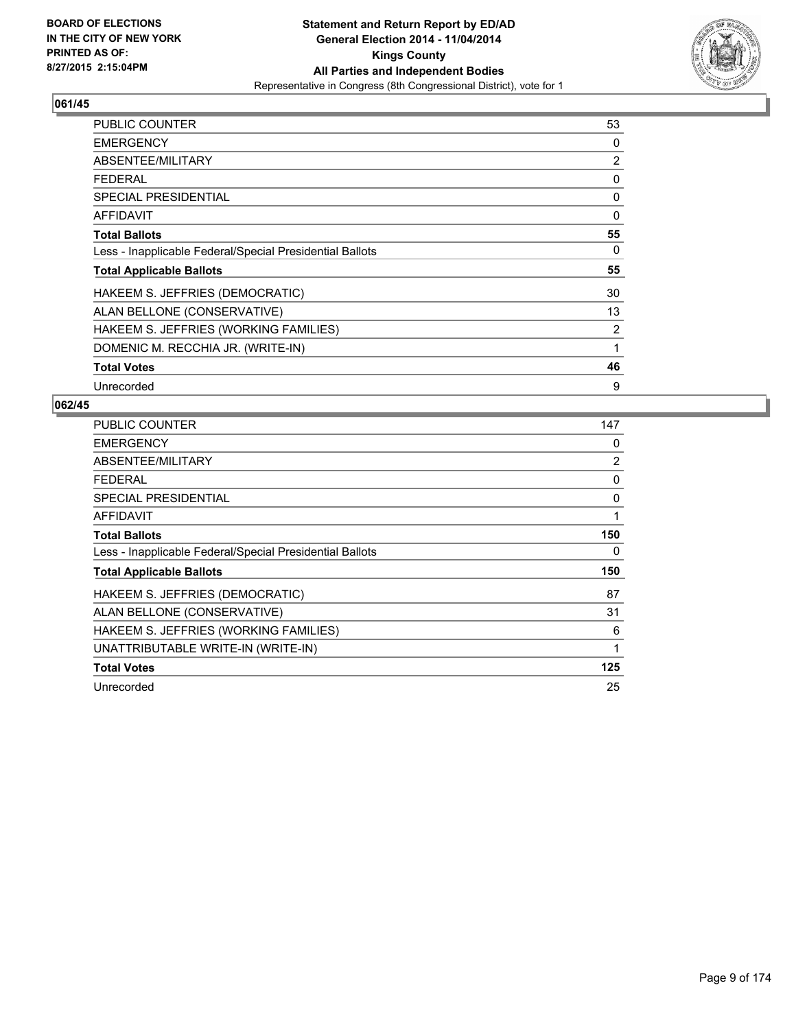**BOARD OF ELECTIONS IN THE CITY OF NEW YORK PRINTED AS OF: 8/27/2015 2:15:04PM**

**Statement and Return Report by ED/AD General Election 2014 - 11/04/2014 Kings County All Parties and Independent Bodies**

Representative in Congress (8th Congressional District), vote for 1

## 061/45

| | |
|---|---|
| PUBLIC COUNTER | 53 |
| EMERGENCY | 0 |
| ABSENTEE/MILITARY | 2 |
| FEDERAL | 0 |
| SPECIAL PRESIDENTIAL | 0 |
| AFFIDAVIT | 0 |
| **Total Ballots** | **55** |
| Less - Inapplicable Federal/Special Presidential Ballots | 0 |
| **Total Applicable Ballots** | **55** |
| HAKEEM S. JEFFRIES (DEMOCRATIC) | 30 |
| ALAN BELLONE (CONSERVATIVE) | 13 |
| HAKEEM S. JEFFRIES (WORKING FAMILIES) | 2 |
| DOMENIC M. RECCHIA JR. (WRITE-IN) | 1 |
| **Total Votes** | **46** |
| Unrecorded | 9 |

## 062/45

| | |
|---|---|
| PUBLIC COUNTER | 147 |
| EMERGENCY | 0 |
| ABSENTEE/MILITARY | 2 |
| FEDERAL | 0 |
| SPECIAL PRESIDENTIAL | 0 |
| AFFIDAVIT | 1 |
| **Total Ballots** | **150** |
| Less - Inapplicable Federal/Special Presidential Ballots | 0 |
| **Total Applicable Ballots** | **150** |
| HAKEEM S. JEFFRIES (DEMOCRATIC) | 87 |
| ALAN BELLONE (CONSERVATIVE) | 31 |
| HAKEEM S. JEFFRIES (WORKING FAMILIES) | 6 |
| UNATTRIBUTABLE WRITE-IN (WRITE-IN) | 1 |
| **Total Votes** | **125** |
| Unrecorded | 25 |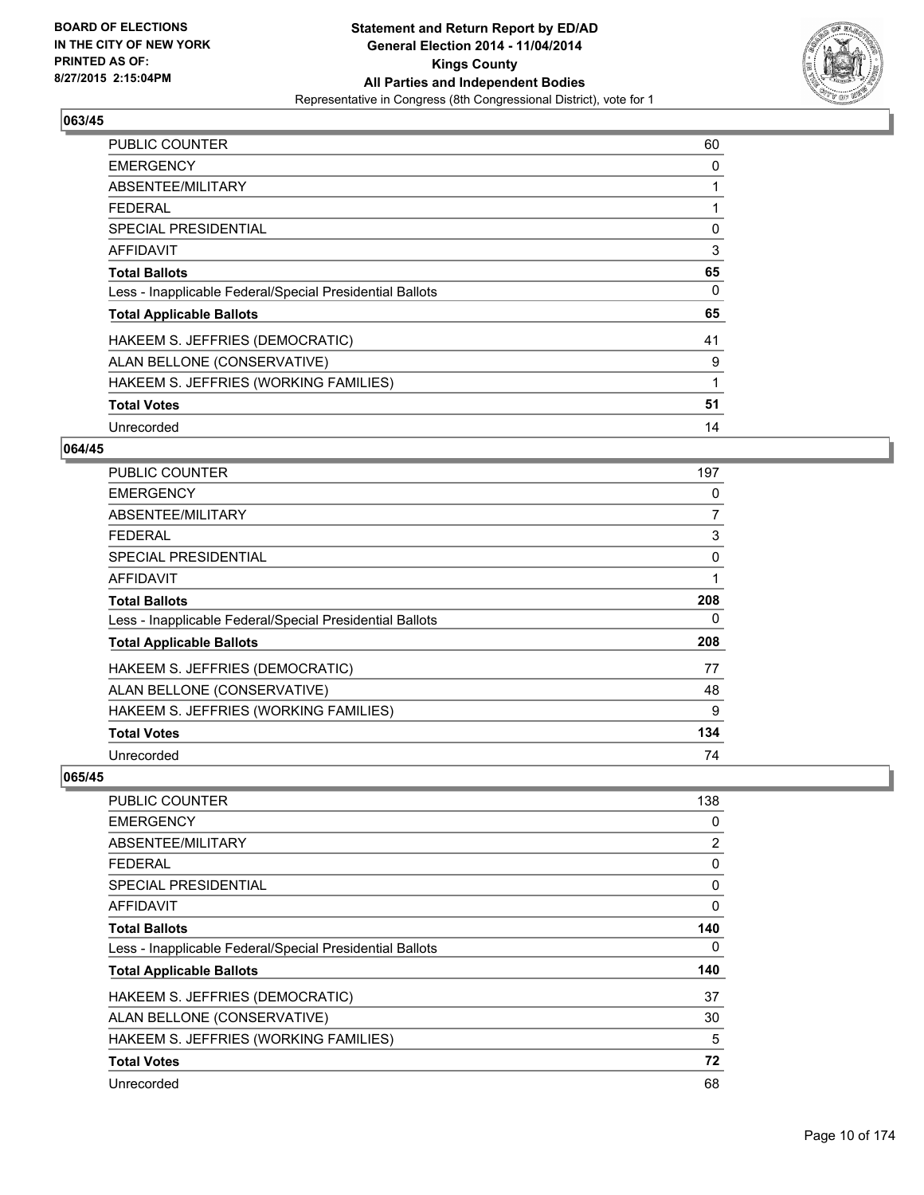### 063/45

| | |
|---|---|
| PUBLIC COUNTER | 60 |
| EMERGENCY | 0 |
| ABSENTEE/MILITARY | 1 |
| FEDERAL | 1 |
| SPECIAL PRESIDENTIAL | 0 |
| AFFIDAVIT | 3 |
| **Total Ballots** | **65** |
| Less - Inapplicable Federal/Special Presidential Ballots | 0 |
| **Total Applicable Ballots** | **65** |
| HAKEEM S. JEFFRIES (DEMOCRATIC) | 41 |
| ALAN BELLONE (CONSERVATIVE) | 9 |
| HAKEEM S. JEFFRIES (WORKING FAMILIES) | 1 |
| **Total Votes** | **51** |
| Unrecorded | 14 |

### 064/45

| | |
|---|---|
| PUBLIC COUNTER | 197 |
| EMERGENCY | 0 |
| ABSENTEE/MILITARY | 7 |
| FEDERAL | 3 |
| SPECIAL PRESIDENTIAL | 0 |
| AFFIDAVIT | 1 |
| **Total Ballots** | **208** |
| Less - Inapplicable Federal/Special Presidential Ballots | 0 |
| **Total Applicable Ballots** | **208** |
| HAKEEM S. JEFFRIES (DEMOCRATIC) | 77 |
| ALAN BELLONE (CONSERVATIVE) | 48 |
| HAKEEM S. JEFFRIES (WORKING FAMILIES) | 9 |
| **Total Votes** | **134** |
| Unrecorded | 74 |

### 065/45

| | |
|---|---|
| PUBLIC COUNTER | 138 |
| EMERGENCY | 0 |
| ABSENTEE/MILITARY | 2 |
| FEDERAL | 0 |
| SPECIAL PRESIDENTIAL | 0 |
| AFFIDAVIT | 0 |
| **Total Ballots** | **140** |
| Less - Inapplicable Federal/Special Presidential Ballots | 0 |
| **Total Applicable Ballots** | **140** |
| HAKEEM S. JEFFRIES (DEMOCRATIC) | 37 |
| ALAN BELLONE (CONSERVATIVE) | 30 |
| HAKEEM S. JEFFRIES (WORKING FAMILIES) | 5 |
| **Total Votes** | **72** |
| Unrecorded | 68 |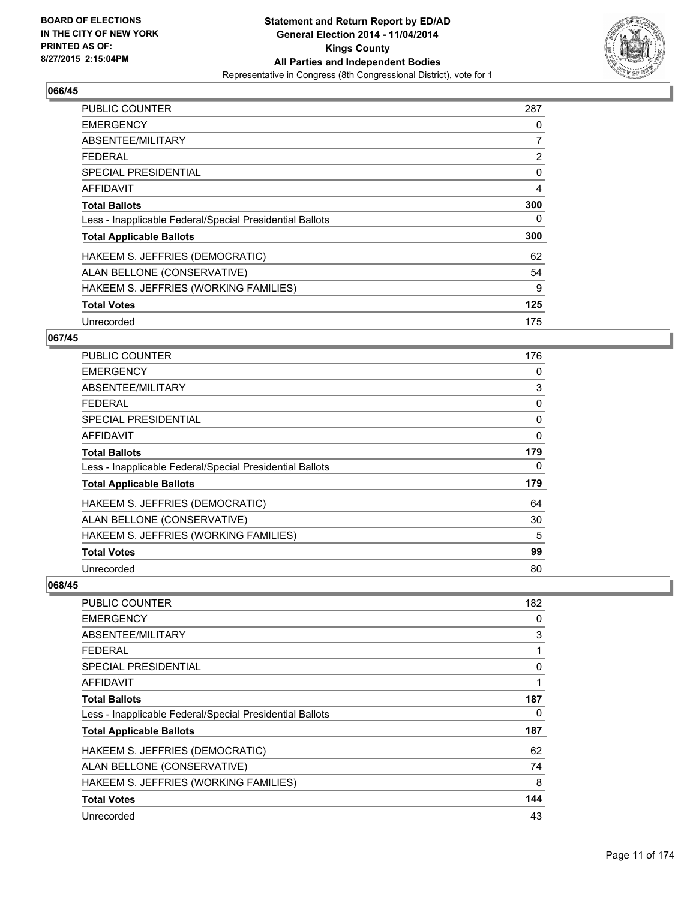**BOARD OF ELECTIONS IN THE CITY OF NEW YORK PRINTED AS OF: 8/27/2015 2:15:04PM**

**Statement and Return Report by ED/AD General Election 2014 - 11/04/2014 Kings County All Parties and Independent Bodies**
Representative in Congress (8th Congressional District), vote for 1

## 066/45

| | |
|---|---|
| PUBLIC COUNTER | 287 |
| EMERGENCY | 0 |
| ABSENTEE/MILITARY | 7 |
| FEDERAL | 2 |
| SPECIAL PRESIDENTIAL | 0 |
| AFFIDAVIT | 4 |
| **Total Ballots** | **300** |
| Less - Inapplicable Federal/Special Presidential Ballots | 0 |
| **Total Applicable Ballots** | **300** |
| HAKEEM S. JEFFRIES (DEMOCRATIC) | 62 |
| ALAN BELLONE (CONSERVATIVE) | 54 |
| HAKEEM S. JEFFRIES (WORKING FAMILIES) | 9 |
| **Total Votes** | **125** |
| Unrecorded | 175 |

## 067/45

| | |
|---|---|
| PUBLIC COUNTER | 176 |
| EMERGENCY | 0 |
| ABSENTEE/MILITARY | 3 |
| FEDERAL | 0 |
| SPECIAL PRESIDENTIAL | 0 |
| AFFIDAVIT | 0 |
| **Total Ballots** | **179** |
| Less - Inapplicable Federal/Special Presidential Ballots | 0 |
| **Total Applicable Ballots** | **179** |
| HAKEEM S. JEFFRIES (DEMOCRATIC) | 64 |
| ALAN BELLONE (CONSERVATIVE) | 30 |
| HAKEEM S. JEFFRIES (WORKING FAMILIES) | 5 |
| **Total Votes** | **99** |
| Unrecorded | 80 |

## 068/45

| | |
|---|---|
| PUBLIC COUNTER | 182 |
| EMERGENCY | 0 |
| ABSENTEE/MILITARY | 3 |
| FEDERAL | 1 |
| SPECIAL PRESIDENTIAL | 0 |
| AFFIDAVIT | 1 |
| **Total Ballots** | **187** |
| Less - Inapplicable Federal/Special Presidential Ballots | 0 |
| **Total Applicable Ballots** | **187** |
| HAKEEM S. JEFFRIES (DEMOCRATIC) | 62 |
| ALAN BELLONE (CONSERVATIVE) | 74 |
| HAKEEM S. JEFFRIES (WORKING FAMILIES) | 8 |
| **Total Votes** | **144** |
| Unrecorded | 43 |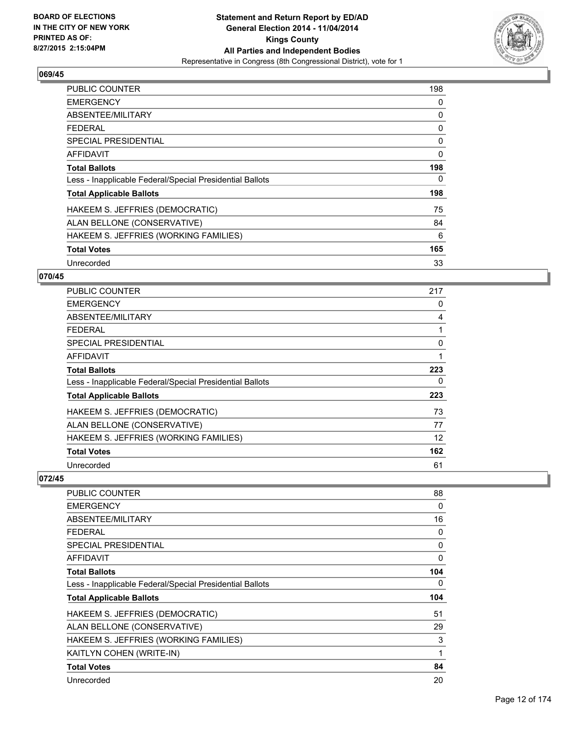## 069/45

| | |
|---|---|
| PUBLIC COUNTER | 198 |
| EMERGENCY | 0 |
| ABSENTEE/MILITARY | 0 |
| FEDERAL | 0 |
| SPECIAL PRESIDENTIAL | 0 |
| AFFIDAVIT | 0 |
| **Total Ballots** | **198** |
| Less - Inapplicable Federal/Special Presidential Ballots | 0 |
| **Total Applicable Ballots** | **198** |
| HAKEEM S. JEFFRIES (DEMOCRATIC) | 75 |
| ALAN BELLONE (CONSERVATIVE) | 84 |
| HAKEEM S. JEFFRIES (WORKING FAMILIES) | 6 |
| **Total Votes** | **165** |
| Unrecorded | 33 |

## 070/45

| | |
|---|---|
| PUBLIC COUNTER | 217 |
| EMERGENCY | 0 |
| ABSENTEE/MILITARY | 4 |
| FEDERAL | 1 |
| SPECIAL PRESIDENTIAL | 0 |
| AFFIDAVIT | 1 |
| **Total Ballots** | **223** |
| Less - Inapplicable Federal/Special Presidential Ballots | 0 |
| **Total Applicable Ballots** | **223** |
| HAKEEM S. JEFFRIES (DEMOCRATIC) | 73 |
| ALAN BELLONE (CONSERVATIVE) | 77 |
| HAKEEM S. JEFFRIES (WORKING FAMILIES) | 12 |
| **Total Votes** | **162** |
| Unrecorded | 61 |

## 072/45

| | |
|---|---|
| PUBLIC COUNTER | 88 |
| EMERGENCY | 0 |
| ABSENTEE/MILITARY | 16 |
| FEDERAL | 0 |
| SPECIAL PRESIDENTIAL | 0 |
| AFFIDAVIT | 0 |
| **Total Ballots** | **104** |
| Less - Inapplicable Federal/Special Presidential Ballots | 0 |
| **Total Applicable Ballots** | **104** |
| HAKEEM S. JEFFRIES (DEMOCRATIC) | 51 |
| ALAN BELLONE (CONSERVATIVE) | 29 |
| HAKEEM S. JEFFRIES (WORKING FAMILIES) | 3 |
| KAITLYN COHEN (WRITE-IN) | 1 |
| **Total Votes** | **84** |
| Unrecorded | 20 |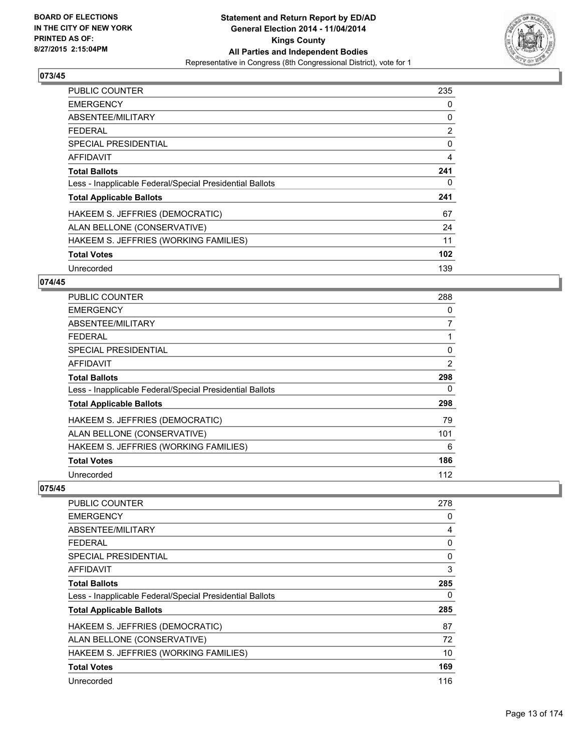**Statement and Return Report by ED/AD**
**General Election 2014 - 11/04/2014**
**Kings County**
**All Parties and Independent Bodies**
Representative in Congress (8th Congressional District), vote for 1

BOARD OF ELECTIONS
IN THE CITY OF NEW YORK
PRINTED AS OF:
8/27/2015 2:15:04PM

## 073/45

| | |
|---|---|
| PUBLIC COUNTER | 235 |
| EMERGENCY | 0 |
| ABSENTEE/MILITARY | 0 |
| FEDERAL | 2 |
| SPECIAL PRESIDENTIAL | 0 |
| AFFIDAVIT | 4 |
| **Total Ballots** | **241** |
| Less - Inapplicable Federal/Special Presidential Ballots | 0 |
| **Total Applicable Ballots** | **241** |
| HAKEEM S. JEFFRIES (DEMOCRATIC) | 67 |
| ALAN BELLONE (CONSERVATIVE) | 24 |
| HAKEEM S. JEFFRIES (WORKING FAMILIES) | 11 |
| **Total Votes** | **102** |
| Unrecorded | 139 |

## 074/45

| | |
|---|---|
| PUBLIC COUNTER | 288 |
| EMERGENCY | 0 |
| ABSENTEE/MILITARY | 7 |
| FEDERAL | 1 |
| SPECIAL PRESIDENTIAL | 0 |
| AFFIDAVIT | 2 |
| **Total Ballots** | **298** |
| Less - Inapplicable Federal/Special Presidential Ballots | 0 |
| **Total Applicable Ballots** | **298** |
| HAKEEM S. JEFFRIES (DEMOCRATIC) | 79 |
| ALAN BELLONE (CONSERVATIVE) | 101 |
| HAKEEM S. JEFFRIES (WORKING FAMILIES) | 6 |
| **Total Votes** | **186** |
| Unrecorded | 112 |

## 075/45

| | |
|---|---|
| PUBLIC COUNTER | 278 |
| EMERGENCY | 0 |
| ABSENTEE/MILITARY | 4 |
| FEDERAL | 0 |
| SPECIAL PRESIDENTIAL | 0 |
| AFFIDAVIT | 3 |
| **Total Ballots** | **285** |
| Less - Inapplicable Federal/Special Presidential Ballots | 0 |
| **Total Applicable Ballots** | **285** |
| HAKEEM S. JEFFRIES (DEMOCRATIC) | 87 |
| ALAN BELLONE (CONSERVATIVE) | 72 |
| HAKEEM S. JEFFRIES (WORKING FAMILIES) | 10 |
| **Total Votes** | **169** |
| Unrecorded | 116 |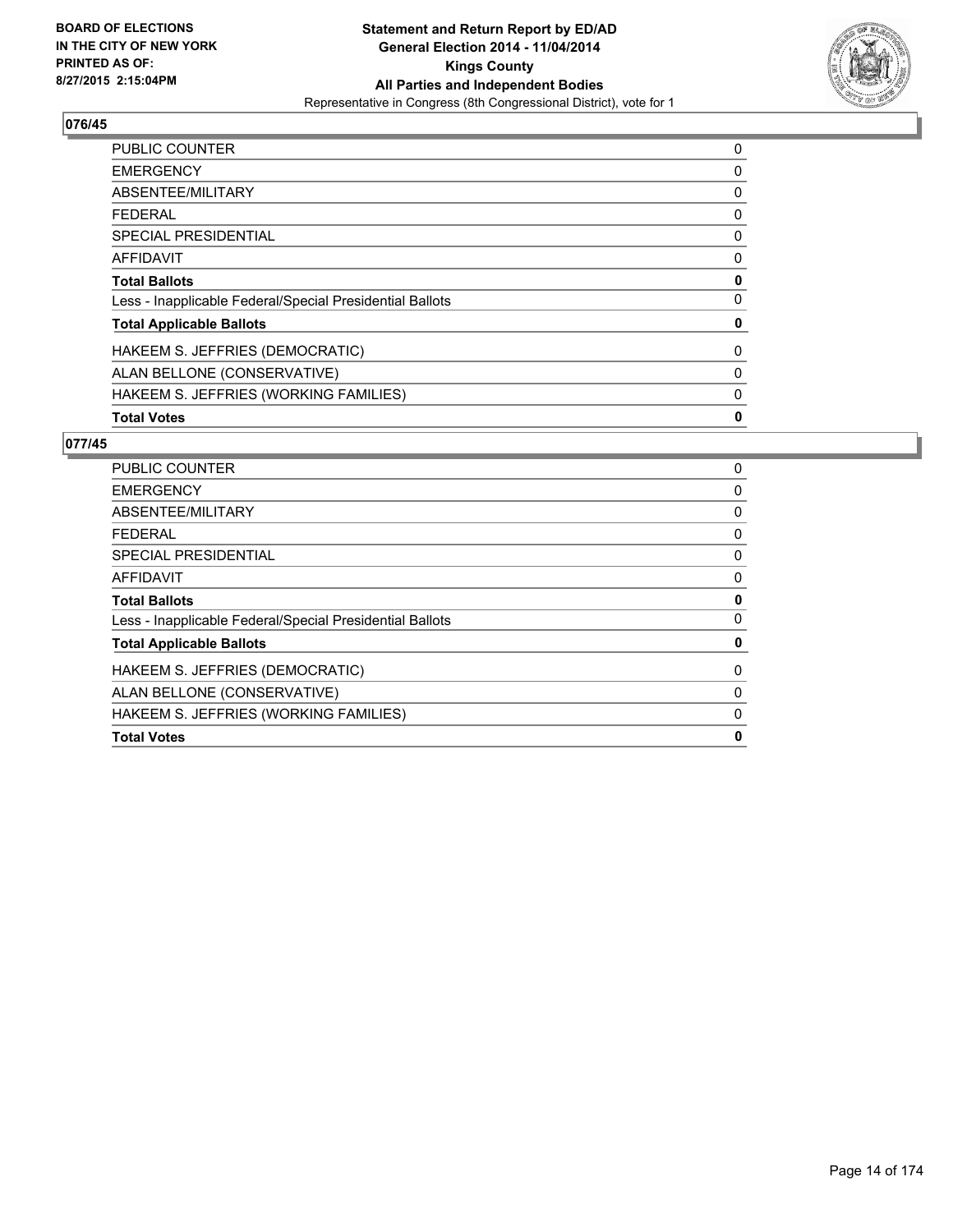**BOARD OF ELECTIONS IN THE CITY OF NEW YORK PRINTED AS OF: 8/27/2015 2:15:04PM**

**Statement and Return Report by ED/AD**
**General Election 2014 - 11/04/2014**
**Kings County**
**All Parties and Independent Bodies**
Representative in Congress (8th Congressional District), vote for 1

### 076/45

| | |
|---|---|
| PUBLIC COUNTER | 0 |
| EMERGENCY | 0 |
| ABSENTEE/MILITARY | 0 |
| FEDERAL | 0 |
| SPECIAL PRESIDENTIAL | 0 |
| AFFIDAVIT | 0 |
| **Total Ballots** | **0** |
| Less - Inapplicable Federal/Special Presidential Ballots | 0 |
| **Total Applicable Ballots** | **0** |
| HAKEEM S. JEFFRIES (DEMOCRATIC) | 0 |
| ALAN BELLONE (CONSERVATIVE) | 0 |
| HAKEEM S. JEFFRIES (WORKING FAMILIES) | 0 |
| **Total Votes** | **0** |

### 077/45

| | |
|---|---|
| PUBLIC COUNTER | 0 |
| EMERGENCY | 0 |
| ABSENTEE/MILITARY | 0 |
| FEDERAL | 0 |
| SPECIAL PRESIDENTIAL | 0 |
| AFFIDAVIT | 0 |
| **Total Ballots** | **0** |
| Less - Inapplicable Federal/Special Presidential Ballots | 0 |
| **Total Applicable Ballots** | **0** |
| HAKEEM S. JEFFRIES (DEMOCRATIC) | 0 |
| ALAN BELLONE (CONSERVATIVE) | 0 |
| HAKEEM S. JEFFRIES (WORKING FAMILIES) | 0 |
| **Total Votes** | **0** |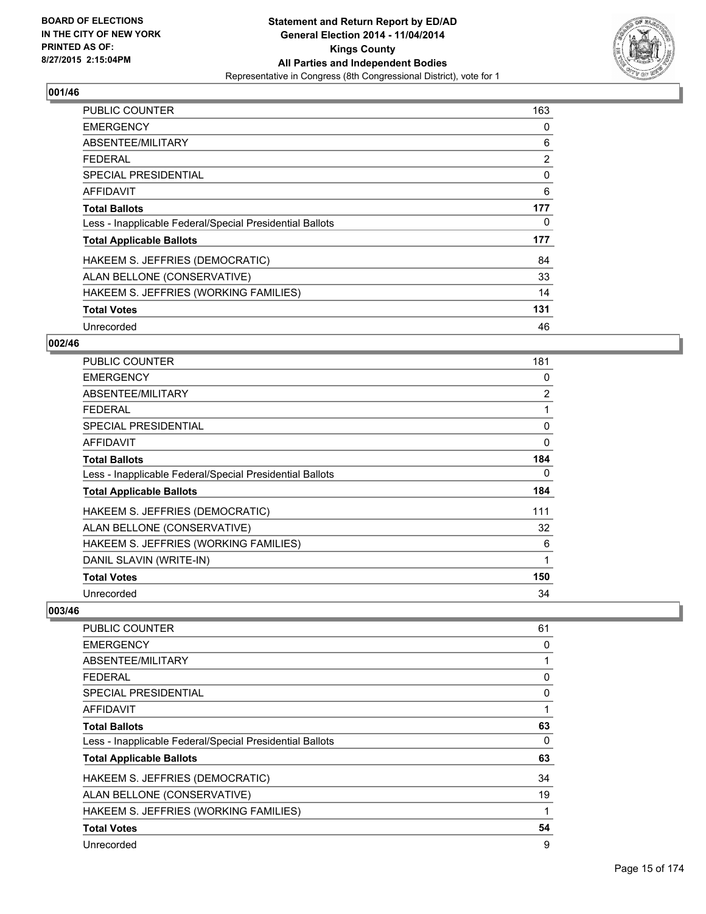BOARD OF ELECTIONS
IN THE CITY OF NEW YORK
PRINTED AS OF:
8/27/2015 2:15:04PM

**Statement and Return Report by ED/AD**
**General Election 2014 - 11/04/2014**
**Kings County**
**All Parties and Independent Bodies**
Representative in Congress (8th Congressional District), vote for 1

## 001/46

| | |
|---|---|
| PUBLIC COUNTER | 163 |
| EMERGENCY | 0 |
| ABSENTEE/MILITARY | 6 |
| FEDERAL | 2 |
| SPECIAL PRESIDENTIAL | 0 |
| AFFIDAVIT | 6 |
| **Total Ballots** | **177** |
| Less - Inapplicable Federal/Special Presidential Ballots | 0 |
| **Total Applicable Ballots** | **177** |
| HAKEEM S. JEFFRIES (DEMOCRATIC) | 84 |
| ALAN BELLONE (CONSERVATIVE) | 33 |
| HAKEEM S. JEFFRIES (WORKING FAMILIES) | 14 |
| **Total Votes** | **131** |
| Unrecorded | 46 |

## 002/46

| | |
|---|---|
| PUBLIC COUNTER | 181 |
| EMERGENCY | 0 |
| ABSENTEE/MILITARY | 2 |
| FEDERAL | 1 |
| SPECIAL PRESIDENTIAL | 0 |
| AFFIDAVIT | 0 |
| **Total Ballots** | **184** |
| Less - Inapplicable Federal/Special Presidential Ballots | 0 |
| **Total Applicable Ballots** | **184** |
| HAKEEM S. JEFFRIES (DEMOCRATIC) | 111 |
| ALAN BELLONE (CONSERVATIVE) | 32 |
| HAKEEM S. JEFFRIES (WORKING FAMILIES) | 6 |
| DANIL SLAVIN (WRITE-IN) | 1 |
| **Total Votes** | **150** |
| Unrecorded | 34 |

## 003/46

| | |
|---|---|
| PUBLIC COUNTER | 61 |
| EMERGENCY | 0 |
| ABSENTEE/MILITARY | 1 |
| FEDERAL | 0 |
| SPECIAL PRESIDENTIAL | 0 |
| AFFIDAVIT | 1 |
| **Total Ballots** | **63** |
| Less - Inapplicable Federal/Special Presidential Ballots | 0 |
| **Total Applicable Ballots** | **63** |
| HAKEEM S. JEFFRIES (DEMOCRATIC) | 34 |
| ALAN BELLONE (CONSERVATIVE) | 19 |
| HAKEEM S. JEFFRIES (WORKING FAMILIES) | 1 |
| **Total Votes** | **54** |
| Unrecorded | 9 |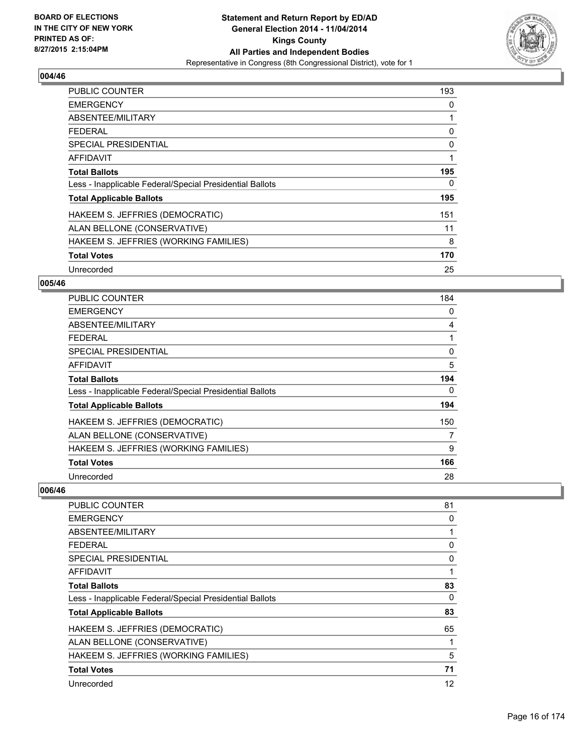**Statement and Return Report by ED/AD**
**General Election 2014 - 11/04/2014**
**Kings County**
**All Parties and Independent Bodies**
Representative in Congress (8th Congressional District), vote for 1

BOARD OF ELECTIONS
IN THE CITY OF NEW YORK
PRINTED AS OF:
8/27/2015 2:15:04PM

## 004/46

| | |
|---|---|
| PUBLIC COUNTER | 193 |
| EMERGENCY | 0 |
| ABSENTEE/MILITARY | 1 |
| FEDERAL | 0 |
| SPECIAL PRESIDENTIAL | 0 |
| AFFIDAVIT | 1 |
| **Total Ballots** | **195** |
| Less - Inapplicable Federal/Special Presidential Ballots | 0 |
| **Total Applicable Ballots** | **195** |
| HAKEEM S. JEFFRIES (DEMOCRATIC) | 151 |
| ALAN BELLONE (CONSERVATIVE) | 11 |
| HAKEEM S. JEFFRIES (WORKING FAMILIES) | 8 |
| **Total Votes** | **170** |
| Unrecorded | 25 |

## 005/46

| | |
|---|---|
| PUBLIC COUNTER | 184 |
| EMERGENCY | 0 |
| ABSENTEE/MILITARY | 4 |
| FEDERAL | 1 |
| SPECIAL PRESIDENTIAL | 0 |
| AFFIDAVIT | 5 |
| **Total Ballots** | **194** |
| Less - Inapplicable Federal/Special Presidential Ballots | 0 |
| **Total Applicable Ballots** | **194** |
| HAKEEM S. JEFFRIES (DEMOCRATIC) | 150 |
| ALAN BELLONE (CONSERVATIVE) | 7 |
| HAKEEM S. JEFFRIES (WORKING FAMILIES) | 9 |
| **Total Votes** | **166** |
| Unrecorded | 28 |

## 006/46

| | |
|---|---|
| PUBLIC COUNTER | 81 |
| EMERGENCY | 0 |
| ABSENTEE/MILITARY | 1 |
| FEDERAL | 0 |
| SPECIAL PRESIDENTIAL | 0 |
| AFFIDAVIT | 1 |
| **Total Ballots** | **83** |
| Less - Inapplicable Federal/Special Presidential Ballots | 0 |
| **Total Applicable Ballots** | **83** |
| HAKEEM S. JEFFRIES (DEMOCRATIC) | 65 |
| ALAN BELLONE (CONSERVATIVE) | 1 |
| HAKEEM S. JEFFRIES (WORKING FAMILIES) | 5 |
| **Total Votes** | **71** |
| Unrecorded | 12 |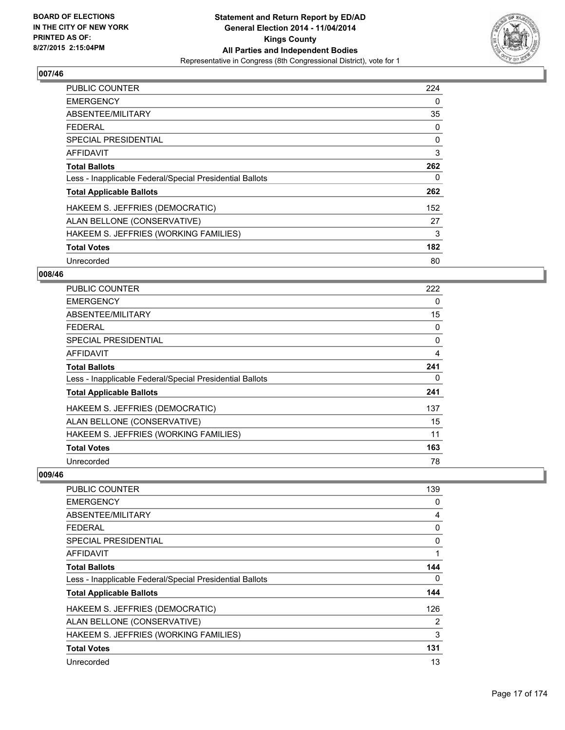**Statement and Return Report by ED/AD**
**General Election 2014 - 11/04/2014**
**Kings County**
**All Parties and Independent Bodies**
Representative in Congress (8th Congressional District), vote for 1

BOARD OF ELECTIONS
IN THE CITY OF NEW YORK
PRINTED AS OF:
8/27/2015 2:15:04PM

## 007/46

| | |
|---|---|
| PUBLIC COUNTER | 224 |
| EMERGENCY | 0 |
| ABSENTEE/MILITARY | 35 |
| FEDERAL | 0 |
| SPECIAL PRESIDENTIAL | 0 |
| AFFIDAVIT | 3 |
| **Total Ballots** | **262** |
| Less - Inapplicable Federal/Special Presidential Ballots | 0 |
| **Total Applicable Ballots** | **262** |
| HAKEEM S. JEFFRIES (DEMOCRATIC) | 152 |
| ALAN BELLONE (CONSERVATIVE) | 27 |
| HAKEEM S. JEFFRIES (WORKING FAMILIES) | 3 |
| **Total Votes** | **182** |
| Unrecorded | 80 |

## 008/46

| | |
|---|---|
| PUBLIC COUNTER | 222 |
| EMERGENCY | 0 |
| ABSENTEE/MILITARY | 15 |
| FEDERAL | 0 |
| SPECIAL PRESIDENTIAL | 0 |
| AFFIDAVIT | 4 |
| **Total Ballots** | **241** |
| Less - Inapplicable Federal/Special Presidential Ballots | 0 |
| **Total Applicable Ballots** | **241** |
| HAKEEM S. JEFFRIES (DEMOCRATIC) | 137 |
| ALAN BELLONE (CONSERVATIVE) | 15 |
| HAKEEM S. JEFFRIES (WORKING FAMILIES) | 11 |
| **Total Votes** | **163** |
| Unrecorded | 78 |

## 009/46

| | |
|---|---|
| PUBLIC COUNTER | 139 |
| EMERGENCY | 0 |
| ABSENTEE/MILITARY | 4 |
| FEDERAL | 0 |
| SPECIAL PRESIDENTIAL | 0 |
| AFFIDAVIT | 1 |
| **Total Ballots** | **144** |
| Less - Inapplicable Federal/Special Presidential Ballots | 0 |
| **Total Applicable Ballots** | **144** |
| HAKEEM S. JEFFRIES (DEMOCRATIC) | 126 |
| ALAN BELLONE (CONSERVATIVE) | 2 |
| HAKEEM S. JEFFRIES (WORKING FAMILIES) | 3 |
| **Total Votes** | **131** |
| Unrecorded | 13 |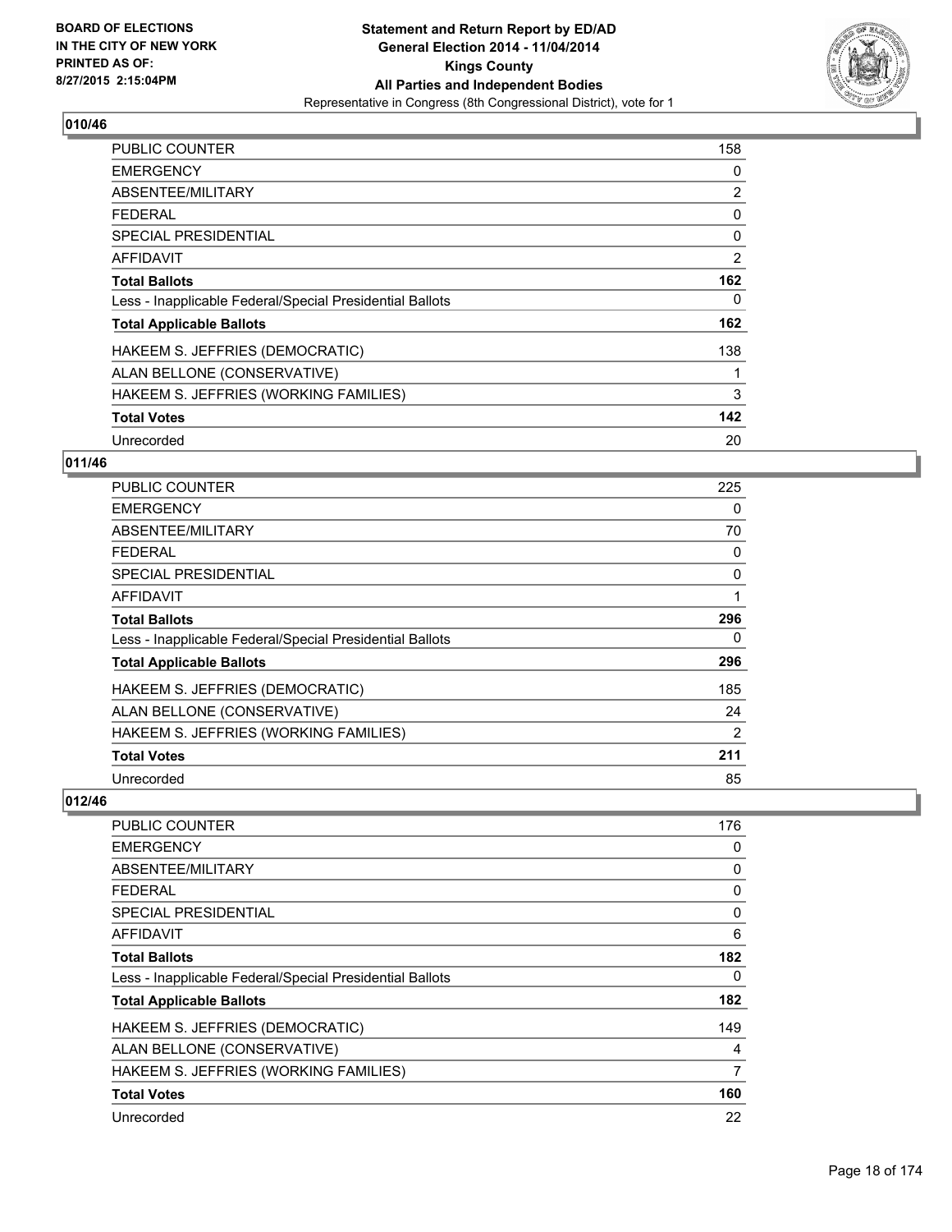**Statement and Return Report by ED/AD**
**General Election 2014 - 11/04/2014**
**Kings County**
**All Parties and Independent Bodies**
Representative in Congress (8th Congressional District), vote for 1

BOARD OF ELECTIONS IN THE CITY OF NEW YORK
PRINTED AS OF: 8/27/2015 2:15:04PM

### 010/46

| | |
|---|---|
| PUBLIC COUNTER | 158 |
| EMERGENCY | 0 |
| ABSENTEE/MILITARY | 2 |
| FEDERAL | 0 |
| SPECIAL PRESIDENTIAL | 0 |
| AFFIDAVIT | 2 |
| **Total Ballots** | **162** |
| Less - Inapplicable Federal/Special Presidential Ballots | 0 |
| **Total Applicable Ballots** | **162** |
| HAKEEM S. JEFFRIES (DEMOCRATIC) | 138 |
| ALAN BELLONE (CONSERVATIVE) | 1 |
| HAKEEM S. JEFFRIES (WORKING FAMILIES) | 3 |
| **Total Votes** | **142** |
| Unrecorded | 20 |

### 011/46

| | |
|---|---|
| PUBLIC COUNTER | 225 |
| EMERGENCY | 0 |
| ABSENTEE/MILITARY | 70 |
| FEDERAL | 0 |
| SPECIAL PRESIDENTIAL | 0 |
| AFFIDAVIT | 1 |
| **Total Ballots** | **296** |
| Less - Inapplicable Federal/Special Presidential Ballots | 0 |
| **Total Applicable Ballots** | **296** |
| HAKEEM S. JEFFRIES (DEMOCRATIC) | 185 |
| ALAN BELLONE (CONSERVATIVE) | 24 |
| HAKEEM S. JEFFRIES (WORKING FAMILIES) | 2 |
| **Total Votes** | **211** |
| Unrecorded | 85 |

### 012/46

| | |
|---|---|
| PUBLIC COUNTER | 176 |
| EMERGENCY | 0 |
| ABSENTEE/MILITARY | 0 |
| FEDERAL | 0 |
| SPECIAL PRESIDENTIAL | 0 |
| AFFIDAVIT | 6 |
| **Total Ballots** | **182** |
| Less - Inapplicable Federal/Special Presidential Ballots | 0 |
| **Total Applicable Ballots** | **182** |
| HAKEEM S. JEFFRIES (DEMOCRATIC) | 149 |
| ALAN BELLONE (CONSERVATIVE) | 4 |
| HAKEEM S. JEFFRIES (WORKING FAMILIES) | 7 |
| **Total Votes** | **160** |
| Unrecorded | 22 |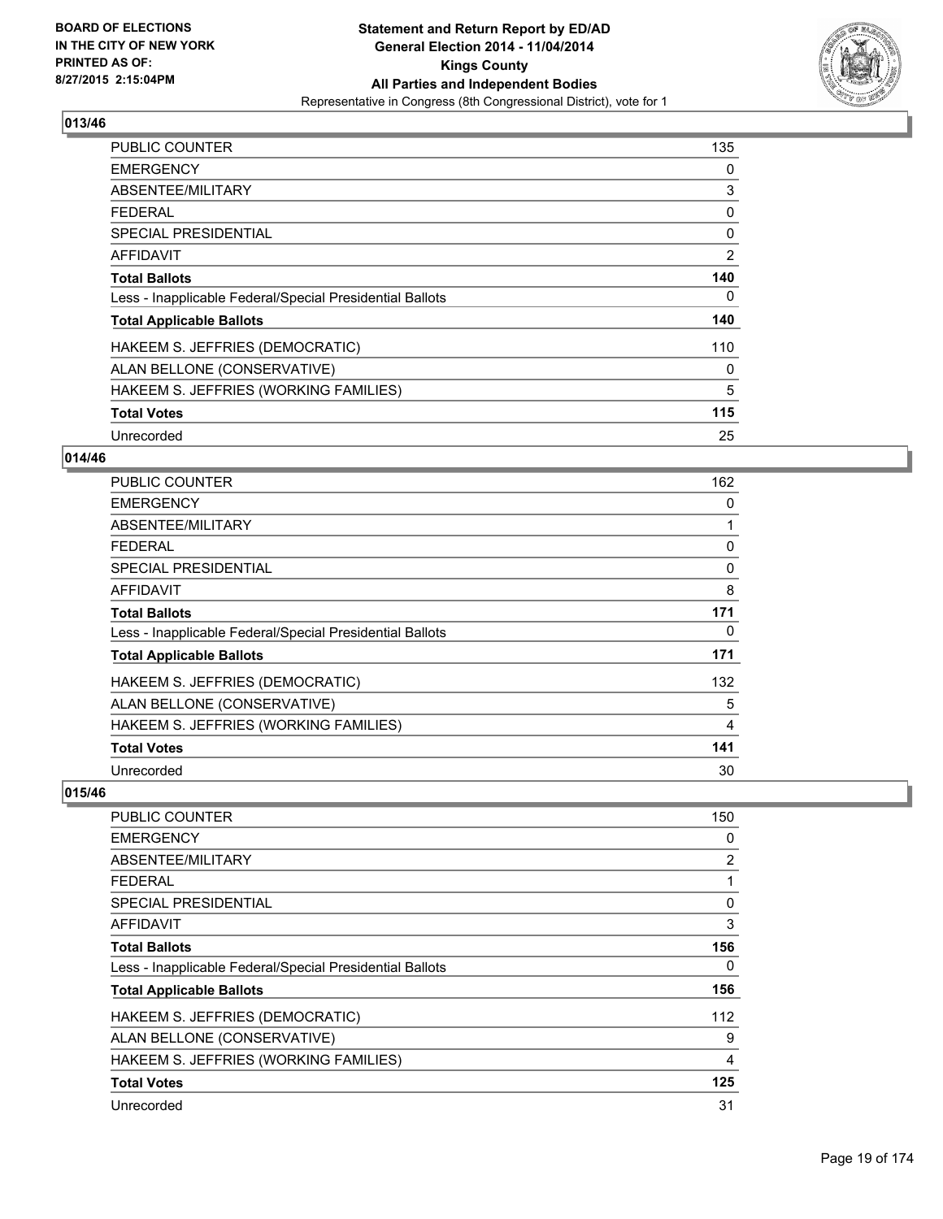## 013/46

| | |
|---|---|
| PUBLIC COUNTER | 135 |
| EMERGENCY | 0 |
| ABSENTEE/MILITARY | 3 |
| FEDERAL | 0 |
| SPECIAL PRESIDENTIAL | 0 |
| AFFIDAVIT | 2 |
| **Total Ballots** | **140** |
| Less - Inapplicable Federal/Special Presidential Ballots | 0 |
| **Total Applicable Ballots** | **140** |
| HAKEEM S. JEFFRIES (DEMOCRATIC) | 110 |
| ALAN BELLONE (CONSERVATIVE) | 0 |
| HAKEEM S. JEFFRIES (WORKING FAMILIES) | 5 |
| **Total Votes** | **115** |
| Unrecorded | 25 |

## 014/46

| | |
|---|---|
| PUBLIC COUNTER | 162 |
| EMERGENCY | 0 |
| ABSENTEE/MILITARY | 1 |
| FEDERAL | 0 |
| SPECIAL PRESIDENTIAL | 0 |
| AFFIDAVIT | 8 |
| **Total Ballots** | **171** |
| Less - Inapplicable Federal/Special Presidential Ballots | 0 |
| **Total Applicable Ballots** | **171** |
| HAKEEM S. JEFFRIES (DEMOCRATIC) | 132 |
| ALAN BELLONE (CONSERVATIVE) | 5 |
| HAKEEM S. JEFFRIES (WORKING FAMILIES) | 4 |
| **Total Votes** | **141** |
| Unrecorded | 30 |

## 015/46

| | |
|---|---|
| PUBLIC COUNTER | 150 |
| EMERGENCY | 0 |
| ABSENTEE/MILITARY | 2 |
| FEDERAL | 1 |
| SPECIAL PRESIDENTIAL | 0 |
| AFFIDAVIT | 3 |
| **Total Ballots** | **156** |
| Less - Inapplicable Federal/Special Presidential Ballots | 0 |
| **Total Applicable Ballots** | **156** |
| HAKEEM S. JEFFRIES (DEMOCRATIC) | 112 |
| ALAN BELLONE (CONSERVATIVE) | 9 |
| HAKEEM S. JEFFRIES (WORKING FAMILIES) | 4 |
| **Total Votes** | **125** |
| Unrecorded | 31 |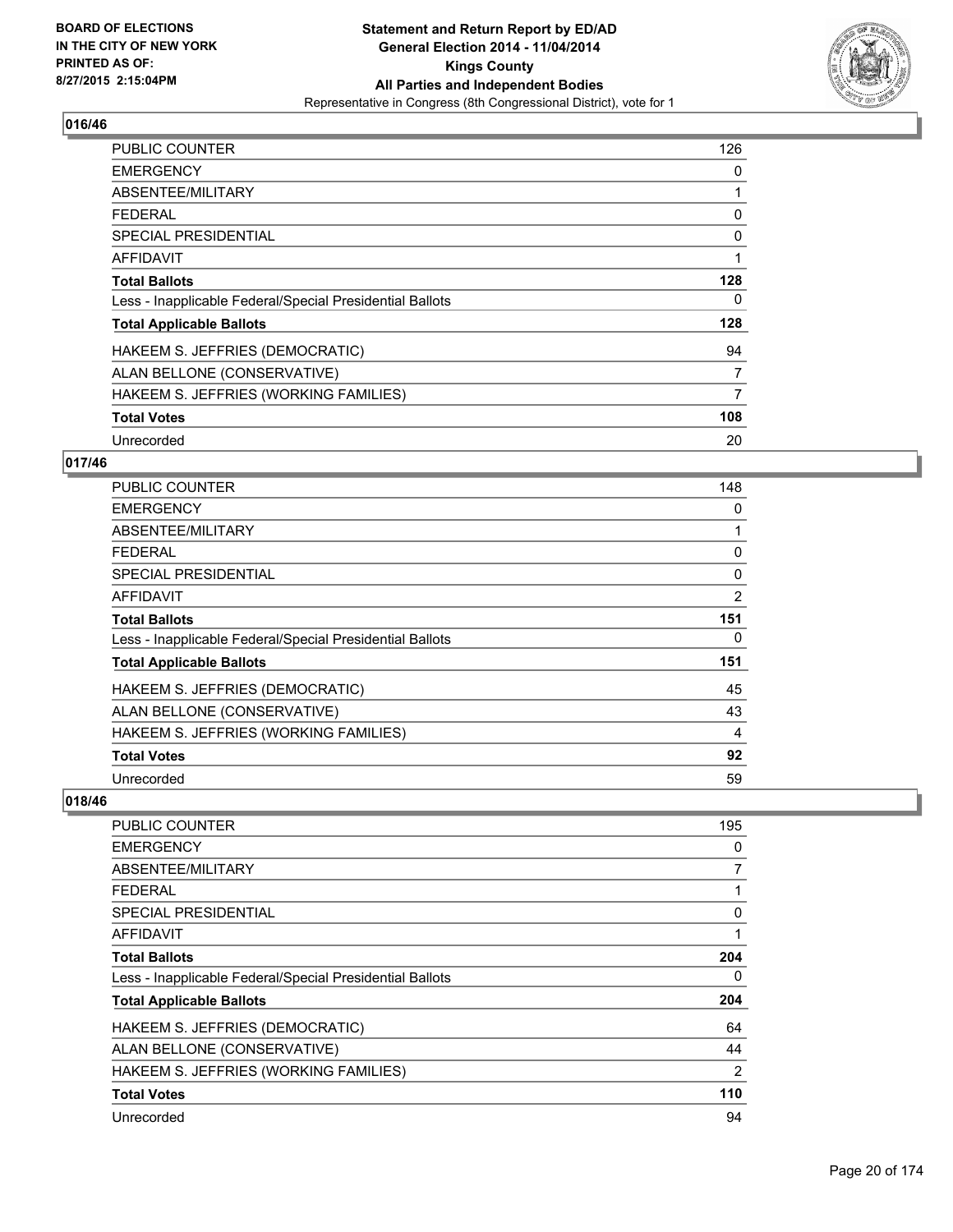**Statement and Return Report by ED/AD**
**General Election 2014 - 11/04/2014**
**Kings County**
**All Parties and Independent Bodies**
Representative in Congress (8th Congressional District), vote for 1

BOARD OF ELECTIONS IN THE CITY OF NEW YORK PRINTED AS OF: 8/27/2015 2:15:04PM

## 016/46

| | |
|---|---|
| PUBLIC COUNTER | 126 |
| EMERGENCY | 0 |
| ABSENTEE/MILITARY | 1 |
| FEDERAL | 0 |
| SPECIAL PRESIDENTIAL | 0 |
| AFFIDAVIT | 1 |
| **Total Ballots** | **128** |
| Less - Inapplicable Federal/Special Presidential Ballots | 0 |
| **Total Applicable Ballots** | **128** |
| HAKEEM S. JEFFRIES (DEMOCRATIC) | 94 |
| ALAN BELLONE (CONSERVATIVE) | 7 |
| HAKEEM S. JEFFRIES (WORKING FAMILIES) | 7 |
| **Total Votes** | **108** |
| Unrecorded | 20 |

## 017/46

| | |
|---|---|
| PUBLIC COUNTER | 148 |
| EMERGENCY | 0 |
| ABSENTEE/MILITARY | 1 |
| FEDERAL | 0 |
| SPECIAL PRESIDENTIAL | 0 |
| AFFIDAVIT | 2 |
| **Total Ballots** | **151** |
| Less - Inapplicable Federal/Special Presidential Ballots | 0 |
| **Total Applicable Ballots** | **151** |
| HAKEEM S. JEFFRIES (DEMOCRATIC) | 45 |
| ALAN BELLONE (CONSERVATIVE) | 43 |
| HAKEEM S. JEFFRIES (WORKING FAMILIES) | 4 |
| **Total Votes** | **92** |
| Unrecorded | 59 |

## 018/46

| | |
|---|---|
| PUBLIC COUNTER | 195 |
| EMERGENCY | 0 |
| ABSENTEE/MILITARY | 7 |
| FEDERAL | 1 |
| SPECIAL PRESIDENTIAL | 0 |
| AFFIDAVIT | 1 |
| **Total Ballots** | **204** |
| Less - Inapplicable Federal/Special Presidential Ballots | 0 |
| **Total Applicable Ballots** | **204** |
| HAKEEM S. JEFFRIES (DEMOCRATIC) | 64 |
| ALAN BELLONE (CONSERVATIVE) | 44 |
| HAKEEM S. JEFFRIES (WORKING FAMILIES) | 2 |
| **Total Votes** | **110** |
| Unrecorded | 94 |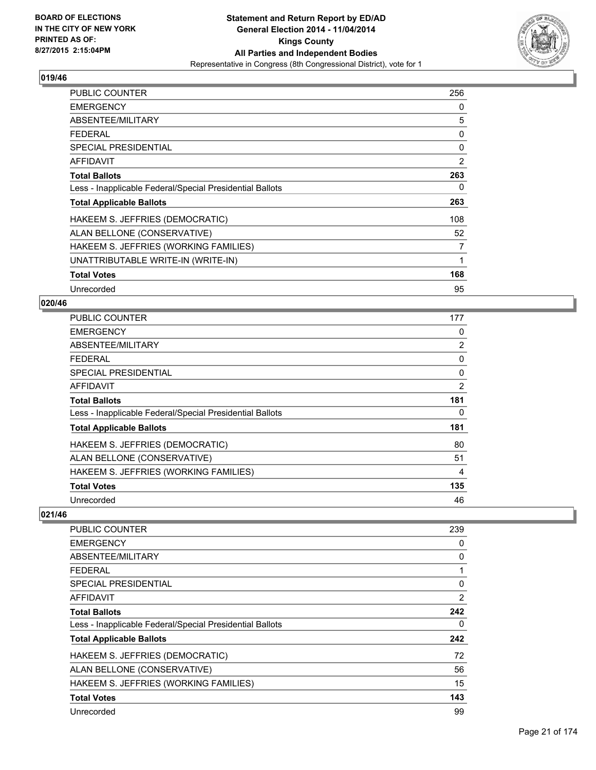**Statement and Return Report by ED/AD**
**General Election 2014 - 11/04/2014**
**Kings County**
**All Parties and Independent Bodies**
Representative in Congress (8th Congressional District), vote for 1

BOARD OF ELECTIONS
IN THE CITY OF NEW YORK
PRINTED AS OF:
8/27/2015 2:15:04PM

### 019/46

| | |
|---|---|
| PUBLIC COUNTER | 256 |
| EMERGENCY | 0 |
| ABSENTEE/MILITARY | 5 |
| FEDERAL | 0 |
| SPECIAL PRESIDENTIAL | 0 |
| AFFIDAVIT | 2 |
| **Total Ballots** | **263** |
| Less - Inapplicable Federal/Special Presidential Ballots | 0 |
| **Total Applicable Ballots** | **263** |
| HAKEEM S. JEFFRIES (DEMOCRATIC) | 108 |
| ALAN BELLONE (CONSERVATIVE) | 52 |
| HAKEEM S. JEFFRIES (WORKING FAMILIES) | 7 |
| UNATTRIBUTABLE WRITE-IN (WRITE-IN) | 1 |
| **Total Votes** | **168** |
| Unrecorded | 95 |

### 020/46

| | |
|---|---|
| PUBLIC COUNTER | 177 |
| EMERGENCY | 0 |
| ABSENTEE/MILITARY | 2 |
| FEDERAL | 0 |
| SPECIAL PRESIDENTIAL | 0 |
| AFFIDAVIT | 2 |
| **Total Ballots** | **181** |
| Less - Inapplicable Federal/Special Presidential Ballots | 0 |
| **Total Applicable Ballots** | **181** |
| HAKEEM S. JEFFRIES (DEMOCRATIC) | 80 |
| ALAN BELLONE (CONSERVATIVE) | 51 |
| HAKEEM S. JEFFRIES (WORKING FAMILIES) | 4 |
| **Total Votes** | **135** |
| Unrecorded | 46 |

### 021/46

| | |
|---|---|
| PUBLIC COUNTER | 239 |
| EMERGENCY | 0 |
| ABSENTEE/MILITARY | 0 |
| FEDERAL | 1 |
| SPECIAL PRESIDENTIAL | 0 |
| AFFIDAVIT | 2 |
| **Total Ballots** | **242** |
| Less - Inapplicable Federal/Special Presidential Ballots | 0 |
| **Total Applicable Ballots** | **242** |
| HAKEEM S. JEFFRIES (DEMOCRATIC) | 72 |
| ALAN BELLONE (CONSERVATIVE) | 56 |
| HAKEEM S. JEFFRIES (WORKING FAMILIES) | 15 |
| **Total Votes** | **143** |
| Unrecorded | 99 |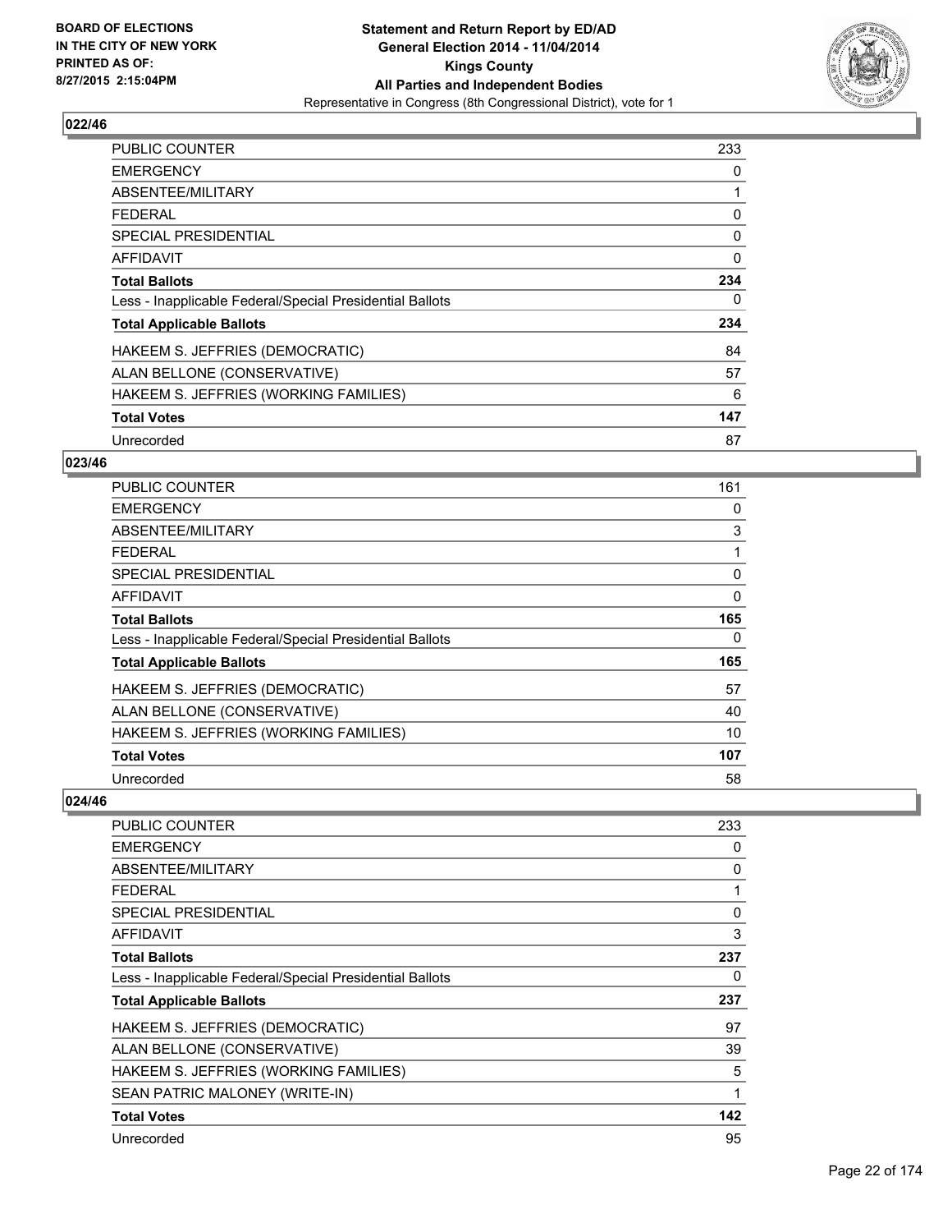BOARD OF ELECTIONS
IN THE CITY OF NEW YORK
PRINTED AS OF:
8/27/2015 2:15:04PM

**Statement and Return Report by ED/AD**
**General Election 2014 - 11/04/2014**
**Kings County**
**All Parties and Independent Bodies**
Representative in Congress (8th Congressional District), vote for 1

### 022/46

| | |
|---|---|
| PUBLIC COUNTER | 233 |
| EMERGENCY | 0 |
| ABSENTEE/MILITARY | 1 |
| FEDERAL | 0 |
| SPECIAL PRESIDENTIAL | 0 |
| AFFIDAVIT | 0 |
| **Total Ballots** | **234** |
| Less - Inapplicable Federal/Special Presidential Ballots | 0 |
| **Total Applicable Ballots** | **234** |
| HAKEEM S. JEFFRIES (DEMOCRATIC) | 84 |
| ALAN BELLONE (CONSERVATIVE) | 57 |
| HAKEEM S. JEFFRIES (WORKING FAMILIES) | 6 |
| **Total Votes** | **147** |
| Unrecorded | 87 |

### 023/46

| | |
|---|---|
| PUBLIC COUNTER | 161 |
| EMERGENCY | 0 |
| ABSENTEE/MILITARY | 3 |
| FEDERAL | 1 |
| SPECIAL PRESIDENTIAL | 0 |
| AFFIDAVIT | 0 |
| **Total Ballots** | **165** |
| Less - Inapplicable Federal/Special Presidential Ballots | 0 |
| **Total Applicable Ballots** | **165** |
| HAKEEM S. JEFFRIES (DEMOCRATIC) | 57 |
| ALAN BELLONE (CONSERVATIVE) | 40 |
| HAKEEM S. JEFFRIES (WORKING FAMILIES) | 10 |
| **Total Votes** | **107** |
| Unrecorded | 58 |

### 024/46

| | |
|---|---|
| PUBLIC COUNTER | 233 |
| EMERGENCY | 0 |
| ABSENTEE/MILITARY | 0 |
| FEDERAL | 1 |
| SPECIAL PRESIDENTIAL | 0 |
| AFFIDAVIT | 3 |
| **Total Ballots** | **237** |
| Less - Inapplicable Federal/Special Presidential Ballots | 0 |
| **Total Applicable Ballots** | **237** |
| HAKEEM S. JEFFRIES (DEMOCRATIC) | 97 |
| ALAN BELLONE (CONSERVATIVE) | 39 |
| HAKEEM S. JEFFRIES (WORKING FAMILIES) | 5 |
| SEAN PATRIC MALONEY (WRITE-IN) | 1 |
| **Total Votes** | **142** |
| Unrecorded | 95 |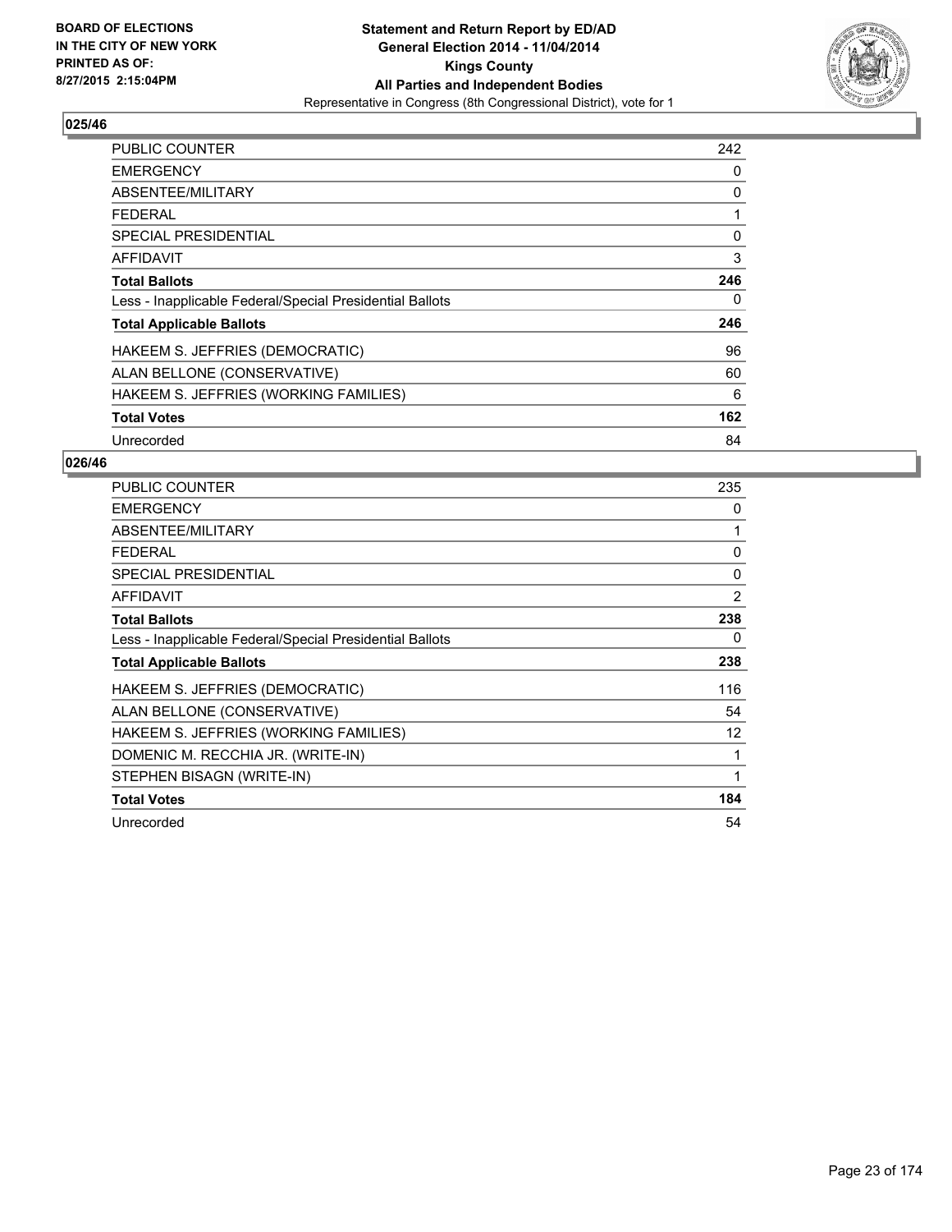BOARD OF ELECTIONS
IN THE CITY OF NEW YORK
PRINTED AS OF:
8/27/2015 2:15:04PM

**Statement and Return Report by ED/AD**
**General Election 2014 - 11/04/2014**
**Kings County**
**All Parties and Independent Bodies**
Representative in Congress (8th Congressional District), vote for 1

## 025/46

| | |
|---|---|
| PUBLIC COUNTER | 242 |
| EMERGENCY | 0 |
| ABSENTEE/MILITARY | 0 |
| FEDERAL | 1 |
| SPECIAL PRESIDENTIAL | 0 |
| AFFIDAVIT | 3 |
| **Total Ballots** | **246** |
| Less - Inapplicable Federal/Special Presidential Ballots | 0 |
| **Total Applicable Ballots** | **246** |
| HAKEEM S. JEFFRIES (DEMOCRATIC) | 96 |
| ALAN BELLONE (CONSERVATIVE) | 60 |
| HAKEEM S. JEFFRIES (WORKING FAMILIES) | 6 |
| **Total Votes** | **162** |
| Unrecorded | 84 |

## 026/46

| | |
|---|---|
| PUBLIC COUNTER | 235 |
| EMERGENCY | 0 |
| ABSENTEE/MILITARY | 1 |
| FEDERAL | 0 |
| SPECIAL PRESIDENTIAL | 0 |
| AFFIDAVIT | 2 |
| **Total Ballots** | **238** |
| Less - Inapplicable Federal/Special Presidential Ballots | 0 |
| **Total Applicable Ballots** | **238** |
| HAKEEM S. JEFFRIES (DEMOCRATIC) | 116 |
| ALAN BELLONE (CONSERVATIVE) | 54 |
| HAKEEM S. JEFFRIES (WORKING FAMILIES) | 12 |
| DOMENIC M. RECCHIA JR. (WRITE-IN) | 1 |
| STEPHEN BISAGN (WRITE-IN) | 1 |
| **Total Votes** | **184** |
| Unrecorded | 54 |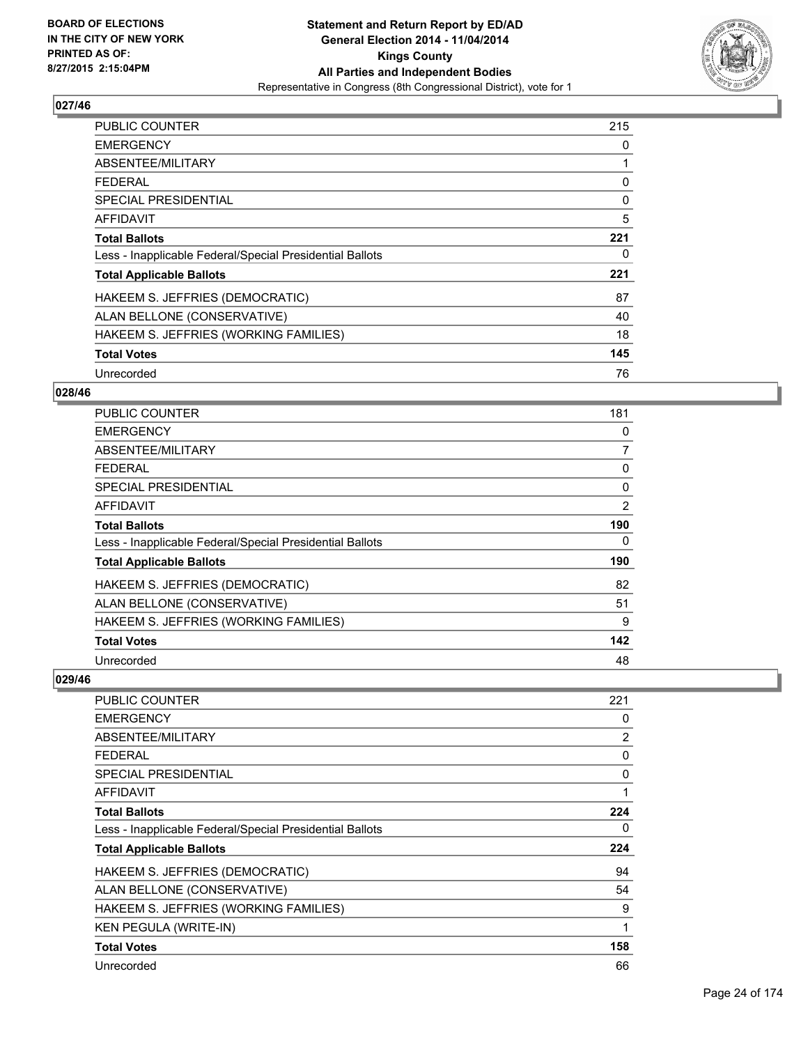**Statement and Return Report by ED/AD**
**General Election 2014 - 11/04/2014**
**Kings County**
**All Parties and Independent Bodies**
Representative in Congress (8th Congressional District), vote for 1

BOARD OF ELECTIONS IN THE CITY OF NEW YORK PRINTED AS OF: 8/27/2015 2:15:04PM

## 027/46

| | |
|---|---|
| PUBLIC COUNTER | 215 |
| EMERGENCY | 0 |
| ABSENTEE/MILITARY | 1 |
| FEDERAL | 0 |
| SPECIAL PRESIDENTIAL | 0 |
| AFFIDAVIT | 5 |
| **Total Ballots** | **221** |
| Less - Inapplicable Federal/Special Presidential Ballots | 0 |
| **Total Applicable Ballots** | **221** |
| HAKEEM S. JEFFRIES (DEMOCRATIC) | 87 |
| ALAN BELLONE (CONSERVATIVE) | 40 |
| HAKEEM S. JEFFRIES (WORKING FAMILIES) | 18 |
| **Total Votes** | **145** |
| Unrecorded | 76 |

## 028/46

| | |
|---|---|
| PUBLIC COUNTER | 181 |
| EMERGENCY | 0 |
| ABSENTEE/MILITARY | 7 |
| FEDERAL | 0 |
| SPECIAL PRESIDENTIAL | 0 |
| AFFIDAVIT | 2 |
| **Total Ballots** | **190** |
| Less - Inapplicable Federal/Special Presidential Ballots | 0 |
| **Total Applicable Ballots** | **190** |
| HAKEEM S. JEFFRIES (DEMOCRATIC) | 82 |
| ALAN BELLONE (CONSERVATIVE) | 51 |
| HAKEEM S. JEFFRIES (WORKING FAMILIES) | 9 |
| **Total Votes** | **142** |
| Unrecorded | 48 |

## 029/46

| | |
|---|---|
| PUBLIC COUNTER | 221 |
| EMERGENCY | 0 |
| ABSENTEE/MILITARY | 2 |
| FEDERAL | 0 |
| SPECIAL PRESIDENTIAL | 0 |
| AFFIDAVIT | 1 |
| **Total Ballots** | **224** |
| Less - Inapplicable Federal/Special Presidential Ballots | 0 |
| **Total Applicable Ballots** | **224** |
| HAKEEM S. JEFFRIES (DEMOCRATIC) | 94 |
| ALAN BELLONE (CONSERVATIVE) | 54 |
| HAKEEM S. JEFFRIES (WORKING FAMILIES) | 9 |
| KEN PEGULA (WRITE-IN) | 1 |
| **Total Votes** | **158** |
| Unrecorded | 66 |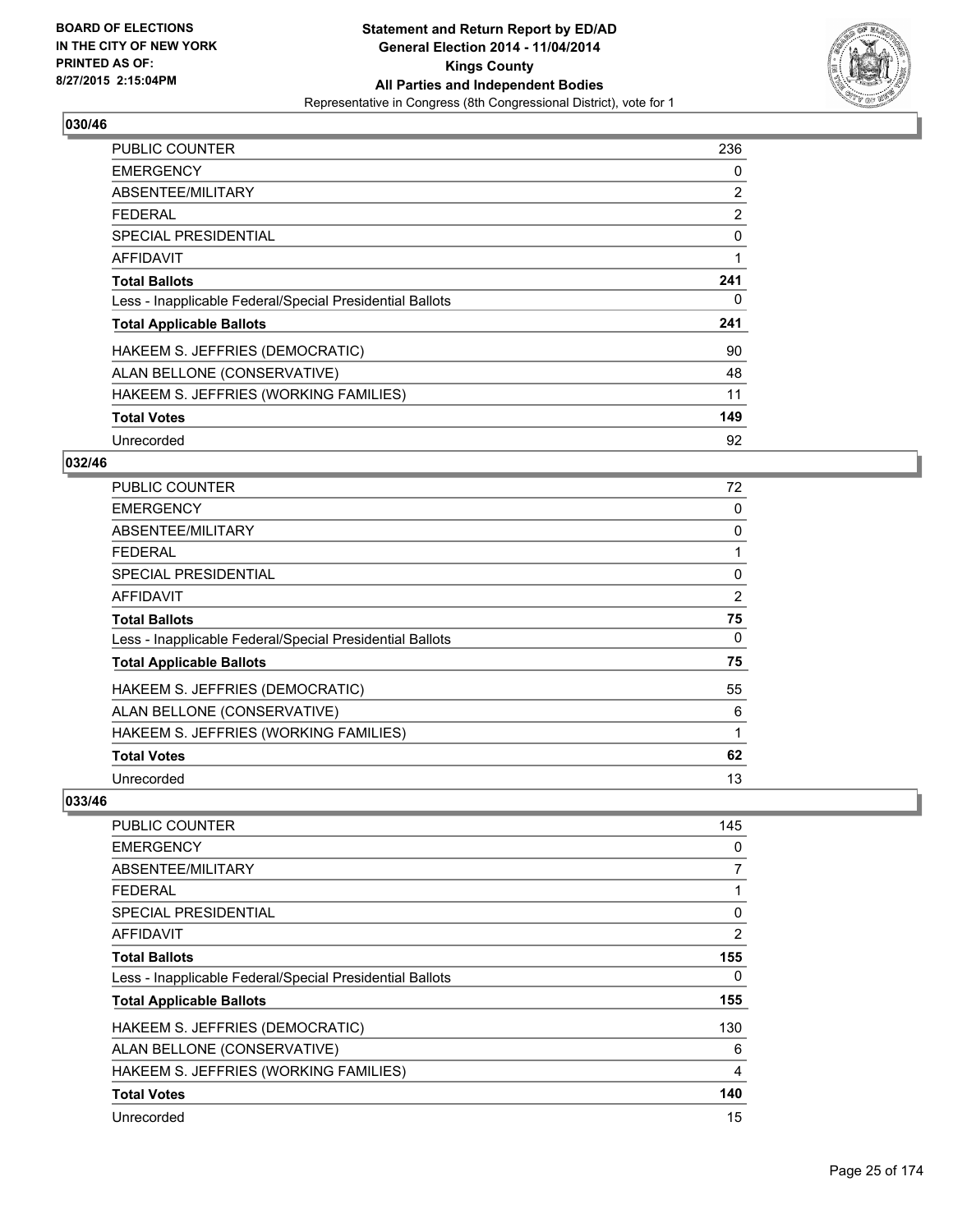## 030/46

| | |
|---|---|
| PUBLIC COUNTER | 236 |
| EMERGENCY | 0 |
| ABSENTEE/MILITARY | 2 |
| FEDERAL | 2 |
| SPECIAL PRESIDENTIAL | 0 |
| AFFIDAVIT | 1 |
| **Total Ballots** | **241** |
| Less - Inapplicable Federal/Special Presidential Ballots | 0 |
| **Total Applicable Ballots** | **241** |
| HAKEEM S. JEFFRIES (DEMOCRATIC) | 90 |
| ALAN BELLONE (CONSERVATIVE) | 48 |
| HAKEEM S. JEFFRIES (WORKING FAMILIES) | 11 |
| **Total Votes** | **149** |
| Unrecorded | 92 |

## 032/46

| | |
|---|---|
| PUBLIC COUNTER | 72 |
| EMERGENCY | 0 |
| ABSENTEE/MILITARY | 0 |
| FEDERAL | 1 |
| SPECIAL PRESIDENTIAL | 0 |
| AFFIDAVIT | 2 |
| **Total Ballots** | **75** |
| Less - Inapplicable Federal/Special Presidential Ballots | 0 |
| **Total Applicable Ballots** | **75** |
| HAKEEM S. JEFFRIES (DEMOCRATIC) | 55 |
| ALAN BELLONE (CONSERVATIVE) | 6 |
| HAKEEM S. JEFFRIES (WORKING FAMILIES) | 1 |
| **Total Votes** | **62** |
| Unrecorded | 13 |

## 033/46

| | |
|---|---|
| PUBLIC COUNTER | 145 |
| EMERGENCY | 0 |
| ABSENTEE/MILITARY | 7 |
| FEDERAL | 1 |
| SPECIAL PRESIDENTIAL | 0 |
| AFFIDAVIT | 2 |
| **Total Ballots** | **155** |
| Less - Inapplicable Federal/Special Presidential Ballots | 0 |
| **Total Applicable Ballots** | **155** |
| HAKEEM S. JEFFRIES (DEMOCRATIC) | 130 |
| ALAN BELLONE (CONSERVATIVE) | 6 |
| HAKEEM S. JEFFRIES (WORKING FAMILIES) | 4 |
| **Total Votes** | **140** |
| Unrecorded | 15 |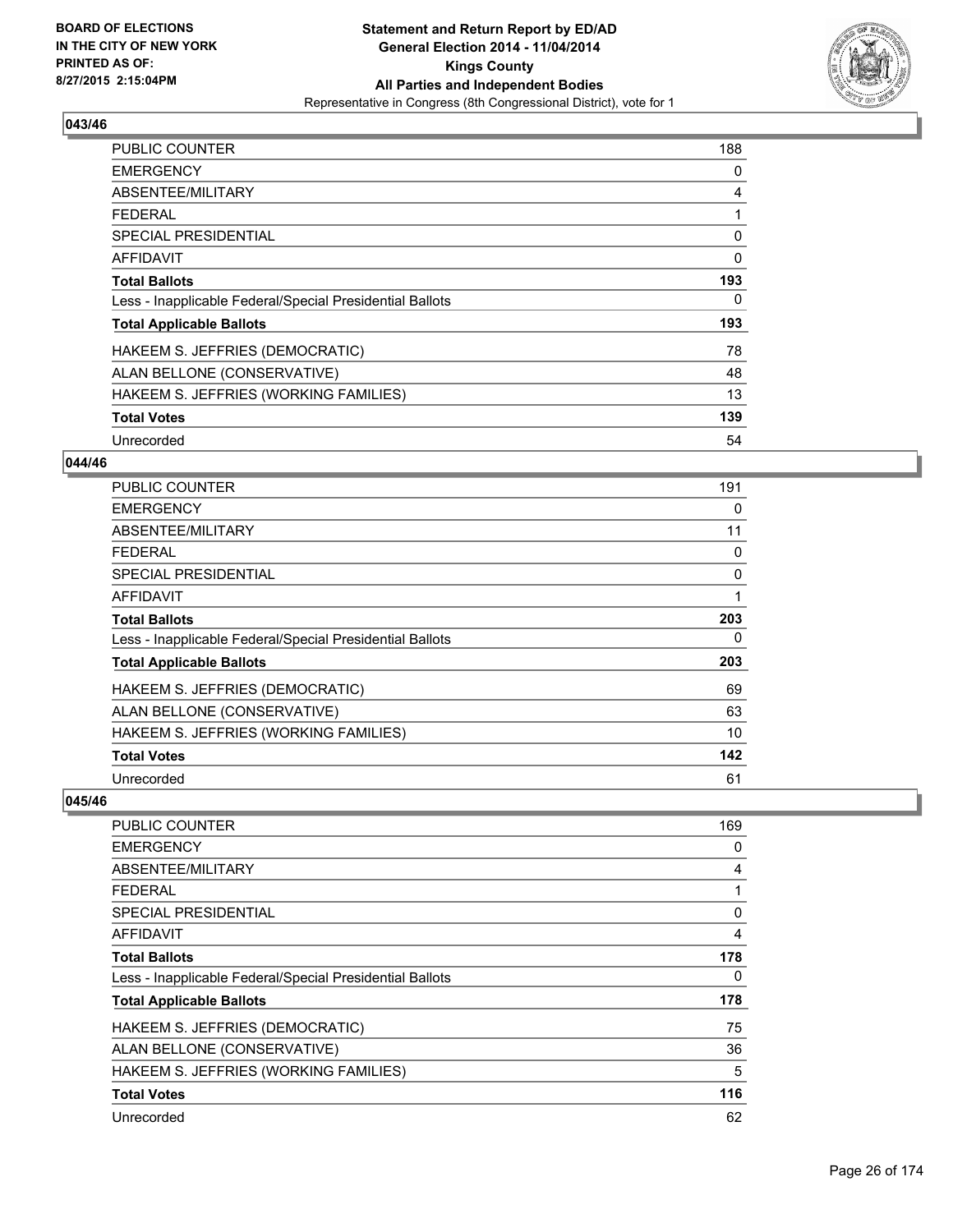## 043/46

| | |
|---|---|
| PUBLIC COUNTER | 188 |
| EMERGENCY | 0 |
| ABSENTEE/MILITARY | 4 |
| FEDERAL | 1 |
| SPECIAL PRESIDENTIAL | 0 |
| AFFIDAVIT | 0 |
| **Total Ballots** | **193** |
| Less - Inapplicable Federal/Special Presidential Ballots | 0 |
| **Total Applicable Ballots** | **193** |
| HAKEEM S. JEFFRIES (DEMOCRATIC) | 78 |
| ALAN BELLONE (CONSERVATIVE) | 48 |
| HAKEEM S. JEFFRIES (WORKING FAMILIES) | 13 |
| **Total Votes** | **139** |
| Unrecorded | 54 |

## 044/46

| | |
|---|---|
| PUBLIC COUNTER | 191 |
| EMERGENCY | 0 |
| ABSENTEE/MILITARY | 11 |
| FEDERAL | 0 |
| SPECIAL PRESIDENTIAL | 0 |
| AFFIDAVIT | 1 |
| **Total Ballots** | **203** |
| Less - Inapplicable Federal/Special Presidential Ballots | 0 |
| **Total Applicable Ballots** | **203** |
| HAKEEM S. JEFFRIES (DEMOCRATIC) | 69 |
| ALAN BELLONE (CONSERVATIVE) | 63 |
| HAKEEM S. JEFFRIES (WORKING FAMILIES) | 10 |
| **Total Votes** | **142** |
| Unrecorded | 61 |

## 045/46

| | |
|---|---|
| PUBLIC COUNTER | 169 |
| EMERGENCY | 0 |
| ABSENTEE/MILITARY | 4 |
| FEDERAL | 1 |
| SPECIAL PRESIDENTIAL | 0 |
| AFFIDAVIT | 4 |
| **Total Ballots** | **178** |
| Less - Inapplicable Federal/Special Presidential Ballots | 0 |
| **Total Applicable Ballots** | **178** |
| HAKEEM S. JEFFRIES (DEMOCRATIC) | 75 |
| ALAN BELLONE (CONSERVATIVE) | 36 |
| HAKEEM S. JEFFRIES (WORKING FAMILIES) | 5 |
| **Total Votes** | **116** |
| Unrecorded | 62 |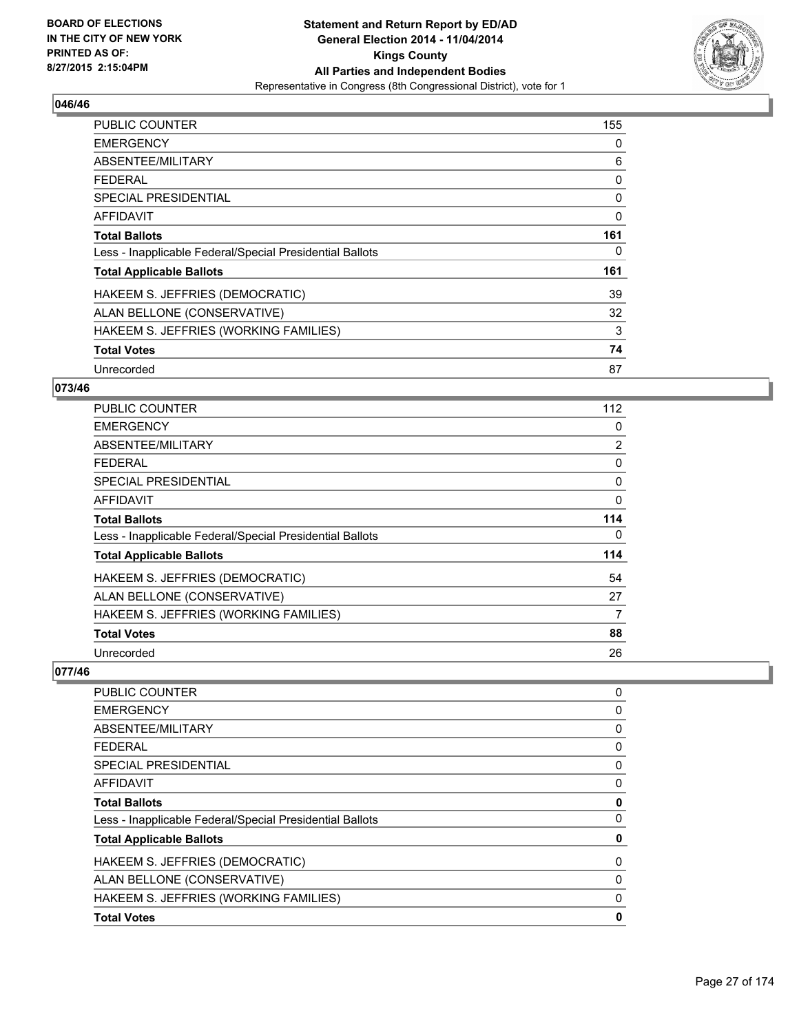BOARD OF ELECTIONS
IN THE CITY OF NEW YORK
PRINTED AS OF:
8/27/2015 2:15:04PM

**Statement and Return Report by ED/AD**
**General Election 2014 - 11/04/2014**
**Kings County**
**All Parties and Independent Bodies**
Representative in Congress (8th Congressional District), vote for 1

## 046/46

| | |
|---|---|
| PUBLIC COUNTER | 155 |
| EMERGENCY | 0 |
| ABSENTEE/MILITARY | 6 |
| FEDERAL | 0 |
| SPECIAL PRESIDENTIAL | 0 |
| AFFIDAVIT | 0 |
| **Total Ballots** | **161** |
| Less - Inapplicable Federal/Special Presidential Ballots | 0 |
| **Total Applicable Ballots** | **161** |
| HAKEEM S. JEFFRIES (DEMOCRATIC) | 39 |
| ALAN BELLONE (CONSERVATIVE) | 32 |
| HAKEEM S. JEFFRIES (WORKING FAMILIES) | 3 |
| **Total Votes** | **74** |
| Unrecorded | 87 |

## 073/46

| | |
|---|---|
| PUBLIC COUNTER | 112 |
| EMERGENCY | 0 |
| ABSENTEE/MILITARY | 2 |
| FEDERAL | 0 |
| SPECIAL PRESIDENTIAL | 0 |
| AFFIDAVIT | 0 |
| **Total Ballots** | **114** |
| Less - Inapplicable Federal/Special Presidential Ballots | 0 |
| **Total Applicable Ballots** | **114** |
| HAKEEM S. JEFFRIES (DEMOCRATIC) | 54 |
| ALAN BELLONE (CONSERVATIVE) | 27 |
| HAKEEM S. JEFFRIES (WORKING FAMILIES) | 7 |
| **Total Votes** | **88** |
| Unrecorded | 26 |

## 077/46

| | |
|---|---|
| PUBLIC COUNTER | 0 |
| EMERGENCY | 0 |
| ABSENTEE/MILITARY | 0 |
| FEDERAL | 0 |
| SPECIAL PRESIDENTIAL | 0 |
| AFFIDAVIT | 0 |
| **Total Ballots** | **0** |
| Less - Inapplicable Federal/Special Presidential Ballots | 0 |
| **Total Applicable Ballots** | **0** |
| HAKEEM S. JEFFRIES (DEMOCRATIC) | 0 |
| ALAN BELLONE (CONSERVATIVE) | 0 |
| HAKEEM S. JEFFRIES (WORKING FAMILIES) | 0 |
| **Total Votes** | **0** |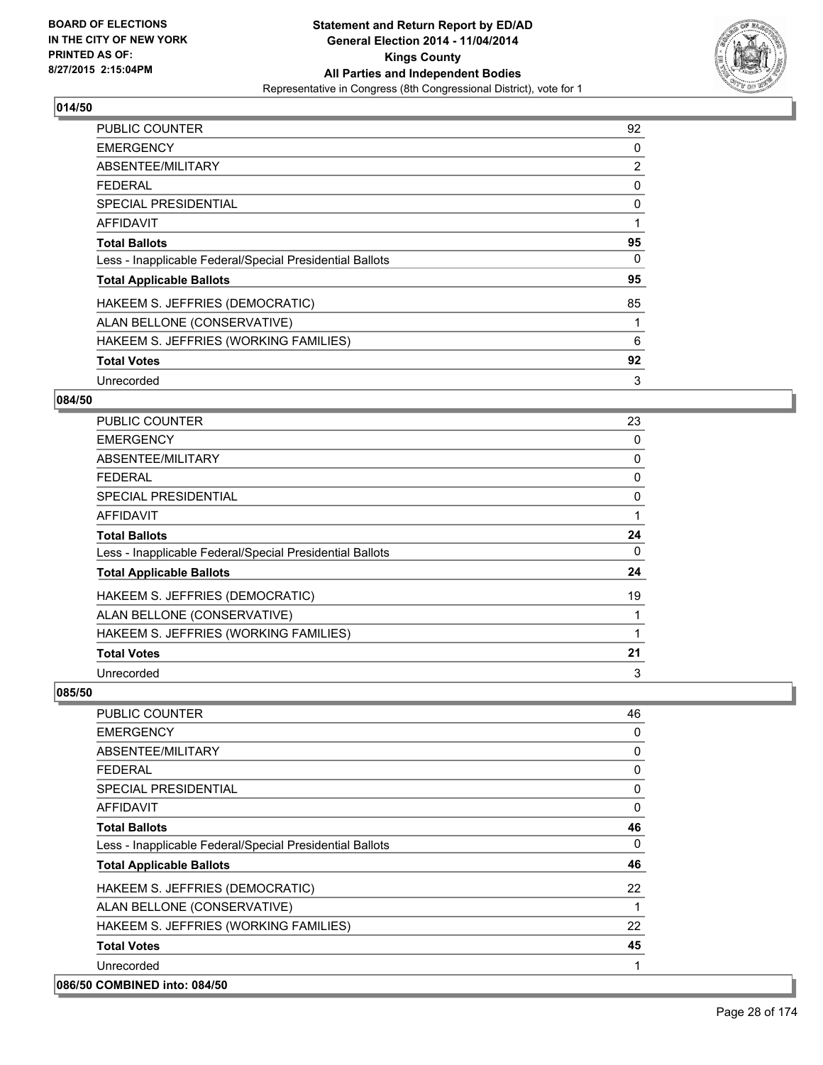### 014/50

| | |
|---|---|
| PUBLIC COUNTER | 92 |
| EMERGENCY | 0 |
| ABSENTEE/MILITARY | 2 |
| FEDERAL | 0 |
| SPECIAL PRESIDENTIAL | 0 |
| AFFIDAVIT | 1 |
| **Total Ballots** | **95** |
| Less - Inapplicable Federal/Special Presidential Ballots | 0 |
| **Total Applicable Ballots** | **95** |
| HAKEEM S. JEFFRIES (DEMOCRATIC) | 85 |
| ALAN BELLONE (CONSERVATIVE) | 1 |
| HAKEEM S. JEFFRIES (WORKING FAMILIES) | 6 |
| **Total Votes** | **92** |
| Unrecorded | 3 |

### 084/50

| | |
|---|---|
| PUBLIC COUNTER | 23 |
| EMERGENCY | 0 |
| ABSENTEE/MILITARY | 0 |
| FEDERAL | 0 |
| SPECIAL PRESIDENTIAL | 0 |
| AFFIDAVIT | 1 |
| **Total Ballots** | **24** |
| Less - Inapplicable Federal/Special Presidential Ballots | 0 |
| **Total Applicable Ballots** | **24** |
| HAKEEM S. JEFFRIES (DEMOCRATIC) | 19 |
| ALAN BELLONE (CONSERVATIVE) | 1 |
| HAKEEM S. JEFFRIES (WORKING FAMILIES) | 1 |
| **Total Votes** | **21** |
| Unrecorded | 3 |

### 085/50

| | |
|---|---|
| PUBLIC COUNTER | 46 |
| EMERGENCY | 0 |
| ABSENTEE/MILITARY | 0 |
| FEDERAL | 0 |
| SPECIAL PRESIDENTIAL | 0 |
| AFFIDAVIT | 0 |
| **Total Ballots** | **46** |
| Less - Inapplicable Federal/Special Presidential Ballots | 0 |
| **Total Applicable Ballots** | **46** |
| HAKEEM S. JEFFRIES (DEMOCRATIC) | 22 |
| ALAN BELLONE (CONSERVATIVE) | 1 |
| HAKEEM S. JEFFRIES (WORKING FAMILIES) | 22 |
| **Total Votes** | **45** |
| Unrecorded | 1 |

### 086/50 COMBINED into: 084/50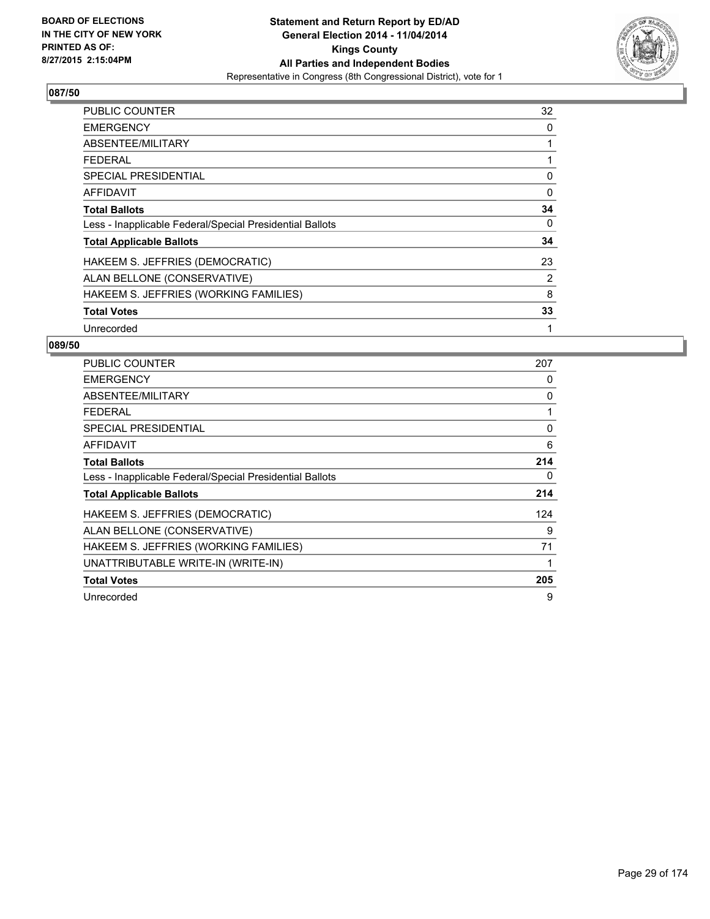BOARD OF ELECTIONS
IN THE CITY OF NEW YORK
PRINTED AS OF:
8/27/2015 2:15:04PM

**Statement and Return Report by ED/AD**
**General Election 2014 - 11/04/2014**
**Kings County**
**All Parties and Independent Bodies**
Representative in Congress (8th Congressional District), vote for 1

## 087/50

| | |
|---|---|
| PUBLIC COUNTER | 32 |
| EMERGENCY | 0 |
| ABSENTEE/MILITARY | 1 |
| FEDERAL | 1 |
| SPECIAL PRESIDENTIAL | 0 |
| AFFIDAVIT | 0 |
| **Total Ballots** | **34** |
| Less - Inapplicable Federal/Special Presidential Ballots | 0 |
| **Total Applicable Ballots** | **34** |
| HAKEEM S. JEFFRIES (DEMOCRATIC) | 23 |
| ALAN BELLONE (CONSERVATIVE) | 2 |
| HAKEEM S. JEFFRIES (WORKING FAMILIES) | 8 |
| **Total Votes** | **33** |
| Unrecorded | 1 |

## 089/50

| | |
|---|---|
| PUBLIC COUNTER | 207 |
| EMERGENCY | 0 |
| ABSENTEE/MILITARY | 0 |
| FEDERAL | 1 |
| SPECIAL PRESIDENTIAL | 0 |
| AFFIDAVIT | 6 |
| **Total Ballots** | **214** |
| Less - Inapplicable Federal/Special Presidential Ballots | 0 |
| **Total Applicable Ballots** | **214** |
| HAKEEM S. JEFFRIES (DEMOCRATIC) | 124 |
| ALAN BELLONE (CONSERVATIVE) | 9 |
| HAKEEM S. JEFFRIES (WORKING FAMILIES) | 71 |
| UNATTRIBUTABLE WRITE-IN (WRITE-IN) | 1 |
| **Total Votes** | **205** |
| Unrecorded | 9 |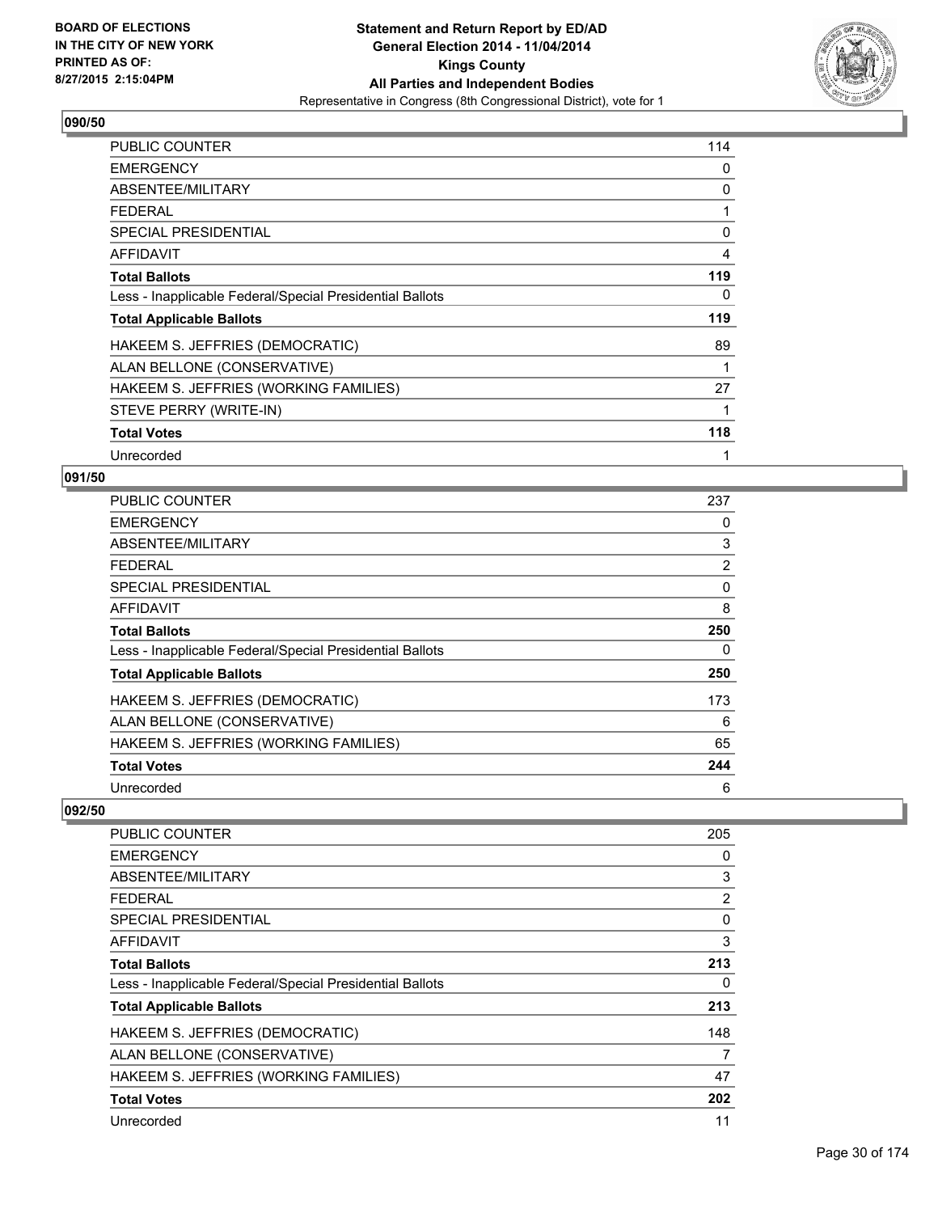**Statement and Return Report by ED/AD**
**General Election 2014 - 11/04/2014**
**Kings County**
**All Parties and Independent Bodies**
Representative in Congress (8th Congressional District), vote for 1

BOARD OF ELECTIONS
IN THE CITY OF NEW YORK
PRINTED AS OF:
8/27/2015 2:15:04PM

### 090/50

| | |
|---|---|
| PUBLIC COUNTER | 114 |
| EMERGENCY | 0 |
| ABSENTEE/MILITARY | 0 |
| FEDERAL | 1 |
| SPECIAL PRESIDENTIAL | 0 |
| AFFIDAVIT | 4 |
| **Total Ballots** | **119** |
| Less - Inapplicable Federal/Special Presidential Ballots | 0 |
| **Total Applicable Ballots** | **119** |
| HAKEEM S. JEFFRIES (DEMOCRATIC) | 89 |
| ALAN BELLONE (CONSERVATIVE) | 1 |
| HAKEEM S. JEFFRIES (WORKING FAMILIES) | 27 |
| STEVE PERRY (WRITE-IN) | 1 |
| **Total Votes** | **118** |
| Unrecorded | 1 |

### 091/50

| | |
|---|---|
| PUBLIC COUNTER | 237 |
| EMERGENCY | 0 |
| ABSENTEE/MILITARY | 3 |
| FEDERAL | 2 |
| SPECIAL PRESIDENTIAL | 0 |
| AFFIDAVIT | 8 |
| **Total Ballots** | **250** |
| Less - Inapplicable Federal/Special Presidential Ballots | 0 |
| **Total Applicable Ballots** | **250** |
| HAKEEM S. JEFFRIES (DEMOCRATIC) | 173 |
| ALAN BELLONE (CONSERVATIVE) | 6 |
| HAKEEM S. JEFFRIES (WORKING FAMILIES) | 65 |
| **Total Votes** | **244** |
| Unrecorded | 6 |

### 092/50

| | |
|---|---|
| PUBLIC COUNTER | 205 |
| EMERGENCY | 0 |
| ABSENTEE/MILITARY | 3 |
| FEDERAL | 2 |
| SPECIAL PRESIDENTIAL | 0 |
| AFFIDAVIT | 3 |
| **Total Ballots** | **213** |
| Less - Inapplicable Federal/Special Presidential Ballots | 0 |
| **Total Applicable Ballots** | **213** |
| HAKEEM S. JEFFRIES (DEMOCRATIC) | 148 |
| ALAN BELLONE (CONSERVATIVE) | 7 |
| HAKEEM S. JEFFRIES (WORKING FAMILIES) | 47 |
| **Total Votes** | **202** |
| Unrecorded | 11 |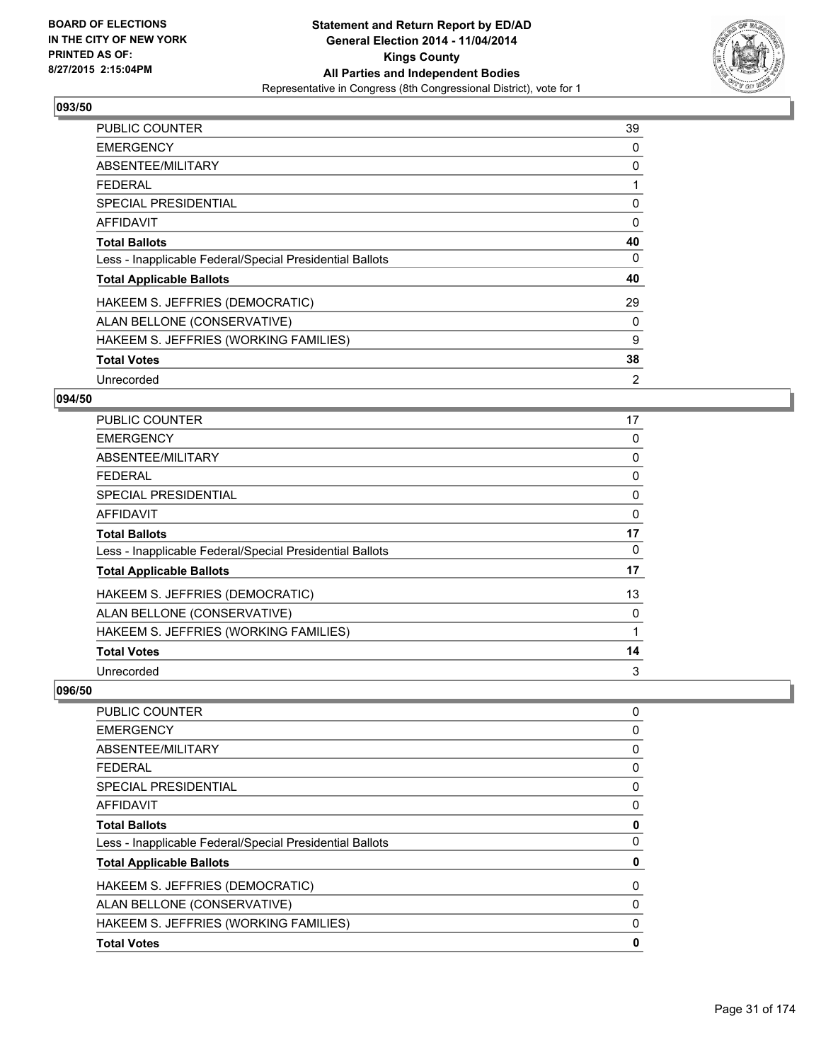### 093/50

| | |
|---|---|
| PUBLIC COUNTER | 39 |
| EMERGENCY | 0 |
| ABSENTEE/MILITARY | 0 |
| FEDERAL | 1 |
| SPECIAL PRESIDENTIAL | 0 |
| AFFIDAVIT | 0 |
| **Total Ballots** | **40** |
| Less - Inapplicable Federal/Special Presidential Ballots | 0 |
| **Total Applicable Ballots** | **40** |
| HAKEEM S. JEFFRIES (DEMOCRATIC) | 29 |
| ALAN BELLONE (CONSERVATIVE) | 0 |
| HAKEEM S. JEFFRIES (WORKING FAMILIES) | 9 |
| **Total Votes** | **38** |
| Unrecorded | 2 |

### 094/50

| | |
|---|---|
| PUBLIC COUNTER | 17 |
| EMERGENCY | 0 |
| ABSENTEE/MILITARY | 0 |
| FEDERAL | 0 |
| SPECIAL PRESIDENTIAL | 0 |
| AFFIDAVIT | 0 |
| **Total Ballots** | **17** |
| Less - Inapplicable Federal/Special Presidential Ballots | 0 |
| **Total Applicable Ballots** | **17** |
| HAKEEM S. JEFFRIES (DEMOCRATIC) | 13 |
| ALAN BELLONE (CONSERVATIVE) | 0 |
| HAKEEM S. JEFFRIES (WORKING FAMILIES) | 1 |
| **Total Votes** | **14** |
| Unrecorded | 3 |

### 096/50

| | |
|---|---|
| PUBLIC COUNTER | 0 |
| EMERGENCY | 0 |
| ABSENTEE/MILITARY | 0 |
| FEDERAL | 0 |
| SPECIAL PRESIDENTIAL | 0 |
| AFFIDAVIT | 0 |
| **Total Ballots** | **0** |
| Less - Inapplicable Federal/Special Presidential Ballots | 0 |
| **Total Applicable Ballots** | **0** |
| HAKEEM S. JEFFRIES (DEMOCRATIC) | 0 |
| ALAN BELLONE (CONSERVATIVE) | 0 |
| HAKEEM S. JEFFRIES (WORKING FAMILIES) | 0 |
| **Total Votes** | **0** |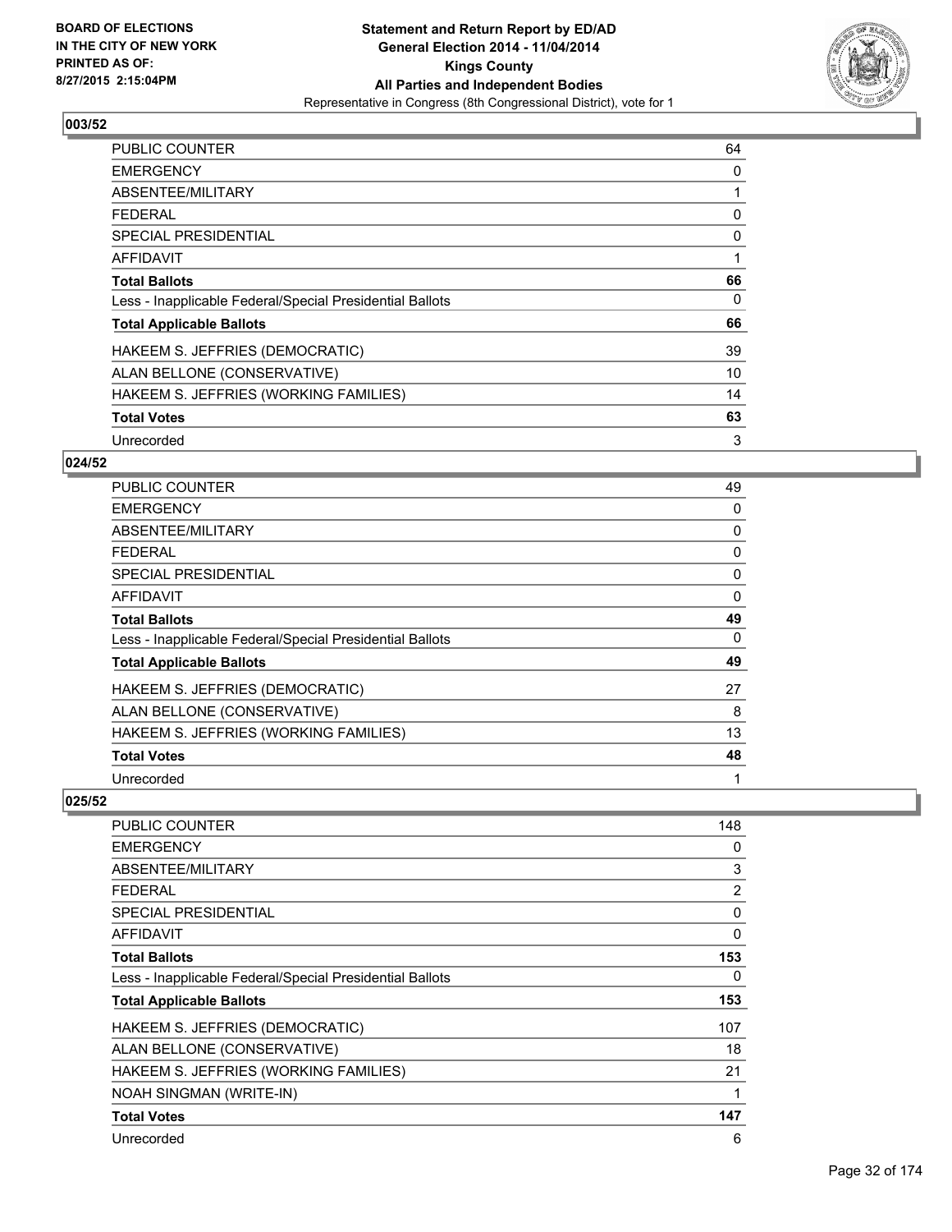BOARD OF ELECTIONS
IN THE CITY OF NEW YORK
PRINTED AS OF:
8/27/2015 2:15:04PM

**Statement and Return Report by ED/AD**
**General Election 2014 - 11/04/2014**
**Kings County**
**All Parties and Independent Bodies**
Representative in Congress (8th Congressional District), vote for 1

## 003/52

| | |
|---|---|
| PUBLIC COUNTER | 64 |
| EMERGENCY | 0 |
| ABSENTEE/MILITARY | 1 |
| FEDERAL | 0 |
| SPECIAL PRESIDENTIAL | 0 |
| AFFIDAVIT | 1 |
| **Total Ballots** | **66** |
| Less - Inapplicable Federal/Special Presidential Ballots | 0 |
| **Total Applicable Ballots** | **66** |
| HAKEEM S. JEFFRIES (DEMOCRATIC) | 39 |
| ALAN BELLONE (CONSERVATIVE) | 10 |
| HAKEEM S. JEFFRIES (WORKING FAMILIES) | 14 |
| **Total Votes** | **63** |
| Unrecorded | 3 |

## 024/52

| | |
|---|---|
| PUBLIC COUNTER | 49 |
| EMERGENCY | 0 |
| ABSENTEE/MILITARY | 0 |
| FEDERAL | 0 |
| SPECIAL PRESIDENTIAL | 0 |
| AFFIDAVIT | 0 |
| **Total Ballots** | **49** |
| Less - Inapplicable Federal/Special Presidential Ballots | 0 |
| **Total Applicable Ballots** | **49** |
| HAKEEM S. JEFFRIES (DEMOCRATIC) | 27 |
| ALAN BELLONE (CONSERVATIVE) | 8 |
| HAKEEM S. JEFFRIES (WORKING FAMILIES) | 13 |
| **Total Votes** | **48** |
| Unrecorded | 1 |

## 025/52

| | |
|---|---|
| PUBLIC COUNTER | 148 |
| EMERGENCY | 0 |
| ABSENTEE/MILITARY | 3 |
| FEDERAL | 2 |
| SPECIAL PRESIDENTIAL | 0 |
| AFFIDAVIT | 0 |
| **Total Ballots** | **153** |
| Less - Inapplicable Federal/Special Presidential Ballots | 0 |
| **Total Applicable Ballots** | **153** |
| HAKEEM S. JEFFRIES (DEMOCRATIC) | 107 |
| ALAN BELLONE (CONSERVATIVE) | 18 |
| HAKEEM S. JEFFRIES (WORKING FAMILIES) | 21 |
| NOAH SINGMAN (WRITE-IN) | 1 |
| **Total Votes** | **147** |
| Unrecorded | 6 |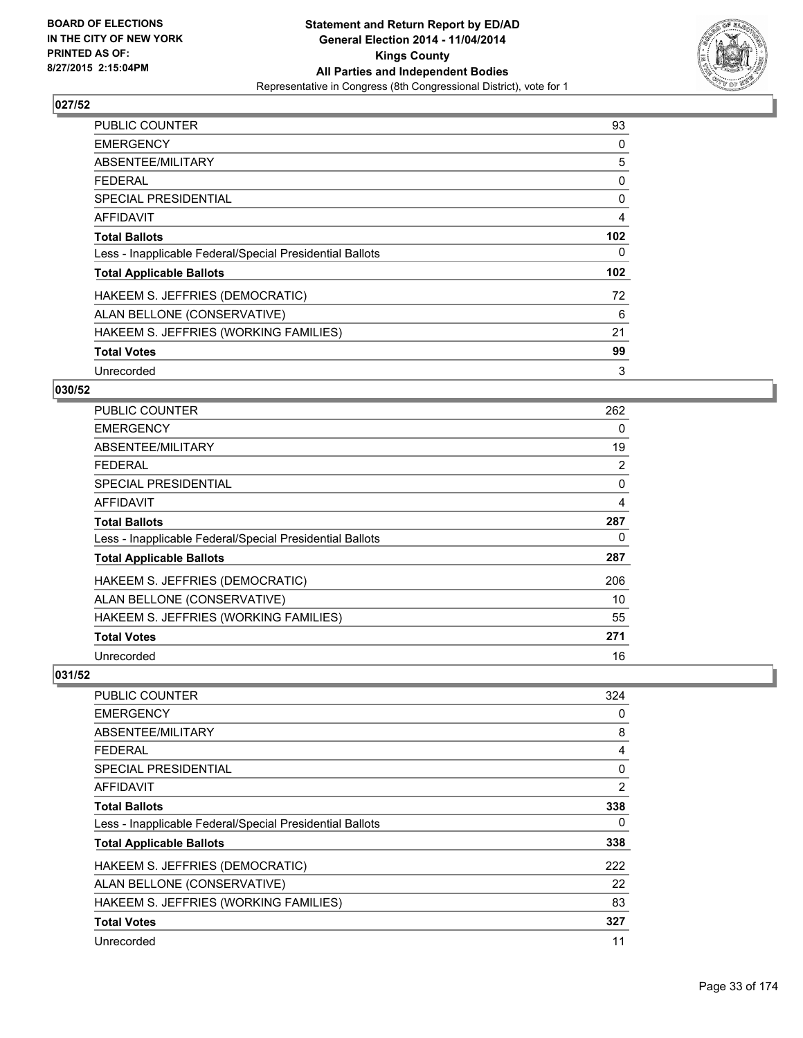## 027/52

| | |
|---|---|
| PUBLIC COUNTER | 93 |
| EMERGENCY | 0 |
| ABSENTEE/MILITARY | 5 |
| FEDERAL | 0 |
| SPECIAL PRESIDENTIAL | 0 |
| AFFIDAVIT | 4 |
| **Total Ballots** | **102** |
| Less - Inapplicable Federal/Special Presidential Ballots | 0 |
| **Total Applicable Ballots** | **102** |
| HAKEEM S. JEFFRIES (DEMOCRATIC) | 72 |
| ALAN BELLONE (CONSERVATIVE) | 6 |
| HAKEEM S. JEFFRIES (WORKING FAMILIES) | 21 |
| **Total Votes** | **99** |
| Unrecorded | 3 |

## 030/52

| | |
|---|---|
| PUBLIC COUNTER | 262 |
| EMERGENCY | 0 |
| ABSENTEE/MILITARY | 19 |
| FEDERAL | 2 |
| SPECIAL PRESIDENTIAL | 0 |
| AFFIDAVIT | 4 |
| **Total Ballots** | **287** |
| Less - Inapplicable Federal/Special Presidential Ballots | 0 |
| **Total Applicable Ballots** | **287** |
| HAKEEM S. JEFFRIES (DEMOCRATIC) | 206 |
| ALAN BELLONE (CONSERVATIVE) | 10 |
| HAKEEM S. JEFFRIES (WORKING FAMILIES) | 55 |
| **Total Votes** | **271** |
| Unrecorded | 16 |

## 031/52

| | |
|---|---|
| PUBLIC COUNTER | 324 |
| EMERGENCY | 0 |
| ABSENTEE/MILITARY | 8 |
| FEDERAL | 4 |
| SPECIAL PRESIDENTIAL | 0 |
| AFFIDAVIT | 2 |
| **Total Ballots** | **338** |
| Less - Inapplicable Federal/Special Presidential Ballots | 0 |
| **Total Applicable Ballots** | **338** |
| HAKEEM S. JEFFRIES (DEMOCRATIC) | 222 |
| ALAN BELLONE (CONSERVATIVE) | 22 |
| HAKEEM S. JEFFRIES (WORKING FAMILIES) | 83 |
| **Total Votes** | **327** |
| Unrecorded | 11 |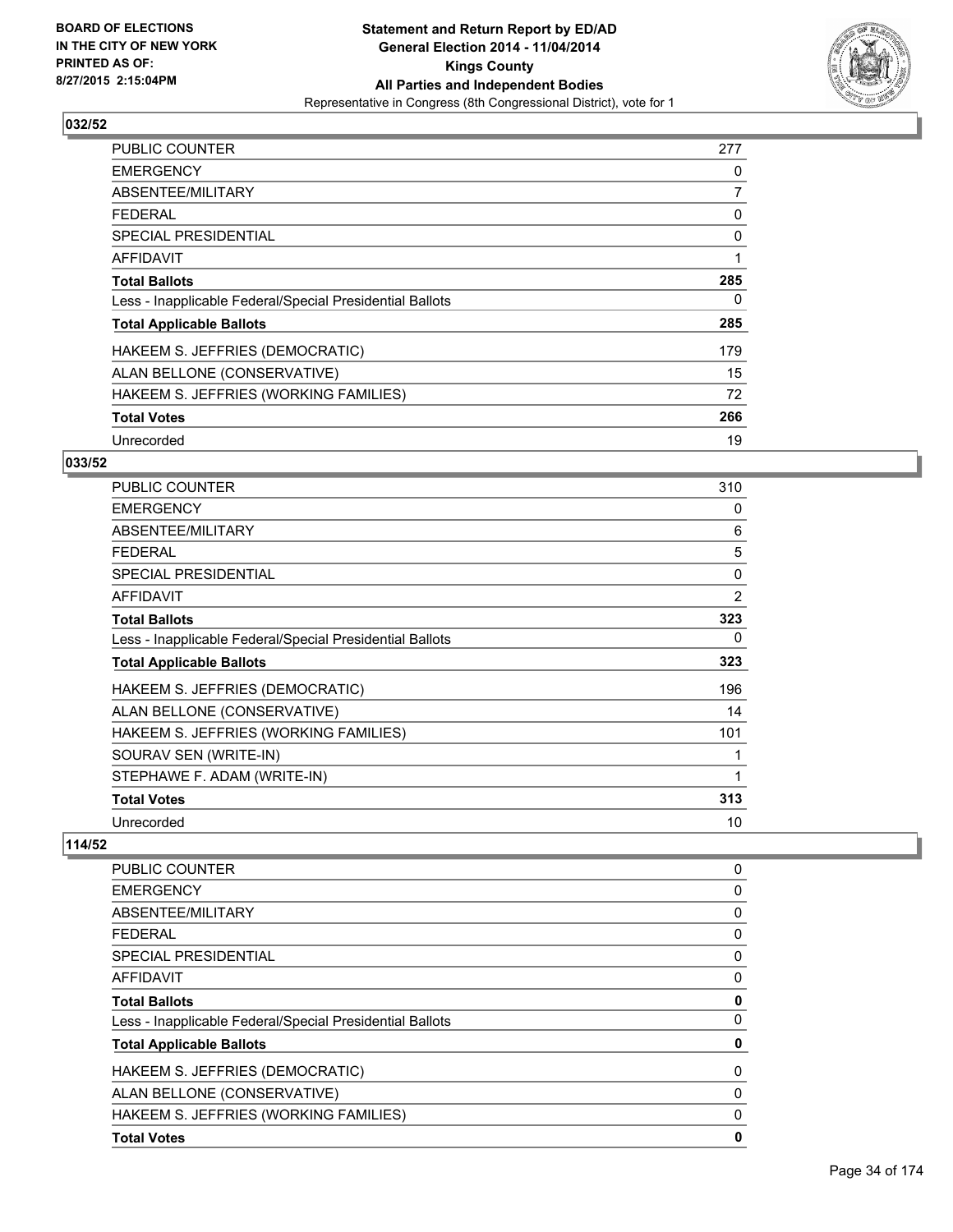### 032/52

| | |
|---|---|
| PUBLIC COUNTER | 277 |
| EMERGENCY | 0 |
| ABSENTEE/MILITARY | 7 |
| FEDERAL | 0 |
| SPECIAL PRESIDENTIAL | 0 |
| AFFIDAVIT | 1 |
| **Total Ballots** | **285** |
| Less - Inapplicable Federal/Special Presidential Ballots | 0 |
| **Total Applicable Ballots** | **285** |
| HAKEEM S. JEFFRIES (DEMOCRATIC) | 179 |
| ALAN BELLONE (CONSERVATIVE) | 15 |
| HAKEEM S. JEFFRIES (WORKING FAMILIES) | 72 |
| **Total Votes** | **266** |
| Unrecorded | 19 |

### 033/52

| | |
|---|---|
| PUBLIC COUNTER | 310 |
| EMERGENCY | 0 |
| ABSENTEE/MILITARY | 6 |
| FEDERAL | 5 |
| SPECIAL PRESIDENTIAL | 0 |
| AFFIDAVIT | 2 |
| **Total Ballots** | **323** |
| Less - Inapplicable Federal/Special Presidential Ballots | 0 |
| **Total Applicable Ballots** | **323** |
| HAKEEM S. JEFFRIES (DEMOCRATIC) | 196 |
| ALAN BELLONE (CONSERVATIVE) | 14 |
| HAKEEM S. JEFFRIES (WORKING FAMILIES) | 101 |
| SOURAV SEN (WRITE-IN) | 1 |
| STEPHAWE F. ADAM (WRITE-IN) | 1 |
| **Total Votes** | **313** |
| Unrecorded | 10 |

### 114/52

| | |
|---|---|
| PUBLIC COUNTER | 0 |
| EMERGENCY | 0 |
| ABSENTEE/MILITARY | 0 |
| FEDERAL | 0 |
| SPECIAL PRESIDENTIAL | 0 |
| AFFIDAVIT | 0 |
| **Total Ballots** | **0** |
| Less - Inapplicable Federal/Special Presidential Ballots | 0 |
| **Total Applicable Ballots** | **0** |
| HAKEEM S. JEFFRIES (DEMOCRATIC) | 0 |
| ALAN BELLONE (CONSERVATIVE) | 0 |
| HAKEEM S. JEFFRIES (WORKING FAMILIES) | 0 |
| **Total Votes** | **0** |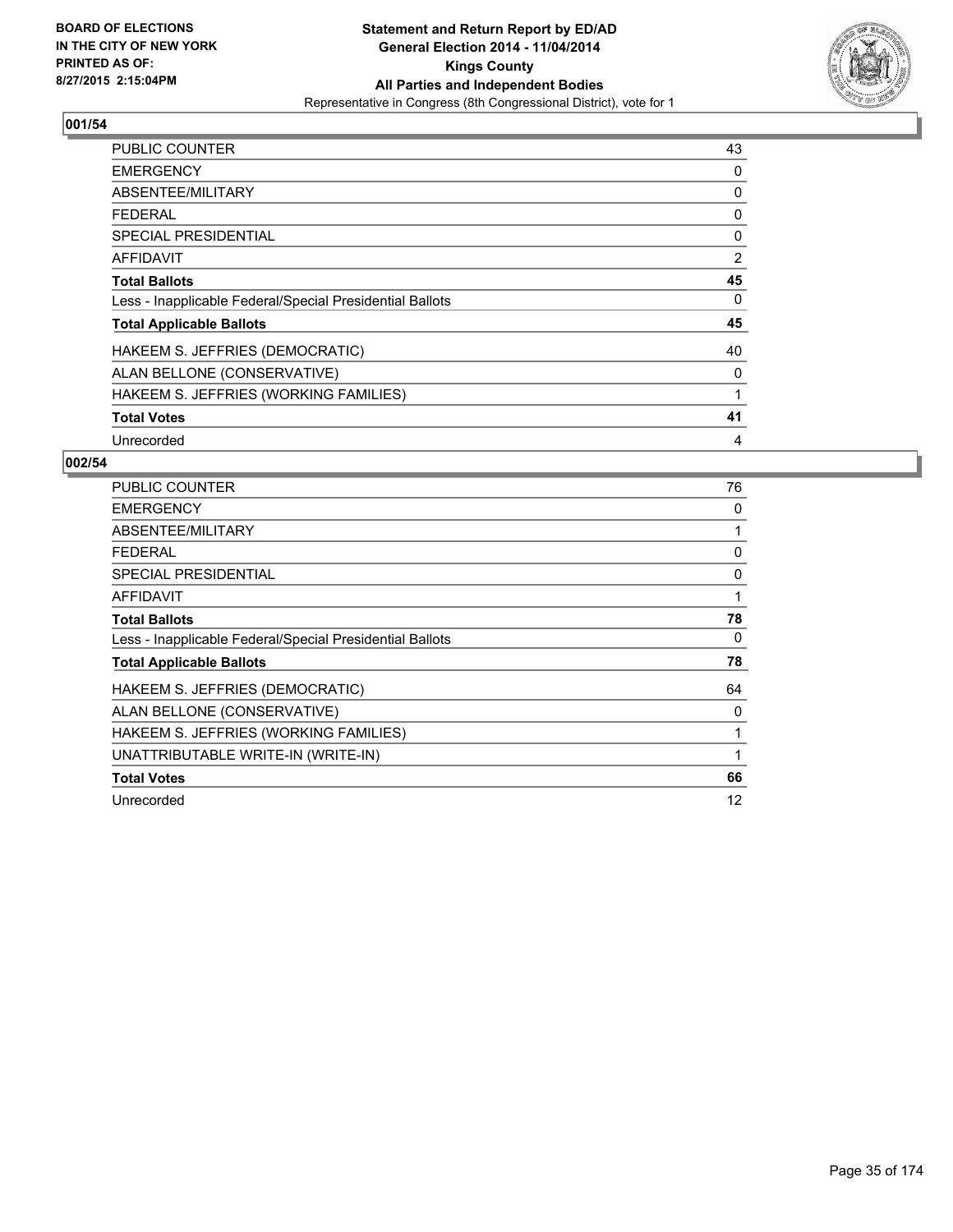**BOARD OF ELECTIONS IN THE CITY OF NEW YORK PRINTED AS OF: 8/27/2015 2:15:04PM**

**Statement and Return Report by ED/AD General Election 2014 - 11/04/2014 Kings County All Parties and Independent Bodies**

Representative in Congress (8th Congressional District), vote for 1

### 001/54

| | |
|---|---|
| PUBLIC COUNTER | 43 |
| EMERGENCY | 0 |
| ABSENTEE/MILITARY | 0 |
| FEDERAL | 0 |
| SPECIAL PRESIDENTIAL | 0 |
| AFFIDAVIT | 2 |
| **Total Ballots** | **45** |
| Less - Inapplicable Federal/Special Presidential Ballots | 0 |
| **Total Applicable Ballots** | **45** |
| HAKEEM S. JEFFRIES (DEMOCRATIC) | 40 |
| ALAN BELLONE (CONSERVATIVE) | 0 |
| HAKEEM S. JEFFRIES (WORKING FAMILIES) | 1 |
| **Total Votes** | **41** |
| Unrecorded | 4 |

### 002/54

| | |
|---|---|
| PUBLIC COUNTER | 76 |
| EMERGENCY | 0 |
| ABSENTEE/MILITARY | 1 |
| FEDERAL | 0 |
| SPECIAL PRESIDENTIAL | 0 |
| AFFIDAVIT | 1 |
| **Total Ballots** | **78** |
| Less - Inapplicable Federal/Special Presidential Ballots | 0 |
| **Total Applicable Ballots** | **78** |
| HAKEEM S. JEFFRIES (DEMOCRATIC) | 64 |
| ALAN BELLONE (CONSERVATIVE) | 0 |
| HAKEEM S. JEFFRIES (WORKING FAMILIES) | 1 |
| UNATTRIBUTABLE WRITE-IN (WRITE-IN) | 1 |
| **Total Votes** | **66** |
| Unrecorded | 12 |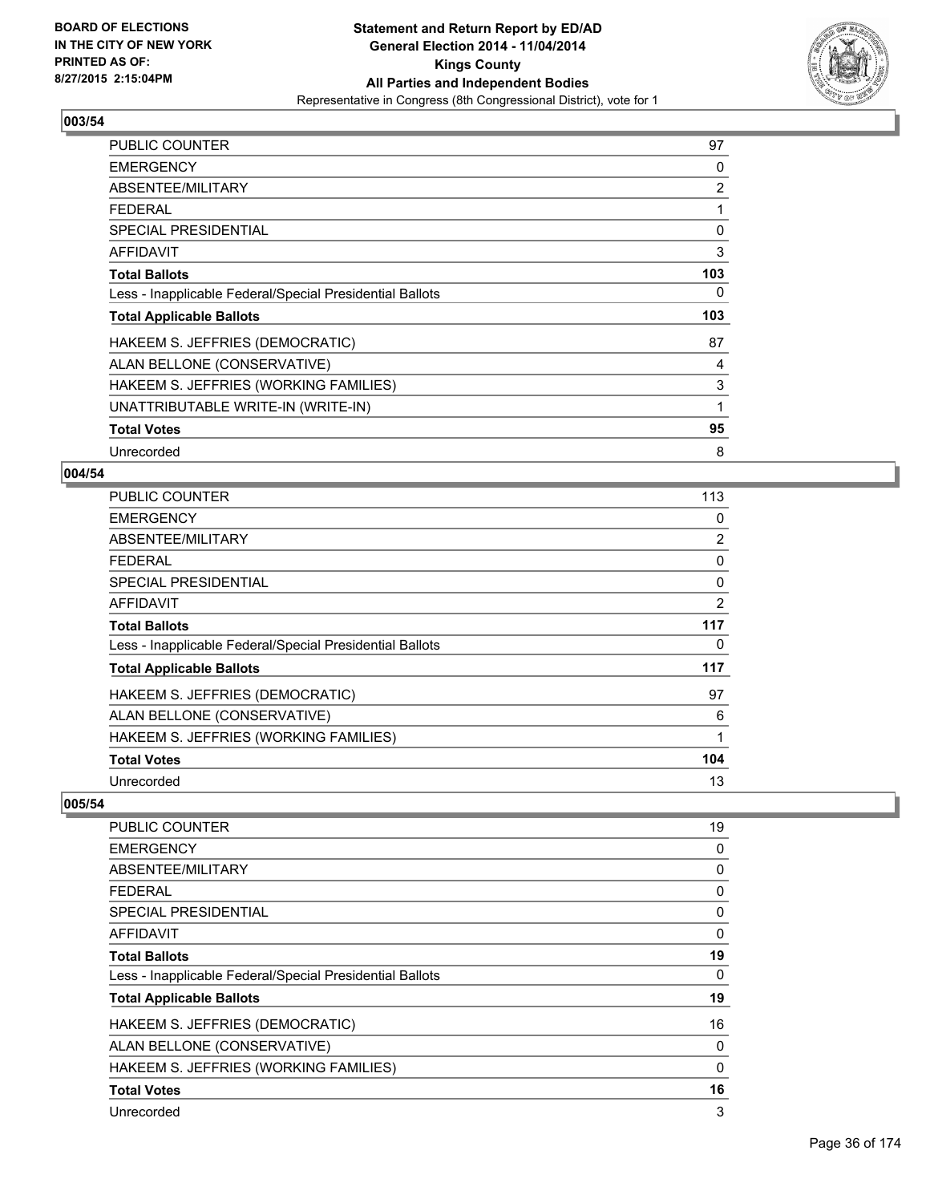BOARD OF ELECTIONS
IN THE CITY OF NEW YORK
PRINTED AS OF:
8/27/2015 2:15:04PM

**Statement and Return Report by ED/AD**
**General Election 2014 - 11/04/2014**
**Kings County**
**All Parties and Independent Bodies**
Representative in Congress (8th Congressional District), vote for 1

## 003/54

| | |
|---|---|
| PUBLIC COUNTER | 97 |
| EMERGENCY | 0 |
| ABSENTEE/MILITARY | 2 |
| FEDERAL | 1 |
| SPECIAL PRESIDENTIAL | 0 |
| AFFIDAVIT | 3 |
| **Total Ballots** | **103** |
| Less - Inapplicable Federal/Special Presidential Ballots | 0 |
| **Total Applicable Ballots** | **103** |
| HAKEEM S. JEFFRIES (DEMOCRATIC) | 87 |
| ALAN BELLONE (CONSERVATIVE) | 4 |
| HAKEEM S. JEFFRIES (WORKING FAMILIES) | 3 |
| UNATTRIBUTABLE WRITE-IN (WRITE-IN) | 1 |
| **Total Votes** | **95** |
| Unrecorded | 8 |

## 004/54

| | |
|---|---|
| PUBLIC COUNTER | 113 |
| EMERGENCY | 0 |
| ABSENTEE/MILITARY | 2 |
| FEDERAL | 0 |
| SPECIAL PRESIDENTIAL | 0 |
| AFFIDAVIT | 2 |
| **Total Ballots** | **117** |
| Less - Inapplicable Federal/Special Presidential Ballots | 0 |
| **Total Applicable Ballots** | **117** |
| HAKEEM S. JEFFRIES (DEMOCRATIC) | 97 |
| ALAN BELLONE (CONSERVATIVE) | 6 |
| HAKEEM S. JEFFRIES (WORKING FAMILIES) | 1 |
| **Total Votes** | **104** |
| Unrecorded | 13 |

## 005/54

| | |
|---|---|
| PUBLIC COUNTER | 19 |
| EMERGENCY | 0 |
| ABSENTEE/MILITARY | 0 |
| FEDERAL | 0 |
| SPECIAL PRESIDENTIAL | 0 |
| AFFIDAVIT | 0 |
| **Total Ballots** | **19** |
| Less - Inapplicable Federal/Special Presidential Ballots | 0 |
| **Total Applicable Ballots** | **19** |
| HAKEEM S. JEFFRIES (DEMOCRATIC) | 16 |
| ALAN BELLONE (CONSERVATIVE) | 0 |
| HAKEEM S. JEFFRIES (WORKING FAMILIES) | 0 |
| **Total Votes** | **16** |
| Unrecorded | 3 |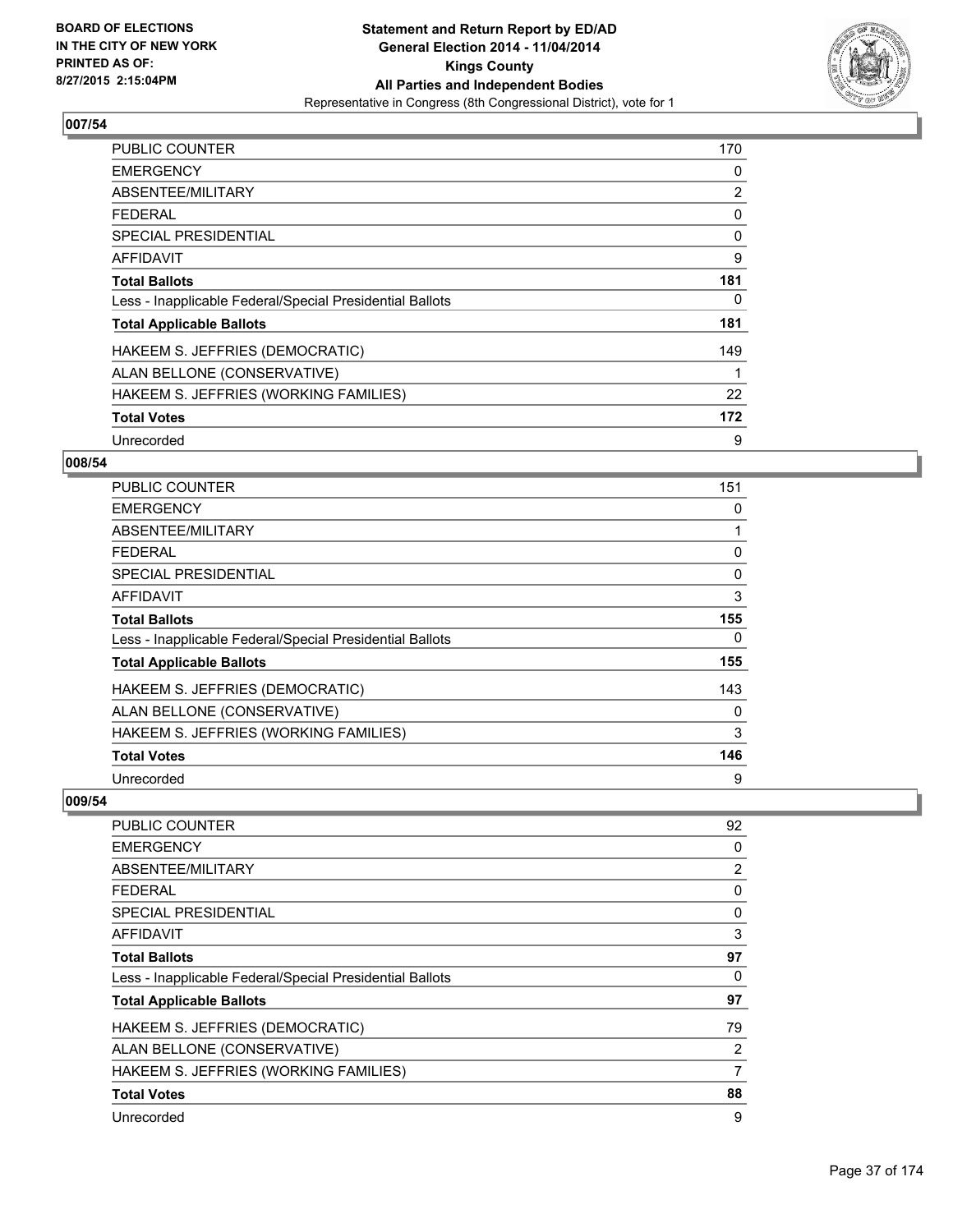## 007/54

| | |
|---|---|
| PUBLIC COUNTER | 170 |
| EMERGENCY | 0 |
| ABSENTEE/MILITARY | 2 |
| FEDERAL | 0 |
| SPECIAL PRESIDENTIAL | 0 |
| AFFIDAVIT | 9 |
| **Total Ballots** | **181** |
| Less - Inapplicable Federal/Special Presidential Ballots | 0 |
| **Total Applicable Ballots** | **181** |
| HAKEEM S. JEFFRIES (DEMOCRATIC) | 149 |
| ALAN BELLONE (CONSERVATIVE) | 1 |
| HAKEEM S. JEFFRIES (WORKING FAMILIES) | 22 |
| **Total Votes** | **172** |
| Unrecorded | 9 |

## 008/54

| | |
|---|---|
| PUBLIC COUNTER | 151 |
| EMERGENCY | 0 |
| ABSENTEE/MILITARY | 1 |
| FEDERAL | 0 |
| SPECIAL PRESIDENTIAL | 0 |
| AFFIDAVIT | 3 |
| **Total Ballots** | **155** |
| Less - Inapplicable Federal/Special Presidential Ballots | 0 |
| **Total Applicable Ballots** | **155** |
| HAKEEM S. JEFFRIES (DEMOCRATIC) | 143 |
| ALAN BELLONE (CONSERVATIVE) | 0 |
| HAKEEM S. JEFFRIES (WORKING FAMILIES) | 3 |
| **Total Votes** | **146** |
| Unrecorded | 9 |

## 009/54

| | |
|---|---|
| PUBLIC COUNTER | 92 |
| EMERGENCY | 0 |
| ABSENTEE/MILITARY | 2 |
| FEDERAL | 0 |
| SPECIAL PRESIDENTIAL | 0 |
| AFFIDAVIT | 3 |
| **Total Ballots** | **97** |
| Less - Inapplicable Federal/Special Presidential Ballots | 0 |
| **Total Applicable Ballots** | **97** |
| HAKEEM S. JEFFRIES (DEMOCRATIC) | 79 |
| ALAN BELLONE (CONSERVATIVE) | 2 |
| HAKEEM S. JEFFRIES (WORKING FAMILIES) | 7 |
| **Total Votes** | **88** |
| Unrecorded | 9 |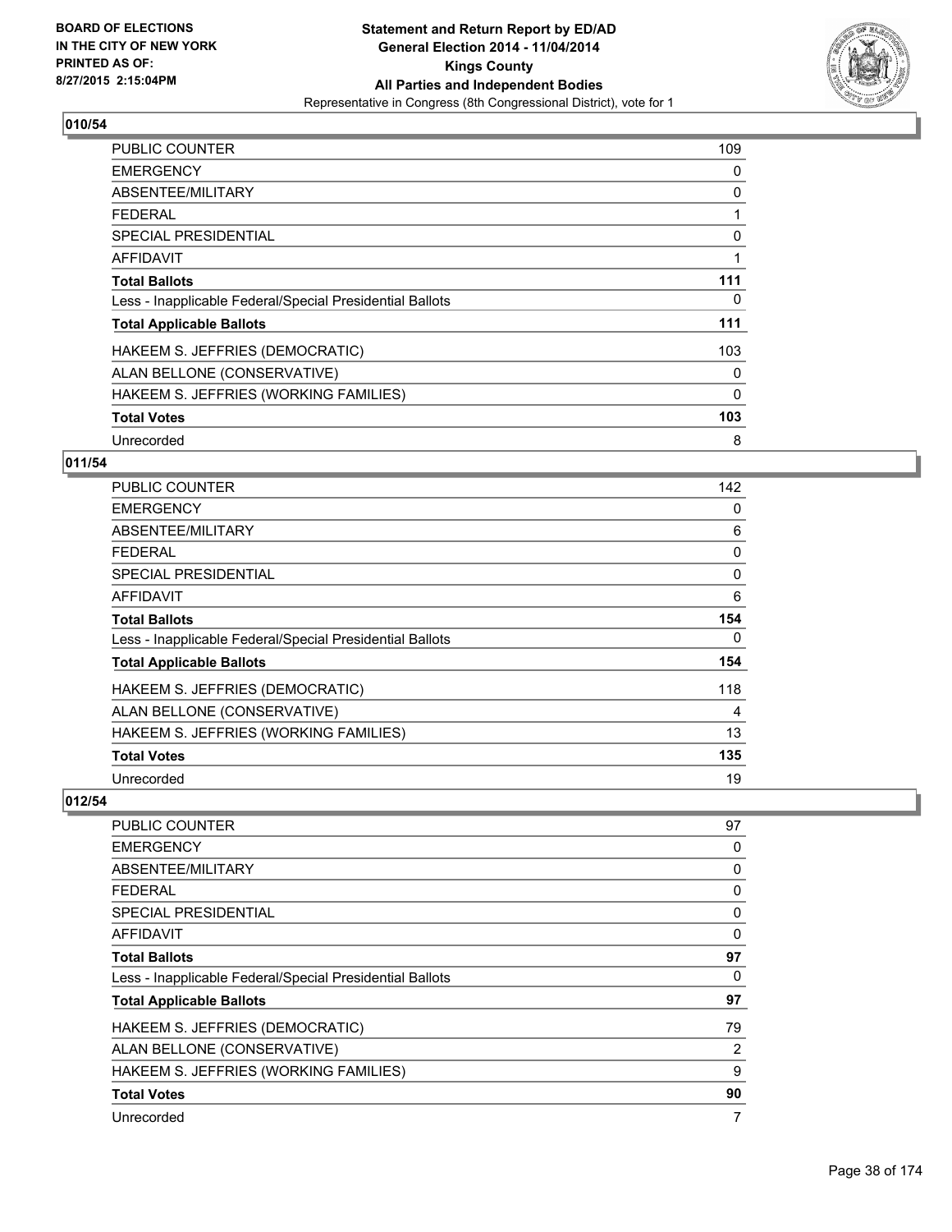**BOARD OF ELECTIONS IN THE CITY OF NEW YORK PRINTED AS OF: 8/27/2015 2:15:04PM**

**Statement and Return Report by ED/AD General Election 2014 - 11/04/2014 Kings County All Parties and Independent Bodies**

Representative in Congress (8th Congressional District), vote for 1

### 010/54

| | |
|---|---|
| PUBLIC COUNTER | 109 |
| EMERGENCY | 0 |
| ABSENTEE/MILITARY | 0 |
| FEDERAL | 1 |
| SPECIAL PRESIDENTIAL | 0 |
| AFFIDAVIT | 1 |
| **Total Ballots** | **111** |
| Less - Inapplicable Federal/Special Presidential Ballots | 0 |
| **Total Applicable Ballots** | **111** |
| HAKEEM S. JEFFRIES (DEMOCRATIC) | 103 |
| ALAN BELLONE (CONSERVATIVE) | 0 |
| HAKEEM S. JEFFRIES (WORKING FAMILIES) | 0 |
| **Total Votes** | **103** |
| Unrecorded | 8 |

### 011/54

| | |
|---|---|
| PUBLIC COUNTER | 142 |
| EMERGENCY | 0 |
| ABSENTEE/MILITARY | 6 |
| FEDERAL | 0 |
| SPECIAL PRESIDENTIAL | 0 |
| AFFIDAVIT | 6 |
| **Total Ballots** | **154** |
| Less - Inapplicable Federal/Special Presidential Ballots | 0 |
| **Total Applicable Ballots** | **154** |
| HAKEEM S. JEFFRIES (DEMOCRATIC) | 118 |
| ALAN BELLONE (CONSERVATIVE) | 4 |
| HAKEEM S. JEFFRIES (WORKING FAMILIES) | 13 |
| **Total Votes** | **135** |
| Unrecorded | 19 |

### 012/54

| | |
|---|---|
| PUBLIC COUNTER | 97 |
| EMERGENCY | 0 |
| ABSENTEE/MILITARY | 0 |
| FEDERAL | 0 |
| SPECIAL PRESIDENTIAL | 0 |
| AFFIDAVIT | 0 |
| **Total Ballots** | **97** |
| Less - Inapplicable Federal/Special Presidential Ballots | 0 |
| **Total Applicable Ballots** | **97** |
| HAKEEM S. JEFFRIES (DEMOCRATIC) | 79 |
| ALAN BELLONE (CONSERVATIVE) | 2 |
| HAKEEM S. JEFFRIES (WORKING FAMILIES) | 9 |
| **Total Votes** | **90** |
| Unrecorded | 7 |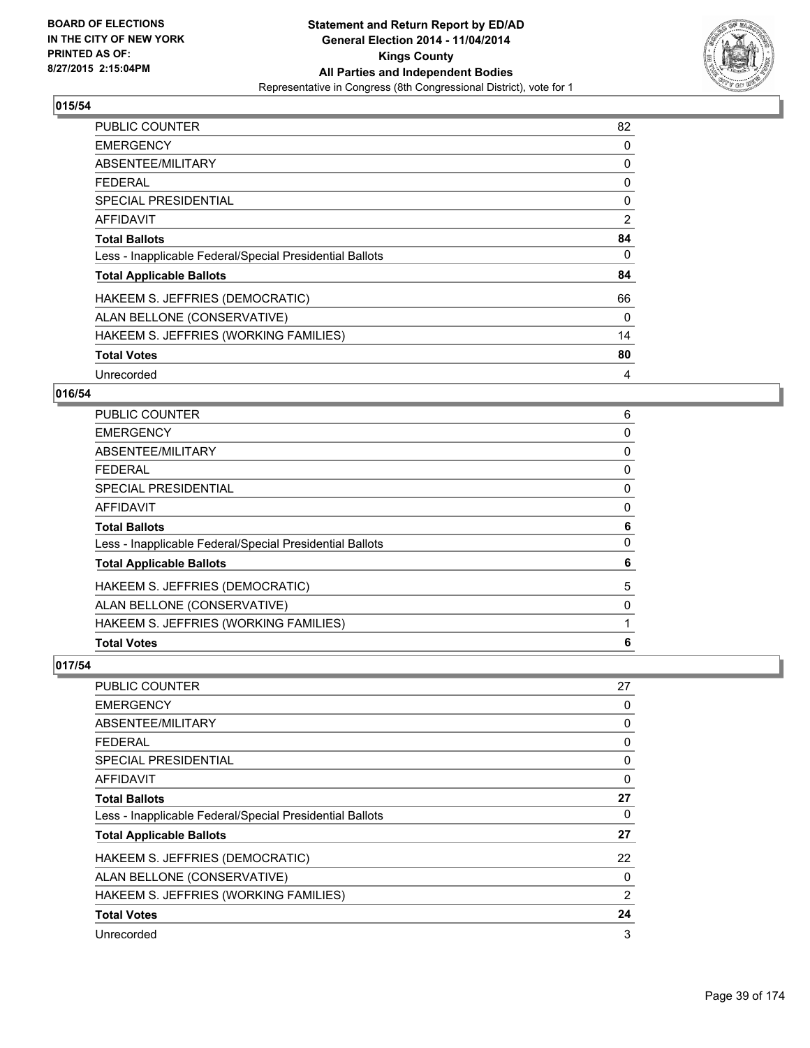### 015/54

| | |
|---|---|
| PUBLIC COUNTER | 82 |
| EMERGENCY | 0 |
| ABSENTEE/MILITARY | 0 |
| FEDERAL | 0 |
| SPECIAL PRESIDENTIAL | 0 |
| AFFIDAVIT | 2 |
| **Total Ballots** | **84** |
| Less - Inapplicable Federal/Special Presidential Ballots | 0 |
| **Total Applicable Ballots** | **84** |
| HAKEEM S. JEFFRIES (DEMOCRATIC) | 66 |
| ALAN BELLONE (CONSERVATIVE) | 0 |
| HAKEEM S. JEFFRIES (WORKING FAMILIES) | 14 |
| **Total Votes** | **80** |
| Unrecorded | 4 |

### 016/54

| | |
|---|---|
| PUBLIC COUNTER | 6 |
| EMERGENCY | 0 |
| ABSENTEE/MILITARY | 0 |
| FEDERAL | 0 |
| SPECIAL PRESIDENTIAL | 0 |
| AFFIDAVIT | 0 |
| **Total Ballots** | **6** |
| Less - Inapplicable Federal/Special Presidential Ballots | 0 |
| **Total Applicable Ballots** | **6** |
| HAKEEM S. JEFFRIES (DEMOCRATIC) | 5 |
| ALAN BELLONE (CONSERVATIVE) | 0 |
| HAKEEM S. JEFFRIES (WORKING FAMILIES) | 1 |
| **Total Votes** | **6** |

### 017/54

| | |
|---|---|
| PUBLIC COUNTER | 27 |
| EMERGENCY | 0 |
| ABSENTEE/MILITARY | 0 |
| FEDERAL | 0 |
| SPECIAL PRESIDENTIAL | 0 |
| AFFIDAVIT | 0 |
| **Total Ballots** | **27** |
| Less - Inapplicable Federal/Special Presidential Ballots | 0 |
| **Total Applicable Ballots** | **27** |
| HAKEEM S. JEFFRIES (DEMOCRATIC) | 22 |
| ALAN BELLONE (CONSERVATIVE) | 0 |
| HAKEEM S. JEFFRIES (WORKING FAMILIES) | 2 |
| **Total Votes** | **24** |
| Unrecorded | 3 |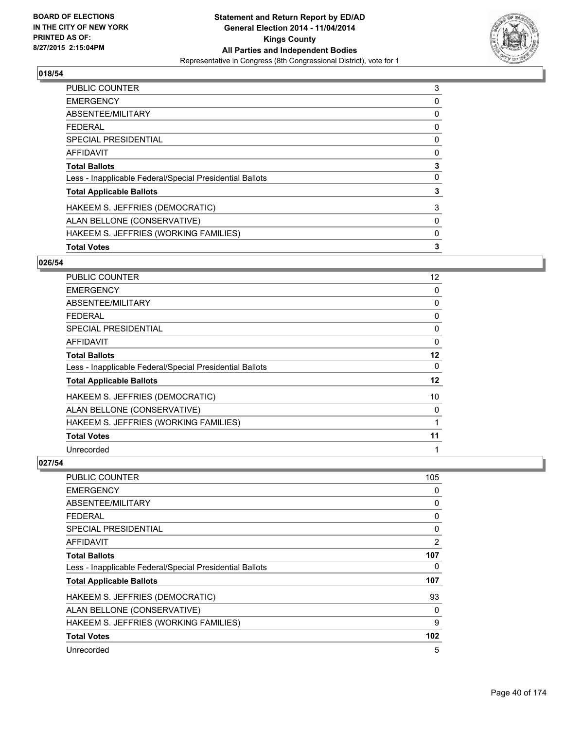BOARD OF ELECTIONS IN THE CITY OF NEW YORK PRINTED AS OF: 8/27/2015 2:15:04PM

**Statement and Return Report by ED/AD**
**General Election 2014 - 11/04/2014**
**Kings County**
**All Parties and Independent Bodies**
Representative in Congress (8th Congressional District), vote for 1

## 018/54

| | |
|---|---|
| PUBLIC COUNTER | 3 |
| EMERGENCY | 0 |
| ABSENTEE/MILITARY | 0 |
| FEDERAL | 0 |
| SPECIAL PRESIDENTIAL | 0 |
| AFFIDAVIT | 0 |
| **Total Ballots** | **3** |
| Less - Inapplicable Federal/Special Presidential Ballots | 0 |
| **Total Applicable Ballots** | **3** |
| HAKEEM S. JEFFRIES (DEMOCRATIC) | 3 |
| ALAN BELLONE (CONSERVATIVE) | 0 |
| HAKEEM S. JEFFRIES (WORKING FAMILIES) | 0 |
| **Total Votes** | **3** |

## 026/54

| | |
|---|---|
| PUBLIC COUNTER | 12 |
| EMERGENCY | 0 |
| ABSENTEE/MILITARY | 0 |
| FEDERAL | 0 |
| SPECIAL PRESIDENTIAL | 0 |
| AFFIDAVIT | 0 |
| **Total Ballots** | **12** |
| Less - Inapplicable Federal/Special Presidential Ballots | 0 |
| **Total Applicable Ballots** | **12** |
| HAKEEM S. JEFFRIES (DEMOCRATIC) | 10 |
| ALAN BELLONE (CONSERVATIVE) | 0 |
| HAKEEM S. JEFFRIES (WORKING FAMILIES) | 1 |
| **Total Votes** | **11** |
| Unrecorded | 1 |

## 027/54

| | |
|---|---|
| PUBLIC COUNTER | 105 |
| EMERGENCY | 0 |
| ABSENTEE/MILITARY | 0 |
| FEDERAL | 0 |
| SPECIAL PRESIDENTIAL | 0 |
| AFFIDAVIT | 2 |
| **Total Ballots** | **107** |
| Less - Inapplicable Federal/Special Presidential Ballots | 0 |
| **Total Applicable Ballots** | **107** |
| HAKEEM S. JEFFRIES (DEMOCRATIC) | 93 |
| ALAN BELLONE (CONSERVATIVE) | 0 |
| HAKEEM S. JEFFRIES (WORKING FAMILIES) | 9 |
| **Total Votes** | **102** |
| Unrecorded | 5 |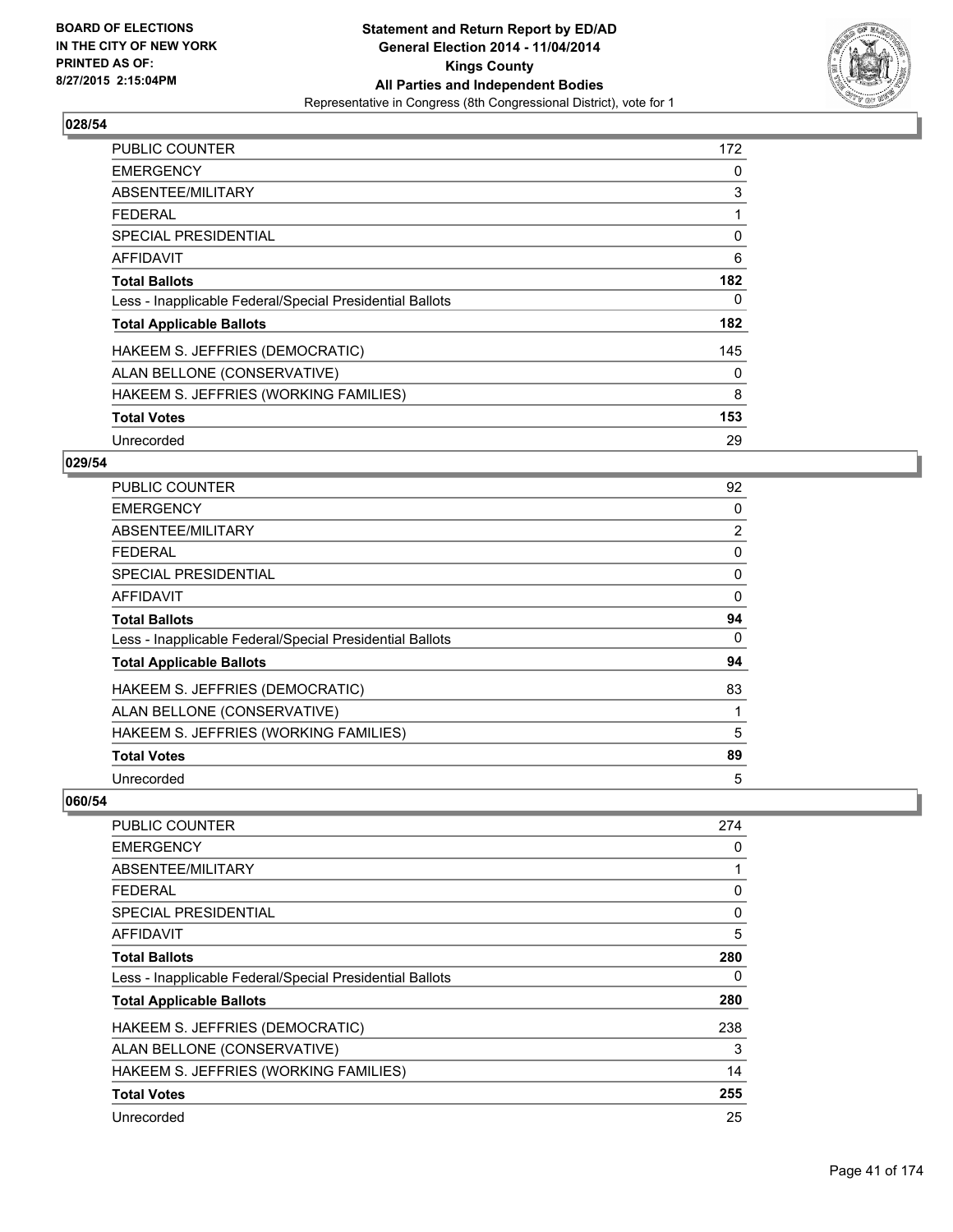BOARD OF ELECTIONS IN THE CITY OF NEW YORK PRINTED AS OF: 8/27/2015 2:15:04PM

**Statement and Return Report by ED/AD**
**General Election 2014 - 11/04/2014**
**Kings County**
**All Parties and Independent Bodies**
Representative in Congress (8th Congressional District), vote for 1

## 028/54

| | |
|---|---|
| PUBLIC COUNTER | 172 |
| EMERGENCY | 0 |
| ABSENTEE/MILITARY | 3 |
| FEDERAL | 1 |
| SPECIAL PRESIDENTIAL | 0 |
| AFFIDAVIT | 6 |
| **Total Ballots** | **182** |
| Less - Inapplicable Federal/Special Presidential Ballots | 0 |
| **Total Applicable Ballots** | **182** |
| HAKEEM S. JEFFRIES (DEMOCRATIC) | 145 |
| ALAN BELLONE (CONSERVATIVE) | 0 |
| HAKEEM S. JEFFRIES (WORKING FAMILIES) | 8 |
| **Total Votes** | **153** |
| Unrecorded | 29 |

## 029/54

| | |
|---|---|
| PUBLIC COUNTER | 92 |
| EMERGENCY | 0 |
| ABSENTEE/MILITARY | 2 |
| FEDERAL | 0 |
| SPECIAL PRESIDENTIAL | 0 |
| AFFIDAVIT | 0 |
| **Total Ballots** | **94** |
| Less - Inapplicable Federal/Special Presidential Ballots | 0 |
| **Total Applicable Ballots** | **94** |
| HAKEEM S. JEFFRIES (DEMOCRATIC) | 83 |
| ALAN BELLONE (CONSERVATIVE) | 1 |
| HAKEEM S. JEFFRIES (WORKING FAMILIES) | 5 |
| **Total Votes** | **89** |
| Unrecorded | 5 |

## 060/54

| | |
|---|---|
| PUBLIC COUNTER | 274 |
| EMERGENCY | 0 |
| ABSENTEE/MILITARY | 1 |
| FEDERAL | 0 |
| SPECIAL PRESIDENTIAL | 0 |
| AFFIDAVIT | 5 |
| **Total Ballots** | **280** |
| Less - Inapplicable Federal/Special Presidential Ballots | 0 |
| **Total Applicable Ballots** | **280** |
| HAKEEM S. JEFFRIES (DEMOCRATIC) | 238 |
| ALAN BELLONE (CONSERVATIVE) | 3 |
| HAKEEM S. JEFFRIES (WORKING FAMILIES) | 14 |
| **Total Votes** | **255** |
| Unrecorded | 25 |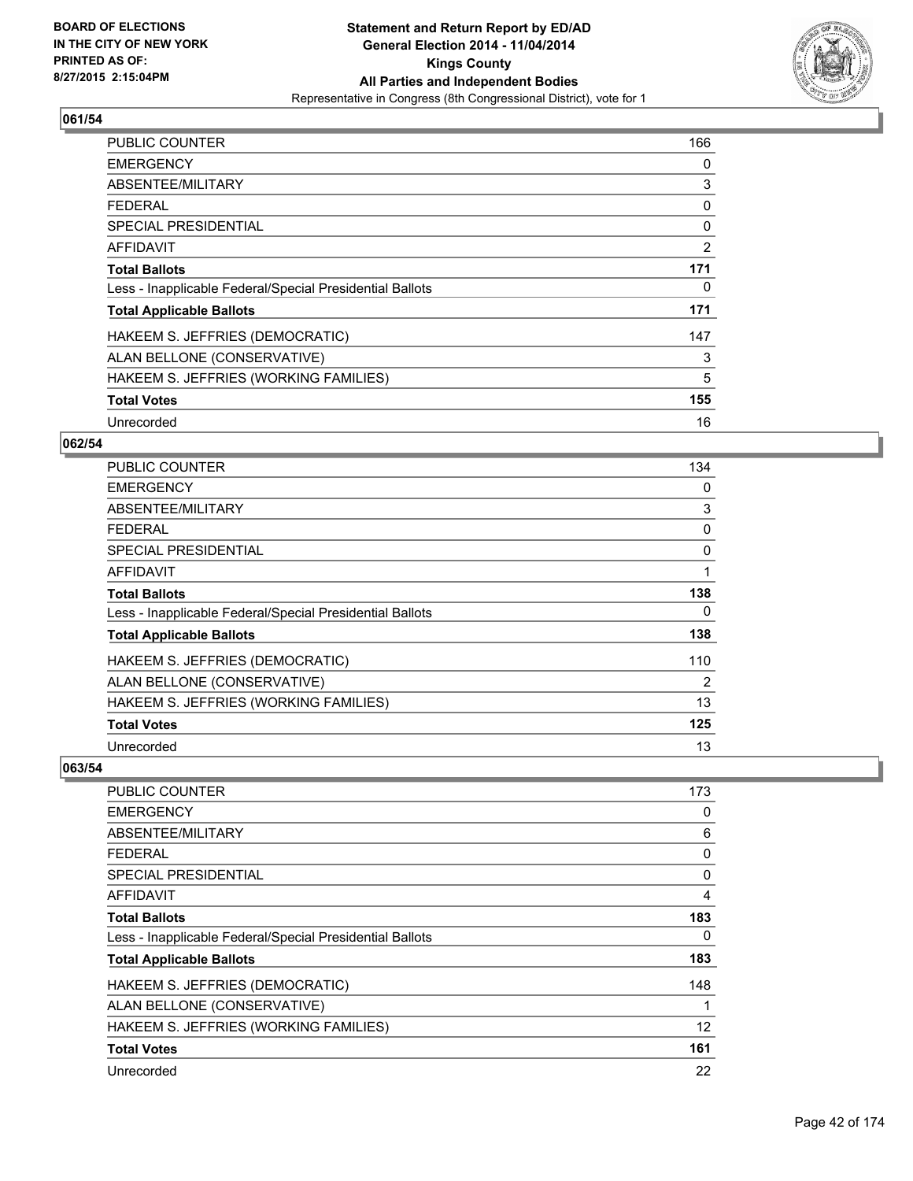BOARD OF ELECTIONS
IN THE CITY OF NEW YORK
PRINTED AS OF:
8/27/2015 2:15:04PM

**Statement and Return Report by ED/AD**
**General Election 2014 - 11/04/2014**
**Kings County**
**All Parties and Independent Bodies**
Representative in Congress (8th Congressional District), vote for 1

## 061/54

| | |
|---|---|
| PUBLIC COUNTER | 166 |
| EMERGENCY | 0 |
| ABSENTEE/MILITARY | 3 |
| FEDERAL | 0 |
| SPECIAL PRESIDENTIAL | 0 |
| AFFIDAVIT | 2 |
| **Total Ballots** | **171** |
| Less - Inapplicable Federal/Special Presidential Ballots | 0 |
| **Total Applicable Ballots** | **171** |
| HAKEEM S. JEFFRIES (DEMOCRATIC) | 147 |
| ALAN BELLONE (CONSERVATIVE) | 3 |
| HAKEEM S. JEFFRIES (WORKING FAMILIES) | 5 |
| **Total Votes** | **155** |
| Unrecorded | 16 |

## 062/54

| | |
|---|---|
| PUBLIC COUNTER | 134 |
| EMERGENCY | 0 |
| ABSENTEE/MILITARY | 3 |
| FEDERAL | 0 |
| SPECIAL PRESIDENTIAL | 0 |
| AFFIDAVIT | 1 |
| **Total Ballots** | **138** |
| Less - Inapplicable Federal/Special Presidential Ballots | 0 |
| **Total Applicable Ballots** | **138** |
| HAKEEM S. JEFFRIES (DEMOCRATIC) | 110 |
| ALAN BELLONE (CONSERVATIVE) | 2 |
| HAKEEM S. JEFFRIES (WORKING FAMILIES) | 13 |
| **Total Votes** | **125** |
| Unrecorded | 13 |

## 063/54

| | |
|---|---|
| PUBLIC COUNTER | 173 |
| EMERGENCY | 0 |
| ABSENTEE/MILITARY | 6 |
| FEDERAL | 0 |
| SPECIAL PRESIDENTIAL | 0 |
| AFFIDAVIT | 4 |
| **Total Ballots** | **183** |
| Less - Inapplicable Federal/Special Presidential Ballots | 0 |
| **Total Applicable Ballots** | **183** |
| HAKEEM S. JEFFRIES (DEMOCRATIC) | 148 |
| ALAN BELLONE (CONSERVATIVE) | 1 |
| HAKEEM S. JEFFRIES (WORKING FAMILIES) | 12 |
| **Total Votes** | **161** |
| Unrecorded | 22 |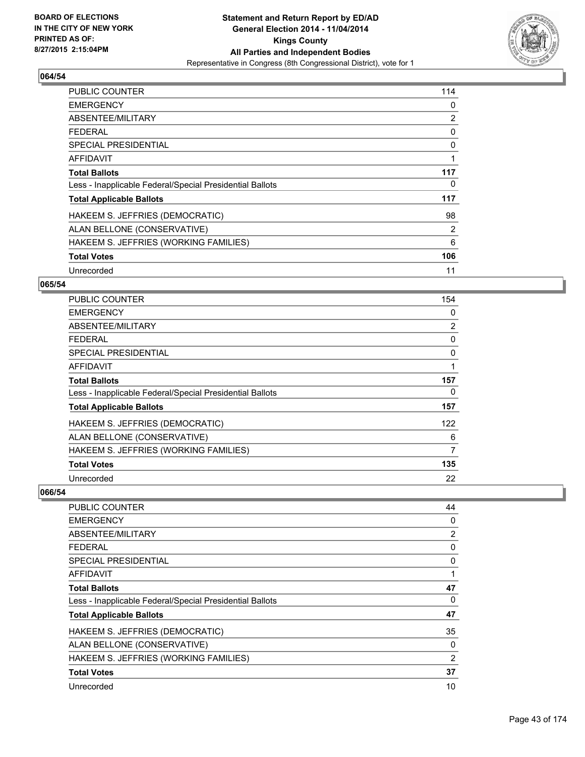## 064/54

| | |
|---|---|
| PUBLIC COUNTER | 114 |
| EMERGENCY | 0 |
| ABSENTEE/MILITARY | 2 |
| FEDERAL | 0 |
| SPECIAL PRESIDENTIAL | 0 |
| AFFIDAVIT | 1 |
| **Total Ballots** | **117** |
| Less - Inapplicable Federal/Special Presidential Ballots | 0 |
| **Total Applicable Ballots** | **117** |
| HAKEEM S. JEFFRIES (DEMOCRATIC) | 98 |
| ALAN BELLONE (CONSERVATIVE) | 2 |
| HAKEEM S. JEFFRIES (WORKING FAMILIES) | 6 |
| **Total Votes** | **106** |
| Unrecorded | 11 |

## 065/54

| | |
|---|---|
| PUBLIC COUNTER | 154 |
| EMERGENCY | 0 |
| ABSENTEE/MILITARY | 2 |
| FEDERAL | 0 |
| SPECIAL PRESIDENTIAL | 0 |
| AFFIDAVIT | 1 |
| **Total Ballots** | **157** |
| Less - Inapplicable Federal/Special Presidential Ballots | 0 |
| **Total Applicable Ballots** | **157** |
| HAKEEM S. JEFFRIES (DEMOCRATIC) | 122 |
| ALAN BELLONE (CONSERVATIVE) | 6 |
| HAKEEM S. JEFFRIES (WORKING FAMILIES) | 7 |
| **Total Votes** | **135** |
| Unrecorded | 22 |

## 066/54

| | |
|---|---|
| PUBLIC COUNTER | 44 |
| EMERGENCY | 0 |
| ABSENTEE/MILITARY | 2 |
| FEDERAL | 0 |
| SPECIAL PRESIDENTIAL | 0 |
| AFFIDAVIT | 1 |
| **Total Ballots** | **47** |
| Less - Inapplicable Federal/Special Presidential Ballots | 0 |
| **Total Applicable Ballots** | **47** |
| HAKEEM S. JEFFRIES (DEMOCRATIC) | 35 |
| ALAN BELLONE (CONSERVATIVE) | 0 |
| HAKEEM S. JEFFRIES (WORKING FAMILIES) | 2 |
| **Total Votes** | **37** |
| Unrecorded | 10 |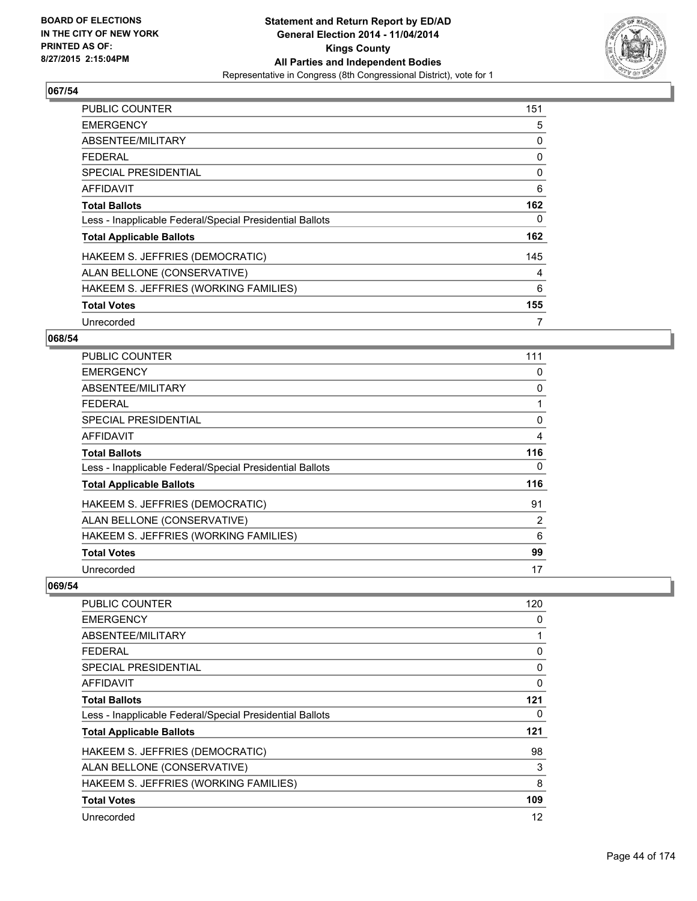BOARD OF ELECTIONS
IN THE CITY OF NEW YORK
PRINTED AS OF:
8/27/2015 2:15:04PM

**Statement and Return Report by ED/AD**
**General Election 2014 - 11/04/2014**
**Kings County**
**All Parties and Independent Bodies**
Representative in Congress (8th Congressional District), vote for 1

### 067/54

| | |
|---|---|
| PUBLIC COUNTER | 151 |
| EMERGENCY | 5 |
| ABSENTEE/MILITARY | 0 |
| FEDERAL | 0 |
| SPECIAL PRESIDENTIAL | 0 |
| AFFIDAVIT | 6 |
| **Total Ballots** | **162** |
| Less - Inapplicable Federal/Special Presidential Ballots | 0 |
| **Total Applicable Ballots** | **162** |
| HAKEEM S. JEFFRIES (DEMOCRATIC) | 145 |
| ALAN BELLONE (CONSERVATIVE) | 4 |
| HAKEEM S. JEFFRIES (WORKING FAMILIES) | 6 |
| **Total Votes** | **155** |
| Unrecorded | 7 |

### 068/54

| | |
|---|---|
| PUBLIC COUNTER | 111 |
| EMERGENCY | 0 |
| ABSENTEE/MILITARY | 0 |
| FEDERAL | 1 |
| SPECIAL PRESIDENTIAL | 0 |
| AFFIDAVIT | 4 |
| **Total Ballots** | **116** |
| Less - Inapplicable Federal/Special Presidential Ballots | 0 |
| **Total Applicable Ballots** | **116** |
| HAKEEM S. JEFFRIES (DEMOCRATIC) | 91 |
| ALAN BELLONE (CONSERVATIVE) | 2 |
| HAKEEM S. JEFFRIES (WORKING FAMILIES) | 6 |
| **Total Votes** | **99** |
| Unrecorded | 17 |

### 069/54

| | |
|---|---|
| PUBLIC COUNTER | 120 |
| EMERGENCY | 0 |
| ABSENTEE/MILITARY | 1 |
| FEDERAL | 0 |
| SPECIAL PRESIDENTIAL | 0 |
| AFFIDAVIT | 0 |
| **Total Ballots** | **121** |
| Less - Inapplicable Federal/Special Presidential Ballots | 0 |
| **Total Applicable Ballots** | **121** |
| HAKEEM S. JEFFRIES (DEMOCRATIC) | 98 |
| ALAN BELLONE (CONSERVATIVE) | 3 |
| HAKEEM S. JEFFRIES (WORKING FAMILIES) | 8 |
| **Total Votes** | **109** |
| Unrecorded | 12 |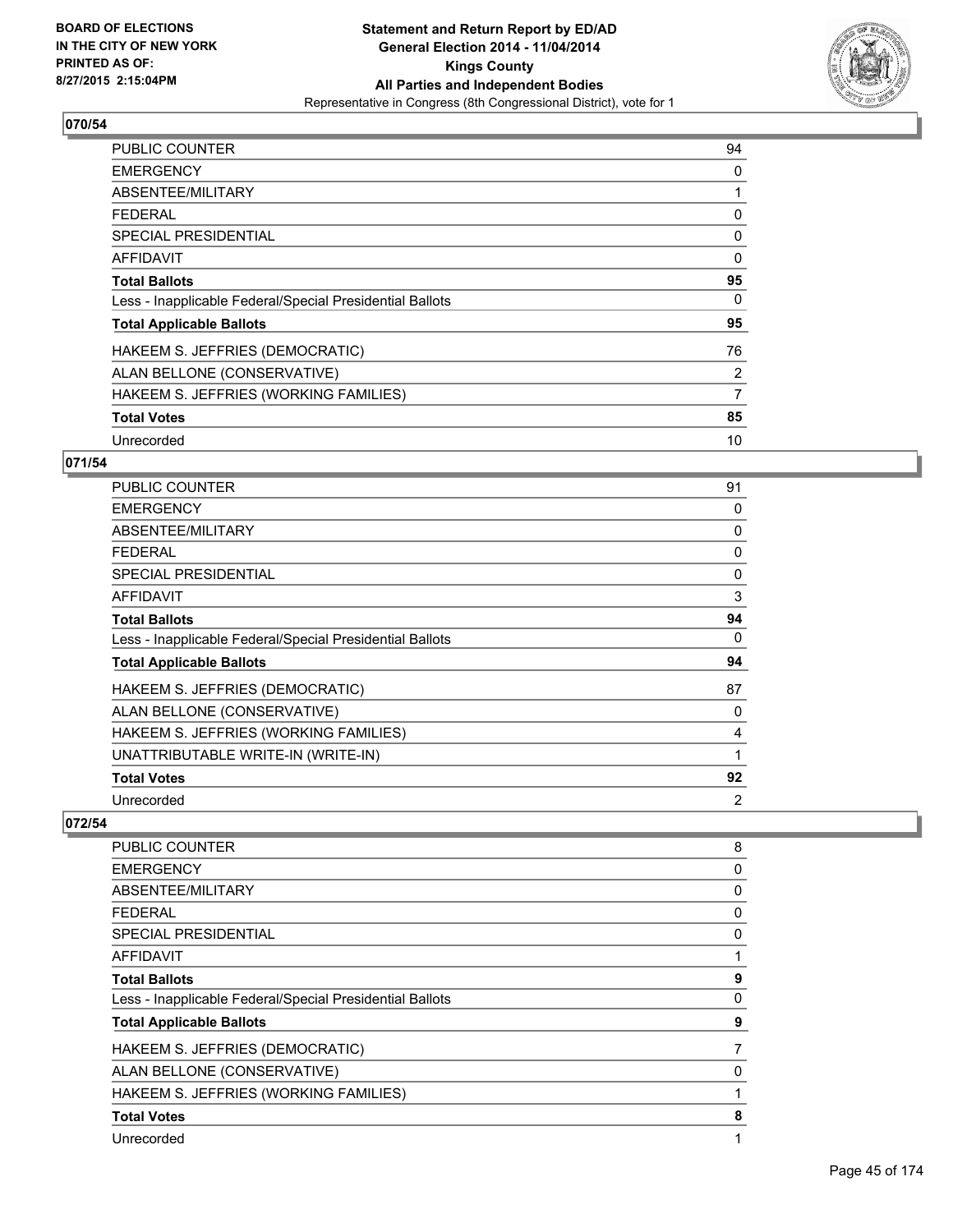**BOARD OF ELECTIONS IN THE CITY OF NEW YORK PRINTED AS OF: 8/27/2015 2:15:04PM**

**Statement and Return Report by ED/AD**
**General Election 2014 - 11/04/2014**
**Kings County**
**All Parties and Independent Bodies**
Representative in Congress (8th Congressional District), vote for 1

## 070/54

| | |
|---|---|
| PUBLIC COUNTER | 94 |
| EMERGENCY | 0 |
| ABSENTEE/MILITARY | 1 |
| FEDERAL | 0 |
| SPECIAL PRESIDENTIAL | 0 |
| AFFIDAVIT | 0 |
| **Total Ballots** | **95** |
| Less - Inapplicable Federal/Special Presidential Ballots | 0 |
| **Total Applicable Ballots** | **95** |
| HAKEEM S. JEFFRIES (DEMOCRATIC) | 76 |
| ALAN BELLONE (CONSERVATIVE) | 2 |
| HAKEEM S. JEFFRIES (WORKING FAMILIES) | 7 |
| **Total Votes** | **85** |
| Unrecorded | 10 |

## 071/54

| | |
|---|---|
| PUBLIC COUNTER | 91 |
| EMERGENCY | 0 |
| ABSENTEE/MILITARY | 0 |
| FEDERAL | 0 |
| SPECIAL PRESIDENTIAL | 0 |
| AFFIDAVIT | 3 |
| **Total Ballots** | **94** |
| Less - Inapplicable Federal/Special Presidential Ballots | 0 |
| **Total Applicable Ballots** | **94** |
| HAKEEM S. JEFFRIES (DEMOCRATIC) | 87 |
| ALAN BELLONE (CONSERVATIVE) | 0 |
| HAKEEM S. JEFFRIES (WORKING FAMILIES) | 4 |
| UNATTRIBUTABLE WRITE-IN (WRITE-IN) | 1 |
| **Total Votes** | **92** |
| Unrecorded | 2 |

## 072/54

| | |
|---|---|
| PUBLIC COUNTER | 8 |
| EMERGENCY | 0 |
| ABSENTEE/MILITARY | 0 |
| FEDERAL | 0 |
| SPECIAL PRESIDENTIAL | 0 |
| AFFIDAVIT | 1 |
| **Total Ballots** | **9** |
| Less - Inapplicable Federal/Special Presidential Ballots | 0 |
| **Total Applicable Ballots** | **9** |
| HAKEEM S. JEFFRIES (DEMOCRATIC) | 7 |
| ALAN BELLONE (CONSERVATIVE) | 0 |
| HAKEEM S. JEFFRIES (WORKING FAMILIES) | 1 |
| **Total Votes** | **8** |
| Unrecorded | 1 |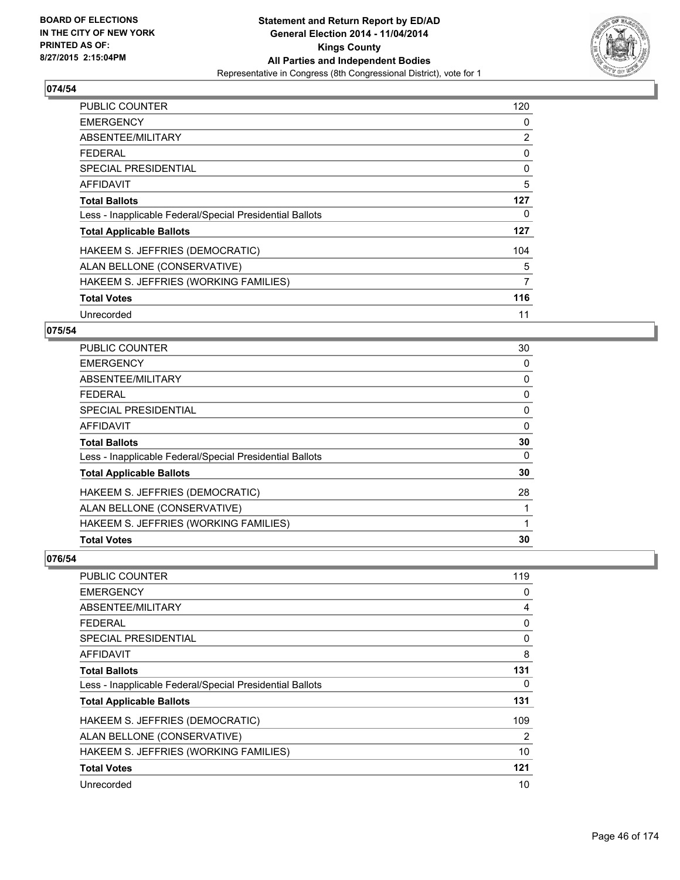**BOARD OF ELECTIONS IN THE CITY OF NEW YORK PRINTED AS OF: 8/27/2015 2:15:04PM**

**Statement and Return Report by ED/AD General Election 2014 - 11/04/2014 Kings County All Parties and Independent Bodies**
Representative in Congress (8th Congressional District), vote for 1

### 074/54

| | |
|---|---|
| PUBLIC COUNTER | 120 |
| EMERGENCY | 0 |
| ABSENTEE/MILITARY | 2 |
| FEDERAL | 0 |
| SPECIAL PRESIDENTIAL | 0 |
| AFFIDAVIT | 5 |
| **Total Ballots** | **127** |
| Less - Inapplicable Federal/Special Presidential Ballots | 0 |
| **Total Applicable Ballots** | **127** |
| HAKEEM S. JEFFRIES (DEMOCRATIC) | 104 |
| ALAN BELLONE (CONSERVATIVE) | 5 |
| HAKEEM S. JEFFRIES (WORKING FAMILIES) | 7 |
| **Total Votes** | **116** |
| Unrecorded | 11 |

### 075/54

| | |
|---|---|
| PUBLIC COUNTER | 30 |
| EMERGENCY | 0 |
| ABSENTEE/MILITARY | 0 |
| FEDERAL | 0 |
| SPECIAL PRESIDENTIAL | 0 |
| AFFIDAVIT | 0 |
| **Total Ballots** | **30** |
| Less - Inapplicable Federal/Special Presidential Ballots | 0 |
| **Total Applicable Ballots** | **30** |
| HAKEEM S. JEFFRIES (DEMOCRATIC) | 28 |
| ALAN BELLONE (CONSERVATIVE) | 1 |
| HAKEEM S. JEFFRIES (WORKING FAMILIES) | 1 |
| **Total Votes** | **30** |

### 076/54

| | |
|---|---|
| PUBLIC COUNTER | 119 |
| EMERGENCY | 0 |
| ABSENTEE/MILITARY | 4 |
| FEDERAL | 0 |
| SPECIAL PRESIDENTIAL | 0 |
| AFFIDAVIT | 8 |
| **Total Ballots** | **131** |
| Less - Inapplicable Federal/Special Presidential Ballots | 0 |
| **Total Applicable Ballots** | **131** |
| HAKEEM S. JEFFRIES (DEMOCRATIC) | 109 |
| ALAN BELLONE (CONSERVATIVE) | 2 |
| HAKEEM S. JEFFRIES (WORKING FAMILIES) | 10 |
| **Total Votes** | **121** |
| Unrecorded | 10 |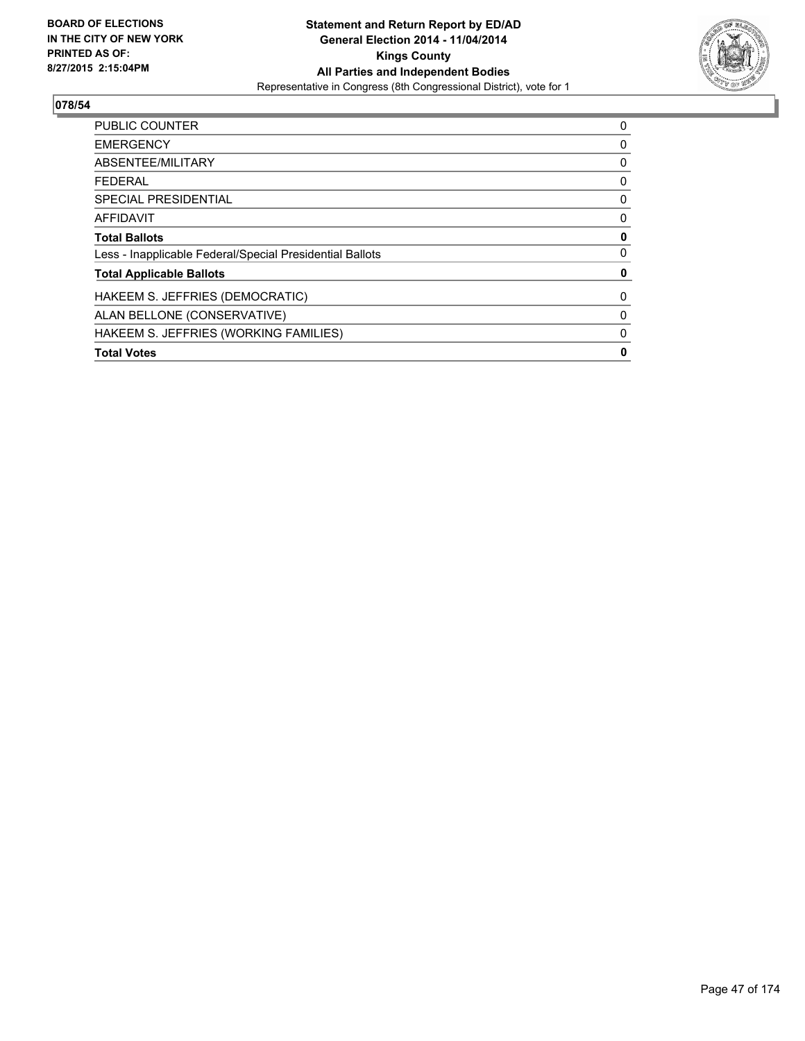BOARD OF ELECTIONS
IN THE CITY OF NEW YORK
PRINTED AS OF:
8/27/2015 2:15:04PM

**Statement and Return Report by ED/AD**
**General Election 2014 - 11/04/2014**
**Kings County**
**All Parties and Independent Bodies**
Representative in Congress (8th Congressional District), vote for 1

## 078/54

| | |
|---|---|
| PUBLIC COUNTER | 0 |
| EMERGENCY | 0 |
| ABSENTEE/MILITARY | 0 |
| FEDERAL | 0 |
| SPECIAL PRESIDENTIAL | 0 |
| AFFIDAVIT | 0 |
| **Total Ballots** | **0** |
| Less - Inapplicable Federal/Special Presidential Ballots | 0 |
| **Total Applicable Ballots** | **0** |
| HAKEEM S. JEFFRIES (DEMOCRATIC) | 0 |
| ALAN BELLONE (CONSERVATIVE) | 0 |
| HAKEEM S. JEFFRIES (WORKING FAMILIES) | 0 |
| **Total Votes** | **0** |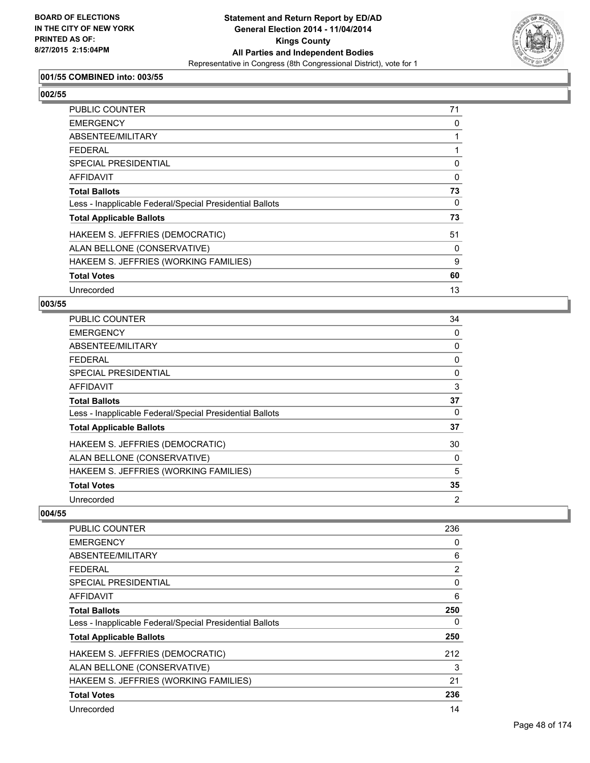**BOARD OF ELECTIONS IN THE CITY OF NEW YORK PRINTED AS OF: 8/27/2015 2:15:04PM**

# Statement and Return Report by ED/AD
## General Election 2014 - 11/04/2014
## Kings County
## All Parties and Independent Bodies
Representative in Congress (8th Congressional District), vote for 1

### 001/55 COMBINED into: 003/55

### 002/55

| | |
|---|---|
| PUBLIC COUNTER | 71 |
| EMERGENCY | 0 |
| ABSENTEE/MILITARY | 1 |
| FEDERAL | 1 |
| SPECIAL PRESIDENTIAL | 0 |
| AFFIDAVIT | 0 |
| **Total Ballots** | **73** |
| Less - Inapplicable Federal/Special Presidential Ballots | 0 |
| **Total Applicable Ballots** | **73** |
| HAKEEM S. JEFFRIES (DEMOCRATIC) | 51 |
| ALAN BELLONE (CONSERVATIVE) | 0 |
| HAKEEM S. JEFFRIES (WORKING FAMILIES) | 9 |
| **Total Votes** | **60** |
| Unrecorded | 13 |

### 003/55

| | |
|---|---|
| PUBLIC COUNTER | 34 |
| EMERGENCY | 0 |
| ABSENTEE/MILITARY | 0 |
| FEDERAL | 0 |
| SPECIAL PRESIDENTIAL | 0 |
| AFFIDAVIT | 3 |
| **Total Ballots** | **37** |
| Less - Inapplicable Federal/Special Presidential Ballots | 0 |
| **Total Applicable Ballots** | **37** |
| HAKEEM S. JEFFRIES (DEMOCRATIC) | 30 |
| ALAN BELLONE (CONSERVATIVE) | 0 |
| HAKEEM S. JEFFRIES (WORKING FAMILIES) | 5 |
| **Total Votes** | **35** |
| Unrecorded | 2 |

### 004/55

| | |
|---|---|
| PUBLIC COUNTER | 236 |
| EMERGENCY | 0 |
| ABSENTEE/MILITARY | 6 |
| FEDERAL | 2 |
| SPECIAL PRESIDENTIAL | 0 |
| AFFIDAVIT | 6 |
| **Total Ballots** | **250** |
| Less - Inapplicable Federal/Special Presidential Ballots | 0 |
| **Total Applicable Ballots** | **250** |
| HAKEEM S. JEFFRIES (DEMOCRATIC) | 212 |
| ALAN BELLONE (CONSERVATIVE) | 3 |
| HAKEEM S. JEFFRIES (WORKING FAMILIES) | 21 |
| **Total Votes** | **236** |
| Unrecorded | 14 |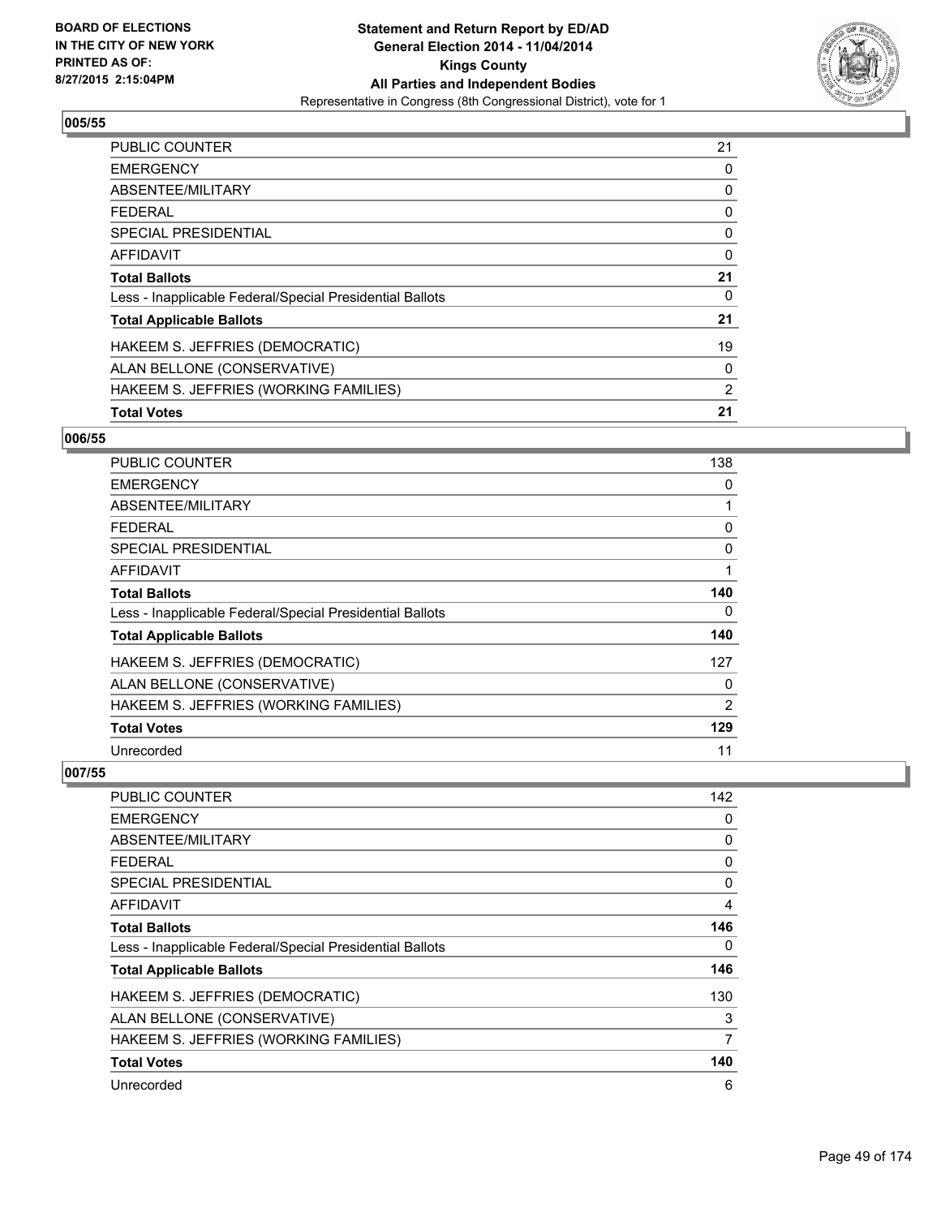**BOARD OF ELECTIONS IN THE CITY OF NEW YORK PRINTED AS OF: 8/27/2015 2:15:04PM**

**Statement and Return Report by ED/AD General Election 2014 - 11/04/2014 Kings County All Parties and Independent Bodies**

Representative in Congress (8th Congressional District), vote for 1

### 005/55

| | |
|---|---|
| PUBLIC COUNTER | 21 |
| EMERGENCY | 0 |
| ABSENTEE/MILITARY | 0 |
| FEDERAL | 0 |
| SPECIAL PRESIDENTIAL | 0 |
| AFFIDAVIT | 0 |
| **Total Ballots** | **21** |
| Less - Inapplicable Federal/Special Presidential Ballots | 0 |
| **Total Applicable Ballots** | **21** |
| HAKEEM S. JEFFRIES (DEMOCRATIC) | 19 |
| ALAN BELLONE (CONSERVATIVE) | 0 |
| HAKEEM S. JEFFRIES (WORKING FAMILIES) | 2 |
| **Total Votes** | **21** |

### 006/55

| | |
|---|---|
| PUBLIC COUNTER | 138 |
| EMERGENCY | 0 |
| ABSENTEE/MILITARY | 1 |
| FEDERAL | 0 |
| SPECIAL PRESIDENTIAL | 0 |
| AFFIDAVIT | 1 |
| **Total Ballots** | **140** |
| Less - Inapplicable Federal/Special Presidential Ballots | 0 |
| **Total Applicable Ballots** | **140** |
| HAKEEM S. JEFFRIES (DEMOCRATIC) | 127 |
| ALAN BELLONE (CONSERVATIVE) | 0 |
| HAKEEM S. JEFFRIES (WORKING FAMILIES) | 2 |
| **Total Votes** | **129** |
| Unrecorded | 11 |

### 007/55

| | |
|---|---|
| PUBLIC COUNTER | 142 |
| EMERGENCY | 0 |
| ABSENTEE/MILITARY | 0 |
| FEDERAL | 0 |
| SPECIAL PRESIDENTIAL | 0 |
| AFFIDAVIT | 4 |
| **Total Ballots** | **146** |
| Less - Inapplicable Federal/Special Presidential Ballots | 0 |
| **Total Applicable Ballots** | **146** |
| HAKEEM S. JEFFRIES (DEMOCRATIC) | 130 |
| ALAN BELLONE (CONSERVATIVE) | 3 |
| HAKEEM S. JEFFRIES (WORKING FAMILIES) | 7 |
| **Total Votes** | **140** |
| Unrecorded | 6 |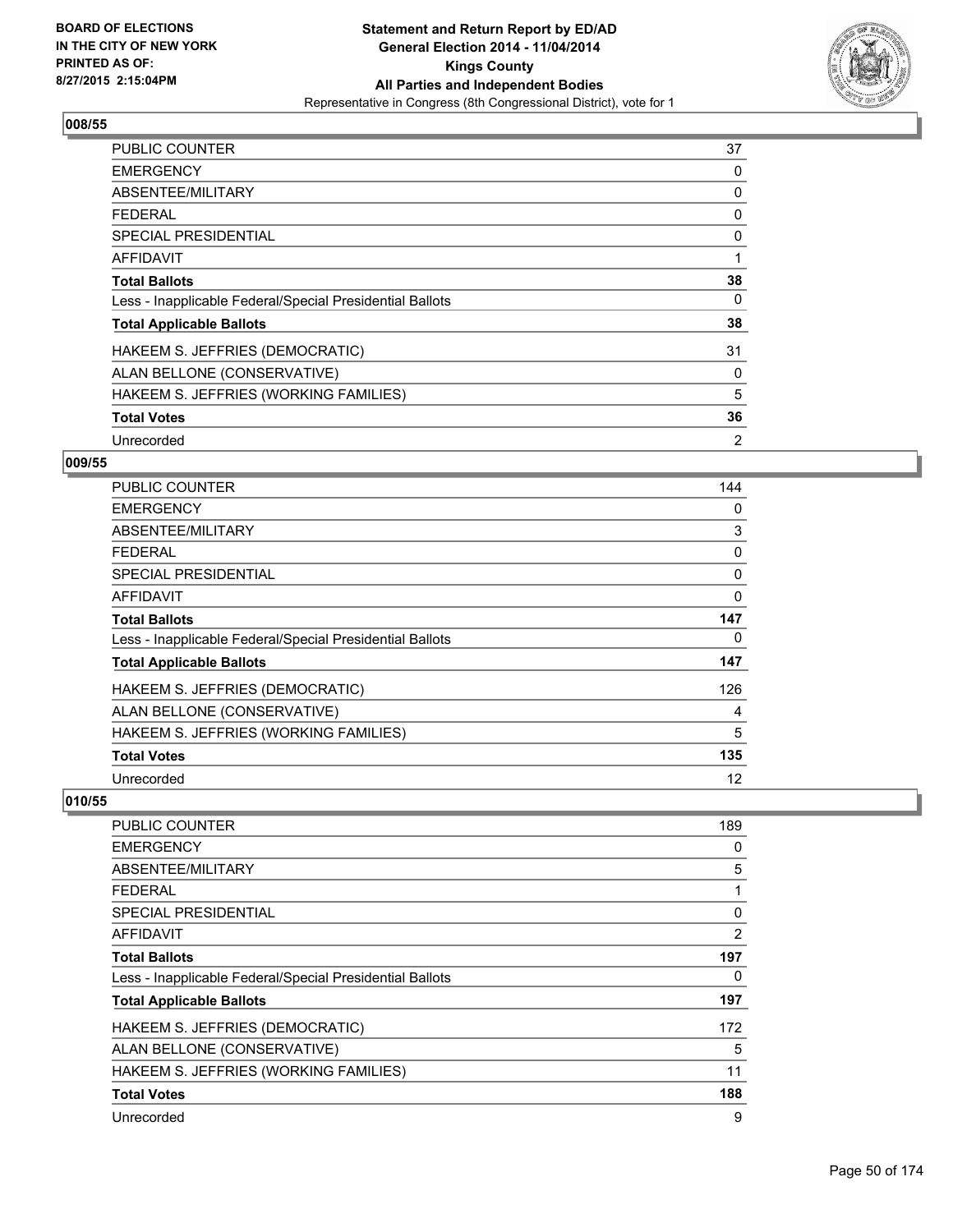**Statement and Return Report by ED/AD**
**General Election 2014 - 11/04/2014**
**Kings County**
**All Parties and Independent Bodies**
Representative in Congress (8th Congressional District), vote for 1

BOARD OF ELECTIONS
IN THE CITY OF NEW YORK
PRINTED AS OF:
8/27/2015 2:15:04PM

## 008/55

| | |
|---|---|
| PUBLIC COUNTER | 37 |
| EMERGENCY | 0 |
| ABSENTEE/MILITARY | 0 |
| FEDERAL | 0 |
| SPECIAL PRESIDENTIAL | 0 |
| AFFIDAVIT | 1 |
| **Total Ballots** | **38** |
| Less - Inapplicable Federal/Special Presidential Ballots | 0 |
| **Total Applicable Ballots** | **38** |
| HAKEEM S. JEFFRIES (DEMOCRATIC) | 31 |
| ALAN BELLONE (CONSERVATIVE) | 0 |
| HAKEEM S. JEFFRIES (WORKING FAMILIES) | 5 |
| **Total Votes** | **36** |
| Unrecorded | 2 |

## 009/55

| | |
|---|---|
| PUBLIC COUNTER | 144 |
| EMERGENCY | 0 |
| ABSENTEE/MILITARY | 3 |
| FEDERAL | 0 |
| SPECIAL PRESIDENTIAL | 0 |
| AFFIDAVIT | 0 |
| **Total Ballots** | **147** |
| Less - Inapplicable Federal/Special Presidential Ballots | 0 |
| **Total Applicable Ballots** | **147** |
| HAKEEM S. JEFFRIES (DEMOCRATIC) | 126 |
| ALAN BELLONE (CONSERVATIVE) | 4 |
| HAKEEM S. JEFFRIES (WORKING FAMILIES) | 5 |
| **Total Votes** | **135** |
| Unrecorded | 12 |

## 010/55

| | |
|---|---|
| PUBLIC COUNTER | 189 |
| EMERGENCY | 0 |
| ABSENTEE/MILITARY | 5 |
| FEDERAL | 1 |
| SPECIAL PRESIDENTIAL | 0 |
| AFFIDAVIT | 2 |
| **Total Ballots** | **197** |
| Less - Inapplicable Federal/Special Presidential Ballots | 0 |
| **Total Applicable Ballots** | **197** |
| HAKEEM S. JEFFRIES (DEMOCRATIC) | 172 |
| ALAN BELLONE (CONSERVATIVE) | 5 |
| HAKEEM S. JEFFRIES (WORKING FAMILIES) | 11 |
| **Total Votes** | **188** |
| Unrecorded | 9 |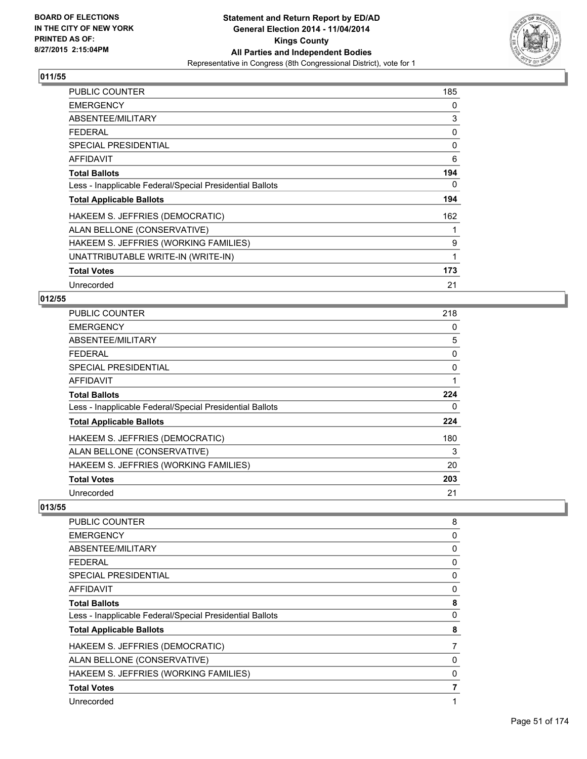### 011/55

| | |
|---|---|
| PUBLIC COUNTER | 185 |
| EMERGENCY | 0 |
| ABSENTEE/MILITARY | 3 |
| FEDERAL | 0 |
| SPECIAL PRESIDENTIAL | 0 |
| AFFIDAVIT | 6 |
| **Total Ballots** | **194** |
| Less - Inapplicable Federal/Special Presidential Ballots | 0 |
| **Total Applicable Ballots** | **194** |
| HAKEEM S. JEFFRIES (DEMOCRATIC) | 162 |
| ALAN BELLONE (CONSERVATIVE) | 1 |
| HAKEEM S. JEFFRIES (WORKING FAMILIES) | 9 |
| UNATTRIBUTABLE WRITE-IN (WRITE-IN) | 1 |
| **Total Votes** | **173** |
| Unrecorded | 21 |

### 012/55

| | |
|---|---|
| PUBLIC COUNTER | 218 |
| EMERGENCY | 0 |
| ABSENTEE/MILITARY | 5 |
| FEDERAL | 0 |
| SPECIAL PRESIDENTIAL | 0 |
| AFFIDAVIT | 1 |
| **Total Ballots** | **224** |
| Less - Inapplicable Federal/Special Presidential Ballots | 0 |
| **Total Applicable Ballots** | **224** |
| HAKEEM S. JEFFRIES (DEMOCRATIC) | 180 |
| ALAN BELLONE (CONSERVATIVE) | 3 |
| HAKEEM S. JEFFRIES (WORKING FAMILIES) | 20 |
| **Total Votes** | **203** |
| Unrecorded | 21 |

### 013/55

| | |
|---|---|
| PUBLIC COUNTER | 8 |
| EMERGENCY | 0 |
| ABSENTEE/MILITARY | 0 |
| FEDERAL | 0 |
| SPECIAL PRESIDENTIAL | 0 |
| AFFIDAVIT | 0 |
| **Total Ballots** | **8** |
| Less - Inapplicable Federal/Special Presidential Ballots | 0 |
| **Total Applicable Ballots** | **8** |
| HAKEEM S. JEFFRIES (DEMOCRATIC) | 7 |
| ALAN BELLONE (CONSERVATIVE) | 0 |
| HAKEEM S. JEFFRIES (WORKING FAMILIES) | 0 |
| **Total Votes** | **7** |
| Unrecorded | 1 |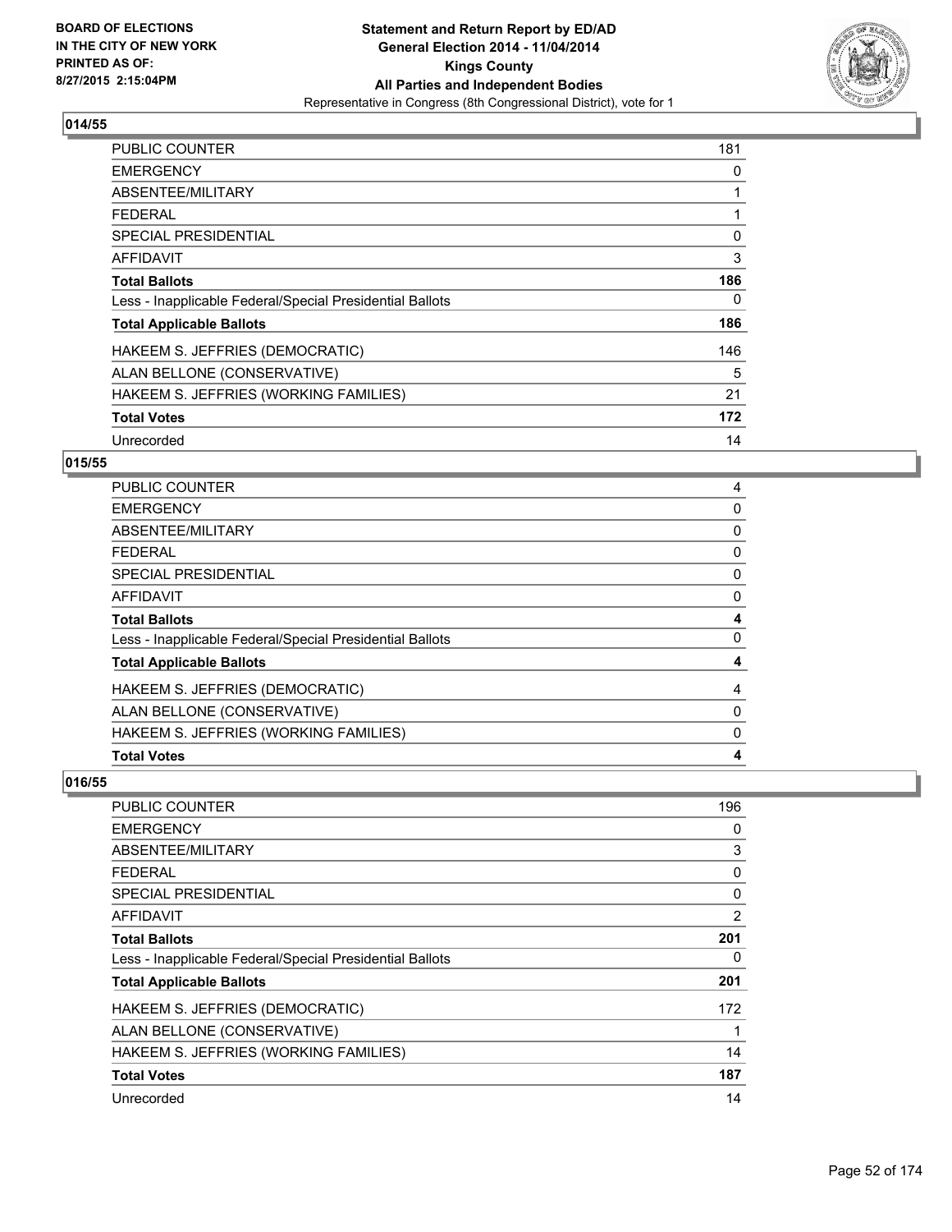BOARD OF ELECTIONS
IN THE CITY OF NEW YORK
PRINTED AS OF:
8/27/2015 2:15:04PM

**Statement and Return Report by ED/AD**
**General Election 2014 - 11/04/2014**
**Kings County**
**All Parties and Independent Bodies**
Representative in Congress (8th Congressional District), vote for 1

## 014/55

| | |
|---|---|
| PUBLIC COUNTER | 181 |
| EMERGENCY | 0 |
| ABSENTEE/MILITARY | 1 |
| FEDERAL | 1 |
| SPECIAL PRESIDENTIAL | 0 |
| AFFIDAVIT | 3 |
| **Total Ballots** | **186** |
| Less - Inapplicable Federal/Special Presidential Ballots | 0 |
| **Total Applicable Ballots** | **186** |
| HAKEEM S. JEFFRIES (DEMOCRATIC) | 146 |
| ALAN BELLONE (CONSERVATIVE) | 5 |
| HAKEEM S. JEFFRIES (WORKING FAMILIES) | 21 |
| **Total Votes** | **172** |
| Unrecorded | 14 |

## 015/55

| | |
|---|---|
| PUBLIC COUNTER | 4 |
| EMERGENCY | 0 |
| ABSENTEE/MILITARY | 0 |
| FEDERAL | 0 |
| SPECIAL PRESIDENTIAL | 0 |
| AFFIDAVIT | 0 |
| **Total Ballots** | **4** |
| Less - Inapplicable Federal/Special Presidential Ballots | 0 |
| **Total Applicable Ballots** | **4** |
| HAKEEM S. JEFFRIES (DEMOCRATIC) | 4 |
| ALAN BELLONE (CONSERVATIVE) | 0 |
| HAKEEM S. JEFFRIES (WORKING FAMILIES) | 0 |
| **Total Votes** | **4** |

## 016/55

| | |
|---|---|
| PUBLIC COUNTER | 196 |
| EMERGENCY | 0 |
| ABSENTEE/MILITARY | 3 |
| FEDERAL | 0 |
| SPECIAL PRESIDENTIAL | 0 |
| AFFIDAVIT | 2 |
| **Total Ballots** | **201** |
| Less - Inapplicable Federal/Special Presidential Ballots | 0 |
| **Total Applicable Ballots** | **201** |
| HAKEEM S. JEFFRIES (DEMOCRATIC) | 172 |
| ALAN BELLONE (CONSERVATIVE) | 1 |
| HAKEEM S. JEFFRIES (WORKING FAMILIES) | 14 |
| **Total Votes** | **187** |
| Unrecorded | 14 |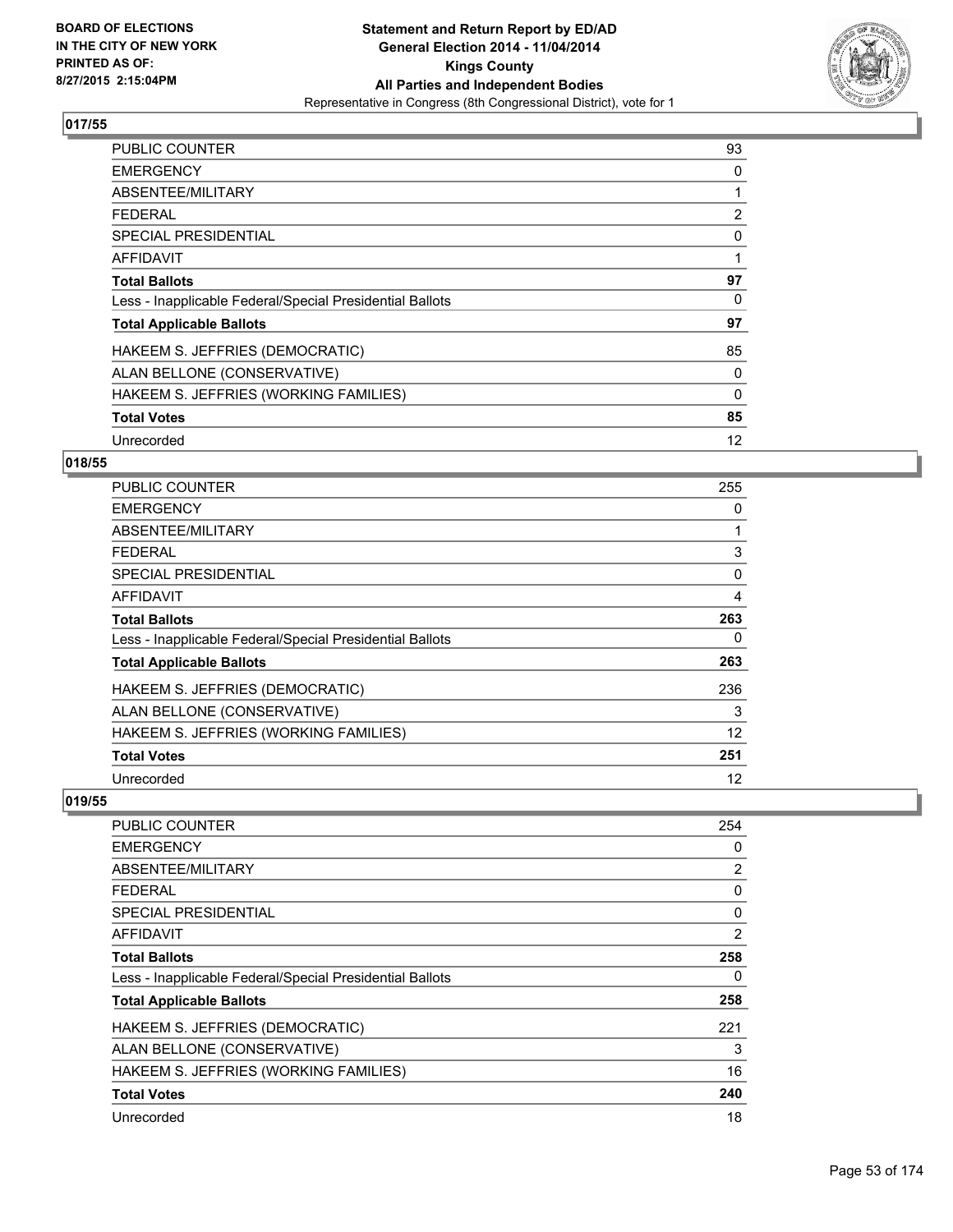## 017/55

| | |
|---|---|
| PUBLIC COUNTER | 93 |
| EMERGENCY | 0 |
| ABSENTEE/MILITARY | 1 |
| FEDERAL | 2 |
| SPECIAL PRESIDENTIAL | 0 |
| AFFIDAVIT | 1 |
| **Total Ballots** | **97** |
| Less - Inapplicable Federal/Special Presidential Ballots | 0 |
| **Total Applicable Ballots** | **97** |
| HAKEEM S. JEFFRIES (DEMOCRATIC) | 85 |
| ALAN BELLONE (CONSERVATIVE) | 0 |
| HAKEEM S. JEFFRIES (WORKING FAMILIES) | 0 |
| **Total Votes** | **85** |
| Unrecorded | 12 |

## 018/55

| | |
|---|---|
| PUBLIC COUNTER | 255 |
| EMERGENCY | 0 |
| ABSENTEE/MILITARY | 1 |
| FEDERAL | 3 |
| SPECIAL PRESIDENTIAL | 0 |
| AFFIDAVIT | 4 |
| **Total Ballots** | **263** |
| Less - Inapplicable Federal/Special Presidential Ballots | 0 |
| **Total Applicable Ballots** | **263** |
| HAKEEM S. JEFFRIES (DEMOCRATIC) | 236 |
| ALAN BELLONE (CONSERVATIVE) | 3 |
| HAKEEM S. JEFFRIES (WORKING FAMILIES) | 12 |
| **Total Votes** | **251** |
| Unrecorded | 12 |

## 019/55

| | |
|---|---|
| PUBLIC COUNTER | 254 |
| EMERGENCY | 0 |
| ABSENTEE/MILITARY | 2 |
| FEDERAL | 0 |
| SPECIAL PRESIDENTIAL | 0 |
| AFFIDAVIT | 2 |
| **Total Ballots** | **258** |
| Less - Inapplicable Federal/Special Presidential Ballots | 0 |
| **Total Applicable Ballots** | **258** |
| HAKEEM S. JEFFRIES (DEMOCRATIC) | 221 |
| ALAN BELLONE (CONSERVATIVE) | 3 |
| HAKEEM S. JEFFRIES (WORKING FAMILIES) | 16 |
| **Total Votes** | **240** |
| Unrecorded | 18 |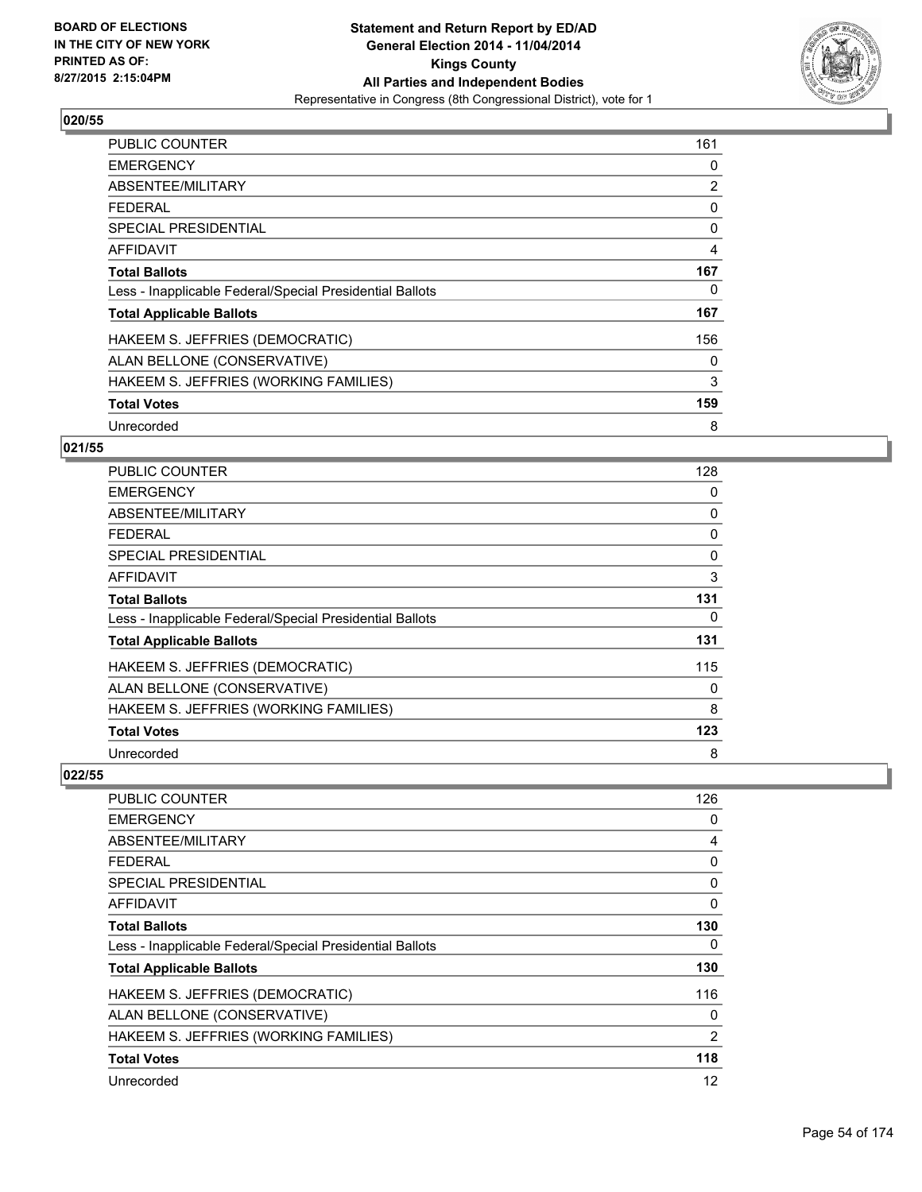## 020/55

| | |
|---|---|
| PUBLIC COUNTER | 161 |
| EMERGENCY | 0 |
| ABSENTEE/MILITARY | 2 |
| FEDERAL | 0 |
| SPECIAL PRESIDENTIAL | 0 |
| AFFIDAVIT | 4 |
| **Total Ballots** | **167** |
| Less - Inapplicable Federal/Special Presidential Ballots | 0 |
| **Total Applicable Ballots** | **167** |
| HAKEEM S. JEFFRIES (DEMOCRATIC) | 156 |
| ALAN BELLONE (CONSERVATIVE) | 0 |
| HAKEEM S. JEFFRIES (WORKING FAMILIES) | 3 |
| **Total Votes** | **159** |
| Unrecorded | 8 |

## 021/55

| | |
|---|---|
| PUBLIC COUNTER | 128 |
| EMERGENCY | 0 |
| ABSENTEE/MILITARY | 0 |
| FEDERAL | 0 |
| SPECIAL PRESIDENTIAL | 0 |
| AFFIDAVIT | 3 |
| **Total Ballots** | **131** |
| Less - Inapplicable Federal/Special Presidential Ballots | 0 |
| **Total Applicable Ballots** | **131** |
| HAKEEM S. JEFFRIES (DEMOCRATIC) | 115 |
| ALAN BELLONE (CONSERVATIVE) | 0 |
| HAKEEM S. JEFFRIES (WORKING FAMILIES) | 8 |
| **Total Votes** | **123** |
| Unrecorded | 8 |

## 022/55

| | |
|---|---|
| PUBLIC COUNTER | 126 |
| EMERGENCY | 0 |
| ABSENTEE/MILITARY | 4 |
| FEDERAL | 0 |
| SPECIAL PRESIDENTIAL | 0 |
| AFFIDAVIT | 0 |
| **Total Ballots** | **130** |
| Less - Inapplicable Federal/Special Presidential Ballots | 0 |
| **Total Applicable Ballots** | **130** |
| HAKEEM S. JEFFRIES (DEMOCRATIC) | 116 |
| ALAN BELLONE (CONSERVATIVE) | 0 |
| HAKEEM S. JEFFRIES (WORKING FAMILIES) | 2 |
| **Total Votes** | **118** |
| Unrecorded | 12 |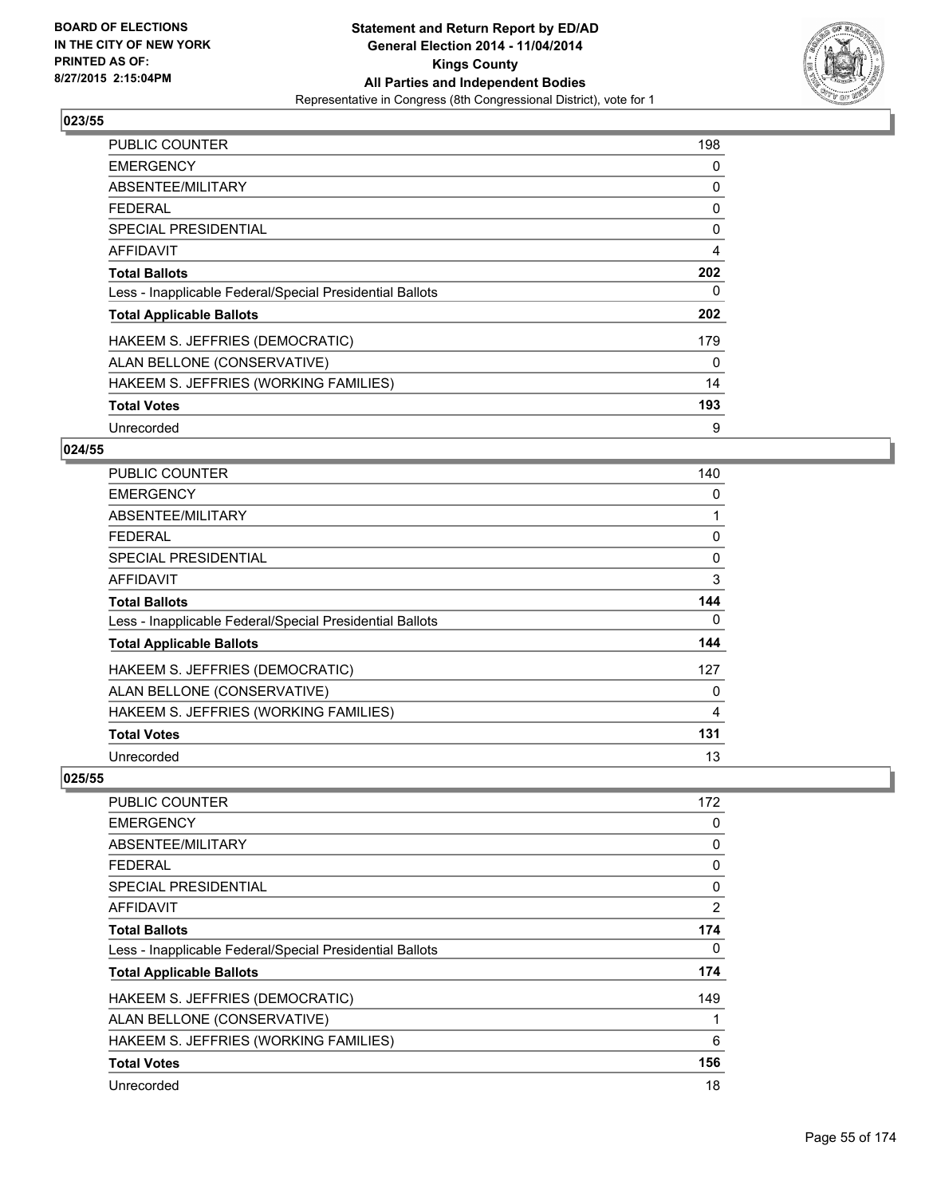## 023/55

| | |
|---|---|
| PUBLIC COUNTER | 198 |
| EMERGENCY | 0 |
| ABSENTEE/MILITARY | 0 |
| FEDERAL | 0 |
| SPECIAL PRESIDENTIAL | 0 |
| AFFIDAVIT | 4 |
| **Total Ballots** | **202** |
| Less - Inapplicable Federal/Special Presidential Ballots | 0 |
| **Total Applicable Ballots** | **202** |
| HAKEEM S. JEFFRIES (DEMOCRATIC) | 179 |
| ALAN BELLONE (CONSERVATIVE) | 0 |
| HAKEEM S. JEFFRIES (WORKING FAMILIES) | 14 |
| **Total Votes** | **193** |
| Unrecorded | 9 |

## 024/55

| | |
|---|---|
| PUBLIC COUNTER | 140 |
| EMERGENCY | 0 |
| ABSENTEE/MILITARY | 1 |
| FEDERAL | 0 |
| SPECIAL PRESIDENTIAL | 0 |
| AFFIDAVIT | 3 |
| **Total Ballots** | **144** |
| Less - Inapplicable Federal/Special Presidential Ballots | 0 |
| **Total Applicable Ballots** | **144** |
| HAKEEM S. JEFFRIES (DEMOCRATIC) | 127 |
| ALAN BELLONE (CONSERVATIVE) | 0 |
| HAKEEM S. JEFFRIES (WORKING FAMILIES) | 4 |
| **Total Votes** | **131** |
| Unrecorded | 13 |

## 025/55

| | |
|---|---|
| PUBLIC COUNTER | 172 |
| EMERGENCY | 0 |
| ABSENTEE/MILITARY | 0 |
| FEDERAL | 0 |
| SPECIAL PRESIDENTIAL | 0 |
| AFFIDAVIT | 2 |
| **Total Ballots** | **174** |
| Less - Inapplicable Federal/Special Presidential Ballots | 0 |
| **Total Applicable Ballots** | **174** |
| HAKEEM S. JEFFRIES (DEMOCRATIC) | 149 |
| ALAN BELLONE (CONSERVATIVE) | 1 |
| HAKEEM S. JEFFRIES (WORKING FAMILIES) | 6 |
| **Total Votes** | **156** |
| Unrecorded | 18 |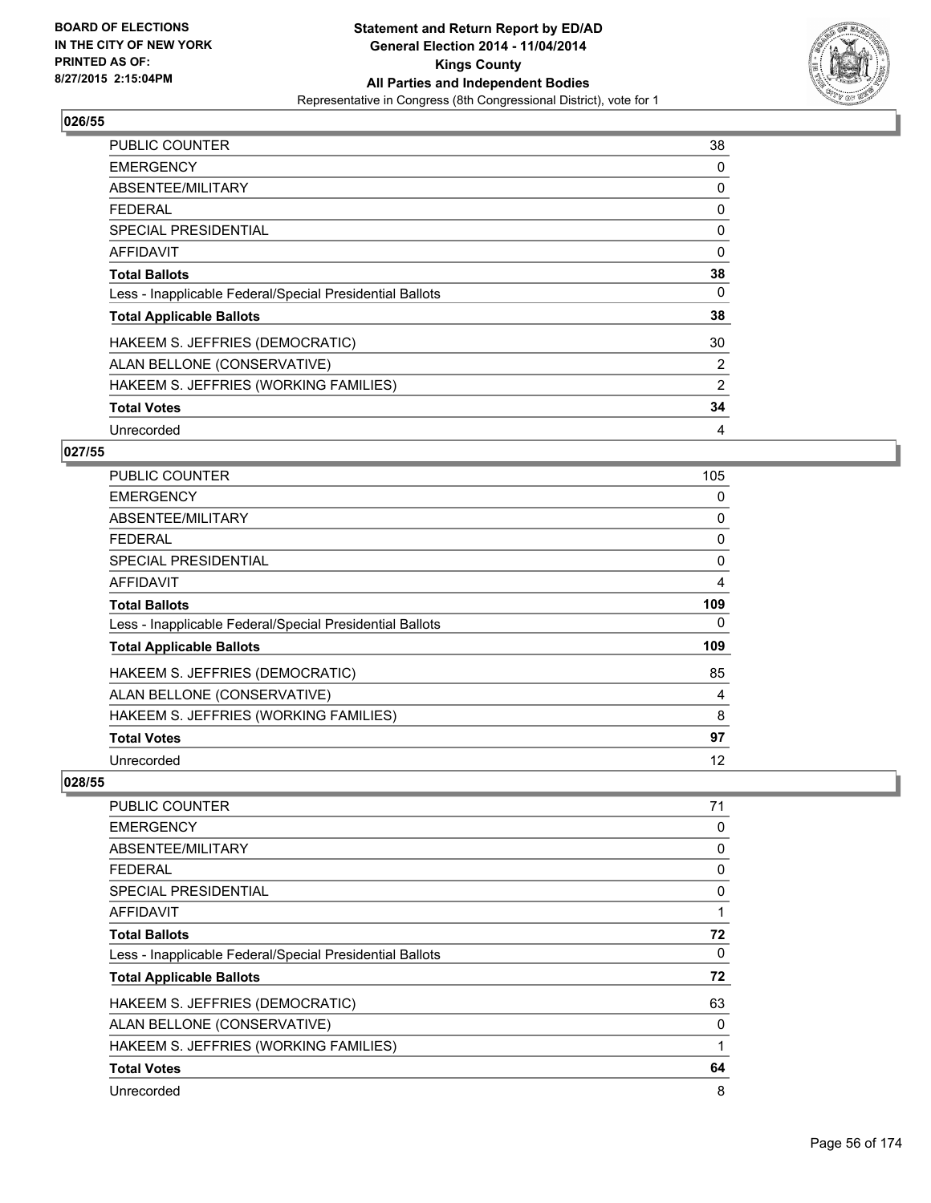## 026/55

| | |
|---|---|
| PUBLIC COUNTER | 38 |
| EMERGENCY | 0 |
| ABSENTEE/MILITARY | 0 |
| FEDERAL | 0 |
| SPECIAL PRESIDENTIAL | 0 |
| AFFIDAVIT | 0 |
| **Total Ballots** | **38** |
| Less - Inapplicable Federal/Special Presidential Ballots | 0 |
| **Total Applicable Ballots** | **38** |
| HAKEEM S. JEFFRIES (DEMOCRATIC) | 30 |
| ALAN BELLONE (CONSERVATIVE) | 2 |
| HAKEEM S. JEFFRIES (WORKING FAMILIES) | 2 |
| **Total Votes** | **34** |
| Unrecorded | 4 |

## 027/55

| | |
|---|---|
| PUBLIC COUNTER | 105 |
| EMERGENCY | 0 |
| ABSENTEE/MILITARY | 0 |
| FEDERAL | 0 |
| SPECIAL PRESIDENTIAL | 0 |
| AFFIDAVIT | 4 |
| **Total Ballots** | **109** |
| Less - Inapplicable Federal/Special Presidential Ballots | 0 |
| **Total Applicable Ballots** | **109** |
| HAKEEM S. JEFFRIES (DEMOCRATIC) | 85 |
| ALAN BELLONE (CONSERVATIVE) | 4 |
| HAKEEM S. JEFFRIES (WORKING FAMILIES) | 8 |
| **Total Votes** | **97** |
| Unrecorded | 12 |

## 028/55

| | |
|---|---|
| PUBLIC COUNTER | 71 |
| EMERGENCY | 0 |
| ABSENTEE/MILITARY | 0 |
| FEDERAL | 0 |
| SPECIAL PRESIDENTIAL | 0 |
| AFFIDAVIT | 1 |
| **Total Ballots** | **72** |
| Less - Inapplicable Federal/Special Presidential Ballots | 0 |
| **Total Applicable Ballots** | **72** |
| HAKEEM S. JEFFRIES (DEMOCRATIC) | 63 |
| ALAN BELLONE (CONSERVATIVE) | 0 |
| HAKEEM S. JEFFRIES (WORKING FAMILIES) | 1 |
| **Total Votes** | **64** |
| Unrecorded | 8 |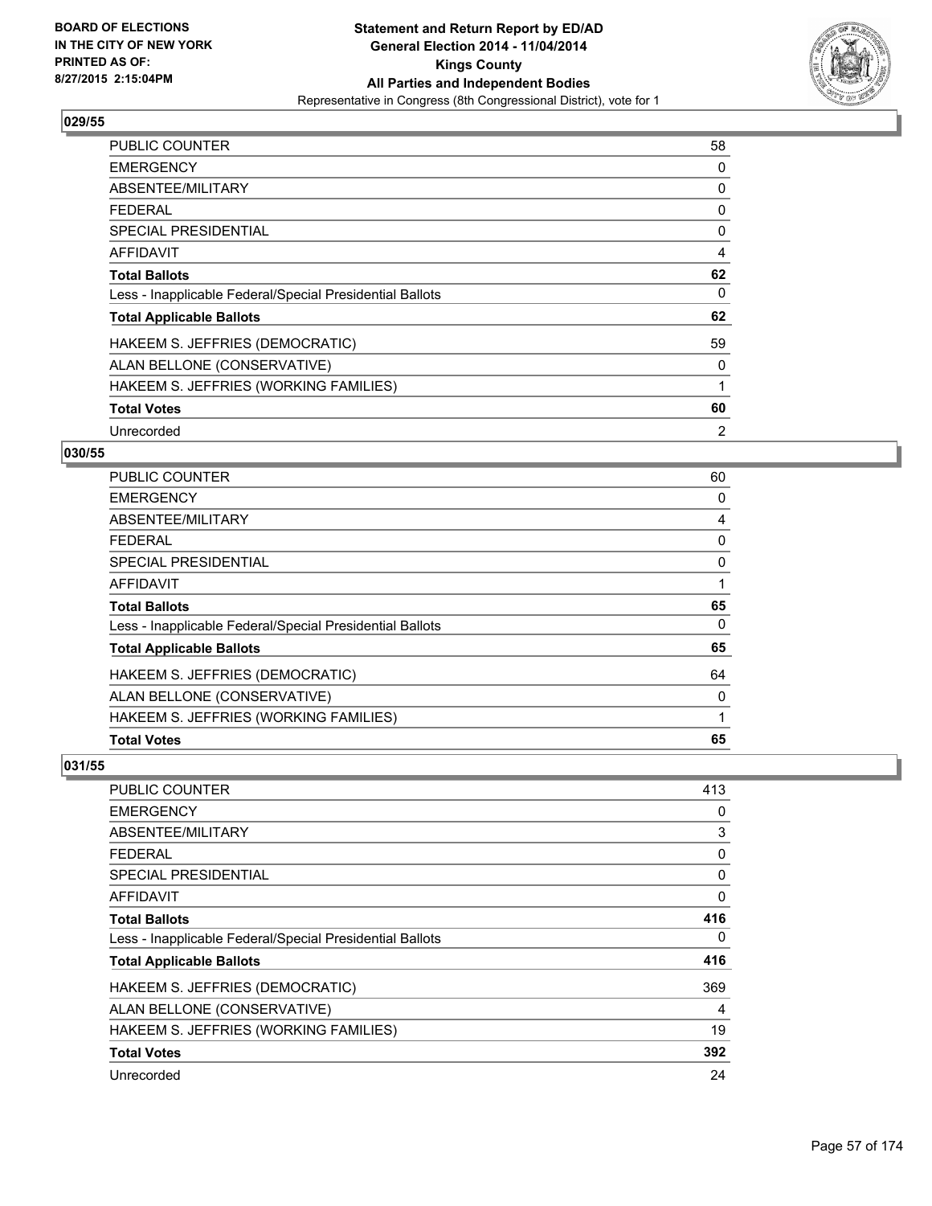### 029/55

| | |
|---|---|
| PUBLIC COUNTER | 58 |
| EMERGENCY | 0 |
| ABSENTEE/MILITARY | 0 |
| FEDERAL | 0 |
| SPECIAL PRESIDENTIAL | 0 |
| AFFIDAVIT | 4 |
| **Total Ballots** | **62** |
| Less - Inapplicable Federal/Special Presidential Ballots | 0 |
| **Total Applicable Ballots** | **62** |
| HAKEEM S. JEFFRIES (DEMOCRATIC) | 59 |
| ALAN BELLONE (CONSERVATIVE) | 0 |
| HAKEEM S. JEFFRIES (WORKING FAMILIES) | 1 |
| **Total Votes** | **60** |
| Unrecorded | 2 |

### 030/55

| | |
|---|---|
| PUBLIC COUNTER | 60 |
| EMERGENCY | 0 |
| ABSENTEE/MILITARY | 4 |
| FEDERAL | 0 |
| SPECIAL PRESIDENTIAL | 0 |
| AFFIDAVIT | 1 |
| **Total Ballots** | **65** |
| Less - Inapplicable Federal/Special Presidential Ballots | 0 |
| **Total Applicable Ballots** | **65** |
| HAKEEM S. JEFFRIES (DEMOCRATIC) | 64 |
| ALAN BELLONE (CONSERVATIVE) | 0 |
| HAKEEM S. JEFFRIES (WORKING FAMILIES) | 1 |
| **Total Votes** | **65** |

### 031/55

| | |
|---|---|
| PUBLIC COUNTER | 413 |
| EMERGENCY | 0 |
| ABSENTEE/MILITARY | 3 |
| FEDERAL | 0 |
| SPECIAL PRESIDENTIAL | 0 |
| AFFIDAVIT | 0 |
| **Total Ballots** | **416** |
| Less - Inapplicable Federal/Special Presidential Ballots | 0 |
| **Total Applicable Ballots** | **416** |
| HAKEEM S. JEFFRIES (DEMOCRATIC) | 369 |
| ALAN BELLONE (CONSERVATIVE) | 4 |
| HAKEEM S. JEFFRIES (WORKING FAMILIES) | 19 |
| **Total Votes** | **392** |
| Unrecorded | 24 |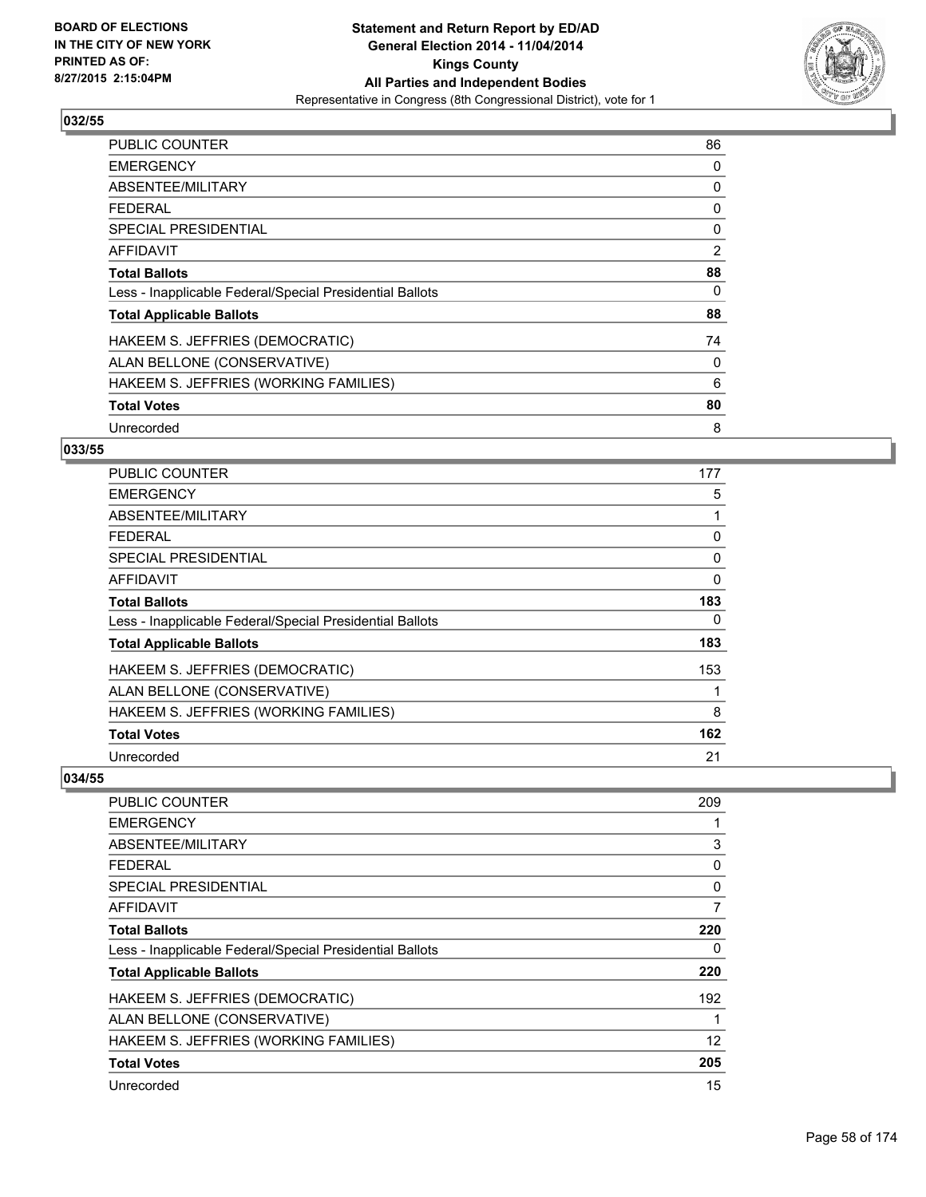## 032/55

| | |
|---|---|
| PUBLIC COUNTER | 86 |
| EMERGENCY | 0 |
| ABSENTEE/MILITARY | 0 |
| FEDERAL | 0 |
| SPECIAL PRESIDENTIAL | 0 |
| AFFIDAVIT | 2 |
| **Total Ballots** | **88** |
| Less - Inapplicable Federal/Special Presidential Ballots | 0 |
| **Total Applicable Ballots** | **88** |
| HAKEEM S. JEFFRIES (DEMOCRATIC) | 74 |
| ALAN BELLONE (CONSERVATIVE) | 0 |
| HAKEEM S. JEFFRIES (WORKING FAMILIES) | 6 |
| **Total Votes** | **80** |
| Unrecorded | 8 |

## 033/55

| | |
|---|---|
| PUBLIC COUNTER | 177 |
| EMERGENCY | 5 |
| ABSENTEE/MILITARY | 1 |
| FEDERAL | 0 |
| SPECIAL PRESIDENTIAL | 0 |
| AFFIDAVIT | 0 |
| **Total Ballots** | **183** |
| Less - Inapplicable Federal/Special Presidential Ballots | 0 |
| **Total Applicable Ballots** | **183** |
| HAKEEM S. JEFFRIES (DEMOCRATIC) | 153 |
| ALAN BELLONE (CONSERVATIVE) | 1 |
| HAKEEM S. JEFFRIES (WORKING FAMILIES) | 8 |
| **Total Votes** | **162** |
| Unrecorded | 21 |

## 034/55

| | |
|---|---|
| PUBLIC COUNTER | 209 |
| EMERGENCY | 1 |
| ABSENTEE/MILITARY | 3 |
| FEDERAL | 0 |
| SPECIAL PRESIDENTIAL | 0 |
| AFFIDAVIT | 7 |
| **Total Ballots** | **220** |
| Less - Inapplicable Federal/Special Presidential Ballots | 0 |
| **Total Applicable Ballots** | **220** |
| HAKEEM S. JEFFRIES (DEMOCRATIC) | 192 |
| ALAN BELLONE (CONSERVATIVE) | 1 |
| HAKEEM S. JEFFRIES (WORKING FAMILIES) | 12 |
| **Total Votes** | **205** |
| Unrecorded | 15 |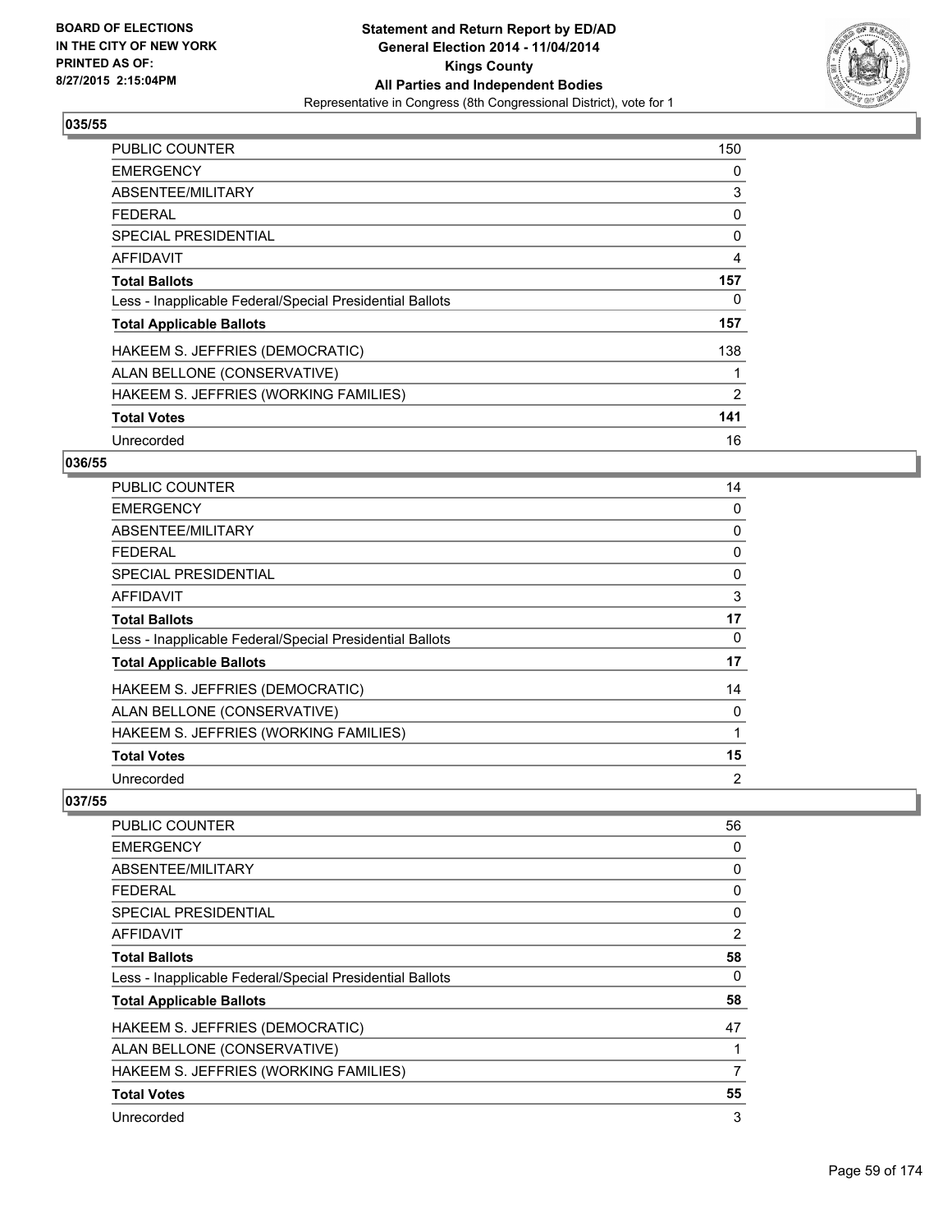**Statement and Return Report by ED/AD**
**General Election 2014 - 11/04/2014**
**Kings County**
**All Parties and Independent Bodies**
Representative in Congress (8th Congressional District), vote for 1

BOARD OF ELECTIONS
IN THE CITY OF NEW YORK
PRINTED AS OF:
8/27/2015 2:15:04PM

## 035/55

| | |
|---|---|
| PUBLIC COUNTER | 150 |
| EMERGENCY | 0 |
| ABSENTEE/MILITARY | 3 |
| FEDERAL | 0 |
| SPECIAL PRESIDENTIAL | 0 |
| AFFIDAVIT | 4 |
| **Total Ballots** | **157** |
| Less - Inapplicable Federal/Special Presidential Ballots | 0 |
| **Total Applicable Ballots** | **157** |
| HAKEEM S. JEFFRIES (DEMOCRATIC) | 138 |
| ALAN BELLONE (CONSERVATIVE) | 1 |
| HAKEEM S. JEFFRIES (WORKING FAMILIES) | 2 |
| **Total Votes** | **141** |
| Unrecorded | 16 |

## 036/55

| | |
|---|---|
| PUBLIC COUNTER | 14 |
| EMERGENCY | 0 |
| ABSENTEE/MILITARY | 0 |
| FEDERAL | 0 |
| SPECIAL PRESIDENTIAL | 0 |
| AFFIDAVIT | 3 |
| **Total Ballots** | **17** |
| Less - Inapplicable Federal/Special Presidential Ballots | 0 |
| **Total Applicable Ballots** | **17** |
| HAKEEM S. JEFFRIES (DEMOCRATIC) | 14 |
| ALAN BELLONE (CONSERVATIVE) | 0 |
| HAKEEM S. JEFFRIES (WORKING FAMILIES) | 1 |
| **Total Votes** | **15** |
| Unrecorded | 2 |

## 037/55

| | |
|---|---|
| PUBLIC COUNTER | 56 |
| EMERGENCY | 0 |
| ABSENTEE/MILITARY | 0 |
| FEDERAL | 0 |
| SPECIAL PRESIDENTIAL | 0 |
| AFFIDAVIT | 2 |
| **Total Ballots** | **58** |
| Less - Inapplicable Federal/Special Presidential Ballots | 0 |
| **Total Applicable Ballots** | **58** |
| HAKEEM S. JEFFRIES (DEMOCRATIC) | 47 |
| ALAN BELLONE (CONSERVATIVE) | 1 |
| HAKEEM S. JEFFRIES (WORKING FAMILIES) | 7 |
| **Total Votes** | **55** |
| Unrecorded | 3 |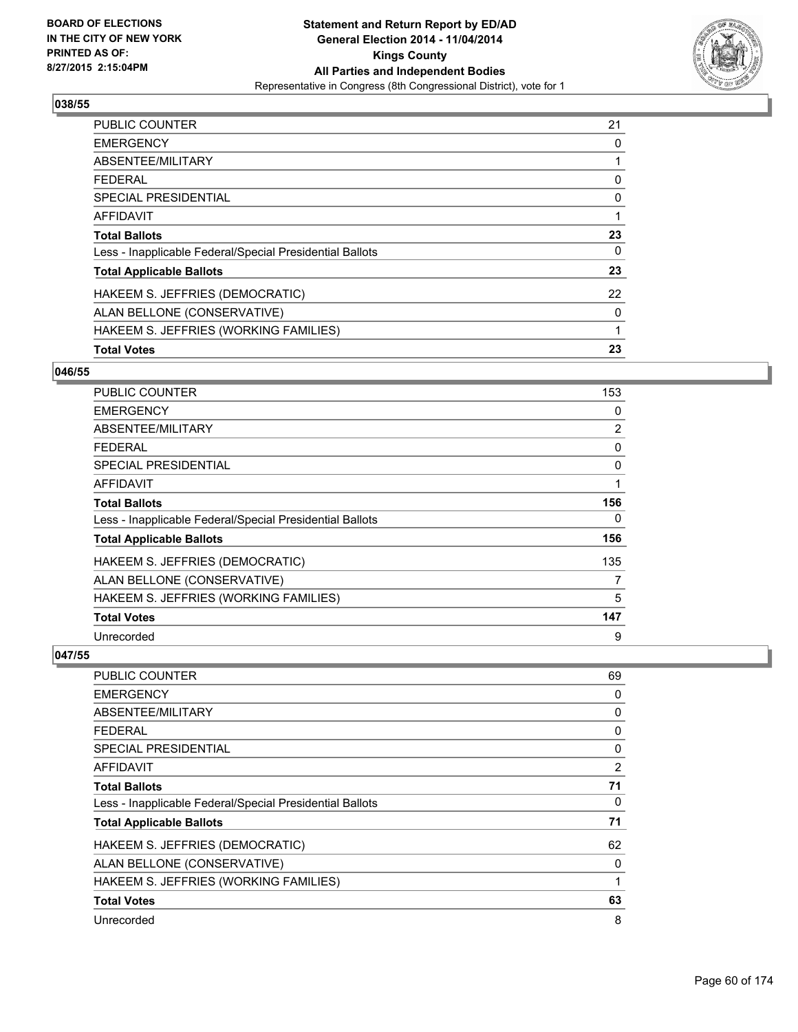## 038/55

| | |
|---|---|
| PUBLIC COUNTER | 21 |
| EMERGENCY | 0 |
| ABSENTEE/MILITARY | 1 |
| FEDERAL | 0 |
| SPECIAL PRESIDENTIAL | 0 |
| AFFIDAVIT | 1 |
| **Total Ballots** | **23** |
| Less - Inapplicable Federal/Special Presidential Ballots | 0 |
| **Total Applicable Ballots** | **23** |
| HAKEEM S. JEFFRIES (DEMOCRATIC) | 22 |
| ALAN BELLONE (CONSERVATIVE) | 0 |
| HAKEEM S. JEFFRIES (WORKING FAMILIES) | 1 |
| **Total Votes** | **23** |

## 046/55

| | |
|---|---|
| PUBLIC COUNTER | 153 |
| EMERGENCY | 0 |
| ABSENTEE/MILITARY | 2 |
| FEDERAL | 0 |
| SPECIAL PRESIDENTIAL | 0 |
| AFFIDAVIT | 1 |
| **Total Ballots** | **156** |
| Less - Inapplicable Federal/Special Presidential Ballots | 0 |
| **Total Applicable Ballots** | **156** |
| HAKEEM S. JEFFRIES (DEMOCRATIC) | 135 |
| ALAN BELLONE (CONSERVATIVE) | 7 |
| HAKEEM S. JEFFRIES (WORKING FAMILIES) | 5 |
| **Total Votes** | **147** |
| Unrecorded | 9 |

## 047/55

| | |
|---|---|
| PUBLIC COUNTER | 69 |
| EMERGENCY | 0 |
| ABSENTEE/MILITARY | 0 |
| FEDERAL | 0 |
| SPECIAL PRESIDENTIAL | 0 |
| AFFIDAVIT | 2 |
| **Total Ballots** | **71** |
| Less - Inapplicable Federal/Special Presidential Ballots | 0 |
| **Total Applicable Ballots** | **71** |
| HAKEEM S. JEFFRIES (DEMOCRATIC) | 62 |
| ALAN BELLONE (CONSERVATIVE) | 0 |
| HAKEEM S. JEFFRIES (WORKING FAMILIES) | 1 |
| **Total Votes** | **63** |
| Unrecorded | 8 |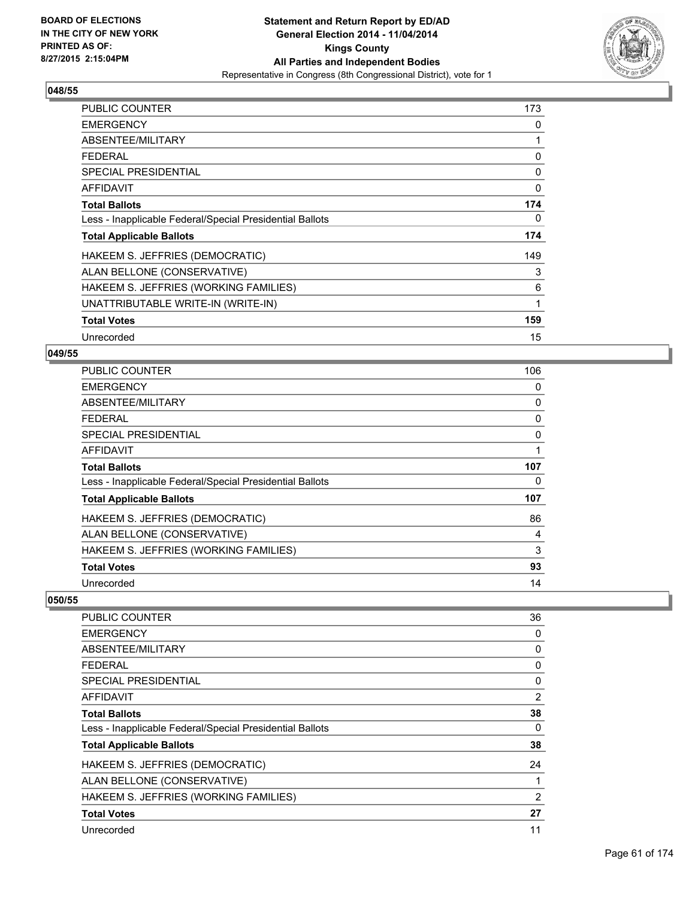**Statement and Return Report by ED/AD**
**General Election 2014 - 11/04/2014**
**Kings County**
**All Parties and Independent Bodies**
Representative in Congress (8th Congressional District), vote for 1

BOARD OF ELECTIONS
IN THE CITY OF NEW YORK
PRINTED AS OF:
8/27/2015 2:15:04PM

## 048/55

| | |
|---|---|
| PUBLIC COUNTER | 173 |
| EMERGENCY | 0 |
| ABSENTEE/MILITARY | 1 |
| FEDERAL | 0 |
| SPECIAL PRESIDENTIAL | 0 |
| AFFIDAVIT | 0 |
| **Total Ballots** | **174** |
| Less - Inapplicable Federal/Special Presidential Ballots | 0 |
| **Total Applicable Ballots** | **174** |
| HAKEEM S. JEFFRIES (DEMOCRATIC) | 149 |
| ALAN BELLONE (CONSERVATIVE) | 3 |
| HAKEEM S. JEFFRIES (WORKING FAMILIES) | 6 |
| UNATTRIBUTABLE WRITE-IN (WRITE-IN) | 1 |
| **Total Votes** | **159** |
| Unrecorded | 15 |

## 049/55

| | |
|---|---|
| PUBLIC COUNTER | 106 |
| EMERGENCY | 0 |
| ABSENTEE/MILITARY | 0 |
| FEDERAL | 0 |
| SPECIAL PRESIDENTIAL | 0 |
| AFFIDAVIT | 1 |
| **Total Ballots** | **107** |
| Less - Inapplicable Federal/Special Presidential Ballots | 0 |
| **Total Applicable Ballots** | **107** |
| HAKEEM S. JEFFRIES (DEMOCRATIC) | 86 |
| ALAN BELLONE (CONSERVATIVE) | 4 |
| HAKEEM S. JEFFRIES (WORKING FAMILIES) | 3 |
| **Total Votes** | **93** |
| Unrecorded | 14 |

## 050/55

| | |
|---|---|
| PUBLIC COUNTER | 36 |
| EMERGENCY | 0 |
| ABSENTEE/MILITARY | 0 |
| FEDERAL | 0 |
| SPECIAL PRESIDENTIAL | 0 |
| AFFIDAVIT | 2 |
| **Total Ballots** | **38** |
| Less - Inapplicable Federal/Special Presidential Ballots | 0 |
| **Total Applicable Ballots** | **38** |
| HAKEEM S. JEFFRIES (DEMOCRATIC) | 24 |
| ALAN BELLONE (CONSERVATIVE) | 1 |
| HAKEEM S. JEFFRIES (WORKING FAMILIES) | 2 |
| **Total Votes** | **27** |
| Unrecorded | 11 |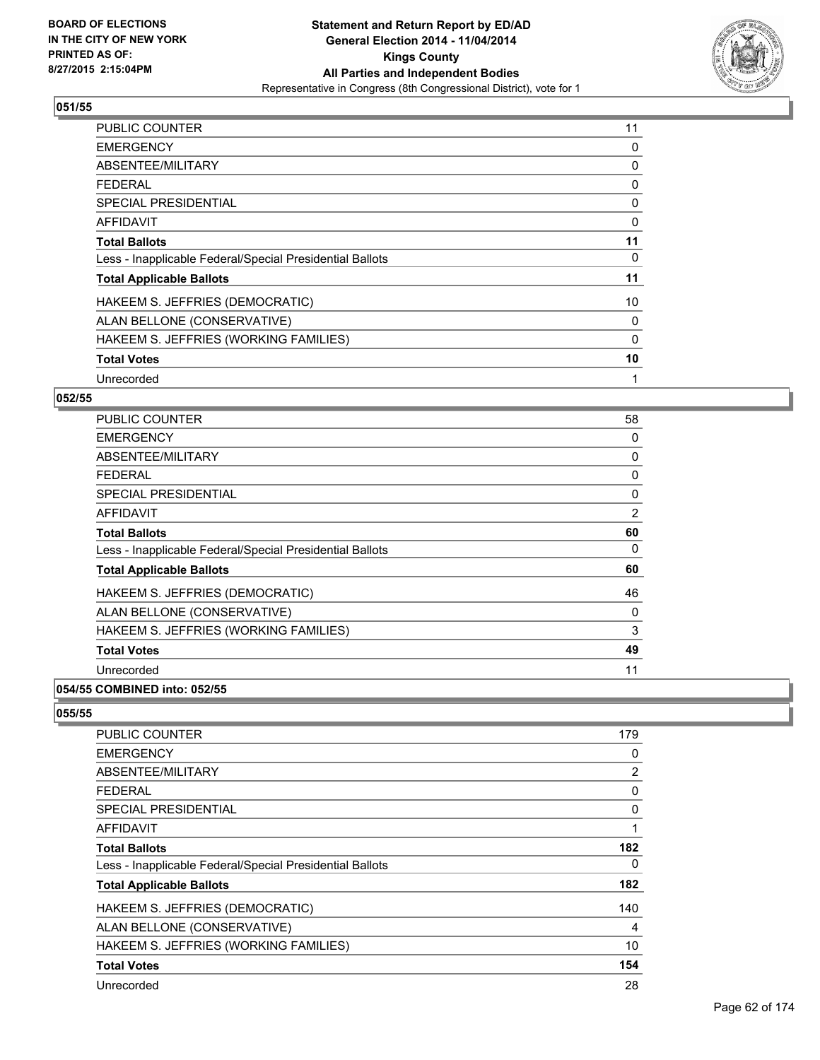BOARD OF ELECTIONS
IN THE CITY OF NEW YORK
PRINTED AS OF:
8/27/2015 2:15:04PM

**Statement and Return Report by ED/AD**
**General Election 2014 - 11/04/2014**
**Kings County**
**All Parties and Independent Bodies**
Representative in Congress (8th Congressional District), vote for 1

## 051/55

| | |
|---|---|
| PUBLIC COUNTER | 11 |
| EMERGENCY | 0 |
| ABSENTEE/MILITARY | 0 |
| FEDERAL | 0 |
| SPECIAL PRESIDENTIAL | 0 |
| AFFIDAVIT | 0 |
| **Total Ballots** | **11** |
| Less - Inapplicable Federal/Special Presidential Ballots | 0 |
| **Total Applicable Ballots** | **11** |
| HAKEEM S. JEFFRIES (DEMOCRATIC) | 10 |
| ALAN BELLONE (CONSERVATIVE) | 0 |
| HAKEEM S. JEFFRIES (WORKING FAMILIES) | 0 |
| **Total Votes** | **10** |
| Unrecorded | 1 |

## 052/55

| | |
|---|---|
| PUBLIC COUNTER | 58 |
| EMERGENCY | 0 |
| ABSENTEE/MILITARY | 0 |
| FEDERAL | 0 |
| SPECIAL PRESIDENTIAL | 0 |
| AFFIDAVIT | 2 |
| **Total Ballots** | **60** |
| Less - Inapplicable Federal/Special Presidential Ballots | 0 |
| **Total Applicable Ballots** | **60** |
| HAKEEM S. JEFFRIES (DEMOCRATIC) | 46 |
| ALAN BELLONE (CONSERVATIVE) | 0 |
| HAKEEM S. JEFFRIES (WORKING FAMILIES) | 3 |
| **Total Votes** | **49** |
| Unrecorded | 11 |

## 054/55 COMBINED into: 052/55

## 055/55

| | |
|---|---|
| PUBLIC COUNTER | 179 |
| EMERGENCY | 0 |
| ABSENTEE/MILITARY | 2 |
| FEDERAL | 0 |
| SPECIAL PRESIDENTIAL | 0 |
| AFFIDAVIT | 1 |
| **Total Ballots** | **182** |
| Less - Inapplicable Federal/Special Presidential Ballots | 0 |
| **Total Applicable Ballots** | **182** |
| HAKEEM S. JEFFRIES (DEMOCRATIC) | 140 |
| ALAN BELLONE (CONSERVATIVE) | 4 |
| HAKEEM S. JEFFRIES (WORKING FAMILIES) | 10 |
| **Total Votes** | **154** |
| Unrecorded | 28 |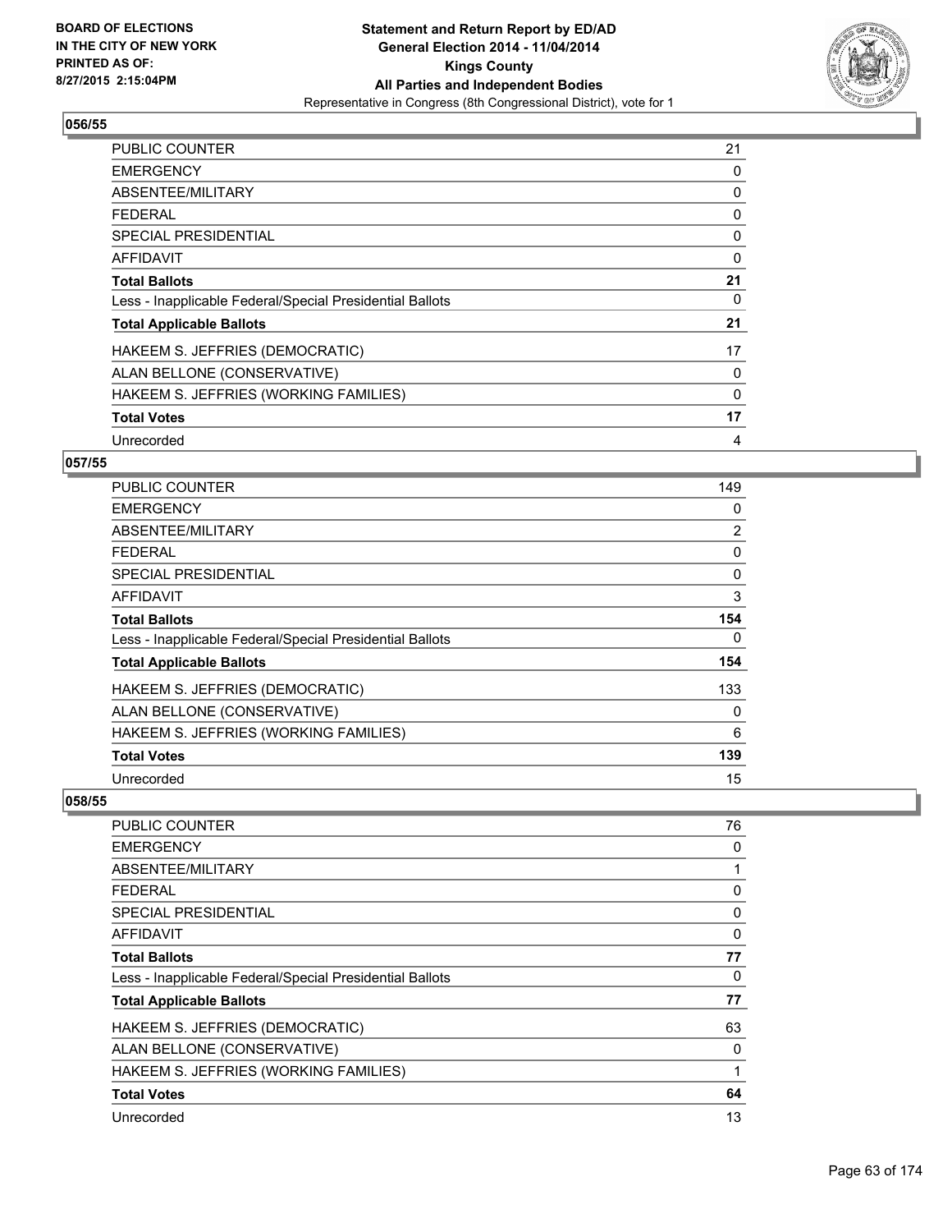**BOARD OF ELECTIONS IN THE CITY OF NEW YORK PRINTED AS OF: 8/27/2015 2:15:04PM**

# Statement and Return Report by ED/AD
## General Election 2014 - 11/04/2014
## Kings County
## All Parties and Independent Bodies
### Representative in Congress (8th Congressional District), vote for 1

### 056/55

| | |
|---|---|
| PUBLIC COUNTER | 21 |
| EMERGENCY | 0 |
| ABSENTEE/MILITARY | 0 |
| FEDERAL | 0 |
| SPECIAL PRESIDENTIAL | 0 |
| AFFIDAVIT | 0 |
| **Total Ballots** | **21** |
| Less - Inapplicable Federal/Special Presidential Ballots | 0 |
| **Total Applicable Ballots** | **21** |
| HAKEEM S. JEFFRIES (DEMOCRATIC) | 17 |
| ALAN BELLONE (CONSERVATIVE) | 0 |
| HAKEEM S. JEFFRIES (WORKING FAMILIES) | 0 |
| **Total Votes** | **17** |
| Unrecorded | 4 |

### 057/55

| | |
|---|---|
| PUBLIC COUNTER | 149 |
| EMERGENCY | 0 |
| ABSENTEE/MILITARY | 2 |
| FEDERAL | 0 |
| SPECIAL PRESIDENTIAL | 0 |
| AFFIDAVIT | 3 |
| **Total Ballots** | **154** |
| Less - Inapplicable Federal/Special Presidential Ballots | 0 |
| **Total Applicable Ballots** | **154** |
| HAKEEM S. JEFFRIES (DEMOCRATIC) | 133 |
| ALAN BELLONE (CONSERVATIVE) | 0 |
| HAKEEM S. JEFFRIES (WORKING FAMILIES) | 6 |
| **Total Votes** | **139** |
| Unrecorded | 15 |

### 058/55

| | |
|---|---|
| PUBLIC COUNTER | 76 |
| EMERGENCY | 0 |
| ABSENTEE/MILITARY | 1 |
| FEDERAL | 0 |
| SPECIAL PRESIDENTIAL | 0 |
| AFFIDAVIT | 0 |
| **Total Ballots** | **77** |
| Less - Inapplicable Federal/Special Presidential Ballots | 0 |
| **Total Applicable Ballots** | **77** |
| HAKEEM S. JEFFRIES (DEMOCRATIC) | 63 |
| ALAN BELLONE (CONSERVATIVE) | 0 |
| HAKEEM S. JEFFRIES (WORKING FAMILIES) | 1 |
| **Total Votes** | **64** |
| Unrecorded | 13 |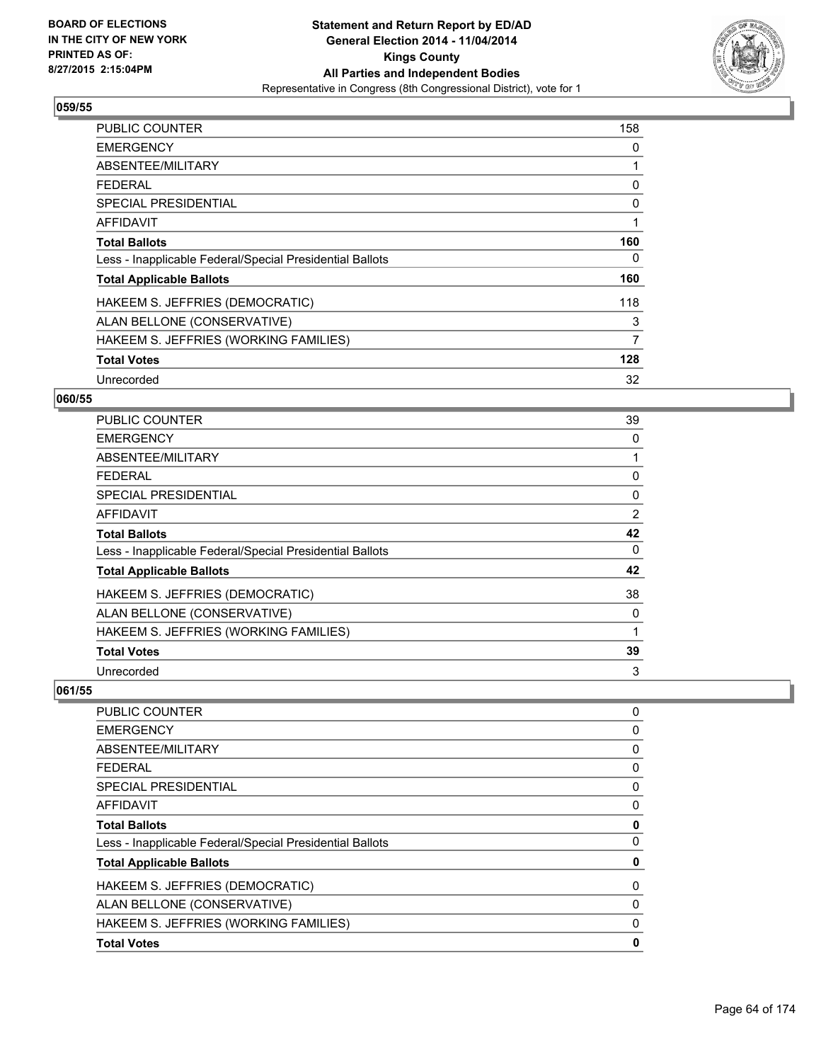**Statement and Return Report by ED/AD**
**General Election 2014 - 11/04/2014**
**Kings County**
**All Parties and Independent Bodies**
Representative in Congress (8th Congressional District), vote for 1

BOARD OF ELECTIONS
IN THE CITY OF NEW YORK
PRINTED AS OF:
8/27/2015 2:15:04PM

## 059/55

| | |
|---|---|
| PUBLIC COUNTER | 158 |
| EMERGENCY | 0 |
| ABSENTEE/MILITARY | 1 |
| FEDERAL | 0 |
| SPECIAL PRESIDENTIAL | 0 |
| AFFIDAVIT | 1 |
| **Total Ballots** | **160** |
| Less - Inapplicable Federal/Special Presidential Ballots | 0 |
| **Total Applicable Ballots** | **160** |
| HAKEEM S. JEFFRIES (DEMOCRATIC) | 118 |
| ALAN BELLONE (CONSERVATIVE) | 3 |
| HAKEEM S. JEFFRIES (WORKING FAMILIES) | 7 |
| **Total Votes** | **128** |
| Unrecorded | 32 |

## 060/55

| | |
|---|---|
| PUBLIC COUNTER | 39 |
| EMERGENCY | 0 |
| ABSENTEE/MILITARY | 1 |
| FEDERAL | 0 |
| SPECIAL PRESIDENTIAL | 0 |
| AFFIDAVIT | 2 |
| **Total Ballots** | **42** |
| Less - Inapplicable Federal/Special Presidential Ballots | 0 |
| **Total Applicable Ballots** | **42** |
| HAKEEM S. JEFFRIES (DEMOCRATIC) | 38 |
| ALAN BELLONE (CONSERVATIVE) | 0 |
| HAKEEM S. JEFFRIES (WORKING FAMILIES) | 1 |
| **Total Votes** | **39** |
| Unrecorded | 3 |

## 061/55

| | |
|---|---|
| PUBLIC COUNTER | 0 |
| EMERGENCY | 0 |
| ABSENTEE/MILITARY | 0 |
| FEDERAL | 0 |
| SPECIAL PRESIDENTIAL | 0 |
| AFFIDAVIT | 0 |
| **Total Ballots** | **0** |
| Less - Inapplicable Federal/Special Presidential Ballots | 0 |
| **Total Applicable Ballots** | **0** |
| HAKEEM S. JEFFRIES (DEMOCRATIC) | 0 |
| ALAN BELLONE (CONSERVATIVE) | 0 |
| HAKEEM S. JEFFRIES (WORKING FAMILIES) | 0 |
| **Total Votes** | **0** |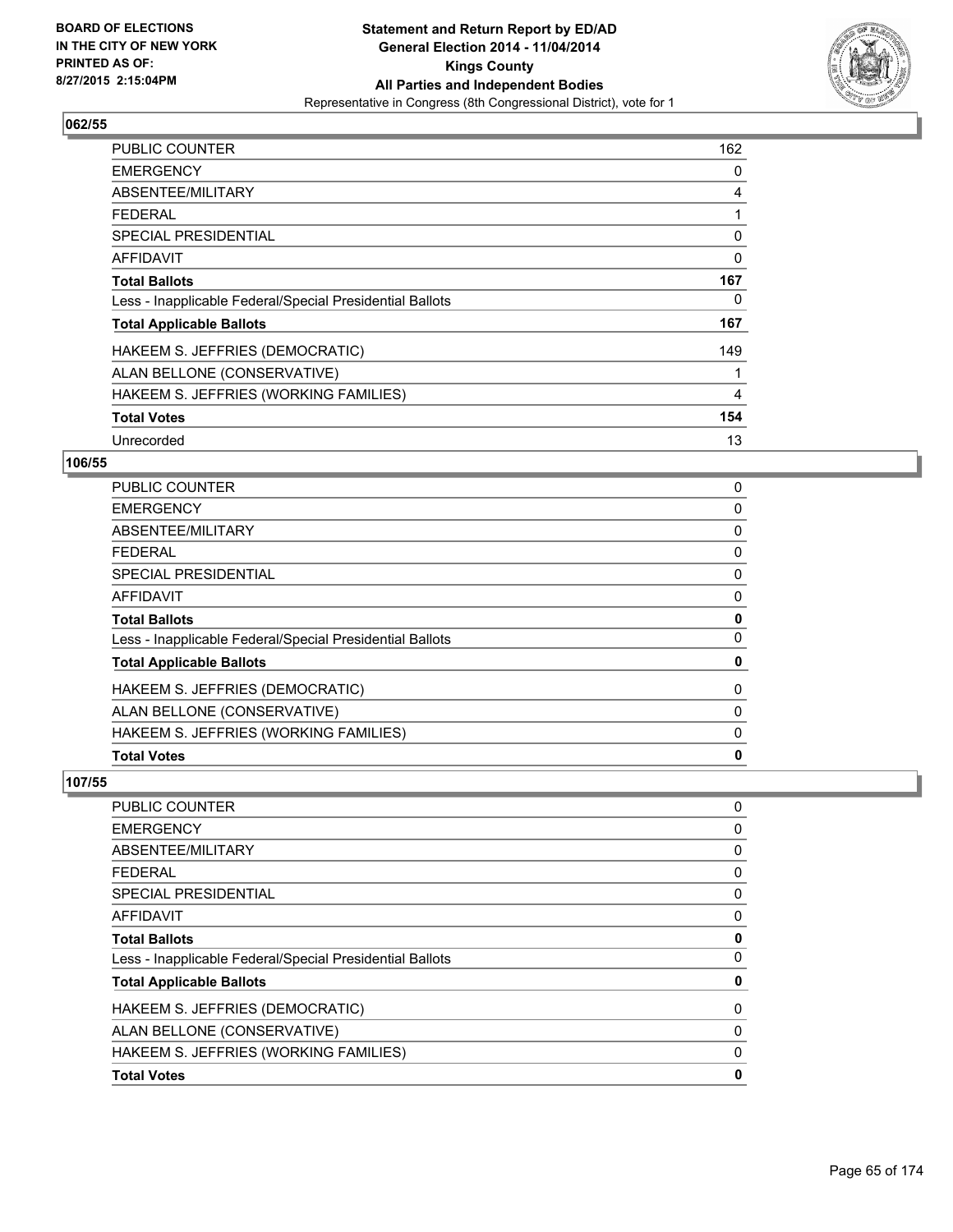**BOARD OF ELECTIONS IN THE CITY OF NEW YORK PRINTED AS OF: 8/27/2015 2:15:04PM**

**Statement and Return Report by ED/AD General Election 2014 - 11/04/2014 Kings County All Parties and Independent Bodies**

Representative in Congress (8th Congressional District), vote for 1

## 062/55

| | |
|---|---|
| PUBLIC COUNTER | 162 |
| EMERGENCY | 0 |
| ABSENTEE/MILITARY | 4 |
| FEDERAL | 1 |
| SPECIAL PRESIDENTIAL | 0 |
| AFFIDAVIT | 0 |
| **Total Ballots** | **167** |
| Less - Inapplicable Federal/Special Presidential Ballots | 0 |
| **Total Applicable Ballots** | **167** |
| HAKEEM S. JEFFRIES (DEMOCRATIC) | 149 |
| ALAN BELLONE (CONSERVATIVE) | 1 |
| HAKEEM S. JEFFRIES (WORKING FAMILIES) | 4 |
| **Total Votes** | **154** |
| Unrecorded | 13 |

## 106/55

| | |
|---|---|
| PUBLIC COUNTER | 0 |
| EMERGENCY | 0 |
| ABSENTEE/MILITARY | 0 |
| FEDERAL | 0 |
| SPECIAL PRESIDENTIAL | 0 |
| AFFIDAVIT | 0 |
| **Total Ballots** | **0** |
| Less - Inapplicable Federal/Special Presidential Ballots | 0 |
| **Total Applicable Ballots** | **0** |
| HAKEEM S. JEFFRIES (DEMOCRATIC) | 0 |
| ALAN BELLONE (CONSERVATIVE) | 0 |
| HAKEEM S. JEFFRIES (WORKING FAMILIES) | 0 |
| **Total Votes** | **0** |

## 107/55

| | |
|---|---|
| PUBLIC COUNTER | 0 |
| EMERGENCY | 0 |
| ABSENTEE/MILITARY | 0 |
| FEDERAL | 0 |
| SPECIAL PRESIDENTIAL | 0 |
| AFFIDAVIT | 0 |
| **Total Ballots** | **0** |
| Less - Inapplicable Federal/Special Presidential Ballots | 0 |
| **Total Applicable Ballots** | **0** |
| HAKEEM S. JEFFRIES (DEMOCRATIC) | 0 |
| ALAN BELLONE (CONSERVATIVE) | 0 |
| HAKEEM S. JEFFRIES (WORKING FAMILIES) | 0 |
| **Total Votes** | **0** |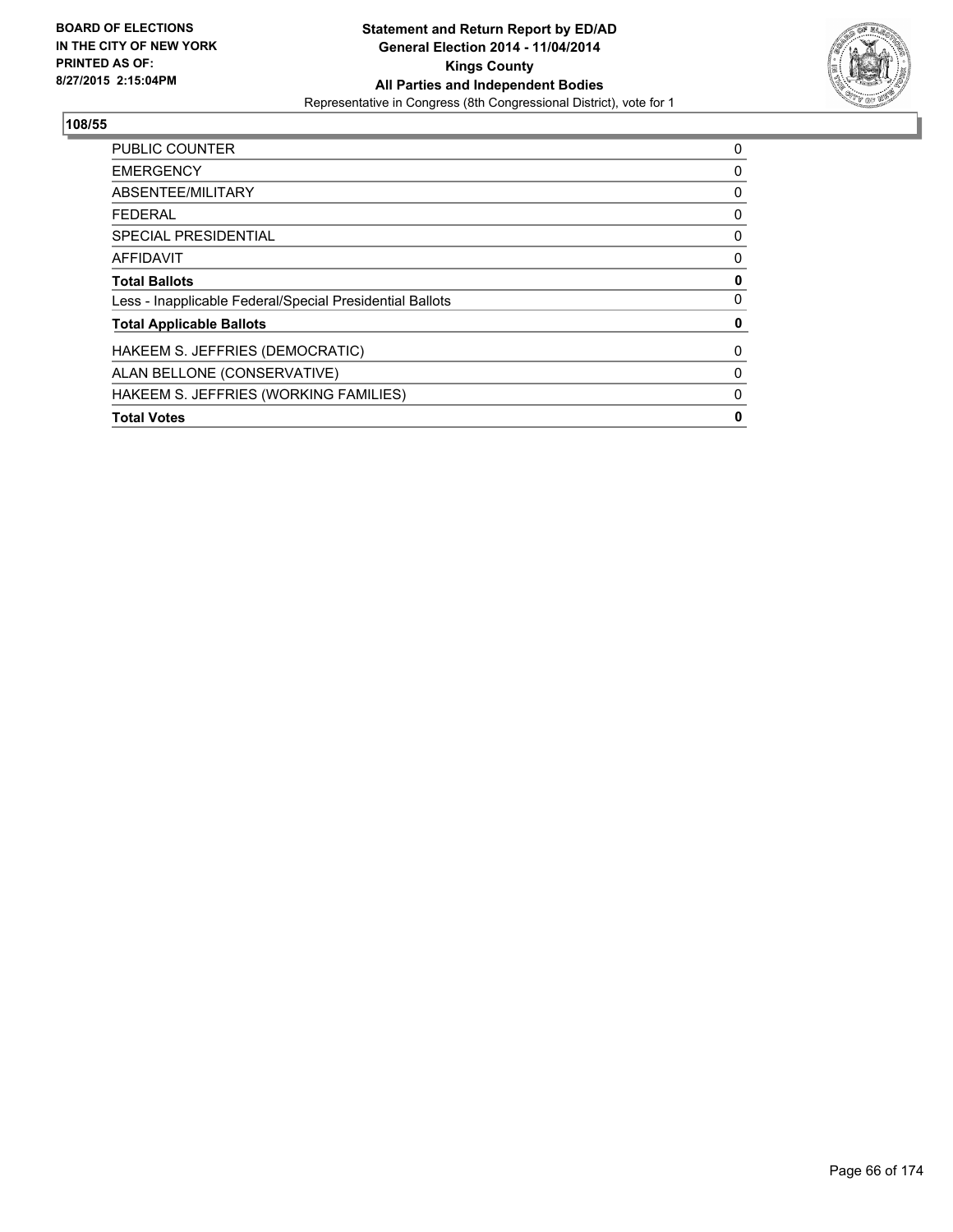**BOARD OF ELECTIONS IN THE CITY OF NEW YORK PRINTED AS OF: 8/27/2015 2:15:04PM**

**Statement and Return Report by ED/AD General Election 2014 - 11/04/2014 Kings County All Parties and Independent Bodies**

Representative in Congress (8th Congressional District), vote for 1

## 108/55

| | |
|---|---|
| PUBLIC COUNTER | 0 |
| EMERGENCY | 0 |
| ABSENTEE/MILITARY | 0 |
| FEDERAL | 0 |
| SPECIAL PRESIDENTIAL | 0 |
| AFFIDAVIT | 0 |
| **Total Ballots** | **0** |
| Less - Inapplicable Federal/Special Presidential Ballots | 0 |
| **Total Applicable Ballots** | **0** |
| HAKEEM S. JEFFRIES (DEMOCRATIC) | 0 |
| ALAN BELLONE (CONSERVATIVE) | 0 |
| HAKEEM S. JEFFRIES (WORKING FAMILIES) | 0 |
| **Total Votes** | **0** |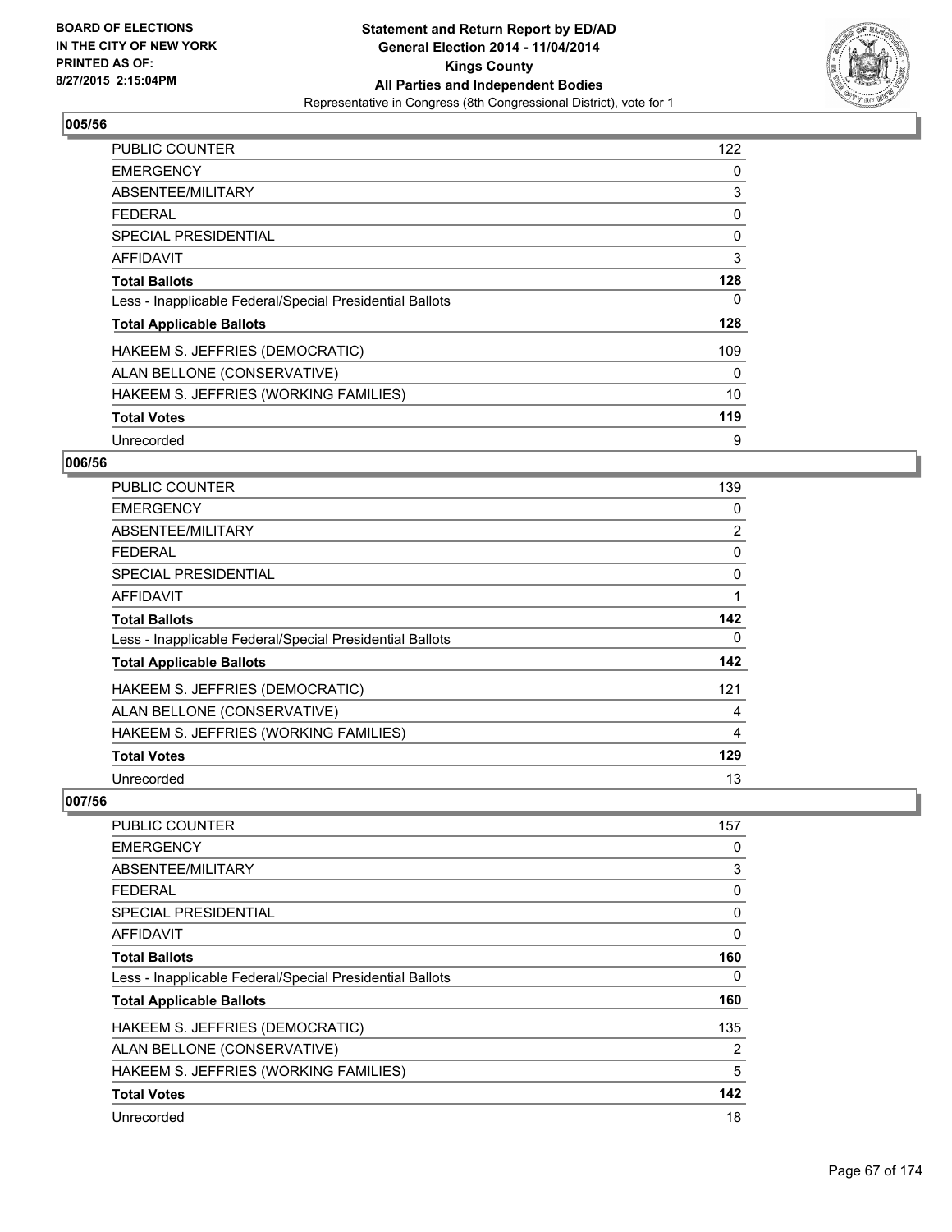**BOARD OF ELECTIONS IN THE CITY OF NEW YORK PRINTED AS OF: 8/27/2015 2:15:04PM**

**Statement and Return Report by ED/AD General Election 2014 - 11/04/2014 Kings County All Parties and Independent Bodies**

Representative in Congress (8th Congressional District), vote for 1

## 005/56

| | |
|---|---|
| PUBLIC COUNTER | 122 |
| EMERGENCY | 0 |
| ABSENTEE/MILITARY | 3 |
| FEDERAL | 0 |
| SPECIAL PRESIDENTIAL | 0 |
| AFFIDAVIT | 3 |
| **Total Ballots** | **128** |
| Less - Inapplicable Federal/Special Presidential Ballots | 0 |
| **Total Applicable Ballots** | **128** |
| HAKEEM S. JEFFRIES (DEMOCRATIC) | 109 |
| ALAN BELLONE (CONSERVATIVE) | 0 |
| HAKEEM S. JEFFRIES (WORKING FAMILIES) | 10 |
| **Total Votes** | **119** |
| Unrecorded | 9 |

## 006/56

| | |
|---|---|
| PUBLIC COUNTER | 139 |
| EMERGENCY | 0 |
| ABSENTEE/MILITARY | 2 |
| FEDERAL | 0 |
| SPECIAL PRESIDENTIAL | 0 |
| AFFIDAVIT | 1 |
| **Total Ballots** | **142** |
| Less - Inapplicable Federal/Special Presidential Ballots | 0 |
| **Total Applicable Ballots** | **142** |
| HAKEEM S. JEFFRIES (DEMOCRATIC) | 121 |
| ALAN BELLONE (CONSERVATIVE) | 4 |
| HAKEEM S. JEFFRIES (WORKING FAMILIES) | 4 |
| **Total Votes** | **129** |
| Unrecorded | 13 |

## 007/56

| | |
|---|---|
| PUBLIC COUNTER | 157 |
| EMERGENCY | 0 |
| ABSENTEE/MILITARY | 3 |
| FEDERAL | 0 |
| SPECIAL PRESIDENTIAL | 0 |
| AFFIDAVIT | 0 |
| **Total Ballots** | **160** |
| Less - Inapplicable Federal/Special Presidential Ballots | 0 |
| **Total Applicable Ballots** | **160** |
| HAKEEM S. JEFFRIES (DEMOCRATIC) | 135 |
| ALAN BELLONE (CONSERVATIVE) | 2 |
| HAKEEM S. JEFFRIES (WORKING FAMILIES) | 5 |
| **Total Votes** | **142** |
| Unrecorded | 18 |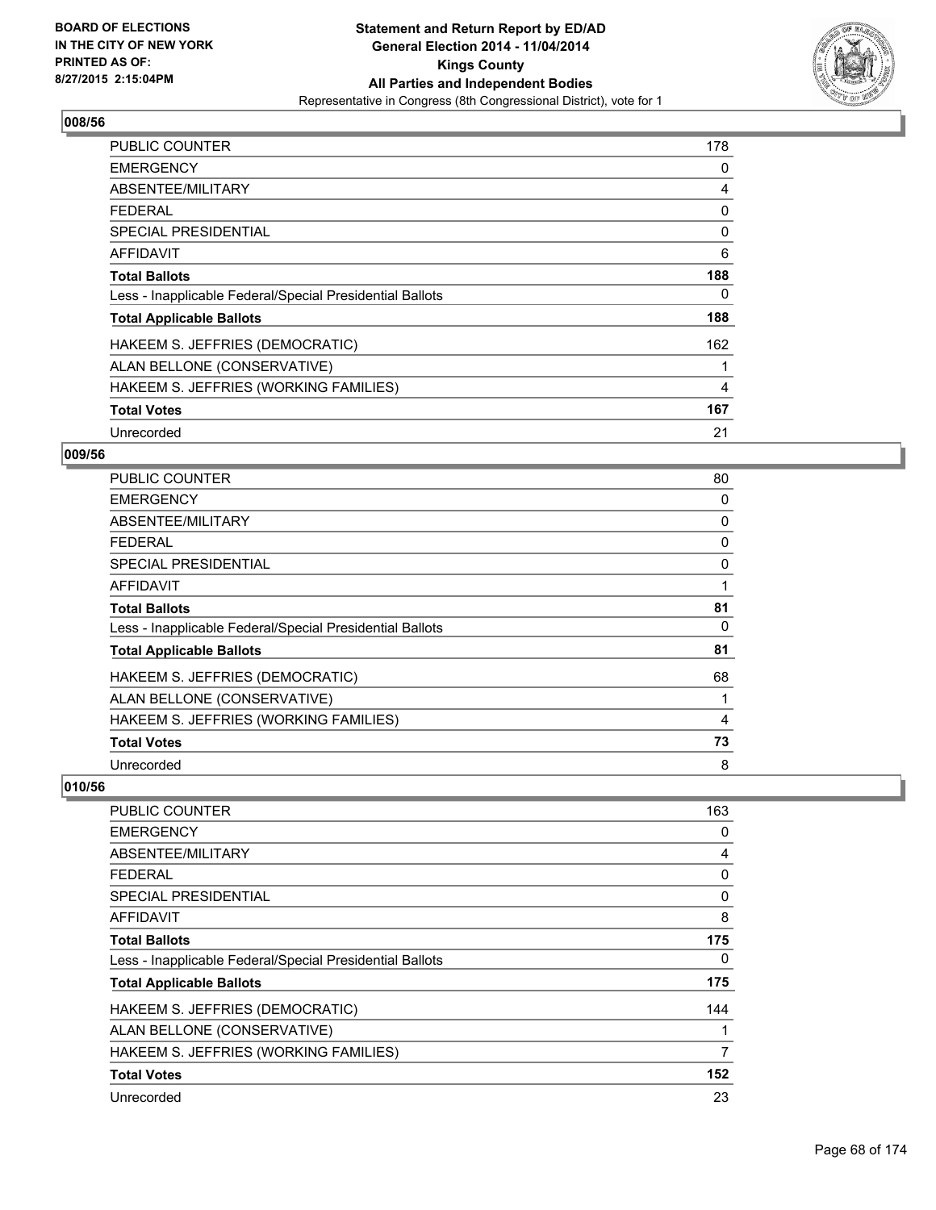**Statement and Return Report by ED/AD**
**General Election 2014 - 11/04/2014**
**Kings County**
**All Parties and Independent Bodies**
Representative in Congress (8th Congressional District), vote for 1

BOARD OF ELECTIONS IN THE CITY OF NEW YORK PRINTED AS OF: 8/27/2015 2:15:04PM

## 008/56

| | |
|---|---|
| PUBLIC COUNTER | 178 |
| EMERGENCY | 0 |
| ABSENTEE/MILITARY | 4 |
| FEDERAL | 0 |
| SPECIAL PRESIDENTIAL | 0 |
| AFFIDAVIT | 6 |
| **Total Ballots** | **188** |
| Less - Inapplicable Federal/Special Presidential Ballots | 0 |
| **Total Applicable Ballots** | **188** |
| HAKEEM S. JEFFRIES (DEMOCRATIC) | 162 |
| ALAN BELLONE (CONSERVATIVE) | 1 |
| HAKEEM S. JEFFRIES (WORKING FAMILIES) | 4 |
| **Total Votes** | **167** |
| Unrecorded | 21 |

## 009/56

| | |
|---|---|
| PUBLIC COUNTER | 80 |
| EMERGENCY | 0 |
| ABSENTEE/MILITARY | 0 |
| FEDERAL | 0 |
| SPECIAL PRESIDENTIAL | 0 |
| AFFIDAVIT | 1 |
| **Total Ballots** | **81** |
| Less - Inapplicable Federal/Special Presidential Ballots | 0 |
| **Total Applicable Ballots** | **81** |
| HAKEEM S. JEFFRIES (DEMOCRATIC) | 68 |
| ALAN BELLONE (CONSERVATIVE) | 1 |
| HAKEEM S. JEFFRIES (WORKING FAMILIES) | 4 |
| **Total Votes** | **73** |
| Unrecorded | 8 |

## 010/56

| | |
|---|---|
| PUBLIC COUNTER | 163 |
| EMERGENCY | 0 |
| ABSENTEE/MILITARY | 4 |
| FEDERAL | 0 |
| SPECIAL PRESIDENTIAL | 0 |
| AFFIDAVIT | 8 |
| **Total Ballots** | **175** |
| Less - Inapplicable Federal/Special Presidential Ballots | 0 |
| **Total Applicable Ballots** | **175** |
| HAKEEM S. JEFFRIES (DEMOCRATIC) | 144 |
| ALAN BELLONE (CONSERVATIVE) | 1 |
| HAKEEM S. JEFFRIES (WORKING FAMILIES) | 7 |
| **Total Votes** | **152** |
| Unrecorded | 23 |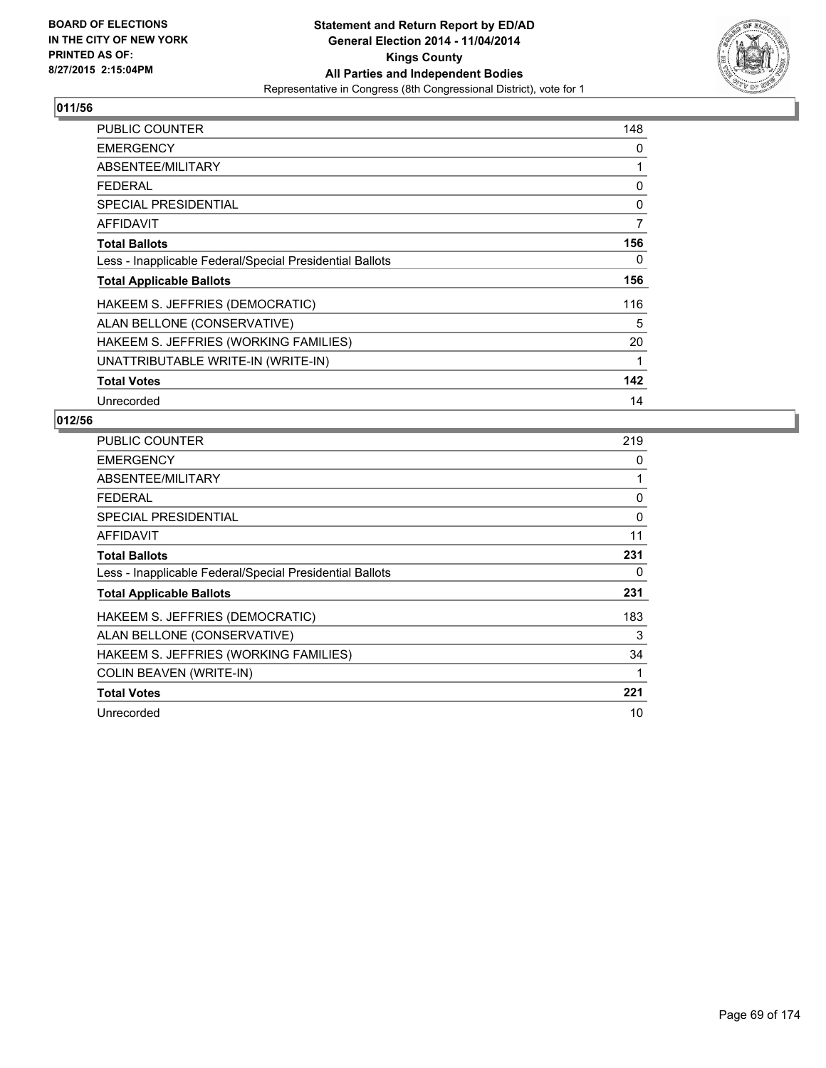**BOARD OF ELECTIONS IN THE CITY OF NEW YORK PRINTED AS OF: 8/27/2015 2:15:04PM**

**Statement and Return Report by ED/AD**
**General Election 2014 - 11/04/2014**
**Kings County**
**All Parties and Independent Bodies**
Representative in Congress (8th Congressional District), vote for 1

## 011/56

| | |
|---|---|
| PUBLIC COUNTER | 148 |
| EMERGENCY | 0 |
| ABSENTEE/MILITARY | 1 |
| FEDERAL | 0 |
| SPECIAL PRESIDENTIAL | 0 |
| AFFIDAVIT | 7 |
| **Total Ballots** | **156** |
| Less - Inapplicable Federal/Special Presidential Ballots | 0 |
| **Total Applicable Ballots** | **156** |
| HAKEEM S. JEFFRIES (DEMOCRATIC) | 116 |
| ALAN BELLONE (CONSERVATIVE) | 5 |
| HAKEEM S. JEFFRIES (WORKING FAMILIES) | 20 |
| UNATTRIBUTABLE WRITE-IN (WRITE-IN) | 1 |
| **Total Votes** | **142** |
| Unrecorded | 14 |

## 012/56

| | |
|---|---|
| PUBLIC COUNTER | 219 |
| EMERGENCY | 0 |
| ABSENTEE/MILITARY | 1 |
| FEDERAL | 0 |
| SPECIAL PRESIDENTIAL | 0 |
| AFFIDAVIT | 11 |
| **Total Ballots** | **231** |
| Less - Inapplicable Federal/Special Presidential Ballots | 0 |
| **Total Applicable Ballots** | **231** |
| HAKEEM S. JEFFRIES (DEMOCRATIC) | 183 |
| ALAN BELLONE (CONSERVATIVE) | 3 |
| HAKEEM S. JEFFRIES (WORKING FAMILIES) | 34 |
| COLIN BEAVEN (WRITE-IN) | 1 |
| **Total Votes** | **221** |
| Unrecorded | 10 |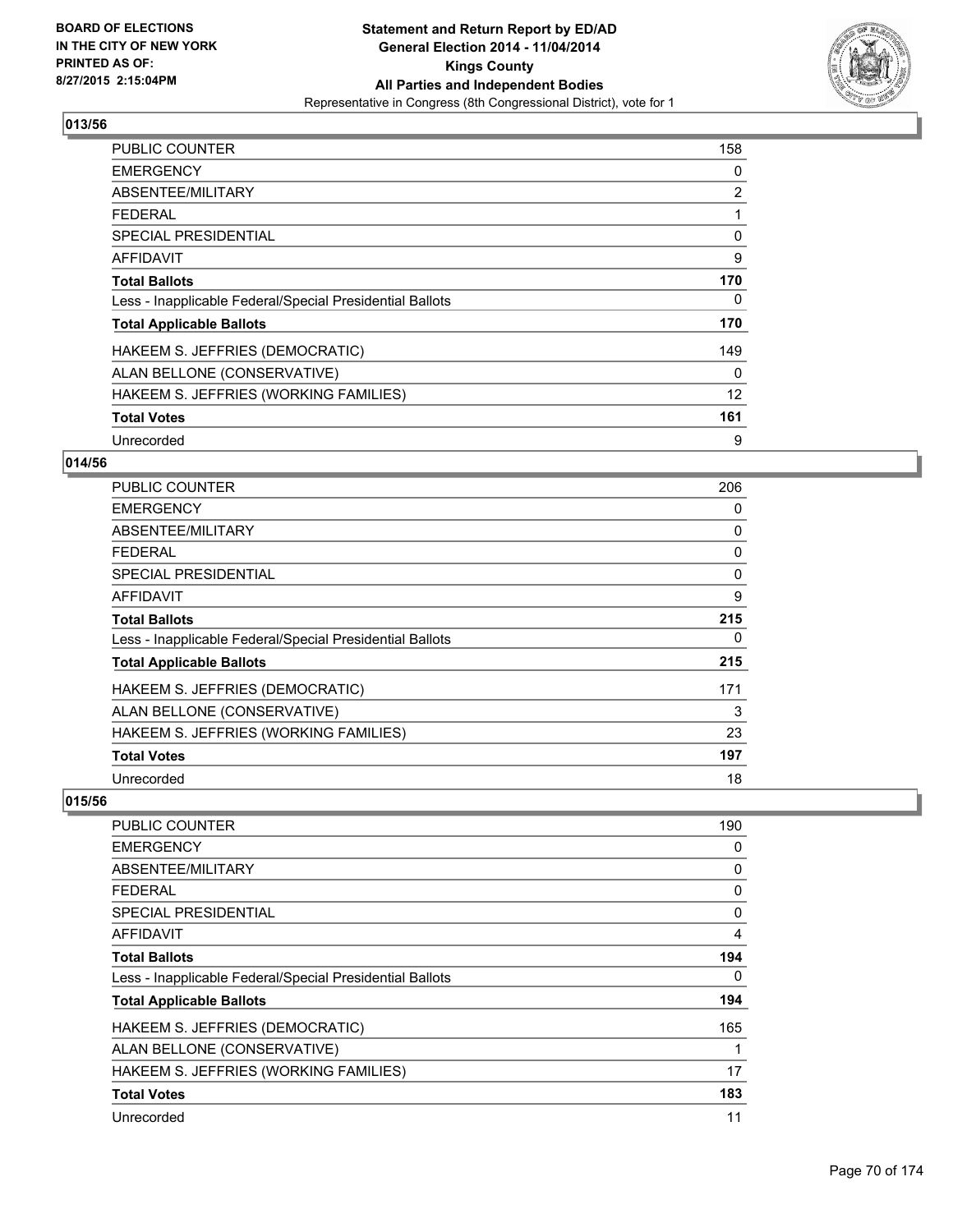## 013/56

| | |
|---|---|
| PUBLIC COUNTER | 158 |
| EMERGENCY | 0 |
| ABSENTEE/MILITARY | 2 |
| FEDERAL | 1 |
| SPECIAL PRESIDENTIAL | 0 |
| AFFIDAVIT | 9 |
| **Total Ballots** | **170** |
| Less - Inapplicable Federal/Special Presidential Ballots | 0 |
| **Total Applicable Ballots** | **170** |
| HAKEEM S. JEFFRIES (DEMOCRATIC) | 149 |
| ALAN BELLONE (CONSERVATIVE) | 0 |
| HAKEEM S. JEFFRIES (WORKING FAMILIES) | 12 |
| **Total Votes** | **161** |
| Unrecorded | 9 |

## 014/56

| | |
|---|---|
| PUBLIC COUNTER | 206 |
| EMERGENCY | 0 |
| ABSENTEE/MILITARY | 0 |
| FEDERAL | 0 |
| SPECIAL PRESIDENTIAL | 0 |
| AFFIDAVIT | 9 |
| **Total Ballots** | **215** |
| Less - Inapplicable Federal/Special Presidential Ballots | 0 |
| **Total Applicable Ballots** | **215** |
| HAKEEM S. JEFFRIES (DEMOCRATIC) | 171 |
| ALAN BELLONE (CONSERVATIVE) | 3 |
| HAKEEM S. JEFFRIES (WORKING FAMILIES) | 23 |
| **Total Votes** | **197** |
| Unrecorded | 18 |

## 015/56

| | |
|---|---|
| PUBLIC COUNTER | 190 |
| EMERGENCY | 0 |
| ABSENTEE/MILITARY | 0 |
| FEDERAL | 0 |
| SPECIAL PRESIDENTIAL | 0 |
| AFFIDAVIT | 4 |
| **Total Ballots** | **194** |
| Less - Inapplicable Federal/Special Presidential Ballots | 0 |
| **Total Applicable Ballots** | **194** |
| HAKEEM S. JEFFRIES (DEMOCRATIC) | 165 |
| ALAN BELLONE (CONSERVATIVE) | 1 |
| HAKEEM S. JEFFRIES (WORKING FAMILIES) | 17 |
| **Total Votes** | **183** |
| Unrecorded | 11 |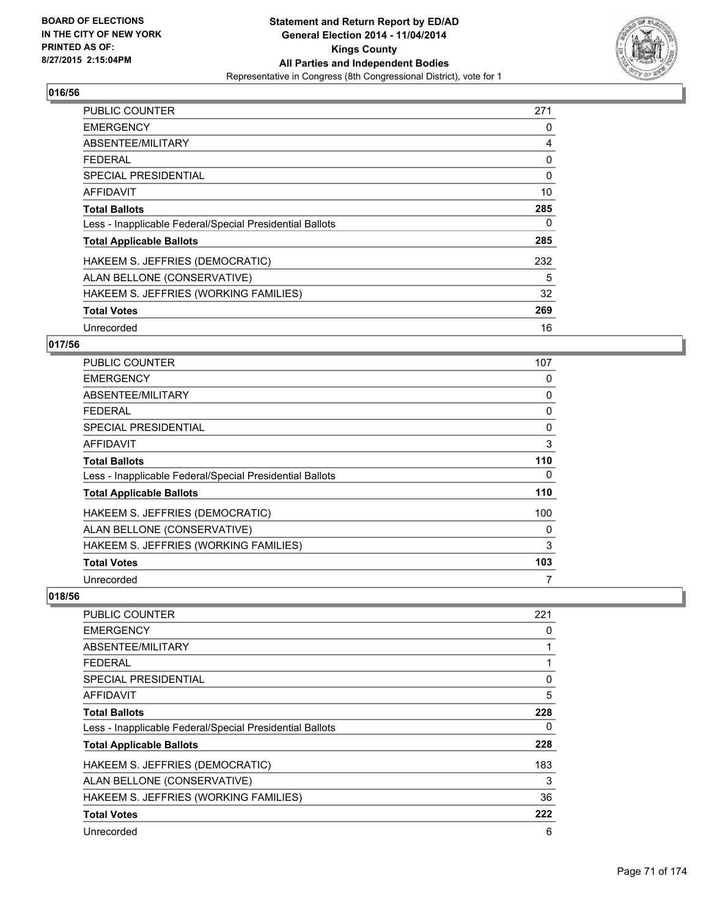**Statement and Return Report by ED/AD**
**General Election 2014 - 11/04/2014**
**Kings County**
**All Parties and Independent Bodies**
Representative in Congress (8th Congressional District), vote for 1

BOARD OF ELECTIONS
IN THE CITY OF NEW YORK
PRINTED AS OF:
8/27/2015 2:15:04PM

## 016/56

| | |
|---|---|
| PUBLIC COUNTER | 271 |
| EMERGENCY | 0 |
| ABSENTEE/MILITARY | 4 |
| FEDERAL | 0 |
| SPECIAL PRESIDENTIAL | 0 |
| AFFIDAVIT | 10 |
| **Total Ballots** | **285** |
| Less - Inapplicable Federal/Special Presidential Ballots | 0 |
| **Total Applicable Ballots** | **285** |
| HAKEEM S. JEFFRIES (DEMOCRATIC) | 232 |
| ALAN BELLONE (CONSERVATIVE) | 5 |
| HAKEEM S. JEFFRIES (WORKING FAMILIES) | 32 |
| **Total Votes** | **269** |
| Unrecorded | 16 |

## 017/56

| | |
|---|---|
| PUBLIC COUNTER | 107 |
| EMERGENCY | 0 |
| ABSENTEE/MILITARY | 0 |
| FEDERAL | 0 |
| SPECIAL PRESIDENTIAL | 0 |
| AFFIDAVIT | 3 |
| **Total Ballots** | **110** |
| Less - Inapplicable Federal/Special Presidential Ballots | 0 |
| **Total Applicable Ballots** | **110** |
| HAKEEM S. JEFFRIES (DEMOCRATIC) | 100 |
| ALAN BELLONE (CONSERVATIVE) | 0 |
| HAKEEM S. JEFFRIES (WORKING FAMILIES) | 3 |
| **Total Votes** | **103** |
| Unrecorded | 7 |

## 018/56

| | |
|---|---|
| PUBLIC COUNTER | 221 |
| EMERGENCY | 0 |
| ABSENTEE/MILITARY | 1 |
| FEDERAL | 1 |
| SPECIAL PRESIDENTIAL | 0 |
| AFFIDAVIT | 5 |
| **Total Ballots** | **228** |
| Less - Inapplicable Federal/Special Presidential Ballots | 0 |
| **Total Applicable Ballots** | **228** |
| HAKEEM S. JEFFRIES (DEMOCRATIC) | 183 |
| ALAN BELLONE (CONSERVATIVE) | 3 |
| HAKEEM S. JEFFRIES (WORKING FAMILIES) | 36 |
| **Total Votes** | **222** |
| Unrecorded | 6 |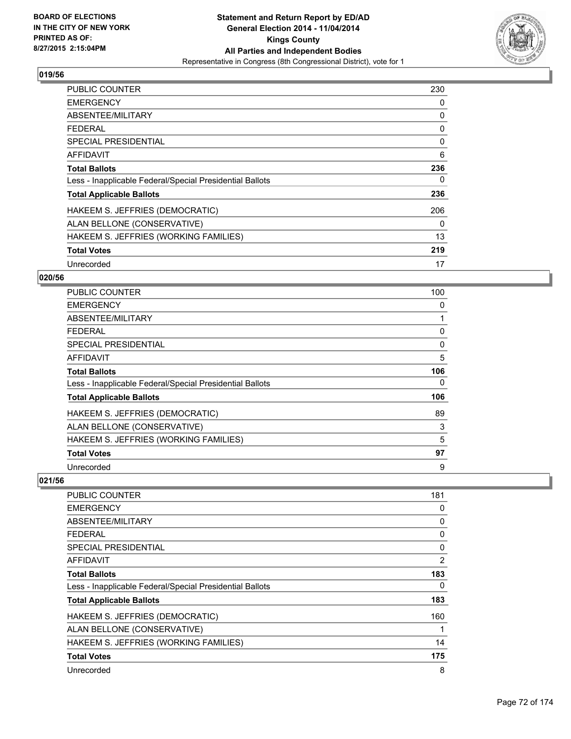**Statement and Return Report by ED/AD**
**General Election 2014 - 11/04/2014**
**Kings County**
**All Parties and Independent Bodies**
Representative in Congress (8th Congressional District), vote for 1

BOARD OF ELECTIONS
IN THE CITY OF NEW YORK
PRINTED AS OF:
8/27/2015 2:15:04PM

### 019/56

| | |
|---|---|
| PUBLIC COUNTER | 230 |
| EMERGENCY | 0 |
| ABSENTEE/MILITARY | 0 |
| FEDERAL | 0 |
| SPECIAL PRESIDENTIAL | 0 |
| AFFIDAVIT | 6 |
| **Total Ballots** | **236** |
| Less - Inapplicable Federal/Special Presidential Ballots | 0 |
| **Total Applicable Ballots** | **236** |
| HAKEEM S. JEFFRIES (DEMOCRATIC) | 206 |
| ALAN BELLONE (CONSERVATIVE) | 0 |
| HAKEEM S. JEFFRIES (WORKING FAMILIES) | 13 |
| **Total Votes** | **219** |
| Unrecorded | 17 |

### 020/56

| | |
|---|---|
| PUBLIC COUNTER | 100 |
| EMERGENCY | 0 |
| ABSENTEE/MILITARY | 1 |
| FEDERAL | 0 |
| SPECIAL PRESIDENTIAL | 0 |
| AFFIDAVIT | 5 |
| **Total Ballots** | **106** |
| Less - Inapplicable Federal/Special Presidential Ballots | 0 |
| **Total Applicable Ballots** | **106** |
| HAKEEM S. JEFFRIES (DEMOCRATIC) | 89 |
| ALAN BELLONE (CONSERVATIVE) | 3 |
| HAKEEM S. JEFFRIES (WORKING FAMILIES) | 5 |
| **Total Votes** | **97** |
| Unrecorded | 9 |

### 021/56

| | |
|---|---|
| PUBLIC COUNTER | 181 |
| EMERGENCY | 0 |
| ABSENTEE/MILITARY | 0 |
| FEDERAL | 0 |
| SPECIAL PRESIDENTIAL | 0 |
| AFFIDAVIT | 2 |
| **Total Ballots** | **183** |
| Less - Inapplicable Federal/Special Presidential Ballots | 0 |
| **Total Applicable Ballots** | **183** |
| HAKEEM S. JEFFRIES (DEMOCRATIC) | 160 |
| ALAN BELLONE (CONSERVATIVE) | 1 |
| HAKEEM S. JEFFRIES (WORKING FAMILIES) | 14 |
| **Total Votes** | **175** |
| Unrecorded | 8 |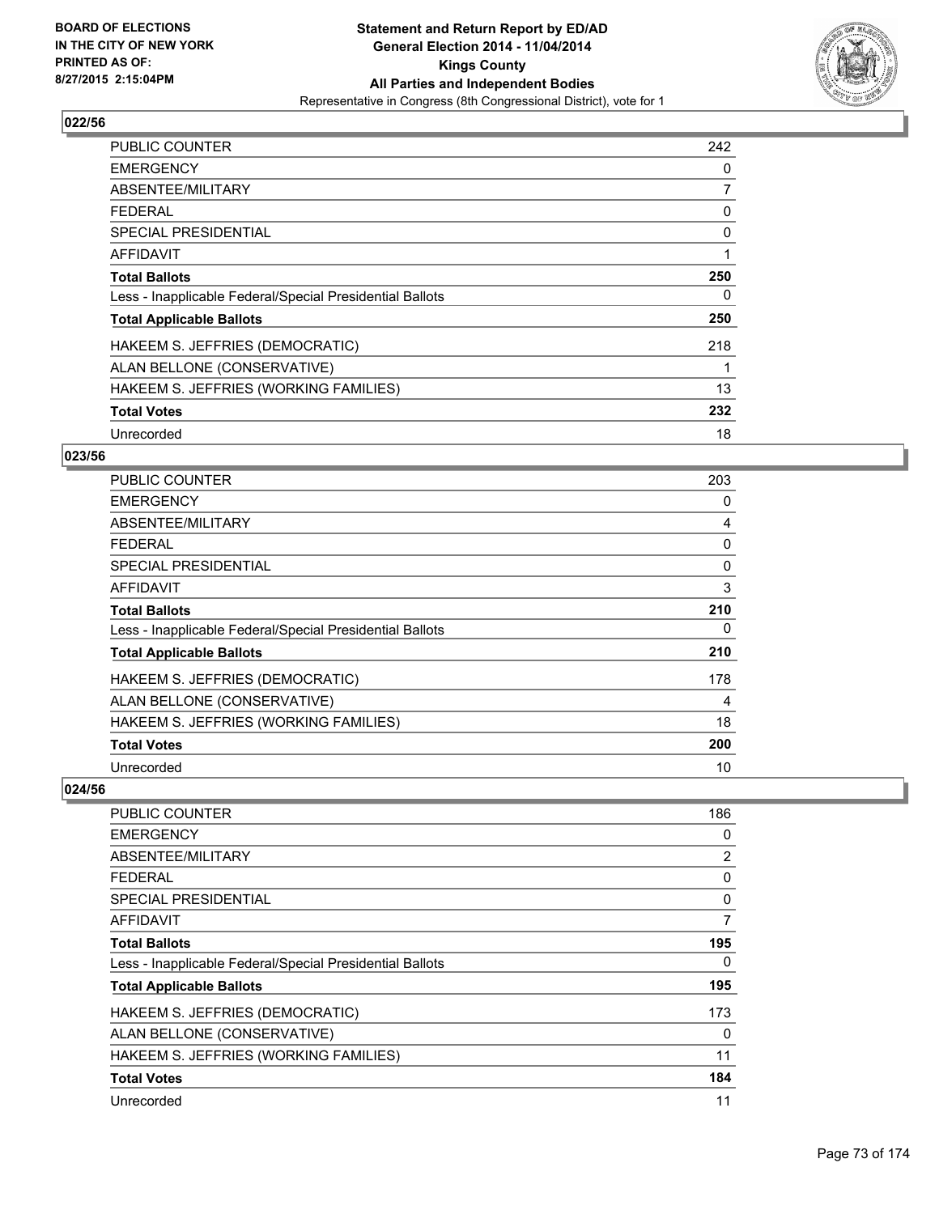**Statement and Return Report by ED/AD**
**General Election 2014 - 11/04/2014**
**Kings County**
**All Parties and Independent Bodies**
Representative in Congress (8th Congressional District), vote for 1

BOARD OF ELECTIONS
IN THE CITY OF NEW YORK
PRINTED AS OF:
8/27/2015 2:15:04PM

## 022/56

| | |
|---|---|
| PUBLIC COUNTER | 242 |
| EMERGENCY | 0 |
| ABSENTEE/MILITARY | 7 |
| FEDERAL | 0 |
| SPECIAL PRESIDENTIAL | 0 |
| AFFIDAVIT | 1 |
| **Total Ballots** | **250** |
| Less - Inapplicable Federal/Special Presidential Ballots | 0 |
| **Total Applicable Ballots** | **250** |
| HAKEEM S. JEFFRIES (DEMOCRATIC) | 218 |
| ALAN BELLONE (CONSERVATIVE) | 1 |
| HAKEEM S. JEFFRIES (WORKING FAMILIES) | 13 |
| **Total Votes** | **232** |
| Unrecorded | 18 |

## 023/56

| | |
|---|---|
| PUBLIC COUNTER | 203 |
| EMERGENCY | 0 |
| ABSENTEE/MILITARY | 4 |
| FEDERAL | 0 |
| SPECIAL PRESIDENTIAL | 0 |
| AFFIDAVIT | 3 |
| **Total Ballots** | **210** |
| Less - Inapplicable Federal/Special Presidential Ballots | 0 |
| **Total Applicable Ballots** | **210** |
| HAKEEM S. JEFFRIES (DEMOCRATIC) | 178 |
| ALAN BELLONE (CONSERVATIVE) | 4 |
| HAKEEM S. JEFFRIES (WORKING FAMILIES) | 18 |
| **Total Votes** | **200** |
| Unrecorded | 10 |

## 024/56

| | |
|---|---|
| PUBLIC COUNTER | 186 |
| EMERGENCY | 0 |
| ABSENTEE/MILITARY | 2 |
| FEDERAL | 0 |
| SPECIAL PRESIDENTIAL | 0 |
| AFFIDAVIT | 7 |
| **Total Ballots** | **195** |
| Less - Inapplicable Federal/Special Presidential Ballots | 0 |
| **Total Applicable Ballots** | **195** |
| HAKEEM S. JEFFRIES (DEMOCRATIC) | 173 |
| ALAN BELLONE (CONSERVATIVE) | 0 |
| HAKEEM S. JEFFRIES (WORKING FAMILIES) | 11 |
| **Total Votes** | **184** |
| Unrecorded | 11 |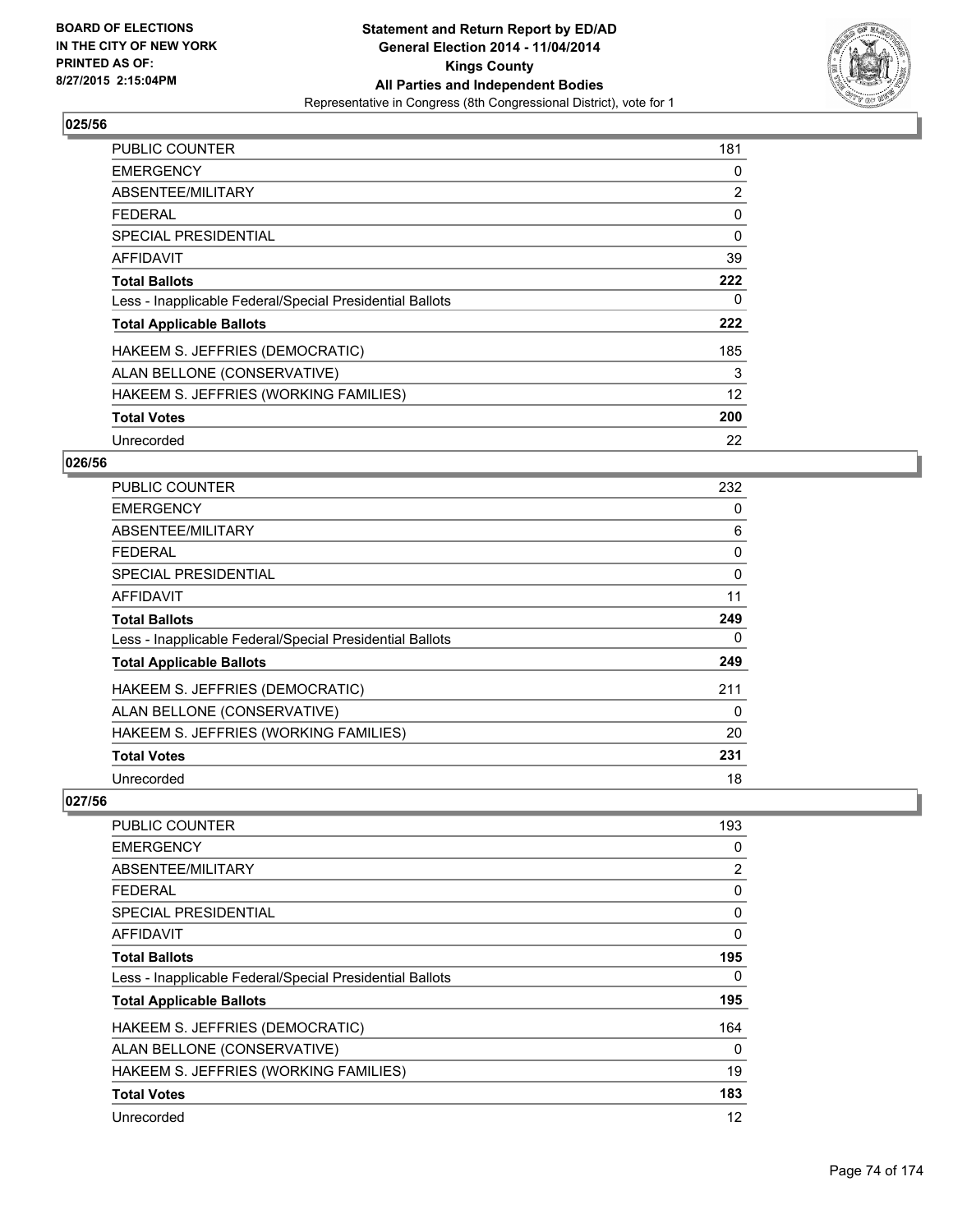## 025/56

| | |
|---|---|
| PUBLIC COUNTER | 181 |
| EMERGENCY | 0 |
| ABSENTEE/MILITARY | 2 |
| FEDERAL | 0 |
| SPECIAL PRESIDENTIAL | 0 |
| AFFIDAVIT | 39 |
| **Total Ballots** | **222** |
| Less - Inapplicable Federal/Special Presidential Ballots | 0 |
| **Total Applicable Ballots** | **222** |
| HAKEEM S. JEFFRIES (DEMOCRATIC) | 185 |
| ALAN BELLONE (CONSERVATIVE) | 3 |
| HAKEEM S. JEFFRIES (WORKING FAMILIES) | 12 |
| **Total Votes** | **200** |
| Unrecorded | 22 |

## 026/56

| | |
|---|---|
| PUBLIC COUNTER | 232 |
| EMERGENCY | 0 |
| ABSENTEE/MILITARY | 6 |
| FEDERAL | 0 |
| SPECIAL PRESIDENTIAL | 0 |
| AFFIDAVIT | 11 |
| **Total Ballots** | **249** |
| Less - Inapplicable Federal/Special Presidential Ballots | 0 |
| **Total Applicable Ballots** | **249** |
| HAKEEM S. JEFFRIES (DEMOCRATIC) | 211 |
| ALAN BELLONE (CONSERVATIVE) | 0 |
| HAKEEM S. JEFFRIES (WORKING FAMILIES) | 20 |
| **Total Votes** | **231** |
| Unrecorded | 18 |

## 027/56

| | |
|---|---|
| PUBLIC COUNTER | 193 |
| EMERGENCY | 0 |
| ABSENTEE/MILITARY | 2 |
| FEDERAL | 0 |
| SPECIAL PRESIDENTIAL | 0 |
| AFFIDAVIT | 0 |
| **Total Ballots** | **195** |
| Less - Inapplicable Federal/Special Presidential Ballots | 0 |
| **Total Applicable Ballots** | **195** |
| HAKEEM S. JEFFRIES (DEMOCRATIC) | 164 |
| ALAN BELLONE (CONSERVATIVE) | 0 |
| HAKEEM S. JEFFRIES (WORKING FAMILIES) | 19 |
| **Total Votes** | **183** |
| Unrecorded | 12 |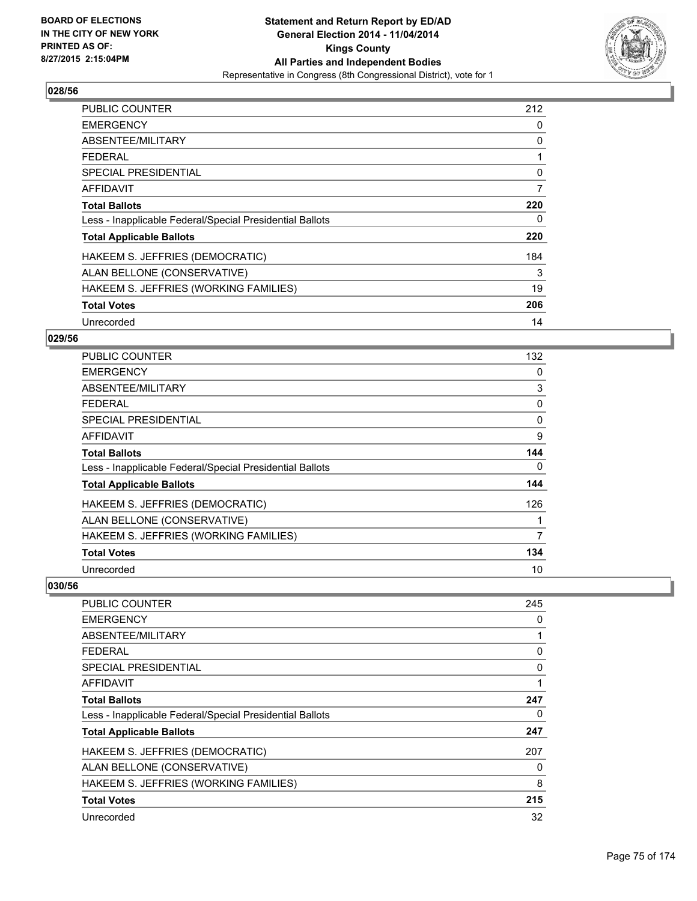**Statement and Return Report by ED/AD**
**General Election 2014 - 11/04/2014**
**Kings County**
**All Parties and Independent Bodies**
Representative in Congress (8th Congressional District), vote for 1

BOARD OF ELECTIONS
IN THE CITY OF NEW YORK
PRINTED AS OF:
8/27/2015 2:15:04PM

## 028/56

| | |
|---|---|
| PUBLIC COUNTER | 212 |
| EMERGENCY | 0 |
| ABSENTEE/MILITARY | 0 |
| FEDERAL | 1 |
| SPECIAL PRESIDENTIAL | 0 |
| AFFIDAVIT | 7 |
| **Total Ballots** | **220** |
| Less - Inapplicable Federal/Special Presidential Ballots | 0 |
| **Total Applicable Ballots** | **220** |
| HAKEEM S. JEFFRIES (DEMOCRATIC) | 184 |
| ALAN BELLONE (CONSERVATIVE) | 3 |
| HAKEEM S. JEFFRIES (WORKING FAMILIES) | 19 |
| **Total Votes** | **206** |
| Unrecorded | 14 |

## 029/56

| | |
|---|---|
| PUBLIC COUNTER | 132 |
| EMERGENCY | 0 |
| ABSENTEE/MILITARY | 3 |
| FEDERAL | 0 |
| SPECIAL PRESIDENTIAL | 0 |
| AFFIDAVIT | 9 |
| **Total Ballots** | **144** |
| Less - Inapplicable Federal/Special Presidential Ballots | 0 |
| **Total Applicable Ballots** | **144** |
| HAKEEM S. JEFFRIES (DEMOCRATIC) | 126 |
| ALAN BELLONE (CONSERVATIVE) | 1 |
| HAKEEM S. JEFFRIES (WORKING FAMILIES) | 7 |
| **Total Votes** | **134** |
| Unrecorded | 10 |

## 030/56

| | |
|---|---|
| PUBLIC COUNTER | 245 |
| EMERGENCY | 0 |
| ABSENTEE/MILITARY | 1 |
| FEDERAL | 0 |
| SPECIAL PRESIDENTIAL | 0 |
| AFFIDAVIT | 1 |
| **Total Ballots** | **247** |
| Less - Inapplicable Federal/Special Presidential Ballots | 0 |
| **Total Applicable Ballots** | **247** |
| HAKEEM S. JEFFRIES (DEMOCRATIC) | 207 |
| ALAN BELLONE (CONSERVATIVE) | 0 |
| HAKEEM S. JEFFRIES (WORKING FAMILIES) | 8 |
| **Total Votes** | **215** |
| Unrecorded | 32 |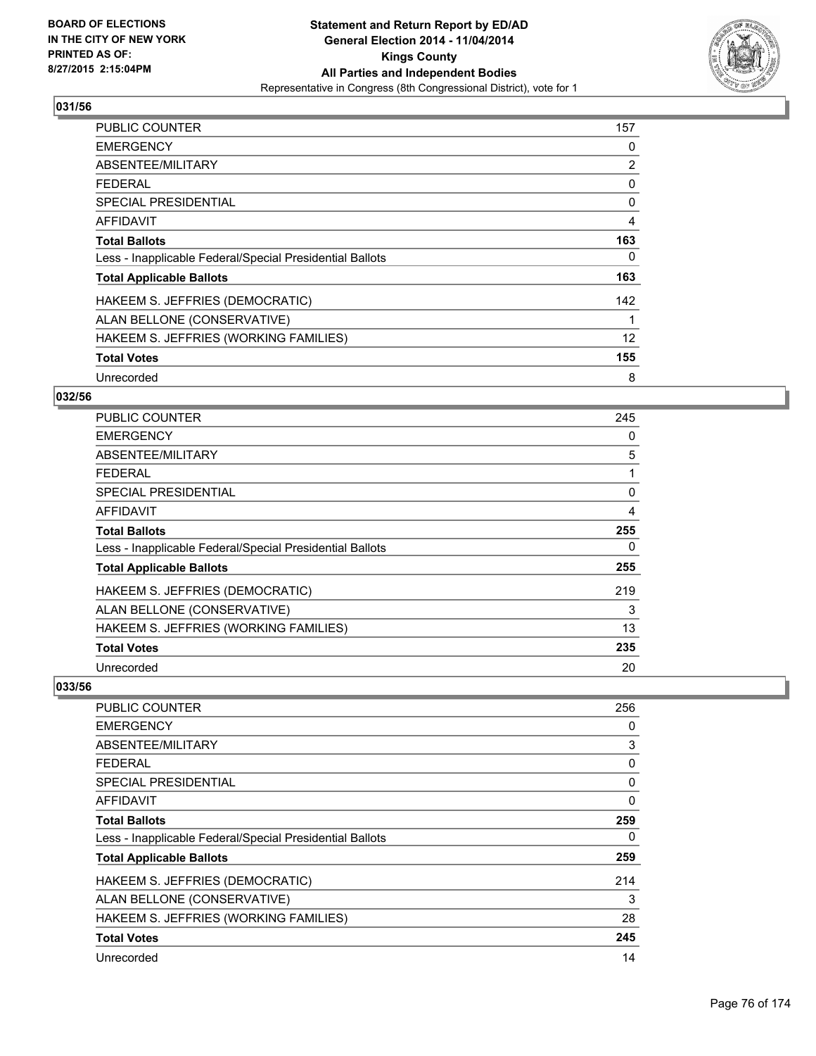BOARD OF ELECTIONS
IN THE CITY OF NEW YORK
PRINTED AS OF:
8/27/2015 2:15:04PM

**Statement and Return Report by ED/AD**
**General Election 2014 - 11/04/2014**
**Kings County**
**All Parties and Independent Bodies**
Representative in Congress (8th Congressional District), vote for 1

## 031/56

| | |
|---|---|
| PUBLIC COUNTER | 157 |
| EMERGENCY | 0 |
| ABSENTEE/MILITARY | 2 |
| FEDERAL | 0 |
| SPECIAL PRESIDENTIAL | 0 |
| AFFIDAVIT | 4 |
| **Total Ballots** | **163** |
| Less - Inapplicable Federal/Special Presidential Ballots | 0 |
| **Total Applicable Ballots** | **163** |
| HAKEEM S. JEFFRIES (DEMOCRATIC) | 142 |
| ALAN BELLONE (CONSERVATIVE) | 1 |
| HAKEEM S. JEFFRIES (WORKING FAMILIES) | 12 |
| **Total Votes** | **155** |
| Unrecorded | 8 |

## 032/56

| | |
|---|---|
| PUBLIC COUNTER | 245 |
| EMERGENCY | 0 |
| ABSENTEE/MILITARY | 5 |
| FEDERAL | 1 |
| SPECIAL PRESIDENTIAL | 0 |
| AFFIDAVIT | 4 |
| **Total Ballots** | **255** |
| Less - Inapplicable Federal/Special Presidential Ballots | 0 |
| **Total Applicable Ballots** | **255** |
| HAKEEM S. JEFFRIES (DEMOCRATIC) | 219 |
| ALAN BELLONE (CONSERVATIVE) | 3 |
| HAKEEM S. JEFFRIES (WORKING FAMILIES) | 13 |
| **Total Votes** | **235** |
| Unrecorded | 20 |

## 033/56

| | |
|---|---|
| PUBLIC COUNTER | 256 |
| EMERGENCY | 0 |
| ABSENTEE/MILITARY | 3 |
| FEDERAL | 0 |
| SPECIAL PRESIDENTIAL | 0 |
| AFFIDAVIT | 0 |
| **Total Ballots** | **259** |
| Less - Inapplicable Federal/Special Presidential Ballots | 0 |
| **Total Applicable Ballots** | **259** |
| HAKEEM S. JEFFRIES (DEMOCRATIC) | 214 |
| ALAN BELLONE (CONSERVATIVE) | 3 |
| HAKEEM S. JEFFRIES (WORKING FAMILIES) | 28 |
| **Total Votes** | **245** |
| Unrecorded | 14 |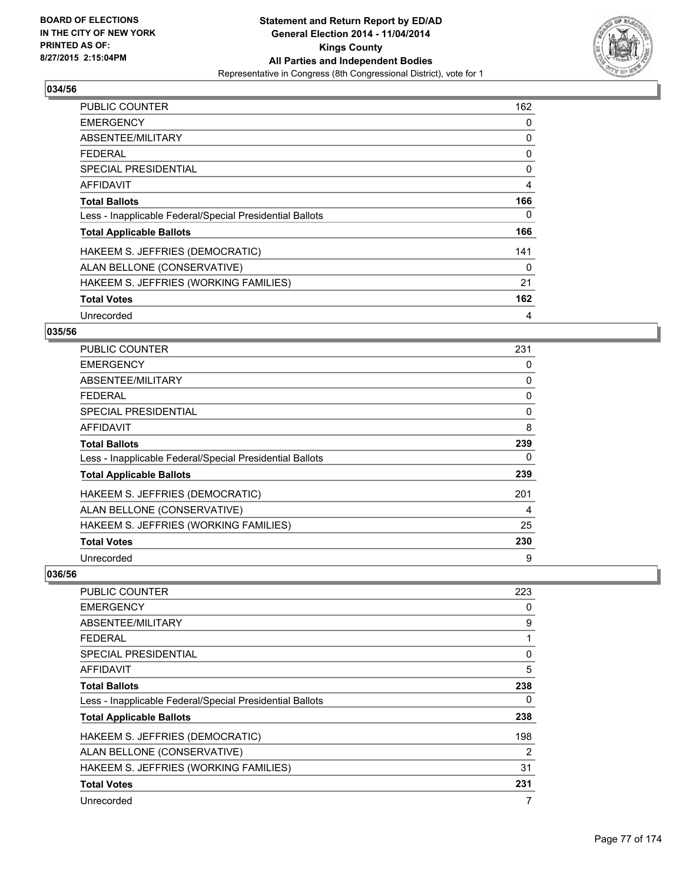**BOARD OF ELECTIONS IN THE CITY OF NEW YORK PRINTED AS OF: 8/27/2015 2:15:04PM**

**Statement and Return Report by ED/AD General Election 2014 - 11/04/2014 Kings County All Parties and Independent Bodies**

Representative in Congress (8th Congressional District), vote for 1

## 034/56

| | |
|---|---|
| PUBLIC COUNTER | 162 |
| EMERGENCY | 0 |
| ABSENTEE/MILITARY | 0 |
| FEDERAL | 0 |
| SPECIAL PRESIDENTIAL | 0 |
| AFFIDAVIT | 4 |
| **Total Ballots** | **166** |
| Less - Inapplicable Federal/Special Presidential Ballots | 0 |
| **Total Applicable Ballots** | **166** |
| HAKEEM S. JEFFRIES (DEMOCRATIC) | 141 |
| ALAN BELLONE (CONSERVATIVE) | 0 |
| HAKEEM S. JEFFRIES (WORKING FAMILIES) | 21 |
| **Total Votes** | **162** |
| Unrecorded | 4 |

## 035/56

| | |
|---|---|
| PUBLIC COUNTER | 231 |
| EMERGENCY | 0 |
| ABSENTEE/MILITARY | 0 |
| FEDERAL | 0 |
| SPECIAL PRESIDENTIAL | 0 |
| AFFIDAVIT | 8 |
| **Total Ballots** | **239** |
| Less - Inapplicable Federal/Special Presidential Ballots | 0 |
| **Total Applicable Ballots** | **239** |
| HAKEEM S. JEFFRIES (DEMOCRATIC) | 201 |
| ALAN BELLONE (CONSERVATIVE) | 4 |
| HAKEEM S. JEFFRIES (WORKING FAMILIES) | 25 |
| **Total Votes** | **230** |
| Unrecorded | 9 |

## 036/56

| | |
|---|---|
| PUBLIC COUNTER | 223 |
| EMERGENCY | 0 |
| ABSENTEE/MILITARY | 9 |
| FEDERAL | 1 |
| SPECIAL PRESIDENTIAL | 0 |
| AFFIDAVIT | 5 |
| **Total Ballots** | **238** |
| Less - Inapplicable Federal/Special Presidential Ballots | 0 |
| **Total Applicable Ballots** | **238** |
| HAKEEM S. JEFFRIES (DEMOCRATIC) | 198 |
| ALAN BELLONE (CONSERVATIVE) | 2 |
| HAKEEM S. JEFFRIES (WORKING FAMILIES) | 31 |
| **Total Votes** | **231** |
| Unrecorded | 7 |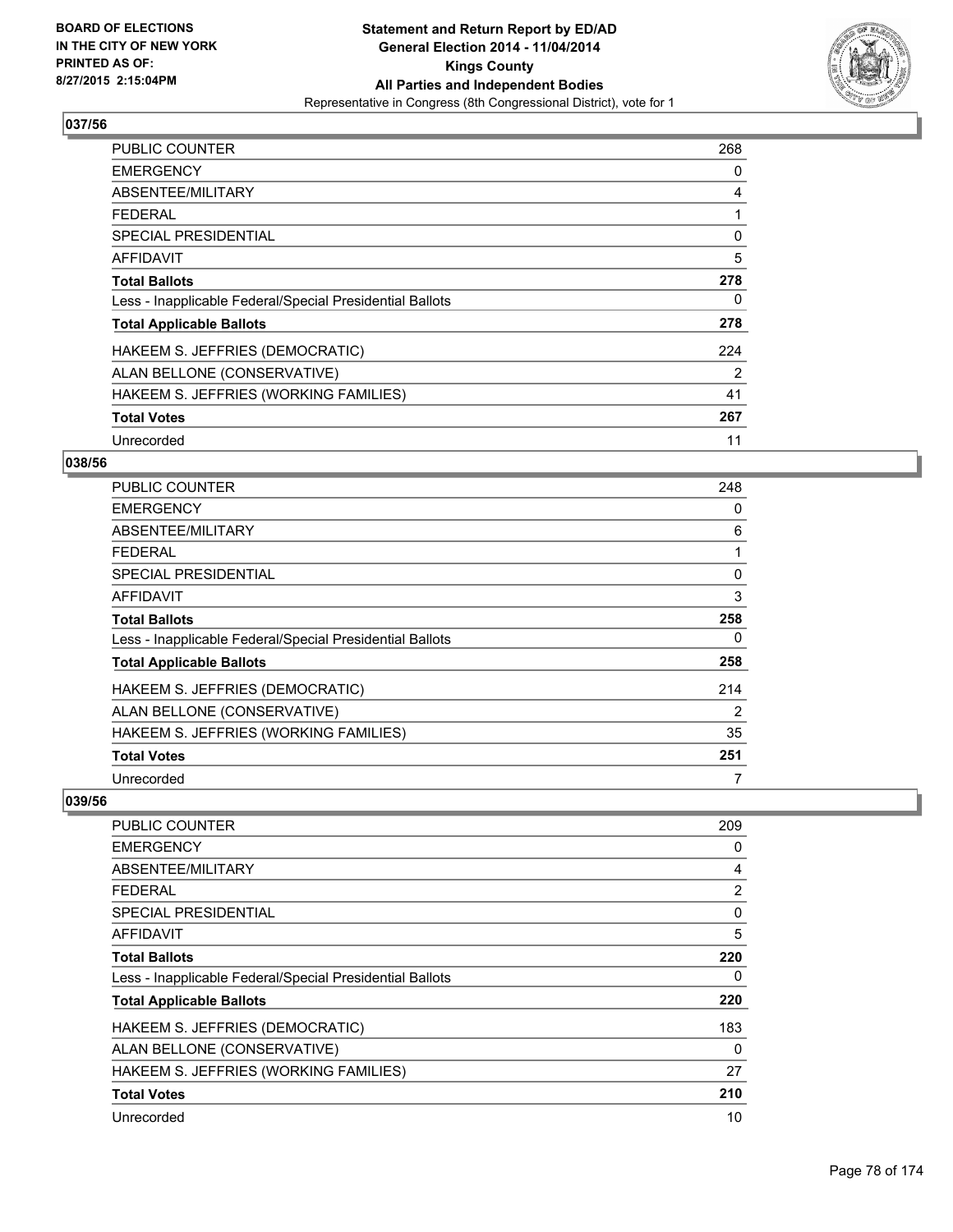**BOARD OF ELECTIONS IN THE CITY OF NEW YORK PRINTED AS OF: 8/27/2015 2:15:04PM**

**Statement and Return Report by ED/AD**
**General Election 2014 - 11/04/2014**
**Kings County**
**All Parties and Independent Bodies**
Representative in Congress (8th Congressional District), vote for 1

### 037/56

| | |
|---|---|
| PUBLIC COUNTER | 268 |
| EMERGENCY | 0 |
| ABSENTEE/MILITARY | 4 |
| FEDERAL | 1 |
| SPECIAL PRESIDENTIAL | 0 |
| AFFIDAVIT | 5 |
| **Total Ballots** | **278** |
| Less - Inapplicable Federal/Special Presidential Ballots | 0 |
| **Total Applicable Ballots** | **278** |
| HAKEEM S. JEFFRIES (DEMOCRATIC) | 224 |
| ALAN BELLONE (CONSERVATIVE) | 2 |
| HAKEEM S. JEFFRIES (WORKING FAMILIES) | 41 |
| **Total Votes** | **267** |
| Unrecorded | 11 |

### 038/56

| | |
|---|---|
| PUBLIC COUNTER | 248 |
| EMERGENCY | 0 |
| ABSENTEE/MILITARY | 6 |
| FEDERAL | 1 |
| SPECIAL PRESIDENTIAL | 0 |
| AFFIDAVIT | 3 |
| **Total Ballots** | **258** |
| Less - Inapplicable Federal/Special Presidential Ballots | 0 |
| **Total Applicable Ballots** | **258** |
| HAKEEM S. JEFFRIES (DEMOCRATIC) | 214 |
| ALAN BELLONE (CONSERVATIVE) | 2 |
| HAKEEM S. JEFFRIES (WORKING FAMILIES) | 35 |
| **Total Votes** | **251** |
| Unrecorded | 7 |

### 039/56

| | |
|---|---|
| PUBLIC COUNTER | 209 |
| EMERGENCY | 0 |
| ABSENTEE/MILITARY | 4 |
| FEDERAL | 2 |
| SPECIAL PRESIDENTIAL | 0 |
| AFFIDAVIT | 5 |
| **Total Ballots** | **220** |
| Less - Inapplicable Federal/Special Presidential Ballots | 0 |
| **Total Applicable Ballots** | **220** |
| HAKEEM S. JEFFRIES (DEMOCRATIC) | 183 |
| ALAN BELLONE (CONSERVATIVE) | 0 |
| HAKEEM S. JEFFRIES (WORKING FAMILIES) | 27 |
| **Total Votes** | **210** |
| Unrecorded | 10 |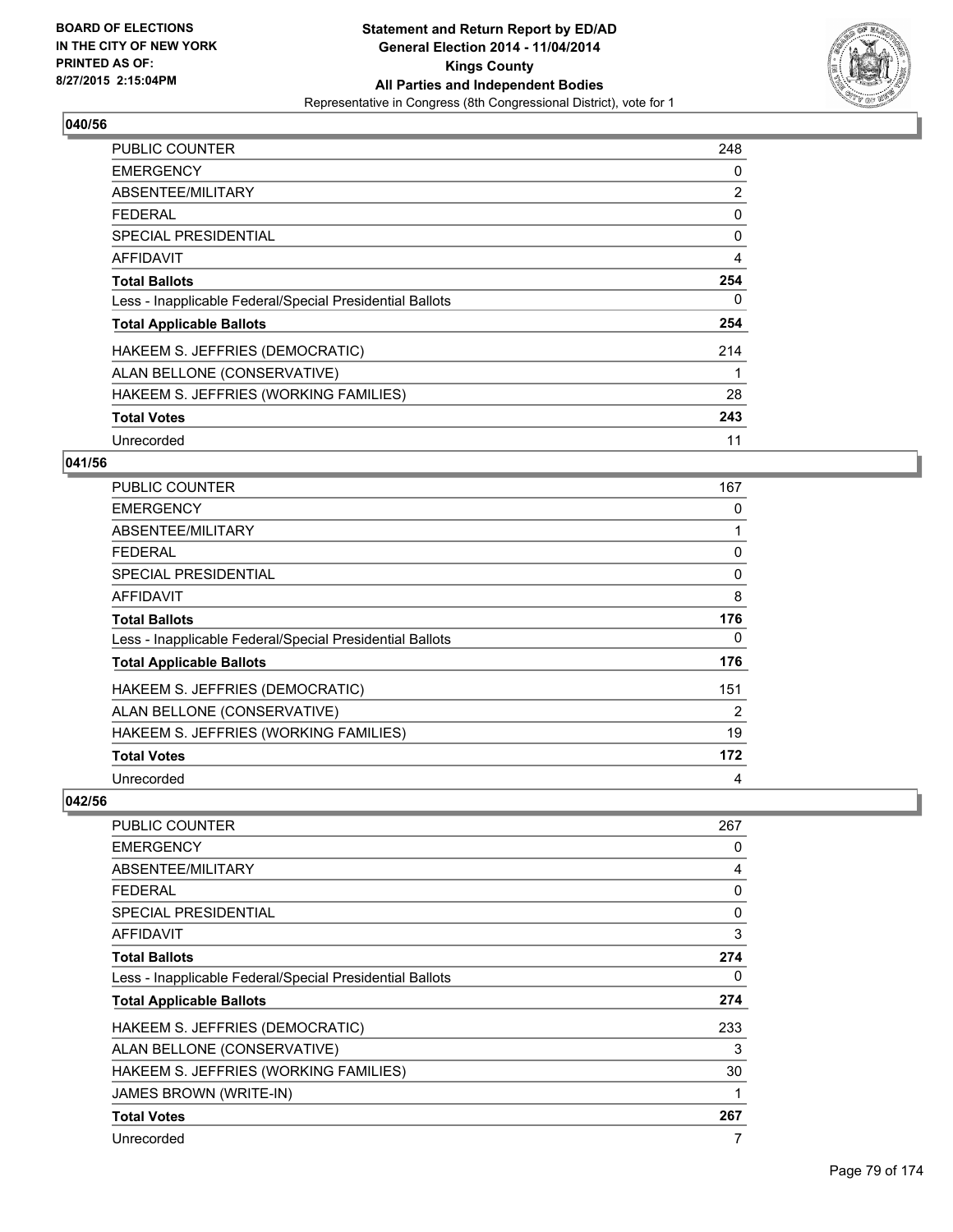BOARD OF ELECTIONS
IN THE CITY OF NEW YORK
PRINTED AS OF:
8/27/2015 2:15:04PM

**Statement and Return Report by ED/AD**
**General Election 2014 - 11/04/2014**
**Kings County**
**All Parties and Independent Bodies**
Representative in Congress (8th Congressional District), vote for 1

### 040/56

| | |
|---|---|
| PUBLIC COUNTER | 248 |
| EMERGENCY | 0 |
| ABSENTEE/MILITARY | 2 |
| FEDERAL | 0 |
| SPECIAL PRESIDENTIAL | 0 |
| AFFIDAVIT | 4 |
| **Total Ballots** | **254** |
| Less - Inapplicable Federal/Special Presidential Ballots | 0 |
| **Total Applicable Ballots** | **254** |
| HAKEEM S. JEFFRIES (DEMOCRATIC) | 214 |
| ALAN BELLONE (CONSERVATIVE) | 1 |
| HAKEEM S. JEFFRIES (WORKING FAMILIES) | 28 |
| **Total Votes** | **243** |
| Unrecorded | 11 |

### 041/56

| | |
|---|---|
| PUBLIC COUNTER | 167 |
| EMERGENCY | 0 |
| ABSENTEE/MILITARY | 1 |
| FEDERAL | 0 |
| SPECIAL PRESIDENTIAL | 0 |
| AFFIDAVIT | 8 |
| **Total Ballots** | **176** |
| Less - Inapplicable Federal/Special Presidential Ballots | 0 |
| **Total Applicable Ballots** | **176** |
| HAKEEM S. JEFFRIES (DEMOCRATIC) | 151 |
| ALAN BELLONE (CONSERVATIVE) | 2 |
| HAKEEM S. JEFFRIES (WORKING FAMILIES) | 19 |
| **Total Votes** | **172** |
| Unrecorded | 4 |

### 042/56

| | |
|---|---|
| PUBLIC COUNTER | 267 |
| EMERGENCY | 0 |
| ABSENTEE/MILITARY | 4 |
| FEDERAL | 0 |
| SPECIAL PRESIDENTIAL | 0 |
| AFFIDAVIT | 3 |
| **Total Ballots** | **274** |
| Less - Inapplicable Federal/Special Presidential Ballots | 0 |
| **Total Applicable Ballots** | **274** |
| HAKEEM S. JEFFRIES (DEMOCRATIC) | 233 |
| ALAN BELLONE (CONSERVATIVE) | 3 |
| HAKEEM S. JEFFRIES (WORKING FAMILIES) | 30 |
| JAMES BROWN (WRITE-IN) | 1 |
| **Total Votes** | **267** |
| Unrecorded | 7 |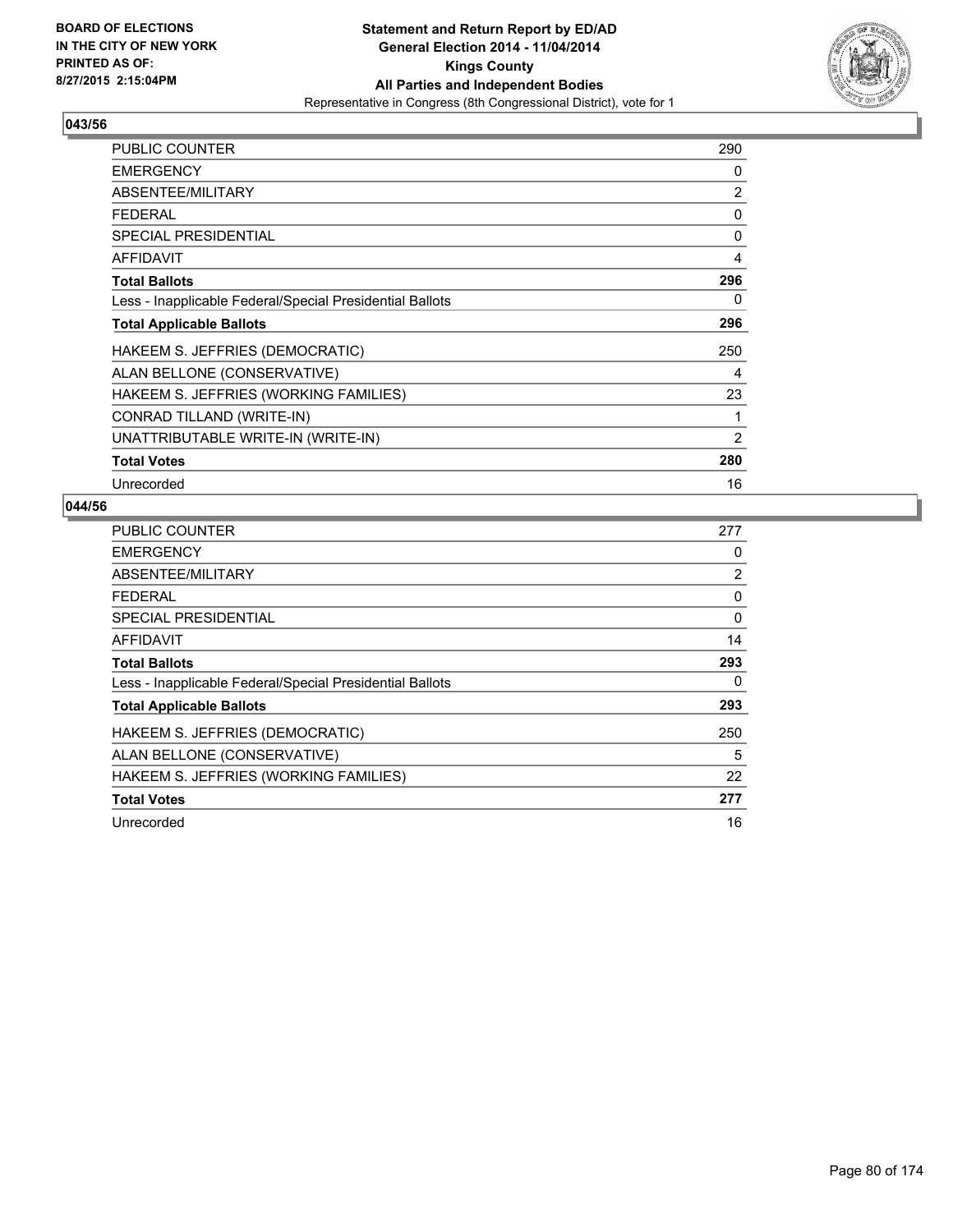**BOARD OF ELECTIONS IN THE CITY OF NEW YORK PRINTED AS OF: 8/27/2015 2:15:04PM**

**Statement and Return Report by ED/AD**
**General Election 2014 - 11/04/2014**
**Kings County**
**All Parties and Independent Bodies**
Representative in Congress (8th Congressional District), vote for 1

### 043/56

| | |
|---|---|
| PUBLIC COUNTER | 290 |
| EMERGENCY | 0 |
| ABSENTEE/MILITARY | 2 |
| FEDERAL | 0 |
| SPECIAL PRESIDENTIAL | 0 |
| AFFIDAVIT | 4 |
| **Total Ballots** | **296** |
| Less - Inapplicable Federal/Special Presidential Ballots | 0 |
| **Total Applicable Ballots** | **296** |
| HAKEEM S. JEFFRIES (DEMOCRATIC) | 250 |
| ALAN BELLONE (CONSERVATIVE) | 4 |
| HAKEEM S. JEFFRIES (WORKING FAMILIES) | 23 |
| CONRAD TILLAND (WRITE-IN) | 1 |
| UNATTRIBUTABLE WRITE-IN (WRITE-IN) | 2 |
| **Total Votes** | **280** |
| Unrecorded | 16 |

### 044/56

| | |
|---|---|
| PUBLIC COUNTER | 277 |
| EMERGENCY | 0 |
| ABSENTEE/MILITARY | 2 |
| FEDERAL | 0 |
| SPECIAL PRESIDENTIAL | 0 |
| AFFIDAVIT | 14 |
| **Total Ballots** | **293** |
| Less - Inapplicable Federal/Special Presidential Ballots | 0 |
| **Total Applicable Ballots** | **293** |
| HAKEEM S. JEFFRIES (DEMOCRATIC) | 250 |
| ALAN BELLONE (CONSERVATIVE) | 5 |
| HAKEEM S. JEFFRIES (WORKING FAMILIES) | 22 |
| **Total Votes** | **277** |
| Unrecorded | 16 |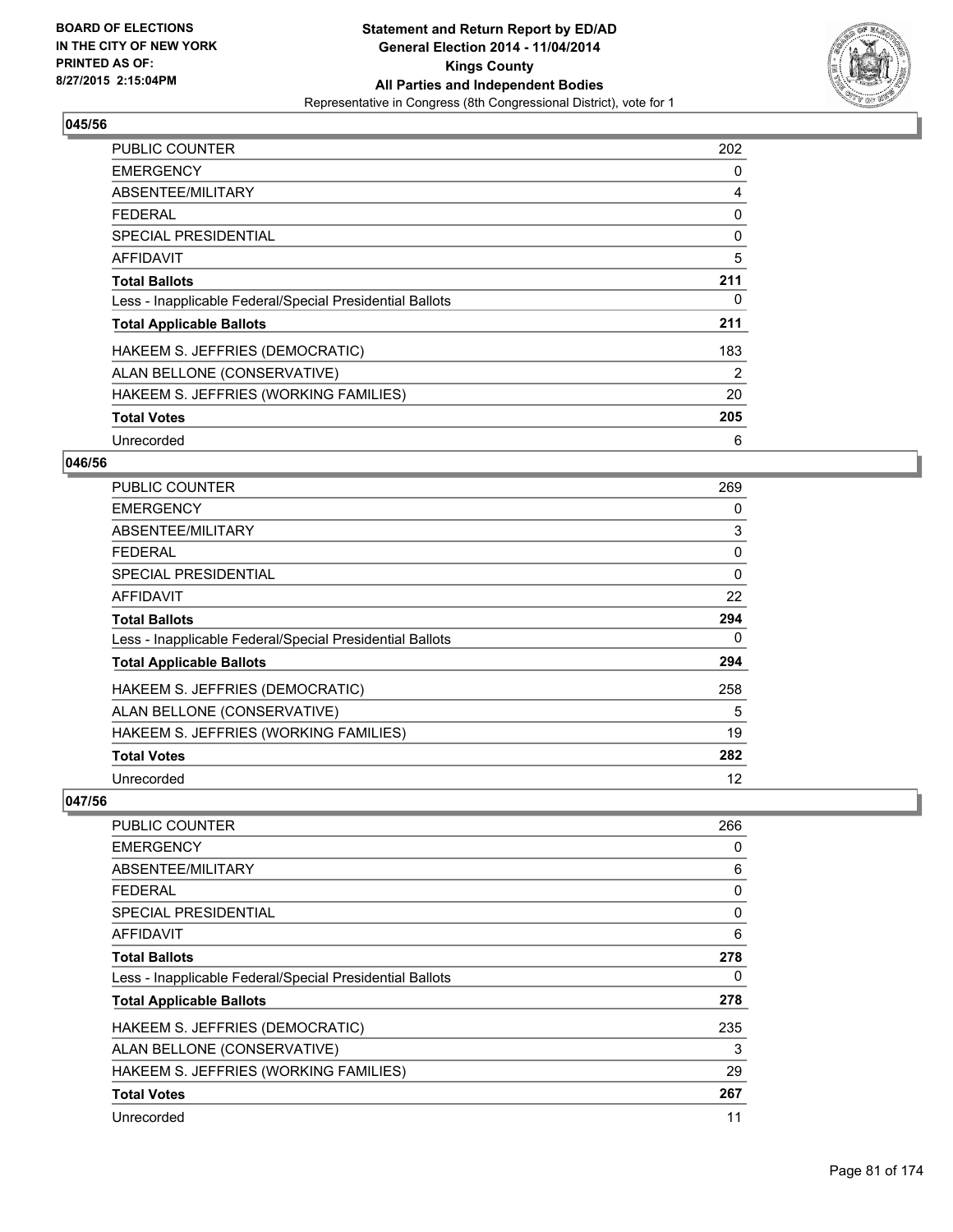BOARD OF ELECTIONS
IN THE CITY OF NEW YORK
PRINTED AS OF:
8/27/2015 2:15:04PM

**Statement and Return Report by ED/AD**
**General Election 2014 - 11/04/2014**
**Kings County**
**All Parties and Independent Bodies**
Representative in Congress (8th Congressional District), vote for 1

### 045/56

| | |
|---|---|
| PUBLIC COUNTER | 202 |
| EMERGENCY | 0 |
| ABSENTEE/MILITARY | 4 |
| FEDERAL | 0 |
| SPECIAL PRESIDENTIAL | 0 |
| AFFIDAVIT | 5 |
| **Total Ballots** | **211** |
| Less - Inapplicable Federal/Special Presidential Ballots | 0 |
| **Total Applicable Ballots** | **211** |
| HAKEEM S. JEFFRIES (DEMOCRATIC) | 183 |
| ALAN BELLONE (CONSERVATIVE) | 2 |
| HAKEEM S. JEFFRIES (WORKING FAMILIES) | 20 |
| **Total Votes** | **205** |
| Unrecorded | 6 |

### 046/56

| | |
|---|---|
| PUBLIC COUNTER | 269 |
| EMERGENCY | 0 |
| ABSENTEE/MILITARY | 3 |
| FEDERAL | 0 |
| SPECIAL PRESIDENTIAL | 0 |
| AFFIDAVIT | 22 |
| **Total Ballots** | **294** |
| Less - Inapplicable Federal/Special Presidential Ballots | 0 |
| **Total Applicable Ballots** | **294** |
| HAKEEM S. JEFFRIES (DEMOCRATIC) | 258 |
| ALAN BELLONE (CONSERVATIVE) | 5 |
| HAKEEM S. JEFFRIES (WORKING FAMILIES) | 19 |
| **Total Votes** | **282** |
| Unrecorded | 12 |

### 047/56

| | |
|---|---|
| PUBLIC COUNTER | 266 |
| EMERGENCY | 0 |
| ABSENTEE/MILITARY | 6 |
| FEDERAL | 0 |
| SPECIAL PRESIDENTIAL | 0 |
| AFFIDAVIT | 6 |
| **Total Ballots** | **278** |
| Less - Inapplicable Federal/Special Presidential Ballots | 0 |
| **Total Applicable Ballots** | **278** |
| HAKEEM S. JEFFRIES (DEMOCRATIC) | 235 |
| ALAN BELLONE (CONSERVATIVE) | 3 |
| HAKEEM S. JEFFRIES (WORKING FAMILIES) | 29 |
| **Total Votes** | **267** |
| Unrecorded | 11 |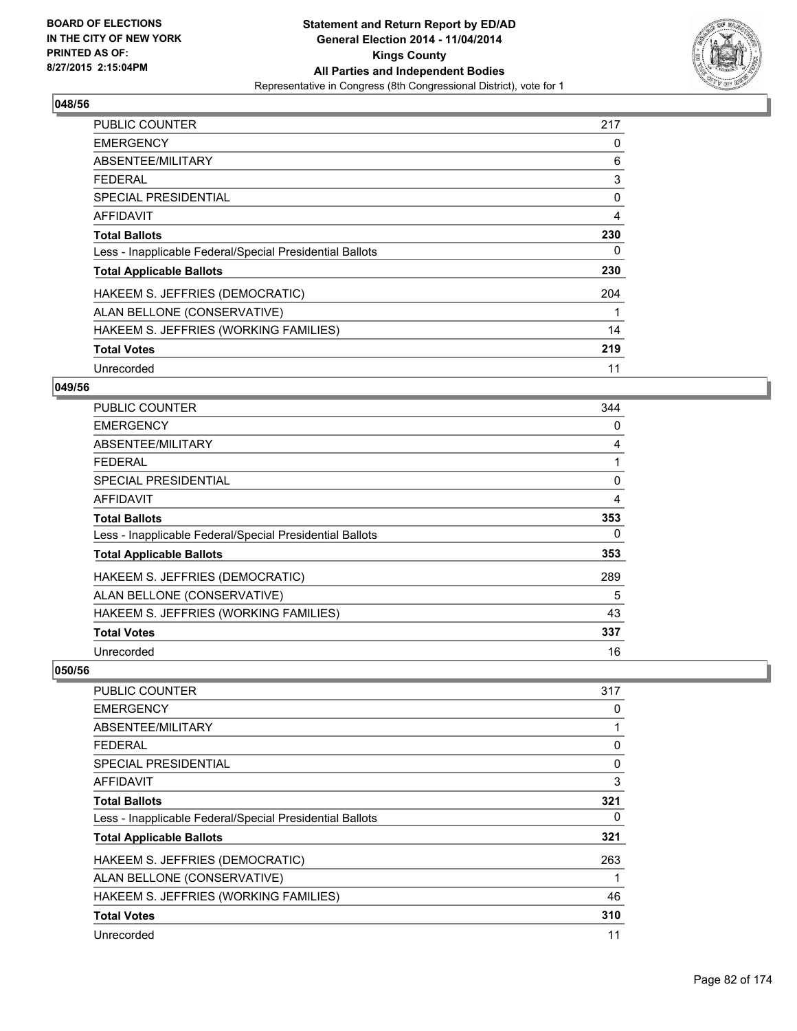**048/56**

| | |
|---|---|
| PUBLIC COUNTER | 217 |
| EMERGENCY | 0 |
| ABSENTEE/MILITARY | 6 |
| FEDERAL | 3 |
| SPECIAL PRESIDENTIAL | 0 |
| AFFIDAVIT | 4 |
| **Total Ballots** | **230** |
| Less - Inapplicable Federal/Special Presidential Ballots | 0 |
| **Total Applicable Ballots** | **230** |
| HAKEEM S. JEFFRIES (DEMOCRATIC) | 204 |
| ALAN BELLONE (CONSERVATIVE) | 1 |
| HAKEEM S. JEFFRIES (WORKING FAMILIES) | 14 |
| **Total Votes** | **219** |
| Unrecorded | 11 |

**049/56**

| | |
|---|---|
| PUBLIC COUNTER | 344 |
| EMERGENCY | 0 |
| ABSENTEE/MILITARY | 4 |
| FEDERAL | 1 |
| SPECIAL PRESIDENTIAL | 0 |
| AFFIDAVIT | 4 |
| **Total Ballots** | **353** |
| Less - Inapplicable Federal/Special Presidential Ballots | 0 |
| **Total Applicable Ballots** | **353** |
| HAKEEM S. JEFFRIES (DEMOCRATIC) | 289 |
| ALAN BELLONE (CONSERVATIVE) | 5 |
| HAKEEM S. JEFFRIES (WORKING FAMILIES) | 43 |
| **Total Votes** | **337** |
| Unrecorded | 16 |

**050/56**

| | |
|---|---|
| PUBLIC COUNTER | 317 |
| EMERGENCY | 0 |
| ABSENTEE/MILITARY | 1 |
| FEDERAL | 0 |
| SPECIAL PRESIDENTIAL | 0 |
| AFFIDAVIT | 3 |
| **Total Ballots** | **321** |
| Less - Inapplicable Federal/Special Presidential Ballots | 0 |
| **Total Applicable Ballots** | **321** |
| HAKEEM S. JEFFRIES (DEMOCRATIC) | 263 |
| ALAN BELLONE (CONSERVATIVE) | 1 |
| HAKEEM S. JEFFRIES (WORKING FAMILIES) | 46 |
| **Total Votes** | **310** |
| Unrecorded | 11 |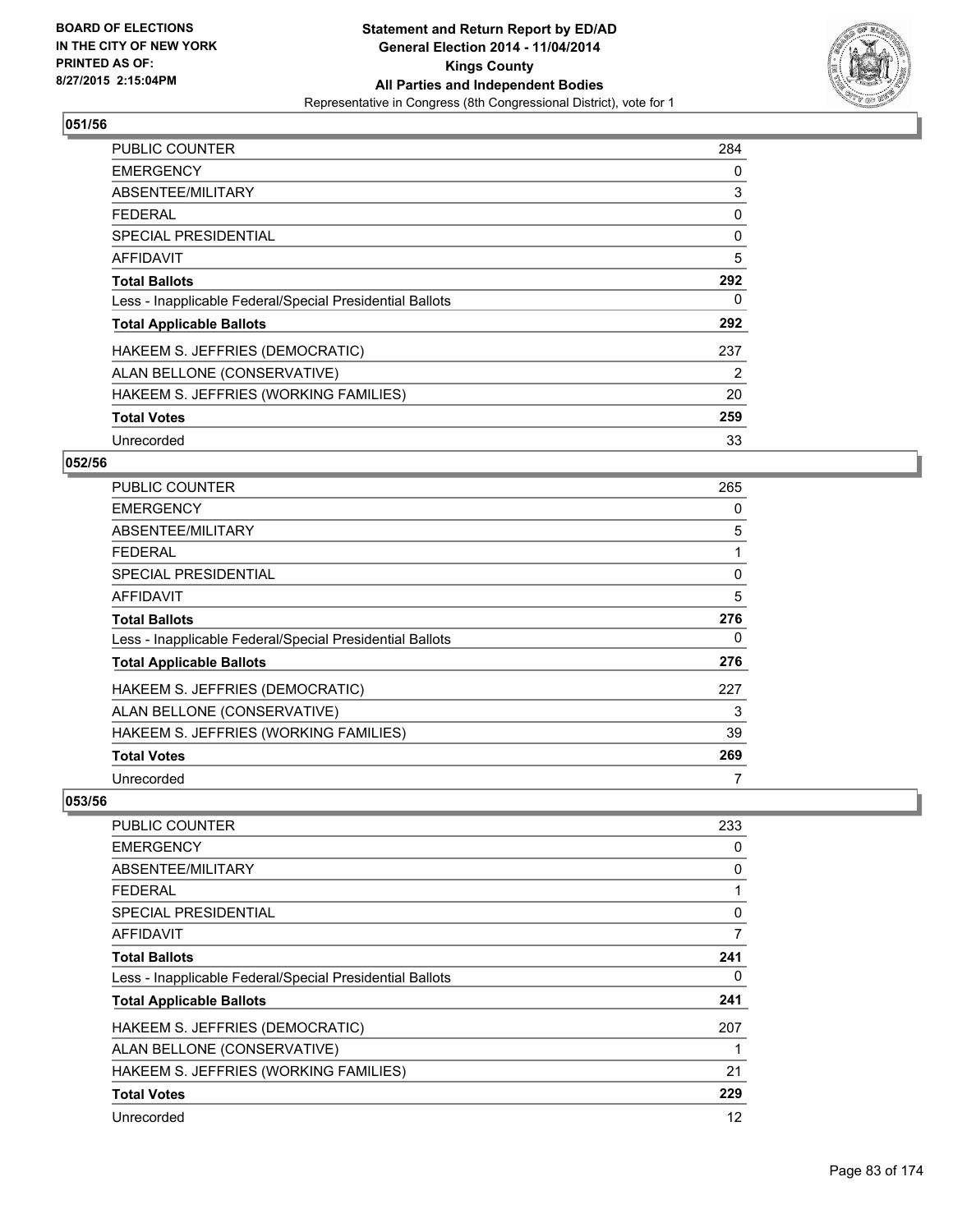BOARD OF ELECTIONS
IN THE CITY OF NEW YORK
PRINTED AS OF:
8/27/2015 2:15:04PM

**Statement and Return Report by ED/AD**
**General Election 2014 - 11/04/2014**
**Kings County**
**All Parties and Independent Bodies**
Representative in Congress (8th Congressional District), vote for 1

### 051/56

| | |
|---|---|
| PUBLIC COUNTER | 284 |
| EMERGENCY | 0 |
| ABSENTEE/MILITARY | 3 |
| FEDERAL | 0 |
| SPECIAL PRESIDENTIAL | 0 |
| AFFIDAVIT | 5 |
| **Total Ballots** | **292** |
| Less - Inapplicable Federal/Special Presidential Ballots | 0 |
| **Total Applicable Ballots** | **292** |
| HAKEEM S. JEFFRIES (DEMOCRATIC) | 237 |
| ALAN BELLONE (CONSERVATIVE) | 2 |
| HAKEEM S. JEFFRIES (WORKING FAMILIES) | 20 |
| **Total Votes** | **259** |
| Unrecorded | 33 |

### 052/56

| | |
|---|---|
| PUBLIC COUNTER | 265 |
| EMERGENCY | 0 |
| ABSENTEE/MILITARY | 5 |
| FEDERAL | 1 |
| SPECIAL PRESIDENTIAL | 0 |
| AFFIDAVIT | 5 |
| **Total Ballots** | **276** |
| Less - Inapplicable Federal/Special Presidential Ballots | 0 |
| **Total Applicable Ballots** | **276** |
| HAKEEM S. JEFFRIES (DEMOCRATIC) | 227 |
| ALAN BELLONE (CONSERVATIVE) | 3 |
| HAKEEM S. JEFFRIES (WORKING FAMILIES) | 39 |
| **Total Votes** | **269** |
| Unrecorded | 7 |

### 053/56

| | |
|---|---|
| PUBLIC COUNTER | 233 |
| EMERGENCY | 0 |
| ABSENTEE/MILITARY | 0 |
| FEDERAL | 1 |
| SPECIAL PRESIDENTIAL | 0 |
| AFFIDAVIT | 7 |
| **Total Ballots** | **241** |
| Less - Inapplicable Federal/Special Presidential Ballots | 0 |
| **Total Applicable Ballots** | **241** |
| HAKEEM S. JEFFRIES (DEMOCRATIC) | 207 |
| ALAN BELLONE (CONSERVATIVE) | 1 |
| HAKEEM S. JEFFRIES (WORKING FAMILIES) | 21 |
| **Total Votes** | **229** |
| Unrecorded | 12 |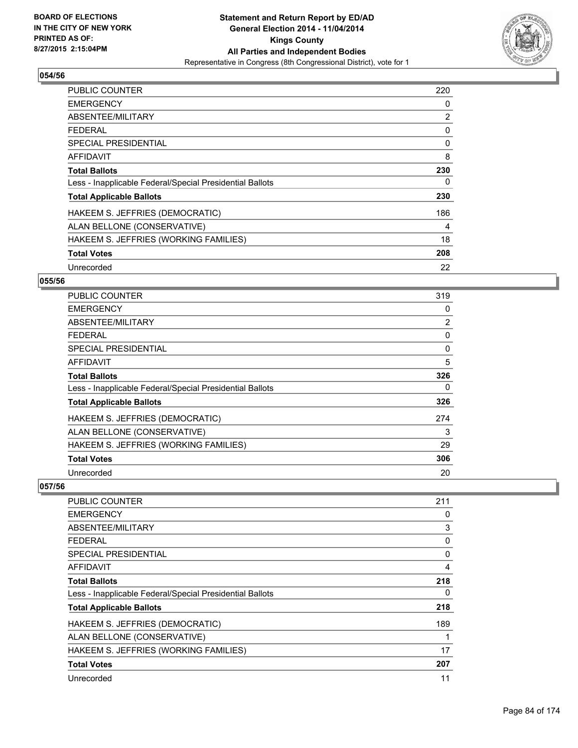## 054/56

| | |
|---|---|
| PUBLIC COUNTER | 220 |
| EMERGENCY | 0 |
| ABSENTEE/MILITARY | 2 |
| FEDERAL | 0 |
| SPECIAL PRESIDENTIAL | 0 |
| AFFIDAVIT | 8 |
| **Total Ballots** | **230** |
| Less - Inapplicable Federal/Special Presidential Ballots | 0 |
| **Total Applicable Ballots** | **230** |
| HAKEEM S. JEFFRIES (DEMOCRATIC) | 186 |
| ALAN BELLONE (CONSERVATIVE) | 4 |
| HAKEEM S. JEFFRIES (WORKING FAMILIES) | 18 |
| **Total Votes** | **208** |
| Unrecorded | 22 |

## 055/56

| | |
|---|---|
| PUBLIC COUNTER | 319 |
| EMERGENCY | 0 |
| ABSENTEE/MILITARY | 2 |
| FEDERAL | 0 |
| SPECIAL PRESIDENTIAL | 0 |
| AFFIDAVIT | 5 |
| **Total Ballots** | **326** |
| Less - Inapplicable Federal/Special Presidential Ballots | 0 |
| **Total Applicable Ballots** | **326** |
| HAKEEM S. JEFFRIES (DEMOCRATIC) | 274 |
| ALAN BELLONE (CONSERVATIVE) | 3 |
| HAKEEM S. JEFFRIES (WORKING FAMILIES) | 29 |
| **Total Votes** | **306** |
| Unrecorded | 20 |

## 057/56

| | |
|---|---|
| PUBLIC COUNTER | 211 |
| EMERGENCY | 0 |
| ABSENTEE/MILITARY | 3 |
| FEDERAL | 0 |
| SPECIAL PRESIDENTIAL | 0 |
| AFFIDAVIT | 4 |
| **Total Ballots** | **218** |
| Less - Inapplicable Federal/Special Presidential Ballots | 0 |
| **Total Applicable Ballots** | **218** |
| HAKEEM S. JEFFRIES (DEMOCRATIC) | 189 |
| ALAN BELLONE (CONSERVATIVE) | 1 |
| HAKEEM S. JEFFRIES (WORKING FAMILIES) | 17 |
| **Total Votes** | **207** |
| Unrecorded | 11 |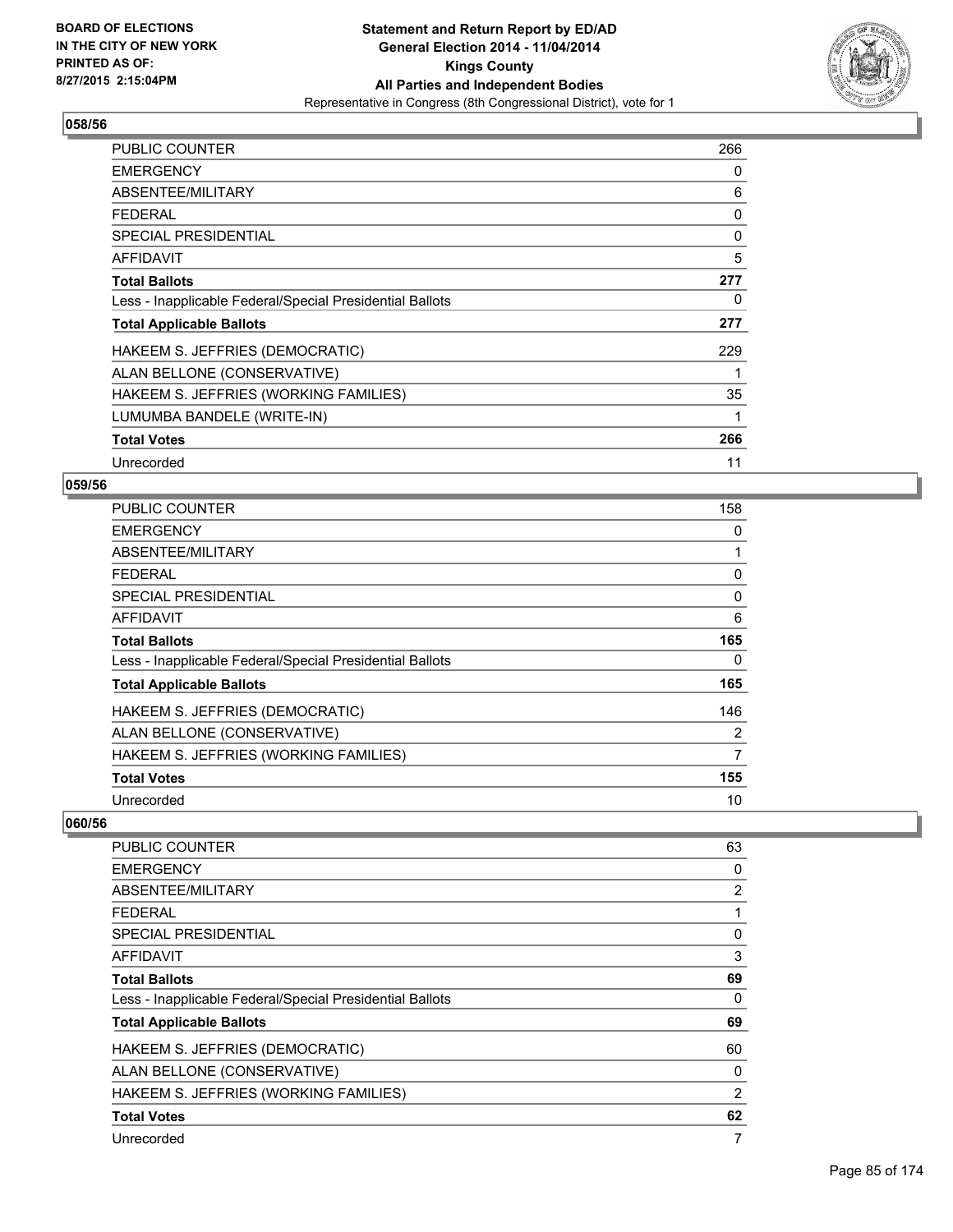**Statement and Return Report by ED/AD**
**General Election 2014 - 11/04/2014**
**Kings County**
**All Parties and Independent Bodies**
Representative in Congress (8th Congressional District), vote for 1

BOARD OF ELECTIONS
IN THE CITY OF NEW YORK
PRINTED AS OF:
8/27/2015 2:15:04PM

### 058/56

| | |
|---|---|
| PUBLIC COUNTER | 266 |
| EMERGENCY | 0 |
| ABSENTEE/MILITARY | 6 |
| FEDERAL | 0 |
| SPECIAL PRESIDENTIAL | 0 |
| AFFIDAVIT | 5 |
| **Total Ballots** | **277** |
| Less - Inapplicable Federal/Special Presidential Ballots | 0 |
| **Total Applicable Ballots** | **277** |
| HAKEEM S. JEFFRIES (DEMOCRATIC) | 229 |
| ALAN BELLONE (CONSERVATIVE) | 1 |
| HAKEEM S. JEFFRIES (WORKING FAMILIES) | 35 |
| LUMUMBA BANDELE (WRITE-IN) | 1 |
| **Total Votes** | **266** |
| Unrecorded | 11 |

### 059/56

| | |
|---|---|
| PUBLIC COUNTER | 158 |
| EMERGENCY | 0 |
| ABSENTEE/MILITARY | 1 |
| FEDERAL | 0 |
| SPECIAL PRESIDENTIAL | 0 |
| AFFIDAVIT | 6 |
| **Total Ballots** | **165** |
| Less - Inapplicable Federal/Special Presidential Ballots | 0 |
| **Total Applicable Ballots** | **165** |
| HAKEEM S. JEFFRIES (DEMOCRATIC) | 146 |
| ALAN BELLONE (CONSERVATIVE) | 2 |
| HAKEEM S. JEFFRIES (WORKING FAMILIES) | 7 |
| **Total Votes** | **155** |
| Unrecorded | 10 |

### 060/56

| | |
|---|---|
| PUBLIC COUNTER | 63 |
| EMERGENCY | 0 |
| ABSENTEE/MILITARY | 2 |
| FEDERAL | 1 |
| SPECIAL PRESIDENTIAL | 0 |
| AFFIDAVIT | 3 |
| **Total Ballots** | **69** |
| Less - Inapplicable Federal/Special Presidential Ballots | 0 |
| **Total Applicable Ballots** | **69** |
| HAKEEM S. JEFFRIES (DEMOCRATIC) | 60 |
| ALAN BELLONE (CONSERVATIVE) | 0 |
| HAKEEM S. JEFFRIES (WORKING FAMILIES) | 2 |
| **Total Votes** | **62** |
| Unrecorded | 7 |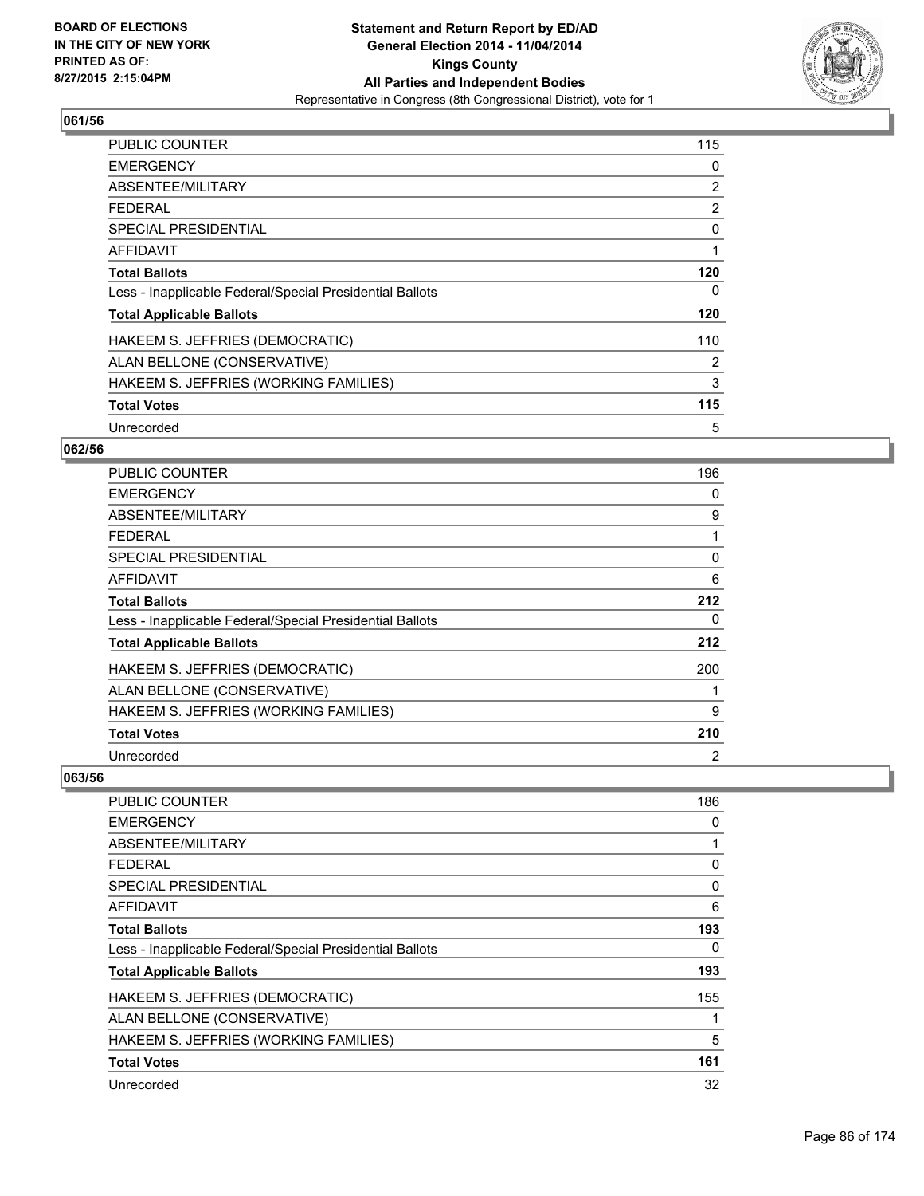**Statement and Return Report by ED/AD**
**General Election 2014 - 11/04/2014**
**Kings County**
**All Parties and Independent Bodies**
Representative in Congress (8th Congressional District), vote for 1

BOARD OF ELECTIONS IN THE CITY OF NEW YORK PRINTED AS OF: 8/27/2015 2:15:04PM

### 061/56

| | |
|---|---|
| PUBLIC COUNTER | 115 |
| EMERGENCY | 0 |
| ABSENTEE/MILITARY | 2 |
| FEDERAL | 2 |
| SPECIAL PRESIDENTIAL | 0 |
| AFFIDAVIT | 1 |
| **Total Ballots** | **120** |
| Less - Inapplicable Federal/Special Presidential Ballots | 0 |
| **Total Applicable Ballots** | **120** |
| HAKEEM S. JEFFRIES (DEMOCRATIC) | 110 |
| ALAN BELLONE (CONSERVATIVE) | 2 |
| HAKEEM S. JEFFRIES (WORKING FAMILIES) | 3 |
| **Total Votes** | **115** |
| Unrecorded | 5 |

### 062/56

| | |
|---|---|
| PUBLIC COUNTER | 196 |
| EMERGENCY | 0 |
| ABSENTEE/MILITARY | 9 |
| FEDERAL | 1 |
| SPECIAL PRESIDENTIAL | 0 |
| AFFIDAVIT | 6 |
| **Total Ballots** | **212** |
| Less - Inapplicable Federal/Special Presidential Ballots | 0 |
| **Total Applicable Ballots** | **212** |
| HAKEEM S. JEFFRIES (DEMOCRATIC) | 200 |
| ALAN BELLONE (CONSERVATIVE) | 1 |
| HAKEEM S. JEFFRIES (WORKING FAMILIES) | 9 |
| **Total Votes** | **210** |
| Unrecorded | 2 |

### 063/56

| | |
|---|---|
| PUBLIC COUNTER | 186 |
| EMERGENCY | 0 |
| ABSENTEE/MILITARY | 1 |
| FEDERAL | 0 |
| SPECIAL PRESIDENTIAL | 0 |
| AFFIDAVIT | 6 |
| **Total Ballots** | **193** |
| Less - Inapplicable Federal/Special Presidential Ballots | 0 |
| **Total Applicable Ballots** | **193** |
| HAKEEM S. JEFFRIES (DEMOCRATIC) | 155 |
| ALAN BELLONE (CONSERVATIVE) | 1 |
| HAKEEM S. JEFFRIES (WORKING FAMILIES) | 5 |
| **Total Votes** | **161** |
| Unrecorded | 32 |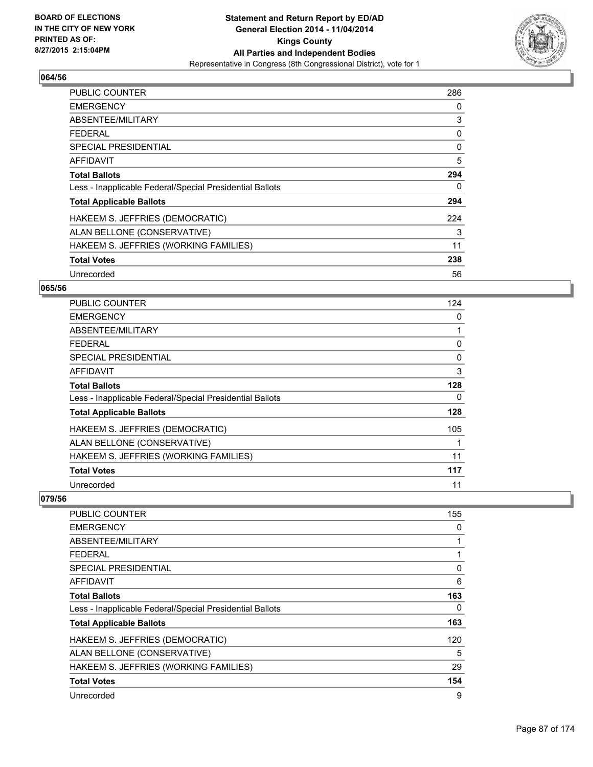BOARD OF ELECTIONS
IN THE CITY OF NEW YORK
PRINTED AS OF:
8/27/2015 2:15:04PM

**Statement and Return Report by ED/AD**
**General Election 2014 - 11/04/2014**
**Kings County**
**All Parties and Independent Bodies**
Representative in Congress (8th Congressional District), vote for 1

## 064/56

| | |
|---|---|
| PUBLIC COUNTER | 286 |
| EMERGENCY | 0 |
| ABSENTEE/MILITARY | 3 |
| FEDERAL | 0 |
| SPECIAL PRESIDENTIAL | 0 |
| AFFIDAVIT | 5 |
| **Total Ballots** | **294** |
| Less - Inapplicable Federal/Special Presidential Ballots | 0 |
| **Total Applicable Ballots** | **294** |
| HAKEEM S. JEFFRIES (DEMOCRATIC) | 224 |
| ALAN BELLONE (CONSERVATIVE) | 3 |
| HAKEEM S. JEFFRIES (WORKING FAMILIES) | 11 |
| **Total Votes** | **238** |
| Unrecorded | 56 |

## 065/56

| | |
|---|---|
| PUBLIC COUNTER | 124 |
| EMERGENCY | 0 |
| ABSENTEE/MILITARY | 1 |
| FEDERAL | 0 |
| SPECIAL PRESIDENTIAL | 0 |
| AFFIDAVIT | 3 |
| **Total Ballots** | **128** |
| Less - Inapplicable Federal/Special Presidential Ballots | 0 |
| **Total Applicable Ballots** | **128** |
| HAKEEM S. JEFFRIES (DEMOCRATIC) | 105 |
| ALAN BELLONE (CONSERVATIVE) | 1 |
| HAKEEM S. JEFFRIES (WORKING FAMILIES) | 11 |
| **Total Votes** | **117** |
| Unrecorded | 11 |

## 079/56

| | |
|---|---|
| PUBLIC COUNTER | 155 |
| EMERGENCY | 0 |
| ABSENTEE/MILITARY | 1 |
| FEDERAL | 1 |
| SPECIAL PRESIDENTIAL | 0 |
| AFFIDAVIT | 6 |
| **Total Ballots** | **163** |
| Less - Inapplicable Federal/Special Presidential Ballots | 0 |
| **Total Applicable Ballots** | **163** |
| HAKEEM S. JEFFRIES (DEMOCRATIC) | 120 |
| ALAN BELLONE (CONSERVATIVE) | 5 |
| HAKEEM S. JEFFRIES (WORKING FAMILIES) | 29 |
| **Total Votes** | **154** |
| Unrecorded | 9 |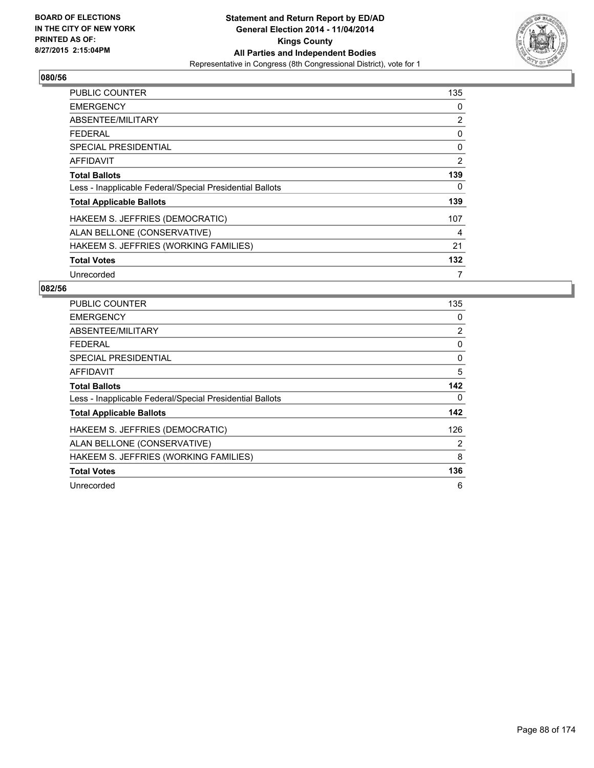**BOARD OF ELECTIONS IN THE CITY OF NEW YORK PRINTED AS OF: 8/27/2015 2:15:04PM**

**Statement and Return Report by ED/AD General Election 2014 - 11/04/2014 Kings County All Parties and Independent Bodies**

Representative in Congress (8th Congressional District), vote for 1

## 080/56

| | |
|---|---|
| PUBLIC COUNTER | 135 |
| EMERGENCY | 0 |
| ABSENTEE/MILITARY | 2 |
| FEDERAL | 0 |
| SPECIAL PRESIDENTIAL | 0 |
| AFFIDAVIT | 2 |
| **Total Ballots** | **139** |
| Less - Inapplicable Federal/Special Presidential Ballots | 0 |
| **Total Applicable Ballots** | **139** |
| HAKEEM S. JEFFRIES (DEMOCRATIC) | 107 |
| ALAN BELLONE (CONSERVATIVE) | 4 |
| HAKEEM S. JEFFRIES (WORKING FAMILIES) | 21 |
| **Total Votes** | **132** |
| Unrecorded | 7 |

## 082/56

| | |
|---|---|
| PUBLIC COUNTER | 135 |
| EMERGENCY | 0 |
| ABSENTEE/MILITARY | 2 |
| FEDERAL | 0 |
| SPECIAL PRESIDENTIAL | 0 |
| AFFIDAVIT | 5 |
| **Total Ballots** | **142** |
| Less - Inapplicable Federal/Special Presidential Ballots | 0 |
| **Total Applicable Ballots** | **142** |
| HAKEEM S. JEFFRIES (DEMOCRATIC) | 126 |
| ALAN BELLONE (CONSERVATIVE) | 2 |
| HAKEEM S. JEFFRIES (WORKING FAMILIES) | 8 |
| **Total Votes** | **136** |
| Unrecorded | 6 |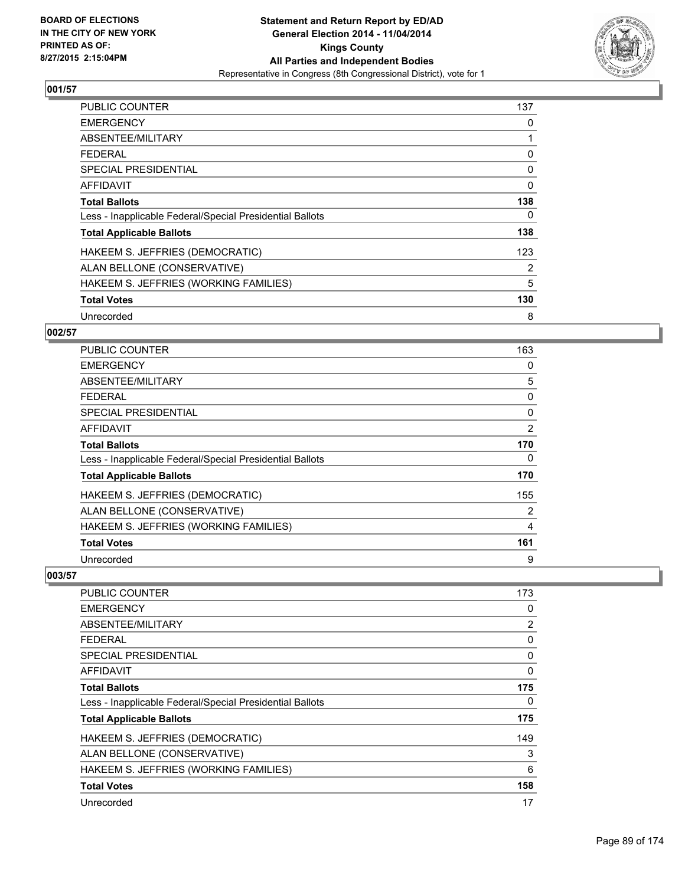**BOARD OF ELECTIONS IN THE CITY OF NEW YORK PRINTED AS OF: 8/27/2015 2:15:04PM**

**Statement and Return Report by ED/AD General Election 2014 - 11/04/2014 Kings County All Parties and Independent Bodies**
Representative in Congress (8th Congressional District), vote for 1

## 001/57

| | |
|---|---|
| PUBLIC COUNTER | 137 |
| EMERGENCY | 0 |
| ABSENTEE/MILITARY | 1 |
| FEDERAL | 0 |
| SPECIAL PRESIDENTIAL | 0 |
| AFFIDAVIT | 0 |
| **Total Ballots** | **138** |
| Less - Inapplicable Federal/Special Presidential Ballots | 0 |
| **Total Applicable Ballots** | **138** |
| HAKEEM S. JEFFRIES (DEMOCRATIC) | 123 |
| ALAN BELLONE (CONSERVATIVE) | 2 |
| HAKEEM S. JEFFRIES (WORKING FAMILIES) | 5 |
| **Total Votes** | **130** |
| Unrecorded | 8 |

## 002/57

| | |
|---|---|
| PUBLIC COUNTER | 163 |
| EMERGENCY | 0 |
| ABSENTEE/MILITARY | 5 |
| FEDERAL | 0 |
| SPECIAL PRESIDENTIAL | 0 |
| AFFIDAVIT | 2 |
| **Total Ballots** | **170** |
| Less - Inapplicable Federal/Special Presidential Ballots | 0 |
| **Total Applicable Ballots** | **170** |
| HAKEEM S. JEFFRIES (DEMOCRATIC) | 155 |
| ALAN BELLONE (CONSERVATIVE) | 2 |
| HAKEEM S. JEFFRIES (WORKING FAMILIES) | 4 |
| **Total Votes** | **161** |
| Unrecorded | 9 |

## 003/57

| | |
|---|---|
| PUBLIC COUNTER | 173 |
| EMERGENCY | 0 |
| ABSENTEE/MILITARY | 2 |
| FEDERAL | 0 |
| SPECIAL PRESIDENTIAL | 0 |
| AFFIDAVIT | 0 |
| **Total Ballots** | **175** |
| Less - Inapplicable Federal/Special Presidential Ballots | 0 |
| **Total Applicable Ballots** | **175** |
| HAKEEM S. JEFFRIES (DEMOCRATIC) | 149 |
| ALAN BELLONE (CONSERVATIVE) | 3 |
| HAKEEM S. JEFFRIES (WORKING FAMILIES) | 6 |
| **Total Votes** | **158** |
| Unrecorded | 17 |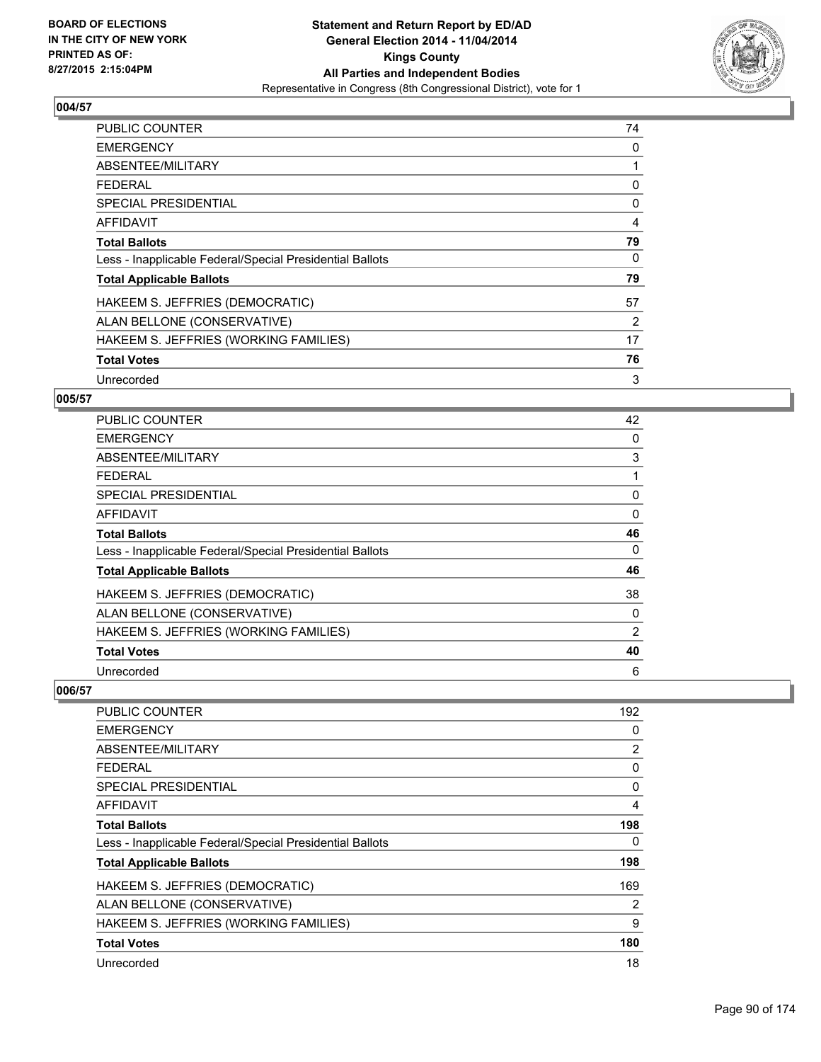BOARD OF ELECTIONS
IN THE CITY OF NEW YORK
PRINTED AS OF:
8/27/2015 2:15:04PM

**Statement and Return Report by ED/AD**
**General Election 2014 - 11/04/2014**
**Kings County**
**All Parties and Independent Bodies**
Representative in Congress (8th Congressional District), vote for 1

## 004/57

| | |
|---|---|
| PUBLIC COUNTER | 74 |
| EMERGENCY | 0 |
| ABSENTEE/MILITARY | 1 |
| FEDERAL | 0 |
| SPECIAL PRESIDENTIAL | 0 |
| AFFIDAVIT | 4 |
| **Total Ballots** | **79** |
| Less - Inapplicable Federal/Special Presidential Ballots | 0 |
| **Total Applicable Ballots** | **79** |
| HAKEEM S. JEFFRIES (DEMOCRATIC) | 57 |
| ALAN BELLONE (CONSERVATIVE) | 2 |
| HAKEEM S. JEFFRIES (WORKING FAMILIES) | 17 |
| **Total Votes** | **76** |
| Unrecorded | 3 |

## 005/57

| | |
|---|---|
| PUBLIC COUNTER | 42 |
| EMERGENCY | 0 |
| ABSENTEE/MILITARY | 3 |
| FEDERAL | 1 |
| SPECIAL PRESIDENTIAL | 0 |
| AFFIDAVIT | 0 |
| **Total Ballots** | **46** |
| Less - Inapplicable Federal/Special Presidential Ballots | 0 |
| **Total Applicable Ballots** | **46** |
| HAKEEM S. JEFFRIES (DEMOCRATIC) | 38 |
| ALAN BELLONE (CONSERVATIVE) | 0 |
| HAKEEM S. JEFFRIES (WORKING FAMILIES) | 2 |
| **Total Votes** | **40** |
| Unrecorded | 6 |

## 006/57

| | |
|---|---|
| PUBLIC COUNTER | 192 |
| EMERGENCY | 0 |
| ABSENTEE/MILITARY | 2 |
| FEDERAL | 0 |
| SPECIAL PRESIDENTIAL | 0 |
| AFFIDAVIT | 4 |
| **Total Ballots** | **198** |
| Less - Inapplicable Federal/Special Presidential Ballots | 0 |
| **Total Applicable Ballots** | **198** |
| HAKEEM S. JEFFRIES (DEMOCRATIC) | 169 |
| ALAN BELLONE (CONSERVATIVE) | 2 |
| HAKEEM S. JEFFRIES (WORKING FAMILIES) | 9 |
| **Total Votes** | **180** |
| Unrecorded | 18 |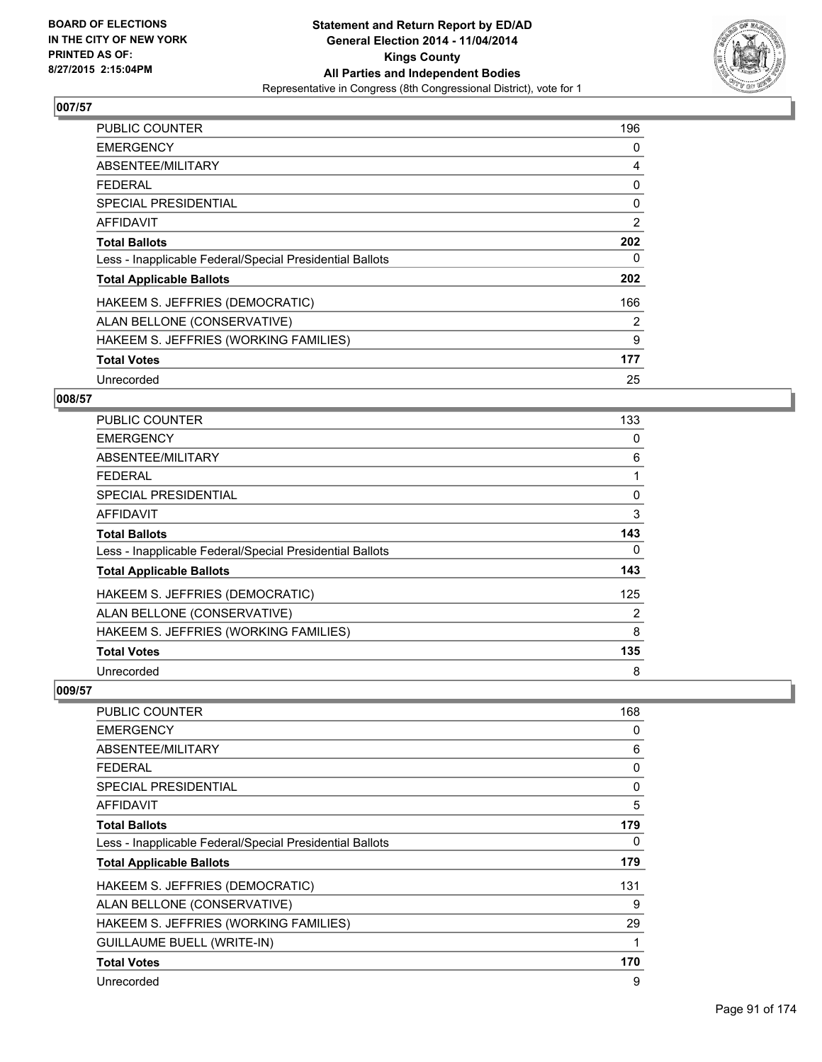## 007/57

| | |
|---|---|
| PUBLIC COUNTER | 196 |
| EMERGENCY | 0 |
| ABSENTEE/MILITARY | 4 |
| FEDERAL | 0 |
| SPECIAL PRESIDENTIAL | 0 |
| AFFIDAVIT | 2 |
| **Total Ballots** | **202** |
| Less - Inapplicable Federal/Special Presidential Ballots | 0 |
| **Total Applicable Ballots** | **202** |
| HAKEEM S. JEFFRIES (DEMOCRATIC) | 166 |
| ALAN BELLONE (CONSERVATIVE) | 2 |
| HAKEEM S. JEFFRIES (WORKING FAMILIES) | 9 |
| **Total Votes** | **177** |
| Unrecorded | 25 |

## 008/57

| | |
|---|---|
| PUBLIC COUNTER | 133 |
| EMERGENCY | 0 |
| ABSENTEE/MILITARY | 6 |
| FEDERAL | 1 |
| SPECIAL PRESIDENTIAL | 0 |
| AFFIDAVIT | 3 |
| **Total Ballots** | **143** |
| Less - Inapplicable Federal/Special Presidential Ballots | 0 |
| **Total Applicable Ballots** | **143** |
| HAKEEM S. JEFFRIES (DEMOCRATIC) | 125 |
| ALAN BELLONE (CONSERVATIVE) | 2 |
| HAKEEM S. JEFFRIES (WORKING FAMILIES) | 8 |
| **Total Votes** | **135** |
| Unrecorded | 8 |

## 009/57

| | |
|---|---|
| PUBLIC COUNTER | 168 |
| EMERGENCY | 0 |
| ABSENTEE/MILITARY | 6 |
| FEDERAL | 0 |
| SPECIAL PRESIDENTIAL | 0 |
| AFFIDAVIT | 5 |
| **Total Ballots** | **179** |
| Less - Inapplicable Federal/Special Presidential Ballots | 0 |
| **Total Applicable Ballots** | **179** |
| HAKEEM S. JEFFRIES (DEMOCRATIC) | 131 |
| ALAN BELLONE (CONSERVATIVE) | 9 |
| HAKEEM S. JEFFRIES (WORKING FAMILIES) | 29 |
| GUILLAUME BUELL (WRITE-IN) | 1 |
| **Total Votes** | **170** |
| Unrecorded | 9 |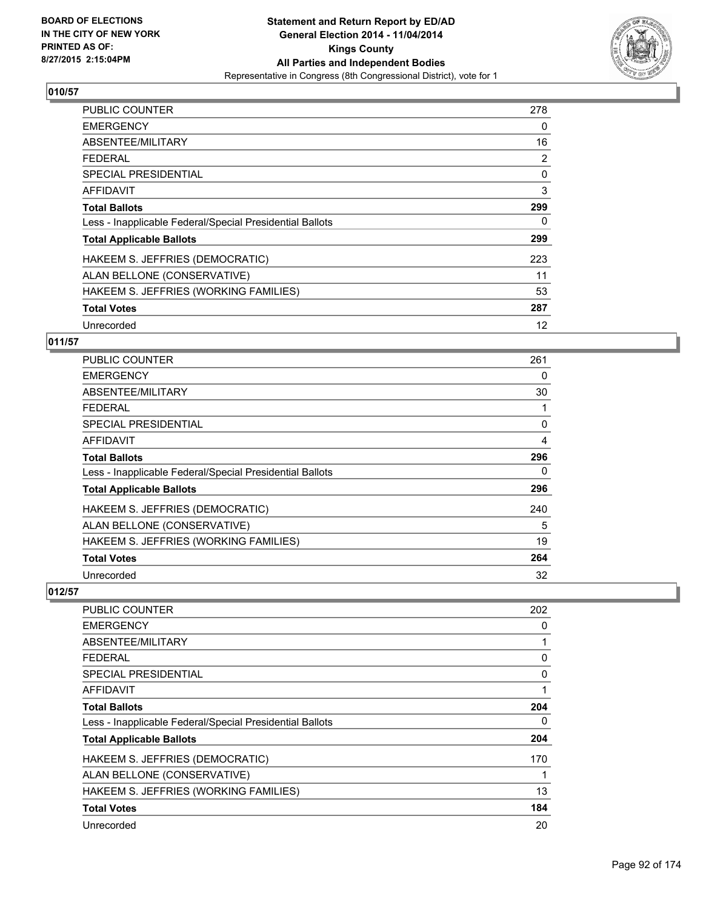**Statement and Return Report by ED/AD**
**General Election 2014 - 11/04/2014**
**Kings County**
**All Parties and Independent Bodies**
Representative in Congress (8th Congressional District), vote for 1

BOARD OF ELECTIONS
IN THE CITY OF NEW YORK
PRINTED AS OF:
8/27/2015 2:15:04PM

### 010/57

| | |
|---|---|
| PUBLIC COUNTER | 278 |
| EMERGENCY | 0 |
| ABSENTEE/MILITARY | 16 |
| FEDERAL | 2 |
| SPECIAL PRESIDENTIAL | 0 |
| AFFIDAVIT | 3 |
| **Total Ballots** | **299** |
| Less - Inapplicable Federal/Special Presidential Ballots | 0 |
| **Total Applicable Ballots** | **299** |
| HAKEEM S. JEFFRIES (DEMOCRATIC) | 223 |
| ALAN BELLONE (CONSERVATIVE) | 11 |
| HAKEEM S. JEFFRIES (WORKING FAMILIES) | 53 |
| **Total Votes** | **287** |
| Unrecorded | 12 |

### 011/57

| | |
|---|---|
| PUBLIC COUNTER | 261 |
| EMERGENCY | 0 |
| ABSENTEE/MILITARY | 30 |
| FEDERAL | 1 |
| SPECIAL PRESIDENTIAL | 0 |
| AFFIDAVIT | 4 |
| **Total Ballots** | **296** |
| Less - Inapplicable Federal/Special Presidential Ballots | 0 |
| **Total Applicable Ballots** | **296** |
| HAKEEM S. JEFFRIES (DEMOCRATIC) | 240 |
| ALAN BELLONE (CONSERVATIVE) | 5 |
| HAKEEM S. JEFFRIES (WORKING FAMILIES) | 19 |
| **Total Votes** | **264** |
| Unrecorded | 32 |

### 012/57

| | |
|---|---|
| PUBLIC COUNTER | 202 |
| EMERGENCY | 0 |
| ABSENTEE/MILITARY | 1 |
| FEDERAL | 0 |
| SPECIAL PRESIDENTIAL | 0 |
| AFFIDAVIT | 1 |
| **Total Ballots** | **204** |
| Less - Inapplicable Federal/Special Presidential Ballots | 0 |
| **Total Applicable Ballots** | **204** |
| HAKEEM S. JEFFRIES (DEMOCRATIC) | 170 |
| ALAN BELLONE (CONSERVATIVE) | 1 |
| HAKEEM S. JEFFRIES (WORKING FAMILIES) | 13 |
| **Total Votes** | **184** |
| Unrecorded | 20 |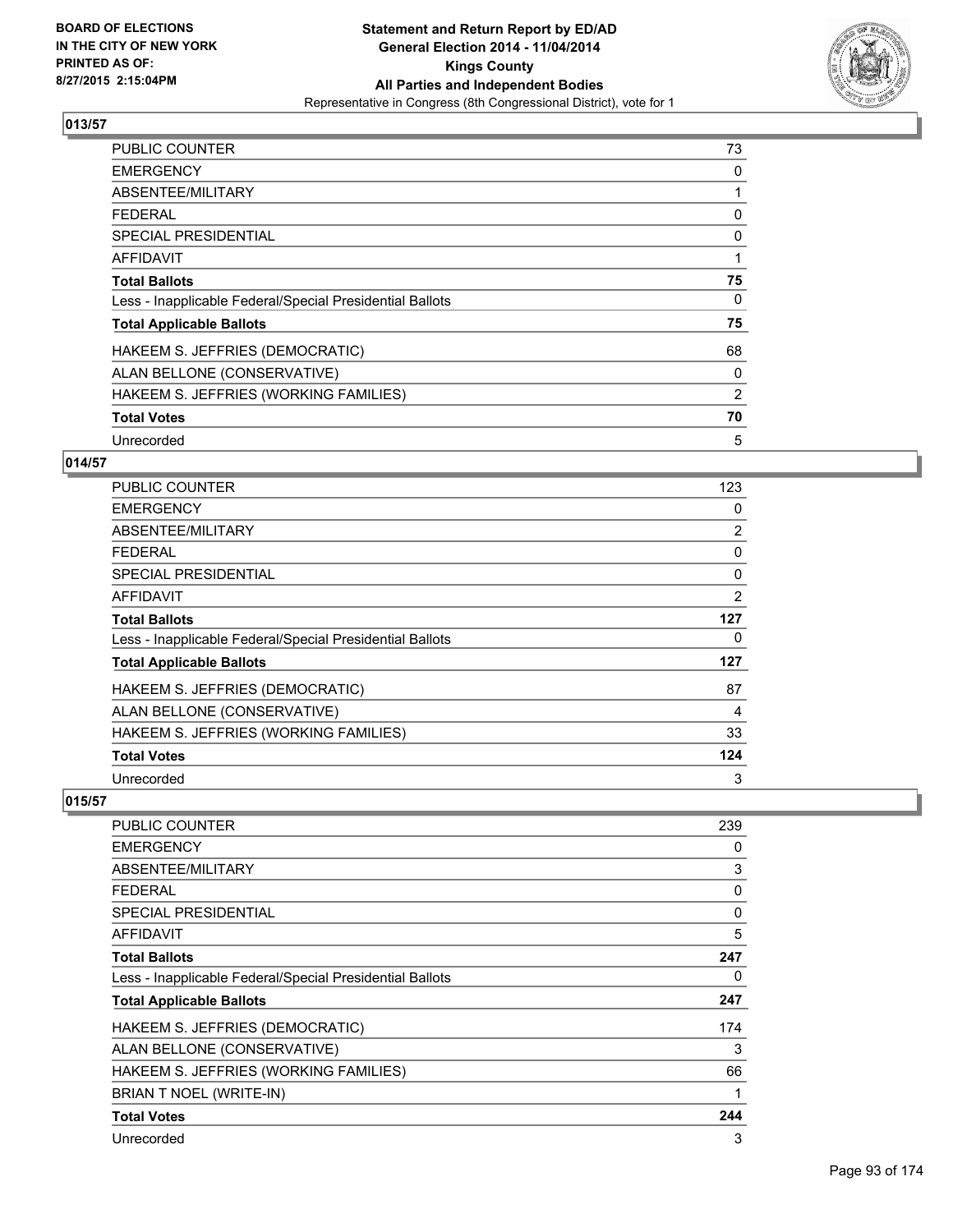**BOARD OF ELECTIONS IN THE CITY OF NEW YORK PRINTED AS OF: 8/27/2015 2:15:04PM**

**Statement and Return Report by ED/AD General Election 2014 - 11/04/2014 Kings County All Parties and Independent Bodies**

Representative in Congress (8th Congressional District), vote for 1

## 013/57

| | |
|---|---|
| PUBLIC COUNTER | 73 |
| EMERGENCY | 0 |
| ABSENTEE/MILITARY | 1 |
| FEDERAL | 0 |
| SPECIAL PRESIDENTIAL | 0 |
| AFFIDAVIT | 1 |
| **Total Ballots** | **75** |
| Less - Inapplicable Federal/Special Presidential Ballots | 0 |
| **Total Applicable Ballots** | **75** |
| HAKEEM S. JEFFRIES (DEMOCRATIC) | 68 |
| ALAN BELLONE (CONSERVATIVE) | 0 |
| HAKEEM S. JEFFRIES (WORKING FAMILIES) | 2 |
| **Total Votes** | **70** |
| Unrecorded | 5 |

## 014/57

| | |
|---|---|
| PUBLIC COUNTER | 123 |
| EMERGENCY | 0 |
| ABSENTEE/MILITARY | 2 |
| FEDERAL | 0 |
| SPECIAL PRESIDENTIAL | 0 |
| AFFIDAVIT | 2 |
| **Total Ballots** | **127** |
| Less - Inapplicable Federal/Special Presidential Ballots | 0 |
| **Total Applicable Ballots** | **127** |
| HAKEEM S. JEFFRIES (DEMOCRATIC) | 87 |
| ALAN BELLONE (CONSERVATIVE) | 4 |
| HAKEEM S. JEFFRIES (WORKING FAMILIES) | 33 |
| **Total Votes** | **124** |
| Unrecorded | 3 |

## 015/57

| | |
|---|---|
| PUBLIC COUNTER | 239 |
| EMERGENCY | 0 |
| ABSENTEE/MILITARY | 3 |
| FEDERAL | 0 |
| SPECIAL PRESIDENTIAL | 0 |
| AFFIDAVIT | 5 |
| **Total Ballots** | **247** |
| Less - Inapplicable Federal/Special Presidential Ballots | 0 |
| **Total Applicable Ballots** | **247** |
| HAKEEM S. JEFFRIES (DEMOCRATIC) | 174 |
| ALAN BELLONE (CONSERVATIVE) | 3 |
| HAKEEM S. JEFFRIES (WORKING FAMILIES) | 66 |
| BRIAN T NOEL (WRITE-IN) | 1 |
| **Total Votes** | **244** |
| Unrecorded | 3 |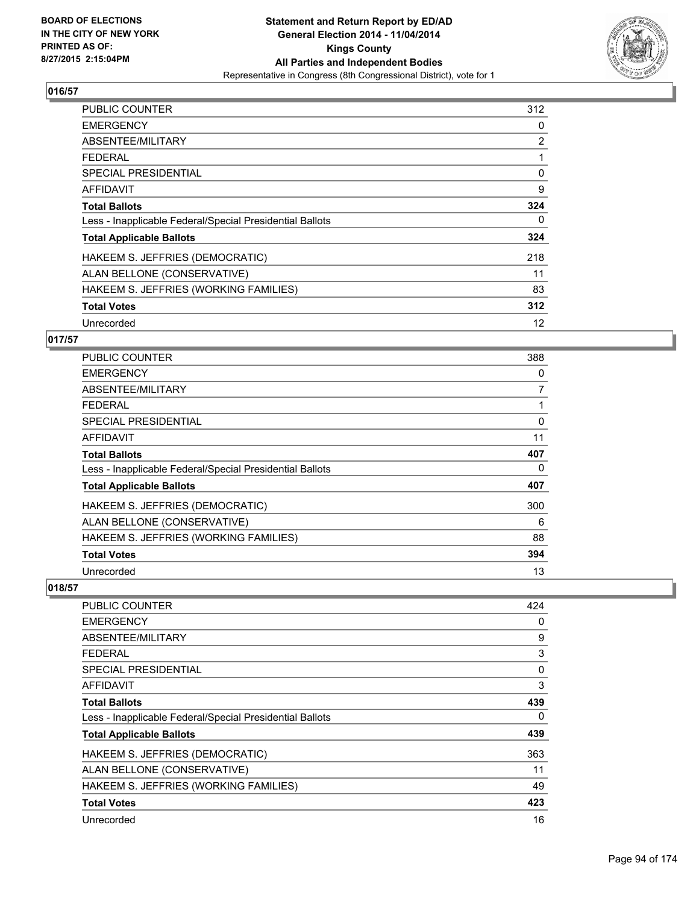BOARD OF ELECTIONS
IN THE CITY OF NEW YORK
PRINTED AS OF:
8/27/2015 2:15:04PM

**Statement and Return Report by ED/AD**
**General Election 2014 - 11/04/2014**
**Kings County**
**All Parties and Independent Bodies**
Representative in Congress (8th Congressional District), vote for 1

### 016/57

| | |
|---|---|
| PUBLIC COUNTER | 312 |
| EMERGENCY | 0 |
| ABSENTEE/MILITARY | 2 |
| FEDERAL | 1 |
| SPECIAL PRESIDENTIAL | 0 |
| AFFIDAVIT | 9 |
| **Total Ballots** | **324** |
| Less - Inapplicable Federal/Special Presidential Ballots | 0 |
| **Total Applicable Ballots** | **324** |
| HAKEEM S. JEFFRIES (DEMOCRATIC) | 218 |
| ALAN BELLONE (CONSERVATIVE) | 11 |
| HAKEEM S. JEFFRIES (WORKING FAMILIES) | 83 |
| **Total Votes** | **312** |
| Unrecorded | 12 |

### 017/57

| | |
|---|---|
| PUBLIC COUNTER | 388 |
| EMERGENCY | 0 |
| ABSENTEE/MILITARY | 7 |
| FEDERAL | 1 |
| SPECIAL PRESIDENTIAL | 0 |
| AFFIDAVIT | 11 |
| **Total Ballots** | **407** |
| Less - Inapplicable Federal/Special Presidential Ballots | 0 |
| **Total Applicable Ballots** | **407** |
| HAKEEM S. JEFFRIES (DEMOCRATIC) | 300 |
| ALAN BELLONE (CONSERVATIVE) | 6 |
| HAKEEM S. JEFFRIES (WORKING FAMILIES) | 88 |
| **Total Votes** | **394** |
| Unrecorded | 13 |

### 018/57

| | |
|---|---|
| PUBLIC COUNTER | 424 |
| EMERGENCY | 0 |
| ABSENTEE/MILITARY | 9 |
| FEDERAL | 3 |
| SPECIAL PRESIDENTIAL | 0 |
| AFFIDAVIT | 3 |
| **Total Ballots** | **439** |
| Less - Inapplicable Federal/Special Presidential Ballots | 0 |
| **Total Applicable Ballots** | **439** |
| HAKEEM S. JEFFRIES (DEMOCRATIC) | 363 |
| ALAN BELLONE (CONSERVATIVE) | 11 |
| HAKEEM S. JEFFRIES (WORKING FAMILIES) | 49 |
| **Total Votes** | **423** |
| Unrecorded | 16 |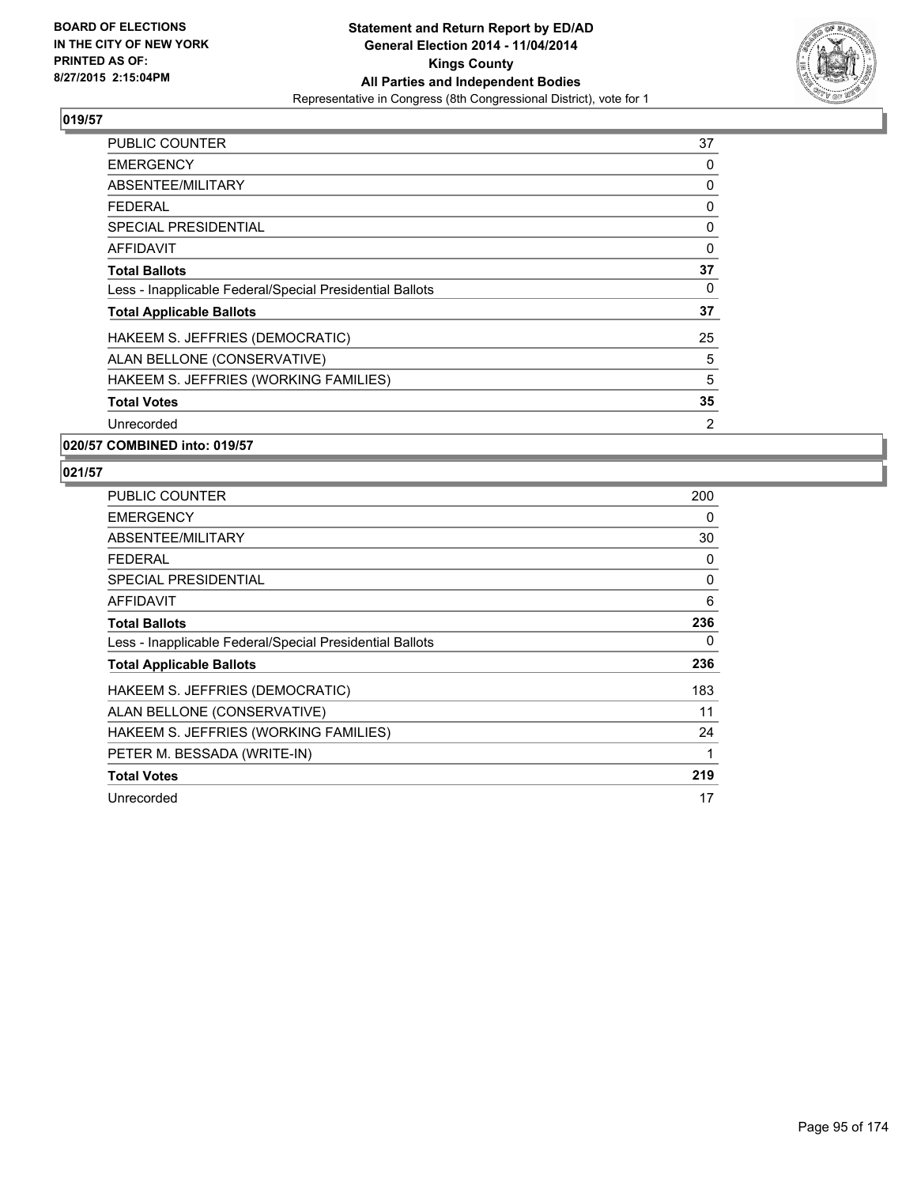BOARD OF ELECTIONS
IN THE CITY OF NEW YORK
PRINTED AS OF:
8/27/2015 2:15:04PM

**Statement and Return Report by ED/AD**
**General Election 2014 - 11/04/2014**
**Kings County**
**All Parties and Independent Bodies**
Representative in Congress (8th Congressional District), vote for 1

### 019/57

| | |
|---|---|
| PUBLIC COUNTER | 37 |
| EMERGENCY | 0 |
| ABSENTEE/MILITARY | 0 |
| FEDERAL | 0 |
| SPECIAL PRESIDENTIAL | 0 |
| AFFIDAVIT | 0 |
| **Total Ballots** | **37** |
| Less - Inapplicable Federal/Special Presidential Ballots | 0 |
| **Total Applicable Ballots** | **37** |
| HAKEEM S. JEFFRIES (DEMOCRATIC) | 25 |
| ALAN BELLONE (CONSERVATIVE) | 5 |
| HAKEEM S. JEFFRIES (WORKING FAMILIES) | 5 |
| **Total Votes** | **35** |
| Unrecorded | 2 |

### 020/57 COMBINED into: 019/57

### 021/57

| | |
|---|---|
| PUBLIC COUNTER | 200 |
| EMERGENCY | 0 |
| ABSENTEE/MILITARY | 30 |
| FEDERAL | 0 |
| SPECIAL PRESIDENTIAL | 0 |
| AFFIDAVIT | 6 |
| **Total Ballots** | **236** |
| Less - Inapplicable Federal/Special Presidential Ballots | 0 |
| **Total Applicable Ballots** | **236** |
| HAKEEM S. JEFFRIES (DEMOCRATIC) | 183 |
| ALAN BELLONE (CONSERVATIVE) | 11 |
| HAKEEM S. JEFFRIES (WORKING FAMILIES) | 24 |
| PETER M. BESSADA (WRITE-IN) | 1 |
| **Total Votes** | **219** |
| Unrecorded | 17 |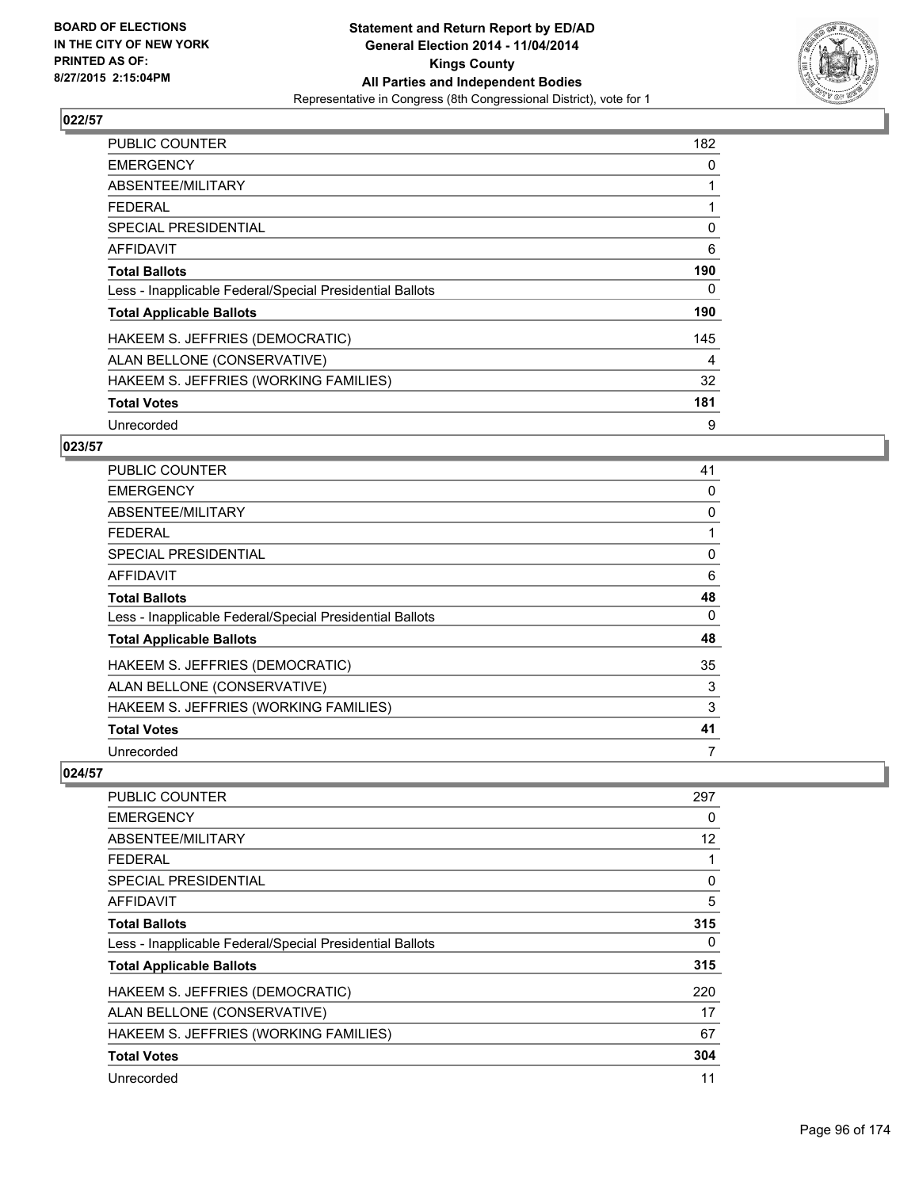**BOARD OF ELECTIONS IN THE CITY OF NEW YORK PRINTED AS OF: 8/27/2015 2:15:04PM**

**Statement and Return Report by ED/AD**
**General Election 2014 - 11/04/2014**
**Kings County**
**All Parties and Independent Bodies**
Representative in Congress (8th Congressional District), vote for 1

### 022/57

| | |
|---|---|
| PUBLIC COUNTER | 182 |
| EMERGENCY | 0 |
| ABSENTEE/MILITARY | 1 |
| FEDERAL | 1 |
| SPECIAL PRESIDENTIAL | 0 |
| AFFIDAVIT | 6 |
| **Total Ballots** | **190** |
| Less - Inapplicable Federal/Special Presidential Ballots | 0 |
| **Total Applicable Ballots** | **190** |
| HAKEEM S. JEFFRIES (DEMOCRATIC) | 145 |
| ALAN BELLONE (CONSERVATIVE) | 4 |
| HAKEEM S. JEFFRIES (WORKING FAMILIES) | 32 |
| **Total Votes** | **181** |
| Unrecorded | 9 |

### 023/57

| | |
|---|---|
| PUBLIC COUNTER | 41 |
| EMERGENCY | 0 |
| ABSENTEE/MILITARY | 0 |
| FEDERAL | 1 |
| SPECIAL PRESIDENTIAL | 0 |
| AFFIDAVIT | 6 |
| **Total Ballots** | **48** |
| Less - Inapplicable Federal/Special Presidential Ballots | 0 |
| **Total Applicable Ballots** | **48** |
| HAKEEM S. JEFFRIES (DEMOCRATIC) | 35 |
| ALAN BELLONE (CONSERVATIVE) | 3 |
| HAKEEM S. JEFFRIES (WORKING FAMILIES) | 3 |
| **Total Votes** | **41** |
| Unrecorded | 7 |

### 024/57

| | |
|---|---|
| PUBLIC COUNTER | 297 |
| EMERGENCY | 0 |
| ABSENTEE/MILITARY | 12 |
| FEDERAL | 1 |
| SPECIAL PRESIDENTIAL | 0 |
| AFFIDAVIT | 5 |
| **Total Ballots** | **315** |
| Less - Inapplicable Federal/Special Presidential Ballots | 0 |
| **Total Applicable Ballots** | **315** |
| HAKEEM S. JEFFRIES (DEMOCRATIC) | 220 |
| ALAN BELLONE (CONSERVATIVE) | 17 |
| HAKEEM S. JEFFRIES (WORKING FAMILIES) | 67 |
| **Total Votes** | **304** |
| Unrecorded | 11 |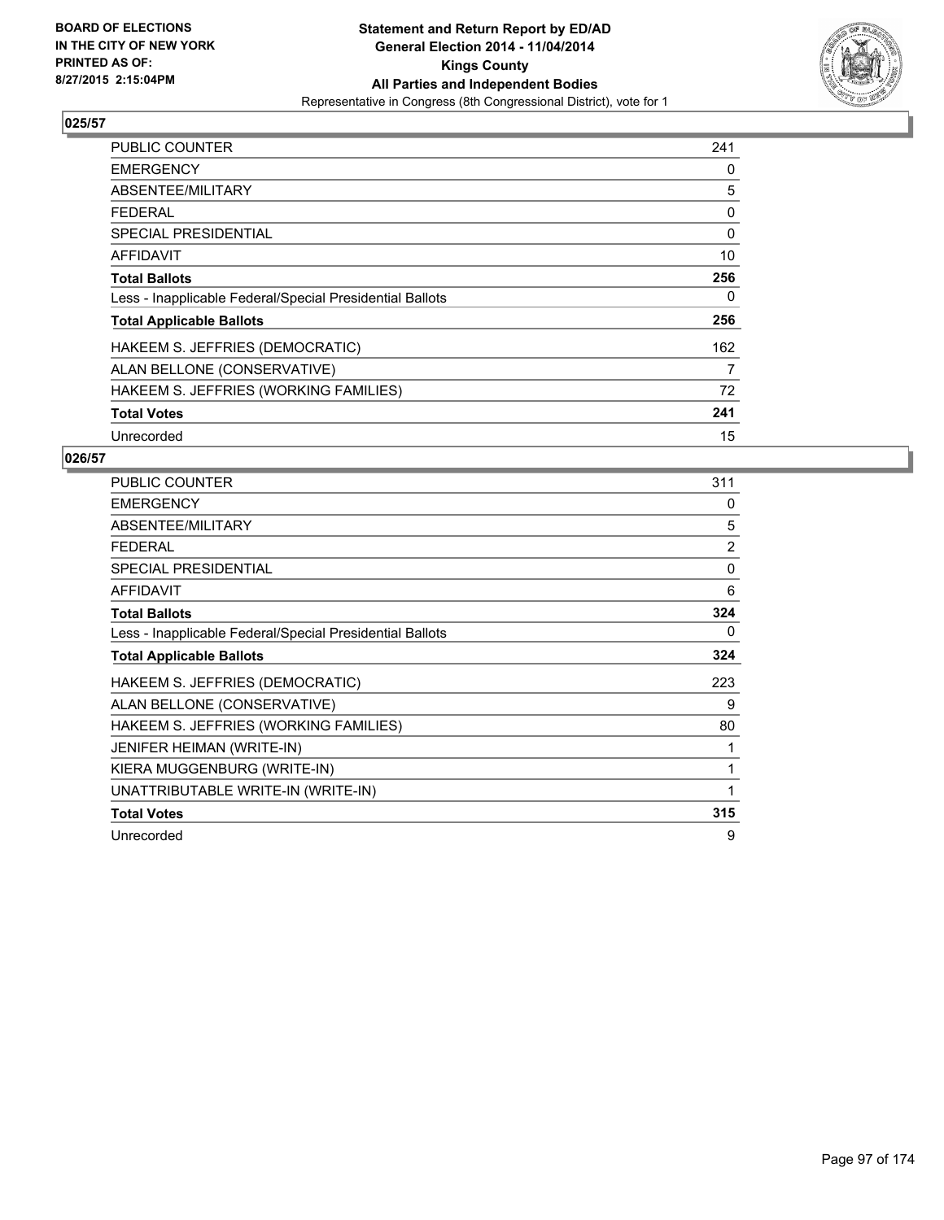BOARD OF ELECTIONS
IN THE CITY OF NEW YORK
PRINTED AS OF:
8/27/2015 2:15:04PM

**Statement and Return Report by ED/AD**
**General Election 2014 - 11/04/2014**
**Kings County**
**All Parties and Independent Bodies**
Representative in Congress (8th Congressional District), vote for 1

## 025/57

| | |
|---|---|
| PUBLIC COUNTER | 241 |
| EMERGENCY | 0 |
| ABSENTEE/MILITARY | 5 |
| FEDERAL | 0 |
| SPECIAL PRESIDENTIAL | 0 |
| AFFIDAVIT | 10 |
| **Total Ballots** | **256** |
| Less - Inapplicable Federal/Special Presidential Ballots | 0 |
| **Total Applicable Ballots** | **256** |
| HAKEEM S. JEFFRIES (DEMOCRATIC) | 162 |
| ALAN BELLONE (CONSERVATIVE) | 7 |
| HAKEEM S. JEFFRIES (WORKING FAMILIES) | 72 |
| **Total Votes** | **241** |
| Unrecorded | 15 |

## 026/57

| | |
|---|---|
| PUBLIC COUNTER | 311 |
| EMERGENCY | 0 |
| ABSENTEE/MILITARY | 5 |
| FEDERAL | 2 |
| SPECIAL PRESIDENTIAL | 0 |
| AFFIDAVIT | 6 |
| **Total Ballots** | **324** |
| Less - Inapplicable Federal/Special Presidential Ballots | 0 |
| **Total Applicable Ballots** | **324** |
| HAKEEM S. JEFFRIES (DEMOCRATIC) | 223 |
| ALAN BELLONE (CONSERVATIVE) | 9 |
| HAKEEM S. JEFFRIES (WORKING FAMILIES) | 80 |
| JENIFER HEIMAN (WRITE-IN) | 1 |
| KIERA MUGGENBURG (WRITE-IN) | 1 |
| UNATTRIBUTABLE WRITE-IN (WRITE-IN) | 1 |
| **Total Votes** | **315** |
| Unrecorded | 9 |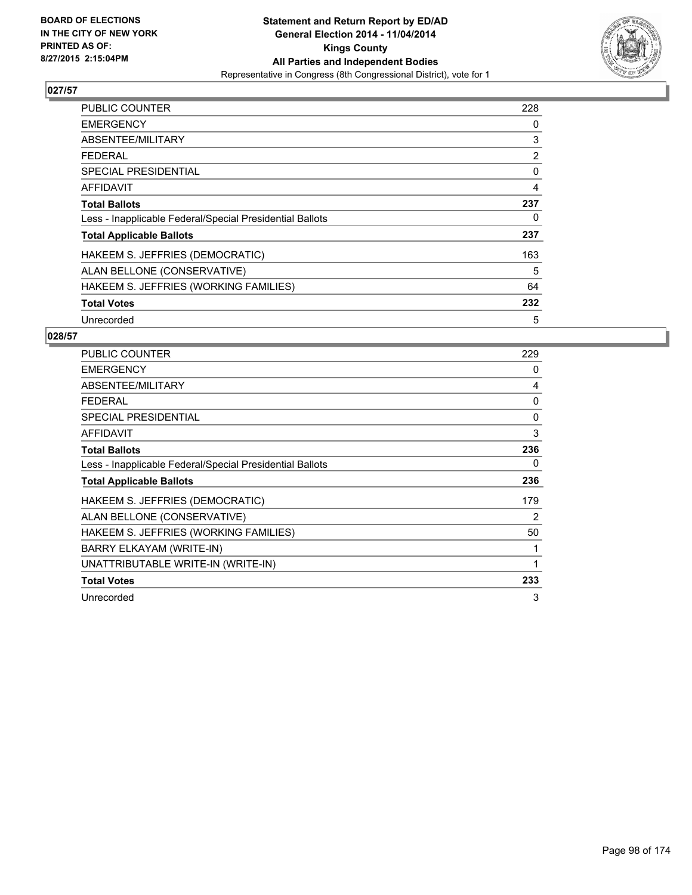BOARD OF ELECTIONS
IN THE CITY OF NEW YORK
PRINTED AS OF:
8/27/2015 2:15:04PM

**Statement and Return Report by ED/AD**
**General Election 2014 - 11/04/2014**
**Kings County**
**All Parties and Independent Bodies**
Representative in Congress (8th Congressional District), vote for 1

### 027/57

| | |
|---|---|
| PUBLIC COUNTER | 228 |
| EMERGENCY | 0 |
| ABSENTEE/MILITARY | 3 |
| FEDERAL | 2 |
| SPECIAL PRESIDENTIAL | 0 |
| AFFIDAVIT | 4 |
| **Total Ballots** | **237** |
| Less - Inapplicable Federal/Special Presidential Ballots | 0 |
| **Total Applicable Ballots** | **237** |
| HAKEEM S. JEFFRIES (DEMOCRATIC) | 163 |
| ALAN BELLONE (CONSERVATIVE) | 5 |
| HAKEEM S. JEFFRIES (WORKING FAMILIES) | 64 |
| **Total Votes** | **232** |
| Unrecorded | 5 |

### 028/57

| | |
|---|---|
| PUBLIC COUNTER | 229 |
| EMERGENCY | 0 |
| ABSENTEE/MILITARY | 4 |
| FEDERAL | 0 |
| SPECIAL PRESIDENTIAL | 0 |
| AFFIDAVIT | 3 |
| **Total Ballots** | **236** |
| Less - Inapplicable Federal/Special Presidential Ballots | 0 |
| **Total Applicable Ballots** | **236** |
| HAKEEM S. JEFFRIES (DEMOCRATIC) | 179 |
| ALAN BELLONE (CONSERVATIVE) | 2 |
| HAKEEM S. JEFFRIES (WORKING FAMILIES) | 50 |
| BARRY ELKAYAM (WRITE-IN) | 1 |
| UNATTRIBUTABLE WRITE-IN (WRITE-IN) | 1 |
| **Total Votes** | **233** |
| Unrecorded | 3 |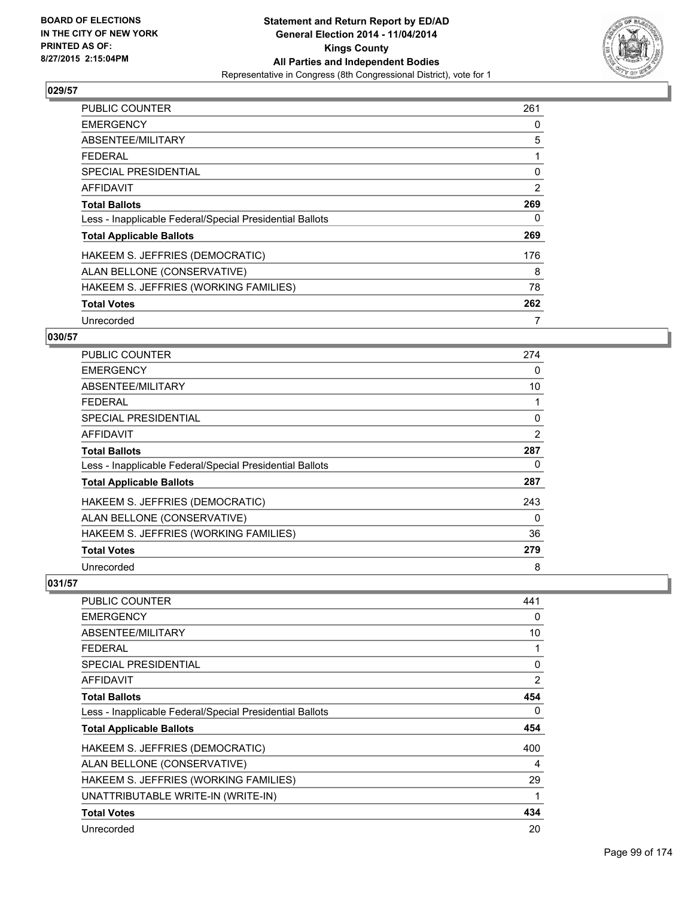**Board of Elections in the City of New York**
**Printed as of: 8/27/2015 2:15:04PM**

**Statement and Return Report by ED/AD**
**General Election 2014 - 11/04/2014**
**Kings County**
**All Parties and Independent Bodies**
Representative in Congress (8th Congressional District), vote for 1

### 029/57

| | |
|---|---|
| PUBLIC COUNTER | 261 |
| EMERGENCY | 0 |
| ABSENTEE/MILITARY | 5 |
| FEDERAL | 1 |
| SPECIAL PRESIDENTIAL | 0 |
| AFFIDAVIT | 2 |
| **Total Ballots** | **269** |
| Less - Inapplicable Federal/Special Presidential Ballots | 0 |
| **Total Applicable Ballots** | **269** |
| HAKEEM S. JEFFRIES (DEMOCRATIC) | 176 |
| ALAN BELLONE (CONSERVATIVE) | 8 |
| HAKEEM S. JEFFRIES (WORKING FAMILIES) | 78 |
| **Total Votes** | **262** |
| Unrecorded | 7 |

### 030/57

| | |
|---|---|
| PUBLIC COUNTER | 274 |
| EMERGENCY | 0 |
| ABSENTEE/MILITARY | 10 |
| FEDERAL | 1 |
| SPECIAL PRESIDENTIAL | 0 |
| AFFIDAVIT | 2 |
| **Total Ballots** | **287** |
| Less - Inapplicable Federal/Special Presidential Ballots | 0 |
| **Total Applicable Ballots** | **287** |
| HAKEEM S. JEFFRIES (DEMOCRATIC) | 243 |
| ALAN BELLONE (CONSERVATIVE) | 0 |
| HAKEEM S. JEFFRIES (WORKING FAMILIES) | 36 |
| **Total Votes** | **279** |
| Unrecorded | 8 |

### 031/57

| | |
|---|---|
| PUBLIC COUNTER | 441 |
| EMERGENCY | 0 |
| ABSENTEE/MILITARY | 10 |
| FEDERAL | 1 |
| SPECIAL PRESIDENTIAL | 0 |
| AFFIDAVIT | 2 |
| **Total Ballots** | **454** |
| Less - Inapplicable Federal/Special Presidential Ballots | 0 |
| **Total Applicable Ballots** | **454** |
| HAKEEM S. JEFFRIES (DEMOCRATIC) | 400 |
| ALAN BELLONE (CONSERVATIVE) | 4 |
| HAKEEM S. JEFFRIES (WORKING FAMILIES) | 29 |
| UNATTRIBUTABLE WRITE-IN (WRITE-IN) | 1 |
| **Total Votes** | **434** |
| Unrecorded | 20 |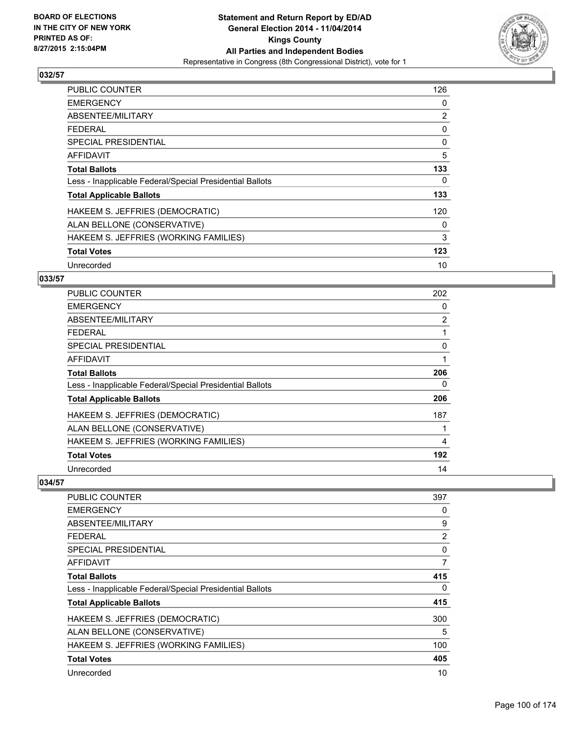Statement and Return Report by ED/AD
General Election 2014 - 11/04/2014
Kings County
All Parties and Independent Bodies
Representative in Congress (8th Congressional District), vote for 1

BOARD OF ELECTIONS IN THE CITY OF NEW YORK PRINTED AS OF: 8/27/2015 2:15:04PM

### 032/57

| | |
|---|---|
| PUBLIC COUNTER | 126 |
| EMERGENCY | 0 |
| ABSENTEE/MILITARY | 2 |
| FEDERAL | 0 |
| SPECIAL PRESIDENTIAL | 0 |
| AFFIDAVIT | 5 |
| **Total Ballots** | **133** |
| Less - Inapplicable Federal/Special Presidential Ballots | 0 |
| **Total Applicable Ballots** | **133** |
| HAKEEM S. JEFFRIES (DEMOCRATIC) | 120 |
| ALAN BELLONE (CONSERVATIVE) | 0 |
| HAKEEM S. JEFFRIES (WORKING FAMILIES) | 3 |
| **Total Votes** | **123** |
| Unrecorded | 10 |

### 033/57

| | |
|---|---|
| PUBLIC COUNTER | 202 |
| EMERGENCY | 0 |
| ABSENTEE/MILITARY | 2 |
| FEDERAL | 1 |
| SPECIAL PRESIDENTIAL | 0 |
| AFFIDAVIT | 1 |
| **Total Ballots** | **206** |
| Less - Inapplicable Federal/Special Presidential Ballots | 0 |
| **Total Applicable Ballots** | **206** |
| HAKEEM S. JEFFRIES (DEMOCRATIC) | 187 |
| ALAN BELLONE (CONSERVATIVE) | 1 |
| HAKEEM S. JEFFRIES (WORKING FAMILIES) | 4 |
| **Total Votes** | **192** |
| Unrecorded | 14 |

### 034/57

| | |
|---|---|
| PUBLIC COUNTER | 397 |
| EMERGENCY | 0 |
| ABSENTEE/MILITARY | 9 |
| FEDERAL | 2 |
| SPECIAL PRESIDENTIAL | 0 |
| AFFIDAVIT | 7 |
| **Total Ballots** | **415** |
| Less - Inapplicable Federal/Special Presidential Ballots | 0 |
| **Total Applicable Ballots** | **415** |
| HAKEEM S. JEFFRIES (DEMOCRATIC) | 300 |
| ALAN BELLONE (CONSERVATIVE) | 5 |
| HAKEEM S. JEFFRIES (WORKING FAMILIES) | 100 |
| **Total Votes** | **405** |
| Unrecorded | 10 |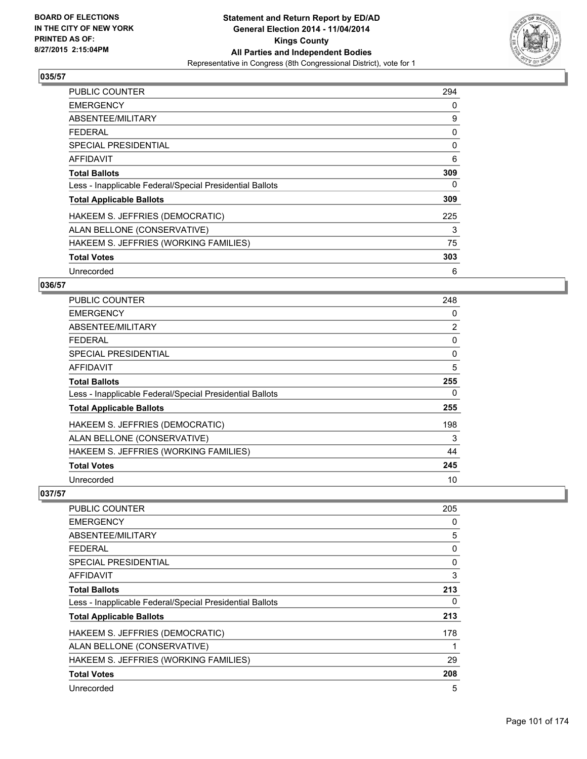**Statement and Return Report by ED/AD**
**General Election 2014 - 11/04/2014**
**Kings County**
**All Parties and Independent Bodies**
Representative in Congress (8th Congressional District), vote for 1

BOARD OF ELECTIONS
IN THE CITY OF NEW YORK
PRINTED AS OF:
8/27/2015 2:15:04PM

## 035/57

| | |
|---|---|
| PUBLIC COUNTER | 294 |
| EMERGENCY | 0 |
| ABSENTEE/MILITARY | 9 |
| FEDERAL | 0 |
| SPECIAL PRESIDENTIAL | 0 |
| AFFIDAVIT | 6 |
| **Total Ballots** | **309** |
| Less - Inapplicable Federal/Special Presidential Ballots | 0 |
| **Total Applicable Ballots** | **309** |
| HAKEEM S. JEFFRIES (DEMOCRATIC) | 225 |
| ALAN BELLONE (CONSERVATIVE) | 3 |
| HAKEEM S. JEFFRIES (WORKING FAMILIES) | 75 |
| **Total Votes** | **303** |
| Unrecorded | 6 |

## 036/57

| | |
|---|---|
| PUBLIC COUNTER | 248 |
| EMERGENCY | 0 |
| ABSENTEE/MILITARY | 2 |
| FEDERAL | 0 |
| SPECIAL PRESIDENTIAL | 0 |
| AFFIDAVIT | 5 |
| **Total Ballots** | **255** |
| Less - Inapplicable Federal/Special Presidential Ballots | 0 |
| **Total Applicable Ballots** | **255** |
| HAKEEM S. JEFFRIES (DEMOCRATIC) | 198 |
| ALAN BELLONE (CONSERVATIVE) | 3 |
| HAKEEM S. JEFFRIES (WORKING FAMILIES) | 44 |
| **Total Votes** | **245** |
| Unrecorded | 10 |

## 037/57

| | |
|---|---|
| PUBLIC COUNTER | 205 |
| EMERGENCY | 0 |
| ABSENTEE/MILITARY | 5 |
| FEDERAL | 0 |
| SPECIAL PRESIDENTIAL | 0 |
| AFFIDAVIT | 3 |
| **Total Ballots** | **213** |
| Less - Inapplicable Federal/Special Presidential Ballots | 0 |
| **Total Applicable Ballots** | **213** |
| HAKEEM S. JEFFRIES (DEMOCRATIC) | 178 |
| ALAN BELLONE (CONSERVATIVE) | 1 |
| HAKEEM S. JEFFRIES (WORKING FAMILIES) | 29 |
| **Total Votes** | **208** |
| Unrecorded | 5 |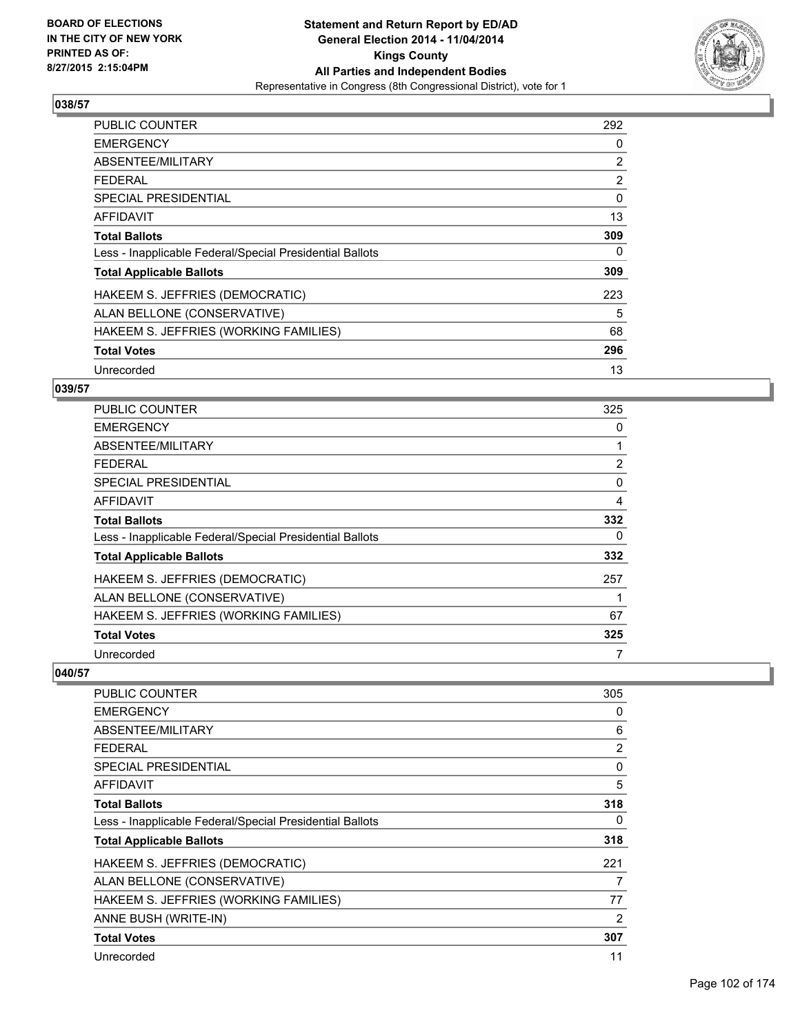BOARD OF ELECTIONS
IN THE CITY OF NEW YORK
PRINTED AS OF:
8/27/2015 2:15:04PM

**Statement and Return Report by ED/AD**
**General Election 2014 - 11/04/2014**
**Kings County**
**All Parties and Independent Bodies**
Representative in Congress (8th Congressional District), vote for 1

### 038/57

| | |
|---|---|
| PUBLIC COUNTER | 292 |
| EMERGENCY | 0 |
| ABSENTEE/MILITARY | 2 |
| FEDERAL | 2 |
| SPECIAL PRESIDENTIAL | 0 |
| AFFIDAVIT | 13 |
| **Total Ballots** | **309** |
| Less - Inapplicable Federal/Special Presidential Ballots | 0 |
| **Total Applicable Ballots** | **309** |
| HAKEEM S. JEFFRIES (DEMOCRATIC) | 223 |
| ALAN BELLONE (CONSERVATIVE) | 5 |
| HAKEEM S. JEFFRIES (WORKING FAMILIES) | 68 |
| **Total Votes** | **296** |
| Unrecorded | 13 |

### 039/57

| | |
|---|---|
| PUBLIC COUNTER | 325 |
| EMERGENCY | 0 |
| ABSENTEE/MILITARY | 1 |
| FEDERAL | 2 |
| SPECIAL PRESIDENTIAL | 0 |
| AFFIDAVIT | 4 |
| **Total Ballots** | **332** |
| Less - Inapplicable Federal/Special Presidential Ballots | 0 |
| **Total Applicable Ballots** | **332** |
| HAKEEM S. JEFFRIES (DEMOCRATIC) | 257 |
| ALAN BELLONE (CONSERVATIVE) | 1 |
| HAKEEM S. JEFFRIES (WORKING FAMILIES) | 67 |
| **Total Votes** | **325** |
| Unrecorded | 7 |

### 040/57

| | |
|---|---|
| PUBLIC COUNTER | 305 |
| EMERGENCY | 0 |
| ABSENTEE/MILITARY | 6 |
| FEDERAL | 2 |
| SPECIAL PRESIDENTIAL | 0 |
| AFFIDAVIT | 5 |
| **Total Ballots** | **318** |
| Less - Inapplicable Federal/Special Presidential Ballots | 0 |
| **Total Applicable Ballots** | **318** |
| HAKEEM S. JEFFRIES (DEMOCRATIC) | 221 |
| ALAN BELLONE (CONSERVATIVE) | 7 |
| HAKEEM S. JEFFRIES (WORKING FAMILIES) | 77 |
| ANNE BUSH (WRITE-IN) | 2 |
| **Total Votes** | **307** |
| Unrecorded | 11 |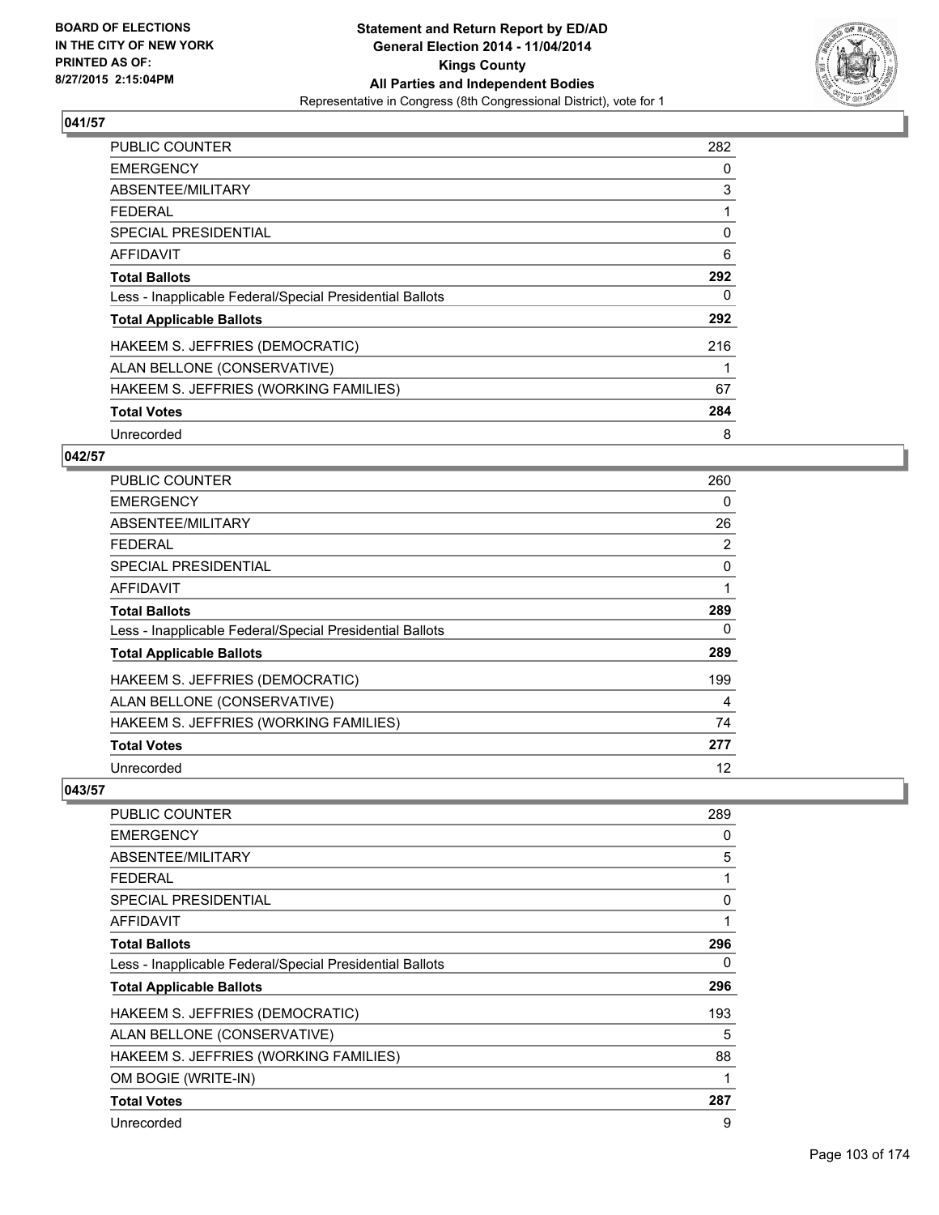## 041/57

| | |
|---|---|
| PUBLIC COUNTER | 282 |
| EMERGENCY | 0 |
| ABSENTEE/MILITARY | 3 |
| FEDERAL | 1 |
| SPECIAL PRESIDENTIAL | 0 |
| AFFIDAVIT | 6 |
| **Total Ballots** | **292** |
| Less - Inapplicable Federal/Special Presidential Ballots | 0 |
| **Total Applicable Ballots** | **292** |
| HAKEEM S. JEFFRIES (DEMOCRATIC) | 216 |
| ALAN BELLONE (CONSERVATIVE) | 1 |
| HAKEEM S. JEFFRIES (WORKING FAMILIES) | 67 |
| **Total Votes** | **284** |
| Unrecorded | 8 |

## 042/57

| | |
|---|---|
| PUBLIC COUNTER | 260 |
| EMERGENCY | 0 |
| ABSENTEE/MILITARY | 26 |
| FEDERAL | 2 |
| SPECIAL PRESIDENTIAL | 0 |
| AFFIDAVIT | 1 |
| **Total Ballots** | **289** |
| Less - Inapplicable Federal/Special Presidential Ballots | 0 |
| **Total Applicable Ballots** | **289** |
| HAKEEM S. JEFFRIES (DEMOCRATIC) | 199 |
| ALAN BELLONE (CONSERVATIVE) | 4 |
| HAKEEM S. JEFFRIES (WORKING FAMILIES) | 74 |
| **Total Votes** | **277** |
| Unrecorded | 12 |

## 043/57

| | |
|---|---|
| PUBLIC COUNTER | 289 |
| EMERGENCY | 0 |
| ABSENTEE/MILITARY | 5 |
| FEDERAL | 1 |
| SPECIAL PRESIDENTIAL | 0 |
| AFFIDAVIT | 1 |
| **Total Ballots** | **296** |
| Less - Inapplicable Federal/Special Presidential Ballots | 0 |
| **Total Applicable Ballots** | **296** |
| HAKEEM S. JEFFRIES (DEMOCRATIC) | 193 |
| ALAN BELLONE (CONSERVATIVE) | 5 |
| HAKEEM S. JEFFRIES (WORKING FAMILIES) | 88 |
| OM BOGIE (WRITE-IN) | 1 |
| **Total Votes** | **287** |
| Unrecorded | 9 |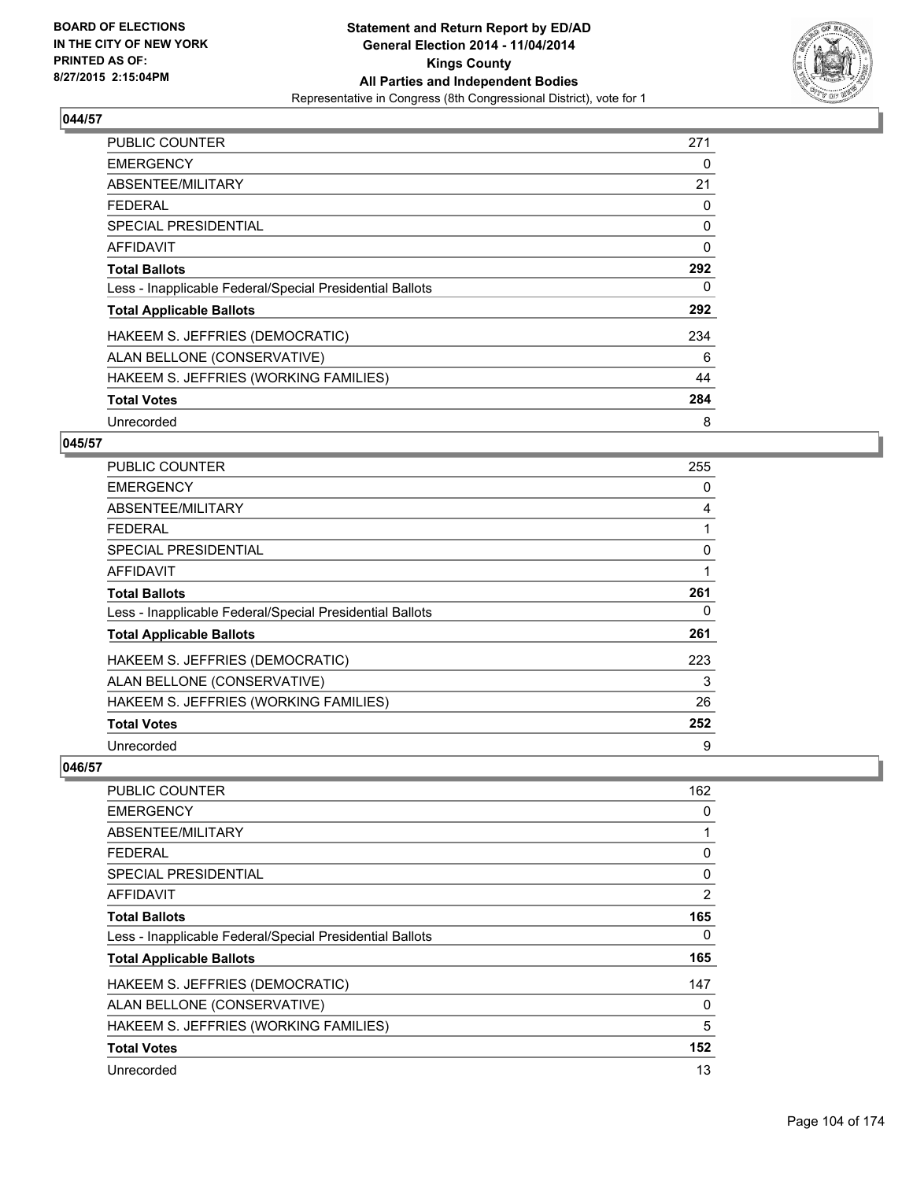## 044/57

| | |
|---|---|
| PUBLIC COUNTER | 271 |
| EMERGENCY | 0 |
| ABSENTEE/MILITARY | 21 |
| FEDERAL | 0 |
| SPECIAL PRESIDENTIAL | 0 |
| AFFIDAVIT | 0 |
| **Total Ballots** | **292** |
| Less - Inapplicable Federal/Special Presidential Ballots | 0 |
| **Total Applicable Ballots** | **292** |
| HAKEEM S. JEFFRIES (DEMOCRATIC) | 234 |
| ALAN BELLONE (CONSERVATIVE) | 6 |
| HAKEEM S. JEFFRIES (WORKING FAMILIES) | 44 |
| **Total Votes** | **284** |
| Unrecorded | 8 |

## 045/57

| | |
|---|---|
| PUBLIC COUNTER | 255 |
| EMERGENCY | 0 |
| ABSENTEE/MILITARY | 4 |
| FEDERAL | 1 |
| SPECIAL PRESIDENTIAL | 0 |
| AFFIDAVIT | 1 |
| **Total Ballots** | **261** |
| Less - Inapplicable Federal/Special Presidential Ballots | 0 |
| **Total Applicable Ballots** | **261** |
| HAKEEM S. JEFFRIES (DEMOCRATIC) | 223 |
| ALAN BELLONE (CONSERVATIVE) | 3 |
| HAKEEM S. JEFFRIES (WORKING FAMILIES) | 26 |
| **Total Votes** | **252** |
| Unrecorded | 9 |

## 046/57

| | |
|---|---|
| PUBLIC COUNTER | 162 |
| EMERGENCY | 0 |
| ABSENTEE/MILITARY | 1 |
| FEDERAL | 0 |
| SPECIAL PRESIDENTIAL | 0 |
| AFFIDAVIT | 2 |
| **Total Ballots** | **165** |
| Less - Inapplicable Federal/Special Presidential Ballots | 0 |
| **Total Applicable Ballots** | **165** |
| HAKEEM S. JEFFRIES (DEMOCRATIC) | 147 |
| ALAN BELLONE (CONSERVATIVE) | 0 |
| HAKEEM S. JEFFRIES (WORKING FAMILIES) | 5 |
| **Total Votes** | **152** |
| Unrecorded | 13 |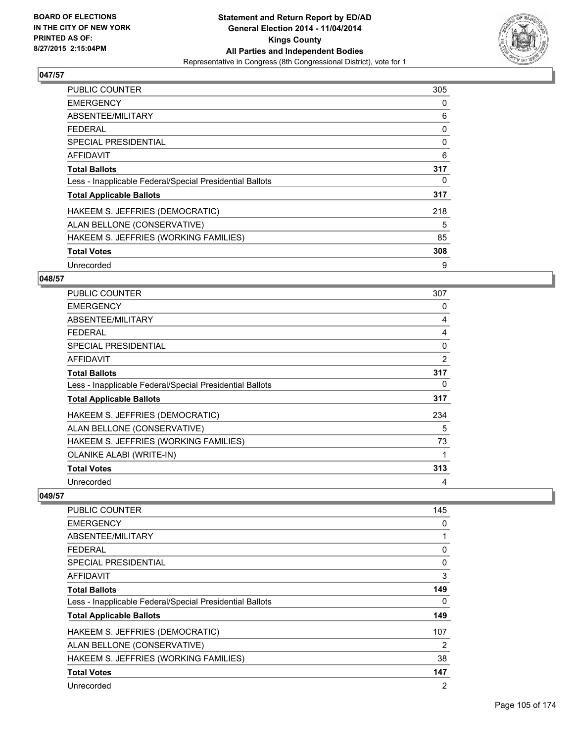**BOARD OF ELECTIONS IN THE CITY OF NEW YORK PRINTED AS OF: 8/27/2015 2:15:04PM**

**Statement and Return Report by ED/AD General Election 2014 - 11/04/2014 Kings County All Parties and Independent Bodies**

Representative in Congress (8th Congressional District), vote for 1

### 047/57

| | |
|---|---|
| PUBLIC COUNTER | 305 |
| EMERGENCY | 0 |
| ABSENTEE/MILITARY | 6 |
| FEDERAL | 0 |
| SPECIAL PRESIDENTIAL | 0 |
| AFFIDAVIT | 6 |
| **Total Ballots** | **317** |
| Less - Inapplicable Federal/Special Presidential Ballots | 0 |
| **Total Applicable Ballots** | **317** |
| HAKEEM S. JEFFRIES (DEMOCRATIC) | 218 |
| ALAN BELLONE (CONSERVATIVE) | 5 |
| HAKEEM S. JEFFRIES (WORKING FAMILIES) | 85 |
| **Total Votes** | **308** |
| Unrecorded | 9 |

### 048/57

| | |
|---|---|
| PUBLIC COUNTER | 307 |
| EMERGENCY | 0 |
| ABSENTEE/MILITARY | 4 |
| FEDERAL | 4 |
| SPECIAL PRESIDENTIAL | 0 |
| AFFIDAVIT | 2 |
| **Total Ballots** | **317** |
| Less - Inapplicable Federal/Special Presidential Ballots | 0 |
| **Total Applicable Ballots** | **317** |
| HAKEEM S. JEFFRIES (DEMOCRATIC) | 234 |
| ALAN BELLONE (CONSERVATIVE) | 5 |
| HAKEEM S. JEFFRIES (WORKING FAMILIES) | 73 |
| OLANIKE ALABI (WRITE-IN) | 1 |
| **Total Votes** | **313** |
| Unrecorded | 4 |

### 049/57

| | |
|---|---|
| PUBLIC COUNTER | 145 |
| EMERGENCY | 0 |
| ABSENTEE/MILITARY | 1 |
| FEDERAL | 0 |
| SPECIAL PRESIDENTIAL | 0 |
| AFFIDAVIT | 3 |
| **Total Ballots** | **149** |
| Less - Inapplicable Federal/Special Presidential Ballots | 0 |
| **Total Applicable Ballots** | **149** |
| HAKEEM S. JEFFRIES (DEMOCRATIC) | 107 |
| ALAN BELLONE (CONSERVATIVE) | 2 |
| HAKEEM S. JEFFRIES (WORKING FAMILIES) | 38 |
| **Total Votes** | **147** |
| Unrecorded | 2 |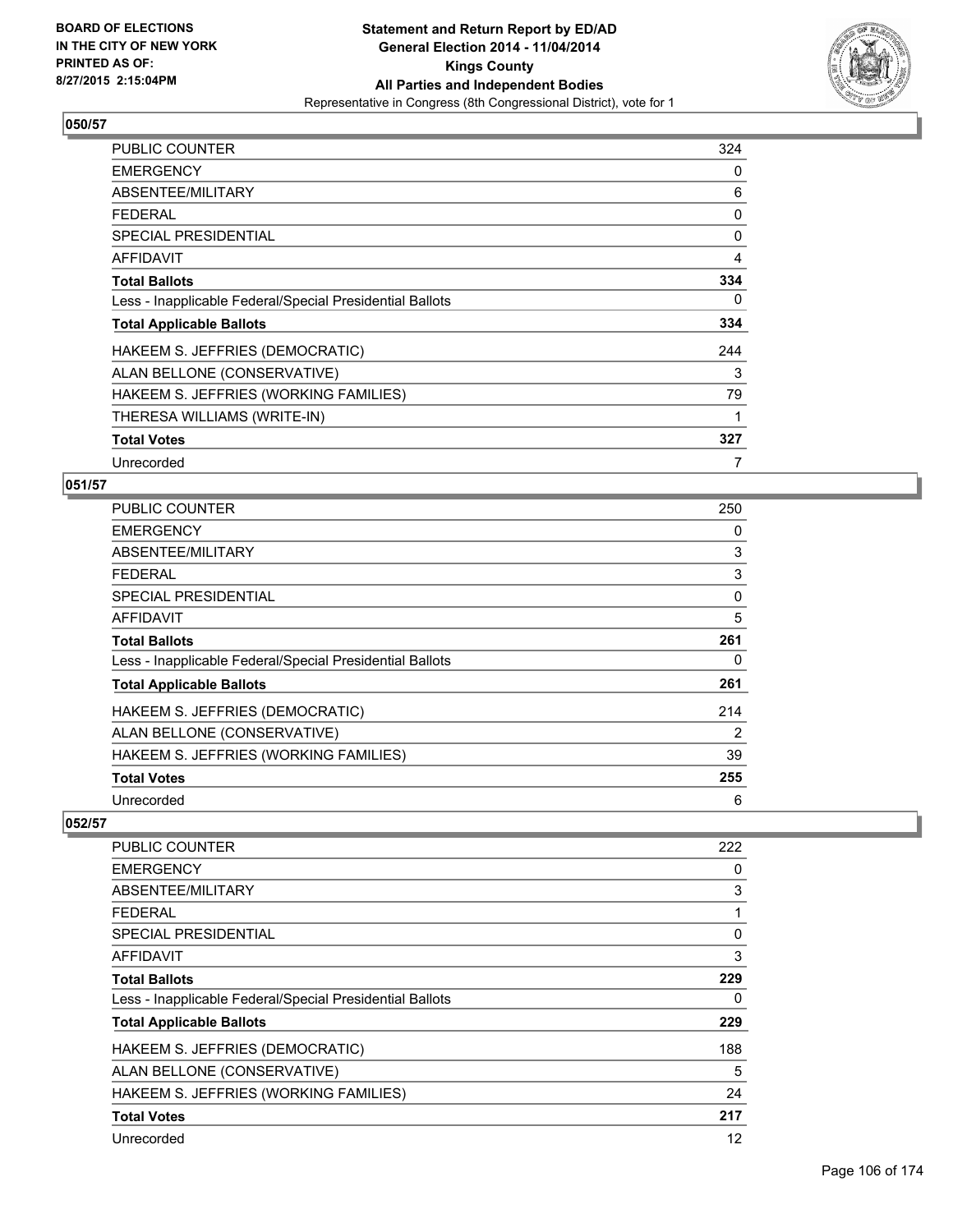**BOARD OF ELECTIONS IN THE CITY OF NEW YORK PRINTED AS OF: 8/27/2015 2:15:04PM**

**Statement and Return Report by ED/AD General Election 2014 - 11/04/2014 Kings County All Parties and Independent Bodies**

Representative in Congress (8th Congressional District), vote for 1

## 050/57

| | |
|---|---|
| PUBLIC COUNTER | 324 |
| EMERGENCY | 0 |
| ABSENTEE/MILITARY | 6 |
| FEDERAL | 0 |
| SPECIAL PRESIDENTIAL | 0 |
| AFFIDAVIT | 4 |
| **Total Ballots** | **334** |
| Less - Inapplicable Federal/Special Presidential Ballots | 0 |
| **Total Applicable Ballots** | **334** |
| HAKEEM S. JEFFRIES (DEMOCRATIC) | 244 |
| ALAN BELLONE (CONSERVATIVE) | 3 |
| HAKEEM S. JEFFRIES (WORKING FAMILIES) | 79 |
| THERESA WILLIAMS (WRITE-IN) | 1 |
| **Total Votes** | **327** |
| Unrecorded | 7 |

## 051/57

| | |
|---|---|
| PUBLIC COUNTER | 250 |
| EMERGENCY | 0 |
| ABSENTEE/MILITARY | 3 |
| FEDERAL | 3 |
| SPECIAL PRESIDENTIAL | 0 |
| AFFIDAVIT | 5 |
| **Total Ballots** | **261** |
| Less - Inapplicable Federal/Special Presidential Ballots | 0 |
| **Total Applicable Ballots** | **261** |
| HAKEEM S. JEFFRIES (DEMOCRATIC) | 214 |
| ALAN BELLONE (CONSERVATIVE) | 2 |
| HAKEEM S. JEFFRIES (WORKING FAMILIES) | 39 |
| **Total Votes** | **255** |
| Unrecorded | 6 |

## 052/57

| | |
|---|---|
| PUBLIC COUNTER | 222 |
| EMERGENCY | 0 |
| ABSENTEE/MILITARY | 3 |
| FEDERAL | 1 |
| SPECIAL PRESIDENTIAL | 0 |
| AFFIDAVIT | 3 |
| **Total Ballots** | **229** |
| Less - Inapplicable Federal/Special Presidential Ballots | 0 |
| **Total Applicable Ballots** | **229** |
| HAKEEM S. JEFFRIES (DEMOCRATIC) | 188 |
| ALAN BELLONE (CONSERVATIVE) | 5 |
| HAKEEM S. JEFFRIES (WORKING FAMILIES) | 24 |
| **Total Votes** | **217** |
| Unrecorded | 12 |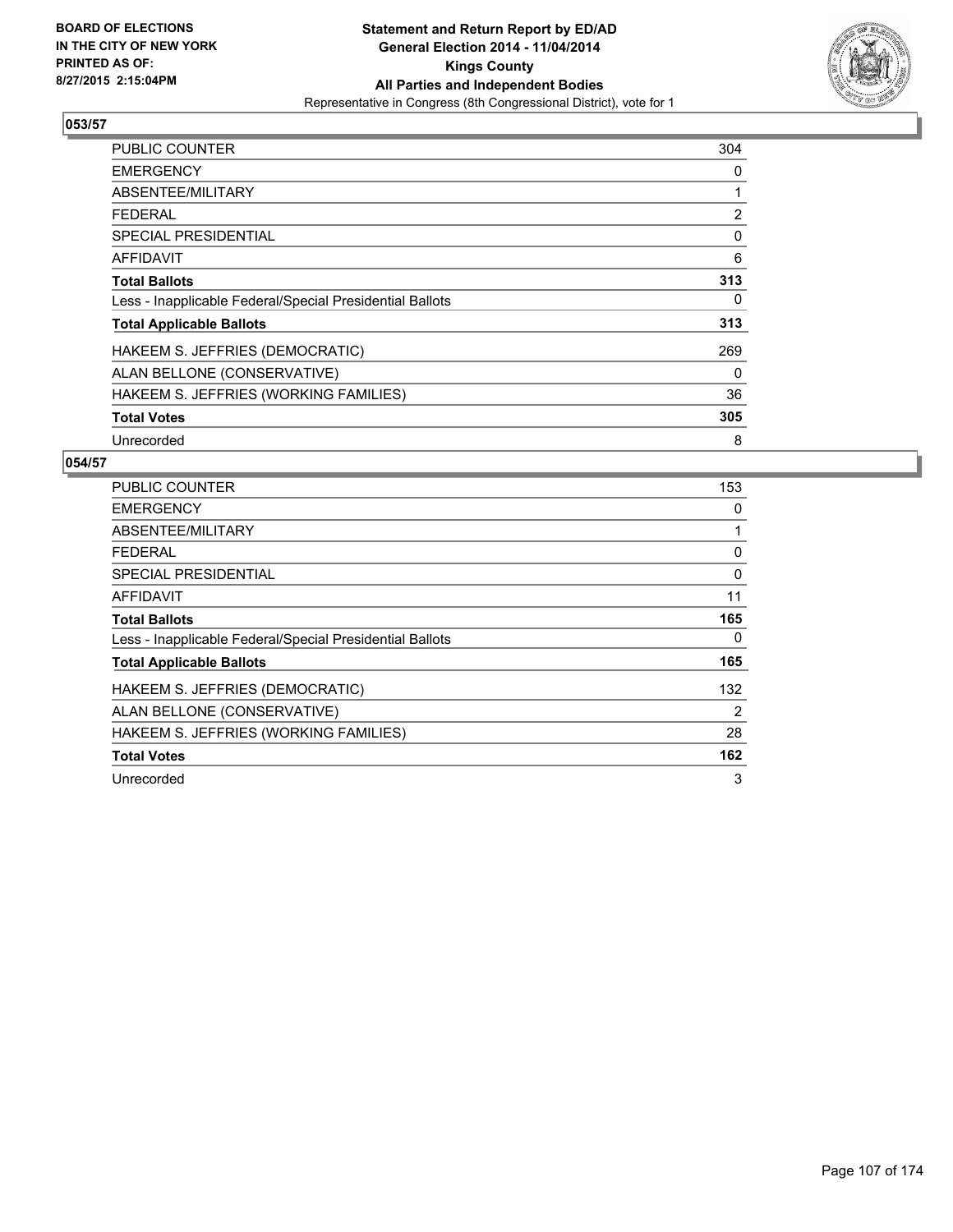BOARD OF ELECTIONS
IN THE CITY OF NEW YORK
PRINTED AS OF:
8/27/2015 2:15:04PM

**Statement and Return Report by ED/AD**
**General Election 2014 - 11/04/2014**
**Kings County**
**All Parties and Independent Bodies**
Representative in Congress (8th Congressional District), vote for 1

## 053/57

| | |
|---|---|
| PUBLIC COUNTER | 304 |
| EMERGENCY | 0 |
| ABSENTEE/MILITARY | 1 |
| FEDERAL | 2 |
| SPECIAL PRESIDENTIAL | 0 |
| AFFIDAVIT | 6 |
| **Total Ballots** | **313** |
| Less - Inapplicable Federal/Special Presidential Ballots | 0 |
| **Total Applicable Ballots** | **313** |
| HAKEEM S. JEFFRIES (DEMOCRATIC) | 269 |
| ALAN BELLONE (CONSERVATIVE) | 0 |
| HAKEEM S. JEFFRIES (WORKING FAMILIES) | 36 |
| **Total Votes** | **305** |
| Unrecorded | 8 |

## 054/57

| | |
|---|---|
| PUBLIC COUNTER | 153 |
| EMERGENCY | 0 |
| ABSENTEE/MILITARY | 1 |
| FEDERAL | 0 |
| SPECIAL PRESIDENTIAL | 0 |
| AFFIDAVIT | 11 |
| **Total Ballots** | **165** |
| Less - Inapplicable Federal/Special Presidential Ballots | 0 |
| **Total Applicable Ballots** | **165** |
| HAKEEM S. JEFFRIES (DEMOCRATIC) | 132 |
| ALAN BELLONE (CONSERVATIVE) | 2 |
| HAKEEM S. JEFFRIES (WORKING FAMILIES) | 28 |
| **Total Votes** | **162** |
| Unrecorded | 3 |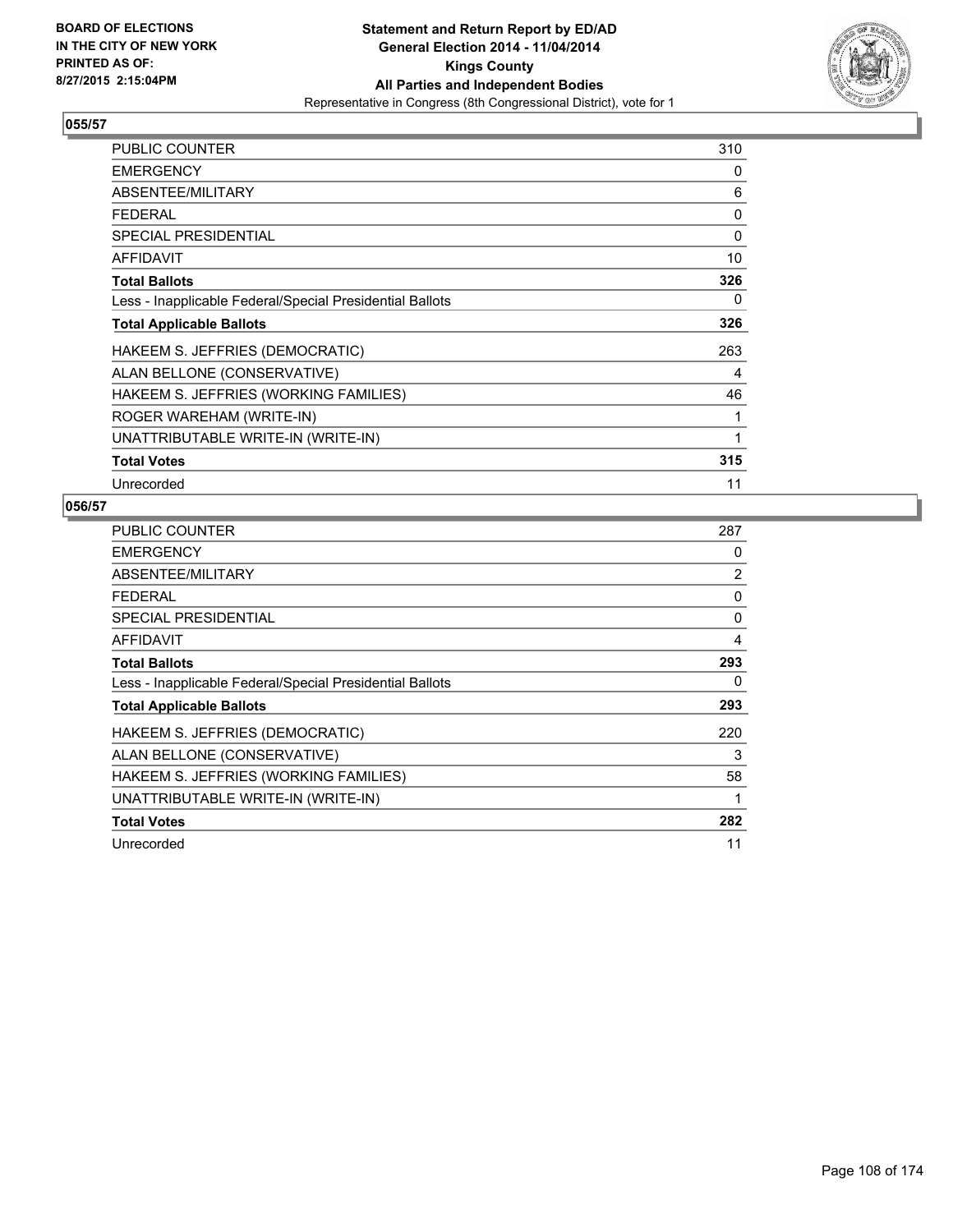BOARD OF ELECTIONS
IN THE CITY OF NEW YORK
PRINTED AS OF:
8/27/2015 2:15:04PM

**Statement and Return Report by ED/AD**
**General Election 2014 - 11/04/2014**
**Kings County**
**All Parties and Independent Bodies**
Representative in Congress (8th Congressional District), vote for 1

### 055/57

| | |
|---|---|
| PUBLIC COUNTER | 310 |
| EMERGENCY | 0 |
| ABSENTEE/MILITARY | 6 |
| FEDERAL | 0 |
| SPECIAL PRESIDENTIAL | 0 |
| AFFIDAVIT | 10 |
| **Total Ballots** | **326** |
| Less - Inapplicable Federal/Special Presidential Ballots | 0 |
| **Total Applicable Ballots** | **326** |
| HAKEEM S. JEFFRIES (DEMOCRATIC) | 263 |
| ALAN BELLONE (CONSERVATIVE) | 4 |
| HAKEEM S. JEFFRIES (WORKING FAMILIES) | 46 |
| ROGER WAREHAM (WRITE-IN) | 1 |
| UNATTRIBUTABLE WRITE-IN (WRITE-IN) | 1 |
| **Total Votes** | **315** |
| Unrecorded | 11 |

### 056/57

| | |
|---|---|
| PUBLIC COUNTER | 287 |
| EMERGENCY | 0 |
| ABSENTEE/MILITARY | 2 |
| FEDERAL | 0 |
| SPECIAL PRESIDENTIAL | 0 |
| AFFIDAVIT | 4 |
| **Total Ballots** | **293** |
| Less - Inapplicable Federal/Special Presidential Ballots | 0 |
| **Total Applicable Ballots** | **293** |
| HAKEEM S. JEFFRIES (DEMOCRATIC) | 220 |
| ALAN BELLONE (CONSERVATIVE) | 3 |
| HAKEEM S. JEFFRIES (WORKING FAMILIES) | 58 |
| UNATTRIBUTABLE WRITE-IN (WRITE-IN) | 1 |
| **Total Votes** | **282** |
| Unrecorded | 11 |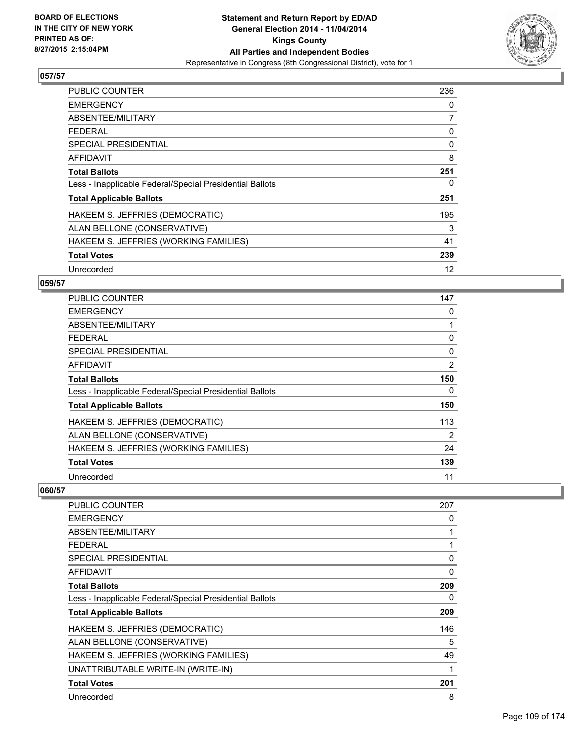Statement and Return Report by ED/AD
General Election 2014 - 11/04/2014
Kings County
All Parties and Independent Bodies
Representative in Congress (8th Congressional District), vote for 1

BOARD OF ELECTIONS IN THE CITY OF NEW YORK PRINTED AS OF: 8/27/2015 2:15:04PM

## 057/57

| | |
|---|---|
| PUBLIC COUNTER | 236 |
| EMERGENCY | 0 |
| ABSENTEE/MILITARY | 7 |
| FEDERAL | 0 |
| SPECIAL PRESIDENTIAL | 0 |
| AFFIDAVIT | 8 |
| **Total Ballots** | **251** |
| Less - Inapplicable Federal/Special Presidential Ballots | 0 |
| **Total Applicable Ballots** | **251** |
| HAKEEM S. JEFFRIES (DEMOCRATIC) | 195 |
| ALAN BELLONE (CONSERVATIVE) | 3 |
| HAKEEM S. JEFFRIES (WORKING FAMILIES) | 41 |
| **Total Votes** | **239** |
| Unrecorded | 12 |

## 059/57

| | |
|---|---|
| PUBLIC COUNTER | 147 |
| EMERGENCY | 0 |
| ABSENTEE/MILITARY | 1 |
| FEDERAL | 0 |
| SPECIAL PRESIDENTIAL | 0 |
| AFFIDAVIT | 2 |
| **Total Ballots** | **150** |
| Less - Inapplicable Federal/Special Presidential Ballots | 0 |
| **Total Applicable Ballots** | **150** |
| HAKEEM S. JEFFRIES (DEMOCRATIC) | 113 |
| ALAN BELLONE (CONSERVATIVE) | 2 |
| HAKEEM S. JEFFRIES (WORKING FAMILIES) | 24 |
| **Total Votes** | **139** |
| Unrecorded | 11 |

## 060/57

| | |
|---|---|
| PUBLIC COUNTER | 207 |
| EMERGENCY | 0 |
| ABSENTEE/MILITARY | 1 |
| FEDERAL | 1 |
| SPECIAL PRESIDENTIAL | 0 |
| AFFIDAVIT | 0 |
| **Total Ballots** | **209** |
| Less - Inapplicable Federal/Special Presidential Ballots | 0 |
| **Total Applicable Ballots** | **209** |
| HAKEEM S. JEFFRIES (DEMOCRATIC) | 146 |
| ALAN BELLONE (CONSERVATIVE) | 5 |
| HAKEEM S. JEFFRIES (WORKING FAMILIES) | 49 |
| UNATTRIBUTABLE WRITE-IN (WRITE-IN) | 1 |
| **Total Votes** | **201** |
| Unrecorded | 8 |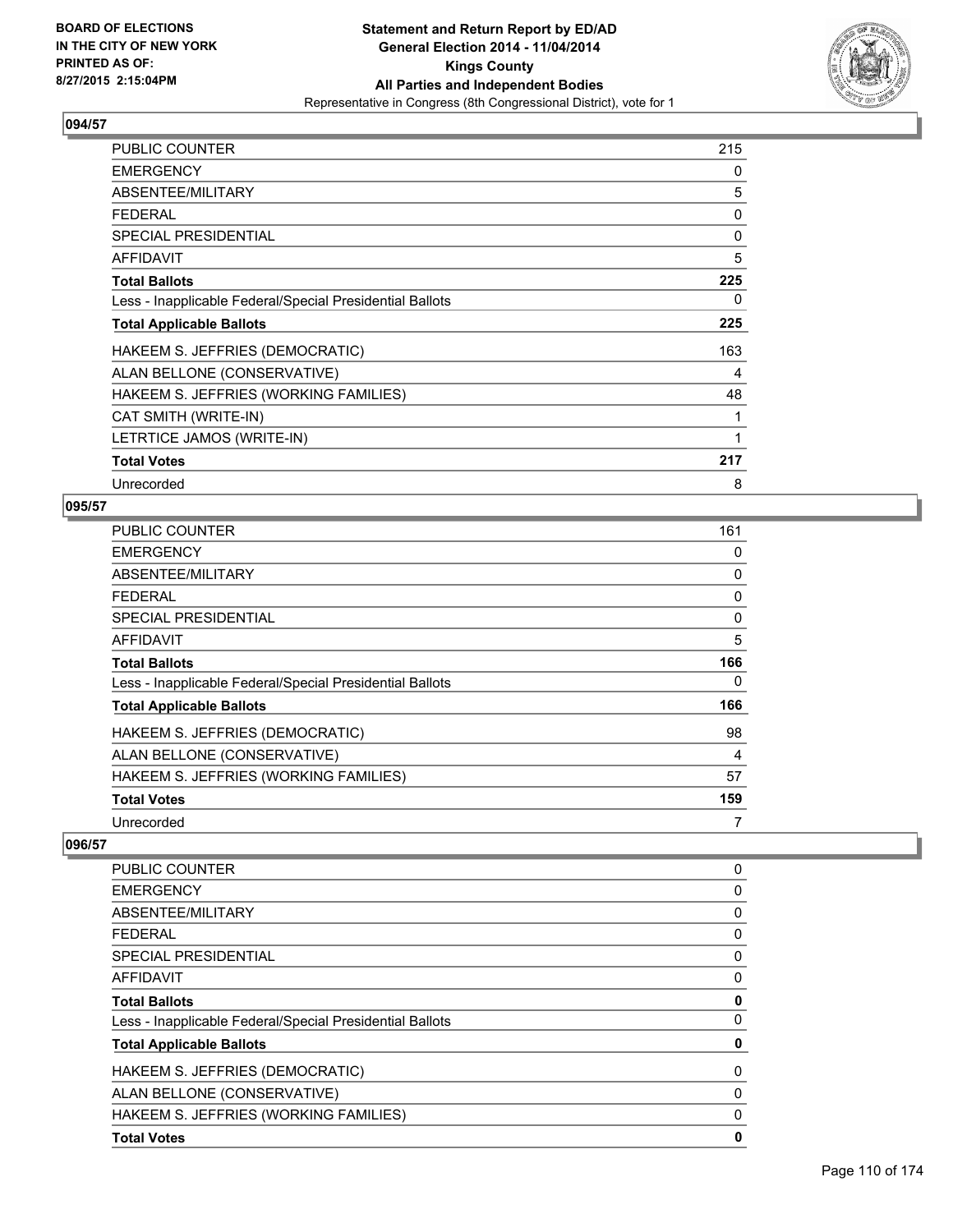### 094/57

| | |
|---|---|
| PUBLIC COUNTER | 215 |
| EMERGENCY | 0 |
| ABSENTEE/MILITARY | 5 |
| FEDERAL | 0 |
| SPECIAL PRESIDENTIAL | 0 |
| AFFIDAVIT | 5 |
| **Total Ballots** | **225** |
| Less - Inapplicable Federal/Special Presidential Ballots | 0 |
| **Total Applicable Ballots** | **225** |
| HAKEEM S. JEFFRIES (DEMOCRATIC) | 163 |
| ALAN BELLONE (CONSERVATIVE) | 4 |
| HAKEEM S. JEFFRIES (WORKING FAMILIES) | 48 |
| CAT SMITH (WRITE-IN) | 1 |
| LETRTICE JAMOS (WRITE-IN) | 1 |
| **Total Votes** | **217** |
| Unrecorded | 8 |

### 095/57

| | |
|---|---|
| PUBLIC COUNTER | 161 |
| EMERGENCY | 0 |
| ABSENTEE/MILITARY | 0 |
| FEDERAL | 0 |
| SPECIAL PRESIDENTIAL | 0 |
| AFFIDAVIT | 5 |
| **Total Ballots** | **166** |
| Less - Inapplicable Federal/Special Presidential Ballots | 0 |
| **Total Applicable Ballots** | **166** |
| HAKEEM S. JEFFRIES (DEMOCRATIC) | 98 |
| ALAN BELLONE (CONSERVATIVE) | 4 |
| HAKEEM S. JEFFRIES (WORKING FAMILIES) | 57 |
| **Total Votes** | **159** |
| Unrecorded | 7 |

### 096/57

| | |
|---|---|
| PUBLIC COUNTER | 0 |
| EMERGENCY | 0 |
| ABSENTEE/MILITARY | 0 |
| FEDERAL | 0 |
| SPECIAL PRESIDENTIAL | 0 |
| AFFIDAVIT | 0 |
| **Total Ballots** | **0** |
| Less - Inapplicable Federal/Special Presidential Ballots | 0 |
| **Total Applicable Ballots** | **0** |
| HAKEEM S. JEFFRIES (DEMOCRATIC) | 0 |
| ALAN BELLONE (CONSERVATIVE) | 0 |
| HAKEEM S. JEFFRIES (WORKING FAMILIES) | 0 |
| **Total Votes** | **0** |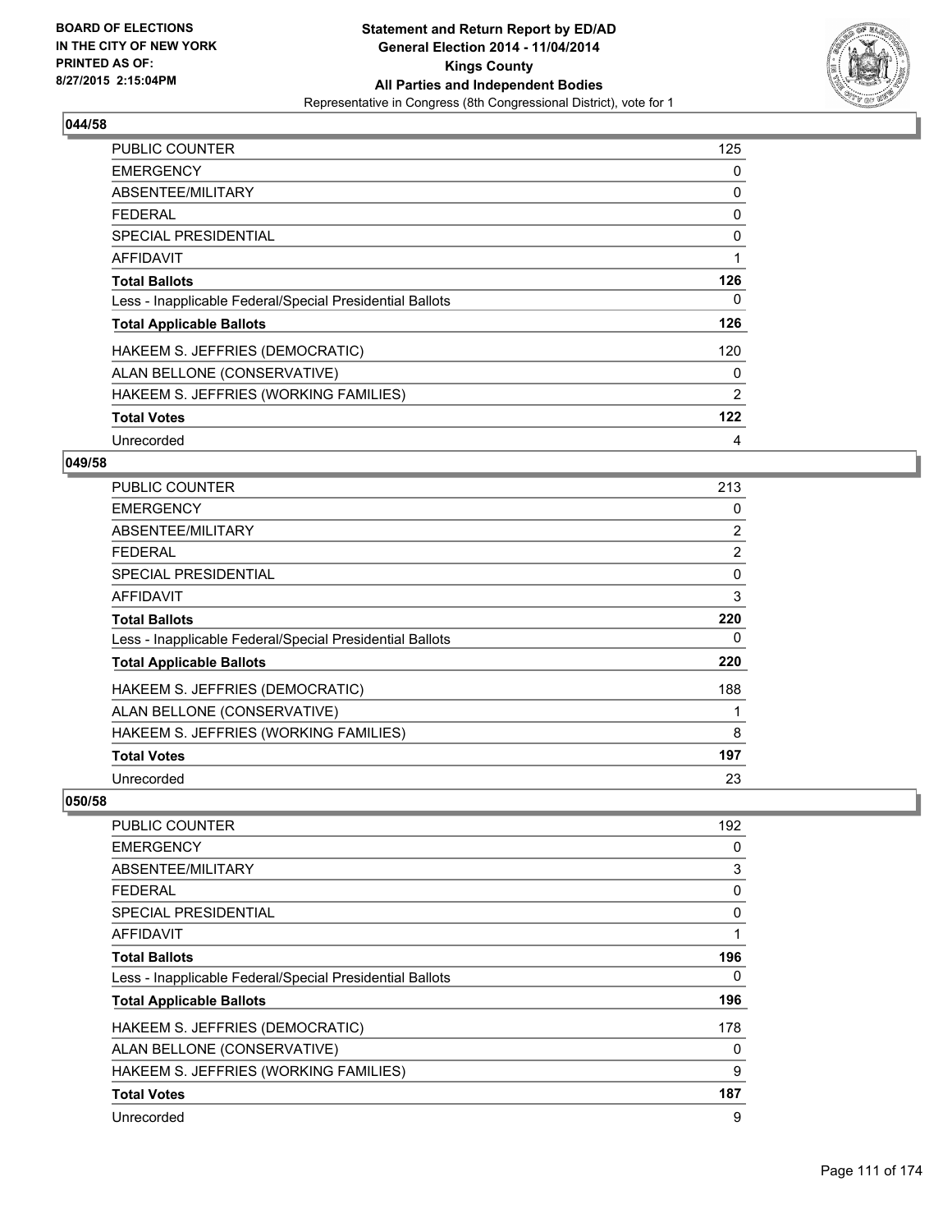## 044/58

| | |
|---|---|
| PUBLIC COUNTER | 125 |
| EMERGENCY | 0 |
| ABSENTEE/MILITARY | 0 |
| FEDERAL | 0 |
| SPECIAL PRESIDENTIAL | 0 |
| AFFIDAVIT | 1 |
| **Total Ballots** | **126** |
| Less - Inapplicable Federal/Special Presidential Ballots | 0 |
| **Total Applicable Ballots** | **126** |
| HAKEEM S. JEFFRIES (DEMOCRATIC) | 120 |
| ALAN BELLONE (CONSERVATIVE) | 0 |
| HAKEEM S. JEFFRIES (WORKING FAMILIES) | 2 |
| **Total Votes** | **122** |
| Unrecorded | 4 |

## 049/58

| | |
|---|---|
| PUBLIC COUNTER | 213 |
| EMERGENCY | 0 |
| ABSENTEE/MILITARY | 2 |
| FEDERAL | 2 |
| SPECIAL PRESIDENTIAL | 0 |
| AFFIDAVIT | 3 |
| **Total Ballots** | **220** |
| Less - Inapplicable Federal/Special Presidential Ballots | 0 |
| **Total Applicable Ballots** | **220** |
| HAKEEM S. JEFFRIES (DEMOCRATIC) | 188 |
| ALAN BELLONE (CONSERVATIVE) | 1 |
| HAKEEM S. JEFFRIES (WORKING FAMILIES) | 8 |
| **Total Votes** | **197** |
| Unrecorded | 23 |

## 050/58

| | |
|---|---|
| PUBLIC COUNTER | 192 |
| EMERGENCY | 0 |
| ABSENTEE/MILITARY | 3 |
| FEDERAL | 0 |
| SPECIAL PRESIDENTIAL | 0 |
| AFFIDAVIT | 1 |
| **Total Ballots** | **196** |
| Less - Inapplicable Federal/Special Presidential Ballots | 0 |
| **Total Applicable Ballots** | **196** |
| HAKEEM S. JEFFRIES (DEMOCRATIC) | 178 |
| ALAN BELLONE (CONSERVATIVE) | 0 |
| HAKEEM S. JEFFRIES (WORKING FAMILIES) | 9 |
| **Total Votes** | **187** |
| Unrecorded | 9 |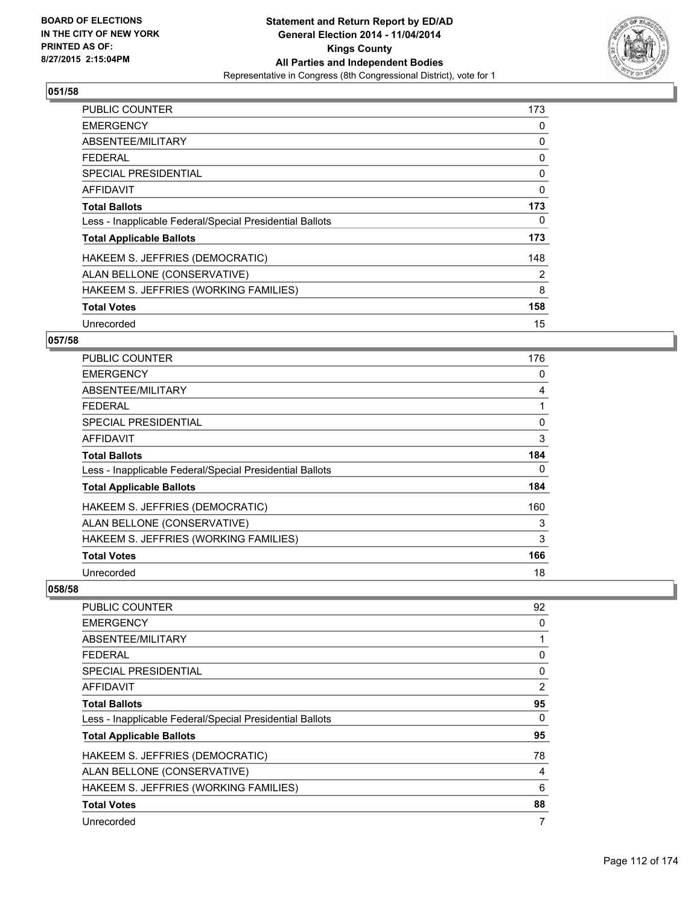Statement and Return Report by ED/AD
General Election 2014 - 11/04/2014
Kings County
All Parties and Independent Bodies
Representative in Congress (8th Congressional District), vote for 1

BOARD OF ELECTIONS
IN THE CITY OF NEW YORK
PRINTED AS OF:
8/27/2015 2:15:04PM

## 051/58

| | |
|---|---|
| PUBLIC COUNTER | 173 |
| EMERGENCY | 0 |
| ABSENTEE/MILITARY | 0 |
| FEDERAL | 0 |
| SPECIAL PRESIDENTIAL | 0 |
| AFFIDAVIT | 0 |
| **Total Ballots** | **173** |
| Less - Inapplicable Federal/Special Presidential Ballots | 0 |
| **Total Applicable Ballots** | **173** |
| HAKEEM S. JEFFRIES (DEMOCRATIC) | 148 |
| ALAN BELLONE (CONSERVATIVE) | 2 |
| HAKEEM S. JEFFRIES (WORKING FAMILIES) | 8 |
| **Total Votes** | **158** |
| Unrecorded | 15 |

## 057/58

| | |
|---|---|
| PUBLIC COUNTER | 176 |
| EMERGENCY | 0 |
| ABSENTEE/MILITARY | 4 |
| FEDERAL | 1 |
| SPECIAL PRESIDENTIAL | 0 |
| AFFIDAVIT | 3 |
| **Total Ballots** | **184** |
| Less - Inapplicable Federal/Special Presidential Ballots | 0 |
| **Total Applicable Ballots** | **184** |
| HAKEEM S. JEFFRIES (DEMOCRATIC) | 160 |
| ALAN BELLONE (CONSERVATIVE) | 3 |
| HAKEEM S. JEFFRIES (WORKING FAMILIES) | 3 |
| **Total Votes** | **166** |
| Unrecorded | 18 |

## 058/58

| | |
|---|---|
| PUBLIC COUNTER | 92 |
| EMERGENCY | 0 |
| ABSENTEE/MILITARY | 1 |
| FEDERAL | 0 |
| SPECIAL PRESIDENTIAL | 0 |
| AFFIDAVIT | 2 |
| **Total Ballots** | **95** |
| Less - Inapplicable Federal/Special Presidential Ballots | 0 |
| **Total Applicable Ballots** | **95** |
| HAKEEM S. JEFFRIES (DEMOCRATIC) | 78 |
| ALAN BELLONE (CONSERVATIVE) | 4 |
| HAKEEM S. JEFFRIES (WORKING FAMILIES) | 6 |
| **Total Votes** | **88** |
| Unrecorded | 7 |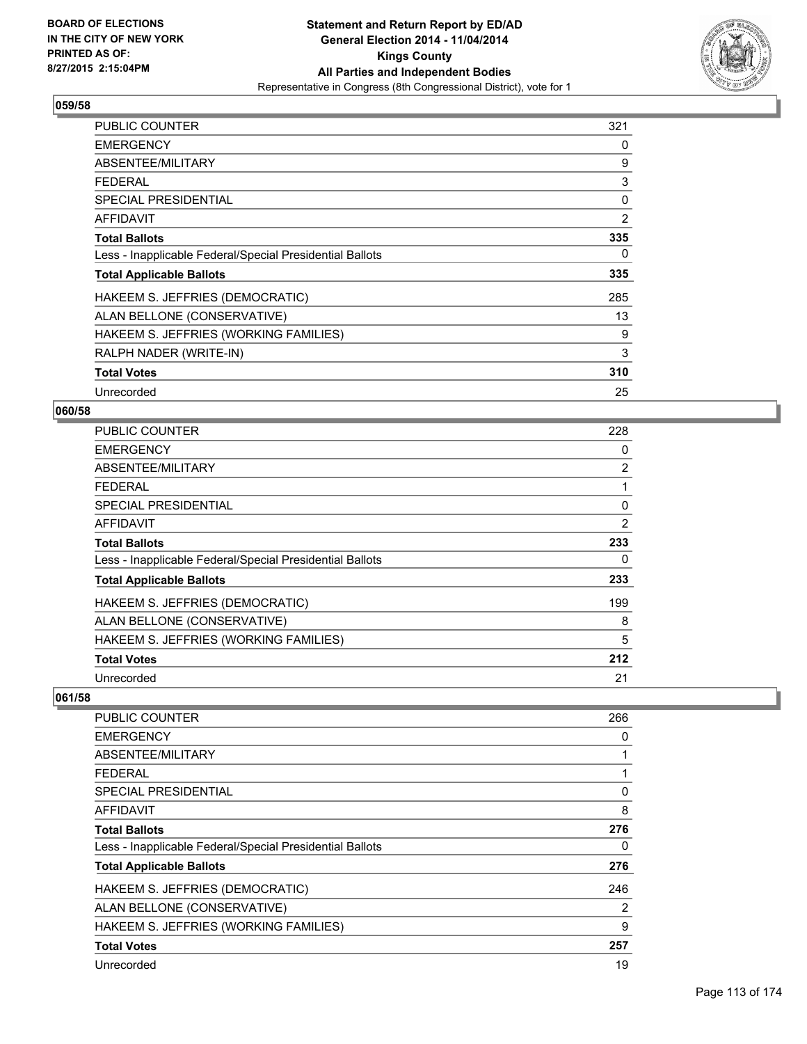BOARD OF ELECTIONS
IN THE CITY OF NEW YORK
PRINTED AS OF:
8/27/2015 2:15:04PM

**Statement and Return Report by ED/AD**
**General Election 2014 - 11/04/2014**
**Kings County**
**All Parties and Independent Bodies**
Representative in Congress (8th Congressional District), vote for 1

### 059/58

| | |
|---|---|
| PUBLIC COUNTER | 321 |
| EMERGENCY | 0 |
| ABSENTEE/MILITARY | 9 |
| FEDERAL | 3 |
| SPECIAL PRESIDENTIAL | 0 |
| AFFIDAVIT | 2 |
| **Total Ballots** | **335** |
| Less - Inapplicable Federal/Special Presidential Ballots | 0 |
| **Total Applicable Ballots** | **335** |
| HAKEEM S. JEFFRIES (DEMOCRATIC) | 285 |
| ALAN BELLONE (CONSERVATIVE) | 13 |
| HAKEEM S. JEFFRIES (WORKING FAMILIES) | 9 |
| RALPH NADER (WRITE-IN) | 3 |
| **Total Votes** | **310** |
| Unrecorded | 25 |

### 060/58

| | |
|---|---|
| PUBLIC COUNTER | 228 |
| EMERGENCY | 0 |
| ABSENTEE/MILITARY | 2 |
| FEDERAL | 1 |
| SPECIAL PRESIDENTIAL | 0 |
| AFFIDAVIT | 2 |
| **Total Ballots** | **233** |
| Less - Inapplicable Federal/Special Presidential Ballots | 0 |
| **Total Applicable Ballots** | **233** |
| HAKEEM S. JEFFRIES (DEMOCRATIC) | 199 |
| ALAN BELLONE (CONSERVATIVE) | 8 |
| HAKEEM S. JEFFRIES (WORKING FAMILIES) | 5 |
| **Total Votes** | **212** |
| Unrecorded | 21 |

### 061/58

| | |
|---|---|
| PUBLIC COUNTER | 266 |
| EMERGENCY | 0 |
| ABSENTEE/MILITARY | 1 |
| FEDERAL | 1 |
| SPECIAL PRESIDENTIAL | 0 |
| AFFIDAVIT | 8 |
| **Total Ballots** | **276** |
| Less - Inapplicable Federal/Special Presidential Ballots | 0 |
| **Total Applicable Ballots** | **276** |
| HAKEEM S. JEFFRIES (DEMOCRATIC) | 246 |
| ALAN BELLONE (CONSERVATIVE) | 2 |
| HAKEEM S. JEFFRIES (WORKING FAMILIES) | 9 |
| **Total Votes** | **257** |
| Unrecorded | 19 |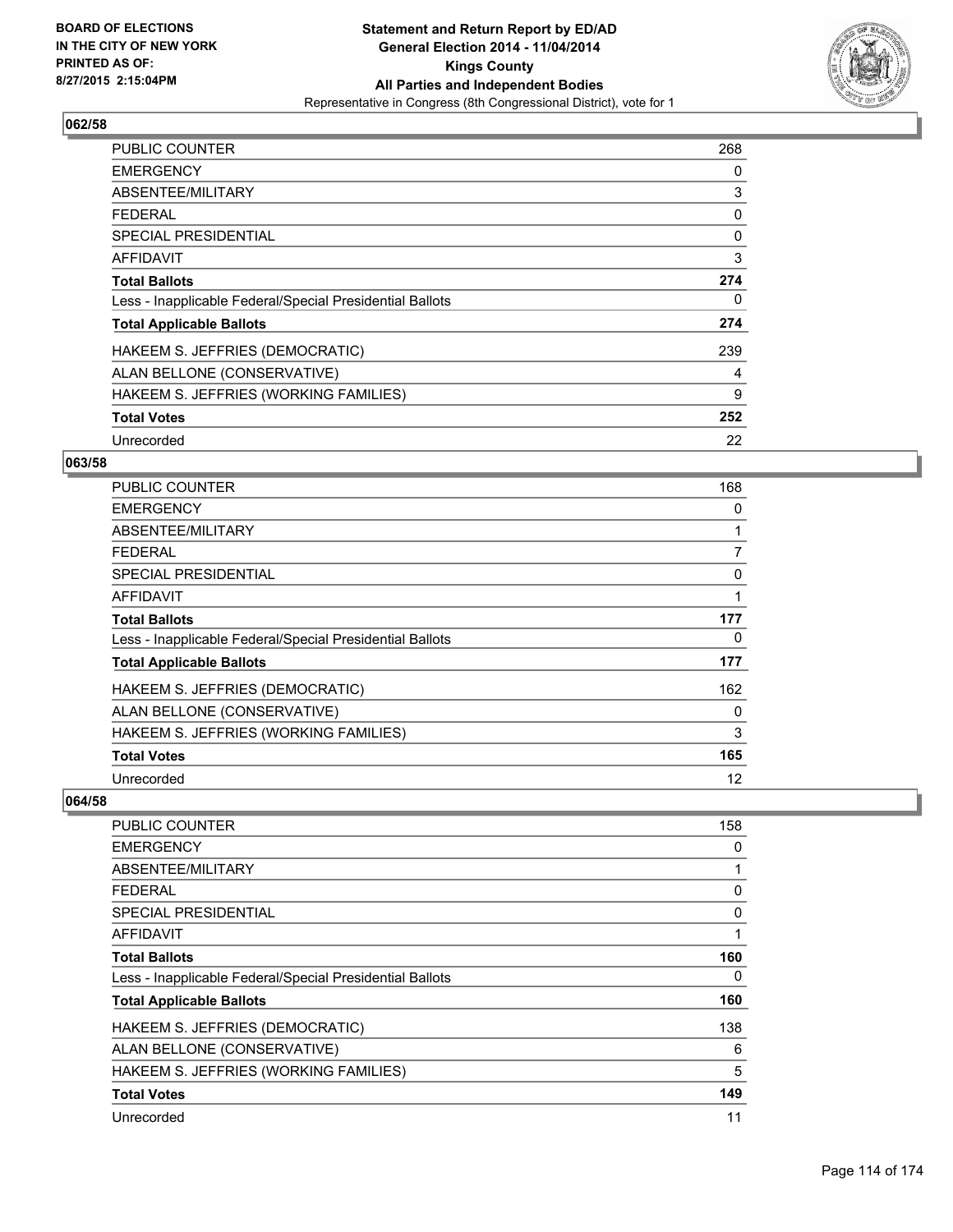### 062/58

| | |
|---|---|
| PUBLIC COUNTER | 268 |
| EMERGENCY | 0 |
| ABSENTEE/MILITARY | 3 |
| FEDERAL | 0 |
| SPECIAL PRESIDENTIAL | 0 |
| AFFIDAVIT | 3 |
| **Total Ballots** | **274** |
| Less - Inapplicable Federal/Special Presidential Ballots | 0 |
| **Total Applicable Ballots** | **274** |
| HAKEEM S. JEFFRIES (DEMOCRATIC) | 239 |
| ALAN BELLONE (CONSERVATIVE) | 4 |
| HAKEEM S. JEFFRIES (WORKING FAMILIES) | 9 |
| **Total Votes** | **252** |
| Unrecorded | 22 |

### 063/58

| | |
|---|---|
| PUBLIC COUNTER | 168 |
| EMERGENCY | 0 |
| ABSENTEE/MILITARY | 1 |
| FEDERAL | 7 |
| SPECIAL PRESIDENTIAL | 0 |
| AFFIDAVIT | 1 |
| **Total Ballots** | **177** |
| Less - Inapplicable Federal/Special Presidential Ballots | 0 |
| **Total Applicable Ballots** | **177** |
| HAKEEM S. JEFFRIES (DEMOCRATIC) | 162 |
| ALAN BELLONE (CONSERVATIVE) | 0 |
| HAKEEM S. JEFFRIES (WORKING FAMILIES) | 3 |
| **Total Votes** | **165** |
| Unrecorded | 12 |

### 064/58

| | |
|---|---|
| PUBLIC COUNTER | 158 |
| EMERGENCY | 0 |
| ABSENTEE/MILITARY | 1 |
| FEDERAL | 0 |
| SPECIAL PRESIDENTIAL | 0 |
| AFFIDAVIT | 1 |
| **Total Ballots** | **160** |
| Less - Inapplicable Federal/Special Presidential Ballots | 0 |
| **Total Applicable Ballots** | **160** |
| HAKEEM S. JEFFRIES (DEMOCRATIC) | 138 |
| ALAN BELLONE (CONSERVATIVE) | 6 |
| HAKEEM S. JEFFRIES (WORKING FAMILIES) | 5 |
| **Total Votes** | **149** |
| Unrecorded | 11 |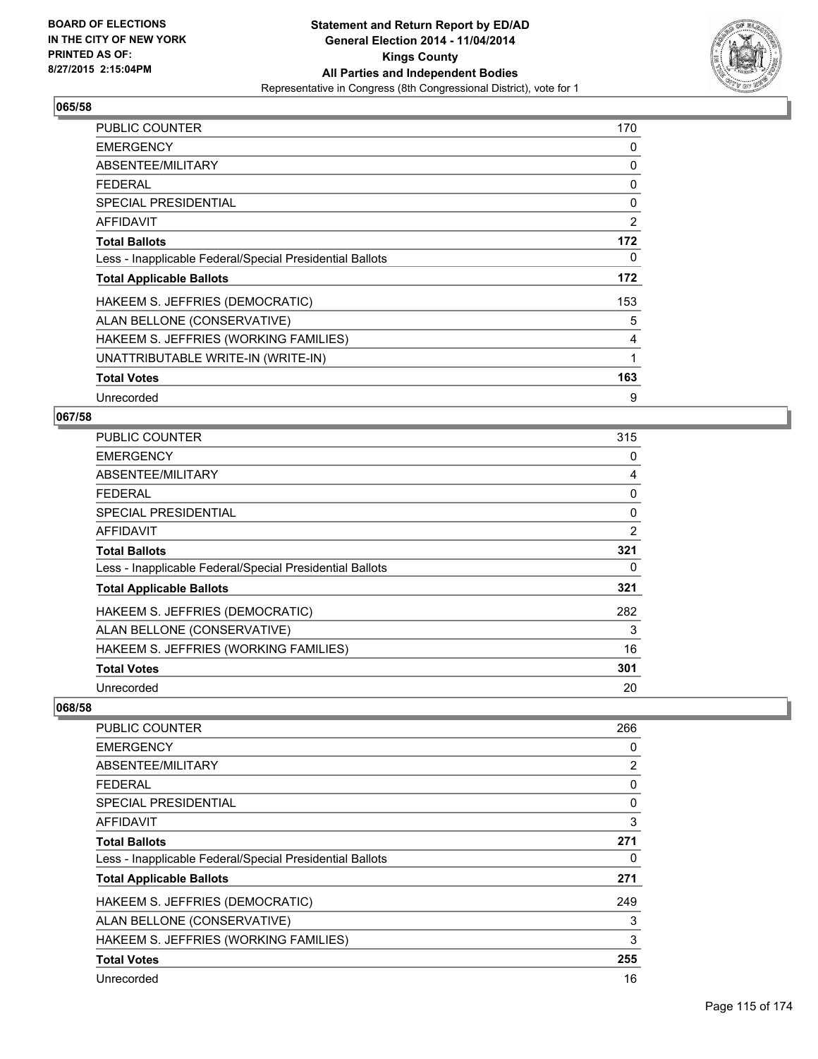**Statement and Return Report by ED/AD**
**General Election 2014 - 11/04/2014**
**Kings County**
**All Parties and Independent Bodies**
Representative in Congress (8th Congressional District), vote for 1

BOARD OF ELECTIONS
IN THE CITY OF NEW YORK
PRINTED AS OF:
8/27/2015 2:15:04PM

## 065/58

| | |
|---|---|
| PUBLIC COUNTER | 170 |
| EMERGENCY | 0 |
| ABSENTEE/MILITARY | 0 |
| FEDERAL | 0 |
| SPECIAL PRESIDENTIAL | 0 |
| AFFIDAVIT | 2 |
| **Total Ballots** | **172** |
| Less - Inapplicable Federal/Special Presidential Ballots | 0 |
| **Total Applicable Ballots** | **172** |
| HAKEEM S. JEFFRIES (DEMOCRATIC) | 153 |
| ALAN BELLONE (CONSERVATIVE) | 5 |
| HAKEEM S. JEFFRIES (WORKING FAMILIES) | 4 |
| UNATTRIBUTABLE WRITE-IN (WRITE-IN) | 1 |
| **Total Votes** | **163** |
| Unrecorded | 9 |

## 067/58

| | |
|---|---|
| PUBLIC COUNTER | 315 |
| EMERGENCY | 0 |
| ABSENTEE/MILITARY | 4 |
| FEDERAL | 0 |
| SPECIAL PRESIDENTIAL | 0 |
| AFFIDAVIT | 2 |
| **Total Ballots** | **321** |
| Less - Inapplicable Federal/Special Presidential Ballots | 0 |
| **Total Applicable Ballots** | **321** |
| HAKEEM S. JEFFRIES (DEMOCRATIC) | 282 |
| ALAN BELLONE (CONSERVATIVE) | 3 |
| HAKEEM S. JEFFRIES (WORKING FAMILIES) | 16 |
| **Total Votes** | **301** |
| Unrecorded | 20 |

## 068/58

| | |
|---|---|
| PUBLIC COUNTER | 266 |
| EMERGENCY | 0 |
| ABSENTEE/MILITARY | 2 |
| FEDERAL | 0 |
| SPECIAL PRESIDENTIAL | 0 |
| AFFIDAVIT | 3 |
| **Total Ballots** | **271** |
| Less - Inapplicable Federal/Special Presidential Ballots | 0 |
| **Total Applicable Ballots** | **271** |
| HAKEEM S. JEFFRIES (DEMOCRATIC) | 249 |
| ALAN BELLONE (CONSERVATIVE) | 3 |
| HAKEEM S. JEFFRIES (WORKING FAMILIES) | 3 |
| **Total Votes** | **255** |
| Unrecorded | 16 |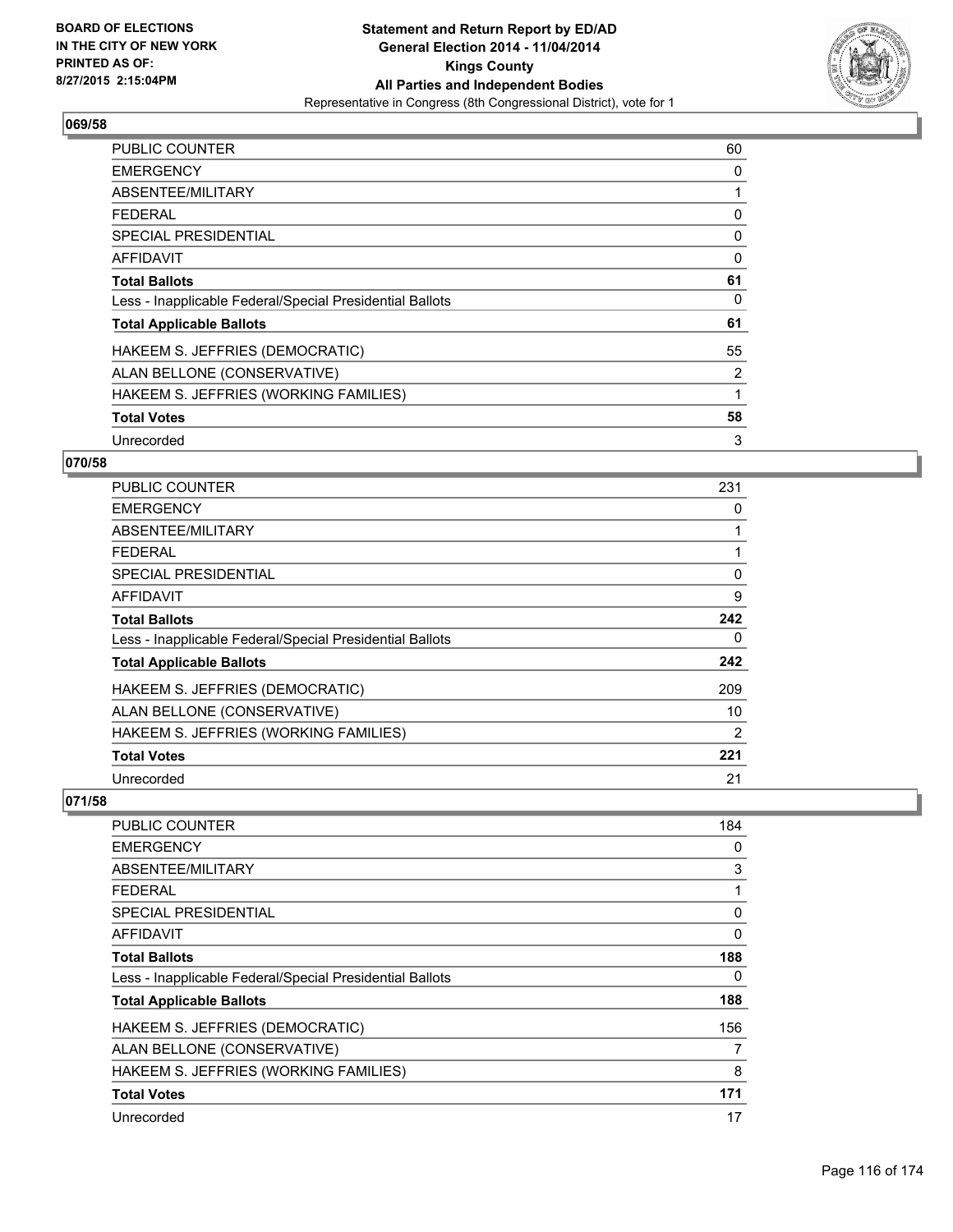## 069/58

| | |
|---|---|
| PUBLIC COUNTER | 60 |
| EMERGENCY | 0 |
| ABSENTEE/MILITARY | 1 |
| FEDERAL | 0 |
| SPECIAL PRESIDENTIAL | 0 |
| AFFIDAVIT | 0 |
| **Total Ballots** | **61** |
| Less - Inapplicable Federal/Special Presidential Ballots | 0 |
| **Total Applicable Ballots** | **61** |
| HAKEEM S. JEFFRIES (DEMOCRATIC) | 55 |
| ALAN BELLONE (CONSERVATIVE) | 2 |
| HAKEEM S. JEFFRIES (WORKING FAMILIES) | 1 |
| **Total Votes** | **58** |
| Unrecorded | 3 |

## 070/58

| | |
|---|---|
| PUBLIC COUNTER | 231 |
| EMERGENCY | 0 |
| ABSENTEE/MILITARY | 1 |
| FEDERAL | 1 |
| SPECIAL PRESIDENTIAL | 0 |
| AFFIDAVIT | 9 |
| **Total Ballots** | **242** |
| Less - Inapplicable Federal/Special Presidential Ballots | 0 |
| **Total Applicable Ballots** | **242** |
| HAKEEM S. JEFFRIES (DEMOCRATIC) | 209 |
| ALAN BELLONE (CONSERVATIVE) | 10 |
| HAKEEM S. JEFFRIES (WORKING FAMILIES) | 2 |
| **Total Votes** | **221** |
| Unrecorded | 21 |

## 071/58

| | |
|---|---|
| PUBLIC COUNTER | 184 |
| EMERGENCY | 0 |
| ABSENTEE/MILITARY | 3 |
| FEDERAL | 1 |
| SPECIAL PRESIDENTIAL | 0 |
| AFFIDAVIT | 0 |
| **Total Ballots** | **188** |
| Less - Inapplicable Federal/Special Presidential Ballots | 0 |
| **Total Applicable Ballots** | **188** |
| HAKEEM S. JEFFRIES (DEMOCRATIC) | 156 |
| ALAN BELLONE (CONSERVATIVE) | 7 |
| HAKEEM S. JEFFRIES (WORKING FAMILIES) | 8 |
| **Total Votes** | **171** |
| Unrecorded | 17 |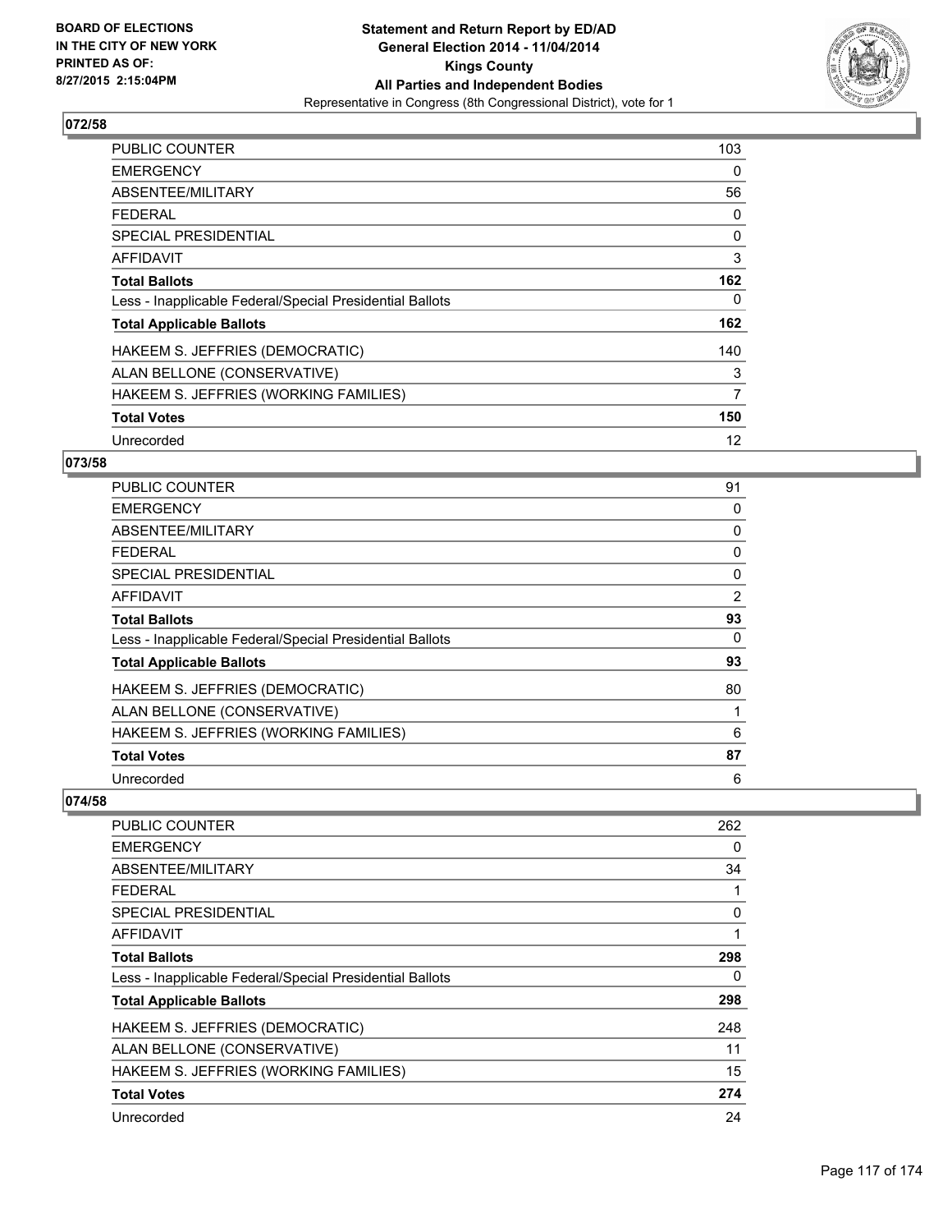**Statement and Return Report by ED/AD**
**General Election 2014 - 11/04/2014**
**Kings County**
**All Parties and Independent Bodies**
Representative in Congress (8th Congressional District), vote for 1

BOARD OF ELECTIONS
IN THE CITY OF NEW YORK
PRINTED AS OF:
8/27/2015 2:15:04PM

## 072/58

| | |
|---|---|
| PUBLIC COUNTER | 103 |
| EMERGENCY | 0 |
| ABSENTEE/MILITARY | 56 |
| FEDERAL | 0 |
| SPECIAL PRESIDENTIAL | 0 |
| AFFIDAVIT | 3 |
| **Total Ballots** | **162** |
| Less - Inapplicable Federal/Special Presidential Ballots | 0 |
| **Total Applicable Ballots** | **162** |
| HAKEEM S. JEFFRIES (DEMOCRATIC) | 140 |
| ALAN BELLONE (CONSERVATIVE) | 3 |
| HAKEEM S. JEFFRIES (WORKING FAMILIES) | 7 |
| **Total Votes** | **150** |
| Unrecorded | 12 |

## 073/58

| | |
|---|---|
| PUBLIC COUNTER | 91 |
| EMERGENCY | 0 |
| ABSENTEE/MILITARY | 0 |
| FEDERAL | 0 |
| SPECIAL PRESIDENTIAL | 0 |
| AFFIDAVIT | 2 |
| **Total Ballots** | **93** |
| Less - Inapplicable Federal/Special Presidential Ballots | 0 |
| **Total Applicable Ballots** | **93** |
| HAKEEM S. JEFFRIES (DEMOCRATIC) | 80 |
| ALAN BELLONE (CONSERVATIVE) | 1 |
| HAKEEM S. JEFFRIES (WORKING FAMILIES) | 6 |
| **Total Votes** | **87** |
| Unrecorded | 6 |

## 074/58

| | |
|---|---|
| PUBLIC COUNTER | 262 |
| EMERGENCY | 0 |
| ABSENTEE/MILITARY | 34 |
| FEDERAL | 1 |
| SPECIAL PRESIDENTIAL | 0 |
| AFFIDAVIT | 1 |
| **Total Ballots** | **298** |
| Less - Inapplicable Federal/Special Presidential Ballots | 0 |
| **Total Applicable Ballots** | **298** |
| HAKEEM S. JEFFRIES (DEMOCRATIC) | 248 |
| ALAN BELLONE (CONSERVATIVE) | 11 |
| HAKEEM S. JEFFRIES (WORKING FAMILIES) | 15 |
| **Total Votes** | **274** |
| Unrecorded | 24 |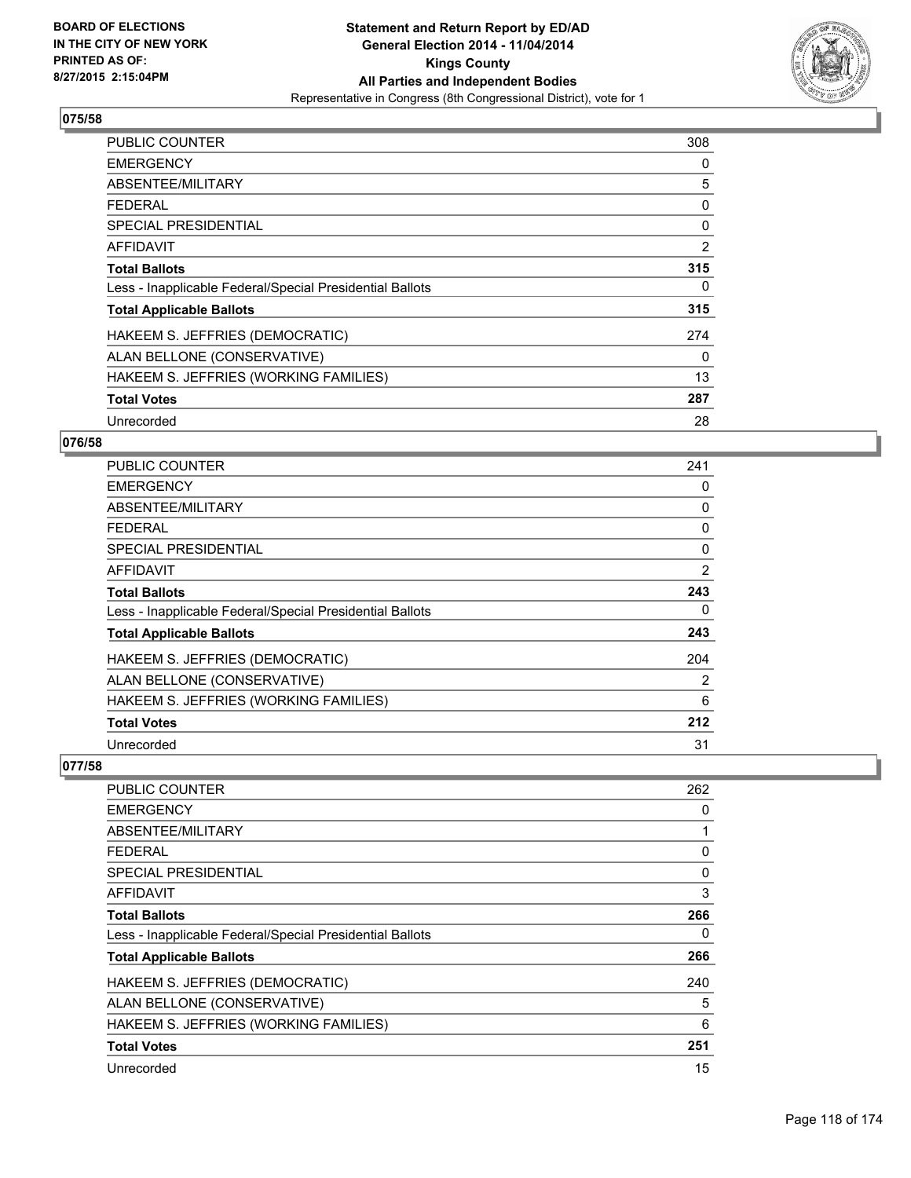BOARD OF ELECTIONS
IN THE CITY OF NEW YORK
PRINTED AS OF:
8/27/2015 2:15:04PM

**Statement and Return Report by ED/AD**
**General Election 2014 - 11/04/2014**
**Kings County**
**All Parties and Independent Bodies**
Representative in Congress (8th Congressional District), vote for 1

## 075/58

| | |
|---|---|
| PUBLIC COUNTER | 308 |
| EMERGENCY | 0 |
| ABSENTEE/MILITARY | 5 |
| FEDERAL | 0 |
| SPECIAL PRESIDENTIAL | 0 |
| AFFIDAVIT | 2 |
| **Total Ballots** | **315** |
| Less - Inapplicable Federal/Special Presidential Ballots | 0 |
| **Total Applicable Ballots** | **315** |
| HAKEEM S. JEFFRIES (DEMOCRATIC) | 274 |
| ALAN BELLONE (CONSERVATIVE) | 0 |
| HAKEEM S. JEFFRIES (WORKING FAMILIES) | 13 |
| **Total Votes** | **287** |
| Unrecorded | 28 |

## 076/58

| | |
|---|---|
| PUBLIC COUNTER | 241 |
| EMERGENCY | 0 |
| ABSENTEE/MILITARY | 0 |
| FEDERAL | 0 |
| SPECIAL PRESIDENTIAL | 0 |
| AFFIDAVIT | 2 |
| **Total Ballots** | **243** |
| Less - Inapplicable Federal/Special Presidential Ballots | 0 |
| **Total Applicable Ballots** | **243** |
| HAKEEM S. JEFFRIES (DEMOCRATIC) | 204 |
| ALAN BELLONE (CONSERVATIVE) | 2 |
| HAKEEM S. JEFFRIES (WORKING FAMILIES) | 6 |
| **Total Votes** | **212** |
| Unrecorded | 31 |

## 077/58

| | |
|---|---|
| PUBLIC COUNTER | 262 |
| EMERGENCY | 0 |
| ABSENTEE/MILITARY | 1 |
| FEDERAL | 0 |
| SPECIAL PRESIDENTIAL | 0 |
| AFFIDAVIT | 3 |
| **Total Ballots** | **266** |
| Less - Inapplicable Federal/Special Presidential Ballots | 0 |
| **Total Applicable Ballots** | **266** |
| HAKEEM S. JEFFRIES (DEMOCRATIC) | 240 |
| ALAN BELLONE (CONSERVATIVE) | 5 |
| HAKEEM S. JEFFRIES (WORKING FAMILIES) | 6 |
| **Total Votes** | **251** |
| Unrecorded | 15 |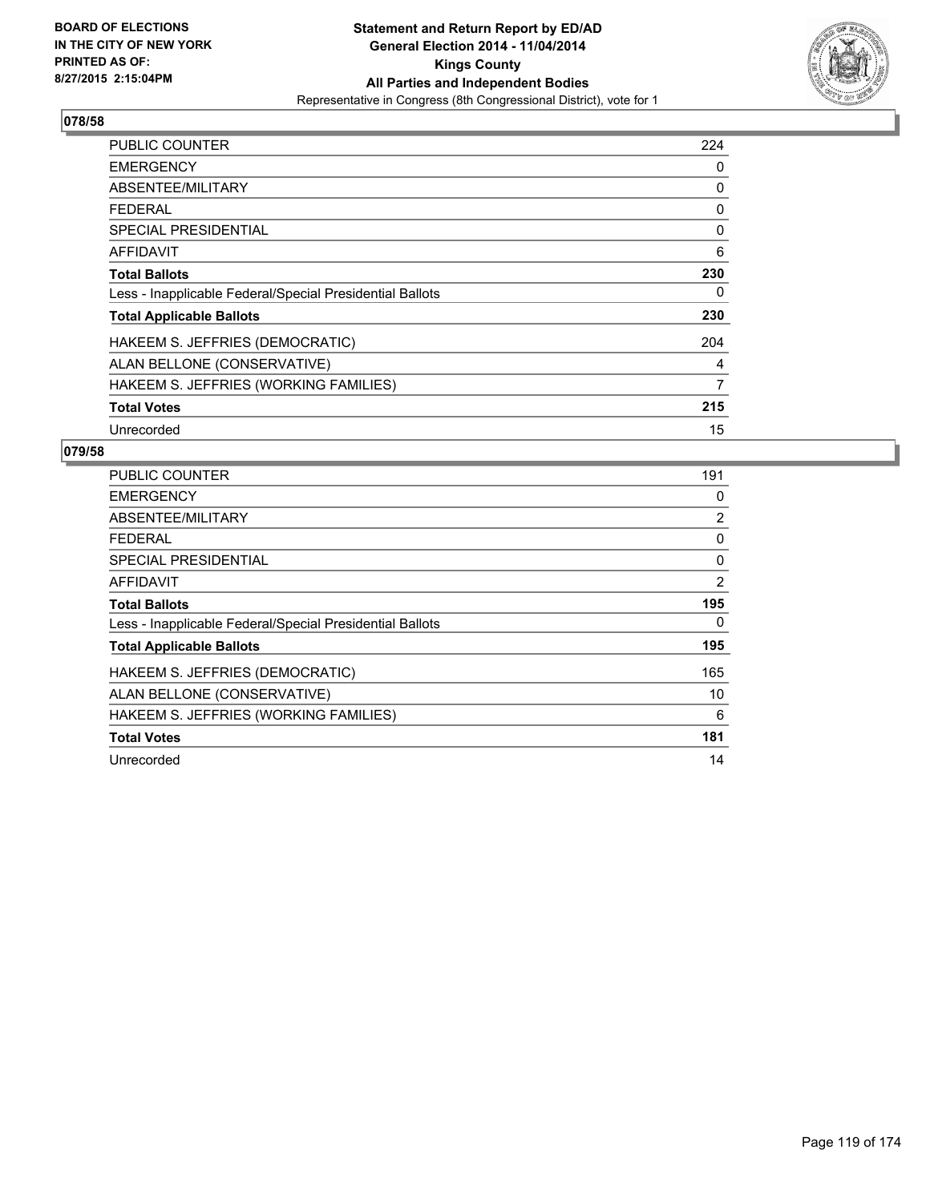BOARD OF ELECTIONS
IN THE CITY OF NEW YORK
PRINTED AS OF:
8/27/2015 2:15:04PM

**Statement and Return Report by ED/AD**
**General Election 2014 - 11/04/2014**
**Kings County**
**All Parties and Independent Bodies**
Representative in Congress (8th Congressional District), vote for 1

## 078/58

| | |
|---|---|
| PUBLIC COUNTER | 224 |
| EMERGENCY | 0 |
| ABSENTEE/MILITARY | 0 |
| FEDERAL | 0 |
| SPECIAL PRESIDENTIAL | 0 |
| AFFIDAVIT | 6 |
| **Total Ballots** | **230** |
| Less - Inapplicable Federal/Special Presidential Ballots | 0 |
| **Total Applicable Ballots** | **230** |
| HAKEEM S. JEFFRIES (DEMOCRATIC) | 204 |
| ALAN BELLONE (CONSERVATIVE) | 4 |
| HAKEEM S. JEFFRIES (WORKING FAMILIES) | 7 |
| **Total Votes** | **215** |
| Unrecorded | 15 |

## 079/58

| | |
|---|---|
| PUBLIC COUNTER | 191 |
| EMERGENCY | 0 |
| ABSENTEE/MILITARY | 2 |
| FEDERAL | 0 |
| SPECIAL PRESIDENTIAL | 0 |
| AFFIDAVIT | 2 |
| **Total Ballots** | **195** |
| Less - Inapplicable Federal/Special Presidential Ballots | 0 |
| **Total Applicable Ballots** | **195** |
| HAKEEM S. JEFFRIES (DEMOCRATIC) | 165 |
| ALAN BELLONE (CONSERVATIVE) | 10 |
| HAKEEM S. JEFFRIES (WORKING FAMILIES) | 6 |
| **Total Votes** | **181** |
| Unrecorded | 14 |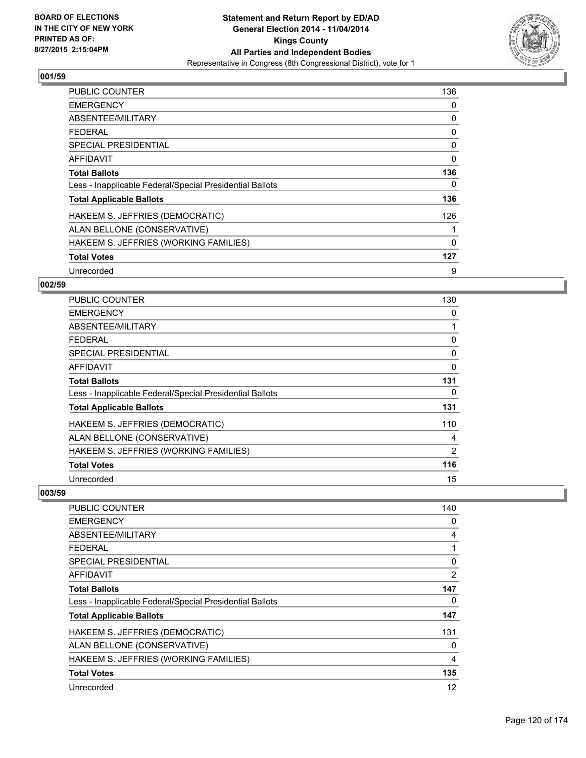**Board of Elections in the City of New York**
**Printed as of: 8/27/2015 2:15:04PM**

**Statement and Return Report by ED/AD**
**General Election 2014 - 11/04/2014**
**Kings County**
**All Parties and Independent Bodies**
Representative in Congress (8th Congressional District), vote for 1

### 001/59

| | |
|---|---|
| PUBLIC COUNTER | 136 |
| EMERGENCY | 0 |
| ABSENTEE/MILITARY | 0 |
| FEDERAL | 0 |
| SPECIAL PRESIDENTIAL | 0 |
| AFFIDAVIT | 0 |
| **Total Ballots** | **136** |
| Less - Inapplicable Federal/Special Presidential Ballots | 0 |
| **Total Applicable Ballots** | **136** |
| HAKEEM S. JEFFRIES (DEMOCRATIC) | 126 |
| ALAN BELLONE (CONSERVATIVE) | 1 |
| HAKEEM S. JEFFRIES (WORKING FAMILIES) | 0 |
| **Total Votes** | **127** |
| Unrecorded | 9 |

### 002/59

| | |
|---|---|
| PUBLIC COUNTER | 130 |
| EMERGENCY | 0 |
| ABSENTEE/MILITARY | 1 |
| FEDERAL | 0 |
| SPECIAL PRESIDENTIAL | 0 |
| AFFIDAVIT | 0 |
| **Total Ballots** | **131** |
| Less - Inapplicable Federal/Special Presidential Ballots | 0 |
| **Total Applicable Ballots** | **131** |
| HAKEEM S. JEFFRIES (DEMOCRATIC) | 110 |
| ALAN BELLONE (CONSERVATIVE) | 4 |
| HAKEEM S. JEFFRIES (WORKING FAMILIES) | 2 |
| **Total Votes** | **116** |
| Unrecorded | 15 |

### 003/59

| | |
|---|---|
| PUBLIC COUNTER | 140 |
| EMERGENCY | 0 |
| ABSENTEE/MILITARY | 4 |
| FEDERAL | 1 |
| SPECIAL PRESIDENTIAL | 0 |
| AFFIDAVIT | 2 |
| **Total Ballots** | **147** |
| Less - Inapplicable Federal/Special Presidential Ballots | 0 |
| **Total Applicable Ballots** | **147** |
| HAKEEM S. JEFFRIES (DEMOCRATIC) | 131 |
| ALAN BELLONE (CONSERVATIVE) | 0 |
| HAKEEM S. JEFFRIES (WORKING FAMILIES) | 4 |
| **Total Votes** | **135** |
| Unrecorded | 12 |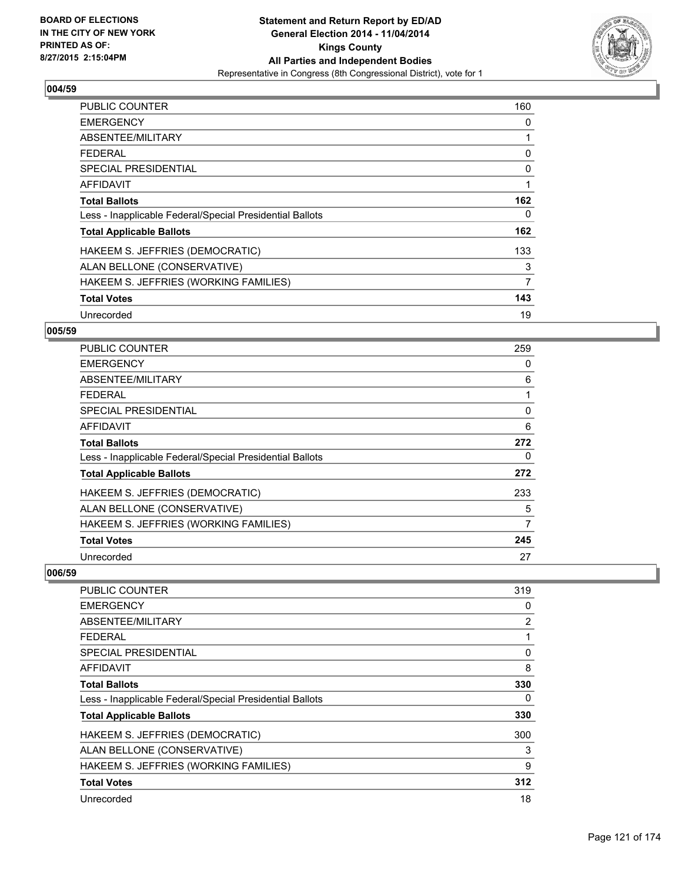**Statement and Return Report by ED/AD**
**General Election 2014 - 11/04/2014**
**Kings County**
**All Parties and Independent Bodies**
Representative in Congress (8th Congressional District), vote for 1

BOARD OF ELECTIONS
IN THE CITY OF NEW YORK
PRINTED AS OF:
8/27/2015 2:15:04PM

## 004/59

| | |
|---|---|
| PUBLIC COUNTER | 160 |
| EMERGENCY | 0 |
| ABSENTEE/MILITARY | 1 |
| FEDERAL | 0 |
| SPECIAL PRESIDENTIAL | 0 |
| AFFIDAVIT | 1 |
| **Total Ballots** | **162** |
| Less - Inapplicable Federal/Special Presidential Ballots | 0 |
| **Total Applicable Ballots** | **162** |
| HAKEEM S. JEFFRIES (DEMOCRATIC) | 133 |
| ALAN BELLONE (CONSERVATIVE) | 3 |
| HAKEEM S. JEFFRIES (WORKING FAMILIES) | 7 |
| **Total Votes** | **143** |
| Unrecorded | 19 |

## 005/59

| | |
|---|---|
| PUBLIC COUNTER | 259 |
| EMERGENCY | 0 |
| ABSENTEE/MILITARY | 6 |
| FEDERAL | 1 |
| SPECIAL PRESIDENTIAL | 0 |
| AFFIDAVIT | 6 |
| **Total Ballots** | **272** |
| Less - Inapplicable Federal/Special Presidential Ballots | 0 |
| **Total Applicable Ballots** | **272** |
| HAKEEM S. JEFFRIES (DEMOCRATIC) | 233 |
| ALAN BELLONE (CONSERVATIVE) | 5 |
| HAKEEM S. JEFFRIES (WORKING FAMILIES) | 7 |
| **Total Votes** | **245** |
| Unrecorded | 27 |

## 006/59

| | |
|---|---|
| PUBLIC COUNTER | 319 |
| EMERGENCY | 0 |
| ABSENTEE/MILITARY | 2 |
| FEDERAL | 1 |
| SPECIAL PRESIDENTIAL | 0 |
| AFFIDAVIT | 8 |
| **Total Ballots** | **330** |
| Less - Inapplicable Federal/Special Presidential Ballots | 0 |
| **Total Applicable Ballots** | **330** |
| HAKEEM S. JEFFRIES (DEMOCRATIC) | 300 |
| ALAN BELLONE (CONSERVATIVE) | 3 |
| HAKEEM S. JEFFRIES (WORKING FAMILIES) | 9 |
| **Total Votes** | **312** |
| Unrecorded | 18 |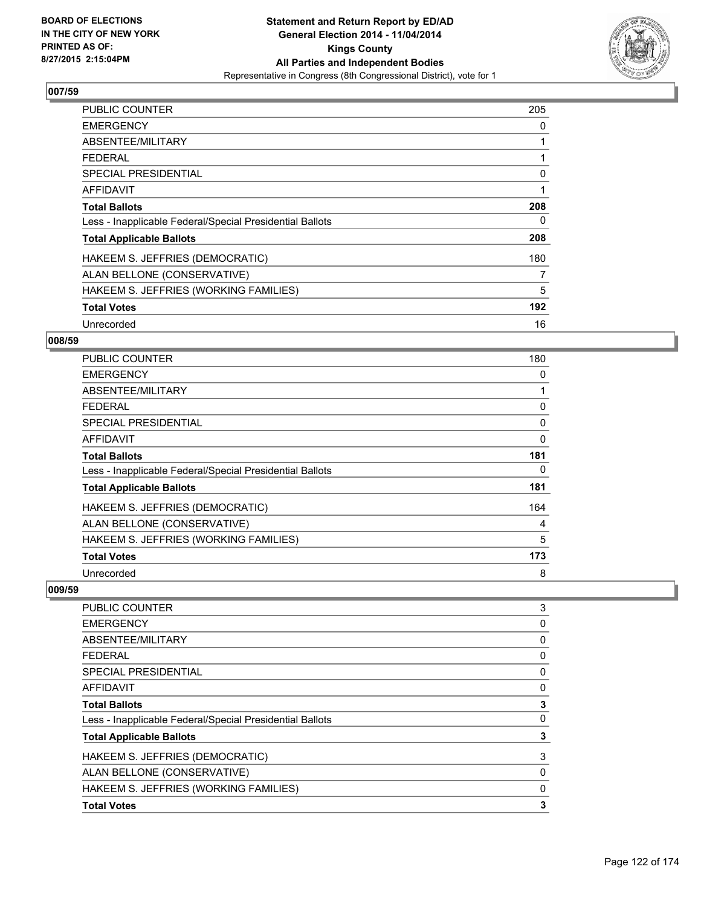**Statement and Return Report by ED/AD**
**General Election 2014 - 11/04/2014**
**Kings County**
**All Parties and Independent Bodies**
Representative in Congress (8th Congressional District), vote for 1

BOARD OF ELECTIONS
IN THE CITY OF NEW YORK
PRINTED AS OF:
8/27/2015 2:15:04PM

## 007/59

| | |
|---|---|
| PUBLIC COUNTER | 205 |
| EMERGENCY | 0 |
| ABSENTEE/MILITARY | 1 |
| FEDERAL | 1 |
| SPECIAL PRESIDENTIAL | 0 |
| AFFIDAVIT | 1 |
| **Total Ballots** | **208** |
| Less - Inapplicable Federal/Special Presidential Ballots | 0 |
| **Total Applicable Ballots** | **208** |
| HAKEEM S. JEFFRIES (DEMOCRATIC) | 180 |
| ALAN BELLONE (CONSERVATIVE) | 7 |
| HAKEEM S. JEFFRIES (WORKING FAMILIES) | 5 |
| **Total Votes** | **192** |
| Unrecorded | 16 |

## 008/59

| | |
|---|---|
| PUBLIC COUNTER | 180 |
| EMERGENCY | 0 |
| ABSENTEE/MILITARY | 1 |
| FEDERAL | 0 |
| SPECIAL PRESIDENTIAL | 0 |
| AFFIDAVIT | 0 |
| **Total Ballots** | **181** |
| Less - Inapplicable Federal/Special Presidential Ballots | 0 |
| **Total Applicable Ballots** | **181** |
| HAKEEM S. JEFFRIES (DEMOCRATIC) | 164 |
| ALAN BELLONE (CONSERVATIVE) | 4 |
| HAKEEM S. JEFFRIES (WORKING FAMILIES) | 5 |
| **Total Votes** | **173** |
| Unrecorded | 8 |

## 009/59

| | |
|---|---|
| PUBLIC COUNTER | 3 |
| EMERGENCY | 0 |
| ABSENTEE/MILITARY | 0 |
| FEDERAL | 0 |
| SPECIAL PRESIDENTIAL | 0 |
| AFFIDAVIT | 0 |
| **Total Ballots** | **3** |
| Less - Inapplicable Federal/Special Presidential Ballots | 0 |
| **Total Applicable Ballots** | **3** |
| HAKEEM S. JEFFRIES (DEMOCRATIC) | 3 |
| ALAN BELLONE (CONSERVATIVE) | 0 |
| HAKEEM S. JEFFRIES (WORKING FAMILIES) | 0 |
| **Total Votes** | **3** |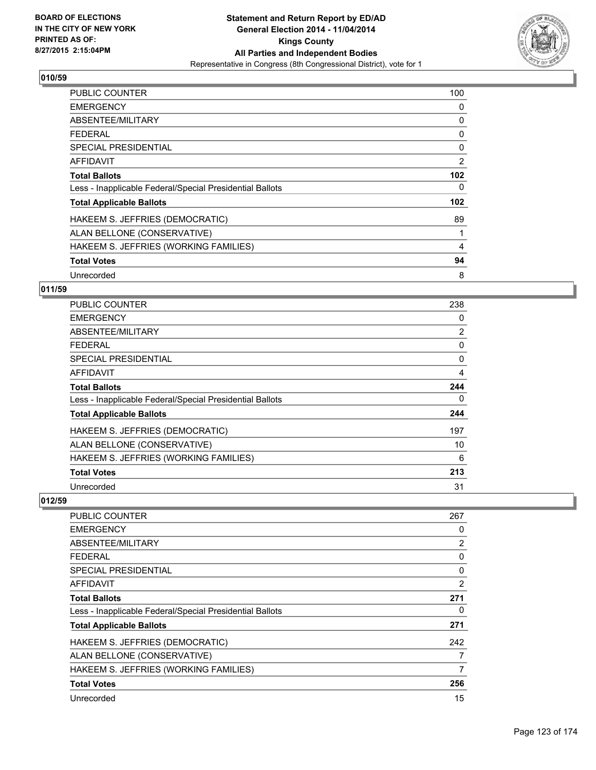**Statement and Return Report by ED/AD**
**General Election 2014 - 11/04/2014**
**Kings County**
**All Parties and Independent Bodies**
Representative in Congress (8th Congressional District), vote for 1

BOARD OF ELECTIONS
IN THE CITY OF NEW YORK
PRINTED AS OF:
8/27/2015 2:15:04PM

## 010/59

| | |
|---|---|
| PUBLIC COUNTER | 100 |
| EMERGENCY | 0 |
| ABSENTEE/MILITARY | 0 |
| FEDERAL | 0 |
| SPECIAL PRESIDENTIAL | 0 |
| AFFIDAVIT | 2 |
| **Total Ballots** | **102** |
| Less - Inapplicable Federal/Special Presidential Ballots | 0 |
| **Total Applicable Ballots** | **102** |
| HAKEEM S. JEFFRIES (DEMOCRATIC) | 89 |
| ALAN BELLONE (CONSERVATIVE) | 1 |
| HAKEEM S. JEFFRIES (WORKING FAMILIES) | 4 |
| **Total Votes** | **94** |
| Unrecorded | 8 |

## 011/59

| | |
|---|---|
| PUBLIC COUNTER | 238 |
| EMERGENCY | 0 |
| ABSENTEE/MILITARY | 2 |
| FEDERAL | 0 |
| SPECIAL PRESIDENTIAL | 0 |
| AFFIDAVIT | 4 |
| **Total Ballots** | **244** |
| Less - Inapplicable Federal/Special Presidential Ballots | 0 |
| **Total Applicable Ballots** | **244** |
| HAKEEM S. JEFFRIES (DEMOCRATIC) | 197 |
| ALAN BELLONE (CONSERVATIVE) | 10 |
| HAKEEM S. JEFFRIES (WORKING FAMILIES) | 6 |
| **Total Votes** | **213** |
| Unrecorded | 31 |

## 012/59

| | |
|---|---|
| PUBLIC COUNTER | 267 |
| EMERGENCY | 0 |
| ABSENTEE/MILITARY | 2 |
| FEDERAL | 0 |
| SPECIAL PRESIDENTIAL | 0 |
| AFFIDAVIT | 2 |
| **Total Ballots** | **271** |
| Less - Inapplicable Federal/Special Presidential Ballots | 0 |
| **Total Applicable Ballots** | **271** |
| HAKEEM S. JEFFRIES (DEMOCRATIC) | 242 |
| ALAN BELLONE (CONSERVATIVE) | 7 |
| HAKEEM S. JEFFRIES (WORKING FAMILIES) | 7 |
| **Total Votes** | **256** |
| Unrecorded | 15 |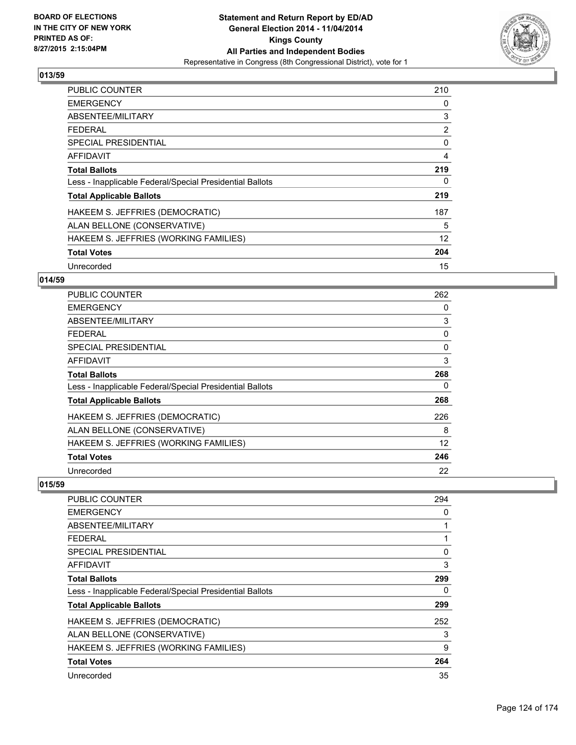BOARD OF ELECTIONS
IN THE CITY OF NEW YORK
PRINTED AS OF:
8/27/2015 2:15:04PM

**Statement and Return Report by ED/AD**
**General Election 2014 - 11/04/2014**
**Kings County**
**All Parties and Independent Bodies**
Representative in Congress (8th Congressional District), vote for 1

## 013/59

| | |
|---|---|
| PUBLIC COUNTER | 210 |
| EMERGENCY | 0 |
| ABSENTEE/MILITARY | 3 |
| FEDERAL | 2 |
| SPECIAL PRESIDENTIAL | 0 |
| AFFIDAVIT | 4 |
| **Total Ballots** | **219** |
| Less - Inapplicable Federal/Special Presidential Ballots | 0 |
| **Total Applicable Ballots** | **219** |
| HAKEEM S. JEFFRIES (DEMOCRATIC) | 187 |
| ALAN BELLONE (CONSERVATIVE) | 5 |
| HAKEEM S. JEFFRIES (WORKING FAMILIES) | 12 |
| **Total Votes** | **204** |
| Unrecorded | 15 |

## 014/59

| | |
|---|---|
| PUBLIC COUNTER | 262 |
| EMERGENCY | 0 |
| ABSENTEE/MILITARY | 3 |
| FEDERAL | 0 |
| SPECIAL PRESIDENTIAL | 0 |
| AFFIDAVIT | 3 |
| **Total Ballots** | **268** |
| Less - Inapplicable Federal/Special Presidential Ballots | 0 |
| **Total Applicable Ballots** | **268** |
| HAKEEM S. JEFFRIES (DEMOCRATIC) | 226 |
| ALAN BELLONE (CONSERVATIVE) | 8 |
| HAKEEM S. JEFFRIES (WORKING FAMILIES) | 12 |
| **Total Votes** | **246** |
| Unrecorded | 22 |

## 015/59

| | |
|---|---|
| PUBLIC COUNTER | 294 |
| EMERGENCY | 0 |
| ABSENTEE/MILITARY | 1 |
| FEDERAL | 1 |
| SPECIAL PRESIDENTIAL | 0 |
| AFFIDAVIT | 3 |
| **Total Ballots** | **299** |
| Less - Inapplicable Federal/Special Presidential Ballots | 0 |
| **Total Applicable Ballots** | **299** |
| HAKEEM S. JEFFRIES (DEMOCRATIC) | 252 |
| ALAN BELLONE (CONSERVATIVE) | 3 |
| HAKEEM S. JEFFRIES (WORKING FAMILIES) | 9 |
| **Total Votes** | **264** |
| Unrecorded | 35 |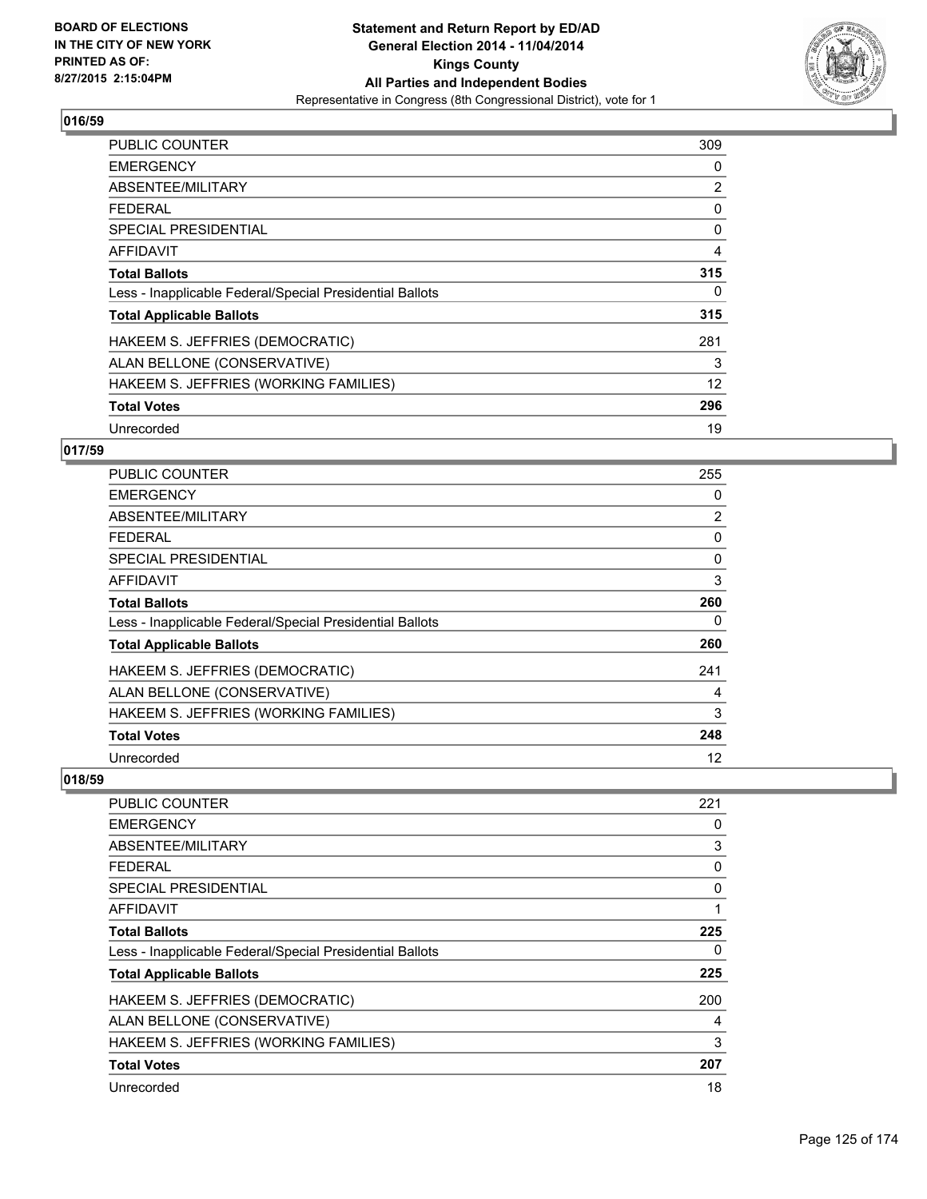### 016/59

| | |
|---|---|
| PUBLIC COUNTER | 309 |
| EMERGENCY | 0 |
| ABSENTEE/MILITARY | 2 |
| FEDERAL | 0 |
| SPECIAL PRESIDENTIAL | 0 |
| AFFIDAVIT | 4 |
| **Total Ballots** | **315** |
| Less - Inapplicable Federal/Special Presidential Ballots | 0 |
| **Total Applicable Ballots** | **315** |
| HAKEEM S. JEFFRIES (DEMOCRATIC) | 281 |
| ALAN BELLONE (CONSERVATIVE) | 3 |
| HAKEEM S. JEFFRIES (WORKING FAMILIES) | 12 |
| **Total Votes** | **296** |
| Unrecorded | 19 |

### 017/59

| | |
|---|---|
| PUBLIC COUNTER | 255 |
| EMERGENCY | 0 |
| ABSENTEE/MILITARY | 2 |
| FEDERAL | 0 |
| SPECIAL PRESIDENTIAL | 0 |
| AFFIDAVIT | 3 |
| **Total Ballots** | **260** |
| Less - Inapplicable Federal/Special Presidential Ballots | 0 |
| **Total Applicable Ballots** | **260** |
| HAKEEM S. JEFFRIES (DEMOCRATIC) | 241 |
| ALAN BELLONE (CONSERVATIVE) | 4 |
| HAKEEM S. JEFFRIES (WORKING FAMILIES) | 3 |
| **Total Votes** | **248** |
| Unrecorded | 12 |

### 018/59

| | |
|---|---|
| PUBLIC COUNTER | 221 |
| EMERGENCY | 0 |
| ABSENTEE/MILITARY | 3 |
| FEDERAL | 0 |
| SPECIAL PRESIDENTIAL | 0 |
| AFFIDAVIT | 1 |
| **Total Ballots** | **225** |
| Less - Inapplicable Federal/Special Presidential Ballots | 0 |
| **Total Applicable Ballots** | **225** |
| HAKEEM S. JEFFRIES (DEMOCRATIC) | 200 |
| ALAN BELLONE (CONSERVATIVE) | 4 |
| HAKEEM S. JEFFRIES (WORKING FAMILIES) | 3 |
| **Total Votes** | **207** |
| Unrecorded | 18 |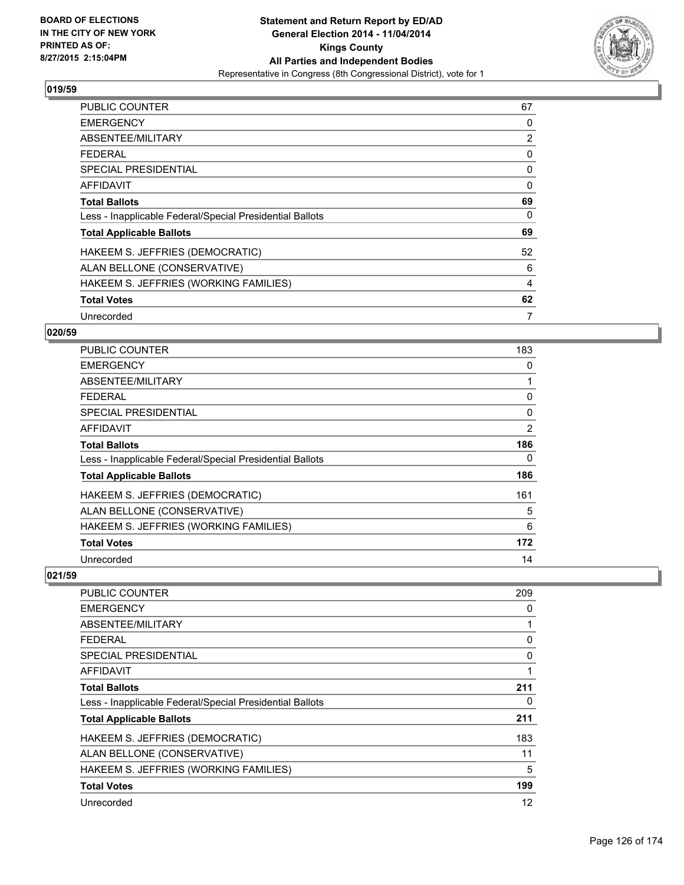## 019/59

| | |
|---|---|
| PUBLIC COUNTER | 67 |
| EMERGENCY | 0 |
| ABSENTEE/MILITARY | 2 |
| FEDERAL | 0 |
| SPECIAL PRESIDENTIAL | 0 |
| AFFIDAVIT | 0 |
| **Total Ballots** | **69** |
| Less - Inapplicable Federal/Special Presidential Ballots | 0 |
| **Total Applicable Ballots** | **69** |
| HAKEEM S. JEFFRIES (DEMOCRATIC) | 52 |
| ALAN BELLONE (CONSERVATIVE) | 6 |
| HAKEEM S. JEFFRIES (WORKING FAMILIES) | 4 |
| **Total Votes** | **62** |
| Unrecorded | 7 |

## 020/59

| | |
|---|---|
| PUBLIC COUNTER | 183 |
| EMERGENCY | 0 |
| ABSENTEE/MILITARY | 1 |
| FEDERAL | 0 |
| SPECIAL PRESIDENTIAL | 0 |
| AFFIDAVIT | 2 |
| **Total Ballots** | **186** |
| Less - Inapplicable Federal/Special Presidential Ballots | 0 |
| **Total Applicable Ballots** | **186** |
| HAKEEM S. JEFFRIES (DEMOCRATIC) | 161 |
| ALAN BELLONE (CONSERVATIVE) | 5 |
| HAKEEM S. JEFFRIES (WORKING FAMILIES) | 6 |
| **Total Votes** | **172** |
| Unrecorded | 14 |

## 021/59

| | |
|---|---|
| PUBLIC COUNTER | 209 |
| EMERGENCY | 0 |
| ABSENTEE/MILITARY | 1 |
| FEDERAL | 0 |
| SPECIAL PRESIDENTIAL | 0 |
| AFFIDAVIT | 1 |
| **Total Ballots** | **211** |
| Less - Inapplicable Federal/Special Presidential Ballots | 0 |
| **Total Applicable Ballots** | **211** |
| HAKEEM S. JEFFRIES (DEMOCRATIC) | 183 |
| ALAN BELLONE (CONSERVATIVE) | 11 |
| HAKEEM S. JEFFRIES (WORKING FAMILIES) | 5 |
| **Total Votes** | **199** |
| Unrecorded | 12 |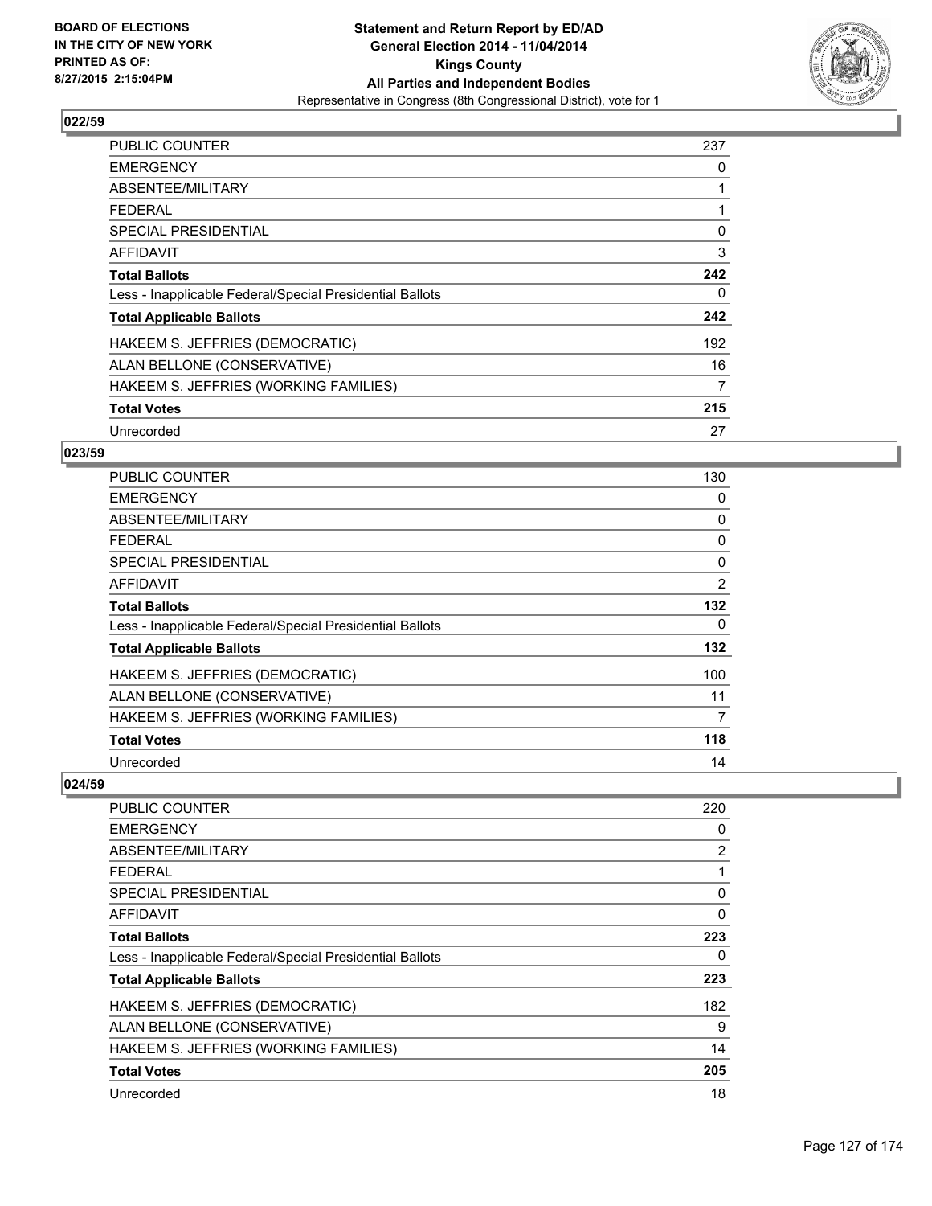## 022/59

| | |
|---|---|
| PUBLIC COUNTER | 237 |
| EMERGENCY | 0 |
| ABSENTEE/MILITARY | 1 |
| FEDERAL | 1 |
| SPECIAL PRESIDENTIAL | 0 |
| AFFIDAVIT | 3 |
| **Total Ballots** | **242** |
| Less - Inapplicable Federal/Special Presidential Ballots | 0 |
| **Total Applicable Ballots** | **242** |
| HAKEEM S. JEFFRIES (DEMOCRATIC) | 192 |
| ALAN BELLONE (CONSERVATIVE) | 16 |
| HAKEEM S. JEFFRIES (WORKING FAMILIES) | 7 |
| **Total Votes** | **215** |
| Unrecorded | 27 |

## 023/59

| | |
|---|---|
| PUBLIC COUNTER | 130 |
| EMERGENCY | 0 |
| ABSENTEE/MILITARY | 0 |
| FEDERAL | 0 |
| SPECIAL PRESIDENTIAL | 0 |
| AFFIDAVIT | 2 |
| **Total Ballots** | **132** |
| Less - Inapplicable Federal/Special Presidential Ballots | 0 |
| **Total Applicable Ballots** | **132** |
| HAKEEM S. JEFFRIES (DEMOCRATIC) | 100 |
| ALAN BELLONE (CONSERVATIVE) | 11 |
| HAKEEM S. JEFFRIES (WORKING FAMILIES) | 7 |
| **Total Votes** | **118** |
| Unrecorded | 14 |

## 024/59

| | |
|---|---|
| PUBLIC COUNTER | 220 |
| EMERGENCY | 0 |
| ABSENTEE/MILITARY | 2 |
| FEDERAL | 1 |
| SPECIAL PRESIDENTIAL | 0 |
| AFFIDAVIT | 0 |
| **Total Ballots** | **223** |
| Less - Inapplicable Federal/Special Presidential Ballots | 0 |
| **Total Applicable Ballots** | **223** |
| HAKEEM S. JEFFRIES (DEMOCRATIC) | 182 |
| ALAN BELLONE (CONSERVATIVE) | 9 |
| HAKEEM S. JEFFRIES (WORKING FAMILIES) | 14 |
| **Total Votes** | **205** |
| Unrecorded | 18 |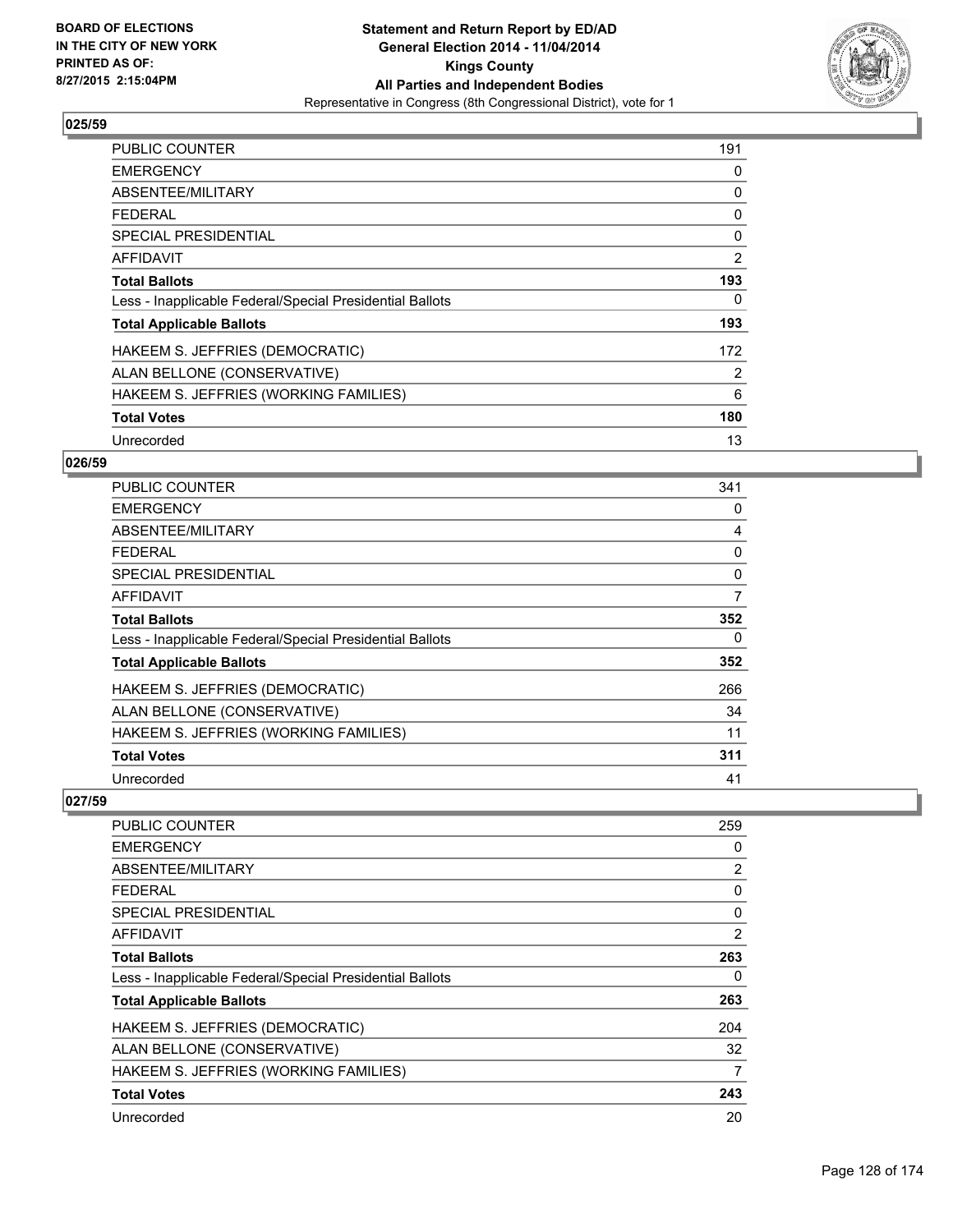## 025/59

| | |
|---|---|
| PUBLIC COUNTER | 191 |
| EMERGENCY | 0 |
| ABSENTEE/MILITARY | 0 |
| FEDERAL | 0 |
| SPECIAL PRESIDENTIAL | 0 |
| AFFIDAVIT | 2 |
| **Total Ballots** | **193** |
| Less - Inapplicable Federal/Special Presidential Ballots | 0 |
| **Total Applicable Ballots** | **193** |
| HAKEEM S. JEFFRIES (DEMOCRATIC) | 172 |
| ALAN BELLONE (CONSERVATIVE) | 2 |
| HAKEEM S. JEFFRIES (WORKING FAMILIES) | 6 |
| **Total Votes** | **180** |
| Unrecorded | 13 |

## 026/59

| | |
|---|---|
| PUBLIC COUNTER | 341 |
| EMERGENCY | 0 |
| ABSENTEE/MILITARY | 4 |
| FEDERAL | 0 |
| SPECIAL PRESIDENTIAL | 0 |
| AFFIDAVIT | 7 |
| **Total Ballots** | **352** |
| Less - Inapplicable Federal/Special Presidential Ballots | 0 |
| **Total Applicable Ballots** | **352** |
| HAKEEM S. JEFFRIES (DEMOCRATIC) | 266 |
| ALAN BELLONE (CONSERVATIVE) | 34 |
| HAKEEM S. JEFFRIES (WORKING FAMILIES) | 11 |
| **Total Votes** | **311** |
| Unrecorded | 41 |

## 027/59

| | |
|---|---|
| PUBLIC COUNTER | 259 |
| EMERGENCY | 0 |
| ABSENTEE/MILITARY | 2 |
| FEDERAL | 0 |
| SPECIAL PRESIDENTIAL | 0 |
| AFFIDAVIT | 2 |
| **Total Ballots** | **263** |
| Less - Inapplicable Federal/Special Presidential Ballots | 0 |
| **Total Applicable Ballots** | **263** |
| HAKEEM S. JEFFRIES (DEMOCRATIC) | 204 |
| ALAN BELLONE (CONSERVATIVE) | 32 |
| HAKEEM S. JEFFRIES (WORKING FAMILIES) | 7 |
| **Total Votes** | **243** |
| Unrecorded | 20 |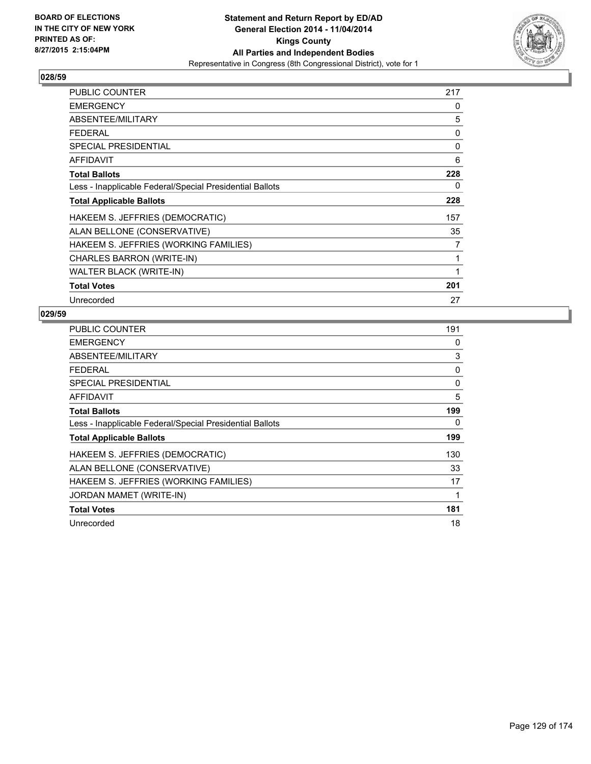BOARD OF ELECTIONS
IN THE CITY OF NEW YORK
PRINTED AS OF:
8/27/2015 2:15:04PM

**Statement and Return Report by ED/AD**
**General Election 2014 - 11/04/2014**
**Kings County**
**All Parties and Independent Bodies**
Representative in Congress (8th Congressional District), vote for 1

### 028/59

| | |
|---|---|
| PUBLIC COUNTER | 217 |
| EMERGENCY | 0 |
| ABSENTEE/MILITARY | 5 |
| FEDERAL | 0 |
| SPECIAL PRESIDENTIAL | 0 |
| AFFIDAVIT | 6 |
| **Total Ballots** | **228** |
| Less - Inapplicable Federal/Special Presidential Ballots | 0 |
| **Total Applicable Ballots** | **228** |
| HAKEEM S. JEFFRIES (DEMOCRATIC) | 157 |
| ALAN BELLONE (CONSERVATIVE) | 35 |
| HAKEEM S. JEFFRIES (WORKING FAMILIES) | 7 |
| CHARLES BARRON (WRITE-IN) | 1 |
| WALTER BLACK (WRITE-IN) | 1 |
| **Total Votes** | **201** |
| Unrecorded | 27 |

### 029/59

| | |
|---|---|
| PUBLIC COUNTER | 191 |
| EMERGENCY | 0 |
| ABSENTEE/MILITARY | 3 |
| FEDERAL | 0 |
| SPECIAL PRESIDENTIAL | 0 |
| AFFIDAVIT | 5 |
| **Total Ballots** | **199** |
| Less - Inapplicable Federal/Special Presidential Ballots | 0 |
| **Total Applicable Ballots** | **199** |
| HAKEEM S. JEFFRIES (DEMOCRATIC) | 130 |
| ALAN BELLONE (CONSERVATIVE) | 33 |
| HAKEEM S. JEFFRIES (WORKING FAMILIES) | 17 |
| JORDAN MAMET (WRITE-IN) | 1 |
| **Total Votes** | **181** |
| Unrecorded | 18 |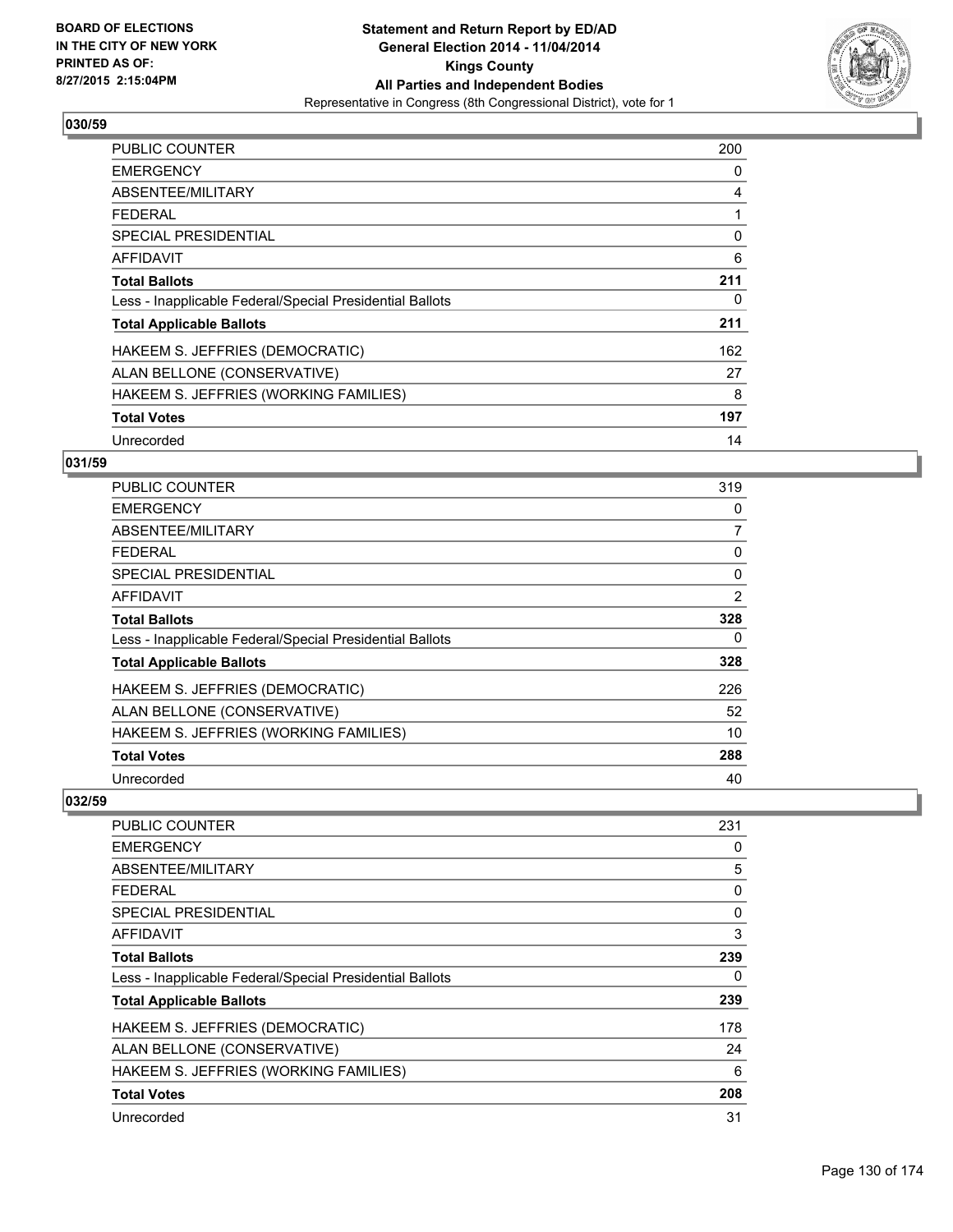**Statement and Return Report by ED/AD**
**General Election 2014 - 11/04/2014**
**Kings County**
**All Parties and Independent Bodies**
Representative in Congress (8th Congressional District), vote for 1

BOARD OF ELECTIONS IN THE CITY OF NEW YORK PRINTED AS OF: 8/27/2015 2:15:04PM

### 030/59

| | |
|---|---|
| PUBLIC COUNTER | 200 |
| EMERGENCY | 0 |
| ABSENTEE/MILITARY | 4 |
| FEDERAL | 1 |
| SPECIAL PRESIDENTIAL | 0 |
| AFFIDAVIT | 6 |
| **Total Ballots** | **211** |
| Less - Inapplicable Federal/Special Presidential Ballots | 0 |
| **Total Applicable Ballots** | **211** |
| HAKEEM S. JEFFRIES (DEMOCRATIC) | 162 |
| ALAN BELLONE (CONSERVATIVE) | 27 |
| HAKEEM S. JEFFRIES (WORKING FAMILIES) | 8 |
| **Total Votes** | **197** |
| Unrecorded | 14 |

### 031/59

| | |
|---|---|
| PUBLIC COUNTER | 319 |
| EMERGENCY | 0 |
| ABSENTEE/MILITARY | 7 |
| FEDERAL | 0 |
| SPECIAL PRESIDENTIAL | 0 |
| AFFIDAVIT | 2 |
| **Total Ballots** | **328** |
| Less - Inapplicable Federal/Special Presidential Ballots | 0 |
| **Total Applicable Ballots** | **328** |
| HAKEEM S. JEFFRIES (DEMOCRATIC) | 226 |
| ALAN BELLONE (CONSERVATIVE) | 52 |
| HAKEEM S. JEFFRIES (WORKING FAMILIES) | 10 |
| **Total Votes** | **288** |
| Unrecorded | 40 |

### 032/59

| | |
|---|---|
| PUBLIC COUNTER | 231 |
| EMERGENCY | 0 |
| ABSENTEE/MILITARY | 5 |
| FEDERAL | 0 |
| SPECIAL PRESIDENTIAL | 0 |
| AFFIDAVIT | 3 |
| **Total Ballots** | **239** |
| Less - Inapplicable Federal/Special Presidential Ballots | 0 |
| **Total Applicable Ballots** | **239** |
| HAKEEM S. JEFFRIES (DEMOCRATIC) | 178 |
| ALAN BELLONE (CONSERVATIVE) | 24 |
| HAKEEM S. JEFFRIES (WORKING FAMILIES) | 6 |
| **Total Votes** | **208** |
| Unrecorded | 31 |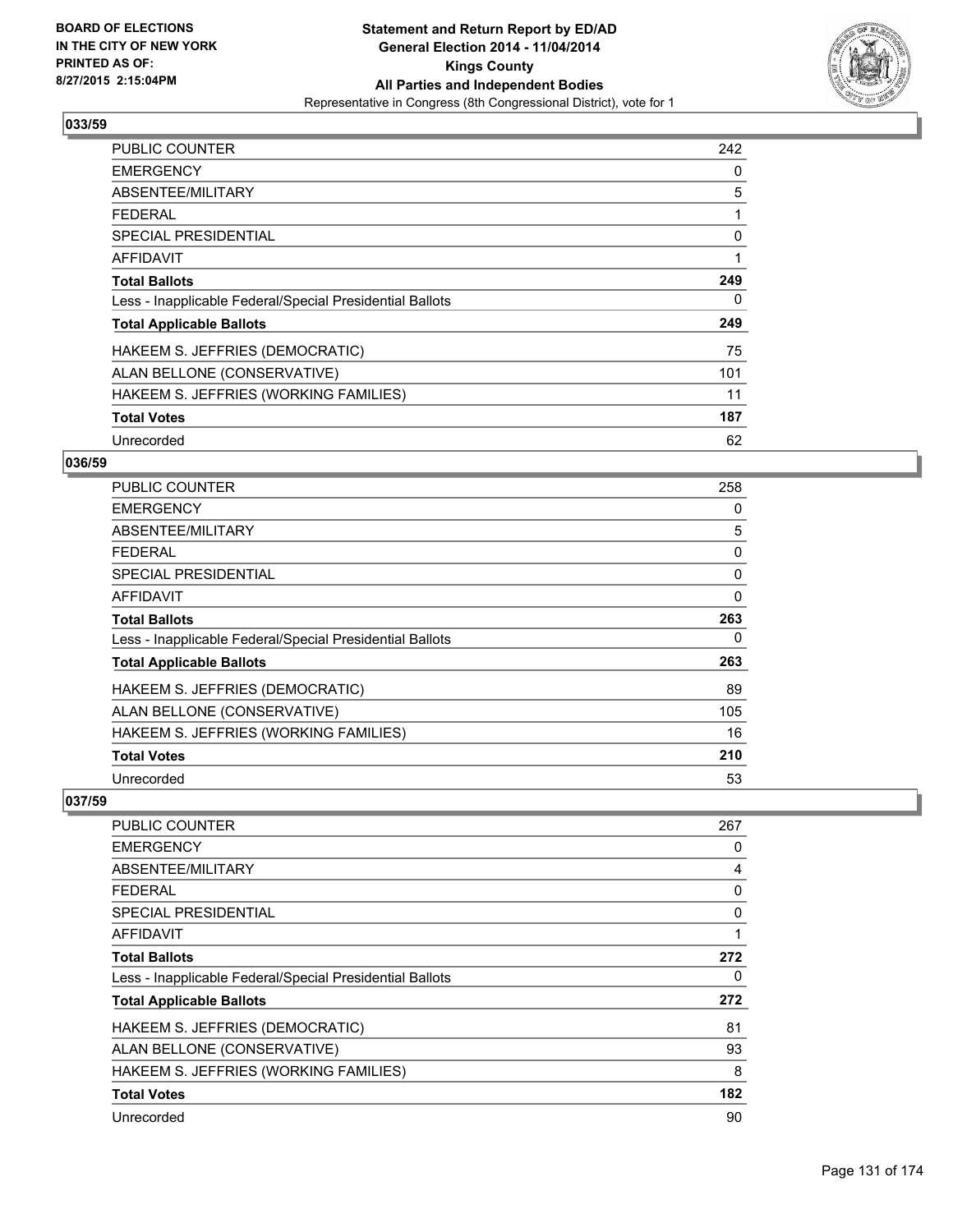**BOARD OF ELECTIONS IN THE CITY OF NEW YORK PRINTED AS OF: 8/27/2015 2:15:04PM**

**Statement and Return Report by ED/AD**
**General Election 2014 - 11/04/2014**
**Kings County**
**All Parties and Independent Bodies**
Representative in Congress (8th Congressional District), vote for 1

### 033/59

| | |
|---|---|
| PUBLIC COUNTER | 242 |
| EMERGENCY | 0 |
| ABSENTEE/MILITARY | 5 |
| FEDERAL | 1 |
| SPECIAL PRESIDENTIAL | 0 |
| AFFIDAVIT | 1 |
| **Total Ballots** | **249** |
| Less - Inapplicable Federal/Special Presidential Ballots | 0 |
| **Total Applicable Ballots** | **249** |
| HAKEEM S. JEFFRIES (DEMOCRATIC) | 75 |
| ALAN BELLONE (CONSERVATIVE) | 101 |
| HAKEEM S. JEFFRIES (WORKING FAMILIES) | 11 |
| **Total Votes** | **187** |
| Unrecorded | 62 |

### 036/59

| | |
|---|---|
| PUBLIC COUNTER | 258 |
| EMERGENCY | 0 |
| ABSENTEE/MILITARY | 5 |
| FEDERAL | 0 |
| SPECIAL PRESIDENTIAL | 0 |
| AFFIDAVIT | 0 |
| **Total Ballots** | **263** |
| Less - Inapplicable Federal/Special Presidential Ballots | 0 |
| **Total Applicable Ballots** | **263** |
| HAKEEM S. JEFFRIES (DEMOCRATIC) | 89 |
| ALAN BELLONE (CONSERVATIVE) | 105 |
| HAKEEM S. JEFFRIES (WORKING FAMILIES) | 16 |
| **Total Votes** | **210** |
| Unrecorded | 53 |

### 037/59

| | |
|---|---|
| PUBLIC COUNTER | 267 |
| EMERGENCY | 0 |
| ABSENTEE/MILITARY | 4 |
| FEDERAL | 0 |
| SPECIAL PRESIDENTIAL | 0 |
| AFFIDAVIT | 1 |
| **Total Ballots** | **272** |
| Less - Inapplicable Federal/Special Presidential Ballots | 0 |
| **Total Applicable Ballots** | **272** |
| HAKEEM S. JEFFRIES (DEMOCRATIC) | 81 |
| ALAN BELLONE (CONSERVATIVE) | 93 |
| HAKEEM S. JEFFRIES (WORKING FAMILIES) | 8 |
| **Total Votes** | **182** |
| Unrecorded | 90 |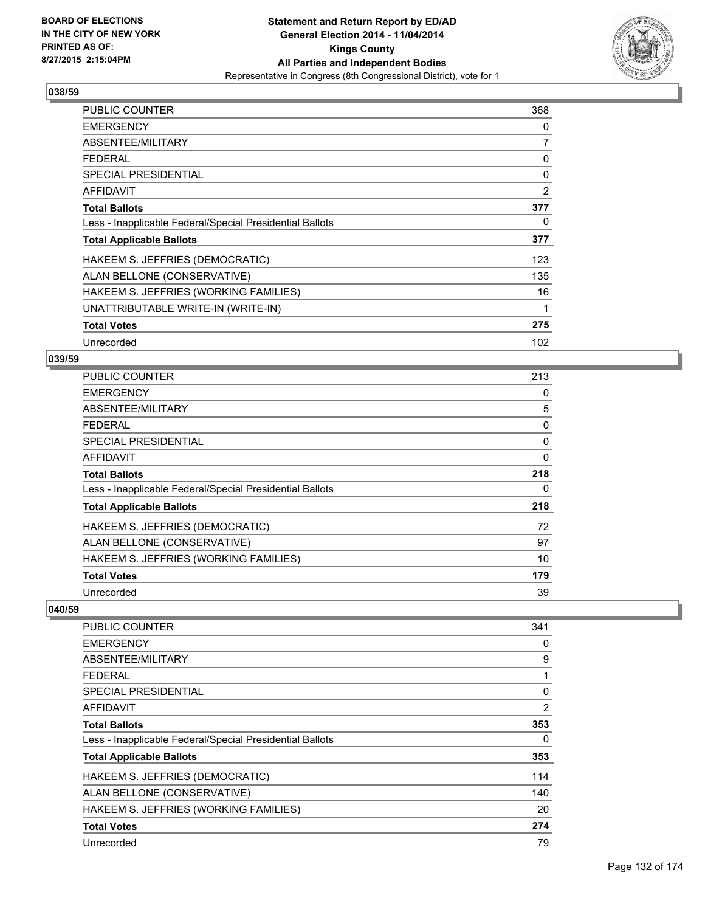# Statement and Return Report by ED/AD
## General Election 2014 - 11/04/2014
## Kings County
## All Parties and Independent Bodies
### Representative in Congress (8th Congressional District), vote for 1

**BOARD OF ELECTIONS IN THE CITY OF NEW YORK PRINTED AS OF: 8/27/2015 2:15:04PM**

### 038/59

| | |
|---|---|
| PUBLIC COUNTER | 368 |
| EMERGENCY | 0 |
| ABSENTEE/MILITARY | 7 |
| FEDERAL | 0 |
| SPECIAL PRESIDENTIAL | 0 |
| AFFIDAVIT | 2 |
| **Total Ballots** | **377** |
| Less - Inapplicable Federal/Special Presidential Ballots | 0 |
| **Total Applicable Ballots** | **377** |
| HAKEEM S. JEFFRIES (DEMOCRATIC) | 123 |
| ALAN BELLONE (CONSERVATIVE) | 135 |
| HAKEEM S. JEFFRIES (WORKING FAMILIES) | 16 |
| UNATTRIBUTABLE WRITE-IN (WRITE-IN) | 1 |
| **Total Votes** | **275** |
| Unrecorded | 102 |

### 039/59

| | |
|---|---|
| PUBLIC COUNTER | 213 |
| EMERGENCY | 0 |
| ABSENTEE/MILITARY | 5 |
| FEDERAL | 0 |
| SPECIAL PRESIDENTIAL | 0 |
| AFFIDAVIT | 0 |
| **Total Ballots** | **218** |
| Less - Inapplicable Federal/Special Presidential Ballots | 0 |
| **Total Applicable Ballots** | **218** |
| HAKEEM S. JEFFRIES (DEMOCRATIC) | 72 |
| ALAN BELLONE (CONSERVATIVE) | 97 |
| HAKEEM S. JEFFRIES (WORKING FAMILIES) | 10 |
| **Total Votes** | **179** |
| Unrecorded | 39 |

### 040/59

| | |
|---|---|
| PUBLIC COUNTER | 341 |
| EMERGENCY | 0 |
| ABSENTEE/MILITARY | 9 |
| FEDERAL | 1 |
| SPECIAL PRESIDENTIAL | 0 |
| AFFIDAVIT | 2 |
| **Total Ballots** | **353** |
| Less - Inapplicable Federal/Special Presidential Ballots | 0 |
| **Total Applicable Ballots** | **353** |
| HAKEEM S. JEFFRIES (DEMOCRATIC) | 114 |
| ALAN BELLONE (CONSERVATIVE) | 140 |
| HAKEEM S. JEFFRIES (WORKING FAMILIES) | 20 |
| **Total Votes** | **274** |
| Unrecorded | 79 |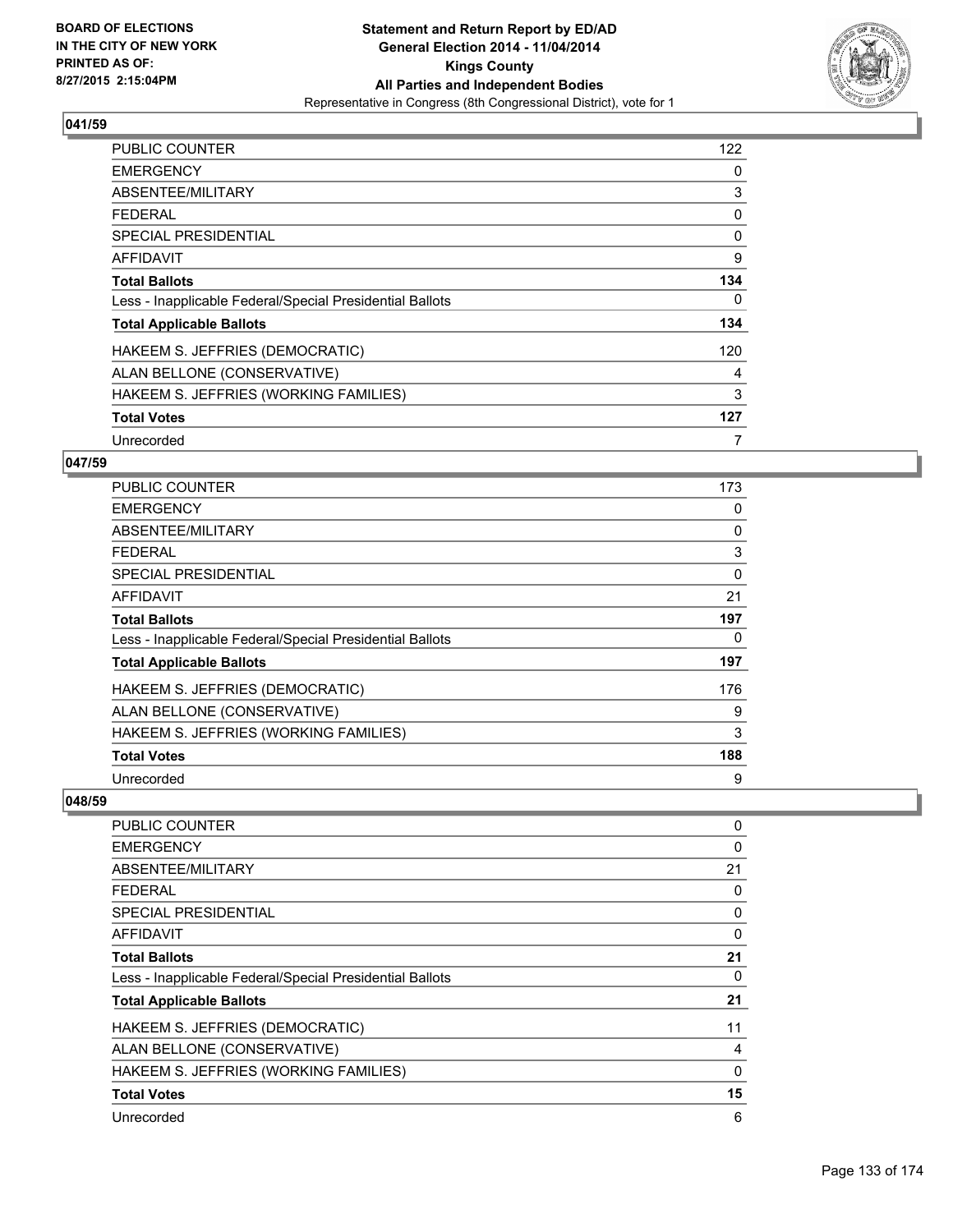## 041/59

| | |
|---|---|
| PUBLIC COUNTER | 122 |
| EMERGENCY | 0 |
| ABSENTEE/MILITARY | 3 |
| FEDERAL | 0 |
| SPECIAL PRESIDENTIAL | 0 |
| AFFIDAVIT | 9 |
| **Total Ballots** | **134** |
| Less - Inapplicable Federal/Special Presidential Ballots | 0 |
| **Total Applicable Ballots** | **134** |
| HAKEEM S. JEFFRIES (DEMOCRATIC) | 120 |
| ALAN BELLONE (CONSERVATIVE) | 4 |
| HAKEEM S. JEFFRIES (WORKING FAMILIES) | 3 |
| **Total Votes** | **127** |
| Unrecorded | 7 |

## 047/59

| | |
|---|---|
| PUBLIC COUNTER | 173 |
| EMERGENCY | 0 |
| ABSENTEE/MILITARY | 0 |
| FEDERAL | 3 |
| SPECIAL PRESIDENTIAL | 0 |
| AFFIDAVIT | 21 |
| **Total Ballots** | **197** |
| Less - Inapplicable Federal/Special Presidential Ballots | 0 |
| **Total Applicable Ballots** | **197** |
| HAKEEM S. JEFFRIES (DEMOCRATIC) | 176 |
| ALAN BELLONE (CONSERVATIVE) | 9 |
| HAKEEM S. JEFFRIES (WORKING FAMILIES) | 3 |
| **Total Votes** | **188** |
| Unrecorded | 9 |

## 048/59

| | |
|---|---|
| PUBLIC COUNTER | 0 |
| EMERGENCY | 0 |
| ABSENTEE/MILITARY | 21 |
| FEDERAL | 0 |
| SPECIAL PRESIDENTIAL | 0 |
| AFFIDAVIT | 0 |
| **Total Ballots** | **21** |
| Less - Inapplicable Federal/Special Presidential Ballots | 0 |
| **Total Applicable Ballots** | **21** |
| HAKEEM S. JEFFRIES (DEMOCRATIC) | 11 |
| ALAN BELLONE (CONSERVATIVE) | 4 |
| HAKEEM S. JEFFRIES (WORKING FAMILIES) | 0 |
| **Total Votes** | **15** |
| Unrecorded | 6 |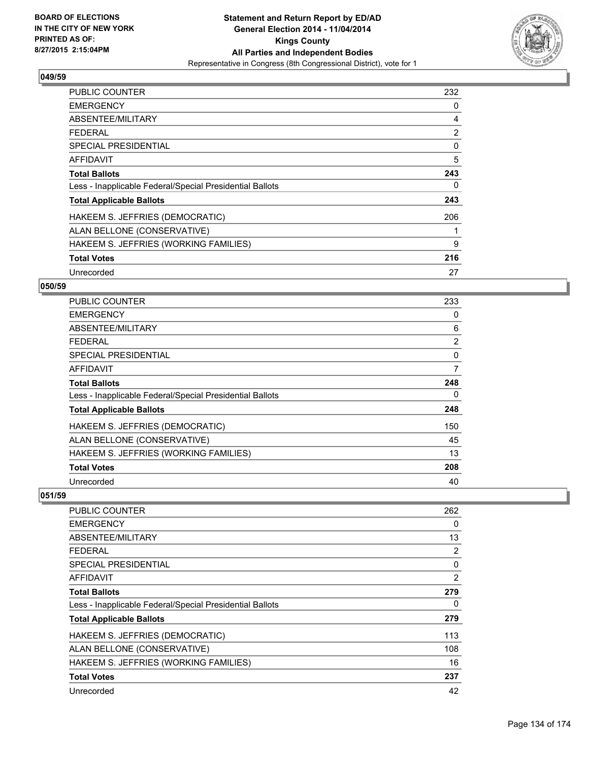## 049/59

| | |
|---|---|
| PUBLIC COUNTER | 232 |
| EMERGENCY | 0 |
| ABSENTEE/MILITARY | 4 |
| FEDERAL | 2 |
| SPECIAL PRESIDENTIAL | 0 |
| AFFIDAVIT | 5 |
| **Total Ballots** | **243** |
| Less - Inapplicable Federal/Special Presidential Ballots | 0 |
| **Total Applicable Ballots** | **243** |
| HAKEEM S. JEFFRIES (DEMOCRATIC) | 206 |
| ALAN BELLONE (CONSERVATIVE) | 1 |
| HAKEEM S. JEFFRIES (WORKING FAMILIES) | 9 |
| **Total Votes** | **216** |
| Unrecorded | 27 |

## 050/59

| | |
|---|---|
| PUBLIC COUNTER | 233 |
| EMERGENCY | 0 |
| ABSENTEE/MILITARY | 6 |
| FEDERAL | 2 |
| SPECIAL PRESIDENTIAL | 0 |
| AFFIDAVIT | 7 |
| **Total Ballots** | **248** |
| Less - Inapplicable Federal/Special Presidential Ballots | 0 |
| **Total Applicable Ballots** | **248** |
| HAKEEM S. JEFFRIES (DEMOCRATIC) | 150 |
| ALAN BELLONE (CONSERVATIVE) | 45 |
| HAKEEM S. JEFFRIES (WORKING FAMILIES) | 13 |
| **Total Votes** | **208** |
| Unrecorded | 40 |

## 051/59

| | |
|---|---|
| PUBLIC COUNTER | 262 |
| EMERGENCY | 0 |
| ABSENTEE/MILITARY | 13 |
| FEDERAL | 2 |
| SPECIAL PRESIDENTIAL | 0 |
| AFFIDAVIT | 2 |
| **Total Ballots** | **279** |
| Less - Inapplicable Federal/Special Presidential Ballots | 0 |
| **Total Applicable Ballots** | **279** |
| HAKEEM S. JEFFRIES (DEMOCRATIC) | 113 |
| ALAN BELLONE (CONSERVATIVE) | 108 |
| HAKEEM S. JEFFRIES (WORKING FAMILIES) | 16 |
| **Total Votes** | **237** |
| Unrecorded | 42 |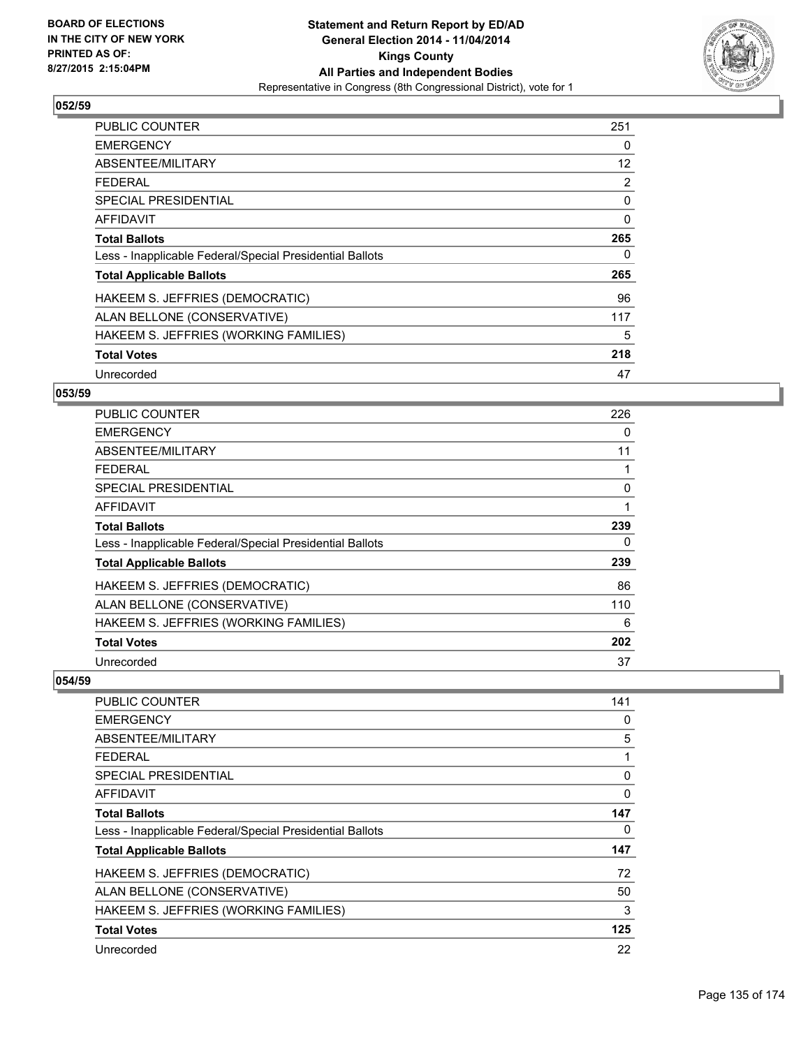## 052/59

| | |
|---|---|
| PUBLIC COUNTER | 251 |
| EMERGENCY | 0 |
| ABSENTEE/MILITARY | 12 |
| FEDERAL | 2 |
| SPECIAL PRESIDENTIAL | 0 |
| AFFIDAVIT | 0 |
| **Total Ballots** | **265** |
| Less - Inapplicable Federal/Special Presidential Ballots | 0 |
| **Total Applicable Ballots** | **265** |
| HAKEEM S. JEFFRIES (DEMOCRATIC) | 96 |
| ALAN BELLONE (CONSERVATIVE) | 117 |
| HAKEEM S. JEFFRIES (WORKING FAMILIES) | 5 |
| **Total Votes** | **218** |
| Unrecorded | 47 |

## 053/59

| | |
|---|---|
| PUBLIC COUNTER | 226 |
| EMERGENCY | 0 |
| ABSENTEE/MILITARY | 11 |
| FEDERAL | 1 |
| SPECIAL PRESIDENTIAL | 0 |
| AFFIDAVIT | 1 |
| **Total Ballots** | **239** |
| Less - Inapplicable Federal/Special Presidential Ballots | 0 |
| **Total Applicable Ballots** | **239** |
| HAKEEM S. JEFFRIES (DEMOCRATIC) | 86 |
| ALAN BELLONE (CONSERVATIVE) | 110 |
| HAKEEM S. JEFFRIES (WORKING FAMILIES) | 6 |
| **Total Votes** | **202** |
| Unrecorded | 37 |

## 054/59

| | |
|---|---|
| PUBLIC COUNTER | 141 |
| EMERGENCY | 0 |
| ABSENTEE/MILITARY | 5 |
| FEDERAL | 1 |
| SPECIAL PRESIDENTIAL | 0 |
| AFFIDAVIT | 0 |
| **Total Ballots** | **147** |
| Less - Inapplicable Federal/Special Presidential Ballots | 0 |
| **Total Applicable Ballots** | **147** |
| HAKEEM S. JEFFRIES (DEMOCRATIC) | 72 |
| ALAN BELLONE (CONSERVATIVE) | 50 |
| HAKEEM S. JEFFRIES (WORKING FAMILIES) | 3 |
| **Total Votes** | **125** |
| Unrecorded | 22 |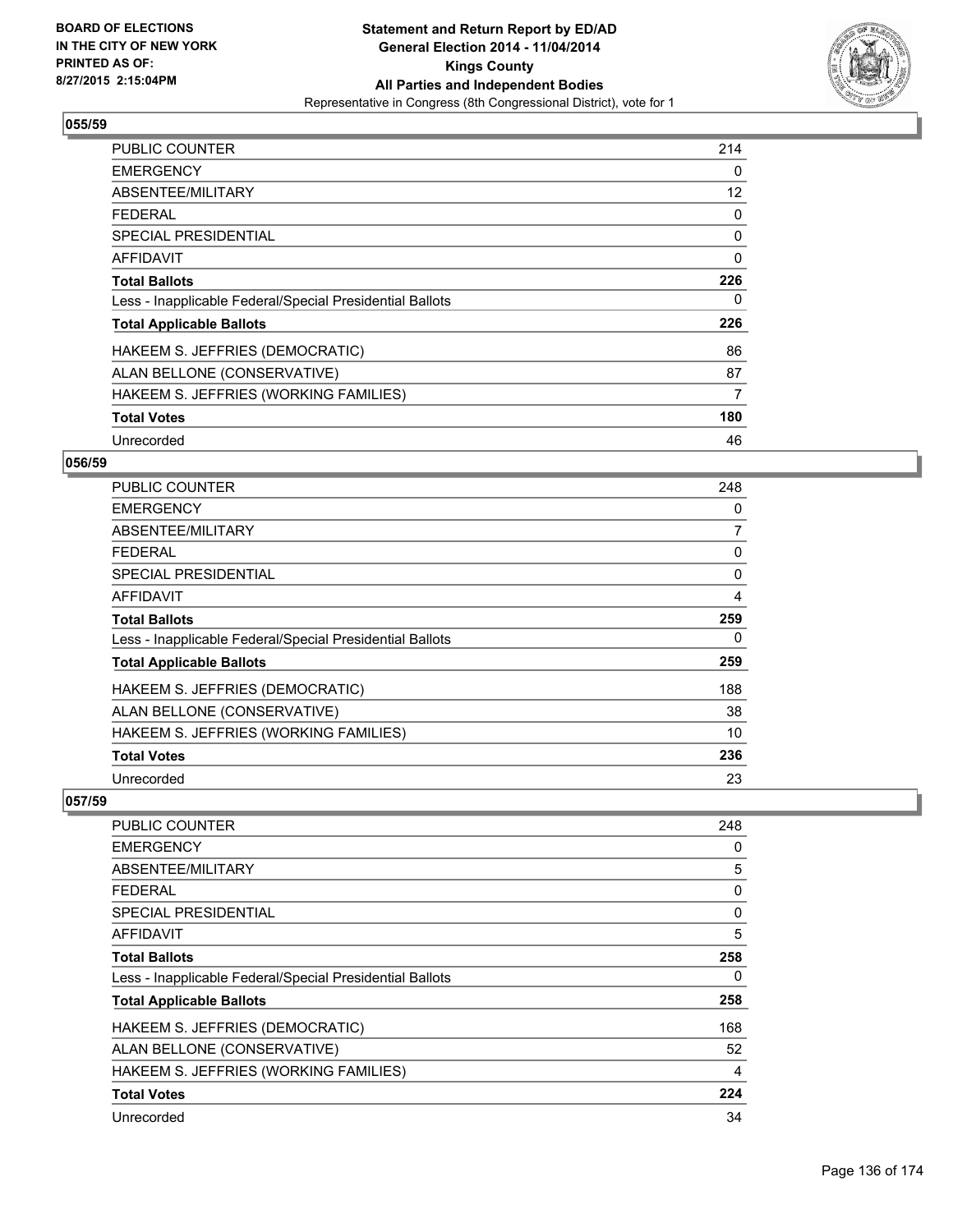BOARD OF ELECTIONS
IN THE CITY OF NEW YORK
PRINTED AS OF:
8/27/2015 2:15:04PM

**Statement and Return Report by ED/AD**
**General Election 2014 - 11/04/2014**
**Kings County**
**All Parties and Independent Bodies**
Representative in Congress (8th Congressional District), vote for 1

### 055/59

| | |
|---|---|
| PUBLIC COUNTER | 214 |
| EMERGENCY | 0 |
| ABSENTEE/MILITARY | 12 |
| FEDERAL | 0 |
| SPECIAL PRESIDENTIAL | 0 |
| AFFIDAVIT | 0 |
| **Total Ballots** | **226** |
| Less - Inapplicable Federal/Special Presidential Ballots | 0 |
| **Total Applicable Ballots** | **226** |
| HAKEEM S. JEFFRIES (DEMOCRATIC) | 86 |
| ALAN BELLONE (CONSERVATIVE) | 87 |
| HAKEEM S. JEFFRIES (WORKING FAMILIES) | 7 |
| **Total Votes** | **180** |
| Unrecorded | 46 |

### 056/59

| | |
|---|---|
| PUBLIC COUNTER | 248 |
| EMERGENCY | 0 |
| ABSENTEE/MILITARY | 7 |
| FEDERAL | 0 |
| SPECIAL PRESIDENTIAL | 0 |
| AFFIDAVIT | 4 |
| **Total Ballots** | **259** |
| Less - Inapplicable Federal/Special Presidential Ballots | 0 |
| **Total Applicable Ballots** | **259** |
| HAKEEM S. JEFFRIES (DEMOCRATIC) | 188 |
| ALAN BELLONE (CONSERVATIVE) | 38 |
| HAKEEM S. JEFFRIES (WORKING FAMILIES) | 10 |
| **Total Votes** | **236** |
| Unrecorded | 23 |

### 057/59

| | |
|---|---|
| PUBLIC COUNTER | 248 |
| EMERGENCY | 0 |
| ABSENTEE/MILITARY | 5 |
| FEDERAL | 0 |
| SPECIAL PRESIDENTIAL | 0 |
| AFFIDAVIT | 5 |
| **Total Ballots** | **258** |
| Less - Inapplicable Federal/Special Presidential Ballots | 0 |
| **Total Applicable Ballots** | **258** |
| HAKEEM S. JEFFRIES (DEMOCRATIC) | 168 |
| ALAN BELLONE (CONSERVATIVE) | 52 |
| HAKEEM S. JEFFRIES (WORKING FAMILIES) | 4 |
| **Total Votes** | **224** |
| Unrecorded | 34 |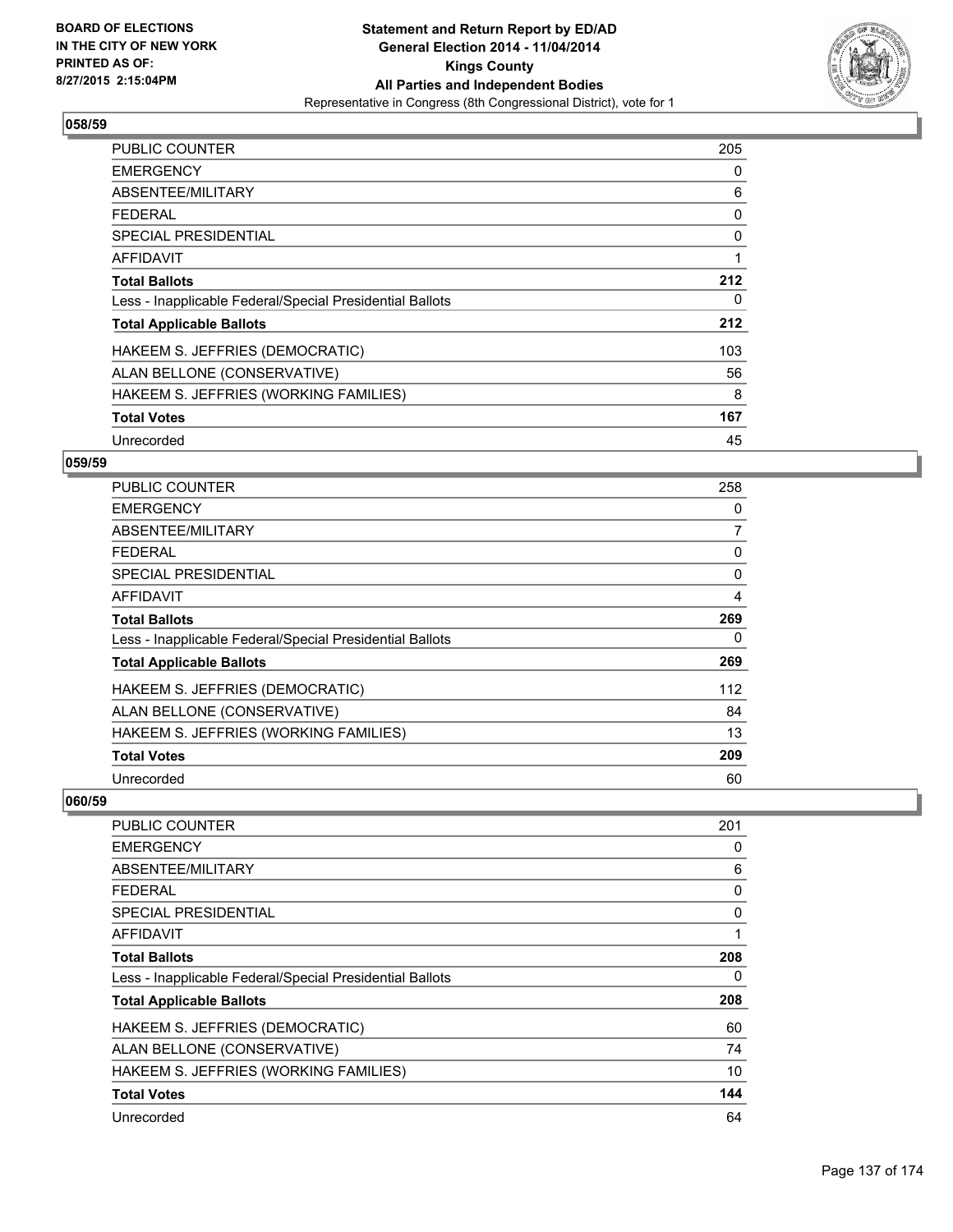**BOARD OF ELECTIONS IN THE CITY OF NEW YORK PRINTED AS OF: 8/27/2015 2:15:04PM**

**Statement and Return Report by ED/AD General Election 2014 - 11/04/2014 Kings County All Parties and Independent Bodies**

Representative in Congress (8th Congressional District), vote for 1

## 058/59

| | |
|---|---|
| PUBLIC COUNTER | 205 |
| EMERGENCY | 0 |
| ABSENTEE/MILITARY | 6 |
| FEDERAL | 0 |
| SPECIAL PRESIDENTIAL | 0 |
| AFFIDAVIT | 1 |
| **Total Ballots** | **212** |
| Less - Inapplicable Federal/Special Presidential Ballots | 0 |
| **Total Applicable Ballots** | **212** |
| HAKEEM S. JEFFRIES (DEMOCRATIC) | 103 |
| ALAN BELLONE (CONSERVATIVE) | 56 |
| HAKEEM S. JEFFRIES (WORKING FAMILIES) | 8 |
| **Total Votes** | **167** |
| Unrecorded | 45 |

## 059/59

| | |
|---|---|
| PUBLIC COUNTER | 258 |
| EMERGENCY | 0 |
| ABSENTEE/MILITARY | 7 |
| FEDERAL | 0 |
| SPECIAL PRESIDENTIAL | 0 |
| AFFIDAVIT | 4 |
| **Total Ballots** | **269** |
| Less - Inapplicable Federal/Special Presidential Ballots | 0 |
| **Total Applicable Ballots** | **269** |
| HAKEEM S. JEFFRIES (DEMOCRATIC) | 112 |
| ALAN BELLONE (CONSERVATIVE) | 84 |
| HAKEEM S. JEFFRIES (WORKING FAMILIES) | 13 |
| **Total Votes** | **209** |
| Unrecorded | 60 |

## 060/59

| | |
|---|---|
| PUBLIC COUNTER | 201 |
| EMERGENCY | 0 |
| ABSENTEE/MILITARY | 6 |
| FEDERAL | 0 |
| SPECIAL PRESIDENTIAL | 0 |
| AFFIDAVIT | 1 |
| **Total Ballots** | **208** |
| Less - Inapplicable Federal/Special Presidential Ballots | 0 |
| **Total Applicable Ballots** | **208** |
| HAKEEM S. JEFFRIES (DEMOCRATIC) | 60 |
| ALAN BELLONE (CONSERVATIVE) | 74 |
| HAKEEM S. JEFFRIES (WORKING FAMILIES) | 10 |
| **Total Votes** | **144** |
| Unrecorded | 64 |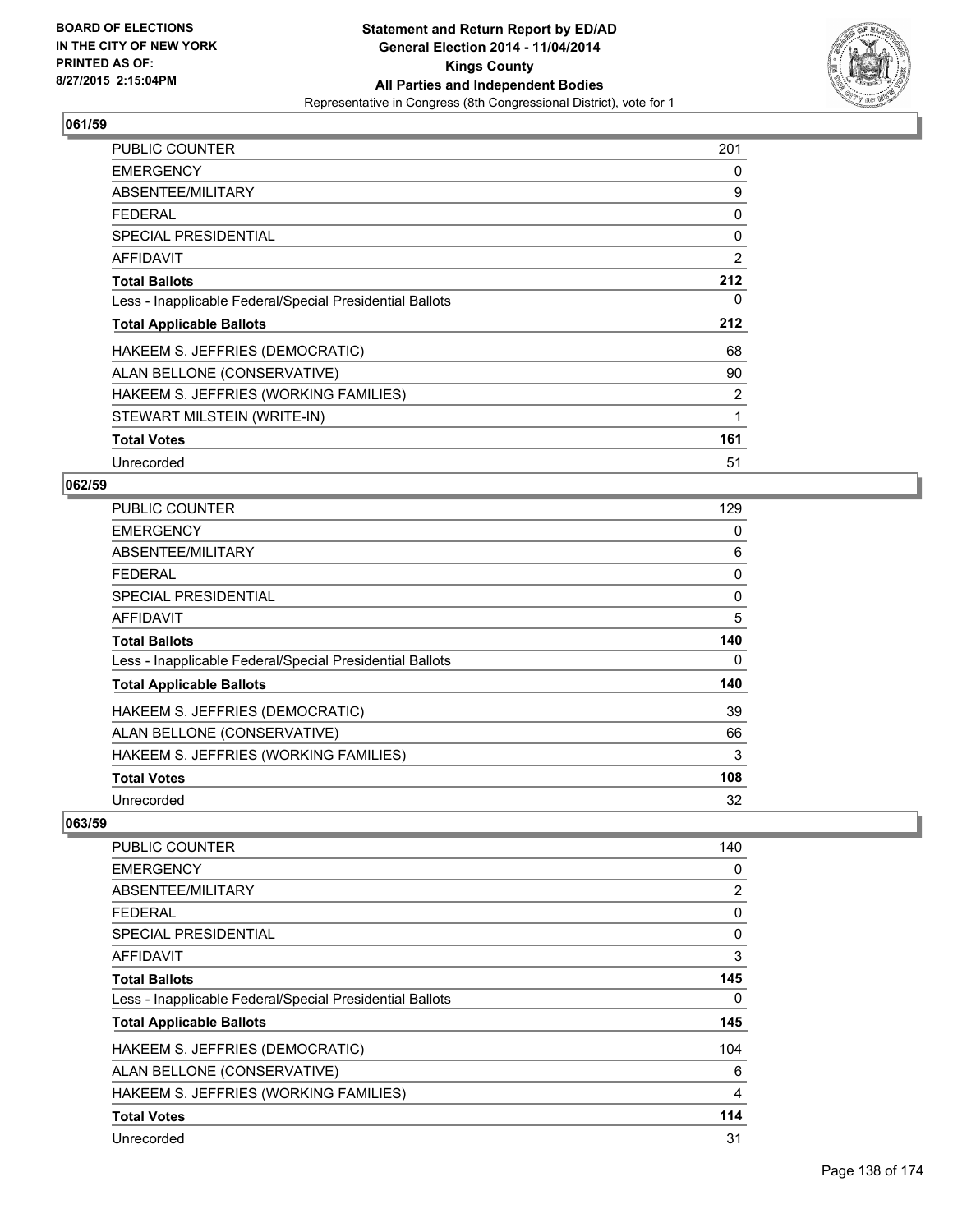**Statement and Return Report by ED/AD**
**General Election 2014 - 11/04/2014**
**Kings County**
**All Parties and Independent Bodies**
Representative in Congress (8th Congressional District), vote for 1

BOARD OF ELECTIONS
IN THE CITY OF NEW YORK
PRINTED AS OF:
8/27/2015 2:15:04PM

### 061/59

| | |
|---|---|
| PUBLIC COUNTER | 201 |
| EMERGENCY | 0 |
| ABSENTEE/MILITARY | 9 |
| FEDERAL | 0 |
| SPECIAL PRESIDENTIAL | 0 |
| AFFIDAVIT | 2 |
| **Total Ballots** | **212** |
| Less - Inapplicable Federal/Special Presidential Ballots | 0 |
| **Total Applicable Ballots** | **212** |
| HAKEEM S. JEFFRIES (DEMOCRATIC) | 68 |
| ALAN BELLONE (CONSERVATIVE) | 90 |
| HAKEEM S. JEFFRIES (WORKING FAMILIES) | 2 |
| STEWART MILSTEIN (WRITE-IN) | 1 |
| **Total Votes** | **161** |
| Unrecorded | 51 |

### 062/59

| | |
|---|---|
| PUBLIC COUNTER | 129 |
| EMERGENCY | 0 |
| ABSENTEE/MILITARY | 6 |
| FEDERAL | 0 |
| SPECIAL PRESIDENTIAL | 0 |
| AFFIDAVIT | 5 |
| **Total Ballots** | **140** |
| Less - Inapplicable Federal/Special Presidential Ballots | 0 |
| **Total Applicable Ballots** | **140** |
| HAKEEM S. JEFFRIES (DEMOCRATIC) | 39 |
| ALAN BELLONE (CONSERVATIVE) | 66 |
| HAKEEM S. JEFFRIES (WORKING FAMILIES) | 3 |
| **Total Votes** | **108** |
| Unrecorded | 32 |

### 063/59

| | |
|---|---|
| PUBLIC COUNTER | 140 |
| EMERGENCY | 0 |
| ABSENTEE/MILITARY | 2 |
| FEDERAL | 0 |
| SPECIAL PRESIDENTIAL | 0 |
| AFFIDAVIT | 3 |
| **Total Ballots** | **145** |
| Less - Inapplicable Federal/Special Presidential Ballots | 0 |
| **Total Applicable Ballots** | **145** |
| HAKEEM S. JEFFRIES (DEMOCRATIC) | 104 |
| ALAN BELLONE (CONSERVATIVE) | 6 |
| HAKEEM S. JEFFRIES (WORKING FAMILIES) | 4 |
| **Total Votes** | **114** |
| Unrecorded | 31 |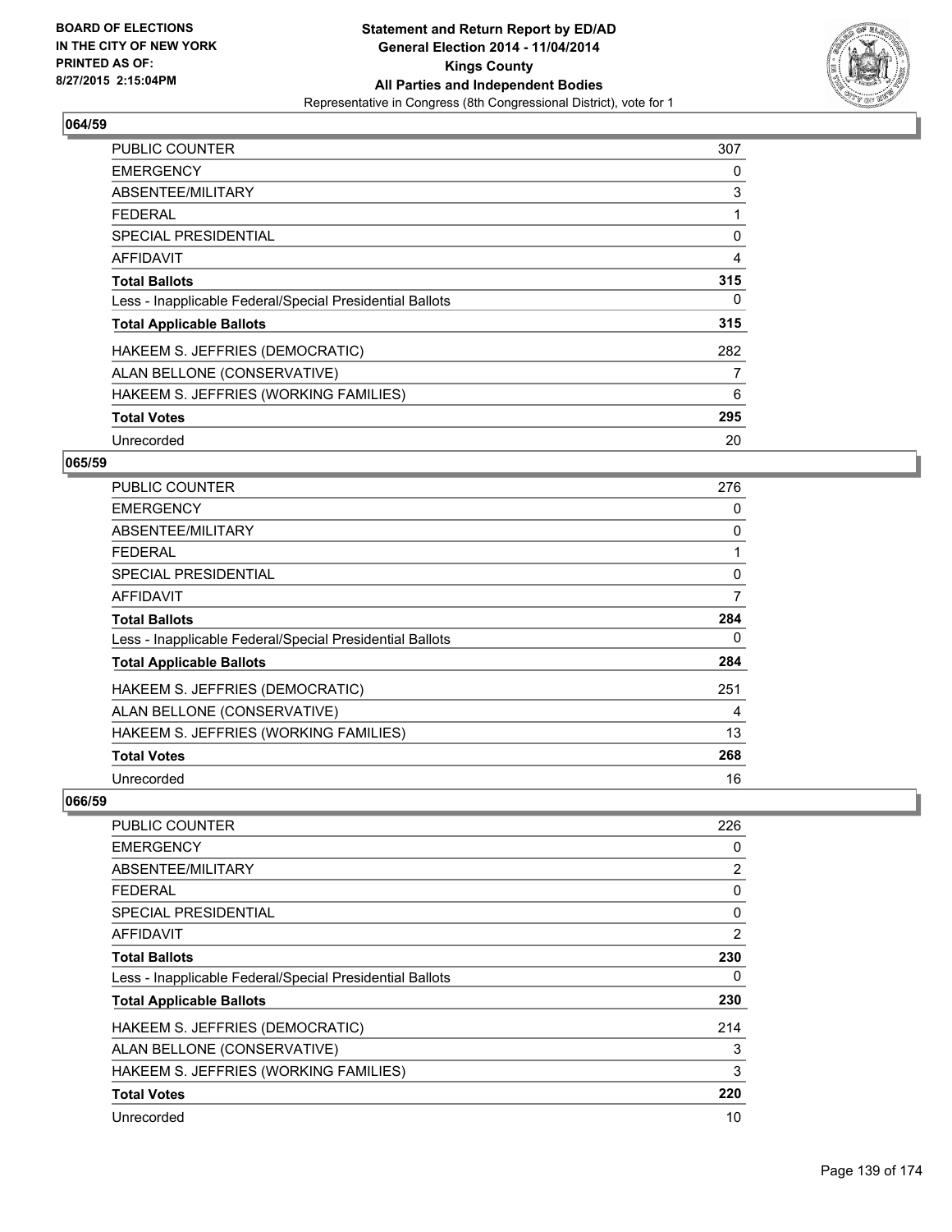**BOARD OF ELECTIONS IN THE CITY OF NEW YORK PRINTED AS OF: 8/27/2015 2:15:04PM**

**Statement and Return Report by ED/AD General Election 2014 - 11/04/2014 Kings County All Parties and Independent Bodies**
Representative in Congress (8th Congressional District), vote for 1

### 064/59

| | |
|---|---|
| PUBLIC COUNTER | 307 |
| EMERGENCY | 0 |
| ABSENTEE/MILITARY | 3 |
| FEDERAL | 1 |
| SPECIAL PRESIDENTIAL | 0 |
| AFFIDAVIT | 4 |
| **Total Ballots** | **315** |
| Less - Inapplicable Federal/Special Presidential Ballots | 0 |
| **Total Applicable Ballots** | **315** |
| HAKEEM S. JEFFRIES (DEMOCRATIC) | 282 |
| ALAN BELLONE (CONSERVATIVE) | 7 |
| HAKEEM S. JEFFRIES (WORKING FAMILIES) | 6 |
| **Total Votes** | **295** |
| Unrecorded | 20 |

### 065/59

| | |
|---|---|
| PUBLIC COUNTER | 276 |
| EMERGENCY | 0 |
| ABSENTEE/MILITARY | 0 |
| FEDERAL | 1 |
| SPECIAL PRESIDENTIAL | 0 |
| AFFIDAVIT | 7 |
| **Total Ballots** | **284** |
| Less - Inapplicable Federal/Special Presidential Ballots | 0 |
| **Total Applicable Ballots** | **284** |
| HAKEEM S. JEFFRIES (DEMOCRATIC) | 251 |
| ALAN BELLONE (CONSERVATIVE) | 4 |
| HAKEEM S. JEFFRIES (WORKING FAMILIES) | 13 |
| **Total Votes** | **268** |
| Unrecorded | 16 |

### 066/59

| | |
|---|---|
| PUBLIC COUNTER | 226 |
| EMERGENCY | 0 |
| ABSENTEE/MILITARY | 2 |
| FEDERAL | 0 |
| SPECIAL PRESIDENTIAL | 0 |
| AFFIDAVIT | 2 |
| **Total Ballots** | **230** |
| Less - Inapplicable Federal/Special Presidential Ballots | 0 |
| **Total Applicable Ballots** | **230** |
| HAKEEM S. JEFFRIES (DEMOCRATIC) | 214 |
| ALAN BELLONE (CONSERVATIVE) | 3 |
| HAKEEM S. JEFFRIES (WORKING FAMILIES) | 3 |
| **Total Votes** | **220** |
| Unrecorded | 10 |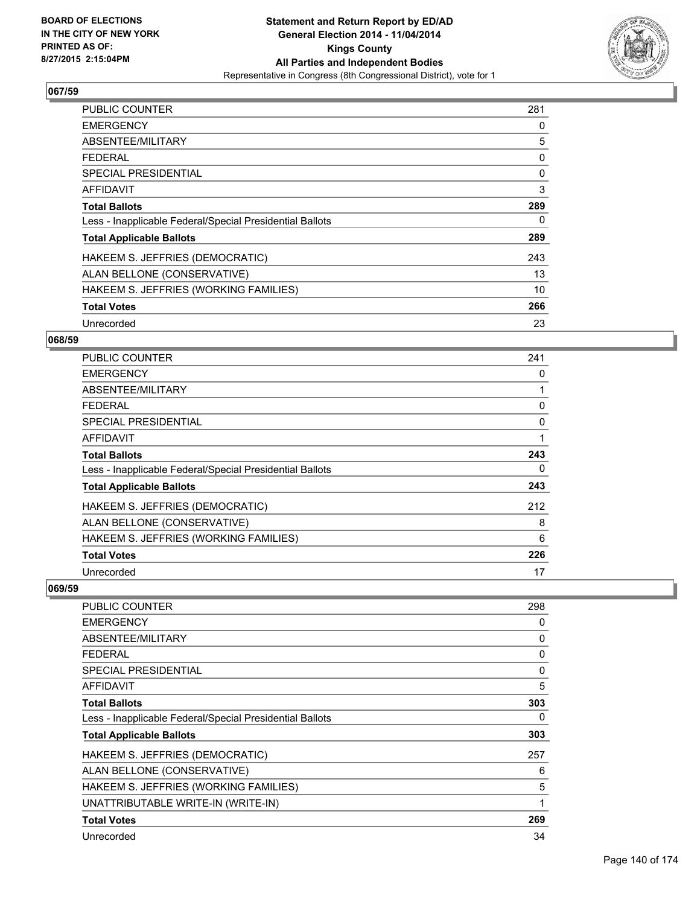BOARD OF ELECTIONS
IN THE CITY OF NEW YORK
PRINTED AS OF:
8/27/2015 2:15:04PM

**Statement and Return Report by ED/AD**
**General Election 2014 - 11/04/2014**
**Kings County**
**All Parties and Independent Bodies**
Representative in Congress (8th Congressional District), vote for 1

## 067/59

| | |
|---|---|
| PUBLIC COUNTER | 281 |
| EMERGENCY | 0 |
| ABSENTEE/MILITARY | 5 |
| FEDERAL | 0 |
| SPECIAL PRESIDENTIAL | 0 |
| AFFIDAVIT | 3 |
| **Total Ballots** | **289** |
| Less - Inapplicable Federal/Special Presidential Ballots | 0 |
| **Total Applicable Ballots** | **289** |
| HAKEEM S. JEFFRIES (DEMOCRATIC) | 243 |
| ALAN BELLONE (CONSERVATIVE) | 13 |
| HAKEEM S. JEFFRIES (WORKING FAMILIES) | 10 |
| **Total Votes** | **266** |
| Unrecorded | 23 |

## 068/59

| | |
|---|---|
| PUBLIC COUNTER | 241 |
| EMERGENCY | 0 |
| ABSENTEE/MILITARY | 1 |
| FEDERAL | 0 |
| SPECIAL PRESIDENTIAL | 0 |
| AFFIDAVIT | 1 |
| **Total Ballots** | **243** |
| Less - Inapplicable Federal/Special Presidential Ballots | 0 |
| **Total Applicable Ballots** | **243** |
| HAKEEM S. JEFFRIES (DEMOCRATIC) | 212 |
| ALAN BELLONE (CONSERVATIVE) | 8 |
| HAKEEM S. JEFFRIES (WORKING FAMILIES) | 6 |
| **Total Votes** | **226** |
| Unrecorded | 17 |

## 069/59

| | |
|---|---|
| PUBLIC COUNTER | 298 |
| EMERGENCY | 0 |
| ABSENTEE/MILITARY | 0 |
| FEDERAL | 0 |
| SPECIAL PRESIDENTIAL | 0 |
| AFFIDAVIT | 5 |
| **Total Ballots** | **303** |
| Less - Inapplicable Federal/Special Presidential Ballots | 0 |
| **Total Applicable Ballots** | **303** |
| HAKEEM S. JEFFRIES (DEMOCRATIC) | 257 |
| ALAN BELLONE (CONSERVATIVE) | 6 |
| HAKEEM S. JEFFRIES (WORKING FAMILIES) | 5 |
| UNATTRIBUTABLE WRITE-IN (WRITE-IN) | 1 |
| **Total Votes** | **269** |
| Unrecorded | 34 |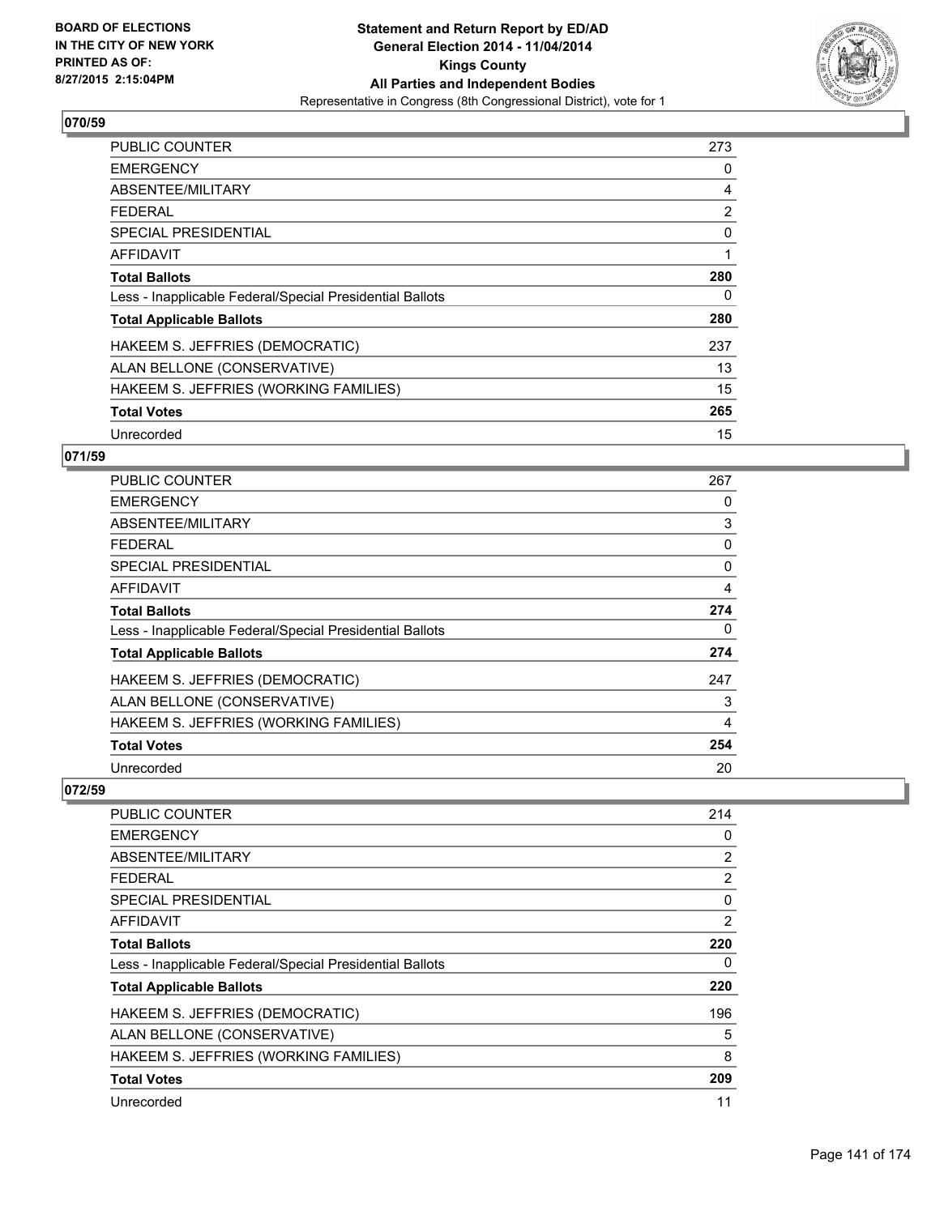**Statement and Return Report by ED/AD**
**General Election 2014 - 11/04/2014**
**Kings County**
**All Parties and Independent Bodies**
Representative in Congress (8th Congressional District), vote for 1

BOARD OF ELECTIONS
IN THE CITY OF NEW YORK
PRINTED AS OF:
8/27/2015 2:15:04PM

## 070/59

| | |
|---|---|
| PUBLIC COUNTER | 273 |
| EMERGENCY | 0 |
| ABSENTEE/MILITARY | 4 |
| FEDERAL | 2 |
| SPECIAL PRESIDENTIAL | 0 |
| AFFIDAVIT | 1 |
| **Total Ballots** | **280** |
| Less - Inapplicable Federal/Special Presidential Ballots | 0 |
| **Total Applicable Ballots** | **280** |
| HAKEEM S. JEFFRIES (DEMOCRATIC) | 237 |
| ALAN BELLONE (CONSERVATIVE) | 13 |
| HAKEEM S. JEFFRIES (WORKING FAMILIES) | 15 |
| **Total Votes** | **265** |
| Unrecorded | 15 |

## 071/59

| | |
|---|---|
| PUBLIC COUNTER | 267 |
| EMERGENCY | 0 |
| ABSENTEE/MILITARY | 3 |
| FEDERAL | 0 |
| SPECIAL PRESIDENTIAL | 0 |
| AFFIDAVIT | 4 |
| **Total Ballots** | **274** |
| Less - Inapplicable Federal/Special Presidential Ballots | 0 |
| **Total Applicable Ballots** | **274** |
| HAKEEM S. JEFFRIES (DEMOCRATIC) | 247 |
| ALAN BELLONE (CONSERVATIVE) | 3 |
| HAKEEM S. JEFFRIES (WORKING FAMILIES) | 4 |
| **Total Votes** | **254** |
| Unrecorded | 20 |

## 072/59

| | |
|---|---|
| PUBLIC COUNTER | 214 |
| EMERGENCY | 0 |
| ABSENTEE/MILITARY | 2 |
| FEDERAL | 2 |
| SPECIAL PRESIDENTIAL | 0 |
| AFFIDAVIT | 2 |
| **Total Ballots** | **220** |
| Less - Inapplicable Federal/Special Presidential Ballots | 0 |
| **Total Applicable Ballots** | **220** |
| HAKEEM S. JEFFRIES (DEMOCRATIC) | 196 |
| ALAN BELLONE (CONSERVATIVE) | 5 |
| HAKEEM S. JEFFRIES (WORKING FAMILIES) | 8 |
| **Total Votes** | **209** |
| Unrecorded | 11 |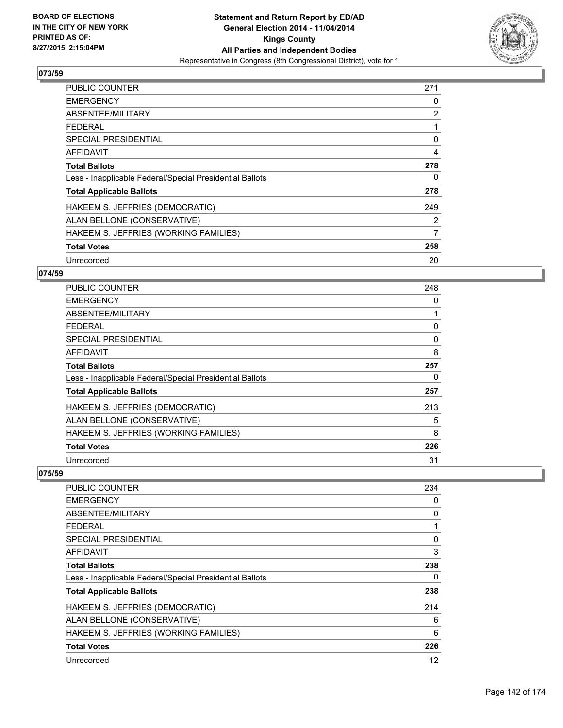Statement and Return Report by ED/AD
General Election 2014 - 11/04/2014
Kings County
All Parties and Independent Bodies
Representative in Congress (8th Congressional District), vote for 1

## 073/59

| | |
|---|---|
| PUBLIC COUNTER | 271 |
| EMERGENCY | 0 |
| ABSENTEE/MILITARY | 2 |
| FEDERAL | 1 |
| SPECIAL PRESIDENTIAL | 0 |
| AFFIDAVIT | 4 |
| **Total Ballots** | **278** |
| Less - Inapplicable Federal/Special Presidential Ballots | 0 |
| **Total Applicable Ballots** | **278** |
| HAKEEM S. JEFFRIES (DEMOCRATIC) | 249 |
| ALAN BELLONE (CONSERVATIVE) | 2 |
| HAKEEM S. JEFFRIES (WORKING FAMILIES) | 7 |
| **Total Votes** | **258** |
| Unrecorded | 20 |

## 074/59

| | |
|---|---|
| PUBLIC COUNTER | 248 |
| EMERGENCY | 0 |
| ABSENTEE/MILITARY | 1 |
| FEDERAL | 0 |
| SPECIAL PRESIDENTIAL | 0 |
| AFFIDAVIT | 8 |
| **Total Ballots** | **257** |
| Less - Inapplicable Federal/Special Presidential Ballots | 0 |
| **Total Applicable Ballots** | **257** |
| HAKEEM S. JEFFRIES (DEMOCRATIC) | 213 |
| ALAN BELLONE (CONSERVATIVE) | 5 |
| HAKEEM S. JEFFRIES (WORKING FAMILIES) | 8 |
| **Total Votes** | **226** |
| Unrecorded | 31 |

## 075/59

| | |
|---|---|
| PUBLIC COUNTER | 234 |
| EMERGENCY | 0 |
| ABSENTEE/MILITARY | 0 |
| FEDERAL | 1 |
| SPECIAL PRESIDENTIAL | 0 |
| AFFIDAVIT | 3 |
| **Total Ballots** | **238** |
| Less - Inapplicable Federal/Special Presidential Ballots | 0 |
| **Total Applicable Ballots** | **238** |
| HAKEEM S. JEFFRIES (DEMOCRATIC) | 214 |
| ALAN BELLONE (CONSERVATIVE) | 6 |
| HAKEEM S. JEFFRIES (WORKING FAMILIES) | 6 |
| **Total Votes** | **226** |
| Unrecorded | 12 |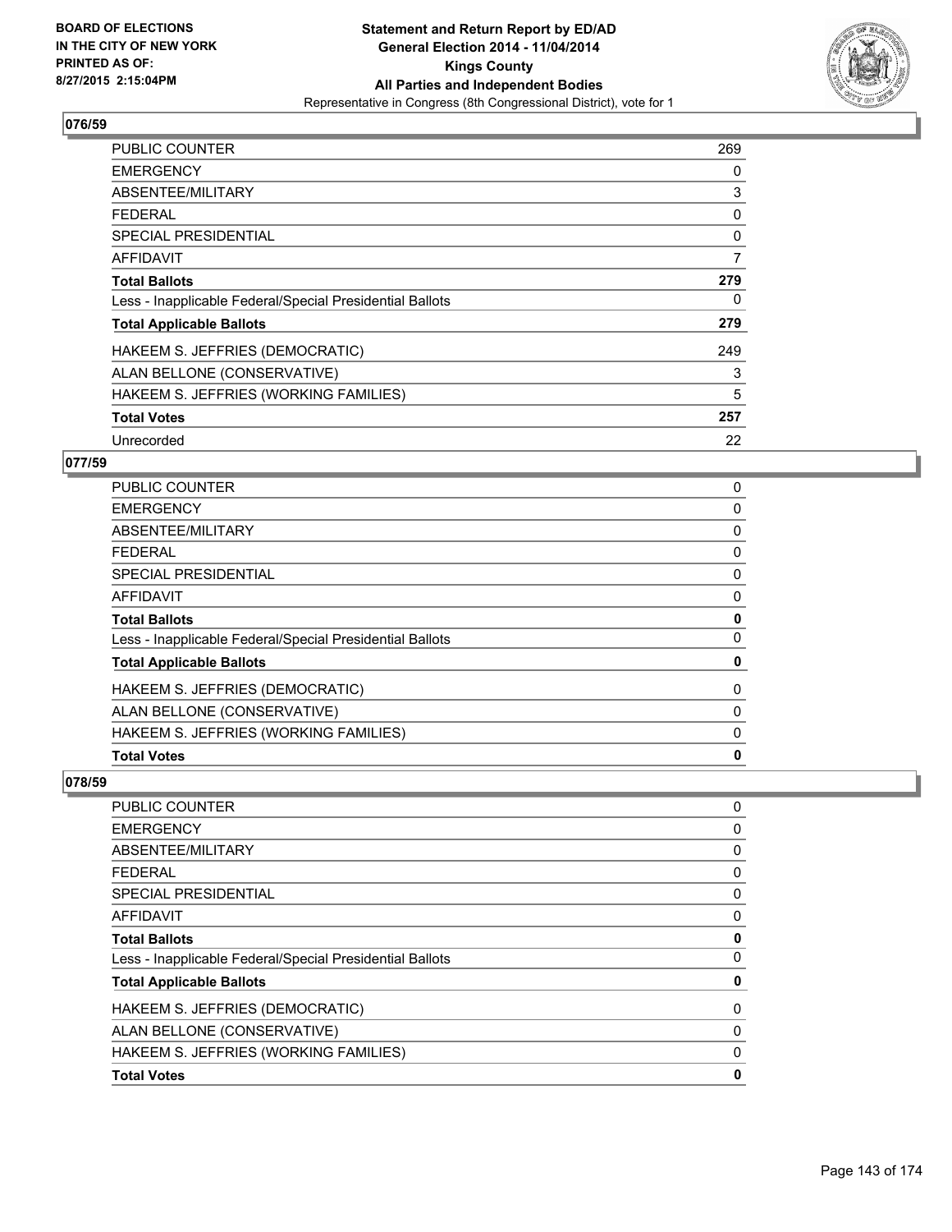BOARD OF ELECTIONS
IN THE CITY OF NEW YORK
PRINTED AS OF:
8/27/2015 2:15:04PM

**Statement and Return Report by ED/AD**
**General Election 2014 - 11/04/2014**
**Kings County**
**All Parties and Independent Bodies**
Representative in Congress (8th Congressional District), vote for 1

## 076/59

| | |
|---|---|
| PUBLIC COUNTER | 269 |
| EMERGENCY | 0 |
| ABSENTEE/MILITARY | 3 |
| FEDERAL | 0 |
| SPECIAL PRESIDENTIAL | 0 |
| AFFIDAVIT | 7 |
| **Total Ballots** | **279** |
| Less - Inapplicable Federal/Special Presidential Ballots | 0 |
| **Total Applicable Ballots** | **279** |
| HAKEEM S. JEFFRIES (DEMOCRATIC) | 249 |
| ALAN BELLONE (CONSERVATIVE) | 3 |
| HAKEEM S. JEFFRIES (WORKING FAMILIES) | 5 |
| **Total Votes** | **257** |
| Unrecorded | 22 |

## 077/59

| | |
|---|---|
| PUBLIC COUNTER | 0 |
| EMERGENCY | 0 |
| ABSENTEE/MILITARY | 0 |
| FEDERAL | 0 |
| SPECIAL PRESIDENTIAL | 0 |
| AFFIDAVIT | 0 |
| **Total Ballots** | **0** |
| Less - Inapplicable Federal/Special Presidential Ballots | 0 |
| **Total Applicable Ballots** | **0** |
| HAKEEM S. JEFFRIES (DEMOCRATIC) | 0 |
| ALAN BELLONE (CONSERVATIVE) | 0 |
| HAKEEM S. JEFFRIES (WORKING FAMILIES) | 0 |
| **Total Votes** | **0** |

## 078/59

| | |
|---|---|
| PUBLIC COUNTER | 0 |
| EMERGENCY | 0 |
| ABSENTEE/MILITARY | 0 |
| FEDERAL | 0 |
| SPECIAL PRESIDENTIAL | 0 |
| AFFIDAVIT | 0 |
| **Total Ballots** | **0** |
| Less - Inapplicable Federal/Special Presidential Ballots | 0 |
| **Total Applicable Ballots** | **0** |
| HAKEEM S. JEFFRIES (DEMOCRATIC) | 0 |
| ALAN BELLONE (CONSERVATIVE) | 0 |
| HAKEEM S. JEFFRIES (WORKING FAMILIES) | 0 |
| **Total Votes** | **0** |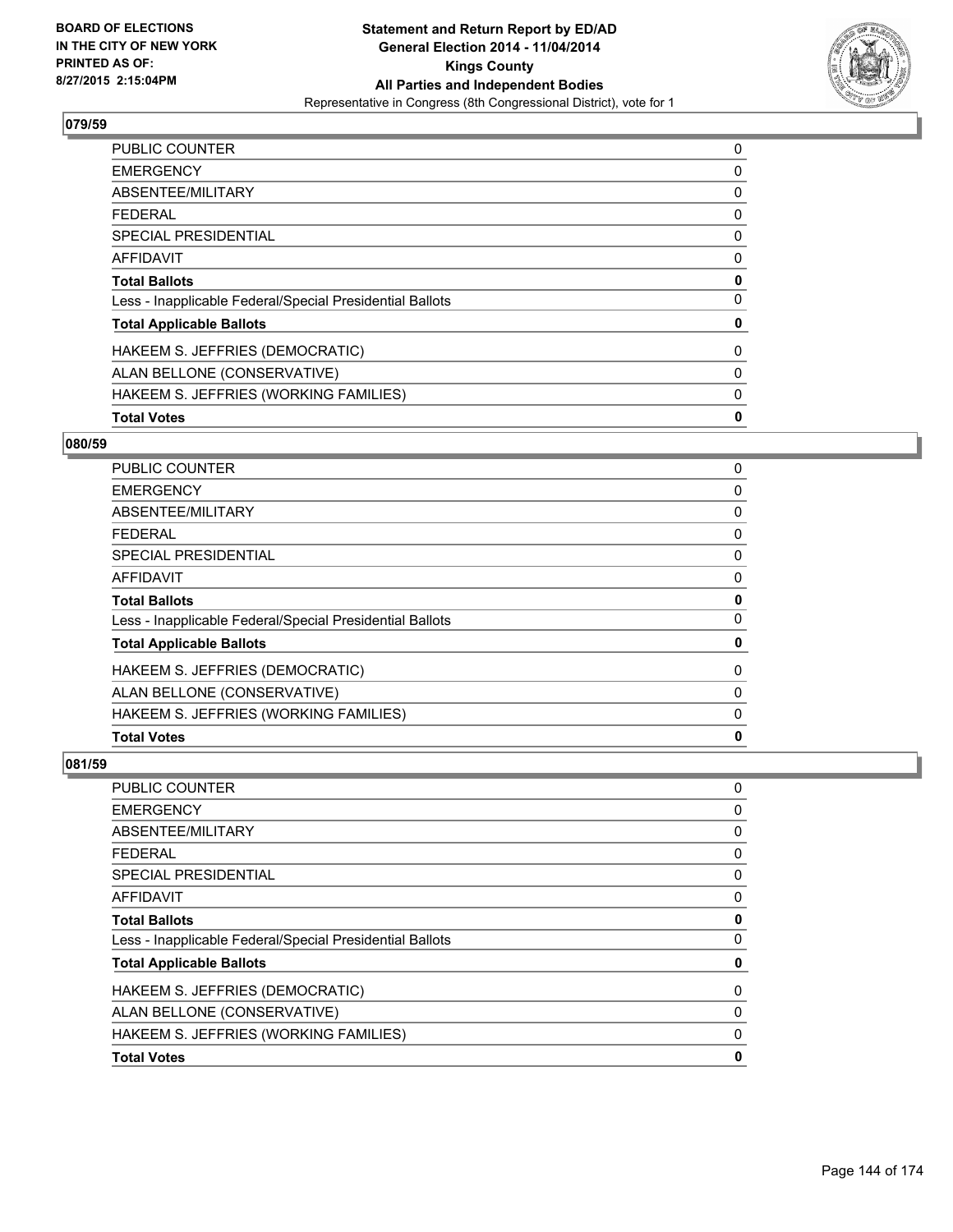**Statement and Return Report by ED/AD**
**General Election 2014 - 11/04/2014**
**Kings County**
**All Parties and Independent Bodies**
Representative in Congress (8th Congressional District), vote for 1

BOARD OF ELECTIONS
IN THE CITY OF NEW YORK
PRINTED AS OF:
8/27/2015 2:15:04PM

## 079/59

| | |
|---|---|
| PUBLIC COUNTER | 0 |
| EMERGENCY | 0 |
| ABSENTEE/MILITARY | 0 |
| FEDERAL | 0 |
| SPECIAL PRESIDENTIAL | 0 |
| AFFIDAVIT | 0 |
| **Total Ballots** | **0** |
| Less - Inapplicable Federal/Special Presidential Ballots | 0 |
| **Total Applicable Ballots** | **0** |
| HAKEEM S. JEFFRIES (DEMOCRATIC) | 0 |
| ALAN BELLONE (CONSERVATIVE) | 0 |
| HAKEEM S. JEFFRIES (WORKING FAMILIES) | 0 |
| **Total Votes** | **0** |

## 080/59

| | |
|---|---|
| PUBLIC COUNTER | 0 |
| EMERGENCY | 0 |
| ABSENTEE/MILITARY | 0 |
| FEDERAL | 0 |
| SPECIAL PRESIDENTIAL | 0 |
| AFFIDAVIT | 0 |
| **Total Ballots** | **0** |
| Less - Inapplicable Federal/Special Presidential Ballots | 0 |
| **Total Applicable Ballots** | **0** |
| HAKEEM S. JEFFRIES (DEMOCRATIC) | 0 |
| ALAN BELLONE (CONSERVATIVE) | 0 |
| HAKEEM S. JEFFRIES (WORKING FAMILIES) | 0 |
| **Total Votes** | **0** |

## 081/59

| | |
|---|---|
| PUBLIC COUNTER | 0 |
| EMERGENCY | 0 |
| ABSENTEE/MILITARY | 0 |
| FEDERAL | 0 |
| SPECIAL PRESIDENTIAL | 0 |
| AFFIDAVIT | 0 |
| **Total Ballots** | **0** |
| Less - Inapplicable Federal/Special Presidential Ballots | 0 |
| **Total Applicable Ballots** | **0** |
| HAKEEM S. JEFFRIES (DEMOCRATIC) | 0 |
| ALAN BELLONE (CONSERVATIVE) | 0 |
| HAKEEM S. JEFFRIES (WORKING FAMILIES) | 0 |
| **Total Votes** | **0** |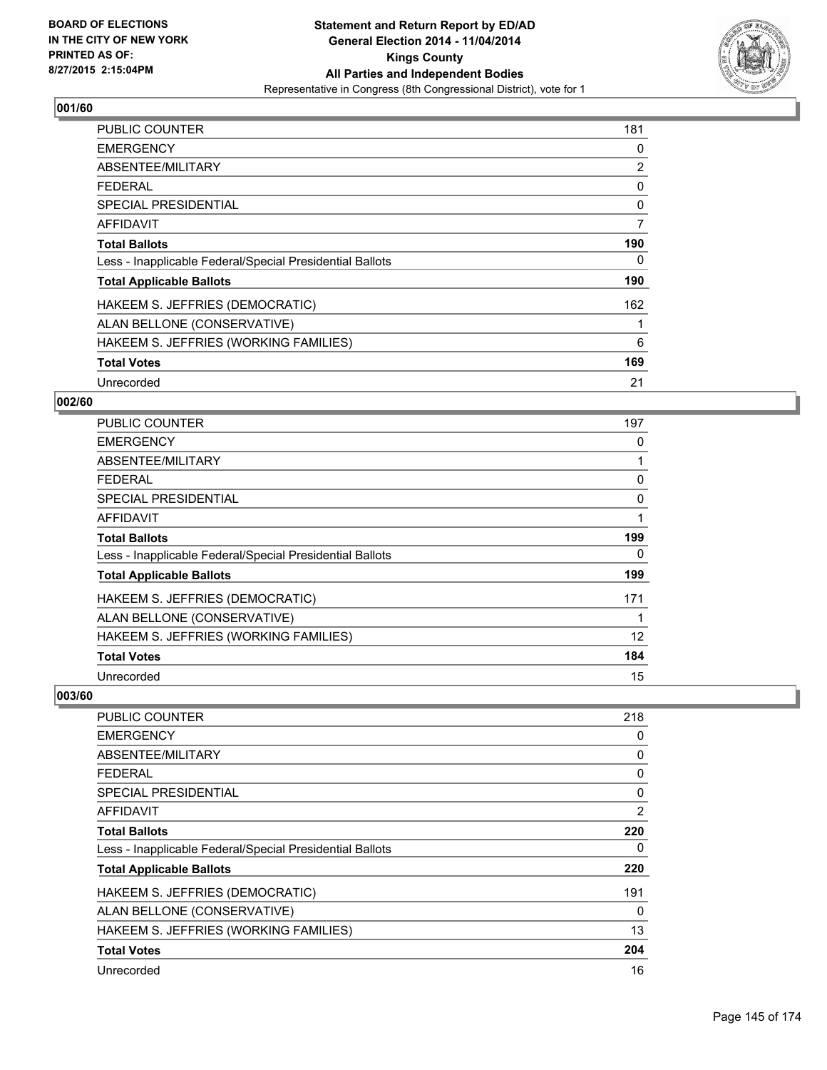BOARD OF ELECTIONS
IN THE CITY OF NEW YORK
PRINTED AS OF:
8/27/2015 2:15:04PM

**Statement and Return Report by ED/AD**
**General Election 2014 - 11/04/2014**
**Kings County**
**All Parties and Independent Bodies**
Representative in Congress (8th Congressional District), vote for 1

### 001/60

| | |
|---|---|
| PUBLIC COUNTER | 181 |
| EMERGENCY | 0 |
| ABSENTEE/MILITARY | 2 |
| FEDERAL | 0 |
| SPECIAL PRESIDENTIAL | 0 |
| AFFIDAVIT | 7 |
| **Total Ballots** | **190** |
| Less - Inapplicable Federal/Special Presidential Ballots | 0 |
| **Total Applicable Ballots** | **190** |
| HAKEEM S. JEFFRIES (DEMOCRATIC) | 162 |
| ALAN BELLONE (CONSERVATIVE) | 1 |
| HAKEEM S. JEFFRIES (WORKING FAMILIES) | 6 |
| **Total Votes** | **169** |
| Unrecorded | 21 |

### 002/60

| | |
|---|---|
| PUBLIC COUNTER | 197 |
| EMERGENCY | 0 |
| ABSENTEE/MILITARY | 1 |
| FEDERAL | 0 |
| SPECIAL PRESIDENTIAL | 0 |
| AFFIDAVIT | 1 |
| **Total Ballots** | **199** |
| Less - Inapplicable Federal/Special Presidential Ballots | 0 |
| **Total Applicable Ballots** | **199** |
| HAKEEM S. JEFFRIES (DEMOCRATIC) | 171 |
| ALAN BELLONE (CONSERVATIVE) | 1 |
| HAKEEM S. JEFFRIES (WORKING FAMILIES) | 12 |
| **Total Votes** | **184** |
| Unrecorded | 15 |

### 003/60

| | |
|---|---|
| PUBLIC COUNTER | 218 |
| EMERGENCY | 0 |
| ABSENTEE/MILITARY | 0 |
| FEDERAL | 0 |
| SPECIAL PRESIDENTIAL | 0 |
| AFFIDAVIT | 2 |
| **Total Ballots** | **220** |
| Less - Inapplicable Federal/Special Presidential Ballots | 0 |
| **Total Applicable Ballots** | **220** |
| HAKEEM S. JEFFRIES (DEMOCRATIC) | 191 |
| ALAN BELLONE (CONSERVATIVE) | 0 |
| HAKEEM S. JEFFRIES (WORKING FAMILIES) | 13 |
| **Total Votes** | **204** |
| Unrecorded | 16 |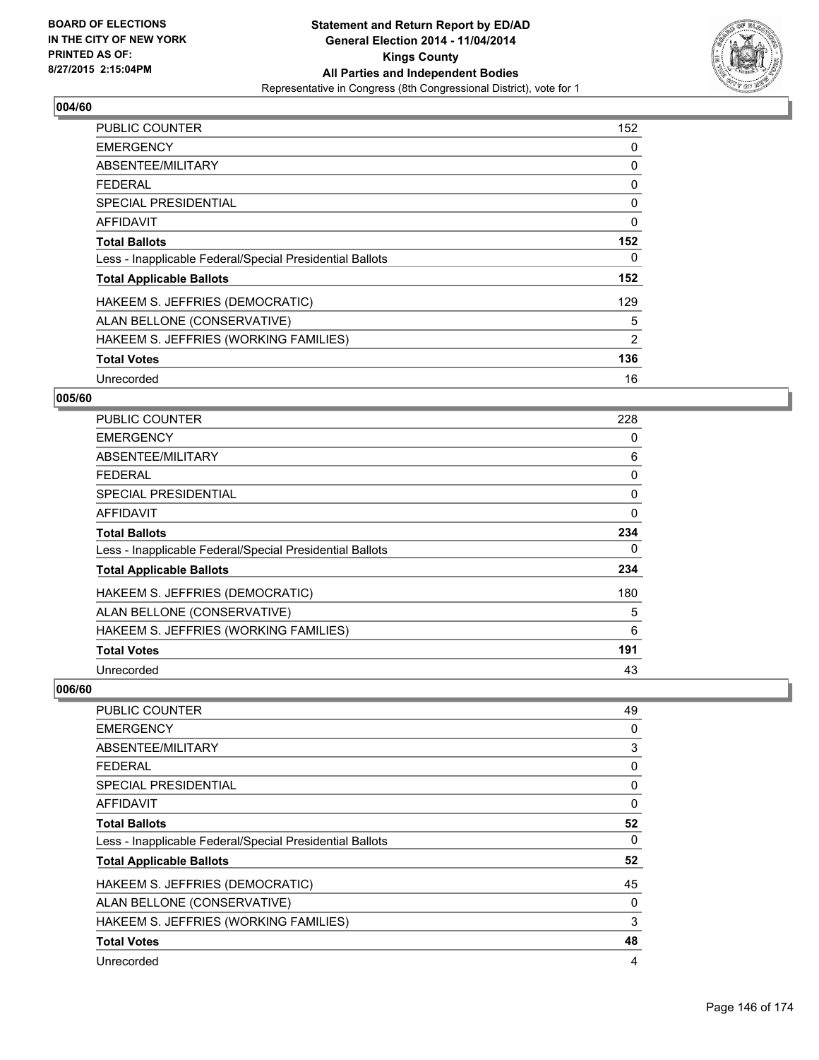**Statement and Return Report by ED/AD**
**General Election 2014 - 11/04/2014**
**Kings County**
**All Parties and Independent Bodies**
Representative in Congress (8th Congressional District), vote for 1

BOARD OF ELECTIONS
IN THE CITY OF NEW YORK
PRINTED AS OF:
8/27/2015 2:15:04PM

### 004/60

| | |
|---|---|
| PUBLIC COUNTER | 152 |
| EMERGENCY | 0 |
| ABSENTEE/MILITARY | 0 |
| FEDERAL | 0 |
| SPECIAL PRESIDENTIAL | 0 |
| AFFIDAVIT | 0 |
| **Total Ballots** | **152** |
| Less - Inapplicable Federal/Special Presidential Ballots | 0 |
| **Total Applicable Ballots** | **152** |
| HAKEEM S. JEFFRIES (DEMOCRATIC) | 129 |
| ALAN BELLONE (CONSERVATIVE) | 5 |
| HAKEEM S. JEFFRIES (WORKING FAMILIES) | 2 |
| **Total Votes** | **136** |
| Unrecorded | 16 |

### 005/60

| | |
|---|---|
| PUBLIC COUNTER | 228 |
| EMERGENCY | 0 |
| ABSENTEE/MILITARY | 6 |
| FEDERAL | 0 |
| SPECIAL PRESIDENTIAL | 0 |
| AFFIDAVIT | 0 |
| **Total Ballots** | **234** |
| Less - Inapplicable Federal/Special Presidential Ballots | 0 |
| **Total Applicable Ballots** | **234** |
| HAKEEM S. JEFFRIES (DEMOCRATIC) | 180 |
| ALAN BELLONE (CONSERVATIVE) | 5 |
| HAKEEM S. JEFFRIES (WORKING FAMILIES) | 6 |
| **Total Votes** | **191** |
| Unrecorded | 43 |

### 006/60

| | |
|---|---|
| PUBLIC COUNTER | 49 |
| EMERGENCY | 0 |
| ABSENTEE/MILITARY | 3 |
| FEDERAL | 0 |
| SPECIAL PRESIDENTIAL | 0 |
| AFFIDAVIT | 0 |
| **Total Ballots** | **52** |
| Less - Inapplicable Federal/Special Presidential Ballots | 0 |
| **Total Applicable Ballots** | **52** |
| HAKEEM S. JEFFRIES (DEMOCRATIC) | 45 |
| ALAN BELLONE (CONSERVATIVE) | 0 |
| HAKEEM S. JEFFRIES (WORKING FAMILIES) | 3 |
| **Total Votes** | **48** |
| Unrecorded | 4 |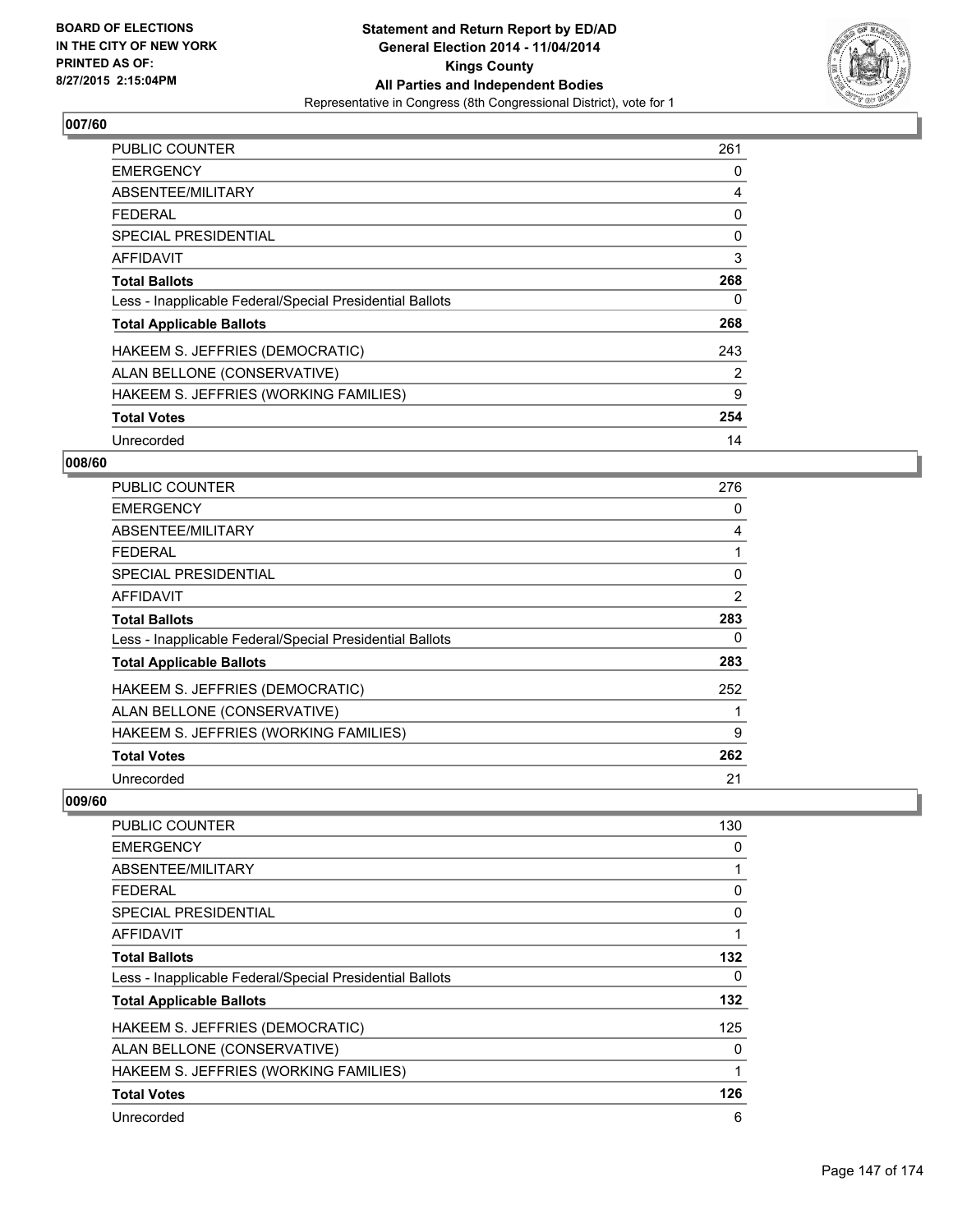BOARD OF ELECTIONS
IN THE CITY OF NEW YORK
PRINTED AS OF:
8/27/2015 2:15:04PM

**Statement and Return Report by ED/AD**
**General Election 2014 - 11/04/2014**
**Kings County**
**All Parties and Independent Bodies**
Representative in Congress (8th Congressional District), vote for 1

## 007/60

| | |
|---|---|
| PUBLIC COUNTER | 261 |
| EMERGENCY | 0 |
| ABSENTEE/MILITARY | 4 |
| FEDERAL | 0 |
| SPECIAL PRESIDENTIAL | 0 |
| AFFIDAVIT | 3 |
| **Total Ballots** | **268** |
| Less - Inapplicable Federal/Special Presidential Ballots | 0 |
| **Total Applicable Ballots** | **268** |
| HAKEEM S. JEFFRIES (DEMOCRATIC) | 243 |
| ALAN BELLONE (CONSERVATIVE) | 2 |
| HAKEEM S. JEFFRIES (WORKING FAMILIES) | 9 |
| **Total Votes** | **254** |
| Unrecorded | 14 |

## 008/60

| | |
|---|---|
| PUBLIC COUNTER | 276 |
| EMERGENCY | 0 |
| ABSENTEE/MILITARY | 4 |
| FEDERAL | 1 |
| SPECIAL PRESIDENTIAL | 0 |
| AFFIDAVIT | 2 |
| **Total Ballots** | **283** |
| Less - Inapplicable Federal/Special Presidential Ballots | 0 |
| **Total Applicable Ballots** | **283** |
| HAKEEM S. JEFFRIES (DEMOCRATIC) | 252 |
| ALAN BELLONE (CONSERVATIVE) | 1 |
| HAKEEM S. JEFFRIES (WORKING FAMILIES) | 9 |
| **Total Votes** | **262** |
| Unrecorded | 21 |

## 009/60

| | |
|---|---|
| PUBLIC COUNTER | 130 |
| EMERGENCY | 0 |
| ABSENTEE/MILITARY | 1 |
| FEDERAL | 0 |
| SPECIAL PRESIDENTIAL | 0 |
| AFFIDAVIT | 1 |
| **Total Ballots** | **132** |
| Less - Inapplicable Federal/Special Presidential Ballots | 0 |
| **Total Applicable Ballots** | **132** |
| HAKEEM S. JEFFRIES (DEMOCRATIC) | 125 |
| ALAN BELLONE (CONSERVATIVE) | 0 |
| HAKEEM S. JEFFRIES (WORKING FAMILIES) | 1 |
| **Total Votes** | **126** |
| Unrecorded | 6 |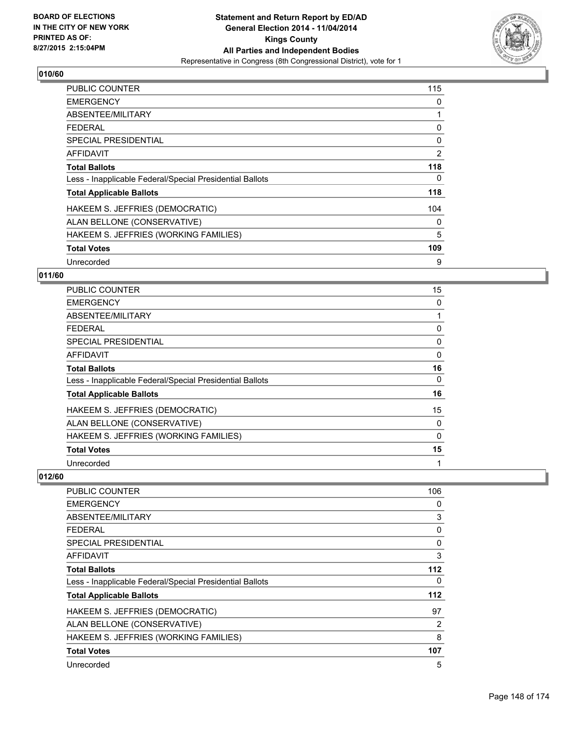## 010/60

| | |
|---|---|
| PUBLIC COUNTER | 115 |
| EMERGENCY | 0 |
| ABSENTEE/MILITARY | 1 |
| FEDERAL | 0 |
| SPECIAL PRESIDENTIAL | 0 |
| AFFIDAVIT | 2 |
| **Total Ballots** | **118** |
| Less - Inapplicable Federal/Special Presidential Ballots | 0 |
| **Total Applicable Ballots** | **118** |
| HAKEEM S. JEFFRIES (DEMOCRATIC) | 104 |
| ALAN BELLONE (CONSERVATIVE) | 0 |
| HAKEEM S. JEFFRIES (WORKING FAMILIES) | 5 |
| **Total Votes** | **109** |
| Unrecorded | 9 |

## 011/60

| | |
|---|---|
| PUBLIC COUNTER | 15 |
| EMERGENCY | 0 |
| ABSENTEE/MILITARY | 1 |
| FEDERAL | 0 |
| SPECIAL PRESIDENTIAL | 0 |
| AFFIDAVIT | 0 |
| **Total Ballots** | **16** |
| Less - Inapplicable Federal/Special Presidential Ballots | 0 |
| **Total Applicable Ballots** | **16** |
| HAKEEM S. JEFFRIES (DEMOCRATIC) | 15 |
| ALAN BELLONE (CONSERVATIVE) | 0 |
| HAKEEM S. JEFFRIES (WORKING FAMILIES) | 0 |
| **Total Votes** | **15** |
| Unrecorded | 1 |

## 012/60

| | |
|---|---|
| PUBLIC COUNTER | 106 |
| EMERGENCY | 0 |
| ABSENTEE/MILITARY | 3 |
| FEDERAL | 0 |
| SPECIAL PRESIDENTIAL | 0 |
| AFFIDAVIT | 3 |
| **Total Ballots** | **112** |
| Less - Inapplicable Federal/Special Presidential Ballots | 0 |
| **Total Applicable Ballots** | **112** |
| HAKEEM S. JEFFRIES (DEMOCRATIC) | 97 |
| ALAN BELLONE (CONSERVATIVE) | 2 |
| HAKEEM S. JEFFRIES (WORKING FAMILIES) | 8 |
| **Total Votes** | **107** |
| Unrecorded | 5 |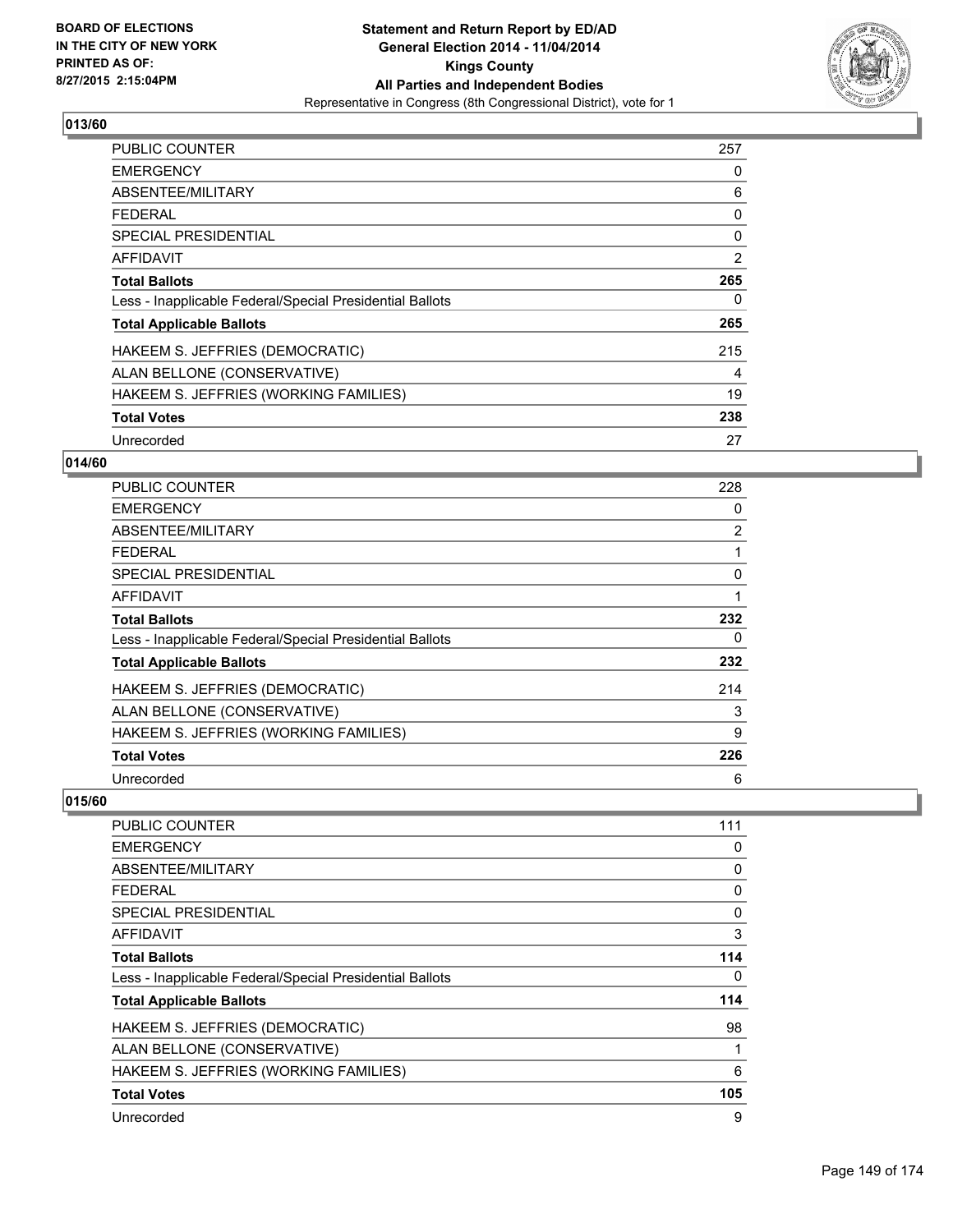**Statement and Return Report by ED/AD**
**General Election 2014 - 11/04/2014**
**Kings County**
**All Parties and Independent Bodies**
Representative in Congress (8th Congressional District), vote for 1

BOARD OF ELECTIONS
IN THE CITY OF NEW YORK
PRINTED AS OF:
8/27/2015 2:15:04PM

## 013/60

| | |
|---|---|
| PUBLIC COUNTER | 257 |
| EMERGENCY | 0 |
| ABSENTEE/MILITARY | 6 |
| FEDERAL | 0 |
| SPECIAL PRESIDENTIAL | 0 |
| AFFIDAVIT | 2 |
| **Total Ballots** | **265** |
| Less - Inapplicable Federal/Special Presidential Ballots | 0 |
| **Total Applicable Ballots** | **265** |
| HAKEEM S. JEFFRIES (DEMOCRATIC) | 215 |
| ALAN BELLONE (CONSERVATIVE) | 4 |
| HAKEEM S. JEFFRIES (WORKING FAMILIES) | 19 |
| **Total Votes** | **238** |
| Unrecorded | 27 |

## 014/60

| | |
|---|---|
| PUBLIC COUNTER | 228 |
| EMERGENCY | 0 |
| ABSENTEE/MILITARY | 2 |
| FEDERAL | 1 |
| SPECIAL PRESIDENTIAL | 0 |
| AFFIDAVIT | 1 |
| **Total Ballots** | **232** |
| Less - Inapplicable Federal/Special Presidential Ballots | 0 |
| **Total Applicable Ballots** | **232** |
| HAKEEM S. JEFFRIES (DEMOCRATIC) | 214 |
| ALAN BELLONE (CONSERVATIVE) | 3 |
| HAKEEM S. JEFFRIES (WORKING FAMILIES) | 9 |
| **Total Votes** | **226** |
| Unrecorded | 6 |

## 015/60

| | |
|---|---|
| PUBLIC COUNTER | 111 |
| EMERGENCY | 0 |
| ABSENTEE/MILITARY | 0 |
| FEDERAL | 0 |
| SPECIAL PRESIDENTIAL | 0 |
| AFFIDAVIT | 3 |
| **Total Ballots** | **114** |
| Less - Inapplicable Federal/Special Presidential Ballots | 0 |
| **Total Applicable Ballots** | **114** |
| HAKEEM S. JEFFRIES (DEMOCRATIC) | 98 |
| ALAN BELLONE (CONSERVATIVE) | 1 |
| HAKEEM S. JEFFRIES (WORKING FAMILIES) | 6 |
| **Total Votes** | **105** |
| Unrecorded | 9 |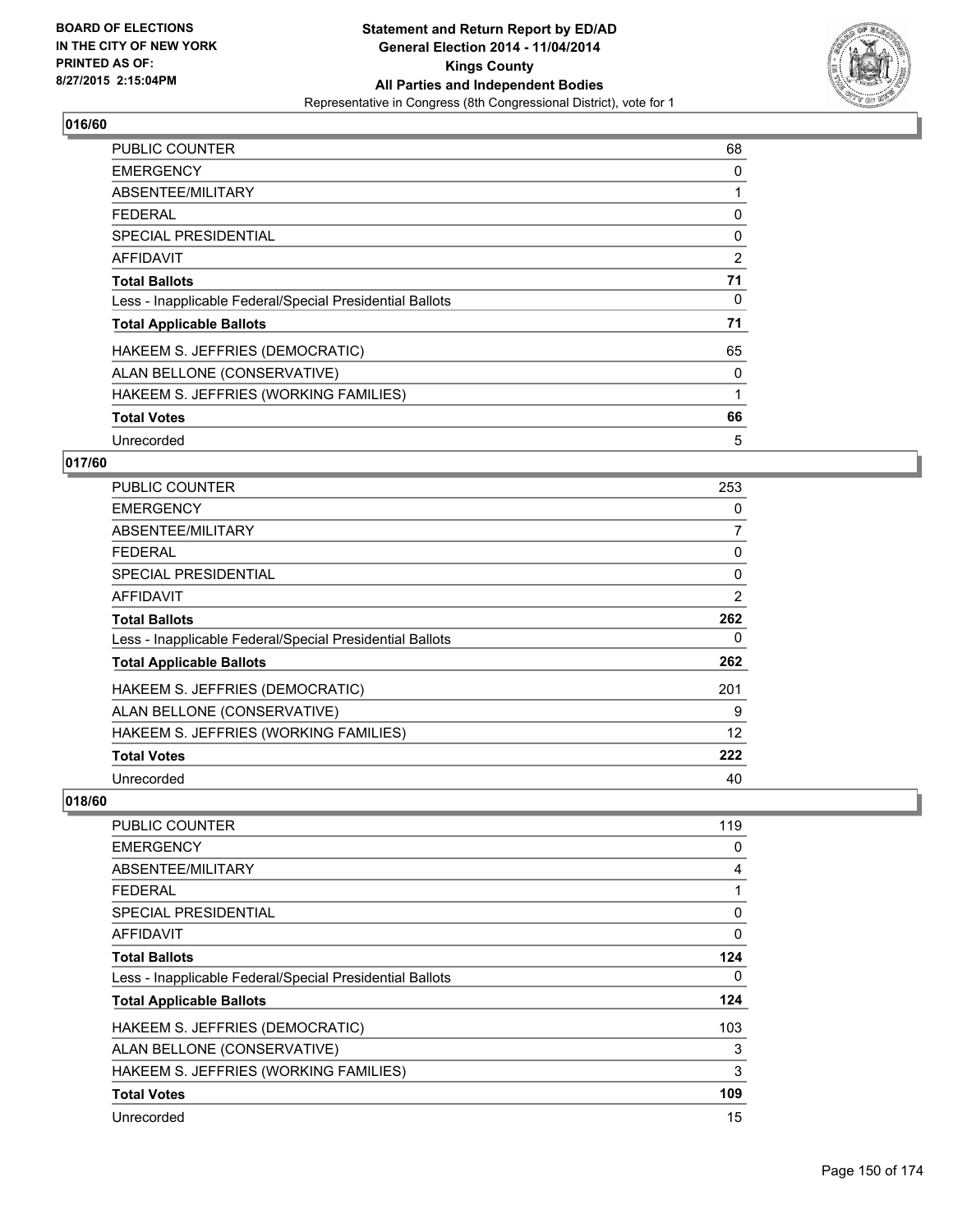### 016/60

| | |
|---|---|
| PUBLIC COUNTER | 68 |
| EMERGENCY | 0 |
| ABSENTEE/MILITARY | 1 |
| FEDERAL | 0 |
| SPECIAL PRESIDENTIAL | 0 |
| AFFIDAVIT | 2 |
| **Total Ballots** | **71** |
| Less - Inapplicable Federal/Special Presidential Ballots | 0 |
| **Total Applicable Ballots** | **71** |
| HAKEEM S. JEFFRIES (DEMOCRATIC) | 65 |
| ALAN BELLONE (CONSERVATIVE) | 0 |
| HAKEEM S. JEFFRIES (WORKING FAMILIES) | 1 |
| **Total Votes** | **66** |
| Unrecorded | 5 |

### 017/60

| | |
|---|---|
| PUBLIC COUNTER | 253 |
| EMERGENCY | 0 |
| ABSENTEE/MILITARY | 7 |
| FEDERAL | 0 |
| SPECIAL PRESIDENTIAL | 0 |
| AFFIDAVIT | 2 |
| **Total Ballots** | **262** |
| Less - Inapplicable Federal/Special Presidential Ballots | 0 |
| **Total Applicable Ballots** | **262** |
| HAKEEM S. JEFFRIES (DEMOCRATIC) | 201 |
| ALAN BELLONE (CONSERVATIVE) | 9 |
| HAKEEM S. JEFFRIES (WORKING FAMILIES) | 12 |
| **Total Votes** | **222** |
| Unrecorded | 40 |

### 018/60

| | |
|---|---|
| PUBLIC COUNTER | 119 |
| EMERGENCY | 0 |
| ABSENTEE/MILITARY | 4 |
| FEDERAL | 1 |
| SPECIAL PRESIDENTIAL | 0 |
| AFFIDAVIT | 0 |
| **Total Ballots** | **124** |
| Less - Inapplicable Federal/Special Presidential Ballots | 0 |
| **Total Applicable Ballots** | **124** |
| HAKEEM S. JEFFRIES (DEMOCRATIC) | 103 |
| ALAN BELLONE (CONSERVATIVE) | 3 |
| HAKEEM S. JEFFRIES (WORKING FAMILIES) | 3 |
| **Total Votes** | **109** |
| Unrecorded | 15 |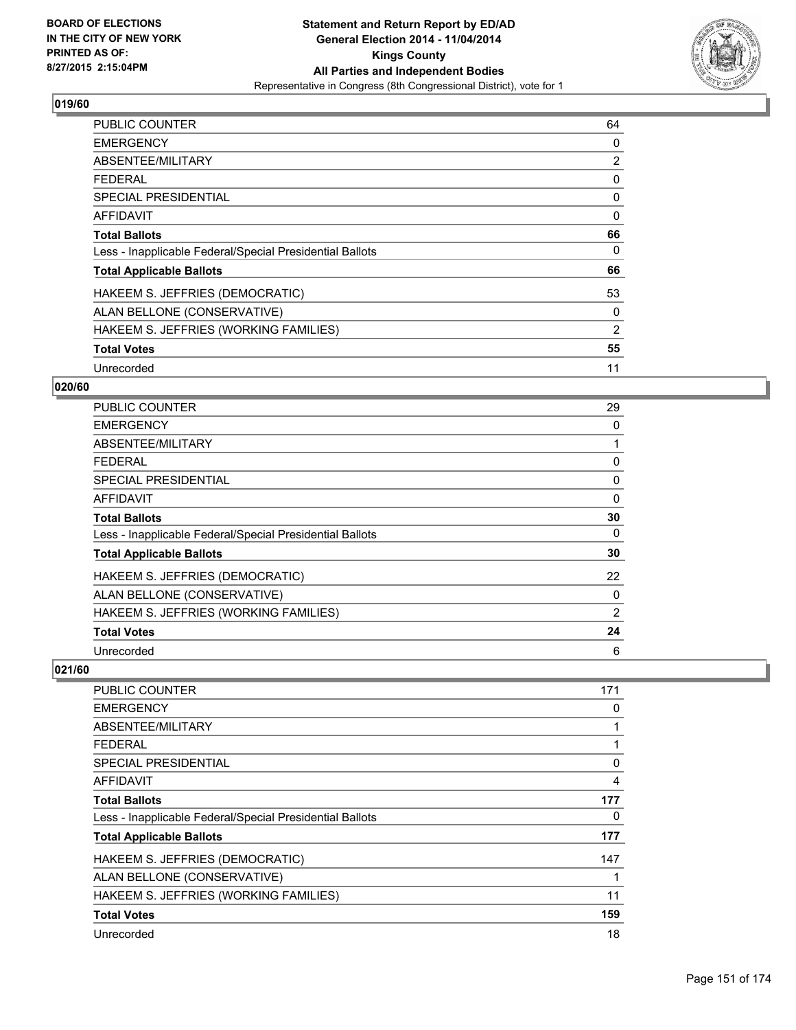BOARD OF ELECTIONS
IN THE CITY OF NEW YORK
PRINTED AS OF:
8/27/2015 2:15:04PM

**Statement and Return Report by ED/AD**
**General Election 2014 - 11/04/2014**
**Kings County**
**All Parties and Independent Bodies**
Representative in Congress (8th Congressional District), vote for 1

### 019/60

| | |
|---|---|
| PUBLIC COUNTER | 64 |
| EMERGENCY | 0 |
| ABSENTEE/MILITARY | 2 |
| FEDERAL | 0 |
| SPECIAL PRESIDENTIAL | 0 |
| AFFIDAVIT | 0 |
| **Total Ballots** | **66** |
| Less - Inapplicable Federal/Special Presidential Ballots | 0 |
| **Total Applicable Ballots** | **66** |
| HAKEEM S. JEFFRIES (DEMOCRATIC) | 53 |
| ALAN BELLONE (CONSERVATIVE) | 0 |
| HAKEEM S. JEFFRIES (WORKING FAMILIES) | 2 |
| **Total Votes** | **55** |
| Unrecorded | 11 |

### 020/60

| | |
|---|---|
| PUBLIC COUNTER | 29 |
| EMERGENCY | 0 |
| ABSENTEE/MILITARY | 1 |
| FEDERAL | 0 |
| SPECIAL PRESIDENTIAL | 0 |
| AFFIDAVIT | 0 |
| **Total Ballots** | **30** |
| Less - Inapplicable Federal/Special Presidential Ballots | 0 |
| **Total Applicable Ballots** | **30** |
| HAKEEM S. JEFFRIES (DEMOCRATIC) | 22 |
| ALAN BELLONE (CONSERVATIVE) | 0 |
| HAKEEM S. JEFFRIES (WORKING FAMILIES) | 2 |
| **Total Votes** | **24** |
| Unrecorded | 6 |

### 021/60

| | |
|---|---|
| PUBLIC COUNTER | 171 |
| EMERGENCY | 0 |
| ABSENTEE/MILITARY | 1 |
| FEDERAL | 1 |
| SPECIAL PRESIDENTIAL | 0 |
| AFFIDAVIT | 4 |
| **Total Ballots** | **177** |
| Less - Inapplicable Federal/Special Presidential Ballots | 0 |
| **Total Applicable Ballots** | **177** |
| HAKEEM S. JEFFRIES (DEMOCRATIC) | 147 |
| ALAN BELLONE (CONSERVATIVE) | 1 |
| HAKEEM S. JEFFRIES (WORKING FAMILIES) | 11 |
| **Total Votes** | **159** |
| Unrecorded | 18 |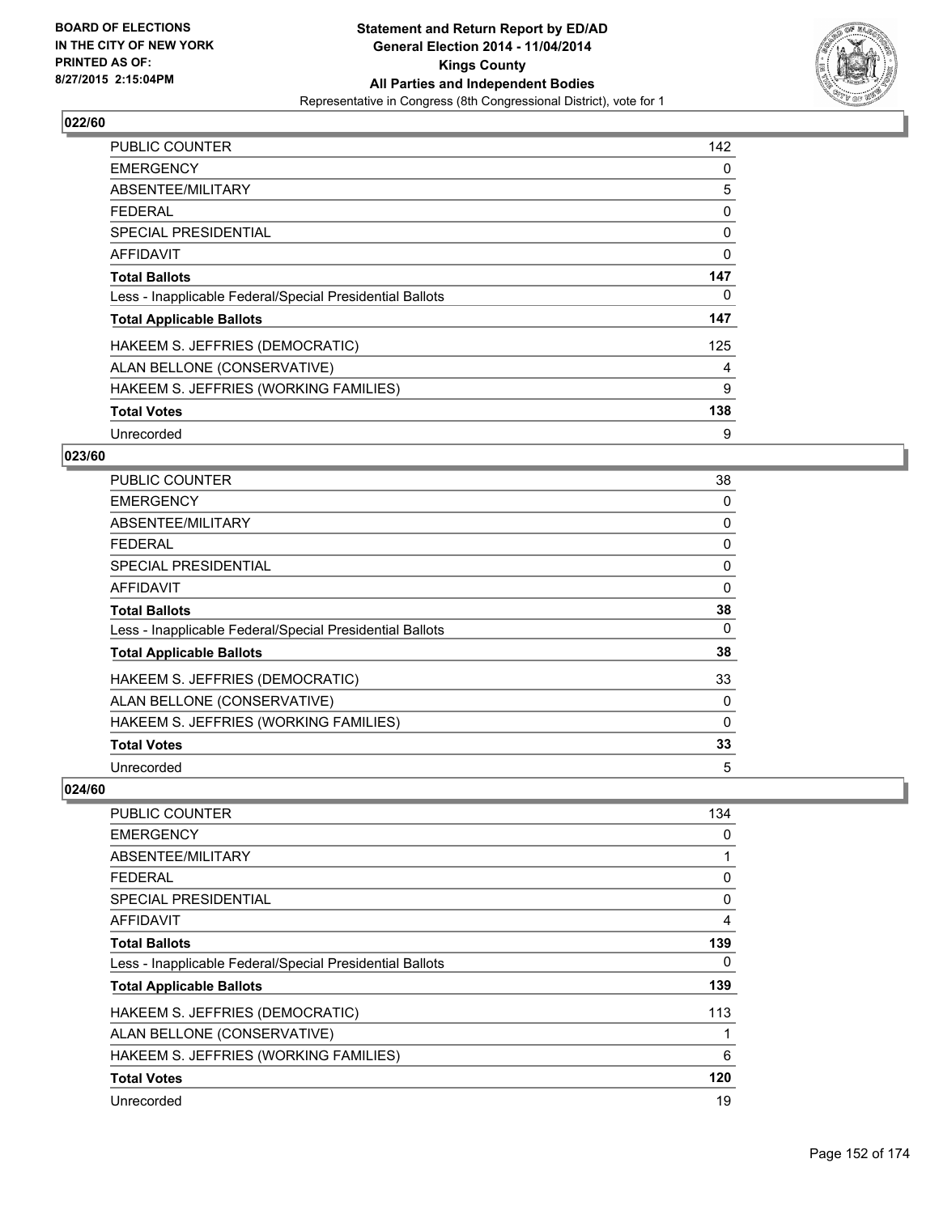BOARD OF ELECTIONS
IN THE CITY OF NEW YORK
PRINTED AS OF:
8/27/2015 2:15:04PM

**Statement and Return Report by ED/AD**
**General Election 2014 - 11/04/2014**
**Kings County**
**All Parties and Independent Bodies**
Representative in Congress (8th Congressional District), vote for 1

## 022/60

| | |
|---|---|
| PUBLIC COUNTER | 142 |
| EMERGENCY | 0 |
| ABSENTEE/MILITARY | 5 |
| FEDERAL | 0 |
| SPECIAL PRESIDENTIAL | 0 |
| AFFIDAVIT | 0 |
| **Total Ballots** | **147** |
| Less - Inapplicable Federal/Special Presidential Ballots | 0 |
| **Total Applicable Ballots** | **147** |
| HAKEEM S. JEFFRIES (DEMOCRATIC) | 125 |
| ALAN BELLONE (CONSERVATIVE) | 4 |
| HAKEEM S. JEFFRIES (WORKING FAMILIES) | 9 |
| **Total Votes** | **138** |
| Unrecorded | 9 |

## 023/60

| | |
|---|---|
| PUBLIC COUNTER | 38 |
| EMERGENCY | 0 |
| ABSENTEE/MILITARY | 0 |
| FEDERAL | 0 |
| SPECIAL PRESIDENTIAL | 0 |
| AFFIDAVIT | 0 |
| **Total Ballots** | **38** |
| Less - Inapplicable Federal/Special Presidential Ballots | 0 |
| **Total Applicable Ballots** | **38** |
| HAKEEM S. JEFFRIES (DEMOCRATIC) | 33 |
| ALAN BELLONE (CONSERVATIVE) | 0 |
| HAKEEM S. JEFFRIES (WORKING FAMILIES) | 0 |
| **Total Votes** | **33** |
| Unrecorded | 5 |

## 024/60

| | |
|---|---|
| PUBLIC COUNTER | 134 |
| EMERGENCY | 0 |
| ABSENTEE/MILITARY | 1 |
| FEDERAL | 0 |
| SPECIAL PRESIDENTIAL | 0 |
| AFFIDAVIT | 4 |
| **Total Ballots** | **139** |
| Less - Inapplicable Federal/Special Presidential Ballots | 0 |
| **Total Applicable Ballots** | **139** |
| HAKEEM S. JEFFRIES (DEMOCRATIC) | 113 |
| ALAN BELLONE (CONSERVATIVE) | 1 |
| HAKEEM S. JEFFRIES (WORKING FAMILIES) | 6 |
| **Total Votes** | **120** |
| Unrecorded | 19 |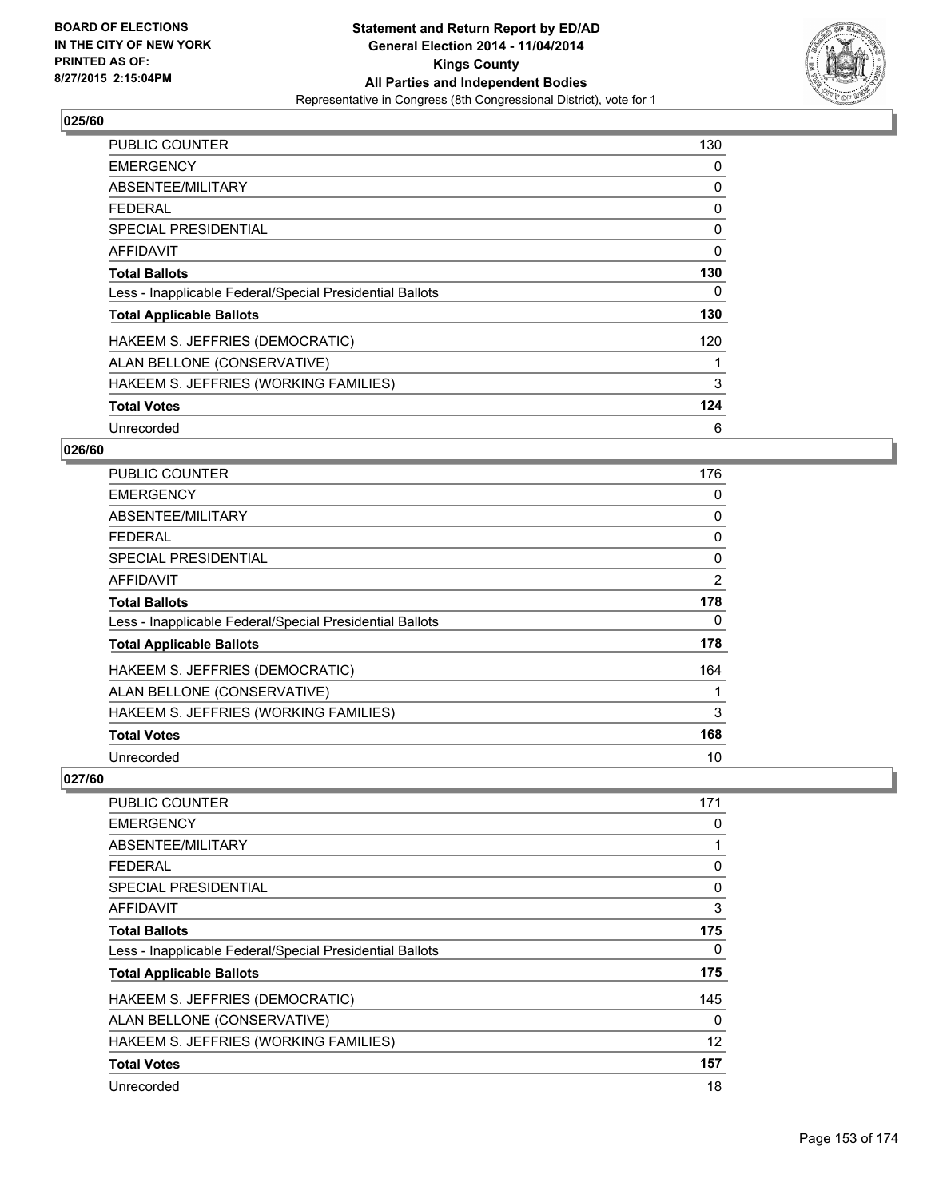## 025/60

| | |
|---|---|
| PUBLIC COUNTER | 130 |
| EMERGENCY | 0 |
| ABSENTEE/MILITARY | 0 |
| FEDERAL | 0 |
| SPECIAL PRESIDENTIAL | 0 |
| AFFIDAVIT | 0 |
| **Total Ballots** | **130** |
| Less - Inapplicable Federal/Special Presidential Ballots | 0 |
| **Total Applicable Ballots** | **130** |
| HAKEEM S. JEFFRIES (DEMOCRATIC) | 120 |
| ALAN BELLONE (CONSERVATIVE) | 1 |
| HAKEEM S. JEFFRIES (WORKING FAMILIES) | 3 |
| **Total Votes** | **124** |
| Unrecorded | 6 |

## 026/60

| | |
|---|---|
| PUBLIC COUNTER | 176 |
| EMERGENCY | 0 |
| ABSENTEE/MILITARY | 0 |
| FEDERAL | 0 |
| SPECIAL PRESIDENTIAL | 0 |
| AFFIDAVIT | 2 |
| **Total Ballots** | **178** |
| Less - Inapplicable Federal/Special Presidential Ballots | 0 |
| **Total Applicable Ballots** | **178** |
| HAKEEM S. JEFFRIES (DEMOCRATIC) | 164 |
| ALAN BELLONE (CONSERVATIVE) | 1 |
| HAKEEM S. JEFFRIES (WORKING FAMILIES) | 3 |
| **Total Votes** | **168** |
| Unrecorded | 10 |

## 027/60

| | |
|---|---|
| PUBLIC COUNTER | 171 |
| EMERGENCY | 0 |
| ABSENTEE/MILITARY | 1 |
| FEDERAL | 0 |
| SPECIAL PRESIDENTIAL | 0 |
| AFFIDAVIT | 3 |
| **Total Ballots** | **175** |
| Less - Inapplicable Federal/Special Presidential Ballots | 0 |
| **Total Applicable Ballots** | **175** |
| HAKEEM S. JEFFRIES (DEMOCRATIC) | 145 |
| ALAN BELLONE (CONSERVATIVE) | 0 |
| HAKEEM S. JEFFRIES (WORKING FAMILIES) | 12 |
| **Total Votes** | **157** |
| Unrecorded | 18 |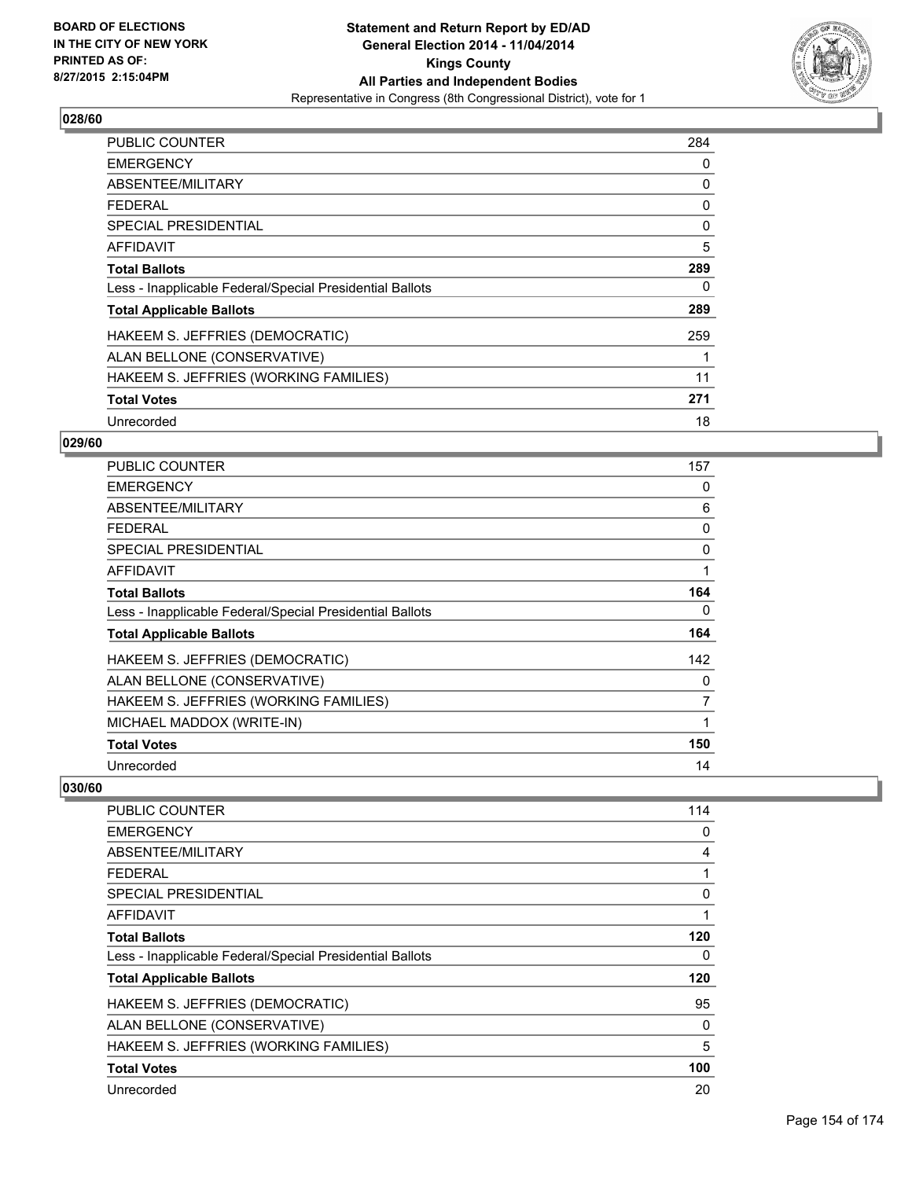## 028/60

| | |
|---|---|
| PUBLIC COUNTER | 284 |
| EMERGENCY | 0 |
| ABSENTEE/MILITARY | 0 |
| FEDERAL | 0 |
| SPECIAL PRESIDENTIAL | 0 |
| AFFIDAVIT | 5 |
| **Total Ballots** | **289** |
| Less - Inapplicable Federal/Special Presidential Ballots | 0 |
| **Total Applicable Ballots** | **289** |
| HAKEEM S. JEFFRIES (DEMOCRATIC) | 259 |
| ALAN BELLONE (CONSERVATIVE) | 1 |
| HAKEEM S. JEFFRIES (WORKING FAMILIES) | 11 |
| **Total Votes** | **271** |
| Unrecorded | 18 |

## 029/60

| | |
|---|---|
| PUBLIC COUNTER | 157 |
| EMERGENCY | 0 |
| ABSENTEE/MILITARY | 6 |
| FEDERAL | 0 |
| SPECIAL PRESIDENTIAL | 0 |
| AFFIDAVIT | 1 |
| **Total Ballots** | **164** |
| Less - Inapplicable Federal/Special Presidential Ballots | 0 |
| **Total Applicable Ballots** | **164** |
| HAKEEM S. JEFFRIES (DEMOCRATIC) | 142 |
| ALAN BELLONE (CONSERVATIVE) | 0 |
| HAKEEM S. JEFFRIES (WORKING FAMILIES) | 7 |
| MICHAEL MADDOX (WRITE-IN) | 1 |
| **Total Votes** | **150** |
| Unrecorded | 14 |

## 030/60

| | |
|---|---|
| PUBLIC COUNTER | 114 |
| EMERGENCY | 0 |
| ABSENTEE/MILITARY | 4 |
| FEDERAL | 1 |
| SPECIAL PRESIDENTIAL | 0 |
| AFFIDAVIT | 1 |
| **Total Ballots** | **120** |
| Less - Inapplicable Federal/Special Presidential Ballots | 0 |
| **Total Applicable Ballots** | **120** |
| HAKEEM S. JEFFRIES (DEMOCRATIC) | 95 |
| ALAN BELLONE (CONSERVATIVE) | 0 |
| HAKEEM S. JEFFRIES (WORKING FAMILIES) | 5 |
| **Total Votes** | **100** |
| Unrecorded | 20 |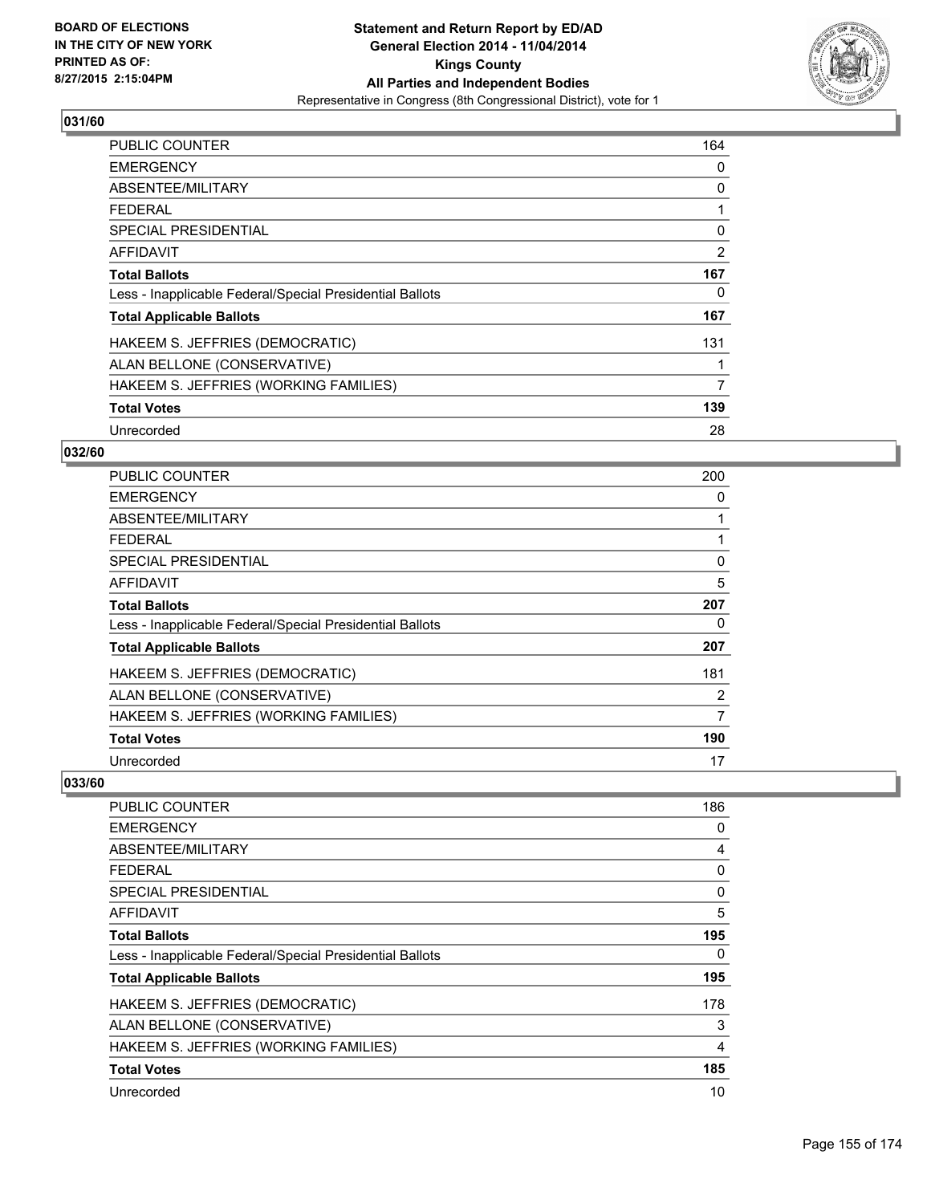BOARD OF ELECTIONS
IN THE CITY OF NEW YORK
PRINTED AS OF:
8/27/2015 2:15:04PM

**Statement and Return Report by ED/AD**
**General Election 2014 - 11/04/2014**
**Kings County**
**All Parties and Independent Bodies**
Representative in Congress (8th Congressional District), vote for 1

### 031/60

| | |
|---|---|
| PUBLIC COUNTER | 164 |
| EMERGENCY | 0 |
| ABSENTEE/MILITARY | 0 |
| FEDERAL | 1 |
| SPECIAL PRESIDENTIAL | 0 |
| AFFIDAVIT | 2 |
| **Total Ballots** | **167** |
| Less - Inapplicable Federal/Special Presidential Ballots | 0 |
| **Total Applicable Ballots** | **167** |
| HAKEEM S. JEFFRIES (DEMOCRATIC) | 131 |
| ALAN BELLONE (CONSERVATIVE) | 1 |
| HAKEEM S. JEFFRIES (WORKING FAMILIES) | 7 |
| **Total Votes** | **139** |
| Unrecorded | 28 |

### 032/60

| | |
|---|---|
| PUBLIC COUNTER | 200 |
| EMERGENCY | 0 |
| ABSENTEE/MILITARY | 1 |
| FEDERAL | 1 |
| SPECIAL PRESIDENTIAL | 0 |
| AFFIDAVIT | 5 |
| **Total Ballots** | **207** |
| Less - Inapplicable Federal/Special Presidential Ballots | 0 |
| **Total Applicable Ballots** | **207** |
| HAKEEM S. JEFFRIES (DEMOCRATIC) | 181 |
| ALAN BELLONE (CONSERVATIVE) | 2 |
| HAKEEM S. JEFFRIES (WORKING FAMILIES) | 7 |
| **Total Votes** | **190** |
| Unrecorded | 17 |

### 033/60

| | |
|---|---|
| PUBLIC COUNTER | 186 |
| EMERGENCY | 0 |
| ABSENTEE/MILITARY | 4 |
| FEDERAL | 0 |
| SPECIAL PRESIDENTIAL | 0 |
| AFFIDAVIT | 5 |
| **Total Ballots** | **195** |
| Less - Inapplicable Federal/Special Presidential Ballots | 0 |
| **Total Applicable Ballots** | **195** |
| HAKEEM S. JEFFRIES (DEMOCRATIC) | 178 |
| ALAN BELLONE (CONSERVATIVE) | 3 |
| HAKEEM S. JEFFRIES (WORKING FAMILIES) | 4 |
| **Total Votes** | **185** |
| Unrecorded | 10 |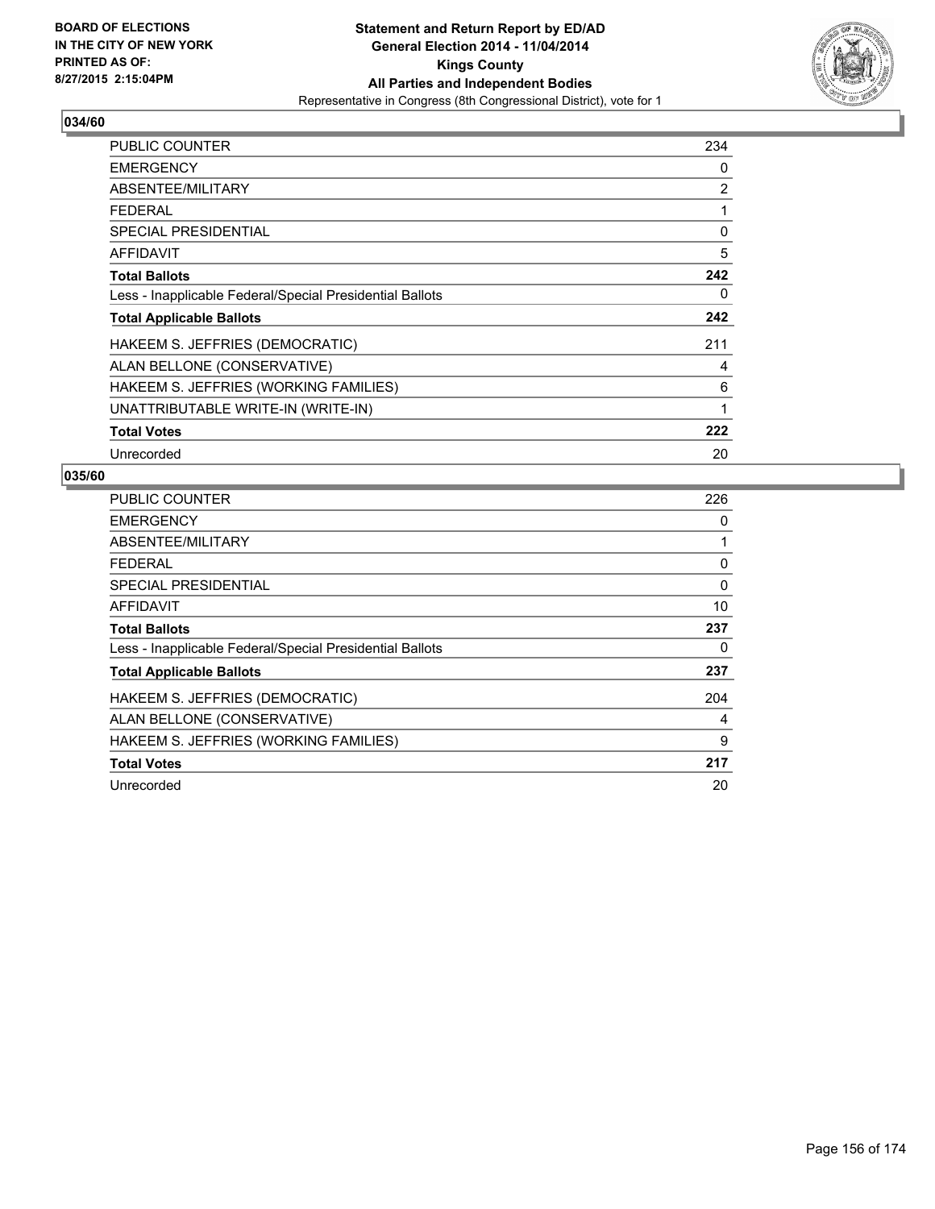**BOARD OF ELECTIONS IN THE CITY OF NEW YORK PRINTED AS OF: 8/27/2015 2:15:04PM**

**Statement and Return Report by ED/AD General Election 2014 - 11/04/2014 Kings County All Parties and Independent Bodies**

Representative in Congress (8th Congressional District), vote for 1

## 034/60

| | |
|---|---|
| PUBLIC COUNTER | 234 |
| EMERGENCY | 0 |
| ABSENTEE/MILITARY | 2 |
| FEDERAL | 1 |
| SPECIAL PRESIDENTIAL | 0 |
| AFFIDAVIT | 5 |
| **Total Ballots** | **242** |
| Less - Inapplicable Federal/Special Presidential Ballots | 0 |
| **Total Applicable Ballots** | **242** |
| HAKEEM S. JEFFRIES (DEMOCRATIC) | 211 |
| ALAN BELLONE (CONSERVATIVE) | 4 |
| HAKEEM S. JEFFRIES (WORKING FAMILIES) | 6 |
| UNATTRIBUTABLE WRITE-IN (WRITE-IN) | 1 |
| **Total Votes** | **222** |
| Unrecorded | 20 |

## 035/60

| | |
|---|---|
| PUBLIC COUNTER | 226 |
| EMERGENCY | 0 |
| ABSENTEE/MILITARY | 1 |
| FEDERAL | 0 |
| SPECIAL PRESIDENTIAL | 0 |
| AFFIDAVIT | 10 |
| **Total Ballots** | **237** |
| Less - Inapplicable Federal/Special Presidential Ballots | 0 |
| **Total Applicable Ballots** | **237** |
| HAKEEM S. JEFFRIES (DEMOCRATIC) | 204 |
| ALAN BELLONE (CONSERVATIVE) | 4 |
| HAKEEM S. JEFFRIES (WORKING FAMILIES) | 9 |
| **Total Votes** | **217** |
| Unrecorded | 20 |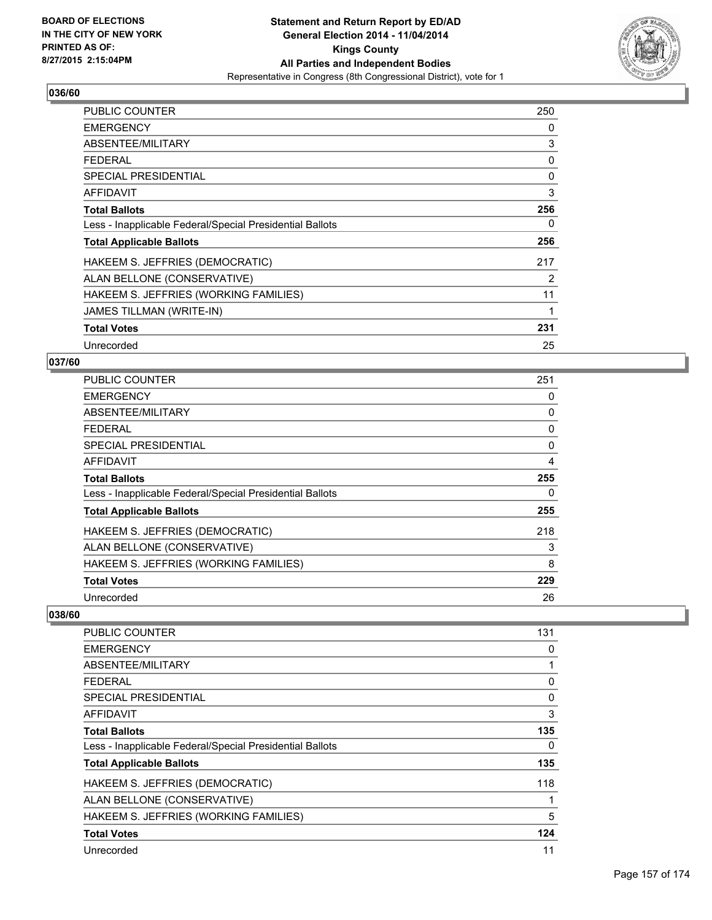**Statement and Return Report by ED/AD**
**General Election 2014 - 11/04/2014**
**Kings County**
**All Parties and Independent Bodies**
Representative in Congress (8th Congressional District), vote for 1

BOARD OF ELECTIONS
IN THE CITY OF NEW YORK
PRINTED AS OF:
8/27/2015 2:15:04PM

### 036/60

| | |
|---|---|
| PUBLIC COUNTER | 250 |
| EMERGENCY | 0 |
| ABSENTEE/MILITARY | 3 |
| FEDERAL | 0 |
| SPECIAL PRESIDENTIAL | 0 |
| AFFIDAVIT | 3 |
| **Total Ballots** | **256** |
| Less - Inapplicable Federal/Special Presidential Ballots | 0 |
| **Total Applicable Ballots** | **256** |
| HAKEEM S. JEFFRIES (DEMOCRATIC) | 217 |
| ALAN BELLONE (CONSERVATIVE) | 2 |
| HAKEEM S. JEFFRIES (WORKING FAMILIES) | 11 |
| JAMES TILLMAN (WRITE-IN) | 1 |
| **Total Votes** | **231** |
| Unrecorded | 25 |

### 037/60

| | |
|---|---|
| PUBLIC COUNTER | 251 |
| EMERGENCY | 0 |
| ABSENTEE/MILITARY | 0 |
| FEDERAL | 0 |
| SPECIAL PRESIDENTIAL | 0 |
| AFFIDAVIT | 4 |
| **Total Ballots** | **255** |
| Less - Inapplicable Federal/Special Presidential Ballots | 0 |
| **Total Applicable Ballots** | **255** |
| HAKEEM S. JEFFRIES (DEMOCRATIC) | 218 |
| ALAN BELLONE (CONSERVATIVE) | 3 |
| HAKEEM S. JEFFRIES (WORKING FAMILIES) | 8 |
| **Total Votes** | **229** |
| Unrecorded | 26 |

### 038/60

| | |
|---|---|
| PUBLIC COUNTER | 131 |
| EMERGENCY | 0 |
| ABSENTEE/MILITARY | 1 |
| FEDERAL | 0 |
| SPECIAL PRESIDENTIAL | 0 |
| AFFIDAVIT | 3 |
| **Total Ballots** | **135** |
| Less - Inapplicable Federal/Special Presidential Ballots | 0 |
| **Total Applicable Ballots** | **135** |
| HAKEEM S. JEFFRIES (DEMOCRATIC) | 118 |
| ALAN BELLONE (CONSERVATIVE) | 1 |
| HAKEEM S. JEFFRIES (WORKING FAMILIES) | 5 |
| **Total Votes** | **124** |
| Unrecorded | 11 |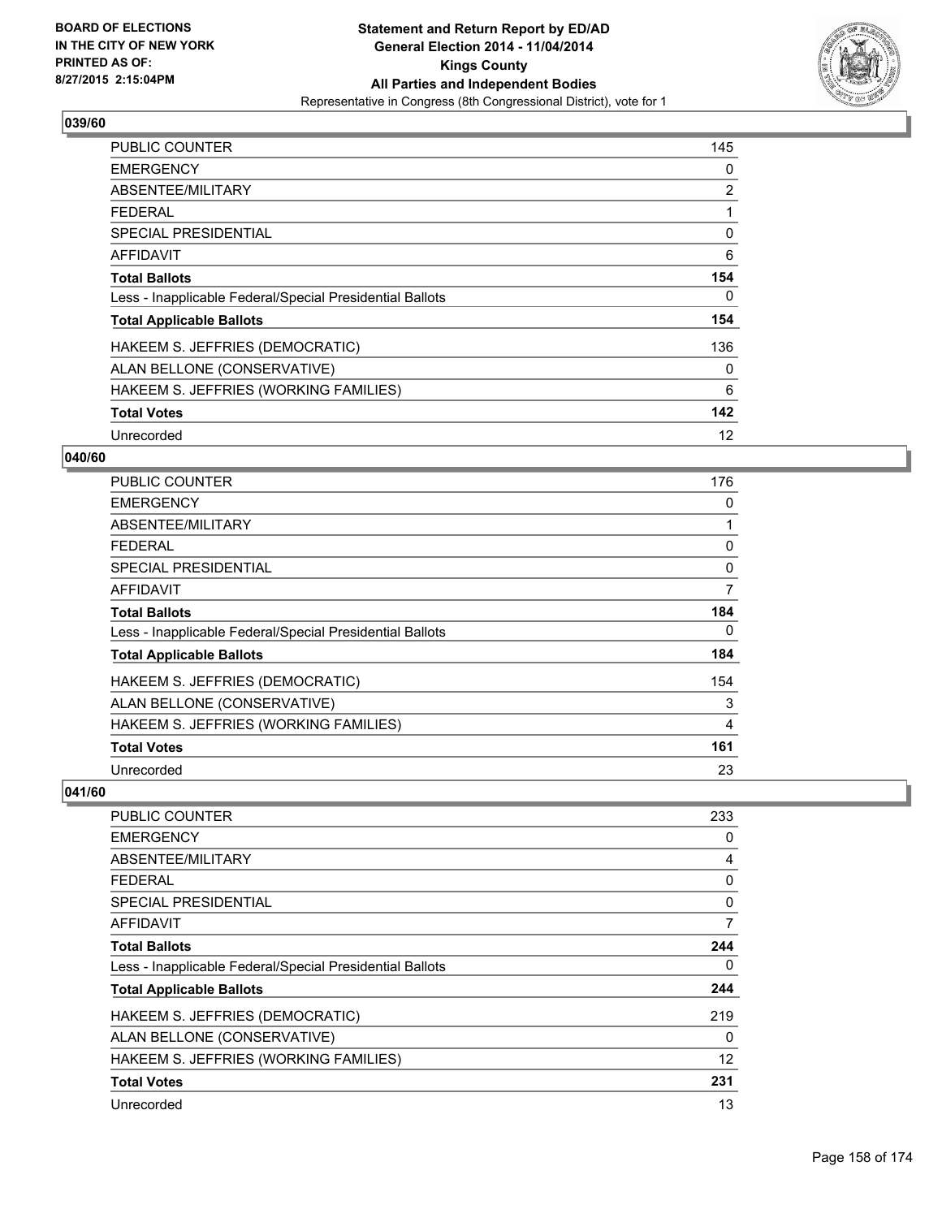**BOARD OF ELECTIONS IN THE CITY OF NEW YORK PRINTED AS OF: 8/27/2015 2:15:04PM**

**Statement and Return Report by ED/AD**
**General Election 2014 - 11/04/2014**
**Kings County**
**All Parties and Independent Bodies**
Representative in Congress (8th Congressional District), vote for 1

### 039/60

| | |
|---|---|
| PUBLIC COUNTER | 145 |
| EMERGENCY | 0 |
| ABSENTEE/MILITARY | 2 |
| FEDERAL | 1 |
| SPECIAL PRESIDENTIAL | 0 |
| AFFIDAVIT | 6 |
| **Total Ballots** | **154** |
| Less - Inapplicable Federal/Special Presidential Ballots | 0 |
| **Total Applicable Ballots** | **154** |
| HAKEEM S. JEFFRIES (DEMOCRATIC) | 136 |
| ALAN BELLONE (CONSERVATIVE) | 0 |
| HAKEEM S. JEFFRIES (WORKING FAMILIES) | 6 |
| **Total Votes** | **142** |
| Unrecorded | 12 |

### 040/60

| | |
|---|---|
| PUBLIC COUNTER | 176 |
| EMERGENCY | 0 |
| ABSENTEE/MILITARY | 1 |
| FEDERAL | 0 |
| SPECIAL PRESIDENTIAL | 0 |
| AFFIDAVIT | 7 |
| **Total Ballots** | **184** |
| Less - Inapplicable Federal/Special Presidential Ballots | 0 |
| **Total Applicable Ballots** | **184** |
| HAKEEM S. JEFFRIES (DEMOCRATIC) | 154 |
| ALAN BELLONE (CONSERVATIVE) | 3 |
| HAKEEM S. JEFFRIES (WORKING FAMILIES) | 4 |
| **Total Votes** | **161** |
| Unrecorded | 23 |

### 041/60

| | |
|---|---|
| PUBLIC COUNTER | 233 |
| EMERGENCY | 0 |
| ABSENTEE/MILITARY | 4 |
| FEDERAL | 0 |
| SPECIAL PRESIDENTIAL | 0 |
| AFFIDAVIT | 7 |
| **Total Ballots** | **244** |
| Less - Inapplicable Federal/Special Presidential Ballots | 0 |
| **Total Applicable Ballots** | **244** |
| HAKEEM S. JEFFRIES (DEMOCRATIC) | 219 |
| ALAN BELLONE (CONSERVATIVE) | 0 |
| HAKEEM S. JEFFRIES (WORKING FAMILIES) | 12 |
| **Total Votes** | **231** |
| Unrecorded | 13 |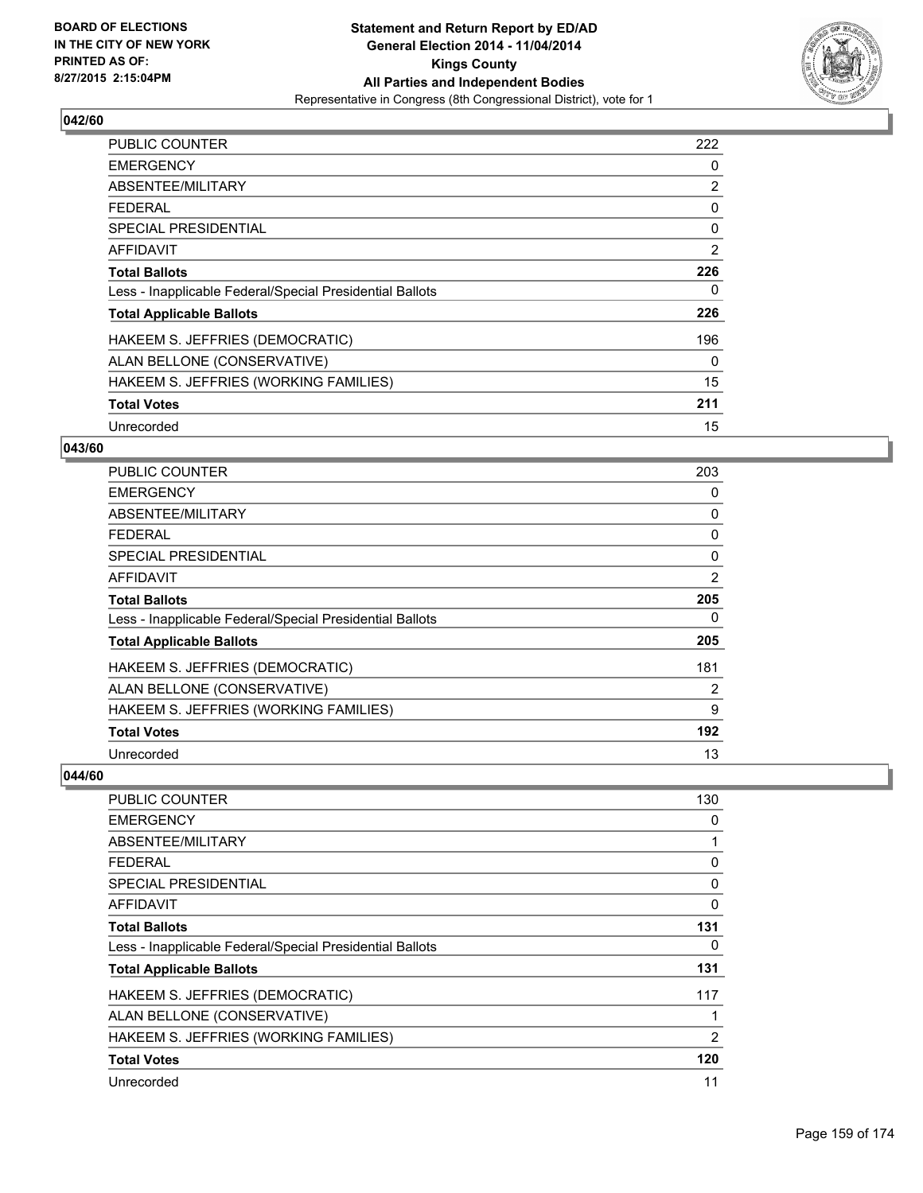**Statement and Return Report by ED/AD**
**General Election 2014 - 11/04/2014**
**Kings County**
**All Parties and Independent Bodies**
Representative in Congress (8th Congressional District), vote for 1

BOARD OF ELECTIONS
IN THE CITY OF NEW YORK
PRINTED AS OF:
8/27/2015 2:15:04PM

### 042/60

| | |
|---|---|
| PUBLIC COUNTER | 222 |
| EMERGENCY | 0 |
| ABSENTEE/MILITARY | 2 |
| FEDERAL | 0 |
| SPECIAL PRESIDENTIAL | 0 |
| AFFIDAVIT | 2 |
| **Total Ballots** | **226** |
| Less - Inapplicable Federal/Special Presidential Ballots | 0 |
| **Total Applicable Ballots** | **226** |
| HAKEEM S. JEFFRIES (DEMOCRATIC) | 196 |
| ALAN BELLONE (CONSERVATIVE) | 0 |
| HAKEEM S. JEFFRIES (WORKING FAMILIES) | 15 |
| **Total Votes** | **211** |
| Unrecorded | 15 |

### 043/60

| | |
|---|---|
| PUBLIC COUNTER | 203 |
| EMERGENCY | 0 |
| ABSENTEE/MILITARY | 0 |
| FEDERAL | 0 |
| SPECIAL PRESIDENTIAL | 0 |
| AFFIDAVIT | 2 |
| **Total Ballots** | **205** |
| Less - Inapplicable Federal/Special Presidential Ballots | 0 |
| **Total Applicable Ballots** | **205** |
| HAKEEM S. JEFFRIES (DEMOCRATIC) | 181 |
| ALAN BELLONE (CONSERVATIVE) | 2 |
| HAKEEM S. JEFFRIES (WORKING FAMILIES) | 9 |
| **Total Votes** | **192** |
| Unrecorded | 13 |

### 044/60

| | |
|---|---|
| PUBLIC COUNTER | 130 |
| EMERGENCY | 0 |
| ABSENTEE/MILITARY | 1 |
| FEDERAL | 0 |
| SPECIAL PRESIDENTIAL | 0 |
| AFFIDAVIT | 0 |
| **Total Ballots** | **131** |
| Less - Inapplicable Federal/Special Presidential Ballots | 0 |
| **Total Applicable Ballots** | **131** |
| HAKEEM S. JEFFRIES (DEMOCRATIC) | 117 |
| ALAN BELLONE (CONSERVATIVE) | 1 |
| HAKEEM S. JEFFRIES (WORKING FAMILIES) | 2 |
| **Total Votes** | **120** |
| Unrecorded | 11 |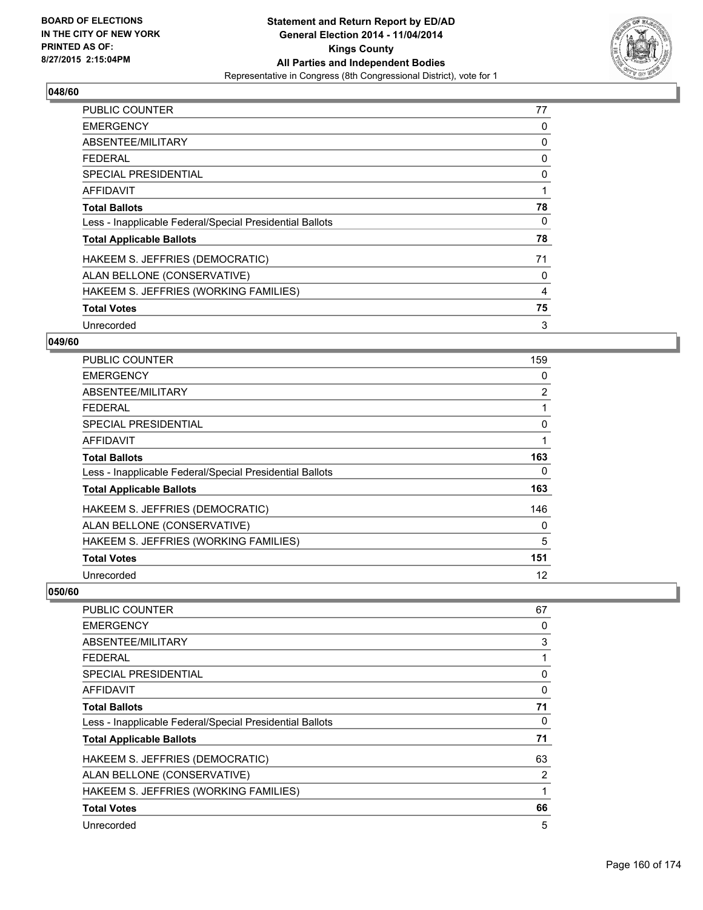BOARD OF ELECTIONS
IN THE CITY OF NEW YORK
PRINTED AS OF:
8/27/2015 2:15:04PM

**Statement and Return Report by ED/AD**
**General Election 2014 - 11/04/2014**
**Kings County**
**All Parties and Independent Bodies**
Representative in Congress (8th Congressional District), vote for 1

### 048/60

| | |
|---|---|
| PUBLIC COUNTER | 77 |
| EMERGENCY | 0 |
| ABSENTEE/MILITARY | 0 |
| FEDERAL | 0 |
| SPECIAL PRESIDENTIAL | 0 |
| AFFIDAVIT | 1 |
| **Total Ballots** | **78** |
| Less - Inapplicable Federal/Special Presidential Ballots | 0 |
| **Total Applicable Ballots** | **78** |
| HAKEEM S. JEFFRIES (DEMOCRATIC) | 71 |
| ALAN BELLONE (CONSERVATIVE) | 0 |
| HAKEEM S. JEFFRIES (WORKING FAMILIES) | 4 |
| **Total Votes** | **75** |
| Unrecorded | 3 |

### 049/60

| | |
|---|---|
| PUBLIC COUNTER | 159 |
| EMERGENCY | 0 |
| ABSENTEE/MILITARY | 2 |
| FEDERAL | 1 |
| SPECIAL PRESIDENTIAL | 0 |
| AFFIDAVIT | 1 |
| **Total Ballots** | **163** |
| Less - Inapplicable Federal/Special Presidential Ballots | 0 |
| **Total Applicable Ballots** | **163** |
| HAKEEM S. JEFFRIES (DEMOCRATIC) | 146 |
| ALAN BELLONE (CONSERVATIVE) | 0 |
| HAKEEM S. JEFFRIES (WORKING FAMILIES) | 5 |
| **Total Votes** | **151** |
| Unrecorded | 12 |

### 050/60

| | |
|---|---|
| PUBLIC COUNTER | 67 |
| EMERGENCY | 0 |
| ABSENTEE/MILITARY | 3 |
| FEDERAL | 1 |
| SPECIAL PRESIDENTIAL | 0 |
| AFFIDAVIT | 0 |
| **Total Ballots** | **71** |
| Less - Inapplicable Federal/Special Presidential Ballots | 0 |
| **Total Applicable Ballots** | **71** |
| HAKEEM S. JEFFRIES (DEMOCRATIC) | 63 |
| ALAN BELLONE (CONSERVATIVE) | 2 |
| HAKEEM S. JEFFRIES (WORKING FAMILIES) | 1 |
| **Total Votes** | **66** |
| Unrecorded | 5 |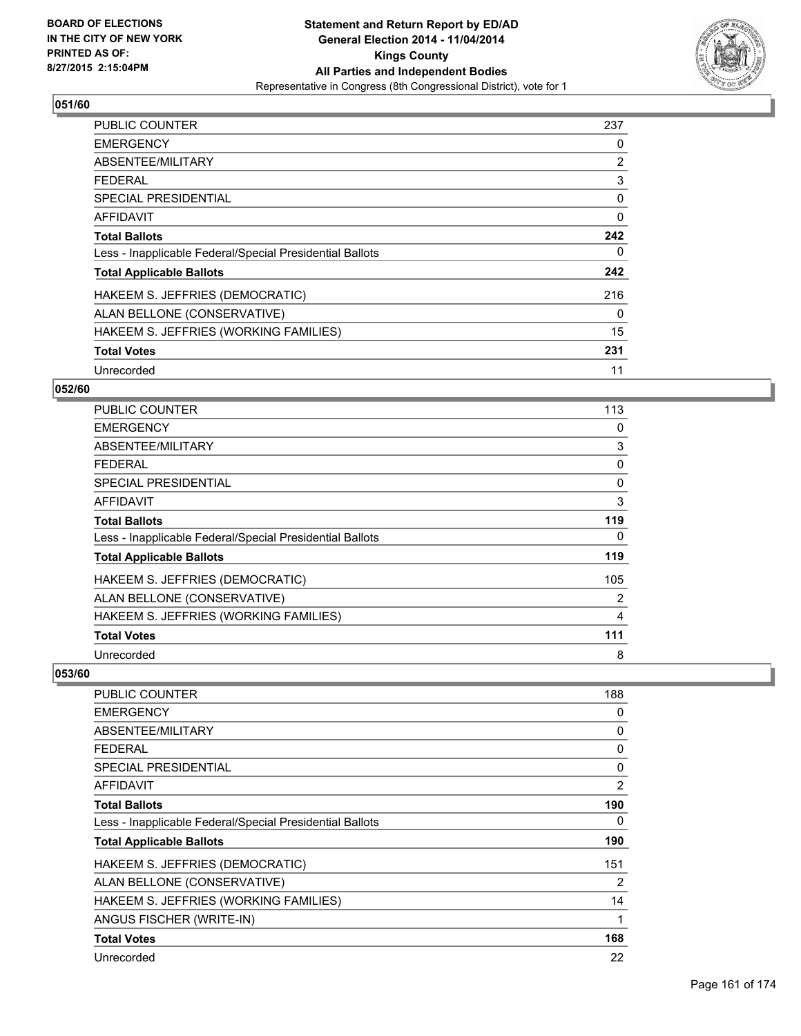**Statement and Return Report by ED/AD**
**General Election 2014 - 11/04/2014**
**Kings County**
**All Parties and Independent Bodies**
Representative in Congress (8th Congressional District), vote for 1

BOARD OF ELECTIONS
IN THE CITY OF NEW YORK
PRINTED AS OF:
8/27/2015 2:15:04PM

### 051/60

| | |
|---|---|
| PUBLIC COUNTER | 237 |
| EMERGENCY | 0 |
| ABSENTEE/MILITARY | 2 |
| FEDERAL | 3 |
| SPECIAL PRESIDENTIAL | 0 |
| AFFIDAVIT | 0 |
| **Total Ballots** | **242** |
| Less - Inapplicable Federal/Special Presidential Ballots | 0 |
| **Total Applicable Ballots** | **242** |
| HAKEEM S. JEFFRIES (DEMOCRATIC) | 216 |
| ALAN BELLONE (CONSERVATIVE) | 0 |
| HAKEEM S. JEFFRIES (WORKING FAMILIES) | 15 |
| **Total Votes** | **231** |
| Unrecorded | 11 |

### 052/60

| | |
|---|---|
| PUBLIC COUNTER | 113 |
| EMERGENCY | 0 |
| ABSENTEE/MILITARY | 3 |
| FEDERAL | 0 |
| SPECIAL PRESIDENTIAL | 0 |
| AFFIDAVIT | 3 |
| **Total Ballots** | **119** |
| Less - Inapplicable Federal/Special Presidential Ballots | 0 |
| **Total Applicable Ballots** | **119** |
| HAKEEM S. JEFFRIES (DEMOCRATIC) | 105 |
| ALAN BELLONE (CONSERVATIVE) | 2 |
| HAKEEM S. JEFFRIES (WORKING FAMILIES) | 4 |
| **Total Votes** | **111** |
| Unrecorded | 8 |

### 053/60

| | |
|---|---|
| PUBLIC COUNTER | 188 |
| EMERGENCY | 0 |
| ABSENTEE/MILITARY | 0 |
| FEDERAL | 0 |
| SPECIAL PRESIDENTIAL | 0 |
| AFFIDAVIT | 2 |
| **Total Ballots** | **190** |
| Less - Inapplicable Federal/Special Presidential Ballots | 0 |
| **Total Applicable Ballots** | **190** |
| HAKEEM S. JEFFRIES (DEMOCRATIC) | 151 |
| ALAN BELLONE (CONSERVATIVE) | 2 |
| HAKEEM S. JEFFRIES (WORKING FAMILIES) | 14 |
| ANGUS FISCHER (WRITE-IN) | 1 |
| **Total Votes** | **168** |
| Unrecorded | 22 |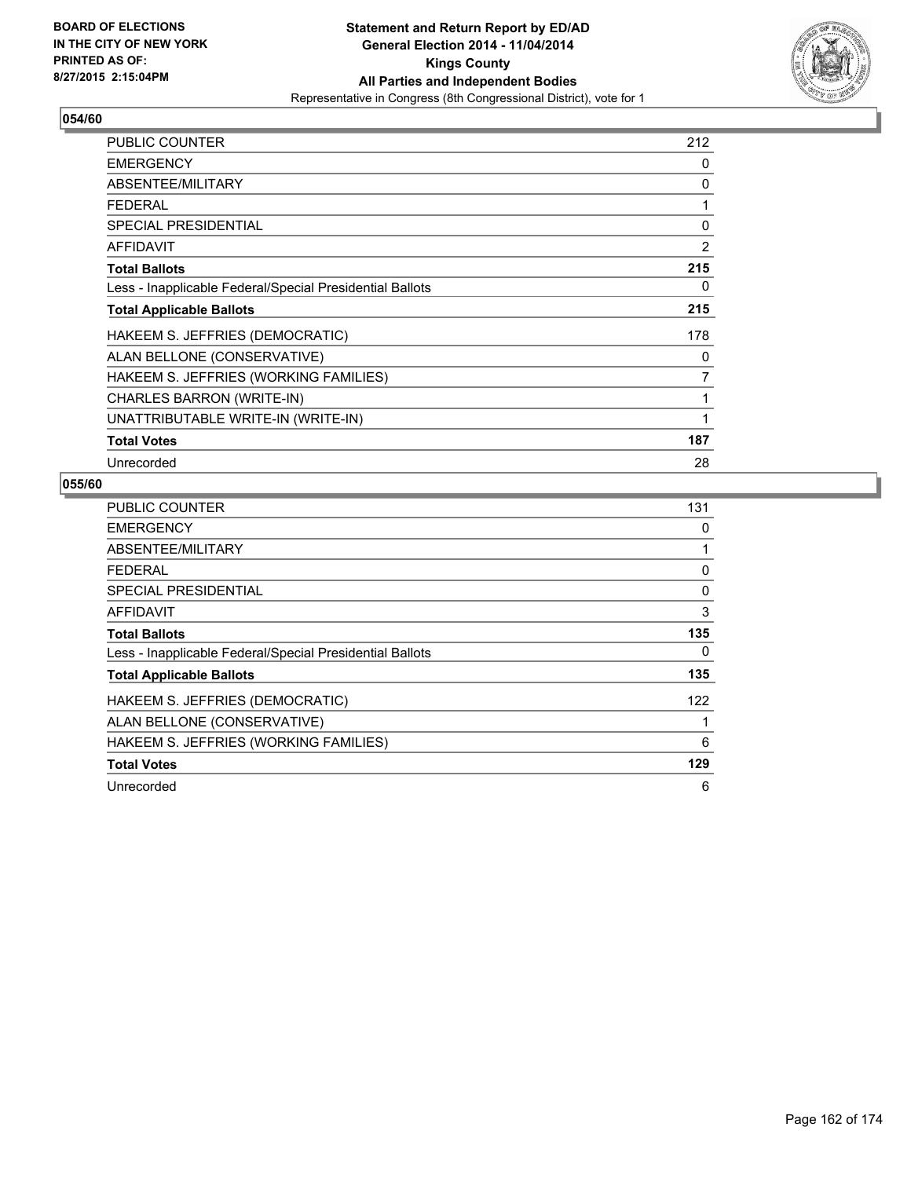BOARD OF ELECTIONS
IN THE CITY OF NEW YORK
PRINTED AS OF:
8/27/2015 2:15:04PM

**Statement and Return Report by ED/AD**
**General Election 2014 - 11/04/2014**
**Kings County**
**All Parties and Independent Bodies**
Representative in Congress (8th Congressional District), vote for 1

## 054/60

| | |
|---|---|
| PUBLIC COUNTER | 212 |
| EMERGENCY | 0 |
| ABSENTEE/MILITARY | 0 |
| FEDERAL | 1 |
| SPECIAL PRESIDENTIAL | 0 |
| AFFIDAVIT | 2 |
| **Total Ballots** | **215** |
| Less - Inapplicable Federal/Special Presidential Ballots | 0 |
| **Total Applicable Ballots** | **215** |
| HAKEEM S. JEFFRIES (DEMOCRATIC) | 178 |
| ALAN BELLONE (CONSERVATIVE) | 0 |
| HAKEEM S. JEFFRIES (WORKING FAMILIES) | 7 |
| CHARLES BARRON (WRITE-IN) | 1 |
| UNATTRIBUTABLE WRITE-IN (WRITE-IN) | 1 |
| **Total Votes** | **187** |
| Unrecorded | 28 |

## 055/60

| | |
|---|---|
| PUBLIC COUNTER | 131 |
| EMERGENCY | 0 |
| ABSENTEE/MILITARY | 1 |
| FEDERAL | 0 |
| SPECIAL PRESIDENTIAL | 0 |
| AFFIDAVIT | 3 |
| **Total Ballots** | **135** |
| Less - Inapplicable Federal/Special Presidential Ballots | 0 |
| **Total Applicable Ballots** | **135** |
| HAKEEM S. JEFFRIES (DEMOCRATIC) | 122 |
| ALAN BELLONE (CONSERVATIVE) | 1 |
| HAKEEM S. JEFFRIES (WORKING FAMILIES) | 6 |
| **Total Votes** | **129** |
| Unrecorded | 6 |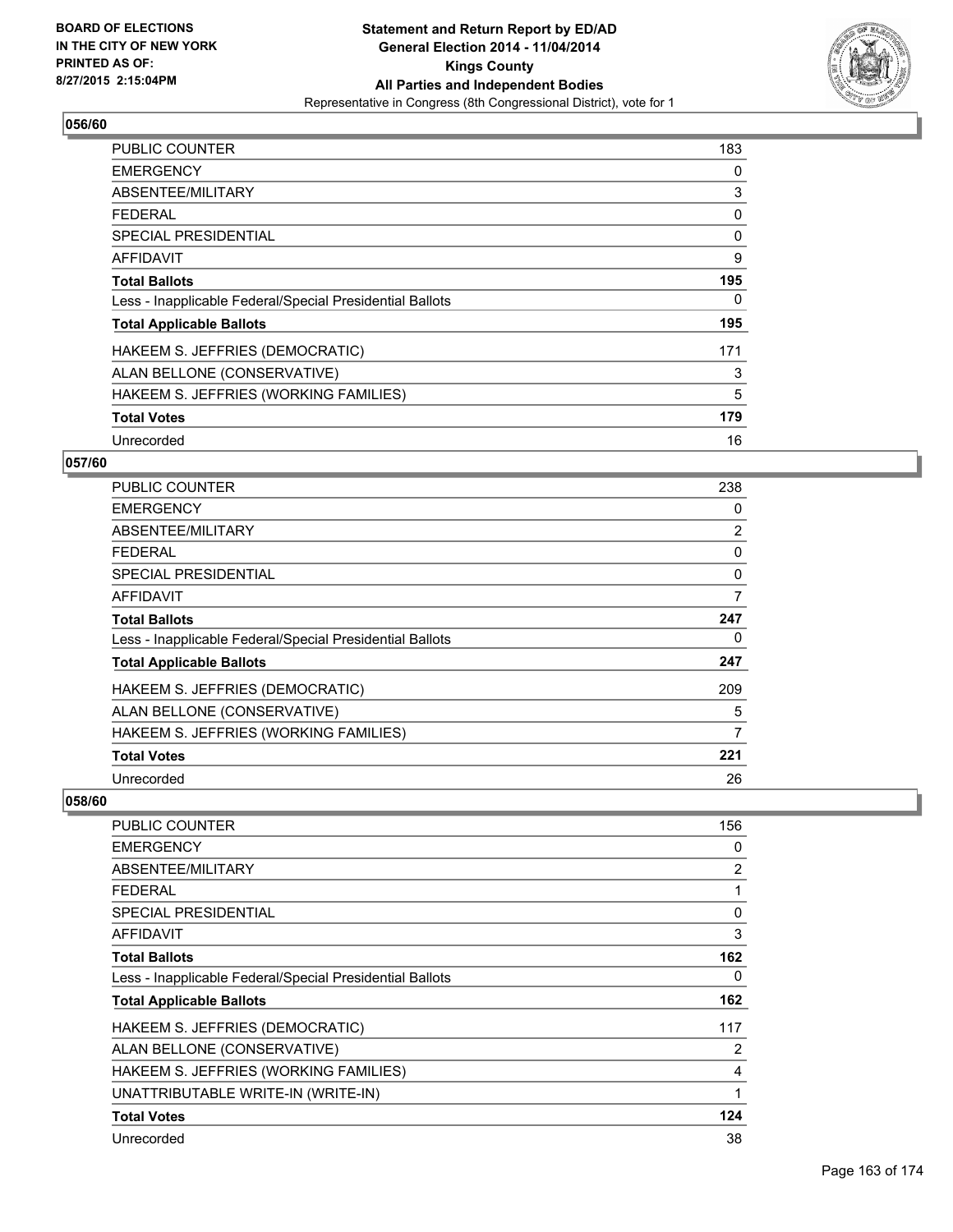BOARD OF ELECTIONS
IN THE CITY OF NEW YORK
PRINTED AS OF:
8/27/2015 2:15:04PM

**Statement and Return Report by ED/AD**
**General Election 2014 - 11/04/2014**
**Kings County**
**All Parties and Independent Bodies**
Representative in Congress (8th Congressional District), vote for 1

### 056/60

| | |
|---|---|
| PUBLIC COUNTER | 183 |
| EMERGENCY | 0 |
| ABSENTEE/MILITARY | 3 |
| FEDERAL | 0 |
| SPECIAL PRESIDENTIAL | 0 |
| AFFIDAVIT | 9 |
| **Total Ballots** | **195** |
| Less - Inapplicable Federal/Special Presidential Ballots | 0 |
| **Total Applicable Ballots** | **195** |
| HAKEEM S. JEFFRIES (DEMOCRATIC) | 171 |
| ALAN BELLONE (CONSERVATIVE) | 3 |
| HAKEEM S. JEFFRIES (WORKING FAMILIES) | 5 |
| **Total Votes** | **179** |
| Unrecorded | 16 |

### 057/60

| | |
|---|---|
| PUBLIC COUNTER | 238 |
| EMERGENCY | 0 |
| ABSENTEE/MILITARY | 2 |
| FEDERAL | 0 |
| SPECIAL PRESIDENTIAL | 0 |
| AFFIDAVIT | 7 |
| **Total Ballots** | **247** |
| Less - Inapplicable Federal/Special Presidential Ballots | 0 |
| **Total Applicable Ballots** | **247** |
| HAKEEM S. JEFFRIES (DEMOCRATIC) | 209 |
| ALAN BELLONE (CONSERVATIVE) | 5 |
| HAKEEM S. JEFFRIES (WORKING FAMILIES) | 7 |
| **Total Votes** | **221** |
| Unrecorded | 26 |

### 058/60

| | |
|---|---|
| PUBLIC COUNTER | 156 |
| EMERGENCY | 0 |
| ABSENTEE/MILITARY | 2 |
| FEDERAL | 1 |
| SPECIAL PRESIDENTIAL | 0 |
| AFFIDAVIT | 3 |
| **Total Ballots** | **162** |
| Less - Inapplicable Federal/Special Presidential Ballots | 0 |
| **Total Applicable Ballots** | **162** |
| HAKEEM S. JEFFRIES (DEMOCRATIC) | 117 |
| ALAN BELLONE (CONSERVATIVE) | 2 |
| HAKEEM S. JEFFRIES (WORKING FAMILIES) | 4 |
| UNATTRIBUTABLE WRITE-IN (WRITE-IN) | 1 |
| **Total Votes** | **124** |
| Unrecorded | 38 |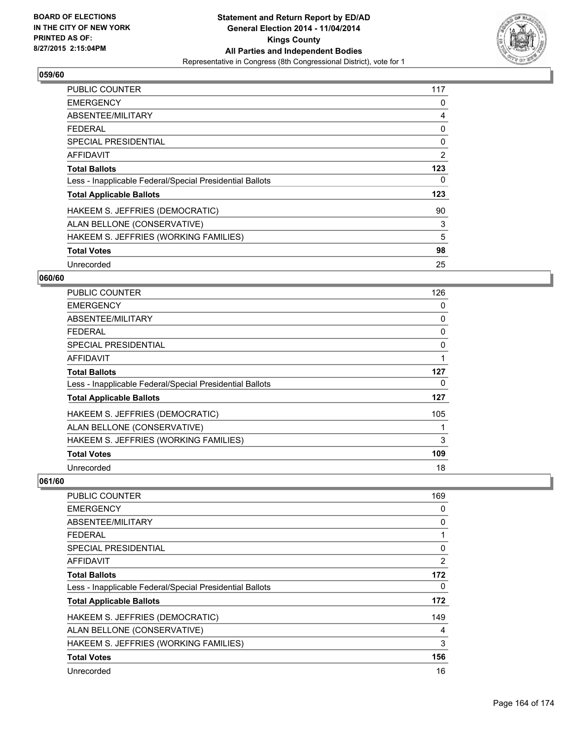**Statement and Return Report by ED/AD**
**General Election 2014 - 11/04/2014**
**Kings County**
**All Parties and Independent Bodies**
Representative in Congress (8th Congressional District), vote for 1

BOARD OF ELECTIONS
IN THE CITY OF NEW YORK
PRINTED AS OF:
8/27/2015 2:15:04PM

### 059/60

| | |
|---|---|
| PUBLIC COUNTER | 117 |
| EMERGENCY | 0 |
| ABSENTEE/MILITARY | 4 |
| FEDERAL | 0 |
| SPECIAL PRESIDENTIAL | 0 |
| AFFIDAVIT | 2 |
| **Total Ballots** | **123** |
| Less - Inapplicable Federal/Special Presidential Ballots | 0 |
| **Total Applicable Ballots** | **123** |
| HAKEEM S. JEFFRIES (DEMOCRATIC) | 90 |
| ALAN BELLONE (CONSERVATIVE) | 3 |
| HAKEEM S. JEFFRIES (WORKING FAMILIES) | 5 |
| **Total Votes** | **98** |
| Unrecorded | 25 |

### 060/60

| | |
|---|---|
| PUBLIC COUNTER | 126 |
| EMERGENCY | 0 |
| ABSENTEE/MILITARY | 0 |
| FEDERAL | 0 |
| SPECIAL PRESIDENTIAL | 0 |
| AFFIDAVIT | 1 |
| **Total Ballots** | **127** |
| Less - Inapplicable Federal/Special Presidential Ballots | 0 |
| **Total Applicable Ballots** | **127** |
| HAKEEM S. JEFFRIES (DEMOCRATIC) | 105 |
| ALAN BELLONE (CONSERVATIVE) | 1 |
| HAKEEM S. JEFFRIES (WORKING FAMILIES) | 3 |
| **Total Votes** | **109** |
| Unrecorded | 18 |

### 061/60

| | |
|---|---|
| PUBLIC COUNTER | 169 |
| EMERGENCY | 0 |
| ABSENTEE/MILITARY | 0 |
| FEDERAL | 1 |
| SPECIAL PRESIDENTIAL | 0 |
| AFFIDAVIT | 2 |
| **Total Ballots** | **172** |
| Less - Inapplicable Federal/Special Presidential Ballots | 0 |
| **Total Applicable Ballots** | **172** |
| HAKEEM S. JEFFRIES (DEMOCRATIC) | 149 |
| ALAN BELLONE (CONSERVATIVE) | 4 |
| HAKEEM S. JEFFRIES (WORKING FAMILIES) | 3 |
| **Total Votes** | **156** |
| Unrecorded | 16 |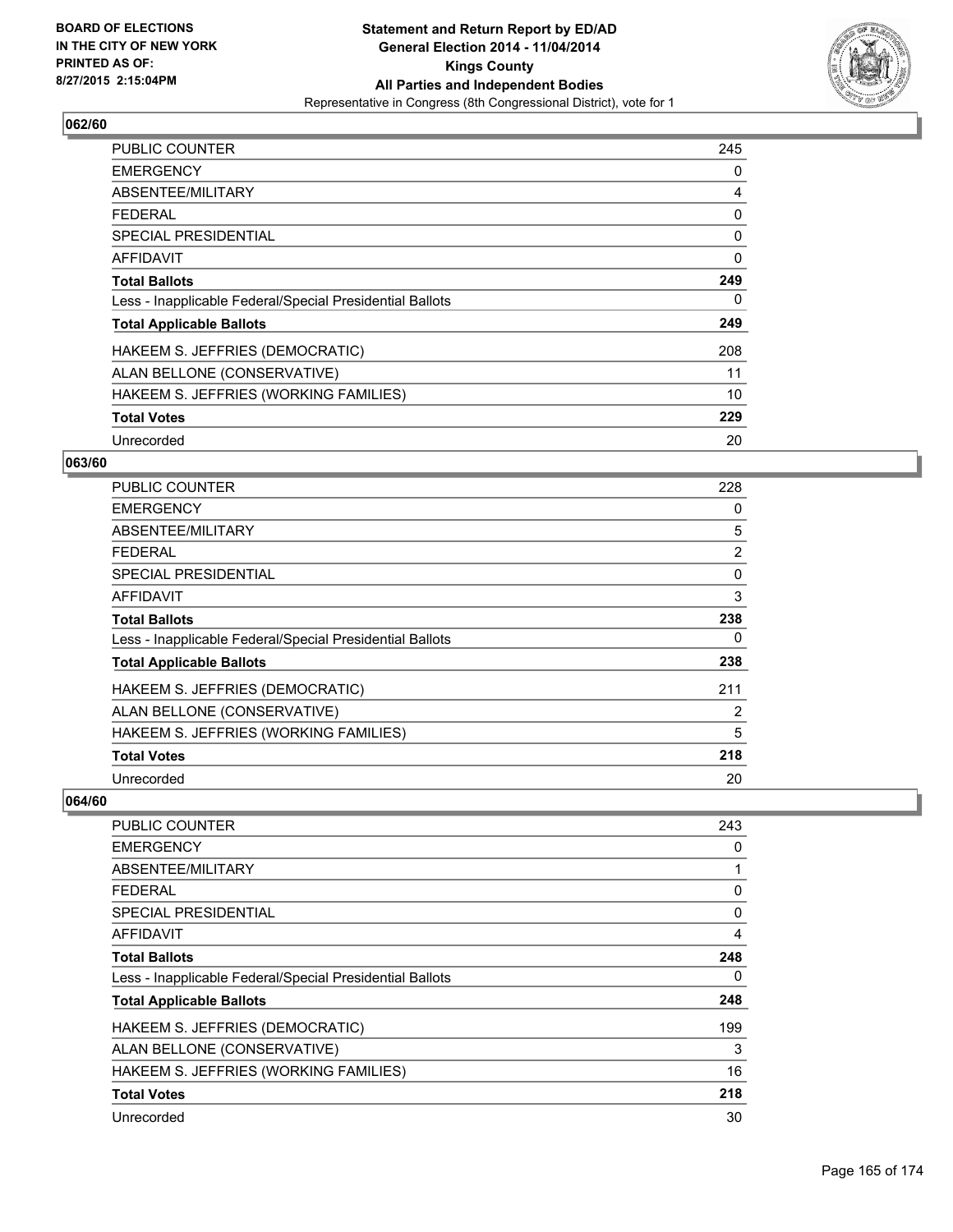**Statement and Return Report by ED/AD**
**General Election 2014 - 11/04/2014**
**Kings County**
**All Parties and Independent Bodies**
Representative in Congress (8th Congressional District), vote for 1

BOARD OF ELECTIONS
IN THE CITY OF NEW YORK
PRINTED AS OF:
8/27/2015 2:15:04PM

## 062/60

| | |
|---|---|
| PUBLIC COUNTER | 245 |
| EMERGENCY | 0 |
| ABSENTEE/MILITARY | 4 |
| FEDERAL | 0 |
| SPECIAL PRESIDENTIAL | 0 |
| AFFIDAVIT | 0 |
| **Total Ballots** | **249** |
| Less - Inapplicable Federal/Special Presidential Ballots | 0 |
| **Total Applicable Ballots** | **249** |
| HAKEEM S. JEFFRIES (DEMOCRATIC) | 208 |
| ALAN BELLONE (CONSERVATIVE) | 11 |
| HAKEEM S. JEFFRIES (WORKING FAMILIES) | 10 |
| **Total Votes** | **229** |
| Unrecorded | 20 |

## 063/60

| | |
|---|---|
| PUBLIC COUNTER | 228 |
| EMERGENCY | 0 |
| ABSENTEE/MILITARY | 5 |
| FEDERAL | 2 |
| SPECIAL PRESIDENTIAL | 0 |
| AFFIDAVIT | 3 |
| **Total Ballots** | **238** |
| Less - Inapplicable Federal/Special Presidential Ballots | 0 |
| **Total Applicable Ballots** | **238** |
| HAKEEM S. JEFFRIES (DEMOCRATIC) | 211 |
| ALAN BELLONE (CONSERVATIVE) | 2 |
| HAKEEM S. JEFFRIES (WORKING FAMILIES) | 5 |
| **Total Votes** | **218** |
| Unrecorded | 20 |

## 064/60

| | |
|---|---|
| PUBLIC COUNTER | 243 |
| EMERGENCY | 0 |
| ABSENTEE/MILITARY | 1 |
| FEDERAL | 0 |
| SPECIAL PRESIDENTIAL | 0 |
| AFFIDAVIT | 4 |
| **Total Ballots** | **248** |
| Less - Inapplicable Federal/Special Presidential Ballots | 0 |
| **Total Applicable Ballots** | **248** |
| HAKEEM S. JEFFRIES (DEMOCRATIC) | 199 |
| ALAN BELLONE (CONSERVATIVE) | 3 |
| HAKEEM S. JEFFRIES (WORKING FAMILIES) | 16 |
| **Total Votes** | **218** |
| Unrecorded | 30 |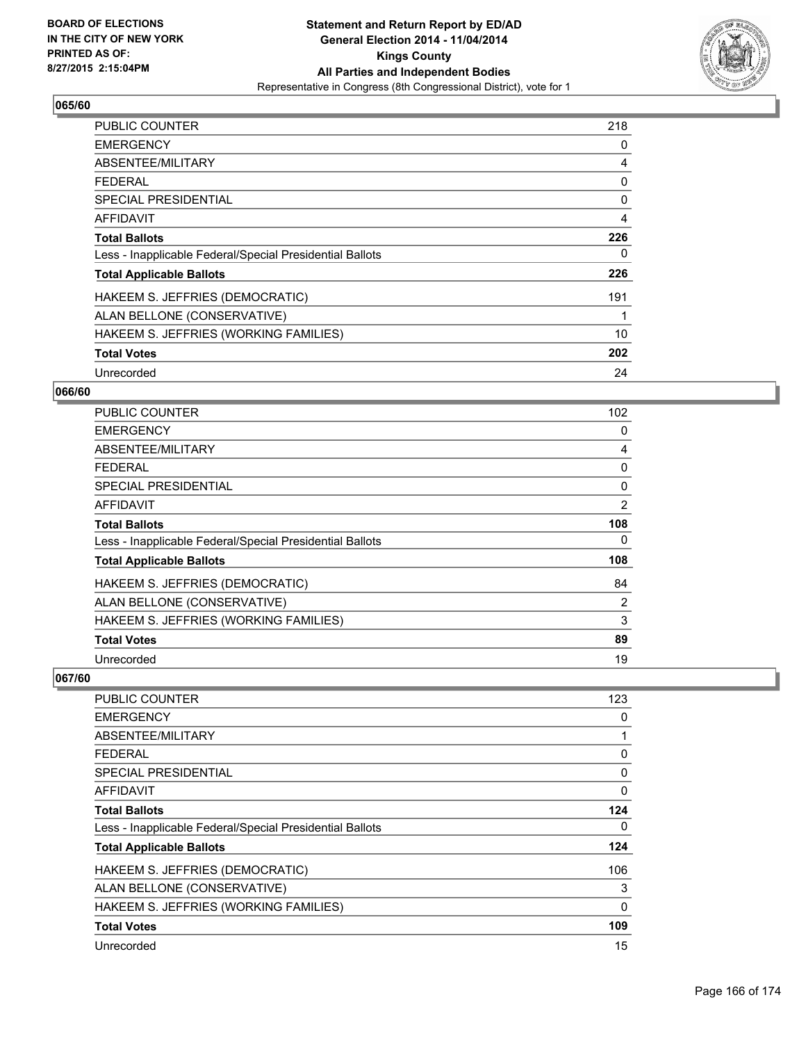**BOARD OF ELECTIONS IN THE CITY OF NEW YORK PRINTED AS OF: 8/27/2015 2:15:04PM**

**Statement and Return Report by ED/AD**
**General Election 2014 - 11/04/2014**
**Kings County**
**All Parties and Independent Bodies**
Representative in Congress (8th Congressional District), vote for 1

### 065/60

| | |
|---|---|
| PUBLIC COUNTER | 218 |
| EMERGENCY | 0 |
| ABSENTEE/MILITARY | 4 |
| FEDERAL | 0 |
| SPECIAL PRESIDENTIAL | 0 |
| AFFIDAVIT | 4 |
| **Total Ballots** | **226** |
| Less - Inapplicable Federal/Special Presidential Ballots | 0 |
| **Total Applicable Ballots** | **226** |
| HAKEEM S. JEFFRIES (DEMOCRATIC) | 191 |
| ALAN BELLONE (CONSERVATIVE) | 1 |
| HAKEEM S. JEFFRIES (WORKING FAMILIES) | 10 |
| **Total Votes** | **202** |
| Unrecorded | 24 |

### 066/60

| | |
|---|---|
| PUBLIC COUNTER | 102 |
| EMERGENCY | 0 |
| ABSENTEE/MILITARY | 4 |
| FEDERAL | 0 |
| SPECIAL PRESIDENTIAL | 0 |
| AFFIDAVIT | 2 |
| **Total Ballots** | **108** |
| Less - Inapplicable Federal/Special Presidential Ballots | 0 |
| **Total Applicable Ballots** | **108** |
| HAKEEM S. JEFFRIES (DEMOCRATIC) | 84 |
| ALAN BELLONE (CONSERVATIVE) | 2 |
| HAKEEM S. JEFFRIES (WORKING FAMILIES) | 3 |
| **Total Votes** | **89** |
| Unrecorded | 19 |

### 067/60

| | |
|---|---|
| PUBLIC COUNTER | 123 |
| EMERGENCY | 0 |
| ABSENTEE/MILITARY | 1 |
| FEDERAL | 0 |
| SPECIAL PRESIDENTIAL | 0 |
| AFFIDAVIT | 0 |
| **Total Ballots** | **124** |
| Less - Inapplicable Federal/Special Presidential Ballots | 0 |
| **Total Applicable Ballots** | **124** |
| HAKEEM S. JEFFRIES (DEMOCRATIC) | 106 |
| ALAN BELLONE (CONSERVATIVE) | 3 |
| HAKEEM S. JEFFRIES (WORKING FAMILIES) | 0 |
| **Total Votes** | **109** |
| Unrecorded | 15 |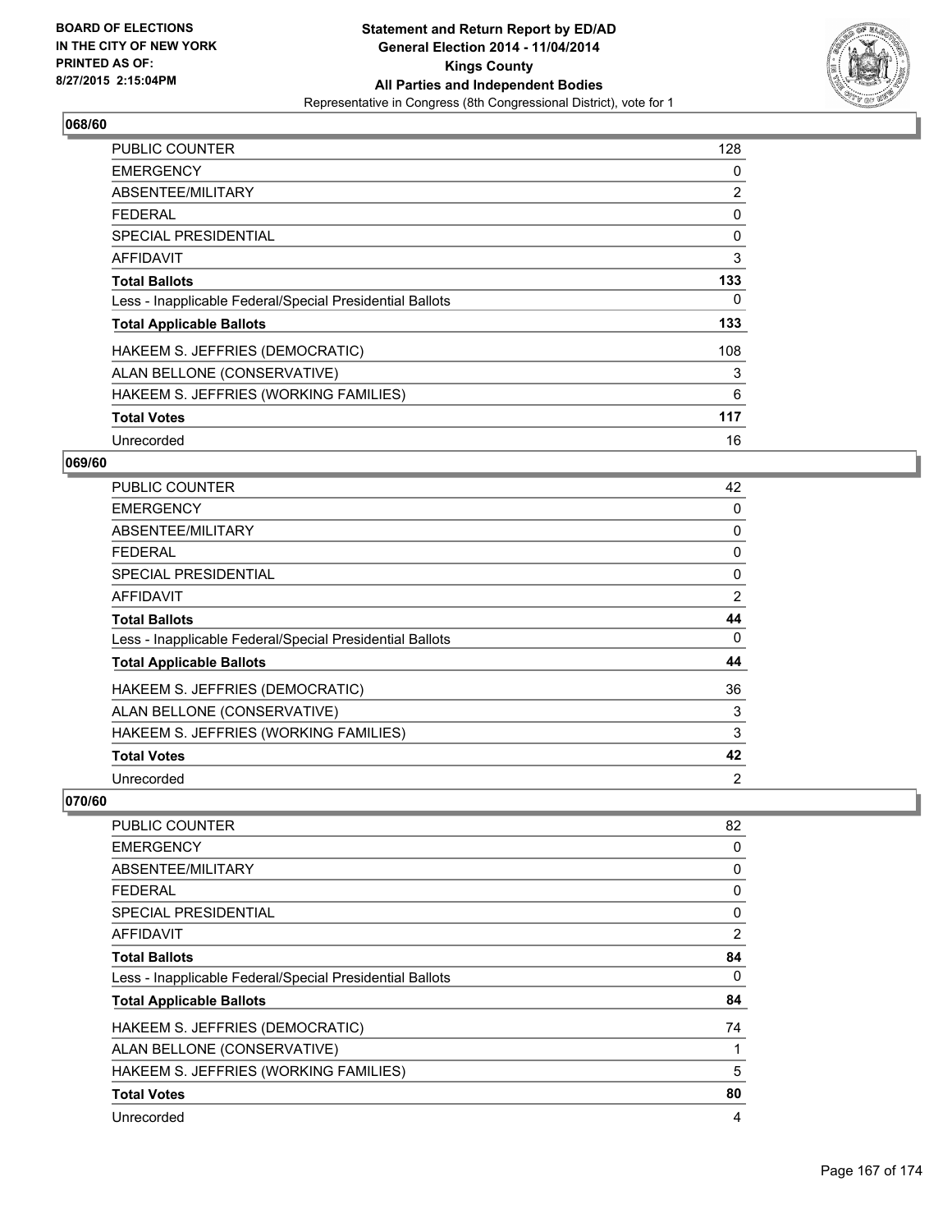**Statement and Return Report by ED/AD**
**General Election 2014 - 11/04/2014**
**Kings County**
**All Parties and Independent Bodies**
Representative in Congress (8th Congressional District), vote for 1

BOARD OF ELECTIONS
IN THE CITY OF NEW YORK
PRINTED AS OF:
8/27/2015 2:15:04PM

## 068/60

| | |
|---|---|
| PUBLIC COUNTER | 128 |
| EMERGENCY | 0 |
| ABSENTEE/MILITARY | 2 |
| FEDERAL | 0 |
| SPECIAL PRESIDENTIAL | 0 |
| AFFIDAVIT | 3 |
| **Total Ballots** | **133** |
| Less - Inapplicable Federal/Special Presidential Ballots | 0 |
| **Total Applicable Ballots** | **133** |
| HAKEEM S. JEFFRIES (DEMOCRATIC) | 108 |
| ALAN BELLONE (CONSERVATIVE) | 3 |
| HAKEEM S. JEFFRIES (WORKING FAMILIES) | 6 |
| **Total Votes** | **117** |
| Unrecorded | 16 |

## 069/60

| | |
|---|---|
| PUBLIC COUNTER | 42 |
| EMERGENCY | 0 |
| ABSENTEE/MILITARY | 0 |
| FEDERAL | 0 |
| SPECIAL PRESIDENTIAL | 0 |
| AFFIDAVIT | 2 |
| **Total Ballots** | **44** |
| Less - Inapplicable Federal/Special Presidential Ballots | 0 |
| **Total Applicable Ballots** | **44** |
| HAKEEM S. JEFFRIES (DEMOCRATIC) | 36 |
| ALAN BELLONE (CONSERVATIVE) | 3 |
| HAKEEM S. JEFFRIES (WORKING FAMILIES) | 3 |
| **Total Votes** | **42** |
| Unrecorded | 2 |

## 070/60

| | |
|---|---|
| PUBLIC COUNTER | 82 |
| EMERGENCY | 0 |
| ABSENTEE/MILITARY | 0 |
| FEDERAL | 0 |
| SPECIAL PRESIDENTIAL | 0 |
| AFFIDAVIT | 2 |
| **Total Ballots** | **84** |
| Less - Inapplicable Federal/Special Presidential Ballots | 0 |
| **Total Applicable Ballots** | **84** |
| HAKEEM S. JEFFRIES (DEMOCRATIC) | 74 |
| ALAN BELLONE (CONSERVATIVE) | 1 |
| HAKEEM S. JEFFRIES (WORKING FAMILIES) | 5 |
| **Total Votes** | **80** |
| Unrecorded | 4 |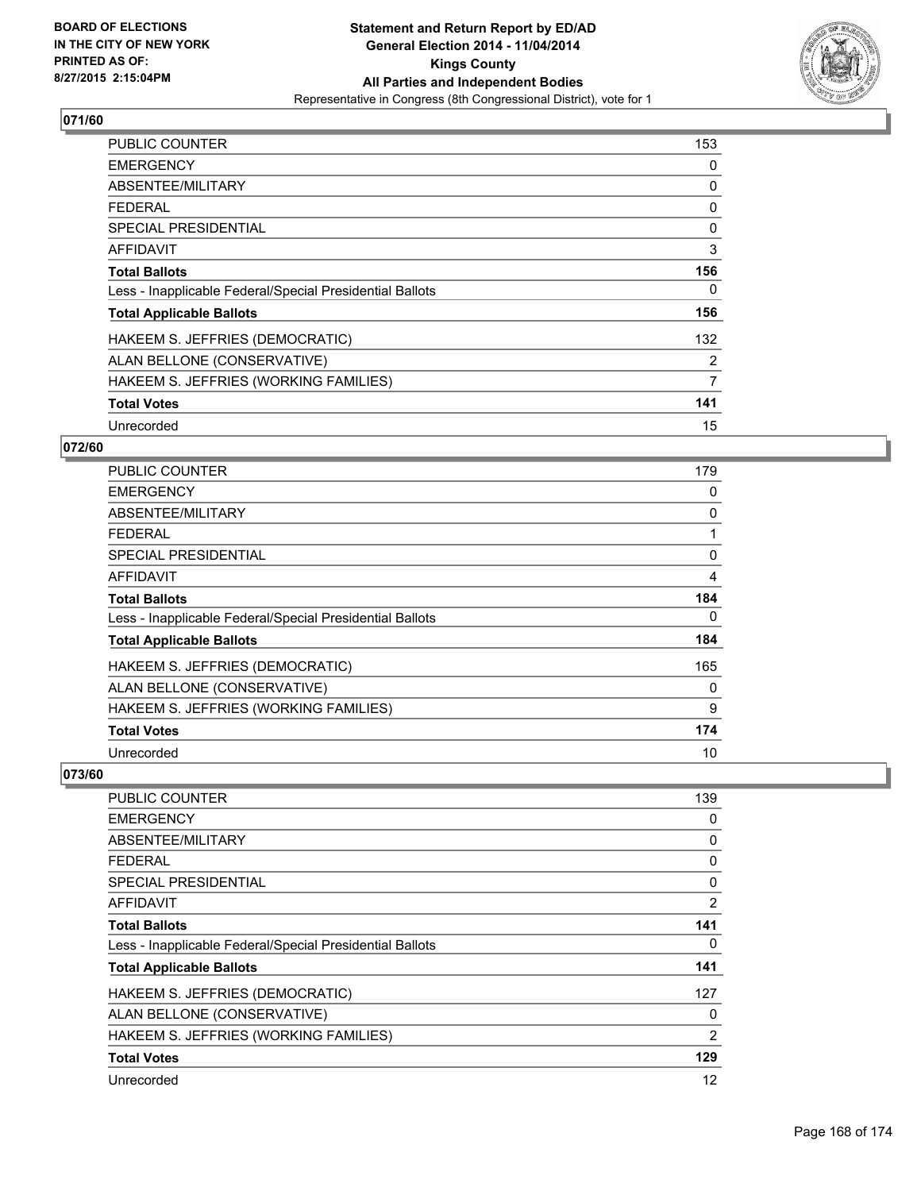**Statement and Return Report by ED/AD**
**General Election 2014 - 11/04/2014**
**Kings County**
**All Parties and Independent Bodies**
Representative in Congress (8th Congressional District), vote for 1

BOARD OF ELECTIONS
IN THE CITY OF NEW YORK
PRINTED AS OF:
8/27/2015 2:15:04PM

### 071/60

| | |
|---|---|
| PUBLIC COUNTER | 153 |
| EMERGENCY | 0 |
| ABSENTEE/MILITARY | 0 |
| FEDERAL | 0 |
| SPECIAL PRESIDENTIAL | 0 |
| AFFIDAVIT | 3 |
| **Total Ballots** | **156** |
| Less - Inapplicable Federal/Special Presidential Ballots | 0 |
| **Total Applicable Ballots** | **156** |
| HAKEEM S. JEFFRIES (DEMOCRATIC) | 132 |
| ALAN BELLONE (CONSERVATIVE) | 2 |
| HAKEEM S. JEFFRIES (WORKING FAMILIES) | 7 |
| **Total Votes** | **141** |
| Unrecorded | 15 |

### 072/60

| | |
|---|---|
| PUBLIC COUNTER | 179 |
| EMERGENCY | 0 |
| ABSENTEE/MILITARY | 0 |
| FEDERAL | 1 |
| SPECIAL PRESIDENTIAL | 0 |
| AFFIDAVIT | 4 |
| **Total Ballots** | **184** |
| Less - Inapplicable Federal/Special Presidential Ballots | 0 |
| **Total Applicable Ballots** | **184** |
| HAKEEM S. JEFFRIES (DEMOCRATIC) | 165 |
| ALAN BELLONE (CONSERVATIVE) | 0 |
| HAKEEM S. JEFFRIES (WORKING FAMILIES) | 9 |
| **Total Votes** | **174** |
| Unrecorded | 10 |

### 073/60

| | |
|---|---|
| PUBLIC COUNTER | 139 |
| EMERGENCY | 0 |
| ABSENTEE/MILITARY | 0 |
| FEDERAL | 0 |
| SPECIAL PRESIDENTIAL | 0 |
| AFFIDAVIT | 2 |
| **Total Ballots** | **141** |
| Less - Inapplicable Federal/Special Presidential Ballots | 0 |
| **Total Applicable Ballots** | **141** |
| HAKEEM S. JEFFRIES (DEMOCRATIC) | 127 |
| ALAN BELLONE (CONSERVATIVE) | 0 |
| HAKEEM S. JEFFRIES (WORKING FAMILIES) | 2 |
| **Total Votes** | **129** |
| Unrecorded | 12 |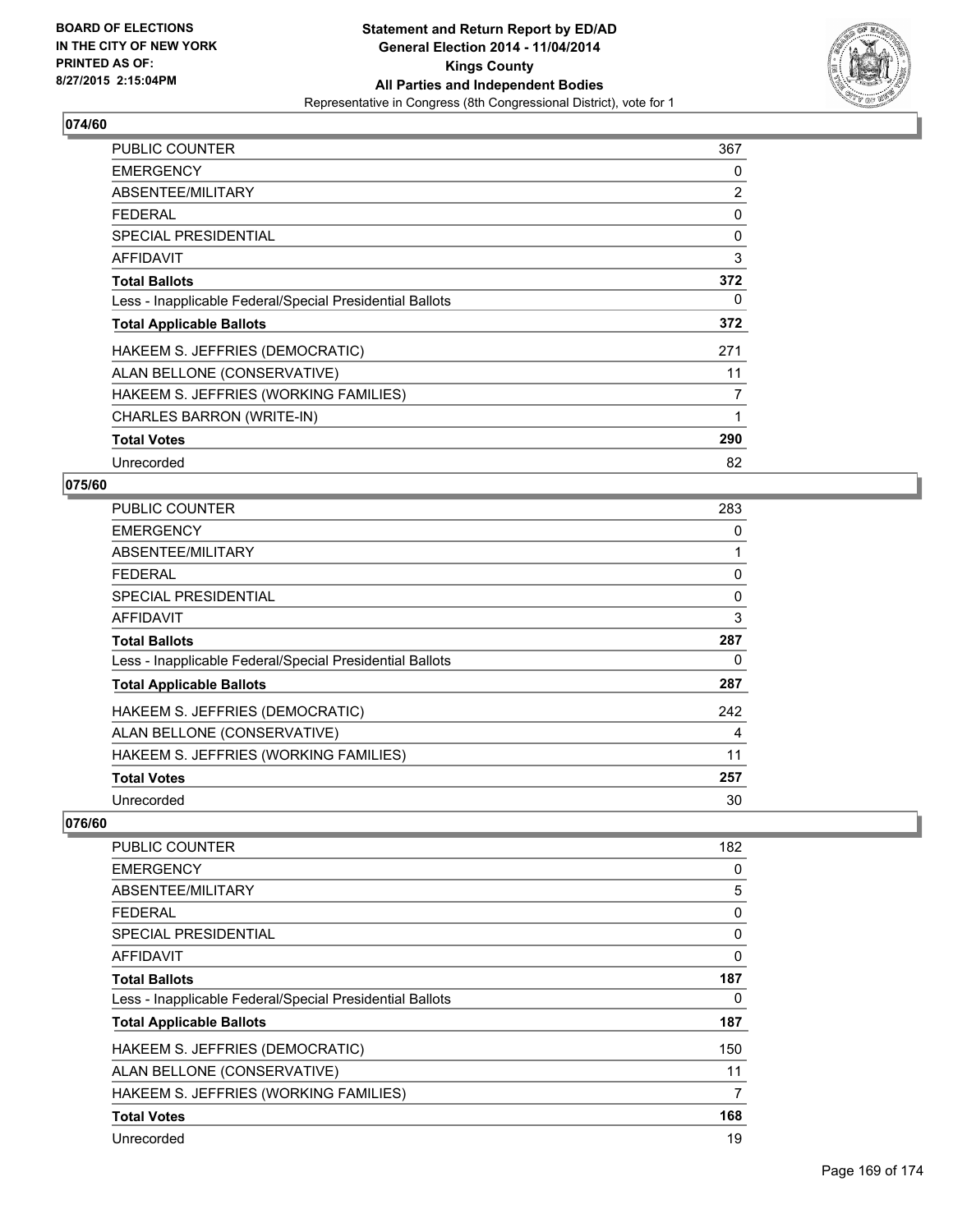**BOARD OF ELECTIONS IN THE CITY OF NEW YORK PRINTED AS OF: 8/27/2015 2:15:04PM**

# Statement and Return Report by ED/AD
## General Election 2014 - 11/04/2014
## Kings County
## All Parties and Independent Bodies
### Representative in Congress (8th Congressional District), vote for 1

### 074/60

| | |
|---|---|
| PUBLIC COUNTER | 367 |
| EMERGENCY | 0 |
| ABSENTEE/MILITARY | 2 |
| FEDERAL | 0 |
| SPECIAL PRESIDENTIAL | 0 |
| AFFIDAVIT | 3 |
| **Total Ballots** | **372** |
| Less - Inapplicable Federal/Special Presidential Ballots | 0 |
| **Total Applicable Ballots** | **372** |
| HAKEEM S. JEFFRIES (DEMOCRATIC) | 271 |
| ALAN BELLONE (CONSERVATIVE) | 11 |
| HAKEEM S. JEFFRIES (WORKING FAMILIES) | 7 |
| CHARLES BARRON (WRITE-IN) | 1 |
| **Total Votes** | **290** |
| Unrecorded | 82 |

### 075/60

| | |
|---|---|
| PUBLIC COUNTER | 283 |
| EMERGENCY | 0 |
| ABSENTEE/MILITARY | 1 |
| FEDERAL | 0 |
| SPECIAL PRESIDENTIAL | 0 |
| AFFIDAVIT | 3 |
| **Total Ballots** | **287** |
| Less - Inapplicable Federal/Special Presidential Ballots | 0 |
| **Total Applicable Ballots** | **287** |
| HAKEEM S. JEFFRIES (DEMOCRATIC) | 242 |
| ALAN BELLONE (CONSERVATIVE) | 4 |
| HAKEEM S. JEFFRIES (WORKING FAMILIES) | 11 |
| **Total Votes** | **257** |
| Unrecorded | 30 |

### 076/60

| | |
|---|---|
| PUBLIC COUNTER | 182 |
| EMERGENCY | 0 |
| ABSENTEE/MILITARY | 5 |
| FEDERAL | 0 |
| SPECIAL PRESIDENTIAL | 0 |
| AFFIDAVIT | 0 |
| **Total Ballots** | **187** |
| Less - Inapplicable Federal/Special Presidential Ballots | 0 |
| **Total Applicable Ballots** | **187** |
| HAKEEM S. JEFFRIES (DEMOCRATIC) | 150 |
| ALAN BELLONE (CONSERVATIVE) | 11 |
| HAKEEM S. JEFFRIES (WORKING FAMILIES) | 7 |
| **Total Votes** | **168** |
| Unrecorded | 19 |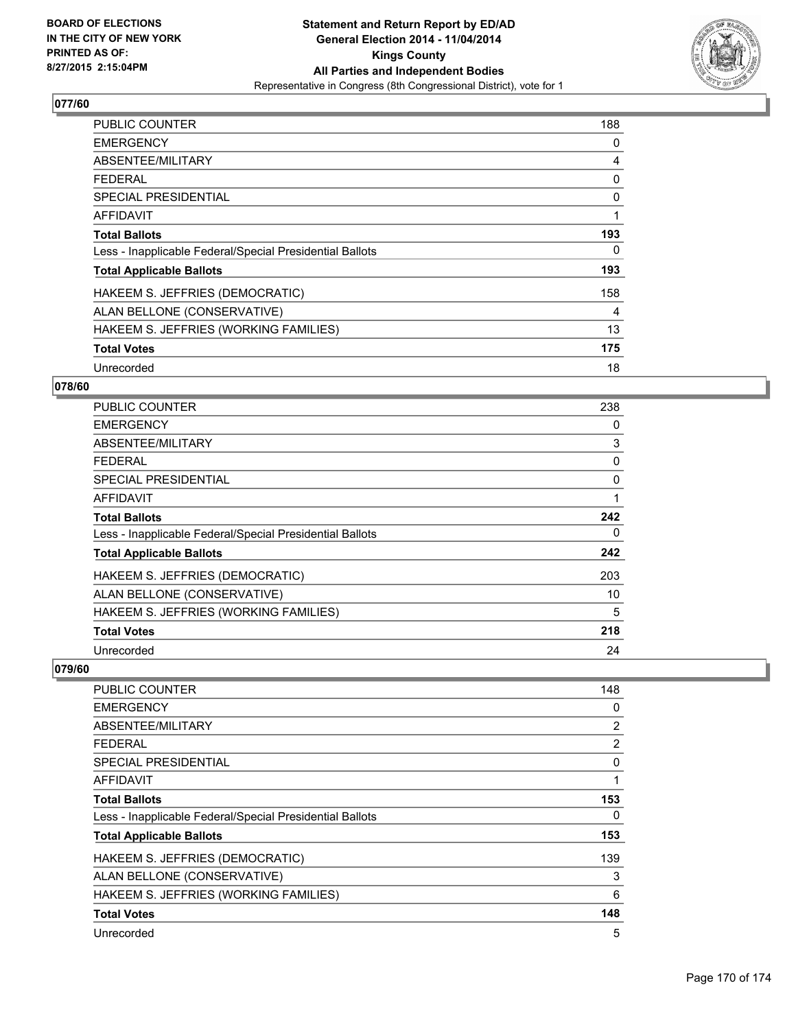BOARD OF ELECTIONS
IN THE CITY OF NEW YORK
PRINTED AS OF:
8/27/2015 2:15:04PM

**Statement and Return Report by ED/AD**
**General Election 2014 - 11/04/2014**
**Kings County**
**All Parties and Independent Bodies**
Representative in Congress (8th Congressional District), vote for 1

## 077/60

| | |
|---|---|
| PUBLIC COUNTER | 188 |
| EMERGENCY | 0 |
| ABSENTEE/MILITARY | 4 |
| FEDERAL | 0 |
| SPECIAL PRESIDENTIAL | 0 |
| AFFIDAVIT | 1 |
| **Total Ballots** | **193** |
| Less - Inapplicable Federal/Special Presidential Ballots | 0 |
| **Total Applicable Ballots** | **193** |
| HAKEEM S. JEFFRIES (DEMOCRATIC) | 158 |
| ALAN BELLONE (CONSERVATIVE) | 4 |
| HAKEEM S. JEFFRIES (WORKING FAMILIES) | 13 |
| **Total Votes** | **175** |
| Unrecorded | 18 |

## 078/60

| | |
|---|---|
| PUBLIC COUNTER | 238 |
| EMERGENCY | 0 |
| ABSENTEE/MILITARY | 3 |
| FEDERAL | 0 |
| SPECIAL PRESIDENTIAL | 0 |
| AFFIDAVIT | 1 |
| **Total Ballots** | **242** |
| Less - Inapplicable Federal/Special Presidential Ballots | 0 |
| **Total Applicable Ballots** | **242** |
| HAKEEM S. JEFFRIES (DEMOCRATIC) | 203 |
| ALAN BELLONE (CONSERVATIVE) | 10 |
| HAKEEM S. JEFFRIES (WORKING FAMILIES) | 5 |
| **Total Votes** | **218** |
| Unrecorded | 24 |

## 079/60

| | |
|---|---|
| PUBLIC COUNTER | 148 |
| EMERGENCY | 0 |
| ABSENTEE/MILITARY | 2 |
| FEDERAL | 2 |
| SPECIAL PRESIDENTIAL | 0 |
| AFFIDAVIT | 1 |
| **Total Ballots** | **153** |
| Less - Inapplicable Federal/Special Presidential Ballots | 0 |
| **Total Applicable Ballots** | **153** |
| HAKEEM S. JEFFRIES (DEMOCRATIC) | 139 |
| ALAN BELLONE (CONSERVATIVE) | 3 |
| HAKEEM S. JEFFRIES (WORKING FAMILIES) | 6 |
| **Total Votes** | **148** |
| Unrecorded | 5 |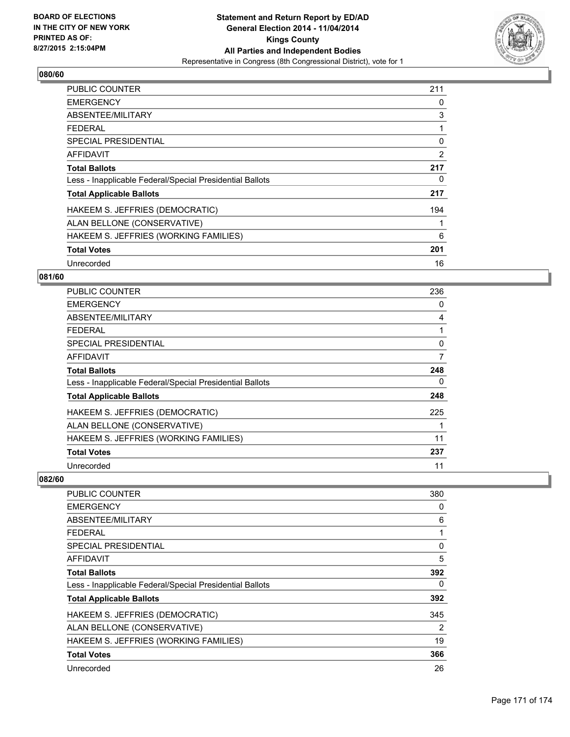**Statement and Return Report by ED/AD**
**General Election 2014 - 11/04/2014**
**Kings County**
**All Parties and Independent Bodies**
Representative in Congress (8th Congressional District), vote for 1

BOARD OF ELECTIONS IN THE CITY OF NEW YORK PRINTED AS OF: 8/27/2015 2:15:04PM

## 080/60

| | |
|---|---|
| PUBLIC COUNTER | 211 |
| EMERGENCY | 0 |
| ABSENTEE/MILITARY | 3 |
| FEDERAL | 1 |
| SPECIAL PRESIDENTIAL | 0 |
| AFFIDAVIT | 2 |
| **Total Ballots** | **217** |
| Less - Inapplicable Federal/Special Presidential Ballots | 0 |
| **Total Applicable Ballots** | **217** |
| HAKEEM S. JEFFRIES (DEMOCRATIC) | 194 |
| ALAN BELLONE (CONSERVATIVE) | 1 |
| HAKEEM S. JEFFRIES (WORKING FAMILIES) | 6 |
| **Total Votes** | **201** |
| Unrecorded | 16 |

## 081/60

| | |
|---|---|
| PUBLIC COUNTER | 236 |
| EMERGENCY | 0 |
| ABSENTEE/MILITARY | 4 |
| FEDERAL | 1 |
| SPECIAL PRESIDENTIAL | 0 |
| AFFIDAVIT | 7 |
| **Total Ballots** | **248** |
| Less - Inapplicable Federal/Special Presidential Ballots | 0 |
| **Total Applicable Ballots** | **248** |
| HAKEEM S. JEFFRIES (DEMOCRATIC) | 225 |
| ALAN BELLONE (CONSERVATIVE) | 1 |
| HAKEEM S. JEFFRIES (WORKING FAMILIES) | 11 |
| **Total Votes** | **237** |
| Unrecorded | 11 |

## 082/60

| | |
|---|---|
| PUBLIC COUNTER | 380 |
| EMERGENCY | 0 |
| ABSENTEE/MILITARY | 6 |
| FEDERAL | 1 |
| SPECIAL PRESIDENTIAL | 0 |
| AFFIDAVIT | 5 |
| **Total Ballots** | **392** |
| Less - Inapplicable Federal/Special Presidential Ballots | 0 |
| **Total Applicable Ballots** | **392** |
| HAKEEM S. JEFFRIES (DEMOCRATIC) | 345 |
| ALAN BELLONE (CONSERVATIVE) | 2 |
| HAKEEM S. JEFFRIES (WORKING FAMILIES) | 19 |
| **Total Votes** | **366** |
| Unrecorded | 26 |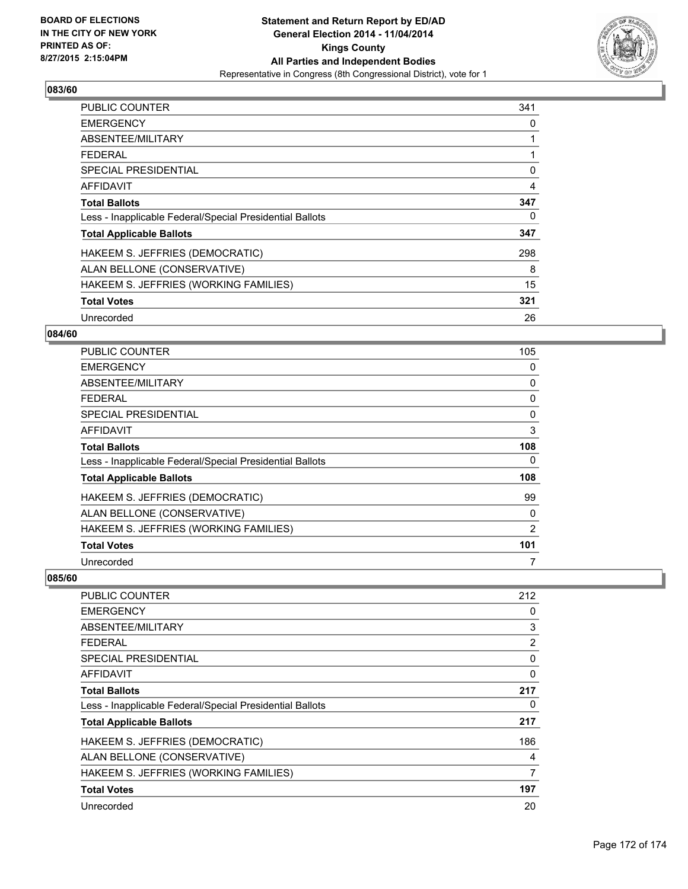## 083/60

| | |
|---|---|
| PUBLIC COUNTER | 341 |
| EMERGENCY | 0 |
| ABSENTEE/MILITARY | 1 |
| FEDERAL | 1 |
| SPECIAL PRESIDENTIAL | 0 |
| AFFIDAVIT | 4 |
| **Total Ballots** | **347** |
| Less - Inapplicable Federal/Special Presidential Ballots | 0 |
| **Total Applicable Ballots** | **347** |
| HAKEEM S. JEFFRIES (DEMOCRATIC) | 298 |
| ALAN BELLONE (CONSERVATIVE) | 8 |
| HAKEEM S. JEFFRIES (WORKING FAMILIES) | 15 |
| **Total Votes** | **321** |
| Unrecorded | 26 |

## 084/60

| | |
|---|---|
| PUBLIC COUNTER | 105 |
| EMERGENCY | 0 |
| ABSENTEE/MILITARY | 0 |
| FEDERAL | 0 |
| SPECIAL PRESIDENTIAL | 0 |
| AFFIDAVIT | 3 |
| **Total Ballots** | **108** |
| Less - Inapplicable Federal/Special Presidential Ballots | 0 |
| **Total Applicable Ballots** | **108** |
| HAKEEM S. JEFFRIES (DEMOCRATIC) | 99 |
| ALAN BELLONE (CONSERVATIVE) | 0 |
| HAKEEM S. JEFFRIES (WORKING FAMILIES) | 2 |
| **Total Votes** | **101** |
| Unrecorded | 7 |

## 085/60

| | |
|---|---|
| PUBLIC COUNTER | 212 |
| EMERGENCY | 0 |
| ABSENTEE/MILITARY | 3 |
| FEDERAL | 2 |
| SPECIAL PRESIDENTIAL | 0 |
| AFFIDAVIT | 0 |
| **Total Ballots** | **217** |
| Less - Inapplicable Federal/Special Presidential Ballots | 0 |
| **Total Applicable Ballots** | **217** |
| HAKEEM S. JEFFRIES (DEMOCRATIC) | 186 |
| ALAN BELLONE (CONSERVATIVE) | 4 |
| HAKEEM S. JEFFRIES (WORKING FAMILIES) | 7 |
| **Total Votes** | **197** |
| Unrecorded | 20 |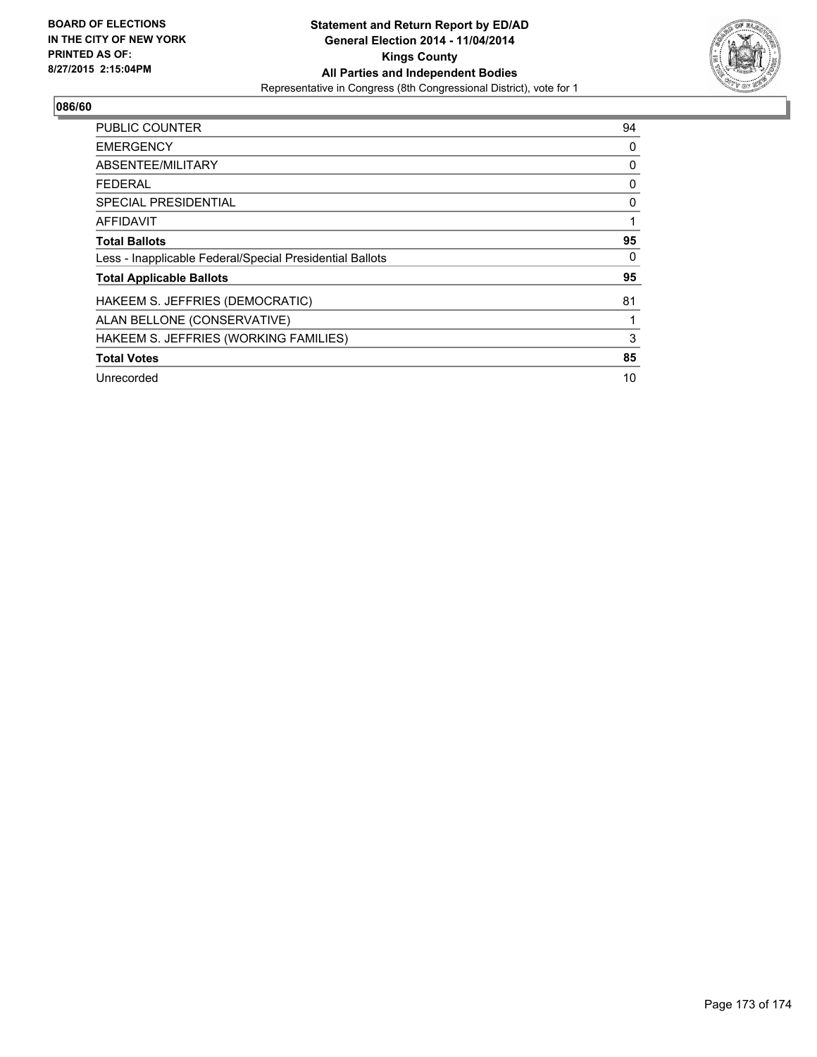BOARD OF ELECTIONS
IN THE CITY OF NEW YORK
PRINTED AS OF:
8/27/2015 2:15:04PM

**Statement and Return Report by ED/AD**
**General Election 2014 - 11/04/2014**
**Kings County**
**All Parties and Independent Bodies**
Representative in Congress (8th Congressional District), vote for 1

**086/60**

| | |
|---|---|
| PUBLIC COUNTER | 94 |
| EMERGENCY | 0 |
| ABSENTEE/MILITARY | 0 |
| FEDERAL | 0 |
| SPECIAL PRESIDENTIAL | 0 |
| AFFIDAVIT | 1 |
| **Total Ballots** | **95** |
| Less - Inapplicable Federal/Special Presidential Ballots | 0 |
| **Total Applicable Ballots** | **95** |
| HAKEEM S. JEFFRIES (DEMOCRATIC) | 81 |
| ALAN BELLONE (CONSERVATIVE) | 1 |
| HAKEEM S. JEFFRIES (WORKING FAMILIES) | 3 |
| **Total Votes** | **85** |
| Unrecorded | 10 |